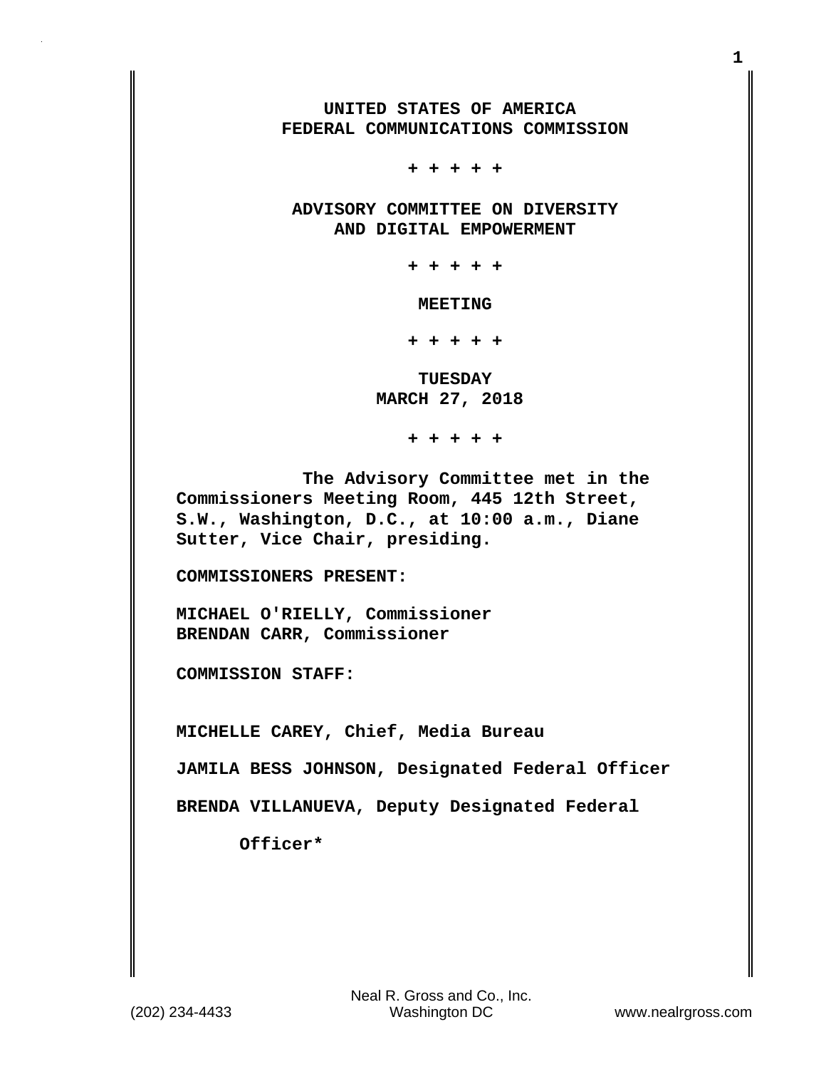# UNITED STATES OF AMERICA
# FEDERAL COMMUNICATIONS COMMISSION

+ + + + +

## ADVISORY COMMITTEE ON DIVERSITY AND DIGITAL EMPOWERMENT

+ + + + +

## MEETING

+ + + + +

**TUESDAY**
**MARCH 27, 2018**

+ + + + +

**The Advisory Committee met in the Commissioners Meeting Room, 445 12th Street, S.W., Washington, D.C., at 10:00 a.m., Diane Sutter, Vice Chair, presiding.**

**COMMISSIONERS PRESENT:**

**MICHAEL O'RIELLY, Commissioner**
**BRENDAN CARR, Commissioner**

**COMMISSION STAFF:**

**MICHELLE CAREY, Chief, Media Bureau**

**JAMILA BESS JOHNSON, Designated Federal Officer**

**BRENDA VILLANUEVA, Deputy Designated Federal Officer***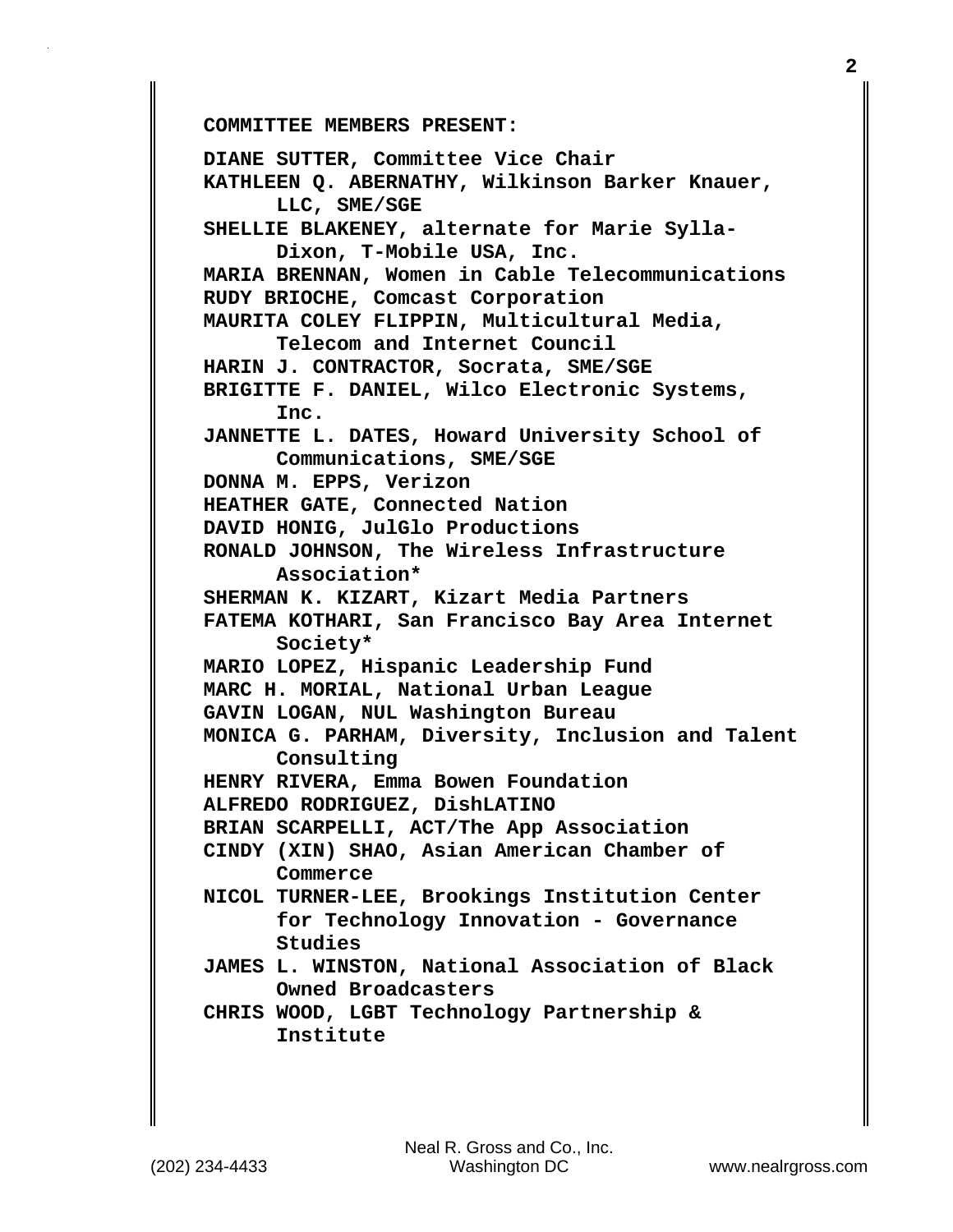**COMMITTEE MEMBERS PRESENT:**

**DIANE SUTTER, Committee Vice Chair**
**KATHLEEN Q. ABERNATHY, Wilkinson Barker Knauer, LLC, SME/SGE**
**SHELLIE BLAKENEY, alternate for Marie Sylla-Dixon, T-Mobile USA, Inc.**
**MARIA BRENNAN, Women in Cable Telecommunications**
**RUDY BRIOCHE, Comcast Corporation**
**MAURITA COLEY FLIPPIN, Multicultural Media, Telecom and Internet Council**
**HARIN J. CONTRACTOR, Socrata, SME/SGE**
**BRIGITTE F. DANIEL, Wilco Electronic Systems, Inc.**
**JANNETTE L. DATES, Howard University School of Communications, SME/SGE**
**DONNA M. EPPS, Verizon**
**HEATHER GATE, Connected Nation**
**DAVID HONIG, JulGlo Productions**
**RONALD JOHNSON, The Wireless Infrastructure Association***
**SHERMAN K. KIZART, Kizart Media Partners**
**FATEMA KOTHARI, San Francisco Bay Area Internet Society***
**MARIO LOPEZ, Hispanic Leadership Fund**
**MARC H. MORIAL, National Urban League**
**GAVIN LOGAN, NUL Washington Bureau**
**MONICA G. PARHAM, Diversity, Inclusion and Talent Consulting**
**HENRY RIVERA, Emma Bowen Foundation**
**ALFREDO RODRIGUEZ, DishLATINO**
**BRIAN SCARPELLI, ACT/The App Association**
**CINDY (XIN) SHAO, Asian American Chamber of Commerce**
**NICOL TURNER-LEE, Brookings Institution Center for Technology Innovation - Governance Studies**
**JAMES L. WINSTON, National Association of Black Owned Broadcasters**
**CHRIS WOOD, LGBT Technology Partnership & Institute**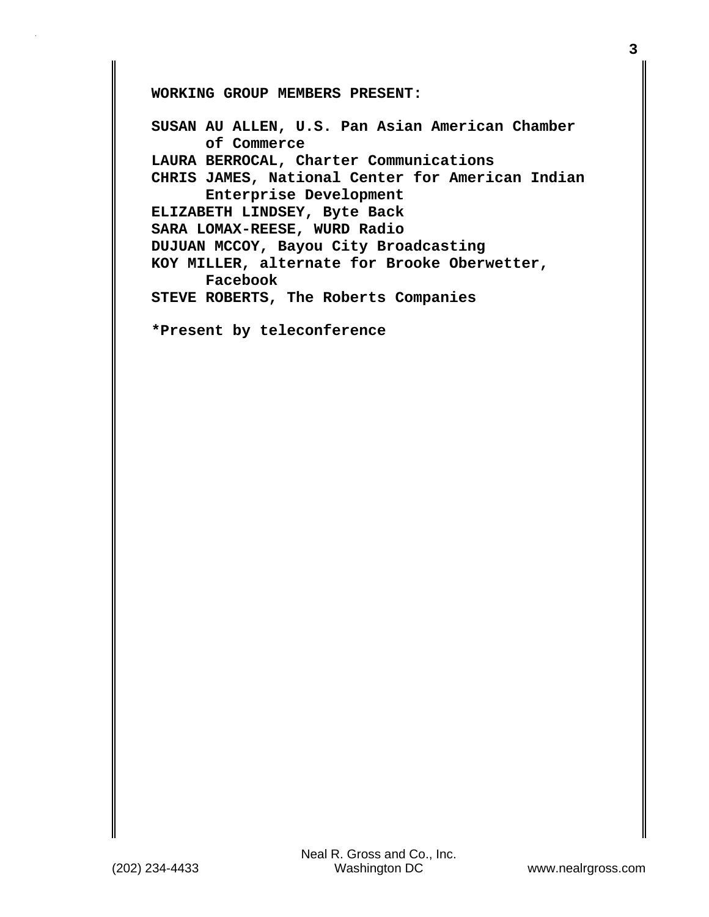**WORKING GROUP MEMBERS PRESENT:**

**SUSAN AU ALLEN, U.S. Pan Asian American Chamber of Commerce**
**LAURA BERROCAL, Charter Communications**
**CHRIS JAMES, National Center for American Indian Enterprise Development**
**ELIZABETH LINDSEY, Byte Back**
**SARA LOMAX-REESE, WURD Radio**
**DUJUAN MCCOY, Bayou City Broadcasting**
**KOY MILLER, alternate for Brooke Oberwetter, Facebook**
**STEVE ROBERTS, The Roberts Companies**

**\*Present by teleconference**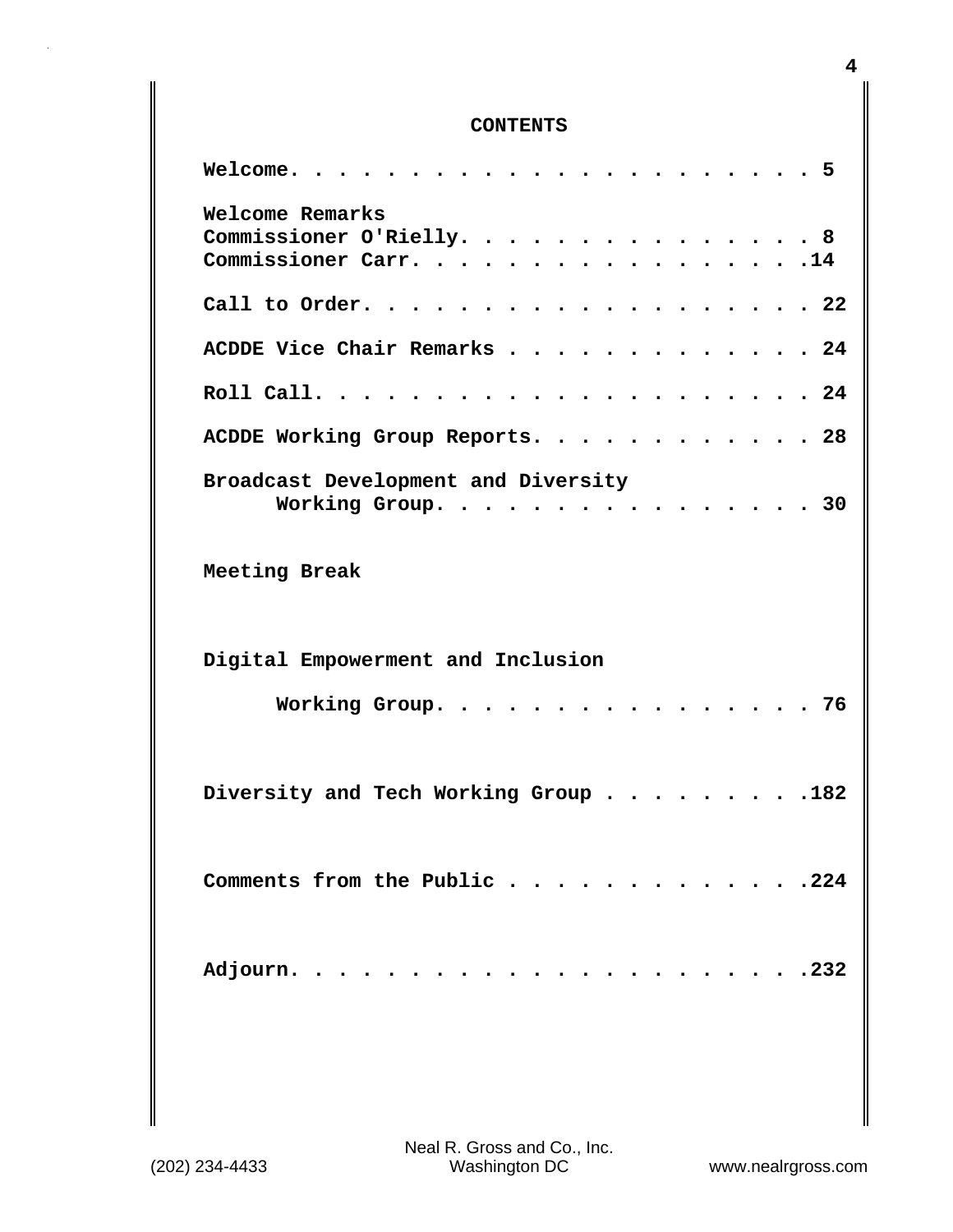# CONTENTS

Welcome. . . . . . . . . . . . . . . . . . . . . . . 5

Welcome Remarks
Commissioner O'Rielly. . . . . . . . . . . . . . . 8
Commissioner Carr. . . . . . . . . . . . . . . . .14

Call to Order. . . . . . . . . . . . . . . . . . . . 22

ACDDE Vice Chair Remarks . . . . . . . . . . . . . 24

Roll Call. . . . . . . . . . . . . . . . . . . . . . 24

ACDDE Working Group Reports. . . . . . . . . . . . 28

Broadcast Development and Diversity
Working Group. . . . . . . . . . . . . . . . . 30

Meeting Break

Digital Empowerment and Inclusion
Working Group. . . . . . . . . . . . . . . . . 76

Diversity and Tech Working Group . . . . . . . . .182

Comments from the Public . . . . . . . . . . . . .224

Adjourn. . . . . . . . . . . . . . . . . . . . . . .232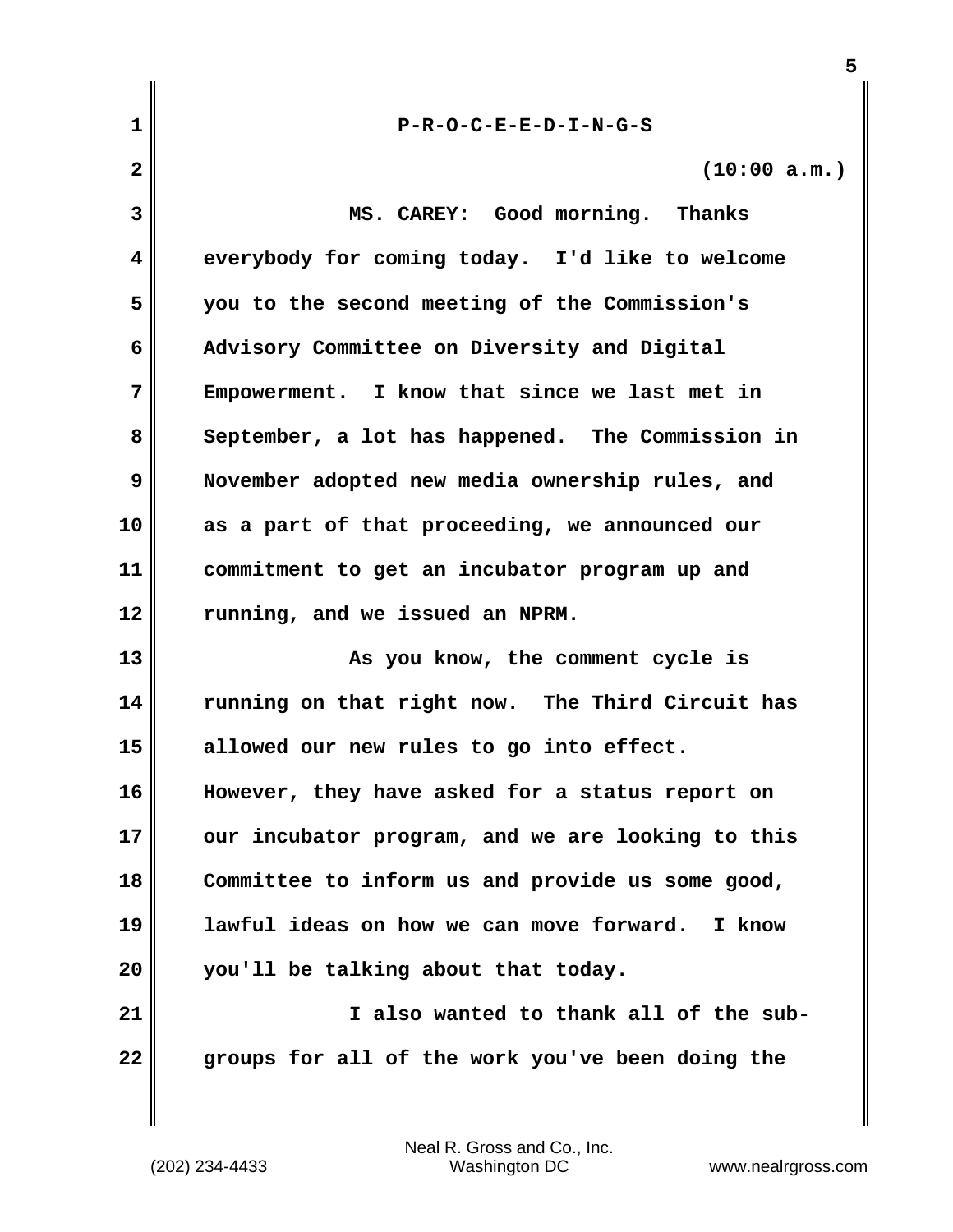P-R-O-C-E-E-D-I-N-G-S

(10:00 a.m.)

MS. CAREY: Good morning. Thanks everybody for coming today. I'd like to welcome you to the second meeting of the Commission's Advisory Committee on Diversity and Digital Empowerment. I know that since we last met in September, a lot has happened. The Commission in November adopted new media ownership rules, and as a part of that proceeding, we announced our commitment to get an incubator program up and running, and we issued an NPRM.

As you know, the comment cycle is running on that right now. The Third Circuit has allowed our new rules to go into effect. However, they have asked for a status report on our incubator program, and we are looking to this Committee to inform us and provide us some good, lawful ideas on how we can move forward. I know you'll be talking about that today.

I also wanted to thank all of the sub-groups for all of the work you've been doing the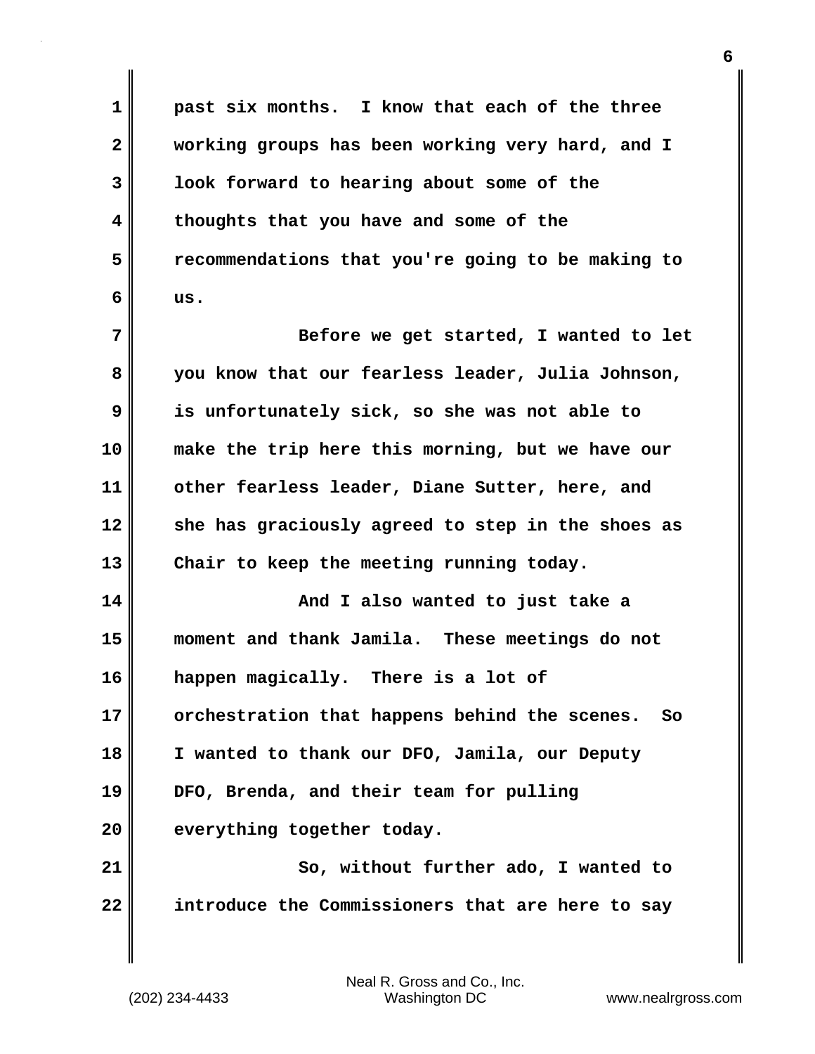past six months. I know that each of the three working groups has been working very hard, and I look forward to hearing about some of the thoughts that you have and some of the recommendations that you're going to be making to us.

Before we get started, I wanted to let you know that our fearless leader, Julia Johnson, is unfortunately sick, so she was not able to make the trip here this morning, but we have our other fearless leader, Diane Sutter, here, and she has graciously agreed to step in the shoes as Chair to keep the meeting running today.

And I also wanted to just take a moment and thank Jamila. These meetings do not happen magically. There is a lot of orchestration that happens behind the scenes. So I wanted to thank our DFO, Jamila, our Deputy DFO, Brenda, and their team for pulling everything together today.

So, without further ado, I wanted to introduce the Commissioners that are here to say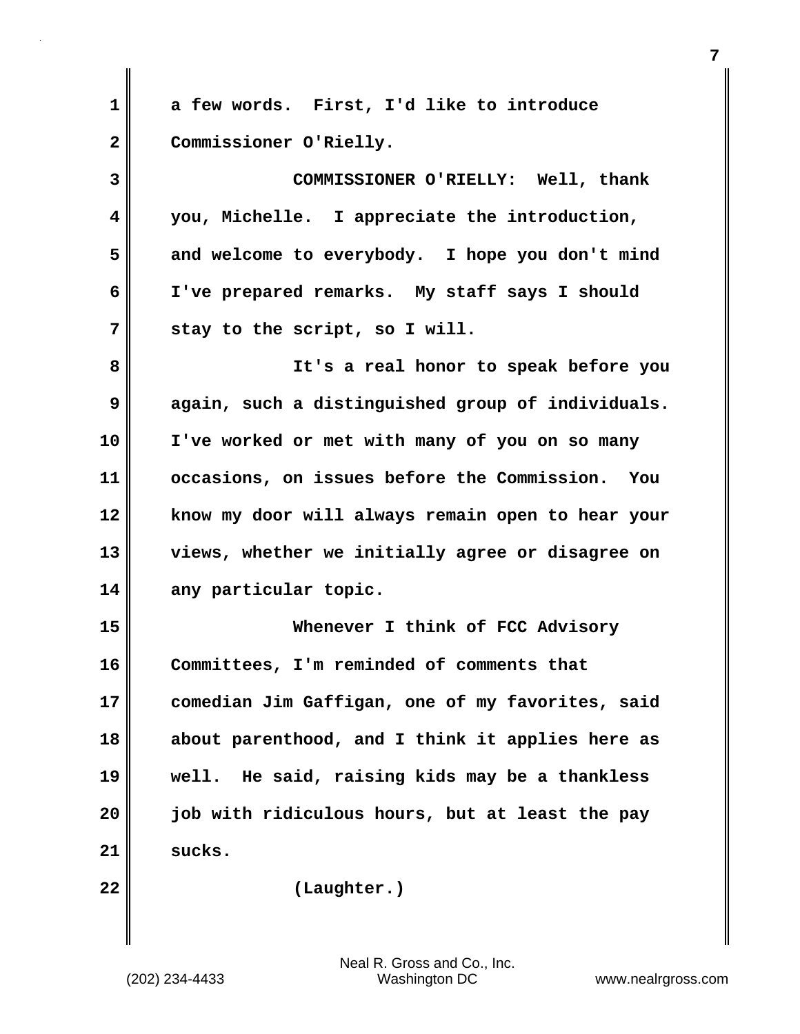a few words. First, I'd like to introduce Commissioner O'Rielly.

COMMISSIONER O'RIELLY: Well, thank you, Michelle. I appreciate the introduction, and welcome to everybody. I hope you don't mind I've prepared remarks. My staff says I should stay to the script, so I will.

It's a real honor to speak before you again, such a distinguished group of individuals. I've worked or met with many of you on so many occasions, on issues before the Commission. You know my door will always remain open to hear your views, whether we initially agree or disagree on any particular topic.

Whenever I think of FCC Advisory Committees, I'm reminded of comments that comedian Jim Gaffigan, one of my favorites, said about parenthood, and I think it applies here as well. He said, raising kids may be a thankless job with ridiculous hours, but at least the pay sucks.

(Laughter.)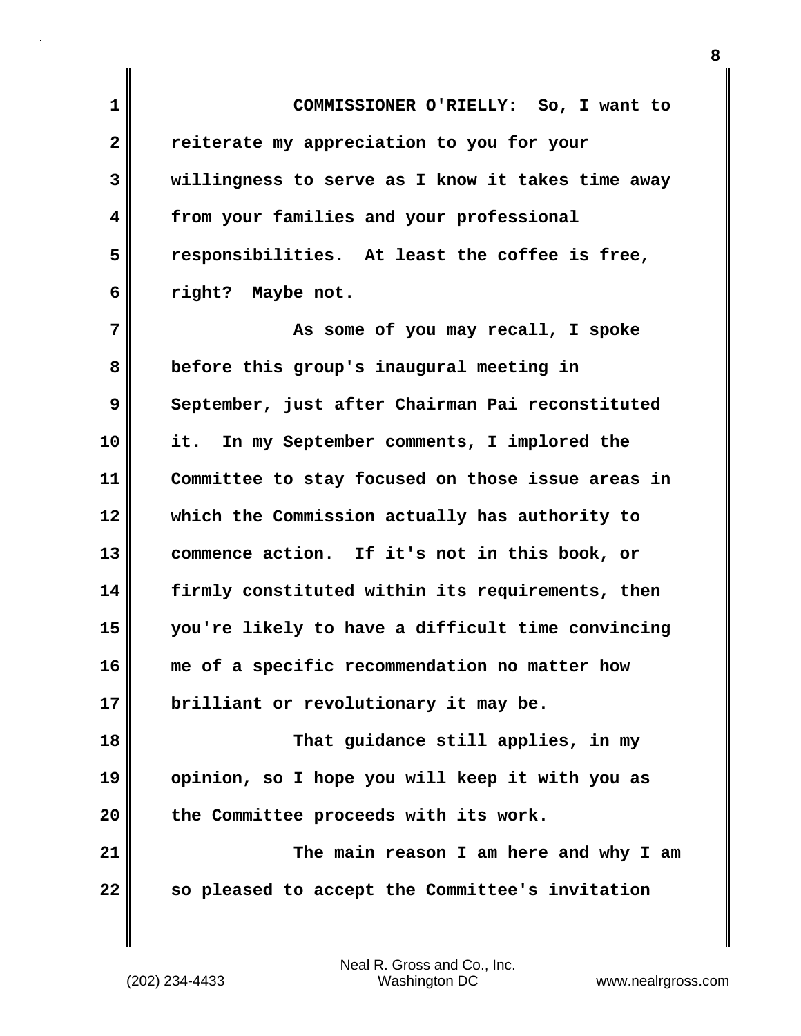COMMISSIONER O'RIELLY: So, I want to reiterate my appreciation to you for your willingness to serve as I know it takes time away from your families and your professional responsibilities. At least the coffee is free, right? Maybe not.

As some of you may recall, I spoke before this group's inaugural meeting in September, just after Chairman Pai reconstituted it. In my September comments, I implored the Committee to stay focused on those issue areas in which the Commission actually has authority to commence action. If it's not in this book, or firmly constituted within its requirements, then you're likely to have a difficult time convincing me of a specific recommendation no matter how brilliant or revolutionary it may be.

That guidance still applies, in my opinion, so I hope you will keep it with you as the Committee proceeds with its work.

The main reason I am here and why I am so pleased to accept the Committee's invitation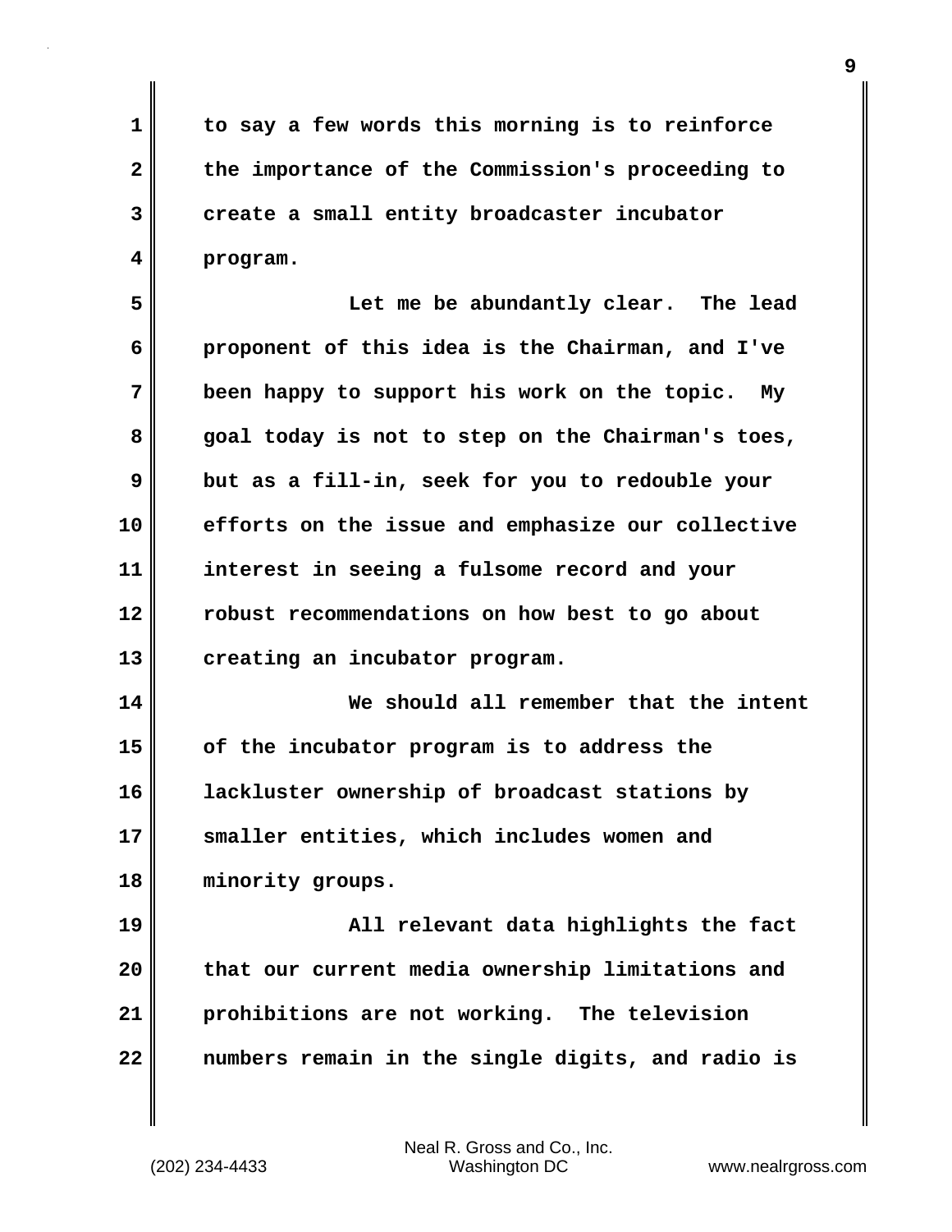to say a few words this morning is to reinforce the importance of the Commission's proceeding to create a small entity broadcaster incubator program.

Let me be abundantly clear. The lead proponent of this idea is the Chairman, and I've been happy to support his work on the topic. My goal today is not to step on the Chairman's toes, but as a fill-in, seek for you to redouble your efforts on the issue and emphasize our collective interest in seeing a fulsome record and your robust recommendations on how best to go about creating an incubator program.

We should all remember that the intent of the incubator program is to address the lackluster ownership of broadcast stations by smaller entities, which includes women and minority groups.

All relevant data highlights the fact that our current media ownership limitations and prohibitions are not working. The television numbers remain in the single digits, and radio is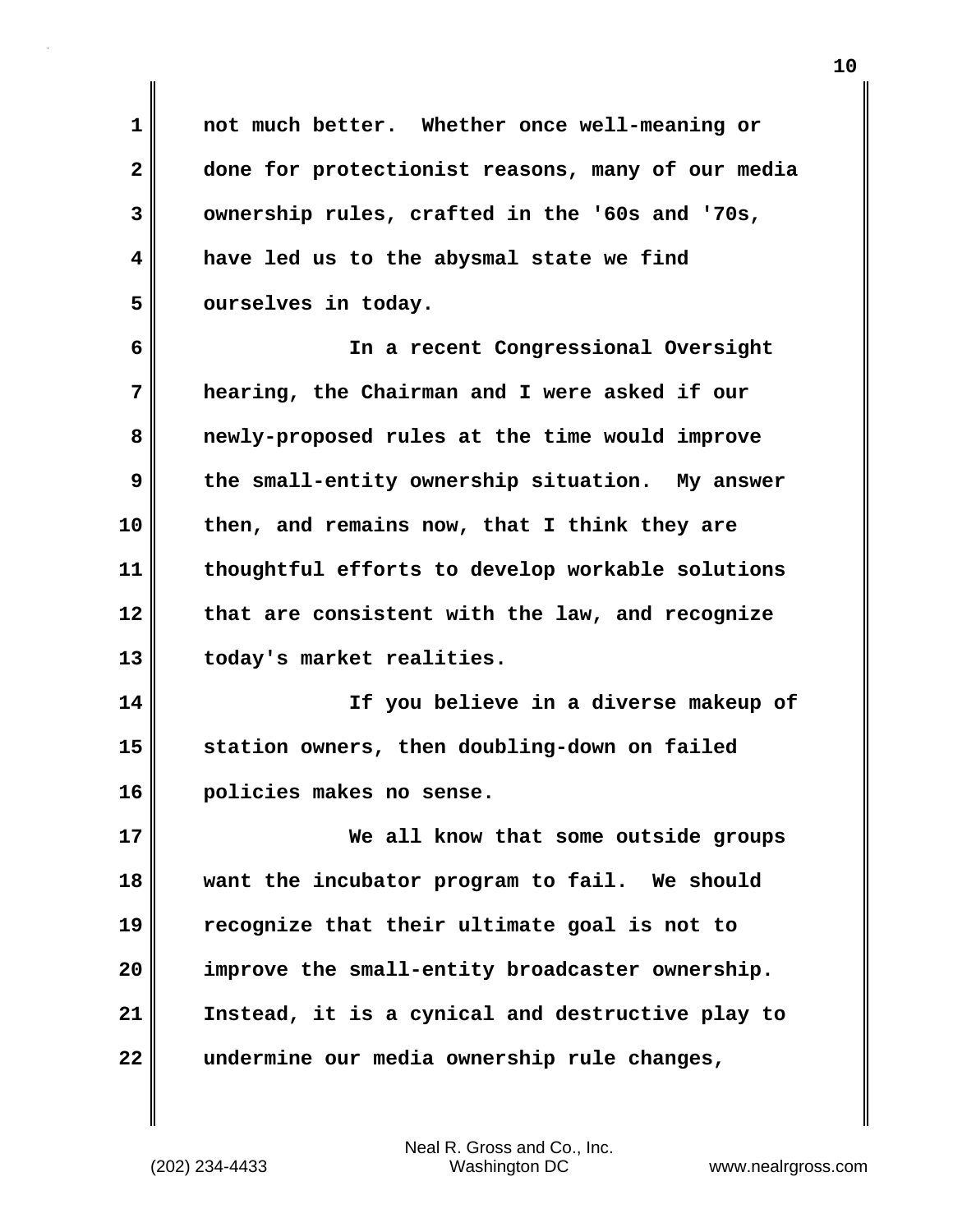not much better. Whether once well-meaning or done for protectionist reasons, many of our media ownership rules, crafted in the '60s and '70s, have led us to the abysmal state we find ourselves in today.

In a recent Congressional Oversight hearing, the Chairman and I were asked if our newly-proposed rules at the time would improve the small-entity ownership situation. My answer then, and remains now, that I think they are thoughtful efforts to develop workable solutions that are consistent with the law, and recognize today's market realities.

If you believe in a diverse makeup of station owners, then doubling-down on failed policies makes no sense.

We all know that some outside groups want the incubator program to fail. We should recognize that their ultimate goal is not to improve the small-entity broadcaster ownership. Instead, it is a cynical and destructive play to undermine our media ownership rule changes,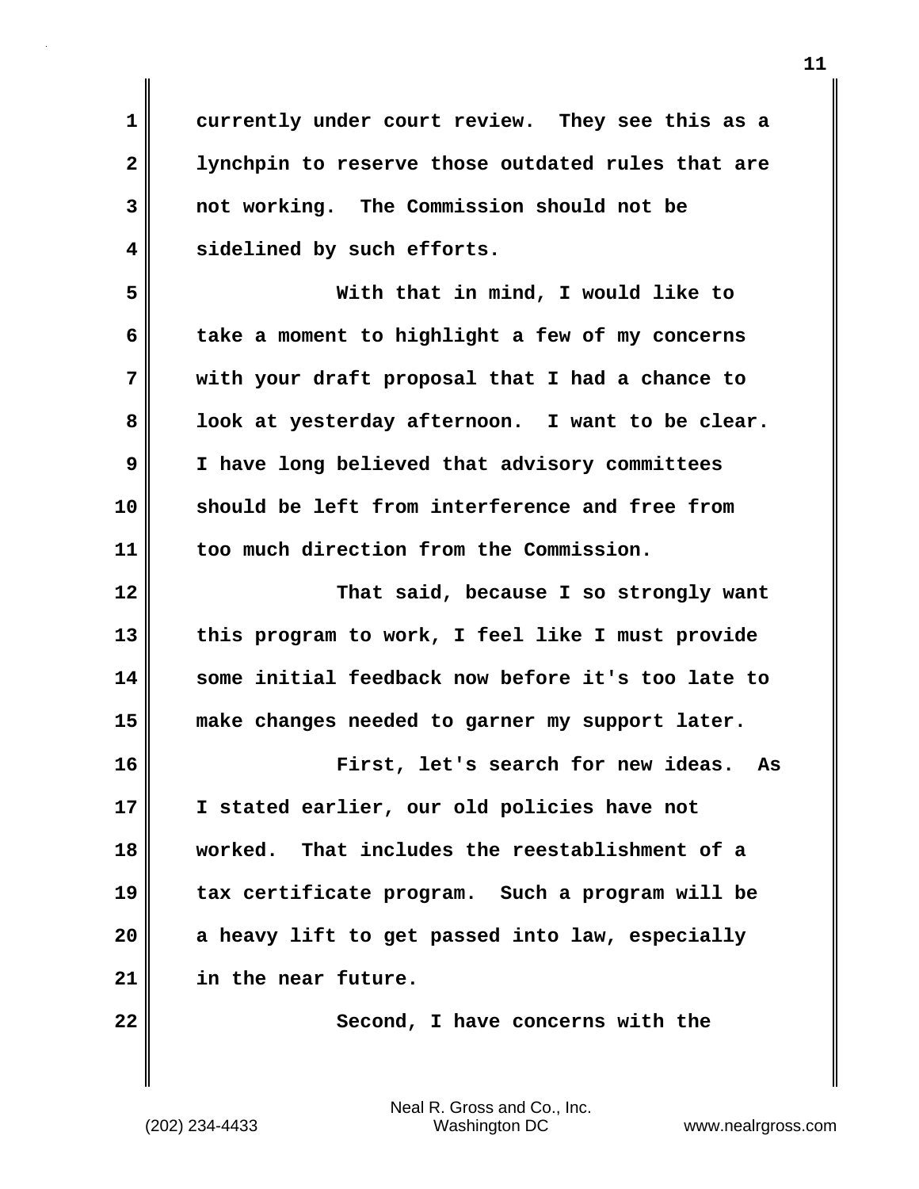currently under court review. They see this as a lynchpin to reserve those outdated rules that are not working. The Commission should not be sidelined by such efforts.

With that in mind, I would like to take a moment to highlight a few of my concerns with your draft proposal that I had a chance to look at yesterday afternoon. I want to be clear. I have long believed that advisory committees should be left from interference and free from too much direction from the Commission.

That said, because I so strongly want this program to work, I feel like I must provide some initial feedback now before it's too late to make changes needed to garner my support later.

First, let's search for new ideas. As I stated earlier, our old policies have not worked. That includes the reestablishment of a tax certificate program. Such a program will be a heavy lift to get passed into law, especially in the near future.

Second, I have concerns with the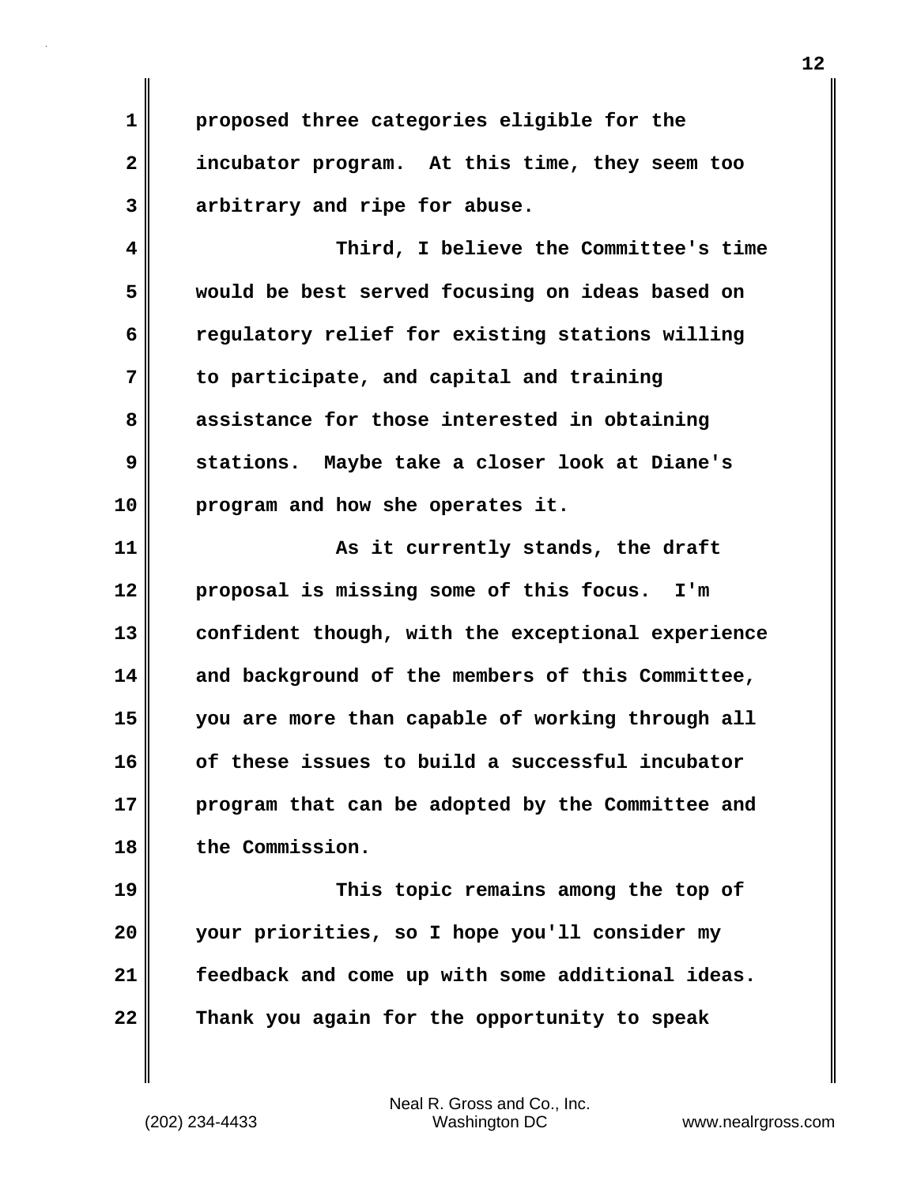proposed three categories eligible for the incubator program. At this time, they seem too arbitrary and ripe for abuse.

Third, I believe the Committee's time would be best served focusing on ideas based on regulatory relief for existing stations willing to participate, and capital and training assistance for those interested in obtaining stations. Maybe take a closer look at Diane's program and how she operates it.

As it currently stands, the draft proposal is missing some of this focus. I'm confident though, with the exceptional experience and background of the members of this Committee, you are more than capable of working through all of these issues to build a successful incubator program that can be adopted by the Committee and the Commission.

This topic remains among the top of your priorities, so I hope you'll consider my feedback and come up with some additional ideas. Thank you again for the opportunity to speak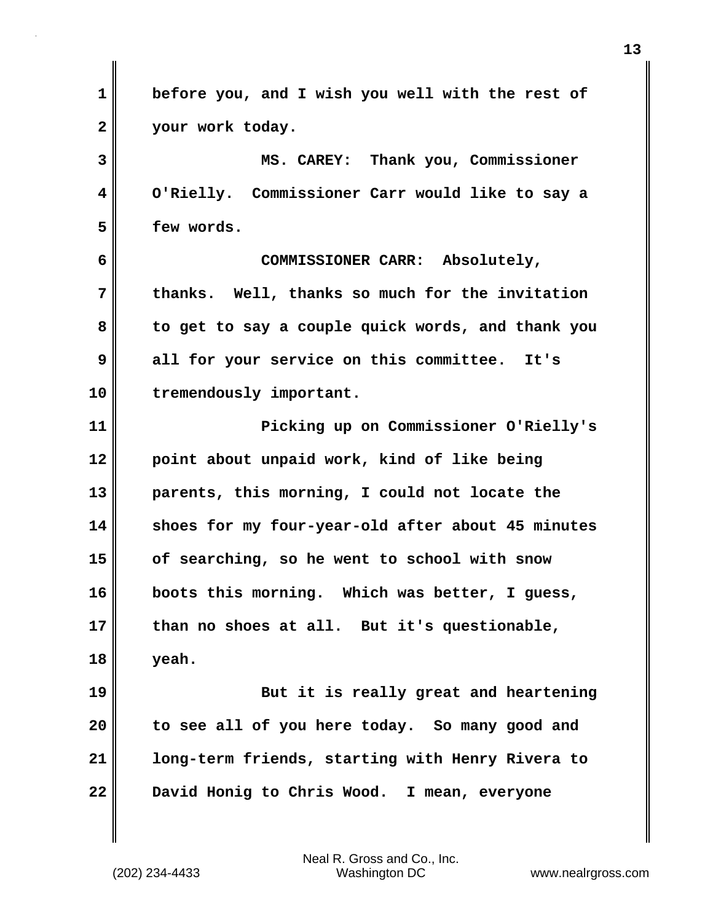before you, and I wish you well with the rest of your work today.

MS. CAREY: Thank you, Commissioner O'Rielly. Commissioner Carr would like to say a few words.

COMMISSIONER CARR: Absolutely, thanks. Well, thanks so much for the invitation to get to say a couple quick words, and thank you all for your service on this committee. It's tremendously important.

Picking up on Commissioner O'Rielly's point about unpaid work, kind of like being parents, this morning, I could not locate the shoes for my four-year-old after about 45 minutes of searching, so he went to school with snow boots this morning. Which was better, I guess, than no shoes at all. But it's questionable, yeah.

But it is really great and heartening to see all of you here today. So many good and long-term friends, starting with Henry Rivera to David Honig to Chris Wood. I mean, everyone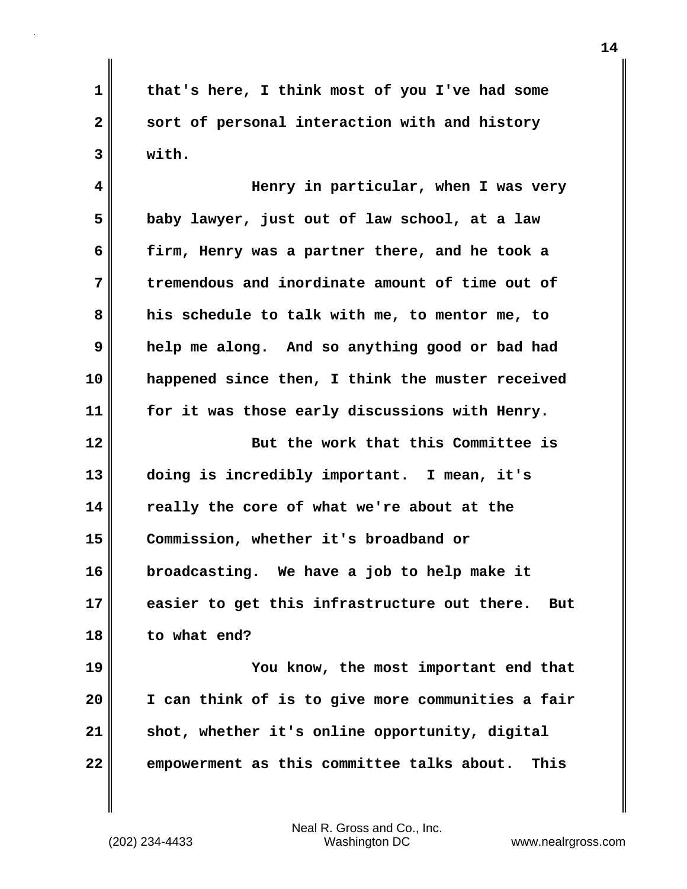that's here, I think most of you I've had some sort of personal interaction with and history with.

Henry in particular, when I was very baby lawyer, just out of law school, at a law firm, Henry was a partner there, and he took a tremendous and inordinate amount of time out of his schedule to talk with me, to mentor me, to help me along. And so anything good or bad had happened since then, I think the muster received for it was those early discussions with Henry.

But the work that this Committee is doing is incredibly important. I mean, it's really the core of what we're about at the Commission, whether it's broadband or broadcasting. We have a job to help make it easier to get this infrastructure out there. But to what end?

You know, the most important end that I can think of is to give more communities a fair shot, whether it's online opportunity, digital empowerment as this committee talks about. This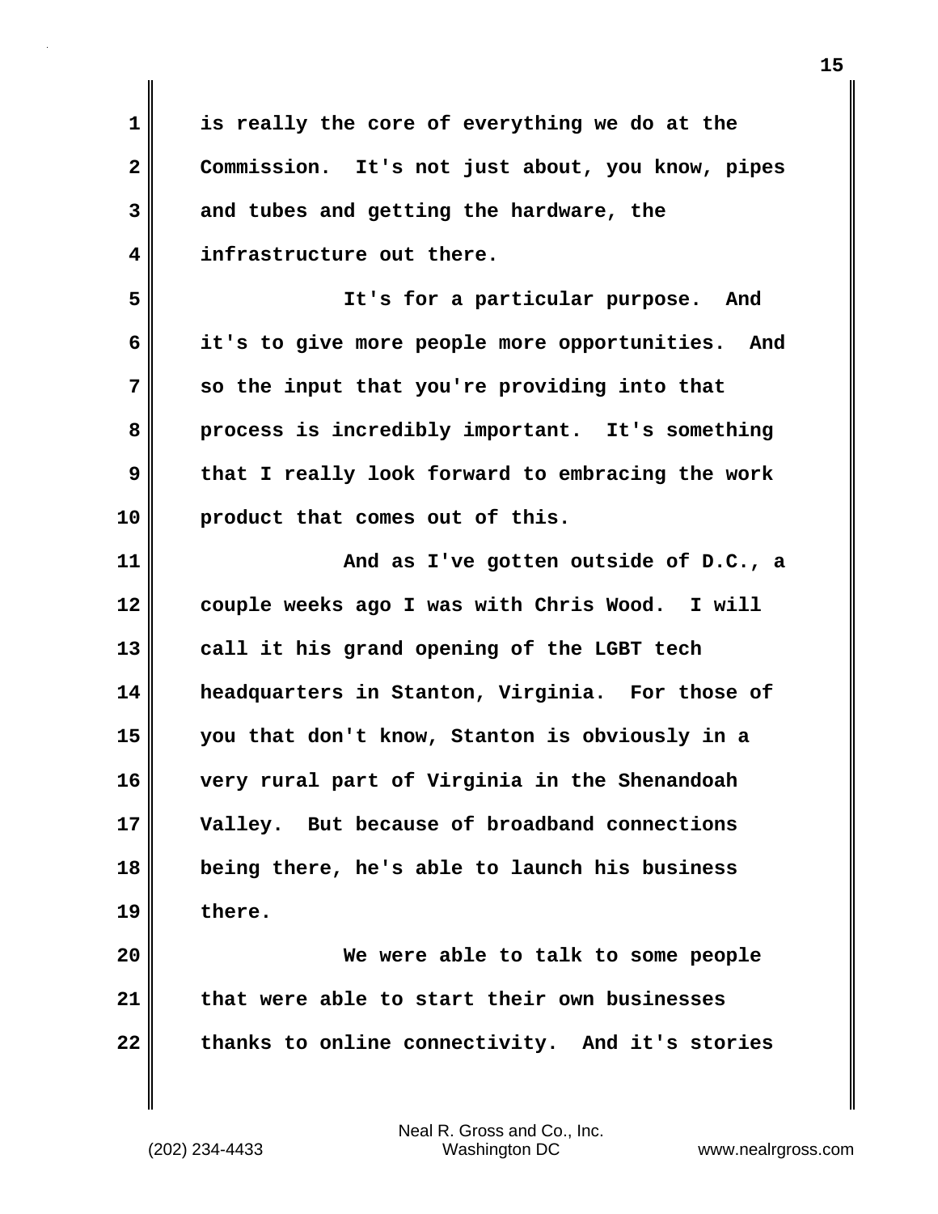is really the core of everything we do at the Commission. It's not just about, you know, pipes and tubes and getting the hardware, the infrastructure out there.

It's for a particular purpose. And it's to give more people more opportunities. And so the input that you're providing into that process is incredibly important. It's something that I really look forward to embracing the work product that comes out of this.

And as I've gotten outside of D.C., a couple weeks ago I was with Chris Wood. I will call it his grand opening of the LGBT tech headquarters in Stanton, Virginia. For those of you that don't know, Stanton is obviously in a very rural part of Virginia in the Shenandoah Valley. But because of broadband connections being there, he's able to launch his business there.

We were able to talk to some people that were able to start their own businesses thanks to online connectivity. And it's stories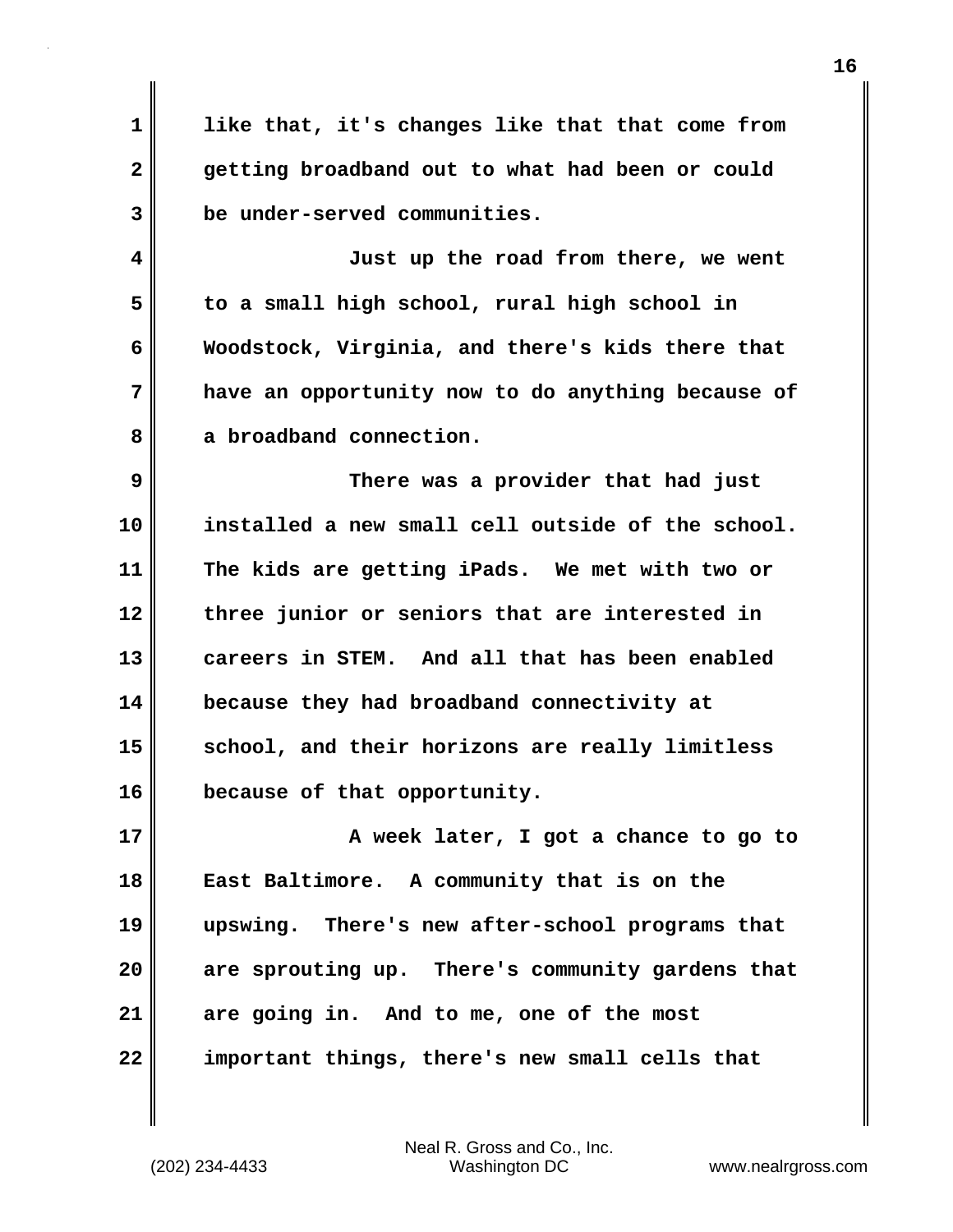like that, it's changes like that that come from getting broadband out to what had been or could be under-served communities.

Just up the road from there, we went to a small high school, rural high school in Woodstock, Virginia, and there's kids there that have an opportunity now to do anything because of a broadband connection.

There was a provider that had just installed a new small cell outside of the school. The kids are getting iPads. We met with two or three junior or seniors that are interested in careers in STEM. And all that has been enabled because they had broadband connectivity at school, and their horizons are really limitless because of that opportunity.

A week later, I got a chance to go to East Baltimore. A community that is on the upswing. There's new after-school programs that are sprouting up. There's community gardens that are going in. And to me, one of the most important things, there's new small cells that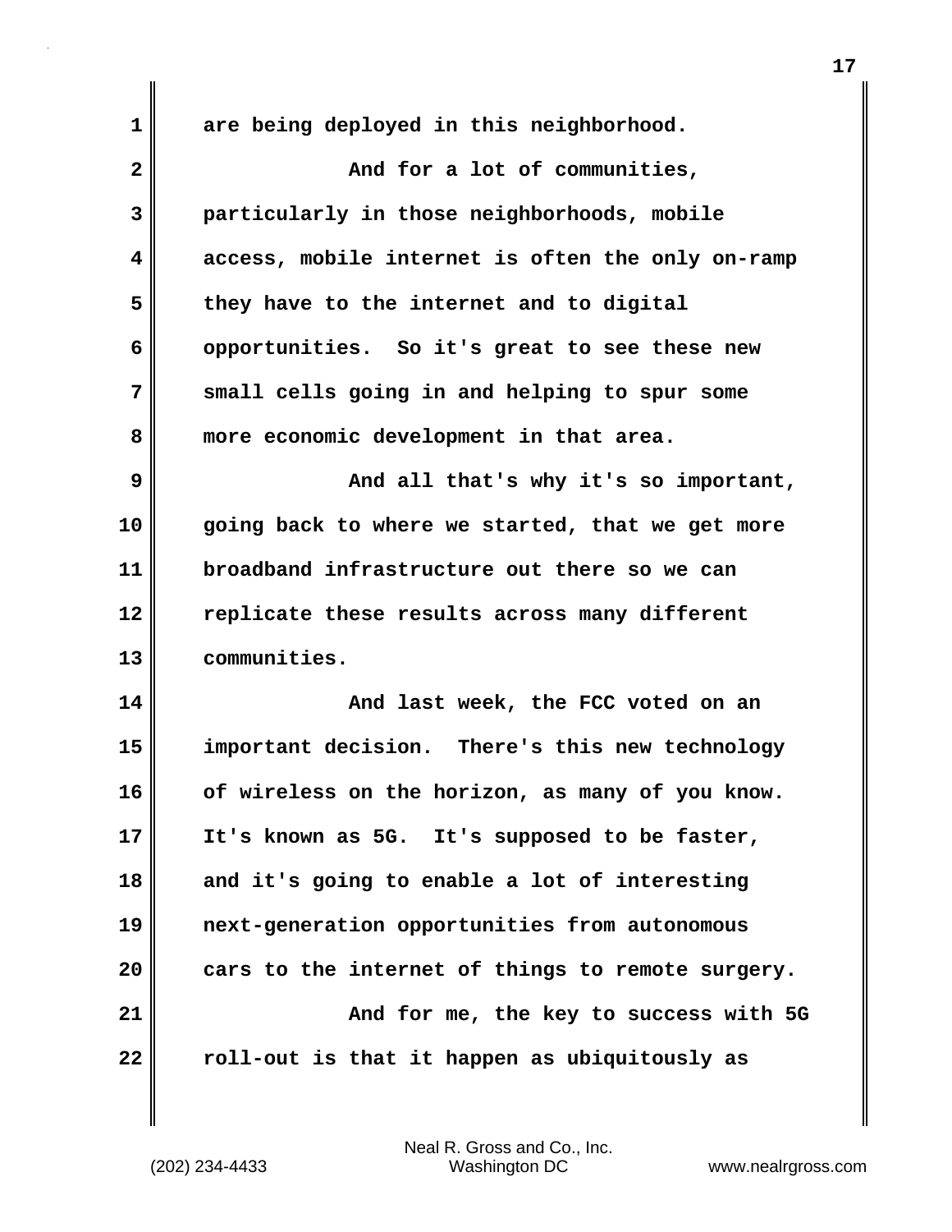are being deployed in this neighborhood.

And for a lot of communities, particularly in those neighborhoods, mobile access, mobile internet is often the only on-ramp they have to the internet and to digital opportunities. So it's great to see these new small cells going in and helping to spur some more economic development in that area.

And all that's why it's so important, going back to where we started, that we get more broadband infrastructure out there so we can replicate these results across many different communities.

And last week, the FCC voted on an important decision. There's this new technology of wireless on the horizon, as many of you know. It's known as 5G. It's supposed to be faster, and it's going to enable a lot of interesting next-generation opportunities from autonomous cars to the internet of things to remote surgery.

And for me, the key to success with 5G roll-out is that it happen as ubiquitously as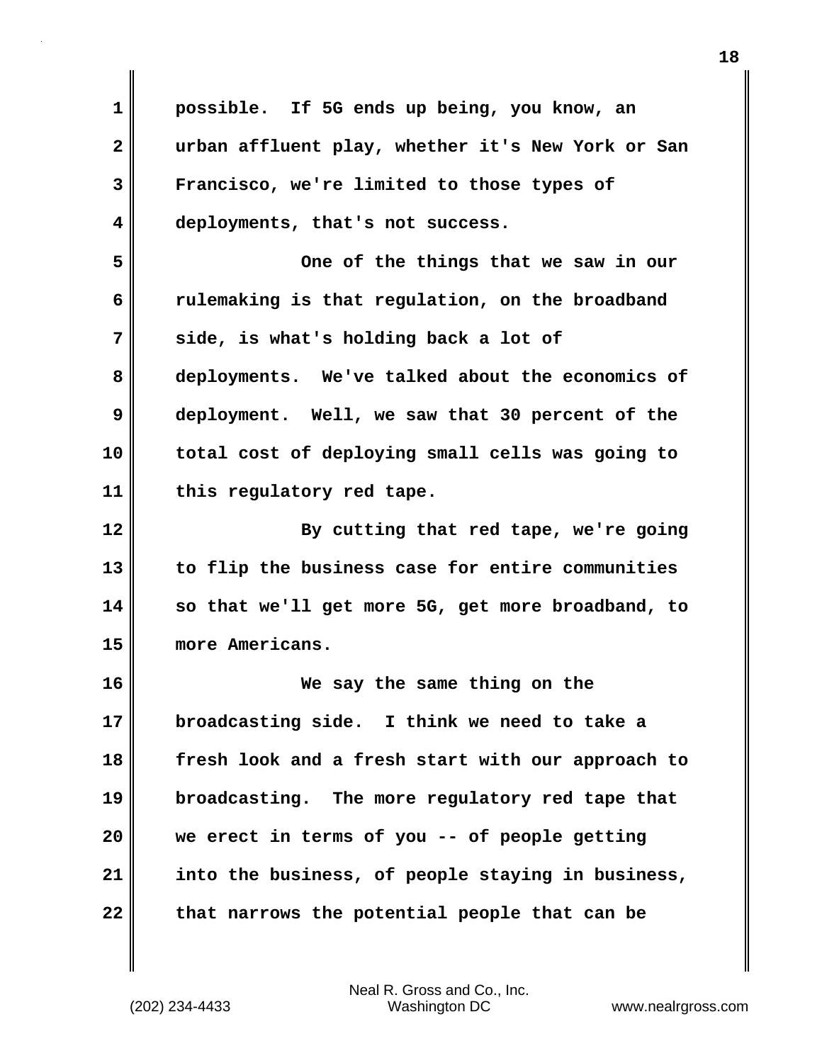possible. If 5G ends up being, you know, an urban affluent play, whether it's New York or San Francisco, we're limited to those types of deployments, that's not success.

One of the things that we saw in our rulemaking is that regulation, on the broadband side, is what's holding back a lot of deployments. We've talked about the economics of deployment. Well, we saw that 30 percent of the total cost of deploying small cells was going to this regulatory red tape.

By cutting that red tape, we're going to flip the business case for entire communities so that we'll get more 5G, get more broadband, to more Americans.

We say the same thing on the broadcasting side. I think we need to take a fresh look and a fresh start with our approach to broadcasting. The more regulatory red tape that we erect in terms of you -- of people getting into the business, of people staying in business, that narrows the potential people that can be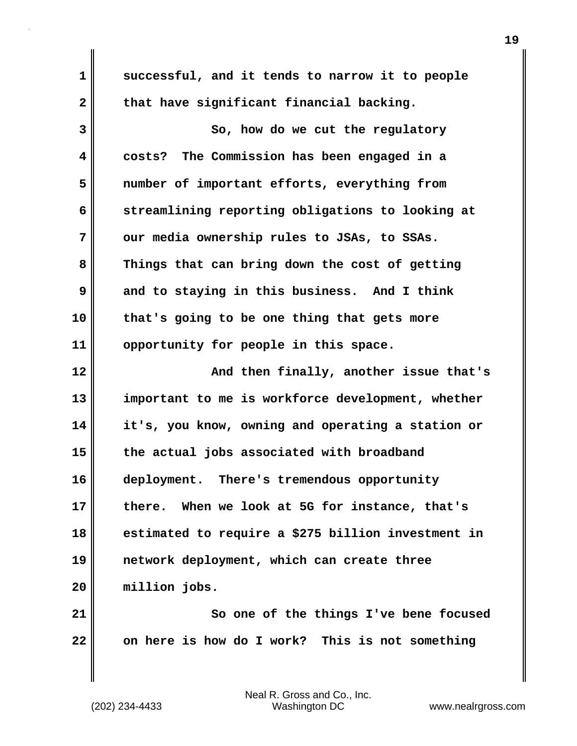successful, and it tends to narrow it to people that have significant financial backing.

So, how do we cut the regulatory costs? The Commission has been engaged in a number of important efforts, everything from streamlining reporting obligations to looking at our media ownership rules to JSAs, to SSAs. Things that can bring down the cost of getting and to staying in this business. And I think that's going to be one thing that gets more opportunity for people in this space.

And then finally, another issue that's important to me is workforce development, whether it's, you know, owning and operating a station or the actual jobs associated with broadband deployment. There's tremendous opportunity there. When we look at 5G for instance, that's estimated to require a $275 billion investment in network deployment, which can create three million jobs.

So one of the things I've bene focused on here is how do I work? This is not something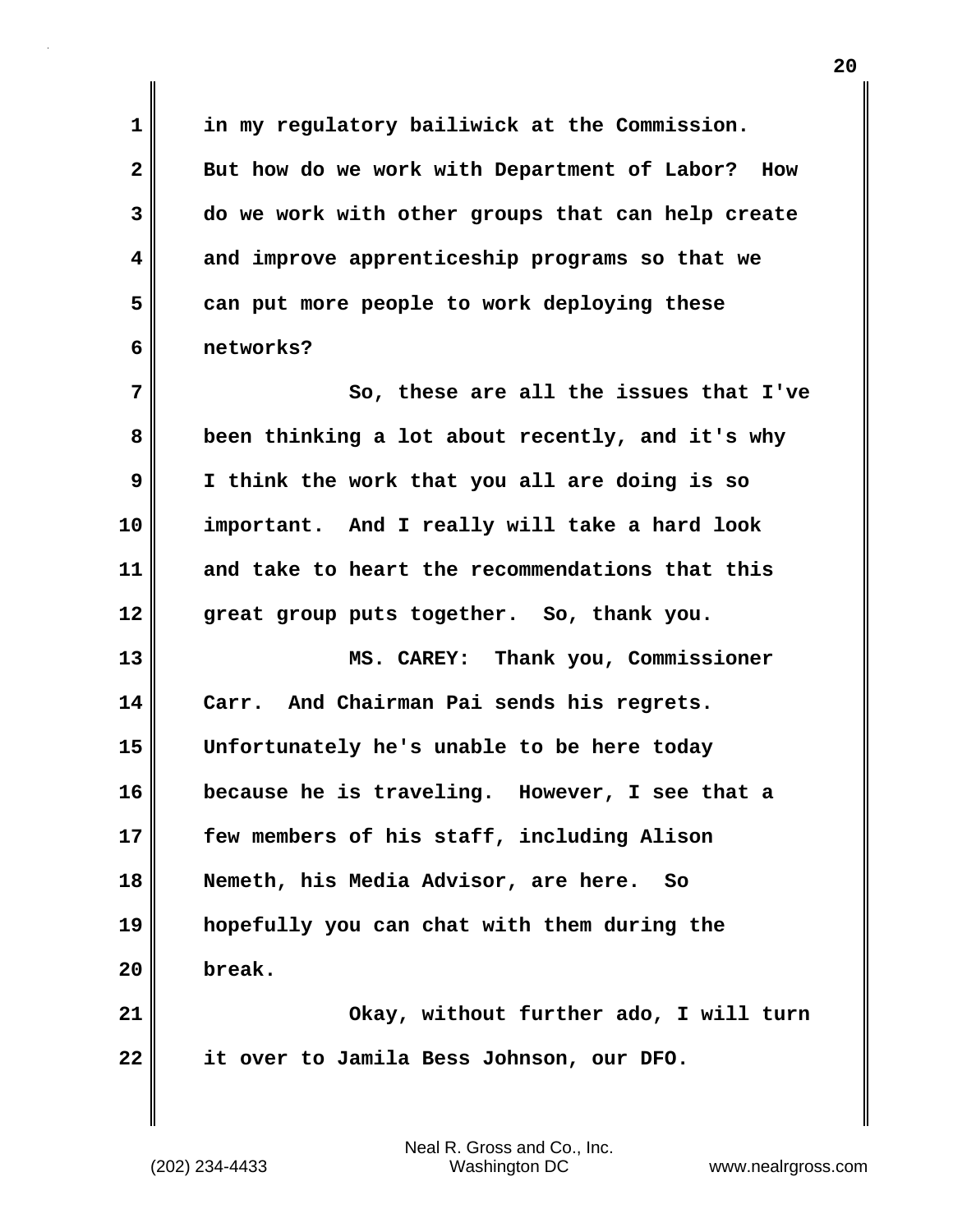in my regulatory bailiwick at the Commission. But how do we work with Department of Labor? How do we work with other groups that can help create and improve apprenticeship programs so that we can put more people to work deploying these networks?

So, these are all the issues that I've been thinking a lot about recently, and it's why I think the work that you all are doing is so important. And I really will take a hard look and take to heart the recommendations that this great group puts together. So, thank you.

MS. CAREY: Thank you, Commissioner Carr. And Chairman Pai sends his regrets. Unfortunately he's unable to be here today because he is traveling. However, I see that a few members of his staff, including Alison Nemeth, his Media Advisor, are here. So hopefully you can chat with them during the break.

Okay, without further ado, I will turn it over to Jamila Bess Johnson, our DFO.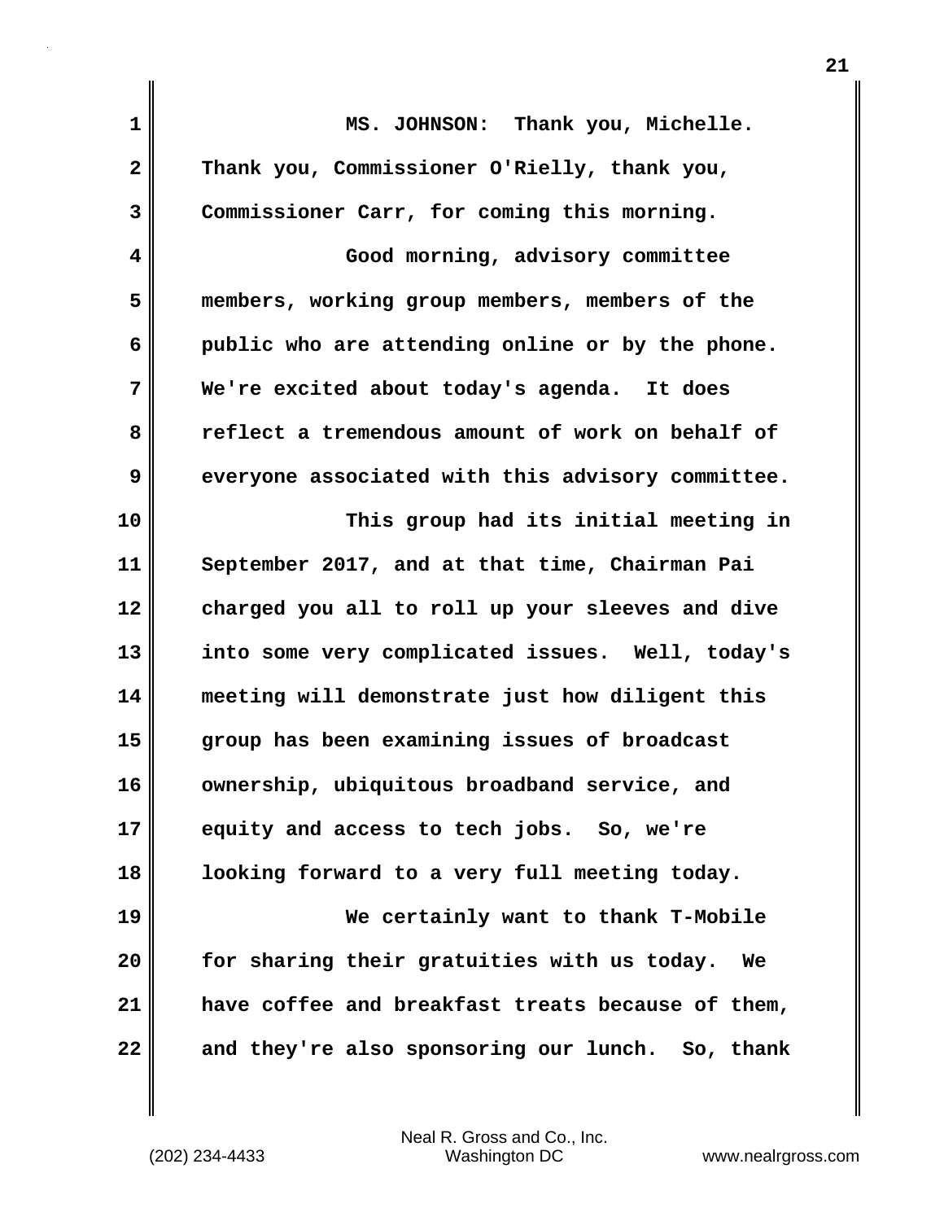MS. JOHNSON: Thank you, Michelle. Thank you, Commissioner O'Rielly, thank you, Commissioner Carr, for coming this morning.

Good morning, advisory committee members, working group members, members of the public who are attending online or by the phone. We're excited about today's agenda. It does reflect a tremendous amount of work on behalf of everyone associated with this advisory committee.

This group had its initial meeting in September 2017, and at that time, Chairman Pai charged you all to roll up your sleeves and dive into some very complicated issues. Well, today's meeting will demonstrate just how diligent this group has been examining issues of broadcast ownership, ubiquitous broadband service, and equity and access to tech jobs. So, we're looking forward to a very full meeting today.

We certainly want to thank T-Mobile for sharing their gratuities with us today. We have coffee and breakfast treats because of them, and they're also sponsoring our lunch. So, thank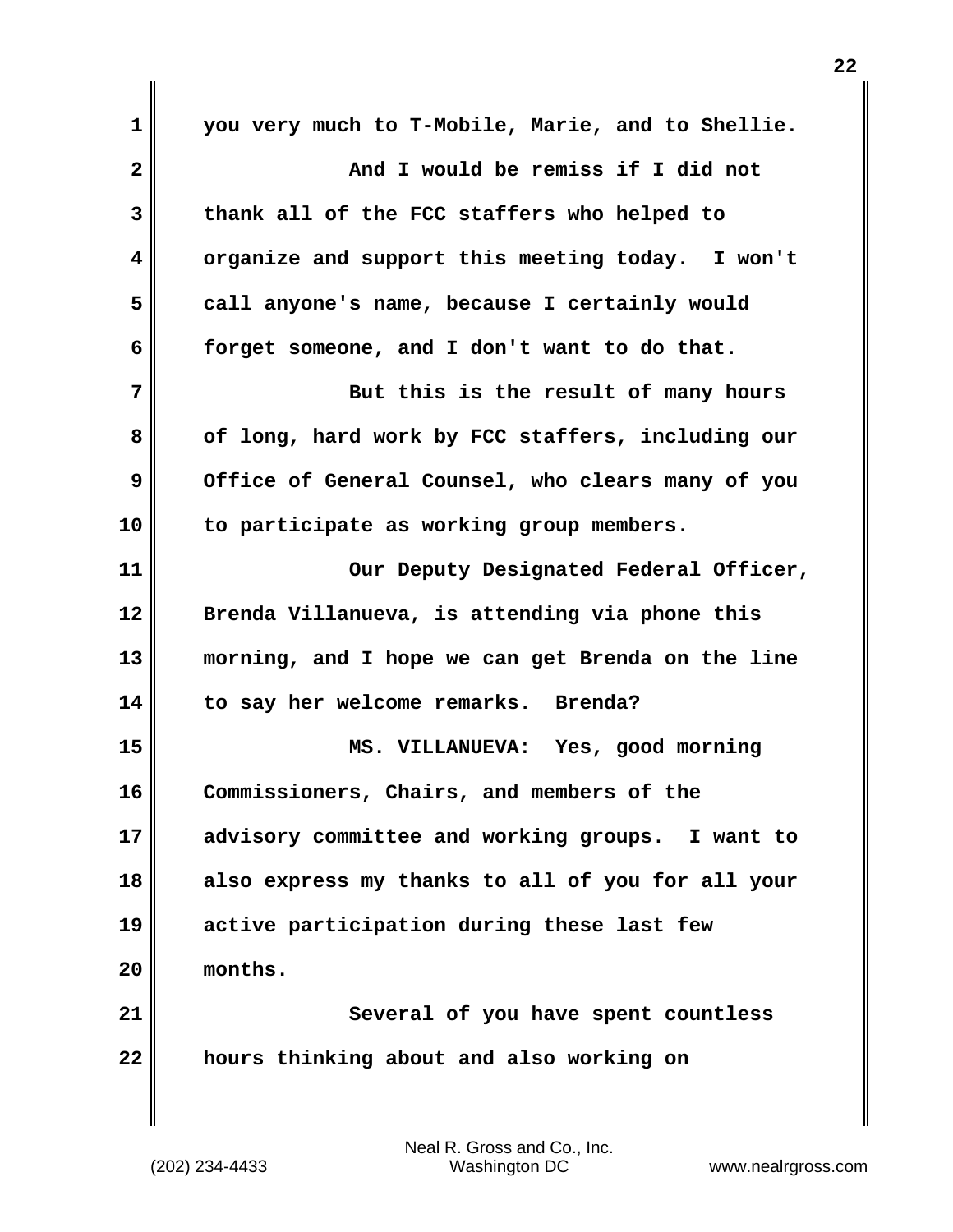you very much to T-Mobile, Marie, and to Shellie.

And I would be remiss if I did not thank all of the FCC staffers who helped to organize and support this meeting today. I won't call anyone's name, because I certainly would forget someone, and I don't want to do that.

But this is the result of many hours of long, hard work by FCC staffers, including our Office of General Counsel, who clears many of you to participate as working group members.

Our Deputy Designated Federal Officer, Brenda Villanueva, is attending via phone this morning, and I hope we can get Brenda on the line to say her welcome remarks. Brenda?

MS. VILLANUEVA: Yes, good morning Commissioners, Chairs, and members of the advisory committee and working groups. I want to also express my thanks to all of you for all your active participation during these last few months.

Several of you have spent countless hours thinking about and also working on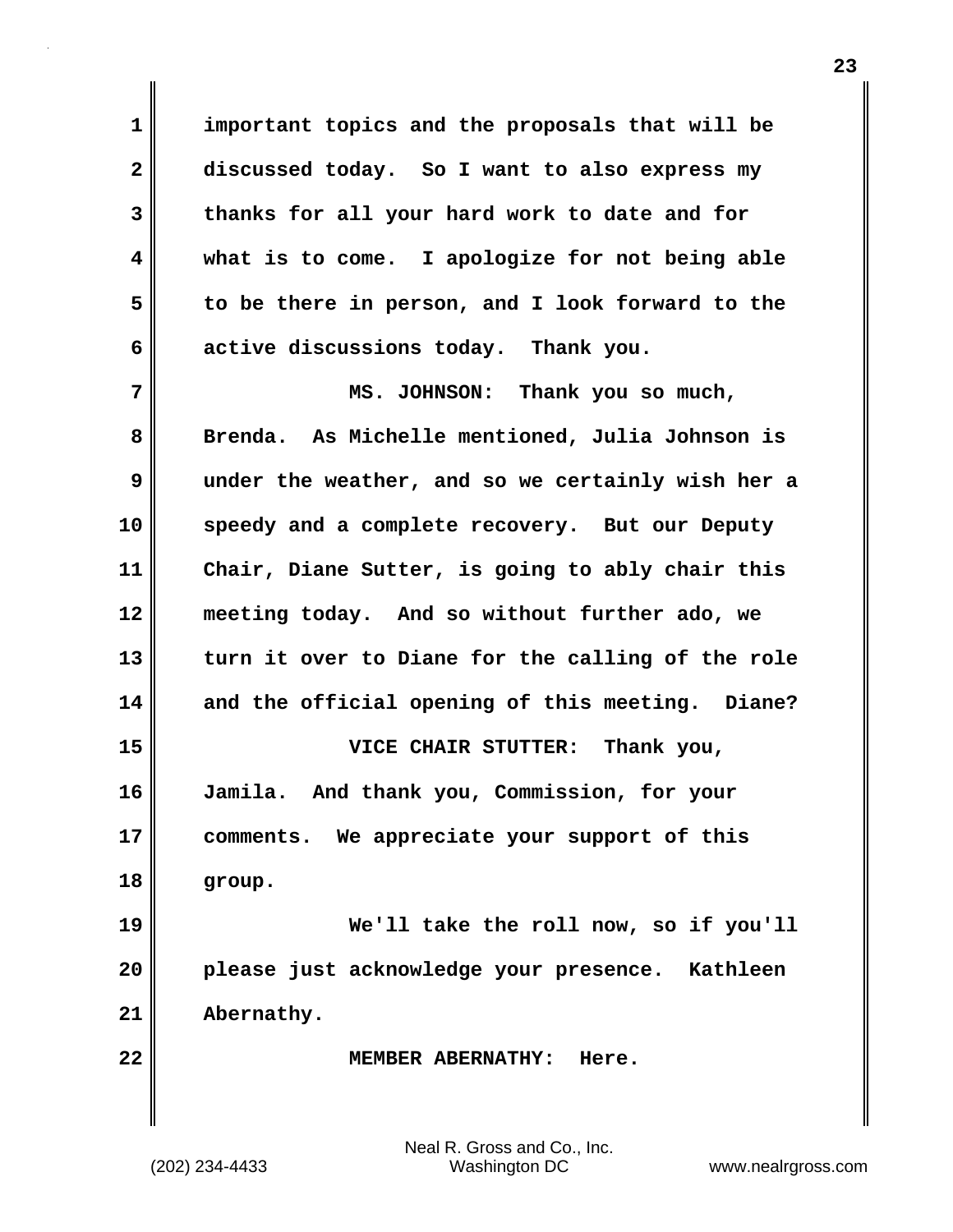important topics and the proposals that will be discussed today. So I want to also express my thanks for all your hard work to date and for what is to come. I apologize for not being able to be there in person, and I look forward to the active discussions today. Thank you.

MS. JOHNSON: Thank you so much, Brenda. As Michelle mentioned, Julia Johnson is under the weather, and so we certainly wish her a speedy and a complete recovery. But our Deputy Chair, Diane Sutter, is going to ably chair this meeting today. And so without further ado, we turn it over to Diane for the calling of the role and the official opening of this meeting. Diane?

VICE CHAIR STUTTER: Thank you, Jamila. And thank you, Commission, for your comments. We appreciate your support of this group.

We'll take the roll now, so if you'll please just acknowledge your presence. Kathleen Abernathy.

MEMBER ABERNATHY: Here.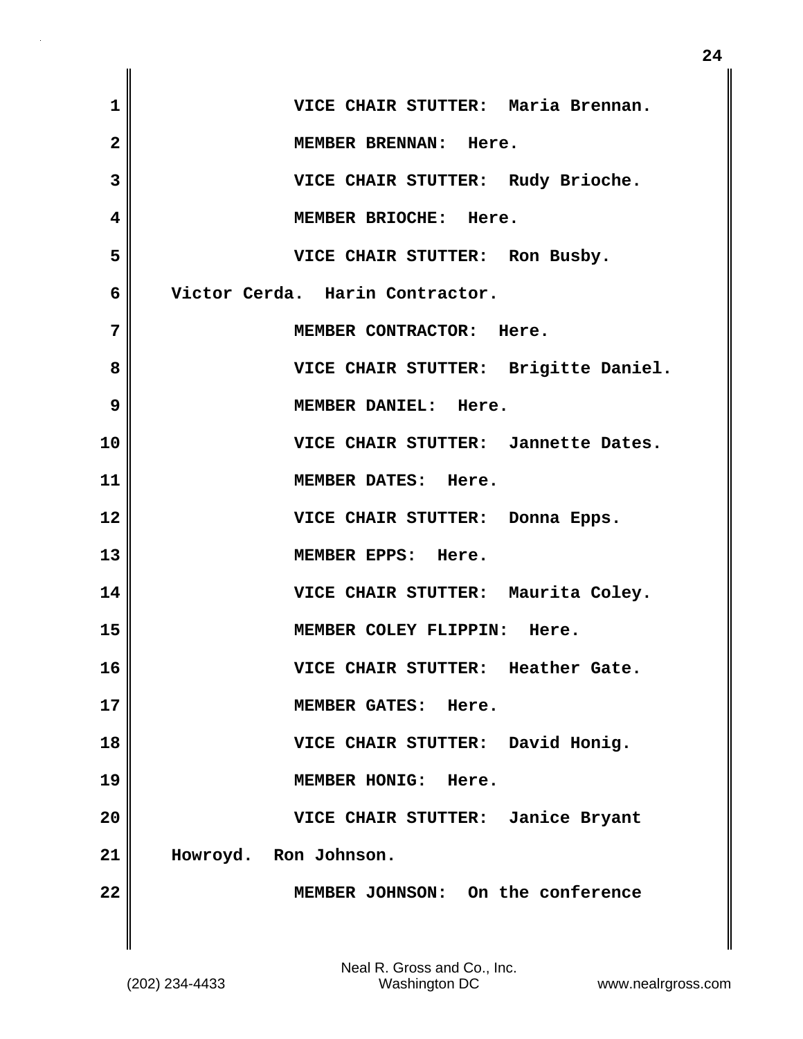VICE CHAIR STUTTER: Maria Brennan.

MEMBER BRENNAN: Here.

VICE CHAIR STUTTER: Rudy Brioche.

MEMBER BRIOCHE: Here.

VICE CHAIR STUTTER: Ron Busby. Victor Cerda. Harin Contractor.

MEMBER CONTRACTOR: Here.

VICE CHAIR STUTTER: Brigitte Daniel.

MEMBER DANIEL: Here.

VICE CHAIR STUTTER: Jannette Dates.

MEMBER DATES: Here.

VICE CHAIR STUTTER: Donna Epps.

MEMBER EPPS: Here.

VICE CHAIR STUTTER: Maurita Coley.

MEMBER COLEY FLIPPIN: Here.

VICE CHAIR STUTTER: Heather Gate.

MEMBER GATES: Here.

VICE CHAIR STUTTER: David Honig.

MEMBER HONIG: Here.

VICE CHAIR STUTTER: Janice Bryant Howroyd. Ron Johnson.

MEMBER JOHNSON: On the conference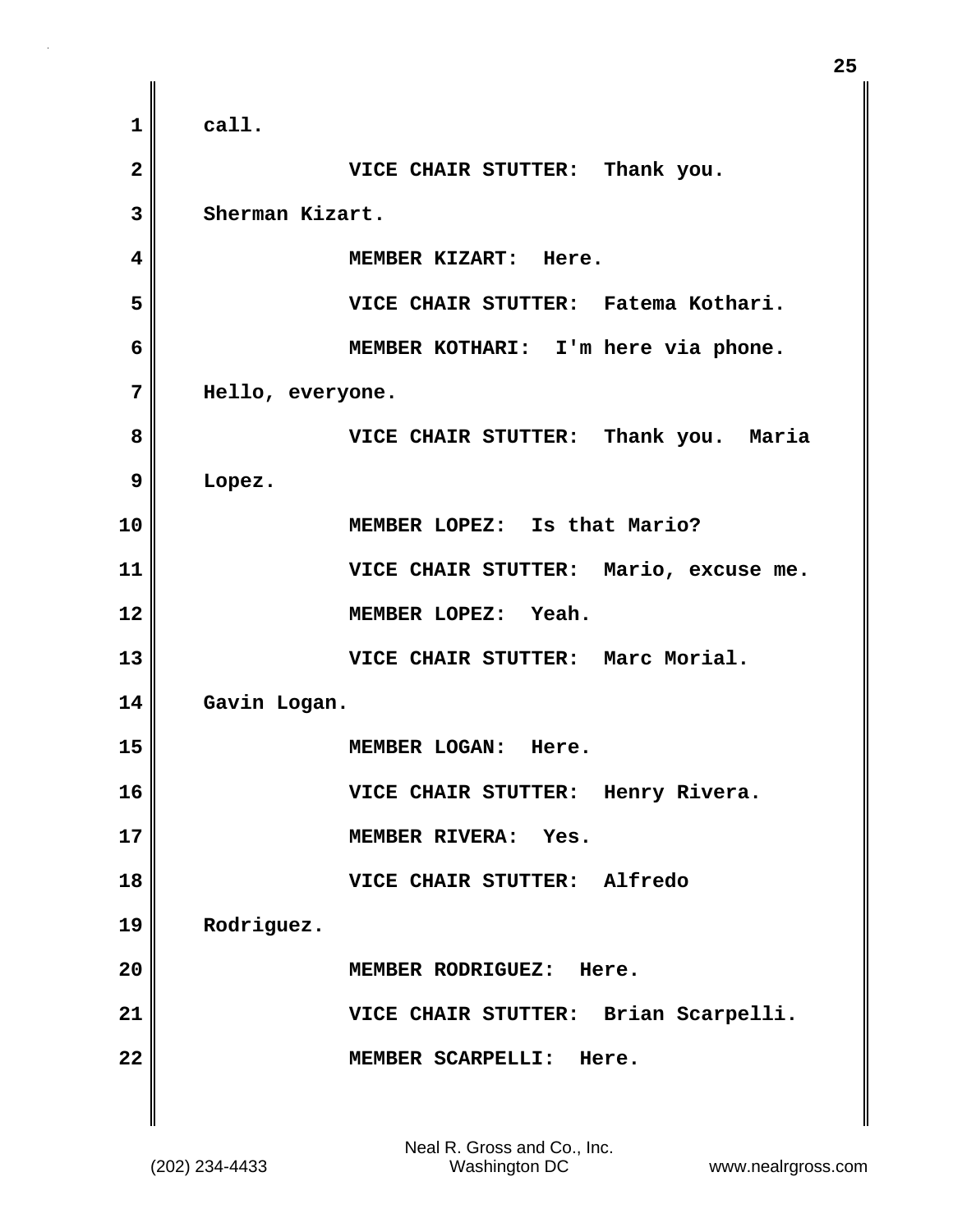call.

VICE CHAIR STUTTER: Thank you. Sherman Kizart.

MEMBER KIZART: Here.

VICE CHAIR STUTTER: Fatema Kothari.

MEMBER KOTHARI: I'm here via phone. Hello, everyone.

VICE CHAIR STUTTER: Thank you. Maria Lopez.

MEMBER LOPEZ: Is that Mario?

VICE CHAIR STUTTER: Mario, excuse me.

MEMBER LOPEZ: Yeah.

VICE CHAIR STUTTER: Marc Morial. Gavin Logan.

MEMBER LOGAN: Here.

VICE CHAIR STUTTER: Henry Rivera.

MEMBER RIVERA: Yes.

VICE CHAIR STUTTER: Alfredo Rodriguez.

MEMBER RODRIGUEZ: Here.

VICE CHAIR STUTTER: Brian Scarpelli.

MEMBER SCARPELLI: Here.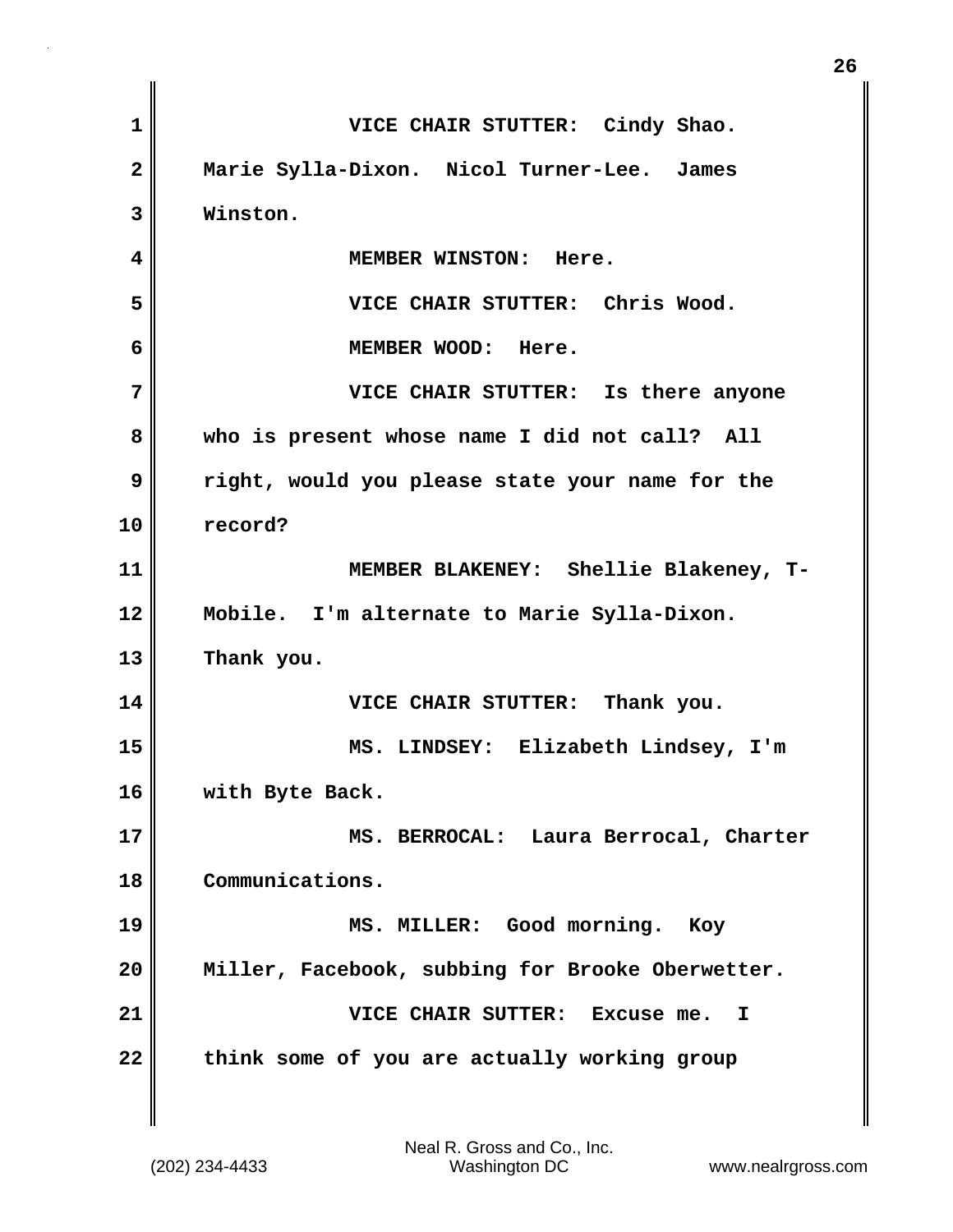VICE CHAIR STUTTER: Cindy Shao. Marie Sylla-Dixon. Nicol Turner-Lee. James Winston.

MEMBER WINSTON: Here.

VICE CHAIR STUTTER: Chris Wood.

MEMBER WOOD: Here.

VICE CHAIR STUTTER: Is there anyone who is present whose name I did not call? All right, would you please state your name for the record?

MEMBER BLAKENEY: Shellie Blakeney, T-Mobile. I'm alternate to Marie Sylla-Dixon. Thank you.

VICE CHAIR STUTTER: Thank you.

MS. LINDSEY: Elizabeth Lindsey, I'm with Byte Back.

MS. BERROCAL: Laura Berrocal, Charter Communications.

MS. MILLER: Good morning. Koy Miller, Facebook, subbing for Brooke Oberwetter.

VICE CHAIR SUTTER: Excuse me. I think some of you are actually working group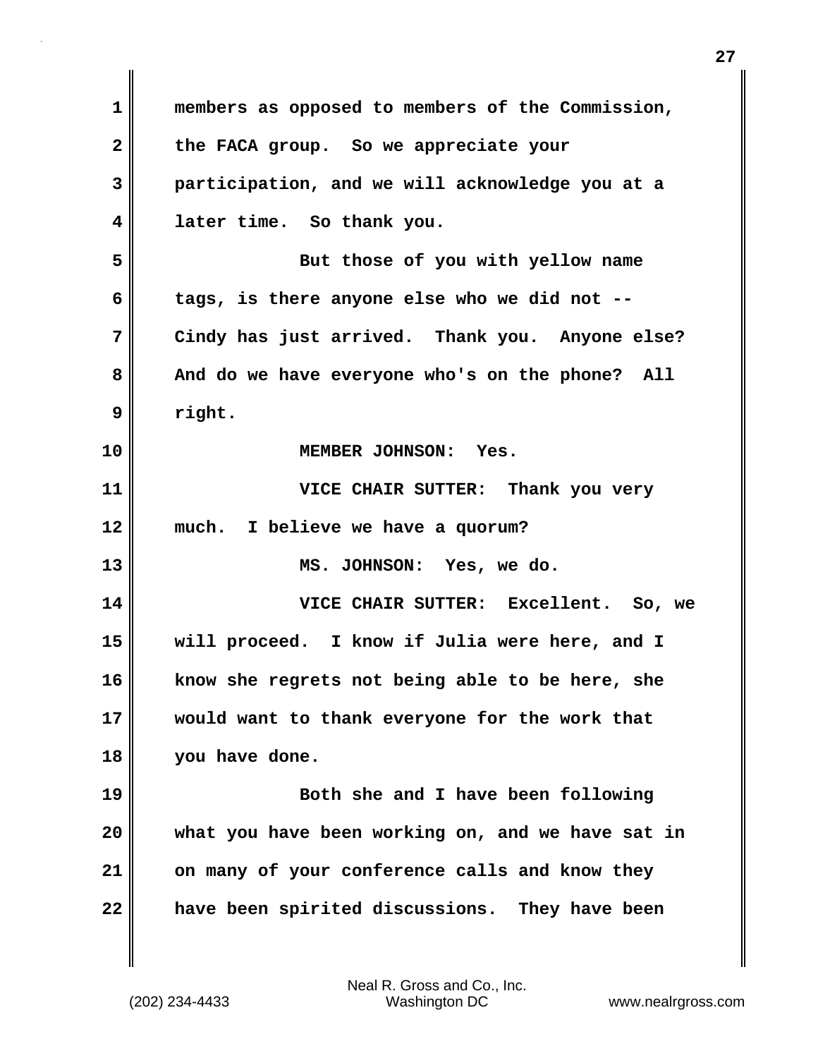members as opposed to members of the Commission, the FACA group. So we appreciate your participation, and we will acknowledge you at a later time. So thank you.

But those of you with yellow name tags, is there anyone else who we did not -- Cindy has just arrived. Thank you. Anyone else? And do we have everyone who's on the phone? All right.

MEMBER JOHNSON: Yes.

VICE CHAIR SUTTER: Thank you very much. I believe we have a quorum?

MS. JOHNSON: Yes, we do.

VICE CHAIR SUTTER: Excellent. So, we will proceed. I know if Julia were here, and I know she regrets not being able to be here, she would want to thank everyone for the work that you have done.

Both she and I have been following what you have been working on, and we have sat in on many of your conference calls and know they have been spirited discussions. They have been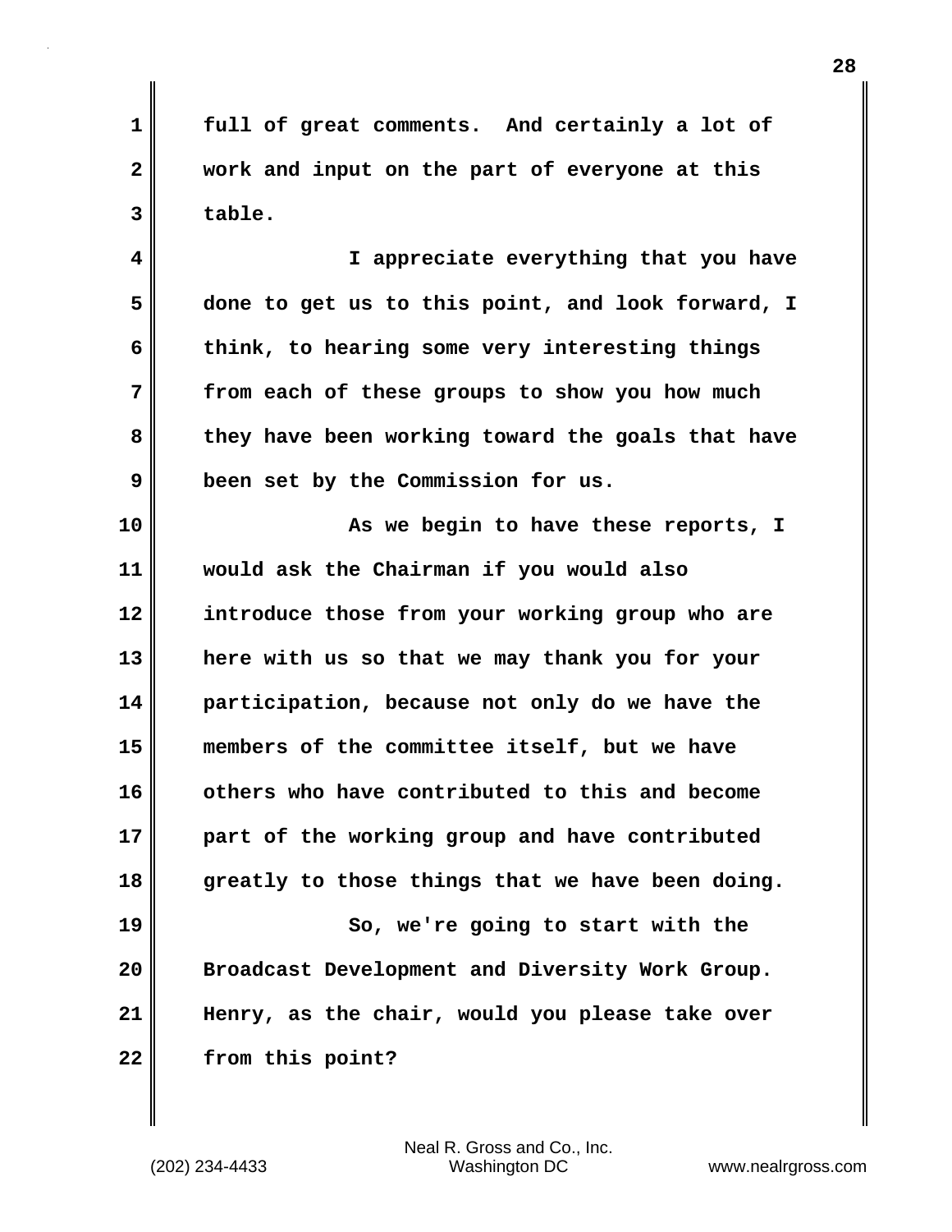full of great comments. And certainly a lot of work and input on the part of everyone at this table.

I appreciate everything that you have done to get us to this point, and look forward, I think, to hearing some very interesting things from each of these groups to show you how much they have been working toward the goals that have been set by the Commission for us.

As we begin to have these reports, I would ask the Chairman if you would also introduce those from your working group who are here with us so that we may thank you for your participation, because not only do we have the members of the committee itself, but we have others who have contributed to this and become part of the working group and have contributed greatly to those things that we have been doing.

So, we're going to start with the Broadcast Development and Diversity Work Group. Henry, as the chair, would you please take over from this point?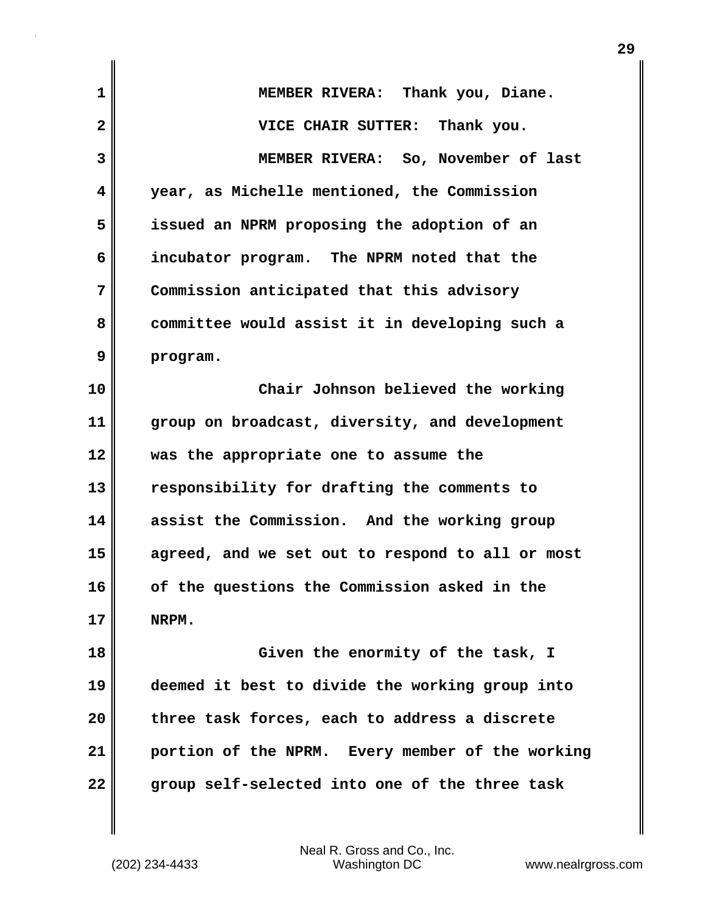MEMBER RIVERA: Thank you, Diane.

VICE CHAIR SUTTER: Thank you.

MEMBER RIVERA: So, November of last year, as Michelle mentioned, the Commission issued an NPRM proposing the adoption of an incubator program. The NPRM noted that the Commission anticipated that this advisory committee would assist it in developing such a program.

Chair Johnson believed the working group on broadcast, diversity, and development was the appropriate one to assume the responsibility for drafting the comments to assist the Commission. And the working group agreed, and we set out to respond to all or most of the questions the Commission asked in the NRPM.

Given the enormity of the task, I deemed it best to divide the working group into three task forces, each to address a discrete portion of the NPRM. Every member of the working group self-selected into one of the three task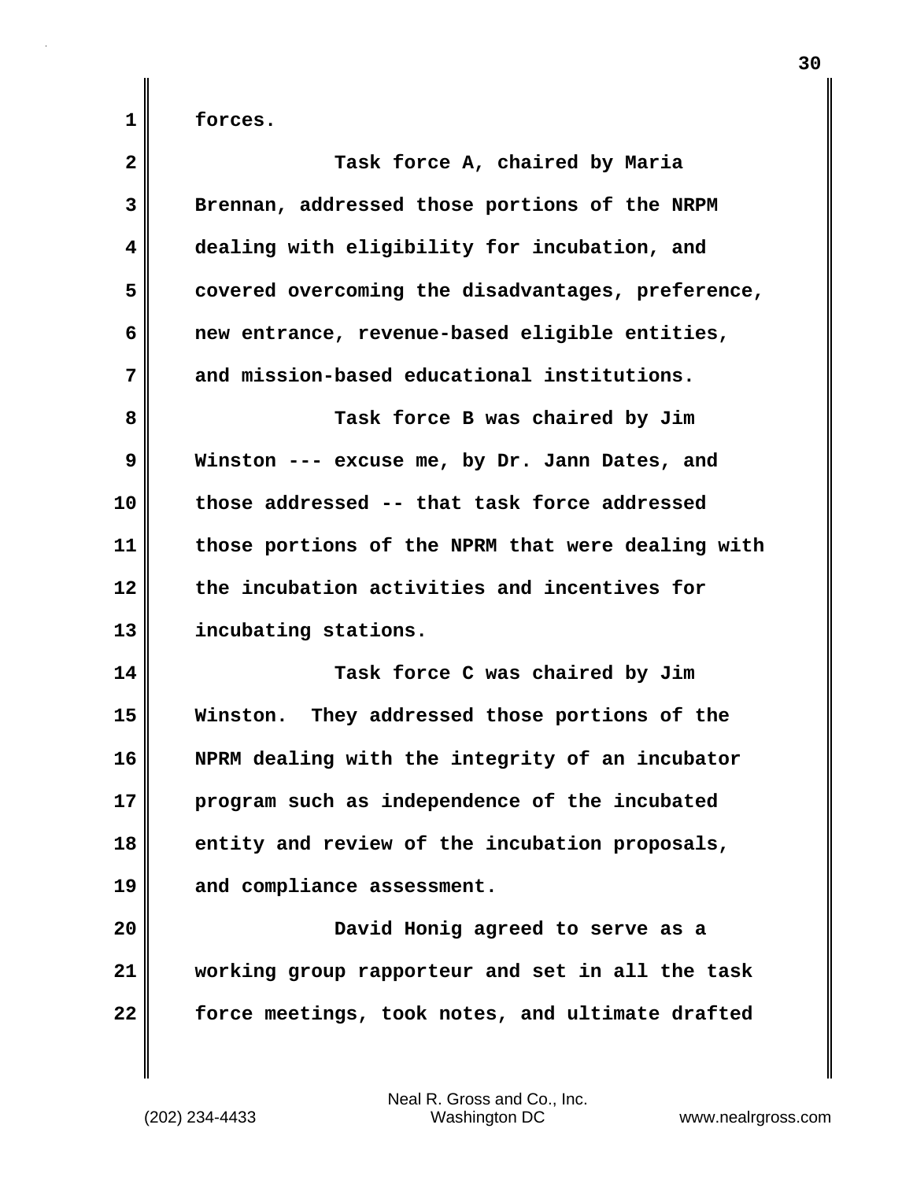forces.

Task force A, chaired by Maria Brennan, addressed those portions of the NRPM dealing with eligibility for incubation, and covered overcoming the disadvantages, preference, new entrance, revenue-based eligible entities, and mission-based educational institutions.

Task force B was chaired by Jim Winston --- excuse me, by Dr. Jann Dates, and those addressed -- that task force addressed those portions of the NPRM that were dealing with the incubation activities and incentives for incubating stations.

Task force C was chaired by Jim Winston. They addressed those portions of the NPRM dealing with the integrity of an incubator program such as independence of the incubated entity and review of the incubation proposals, and compliance assessment.

David Honig agreed to serve as a working group rapporteur and set in all the task force meetings, took notes, and ultimate drafted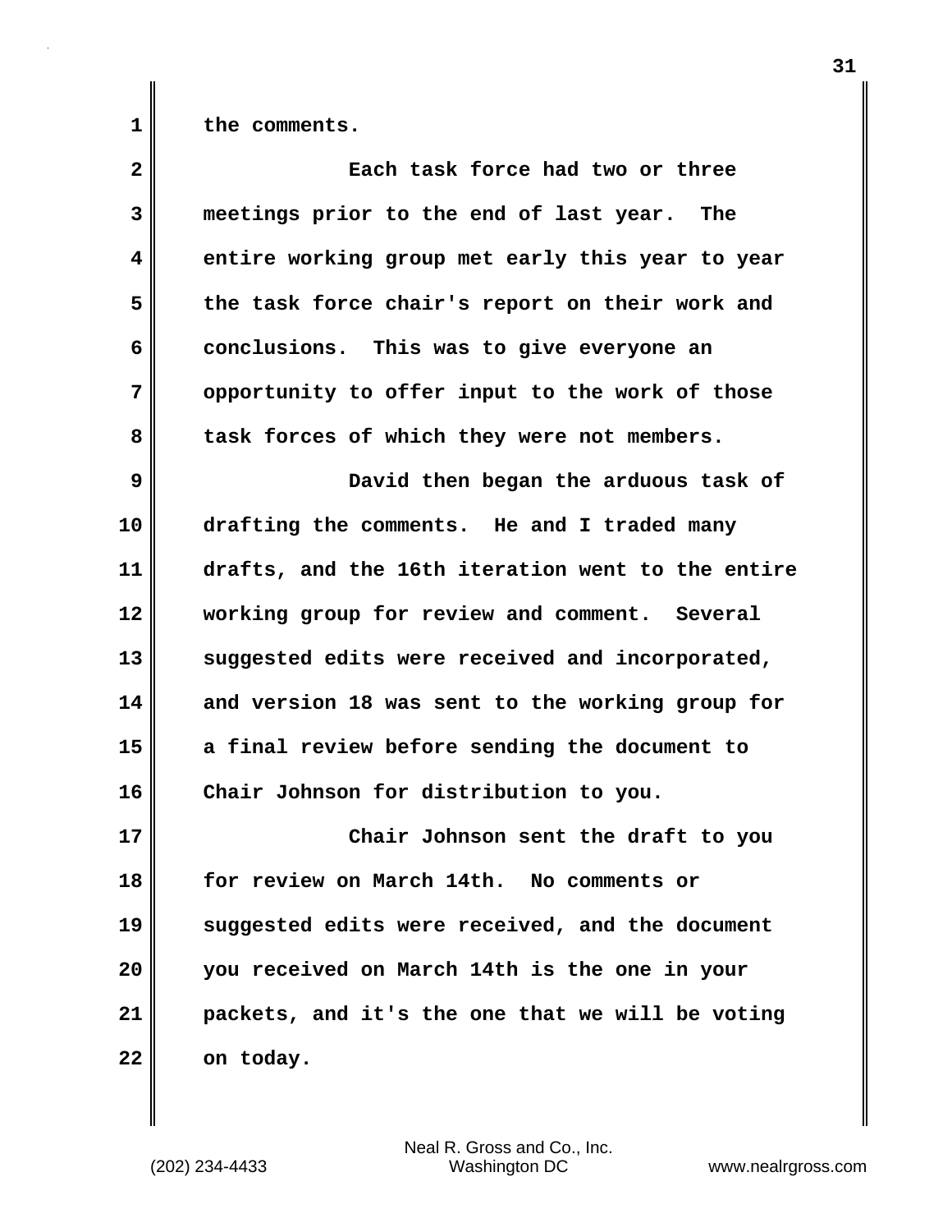the comments.

Each task force had two or three meetings prior to the end of last year. The entire working group met early this year to year the task force chair's report on their work and conclusions. This was to give everyone an opportunity to offer input to the work of those task forces of which they were not members.

David then began the arduous task of drafting the comments. He and I traded many drafts, and the 16th iteration went to the entire working group for review and comment. Several suggested edits were received and incorporated, and version 18 was sent to the working group for a final review before sending the document to Chair Johnson for distribution to you.

Chair Johnson sent the draft to you for review on March 14th. No comments or suggested edits were received, and the document you received on March 14th is the one in your packets, and it's the one that we will be voting on today.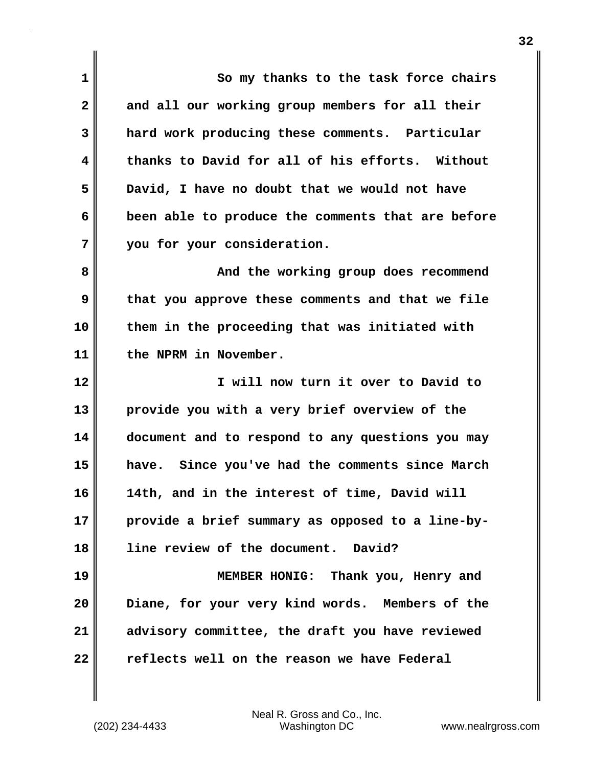So my thanks to the task force chairs and all our working group members for all their hard work producing these comments. Particular thanks to David for all of his efforts. Without David, I have no doubt that we would not have been able to produce the comments that are before you for your consideration.

And the working group does recommend that you approve these comments and that we file them in the proceeding that was initiated with the NPRM in November.

I will now turn it over to David to provide you with a very brief overview of the document and to respond to any questions you may have. Since you've had the comments since March 14th, and in the interest of time, David will provide a brief summary as opposed to a line-by-line review of the document. David?

MEMBER HONIG: Thank you, Henry and Diane, for your very kind words. Members of the advisory committee, the draft you have reviewed reflects well on the reason we have Federal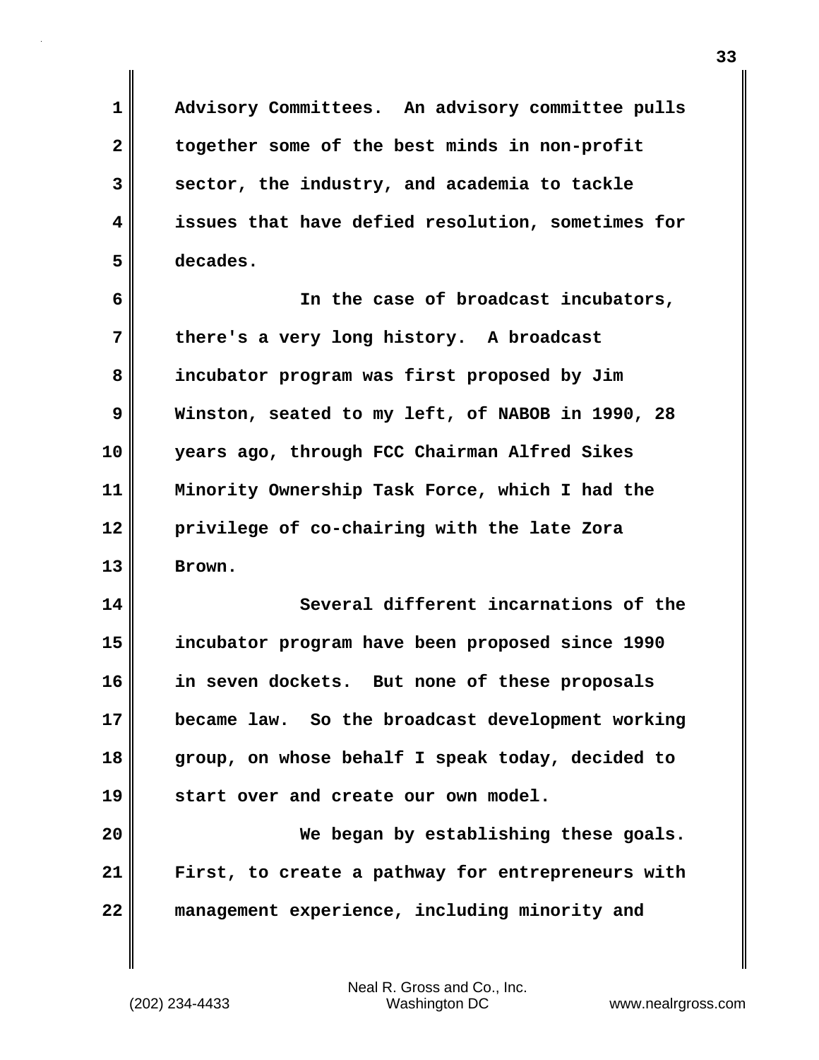Advisory Committees. An advisory committee pulls together some of the best minds in non-profit sector, the industry, and academia to tackle issues that have defied resolution, sometimes for decades.

In the case of broadcast incubators, there's a very long history. A broadcast incubator program was first proposed by Jim Winston, seated to my left, of NABOB in 1990, 28 years ago, through FCC Chairman Alfred Sikes Minority Ownership Task Force, which I had the privilege of co-chairing with the late Zora Brown.

Several different incarnations of the incubator program have been proposed since 1990 in seven dockets. But none of these proposals became law. So the broadcast development working group, on whose behalf I speak today, decided to start over and create our own model.

We began by establishing these goals. First, to create a pathway for entrepreneurs with management experience, including minority and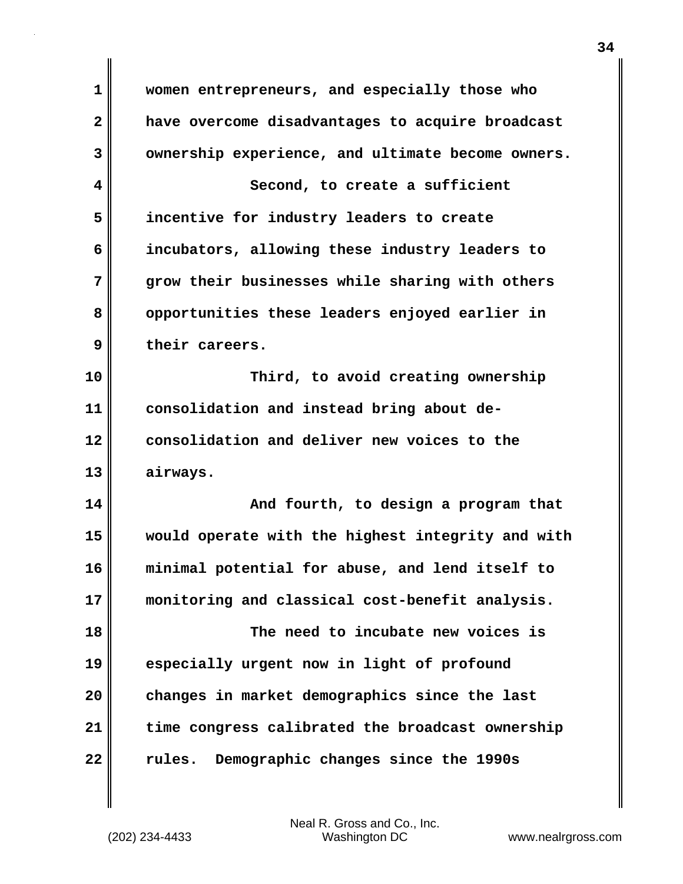women entrepreneurs, and especially those who have overcome disadvantages to acquire broadcast ownership experience, and ultimate become owners.

Second, to create a sufficient incentive for industry leaders to create incubators, allowing these industry leaders to grow their businesses while sharing with others opportunities these leaders enjoyed earlier in their careers.

Third, to avoid creating ownership consolidation and instead bring about de-consolidation and deliver new voices to the airways.

And fourth, to design a program that would operate with the highest integrity and with minimal potential for abuse, and lend itself to monitoring and classical cost-benefit analysis.

The need to incubate new voices is especially urgent now in light of profound changes in market demographics since the last time congress calibrated the broadcast ownership rules. Demographic changes since the 1990s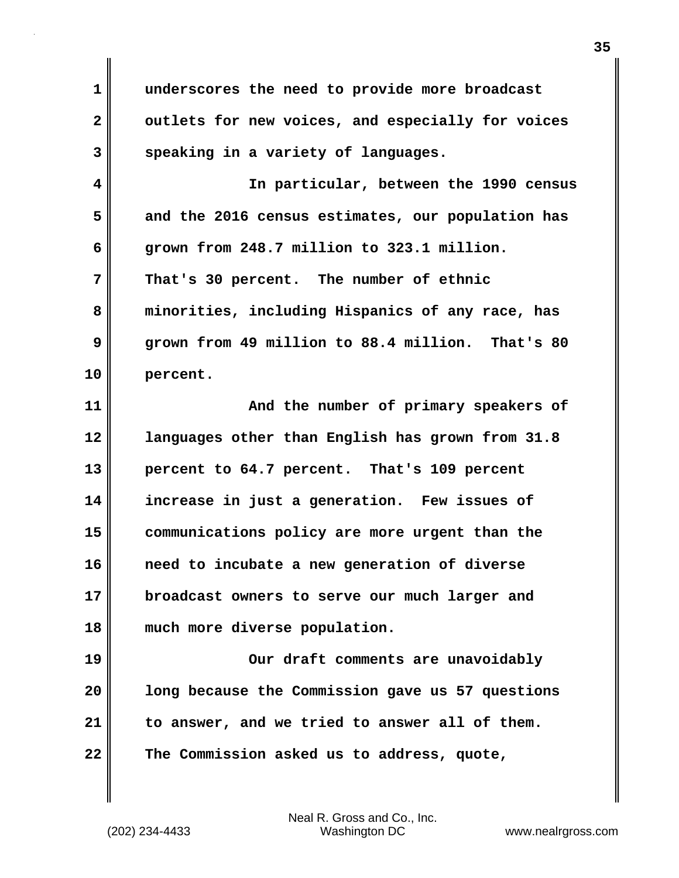underscores the need to provide more broadcast outlets for new voices, and especially for voices speaking in a variety of languages.

In particular, between the 1990 census and the 2016 census estimates, our population has grown from 248.7 million to 323.1 million. That's 30 percent. The number of ethnic minorities, including Hispanics of any race, has grown from 49 million to 88.4 million. That's 80 percent.

And the number of primary speakers of languages other than English has grown from 31.8 percent to 64.7 percent. That's 109 percent increase in just a generation. Few issues of communications policy are more urgent than the need to incubate a new generation of diverse broadcast owners to serve our much larger and much more diverse population.

Our draft comments are unavoidably long because the Commission gave us 57 questions to answer, and we tried to answer all of them. The Commission asked us to address, quote,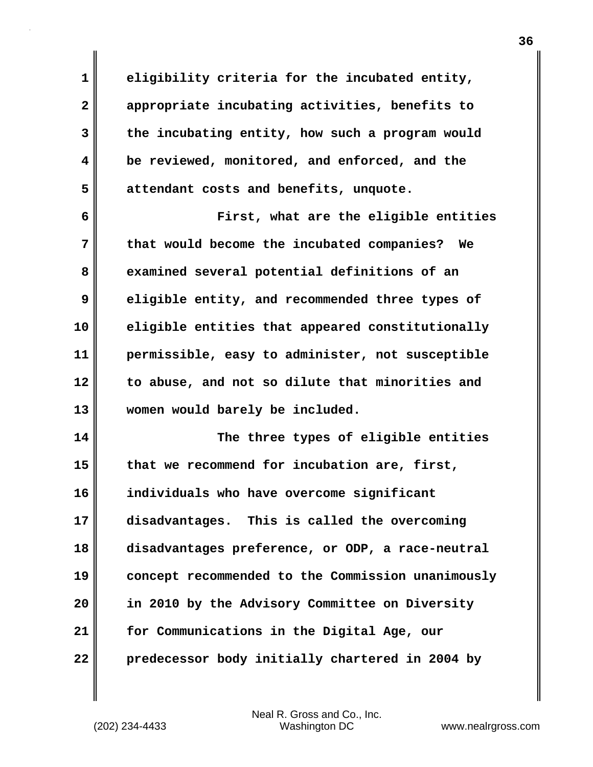eligibility criteria for the incubated entity, appropriate incubating activities, benefits to the incubating entity, how such a program would be reviewed, monitored, and enforced, and the attendant costs and benefits, unquote.

First, what are the eligible entities that would become the incubated companies? We examined several potential definitions of an eligible entity, and recommended three types of eligible entities that appeared constitutionally permissible, easy to administer, not susceptible to abuse, and not so dilute that minorities and women would barely be included.

The three types of eligible entities that we recommend for incubation are, first, individuals who have overcome significant disadvantages. This is called the overcoming disadvantages preference, or ODP, a race-neutral concept recommended to the Commission unanimously in 2010 by the Advisory Committee on Diversity for Communications in the Digital Age, our predecessor body initially chartered in 2004 by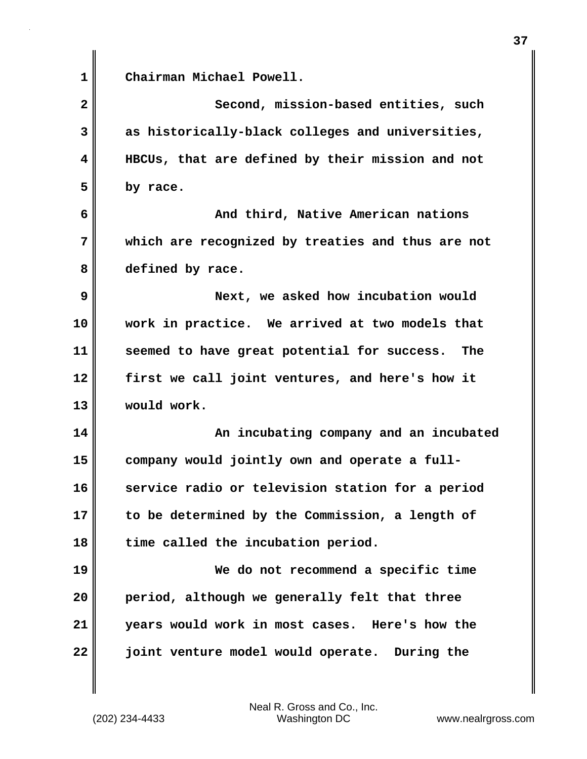Chairman Michael Powell.

Second, mission-based entities, such as historically-black colleges and universities, HBCUs, that are defined by their mission and not by race.

And third, Native American nations which are recognized by treaties and thus are not defined by race.

Next, we asked how incubation would work in practice. We arrived at two models that seemed to have great potential for success. The first we call joint ventures, and here's how it would work.

An incubating company and an incubated company would jointly own and operate a full-service radio or television station for a period to be determined by the Commission, a length of time called the incubation period.

We do not recommend a specific time period, although we generally felt that three years would work in most cases. Here's how the joint venture model would operate. During the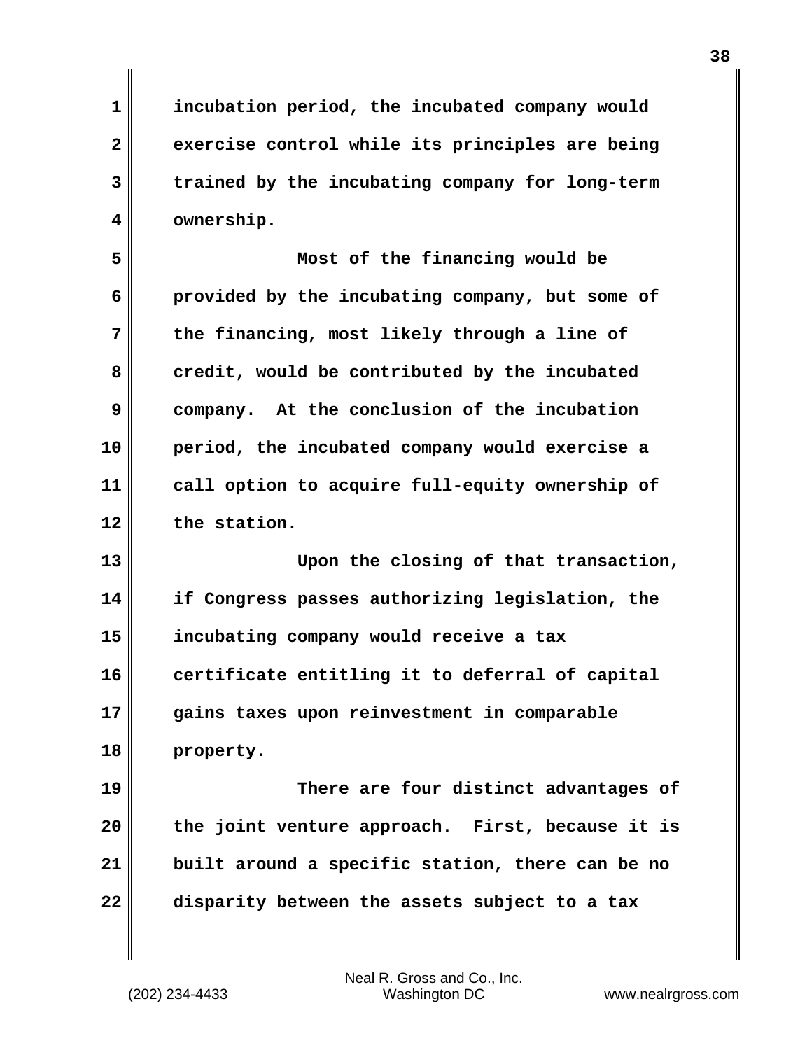incubation period, the incubated company would exercise control while its principles are being trained by the incubating company for long-term ownership.

Most of the financing would be provided by the incubating company, but some of the financing, most likely through a line of credit, would be contributed by the incubated company. At the conclusion of the incubation period, the incubated company would exercise a call option to acquire full-equity ownership of the station.

Upon the closing of that transaction, if Congress passes authorizing legislation, the incubating company would receive a tax certificate entitling it to deferral of capital gains taxes upon reinvestment in comparable property.

There are four distinct advantages of the joint venture approach. First, because it is built around a specific station, there can be no disparity between the assets subject to a tax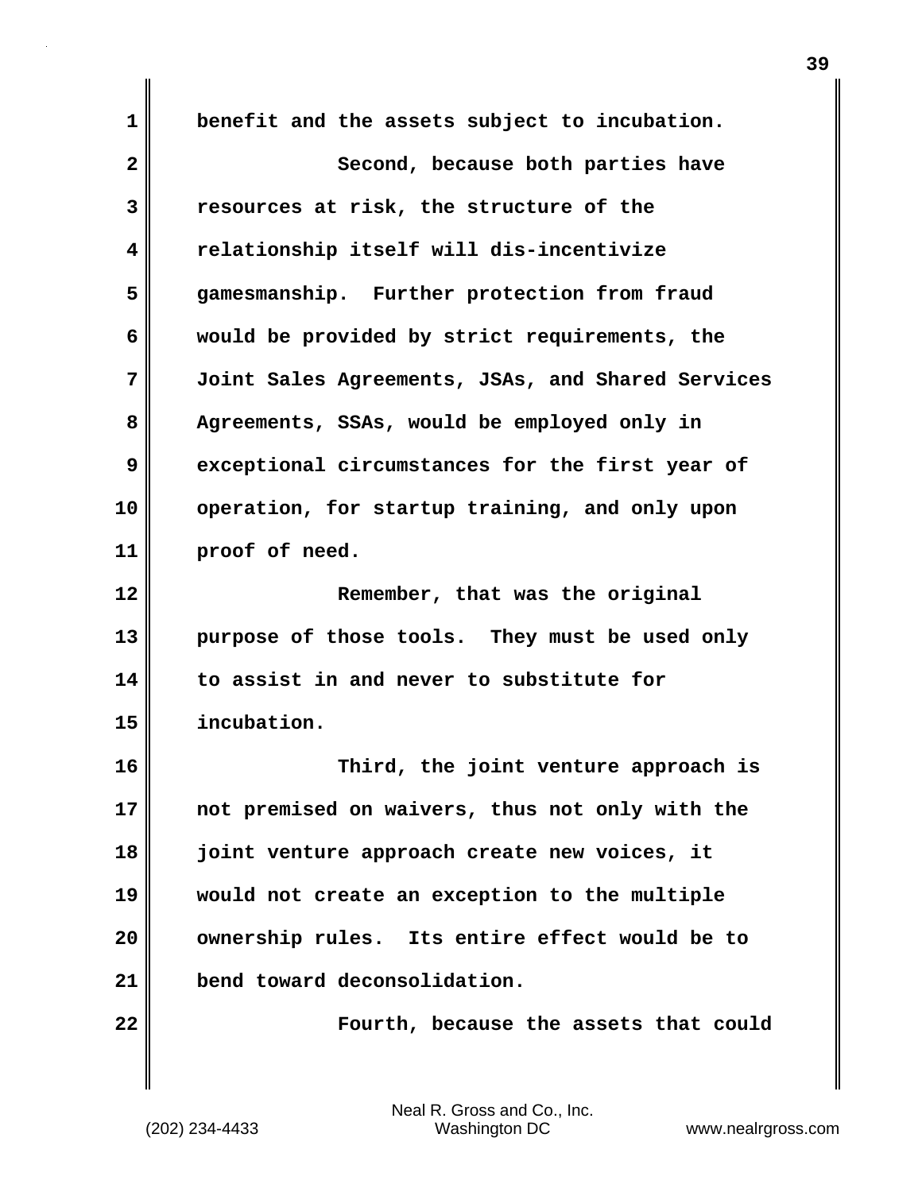benefit and the assets subject to incubation.

Second, because both parties have resources at risk, the structure of the relationship itself will dis-incentivize gamesmanship. Further protection from fraud would be provided by strict requirements, the Joint Sales Agreements, JSAs, and Shared Services Agreements, SSAs, would be employed only in exceptional circumstances for the first year of operation, for startup training, and only upon proof of need.

Remember, that was the original purpose of those tools. They must be used only to assist in and never to substitute for incubation.

Third, the joint venture approach is not premised on waivers, thus not only with the joint venture approach create new voices, it would not create an exception to the multiple ownership rules. Its entire effect would be to bend toward deconsolidation.

Fourth, because the assets that could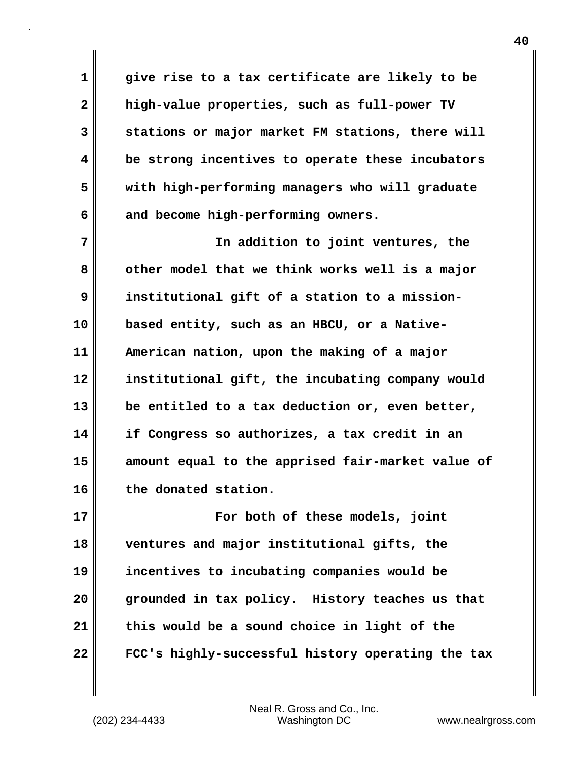give rise to a tax certificate are likely to be high-value properties, such as full-power TV stations or major market FM stations, there will be strong incentives to operate these incubators with high-performing managers who will graduate and become high-performing owners.

In addition to joint ventures, the other model that we think works well is a major institutional gift of a station to a mission-based entity, such as an HBCU, or a Native-American nation, upon the making of a major institutional gift, the incubating company would be entitled to a tax deduction or, even better, if Congress so authorizes, a tax credit in an amount equal to the apprised fair-market value of the donated station.

For both of these models, joint ventures and major institutional gifts, the incentives to incubating companies would be grounded in tax policy. History teaches us that this would be a sound choice in light of the FCC's highly-successful history operating the tax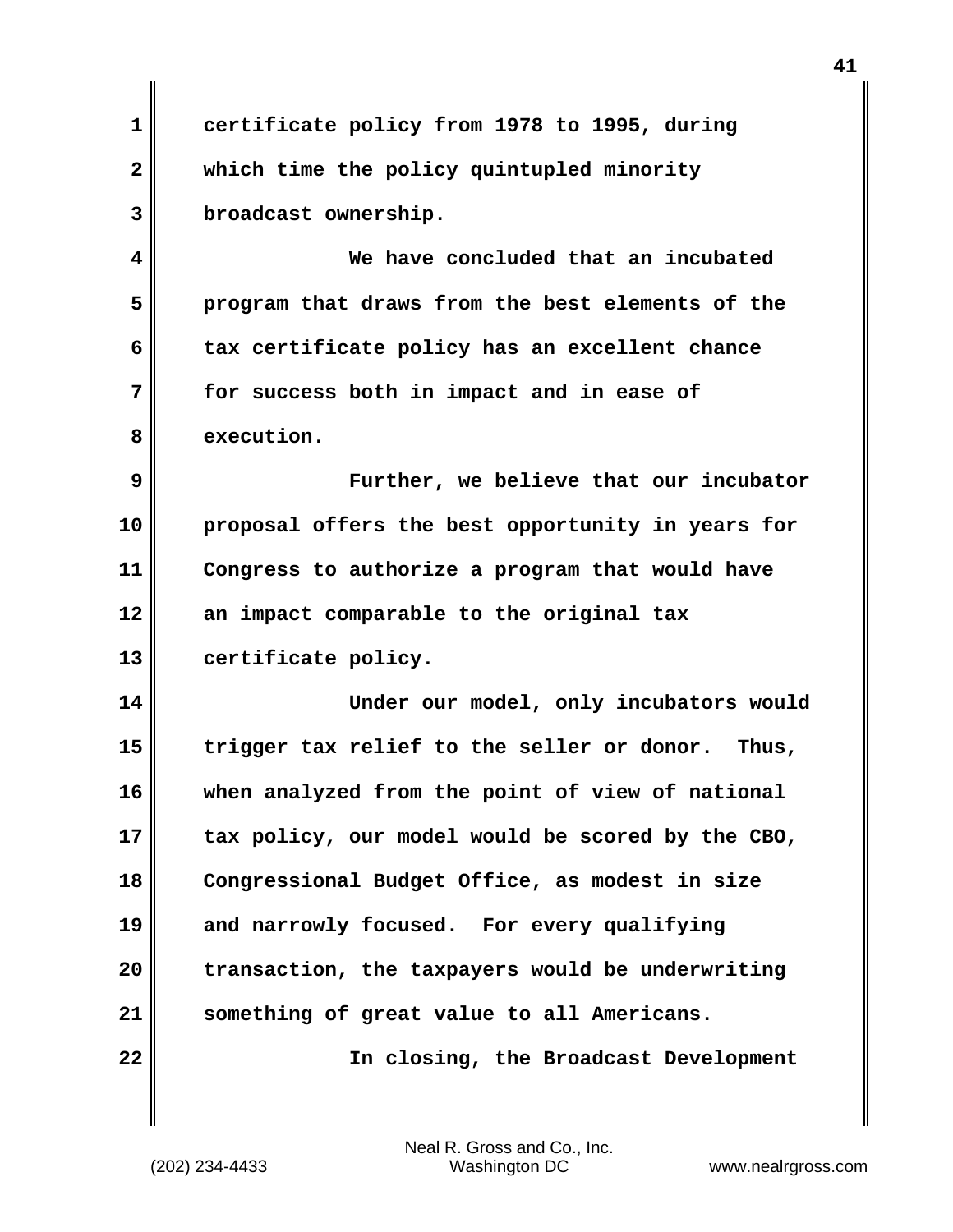certificate policy from 1978 to 1995, during which time the policy quintupled minority broadcast ownership.

We have concluded that an incubated program that draws from the best elements of the tax certificate policy has an excellent chance for success both in impact and in ease of execution.

Further, we believe that our incubator proposal offers the best opportunity in years for Congress to authorize a program that would have an impact comparable to the original tax certificate policy.

Under our model, only incubators would trigger tax relief to the seller or donor. Thus, when analyzed from the point of view of national tax policy, our model would be scored by the CBO, Congressional Budget Office, as modest in size and narrowly focused. For every qualifying transaction, the taxpayers would be underwriting something of great value to all Americans.

In closing, the Broadcast Development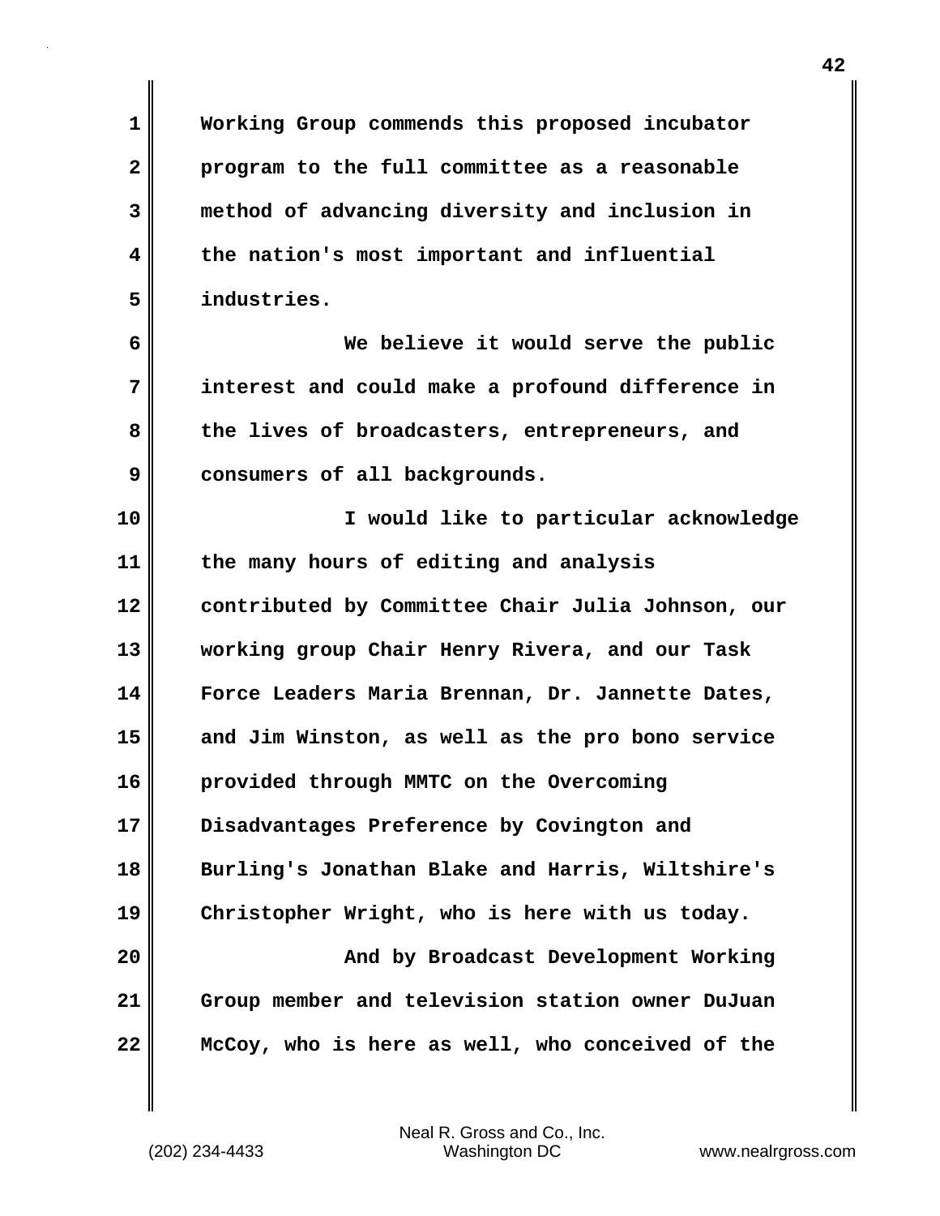Working Group commends this proposed incubator program to the full committee as a reasonable method of advancing diversity and inclusion in the nation's most important and influential industries.

We believe it would serve the public interest and could make a profound difference in the lives of broadcasters, entrepreneurs, and consumers of all backgrounds.

I would like to particular acknowledge the many hours of editing and analysis contributed by Committee Chair Julia Johnson, our working group Chair Henry Rivera, and our Task Force Leaders Maria Brennan, Dr. Jannette Dates, and Jim Winston, as well as the pro bono service provided through MMTC on the Overcoming Disadvantages Preference by Covington and Burling's Jonathan Blake and Harris, Wiltshire's Christopher Wright, who is here with us today.

And by Broadcast Development Working Group member and television station owner DuJuan McCoy, who is here as well, who conceived of the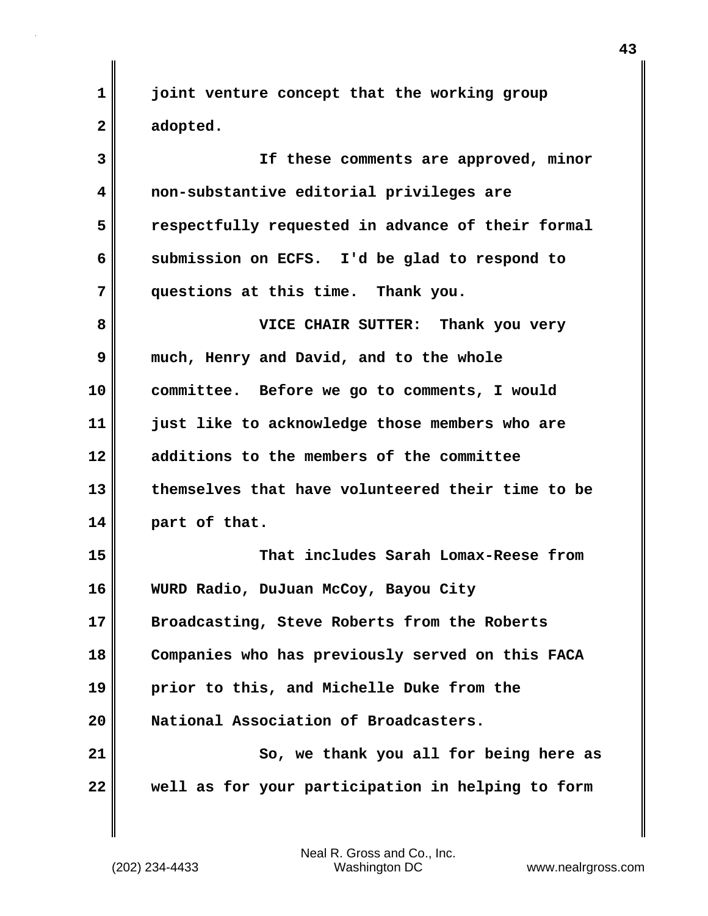joint venture concept that the working group adopted.

If these comments are approved, minor non-substantive editorial privileges are respectfully requested in advance of their formal submission on ECFS. I'd be glad to respond to questions at this time. Thank you.

VICE CHAIR SUTTER: Thank you very much, Henry and David, and to the whole committee. Before we go to comments, I would just like to acknowledge those members who are additions to the members of the committee themselves that have volunteered their time to be part of that.

That includes Sarah Lomax-Reese from WURD Radio, DuJuan McCoy, Bayou City Broadcasting, Steve Roberts from the Roberts Companies who has previously served on this FACA prior to this, and Michelle Duke from the National Association of Broadcasters.

So, we thank you all for being here as well as for your participation in helping to form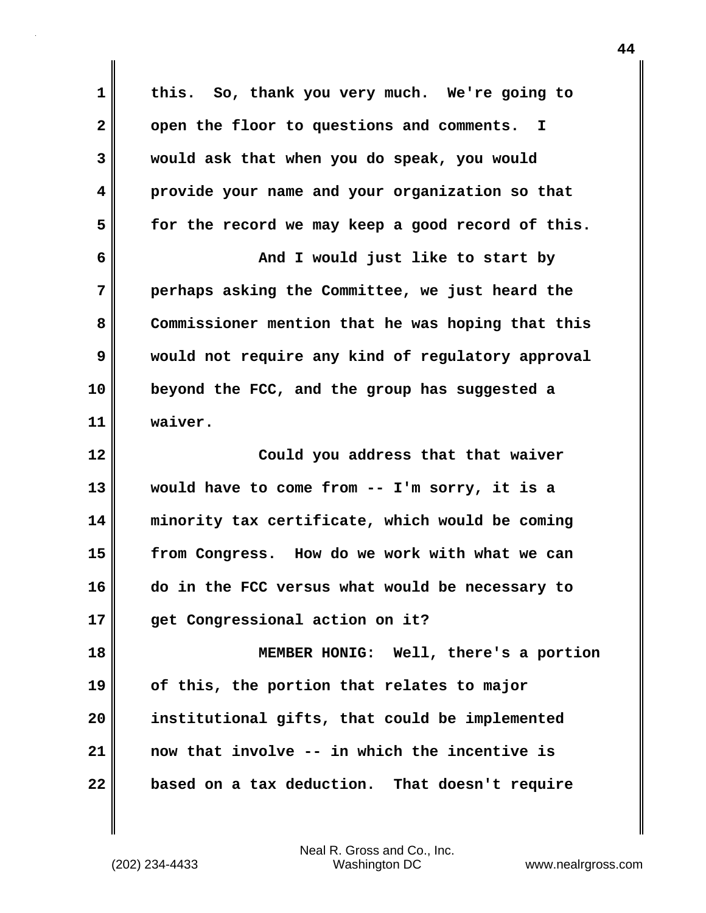this. So, thank you very much. We're going to open the floor to questions and comments. I would ask that when you do speak, you would provide your name and your organization so that for the record we may keep a good record of this.

And I would just like to start by perhaps asking the Committee, we just heard the Commissioner mention that he was hoping that this would not require any kind of regulatory approval beyond the FCC, and the group has suggested a waiver.

Could you address that that waiver would have to come from -- I'm sorry, it is a minority tax certificate, which would be coming from Congress. How do we work with what we can do in the FCC versus what would be necessary to get Congressional action on it?

MEMBER HONIG: Well, there's a portion of this, the portion that relates to major institutional gifts, that could be implemented now that involve -- in which the incentive is based on a tax deduction. That doesn't require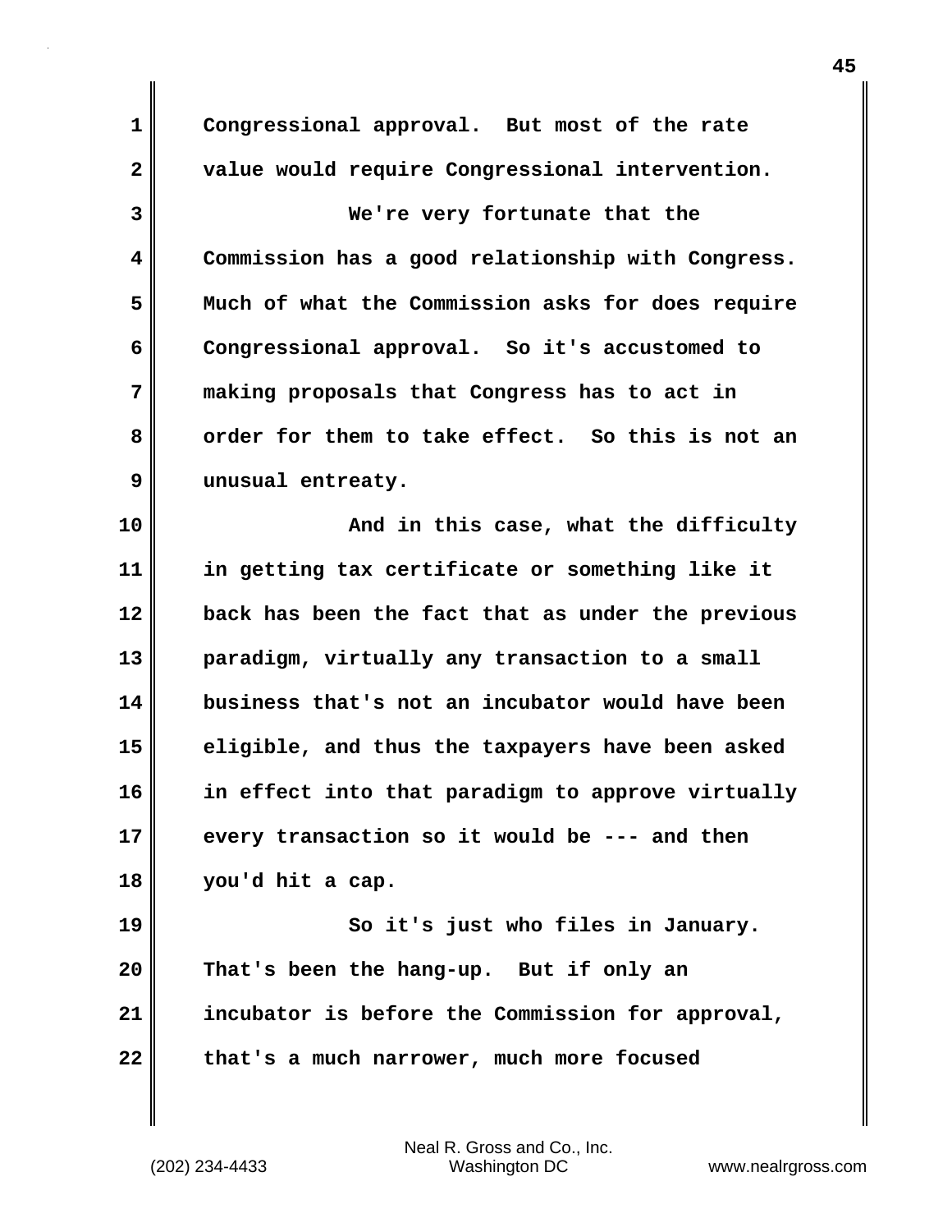Congressional approval. But most of the rate value would require Congressional intervention.

We're very fortunate that the Commission has a good relationship with Congress. Much of what the Commission asks for does require Congressional approval. So it's accustomed to making proposals that Congress has to act in order for them to take effect. So this is not an unusual entreaty.

And in this case, what the difficulty in getting tax certificate or something like it back has been the fact that as under the previous paradigm, virtually any transaction to a small business that's not an incubator would have been eligible, and thus the taxpayers have been asked in effect into that paradigm to approve virtually every transaction so it would be --- and then you'd hit a cap.

So it's just who files in January. That's been the hang-up. But if only an incubator is before the Commission for approval, that's a much narrower, much more focused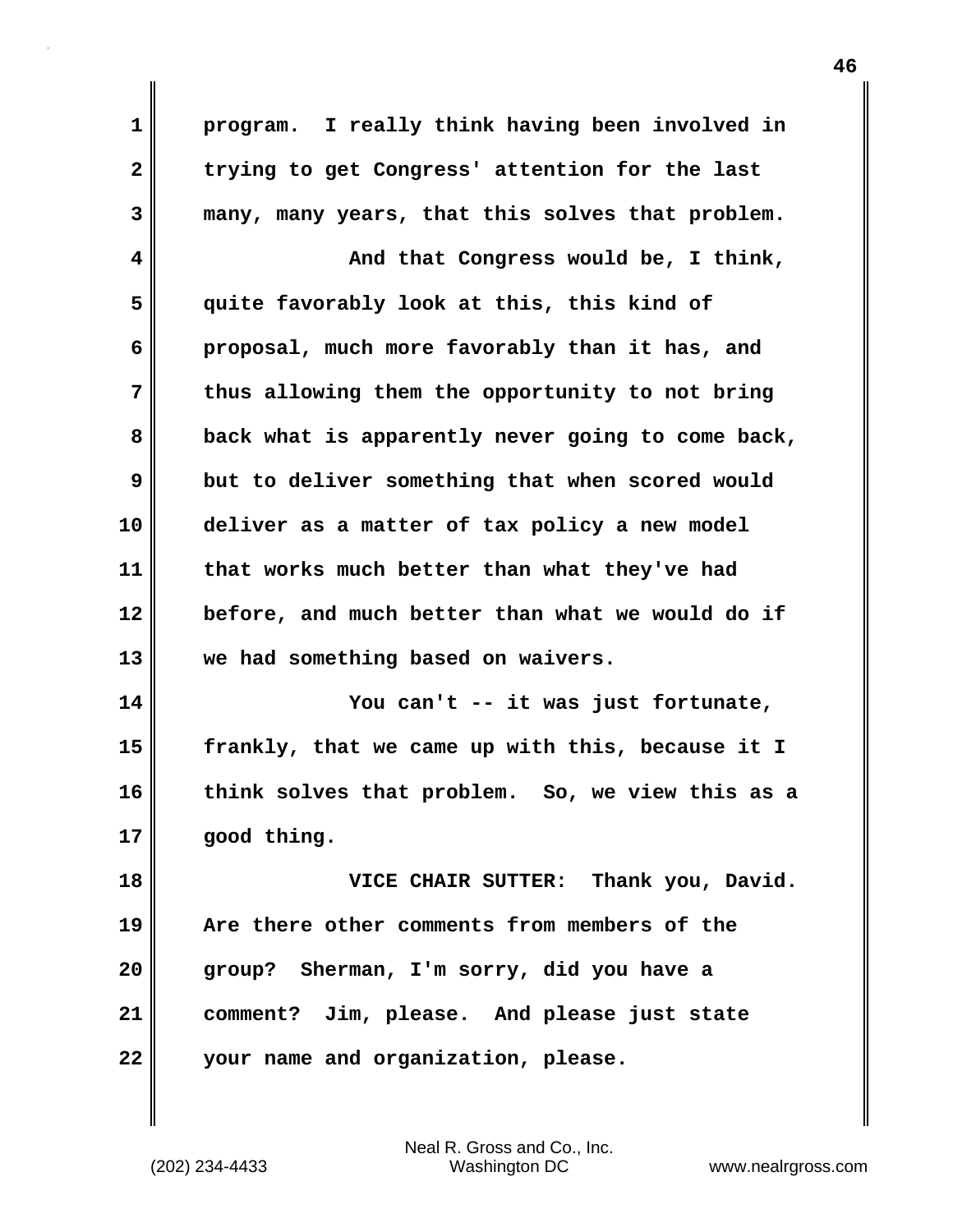program. I really think having been involved in trying to get Congress' attention for the last many, many years, that this solves that problem.

And that Congress would be, I think, quite favorably look at this, this kind of proposal, much more favorably than it has, and thus allowing them the opportunity to not bring back what is apparently never going to come back, but to deliver something that when scored would deliver as a matter of tax policy a new model that works much better than what they've had before, and much better than what we would do if we had something based on waivers.

You can't -- it was just fortunate, frankly, that we came up with this, because it I think solves that problem. So, we view this as a good thing.

VICE CHAIR SUTTER: Thank you, David. Are there other comments from members of the group? Sherman, I'm sorry, did you have a comment? Jim, please. And please just state your name and organization, please.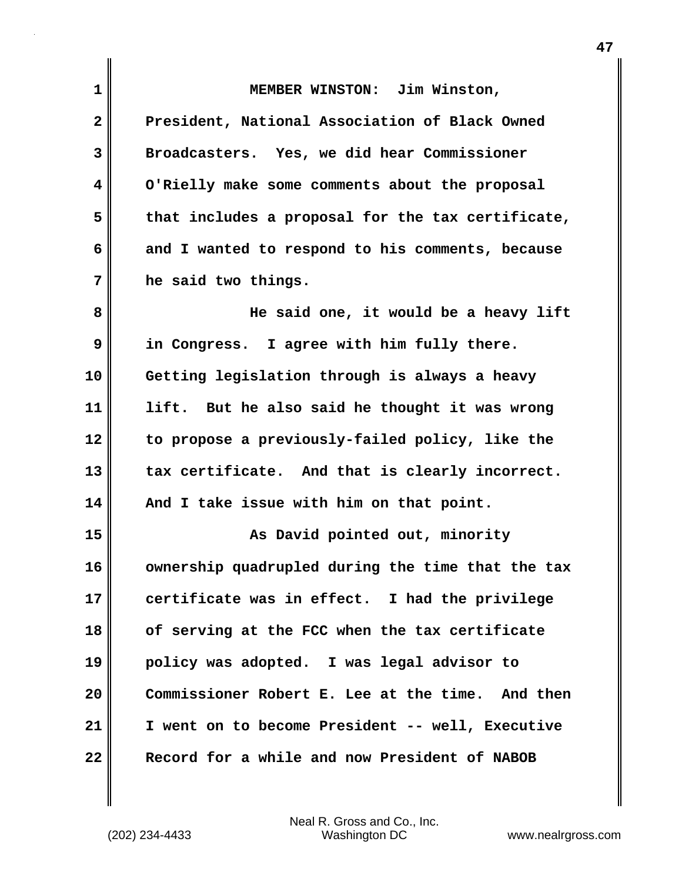MEMBER WINSTON: Jim Winston, President, National Association of Black Owned Broadcasters. Yes, we did hear Commissioner O'Rielly make some comments about the proposal that includes a proposal for the tax certificate, and I wanted to respond to his comments, because he said two things.

He said one, it would be a heavy lift in Congress. I agree with him fully there. Getting legislation through is always a heavy lift. But he also said he thought it was wrong to propose a previously-failed policy, like the tax certificate. And that is clearly incorrect. And I take issue with him on that point.

As David pointed out, minority ownership quadrupled during the time that the tax certificate was in effect. I had the privilege of serving at the FCC when the tax certificate policy was adopted. I was legal advisor to Commissioner Robert E. Lee at the time. And then I went on to become President -- well, Executive Record for a while and now President of NABOB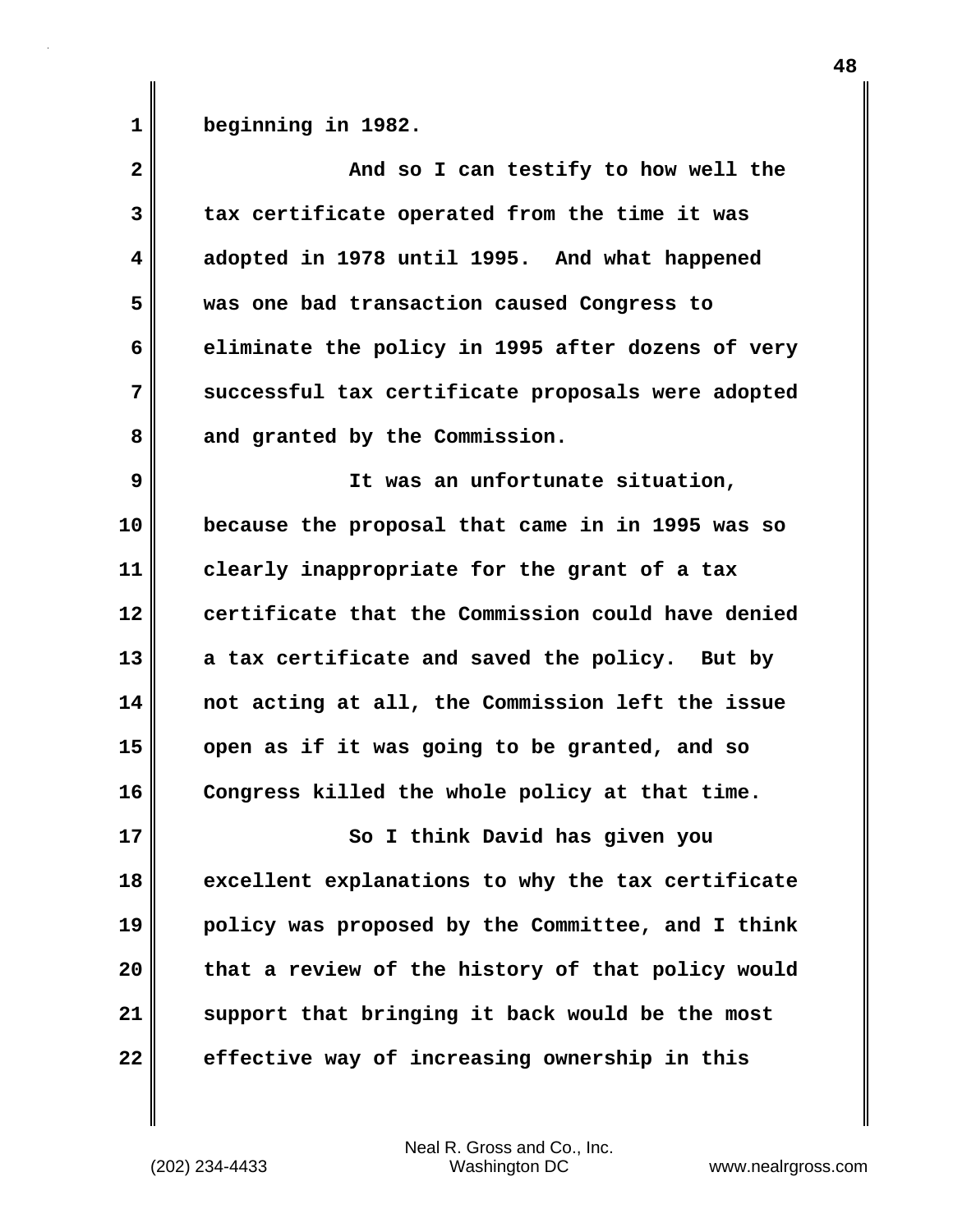beginning in 1982.

And so I can testify to how well the tax certificate operated from the time it was adopted in 1978 until 1995. And what happened was one bad transaction caused Congress to eliminate the policy in 1995 after dozens of very successful tax certificate proposals were adopted and granted by the Commission.

It was an unfortunate situation, because the proposal that came in in 1995 was so clearly inappropriate for the grant of a tax certificate that the Commission could have denied a tax certificate and saved the policy. But by not acting at all, the Commission left the issue open as if it was going to be granted, and so Congress killed the whole policy at that time.

So I think David has given you excellent explanations to why the tax certificate policy was proposed by the Committee, and I think that a review of the history of that policy would support that bringing it back would be the most effective way of increasing ownership in this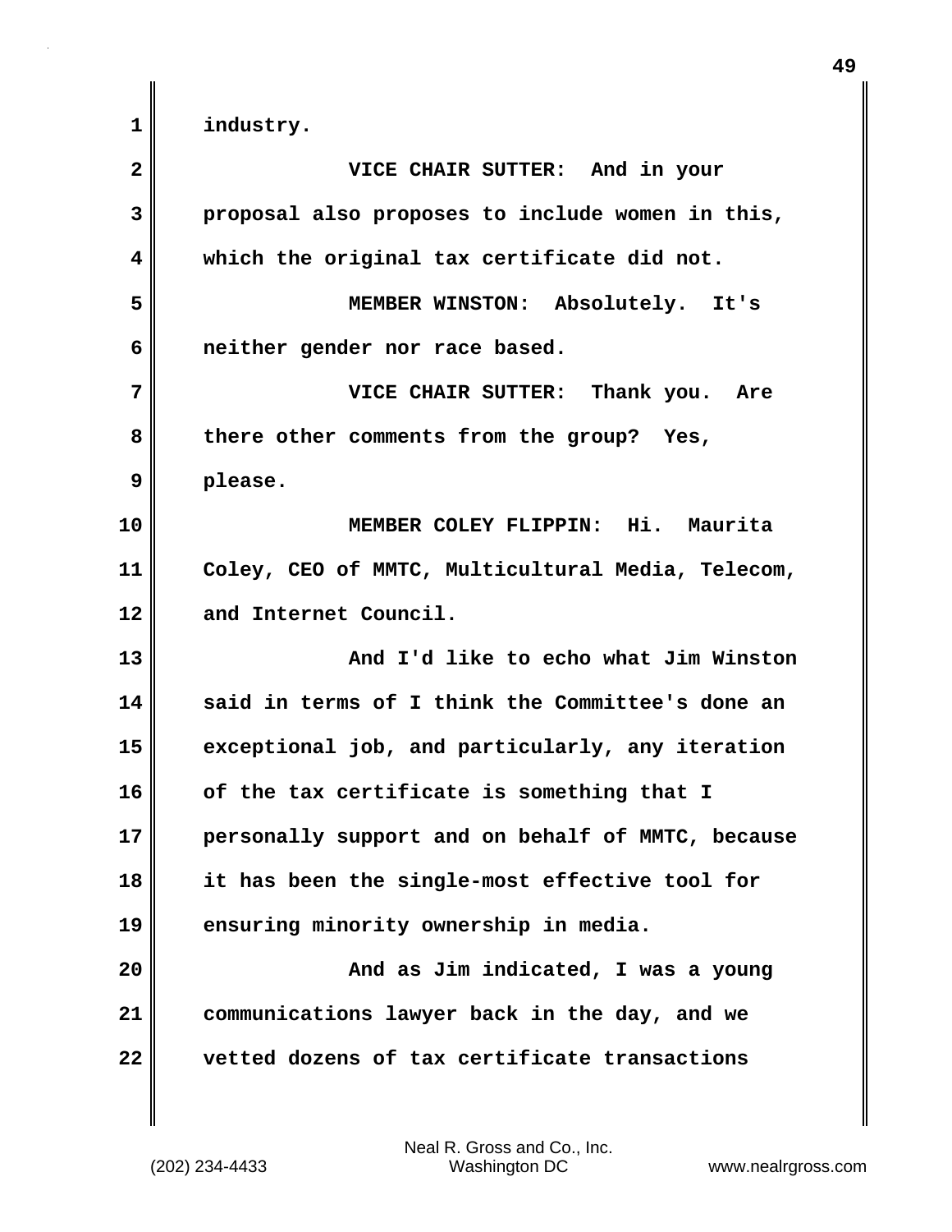industry.

VICE CHAIR SUTTER: And in your proposal also proposes to include women in this, which the original tax certificate did not.

MEMBER WINSTON: Absolutely. It's neither gender nor race based.

VICE CHAIR SUTTER: Thank you. Are there other comments from the group? Yes, please.

MEMBER COLEY FLIPPIN: Hi. Maurita Coley, CEO of MMTC, Multicultural Media, Telecom, and Internet Council.

And I'd like to echo what Jim Winston said in terms of I think the Committee's done an exceptional job, and particularly, any iteration of the tax certificate is something that I personally support and on behalf of MMTC, because it has been the single-most effective tool for ensuring minority ownership in media.

And as Jim indicated, I was a young communications lawyer back in the day, and we vetted dozens of tax certificate transactions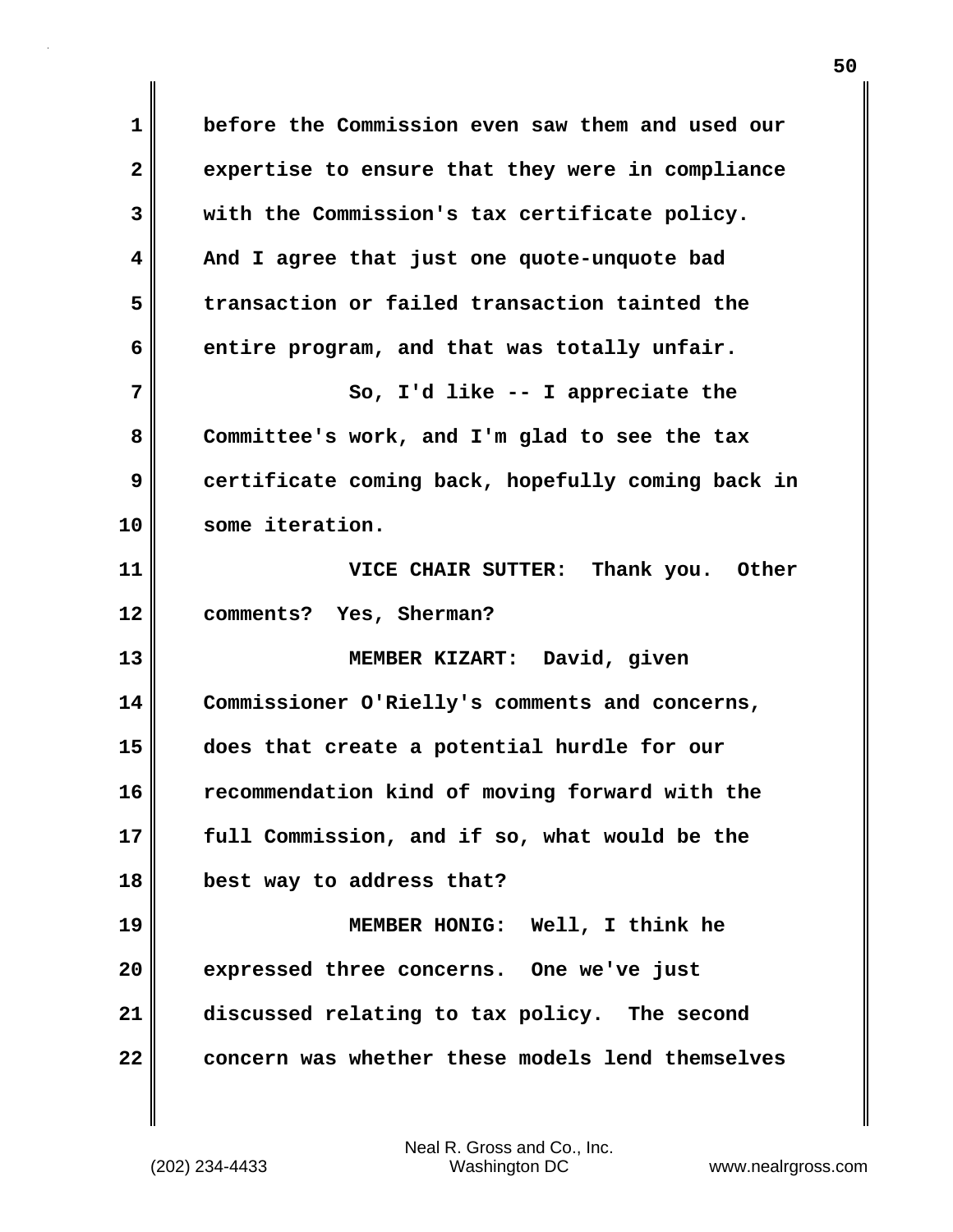before the Commission even saw them and used our expertise to ensure that they were in compliance with the Commission's tax certificate policy. And I agree that just one quote-unquote bad transaction or failed transaction tainted the entire program, and that was totally unfair.

So, I'd like -- I appreciate the Committee's work, and I'm glad to see the tax certificate coming back, hopefully coming back in some iteration.

VICE CHAIR SUTTER: Thank you. Other comments? Yes, Sherman?

MEMBER KIZART: David, given Commissioner O'Rielly's comments and concerns, does that create a potential hurdle for our recommendation kind of moving forward with the full Commission, and if so, what would be the best way to address that?

MEMBER HONIG: Well, I think he expressed three concerns. One we've just discussed relating to tax policy. The second concern was whether these models lend themselves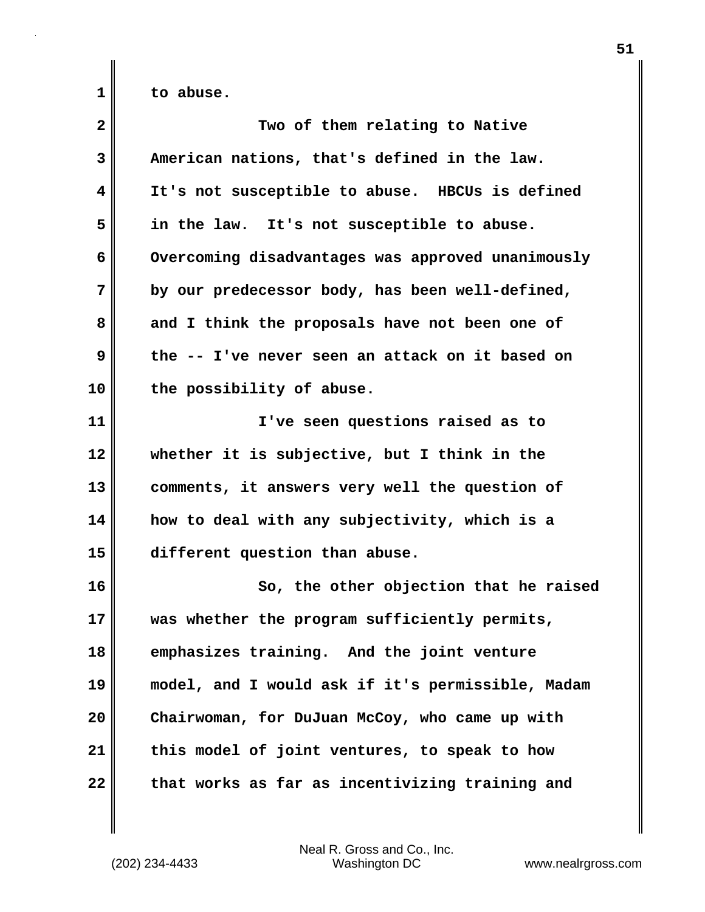to abuse.

Two of them relating to Native American nations, that's defined in the law. It's not susceptible to abuse. HBCUs is defined in the law. It's not susceptible to abuse. Overcoming disadvantages was approved unanimously by our predecessor body, has been well-defined, and I think the proposals have not been one of the -- I've never seen an attack on it based on the possibility of abuse.

I've seen questions raised as to whether it is subjective, but I think in the comments, it answers very well the question of how to deal with any subjectivity, which is a different question than abuse.

So, the other objection that he raised was whether the program sufficiently permits, emphasizes training. And the joint venture model, and I would ask if it's permissible, Madam Chairwoman, for DuJuan McCoy, who came up with this model of joint ventures, to speak to how that works as far as incentivizing training and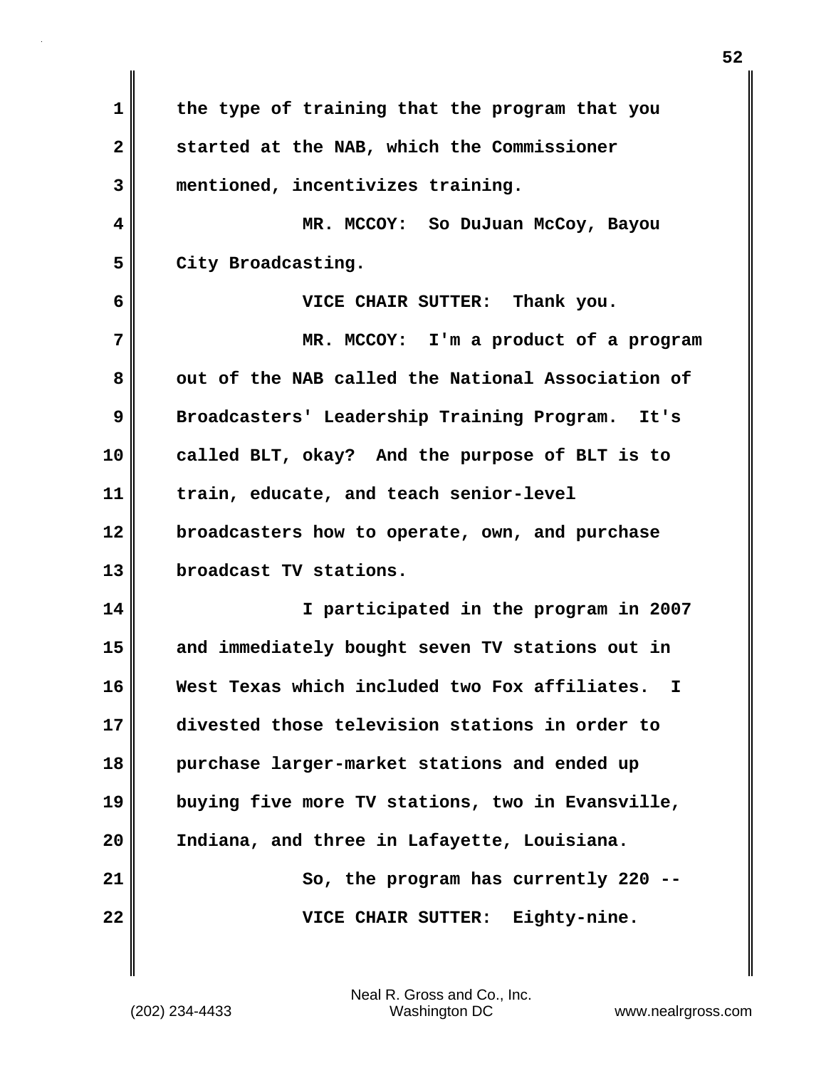the type of training that the program that you started at the NAB, which the Commissioner mentioned, incentivizes training.

MR. MCCOY: So DuJuan McCoy, Bayou City Broadcasting.

VICE CHAIR SUTTER: Thank you.

MR. MCCOY: I'm a product of a program out of the NAB called the National Association of Broadcasters' Leadership Training Program. It's called BLT, okay? And the purpose of BLT is to train, educate, and teach senior-level broadcasters how to operate, own, and purchase broadcast TV stations.

I participated in the program in 2007 and immediately bought seven TV stations out in West Texas which included two Fox affiliates. I divested those television stations in order to purchase larger-market stations and ended up buying five more TV stations, two in Evansville, Indiana, and three in Lafayette, Louisiana.

So, the program has currently 220 --

VICE CHAIR SUTTER: Eighty-nine.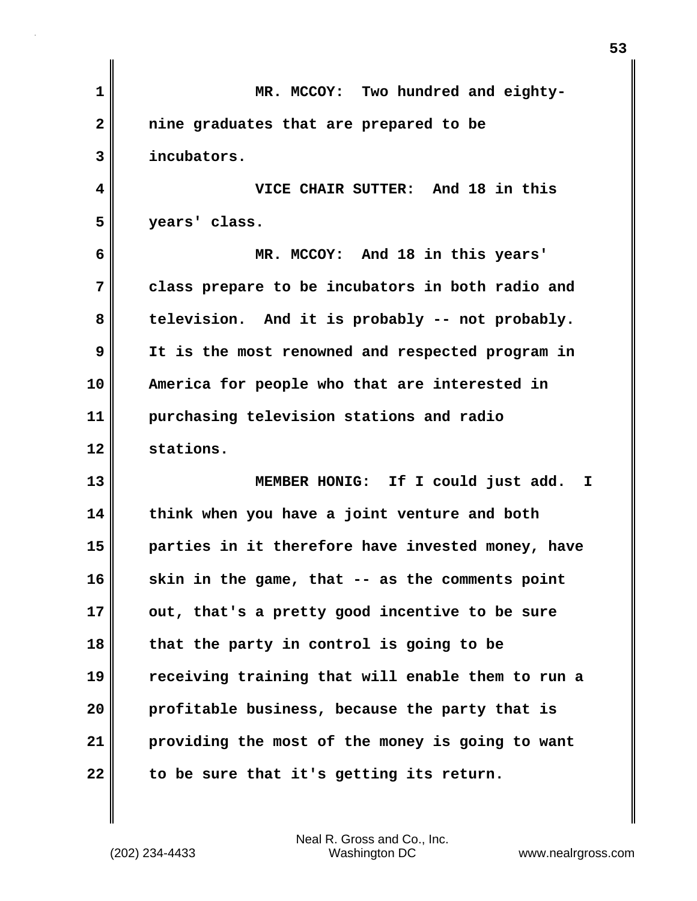MR. MCCOY: Two hundred and eighty-nine graduates that are prepared to be incubators.

VICE CHAIR SUTTER: And 18 in this years' class.

MR. MCCOY: And 18 in this years' class prepare to be incubators in both radio and television. And it is probably -- not probably. It is the most renowned and respected program in America for people who that are interested in purchasing television stations and radio stations.

MEMBER HONIG: If I could just add. I think when you have a joint venture and both parties in it therefore have invested money, have skin in the game, that -- as the comments point out, that's a pretty good incentive to be sure that the party in control is going to be receiving training that will enable them to run a profitable business, because the party that is providing the most of the money is going to want to be sure that it's getting its return.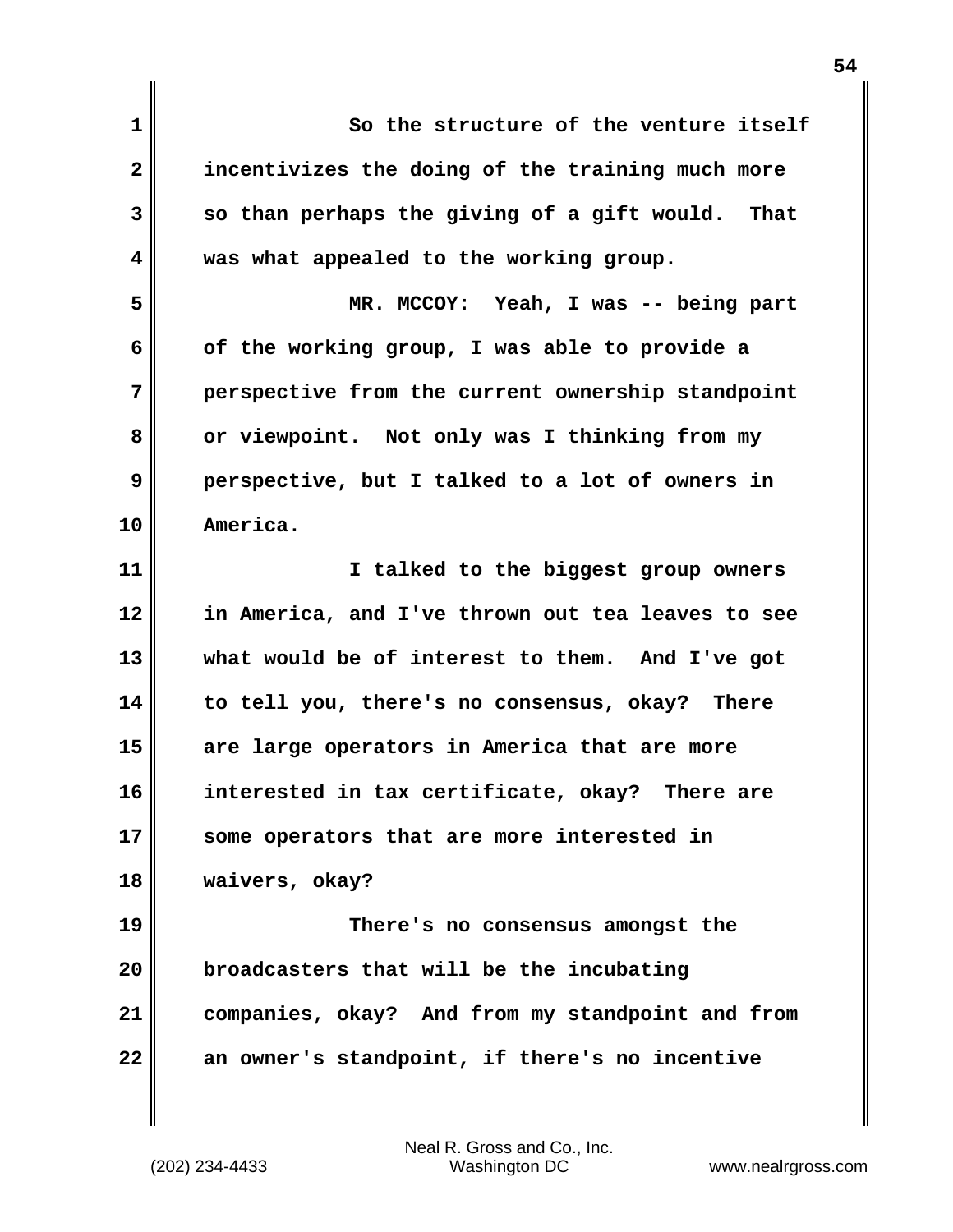So the structure of the venture itself incentivizes the doing of the training much more so than perhaps the giving of a gift would. That was what appealed to the working group.

MR. MCCOY: Yeah, I was -- being part of the working group, I was able to provide a perspective from the current ownership standpoint or viewpoint. Not only was I thinking from my perspective, but I talked to a lot of owners in America.

I talked to the biggest group owners in America, and I've thrown out tea leaves to see what would be of interest to them. And I've got to tell you, there's no consensus, okay? There are large operators in America that are more interested in tax certificate, okay? There are some operators that are more interested in waivers, okay?

There's no consensus amongst the broadcasters that will be the incubating companies, okay? And from my standpoint and from an owner's standpoint, if there's no incentive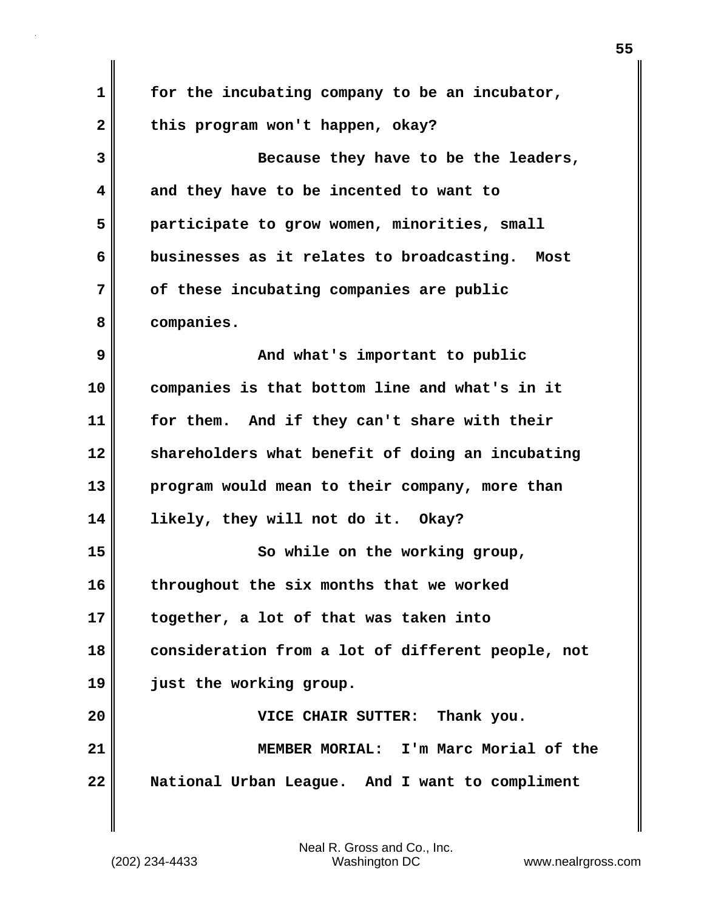for the incubating company to be an incubator, this program won't happen, okay?

Because they have to be the leaders, and they have to be incented to want to participate to grow women, minorities, small businesses as it relates to broadcasting. Most of these incubating companies are public companies.

And what's important to public companies is that bottom line and what's in it for them. And if they can't share with their shareholders what benefit of doing an incubating program would mean to their company, more than likely, they will not do it. Okay?

So while on the working group, throughout the six months that we worked together, a lot of that was taken into consideration from a lot of different people, not just the working group.

VICE CHAIR SUTTER: Thank you.

MEMBER MORIAL: I'm Marc Morial of the National Urban League. And I want to compliment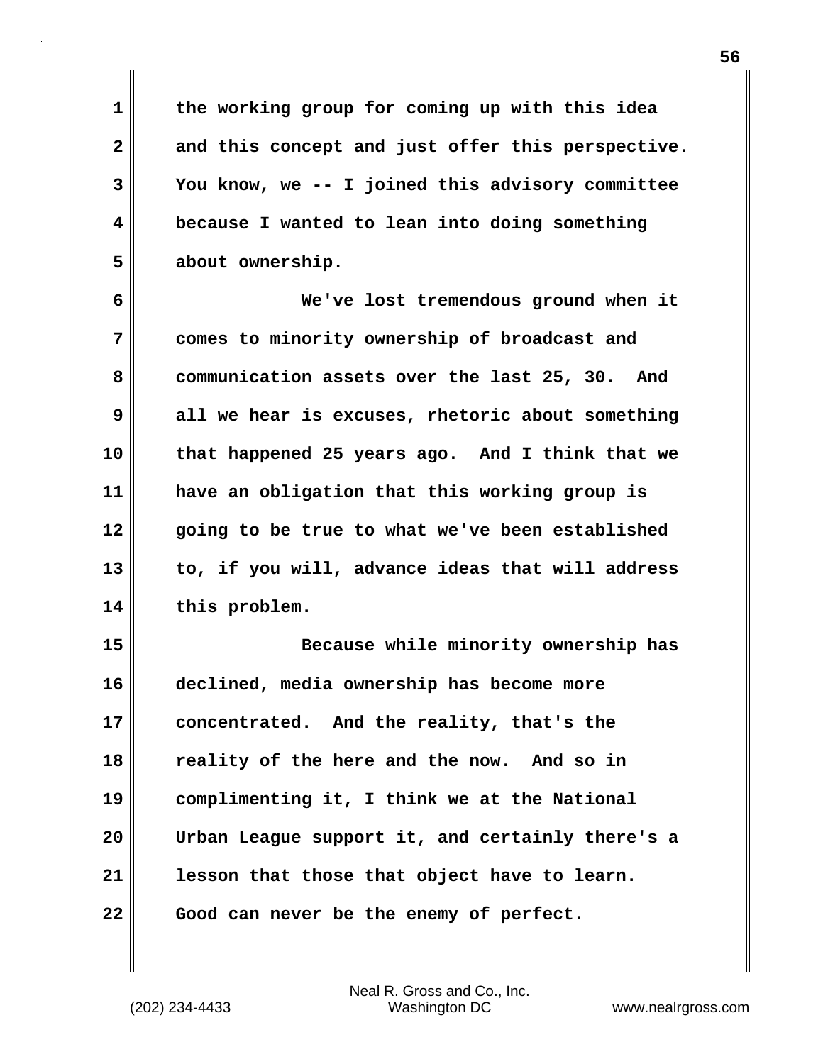the working group for coming up with this idea and this concept and just offer this perspective. You know, we -- I joined this advisory committee because I wanted to lean into doing something about ownership.

We've lost tremendous ground when it comes to minority ownership of broadcast and communication assets over the last 25, 30. And all we hear is excuses, rhetoric about something that happened 25 years ago. And I think that we have an obligation that this working group is going to be true to what we've been established to, if you will, advance ideas that will address this problem.

Because while minority ownership has declined, media ownership has become more concentrated. And the reality, that's the reality of the here and the now. And so in complimenting it, I think we at the National Urban League support it, and certainly there's a lesson that those that object have to learn. Good can never be the enemy of perfect.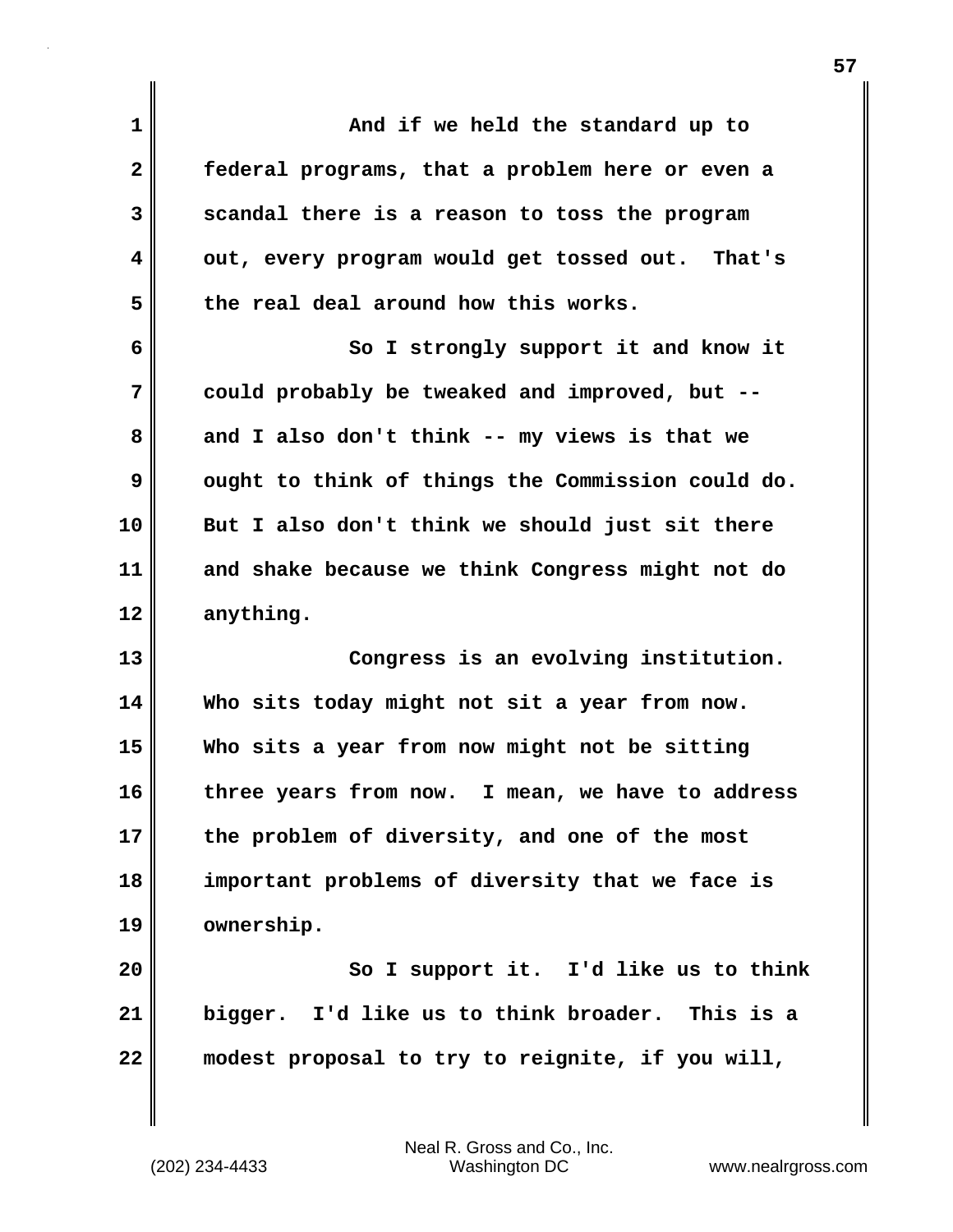And if we held the standard up to federal programs, that a problem here or even a scandal there is a reason to toss the program out, every program would get tossed out. That's the real deal around how this works.

So I strongly support it and know it could probably be tweaked and improved, but -- and I also don't think -- my views is that we ought to think of things the Commission could do. But I also don't think we should just sit there and shake because we think Congress might not do anything.

Congress is an evolving institution. Who sits today might not sit a year from now. Who sits a year from now might not be sitting three years from now. I mean, we have to address the problem of diversity, and one of the most important problems of diversity that we face is ownership.

So I support it. I'd like us to think bigger. I'd like us to think broader. This is a modest proposal to try to reignite, if you will,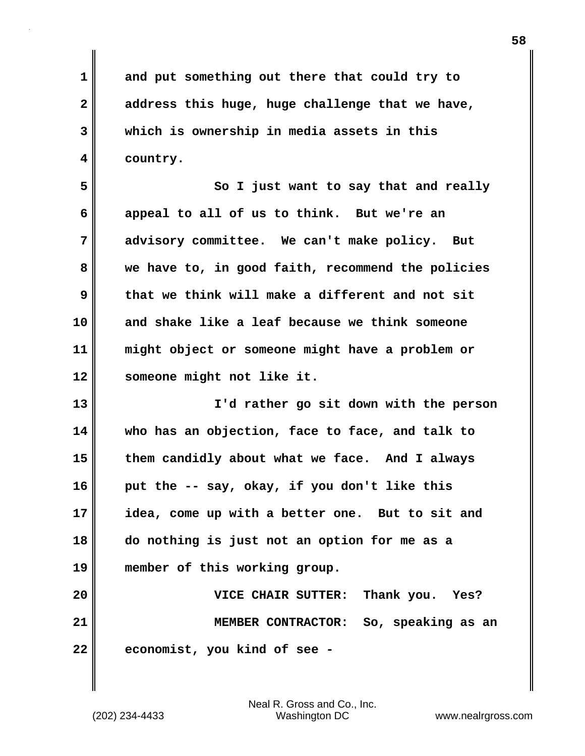and put something out there that could try to address this huge, huge challenge that we have, which is ownership in media assets in this country.

So I just want to say that and really appeal to all of us to think. But we're an advisory committee. We can't make policy. But we have to, in good faith, recommend the policies that we think will make a different and not sit and shake like a leaf because we think someone might object or someone might have a problem or someone might not like it.

I'd rather go sit down with the person who has an objection, face to face, and talk to them candidly about what we face. And I always put the -- say, okay, if you don't like this idea, come up with a better one. But to sit and do nothing is just not an option for me as a member of this working group.

VICE CHAIR SUTTER: Thank you. Yes?

MEMBER CONTRACTOR: So, speaking as an economist, you kind of see -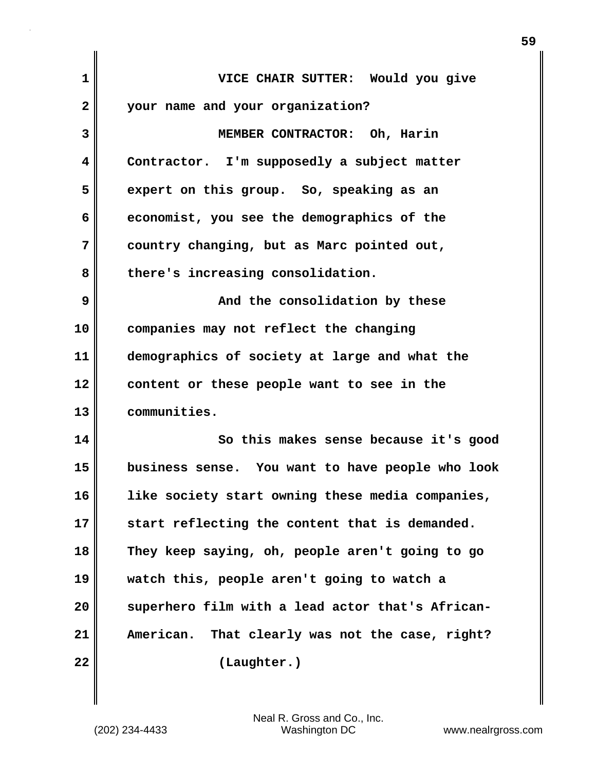VICE CHAIR SUTTER: Would you give your name and your organization?

MEMBER CONTRACTOR: Oh, Harin Contractor. I'm supposedly a subject matter expert on this group. So, speaking as an economist, you see the demographics of the country changing, but as Marc pointed out, there's increasing consolidation.

And the consolidation by these companies may not reflect the changing demographics of society at large and what the content or these people want to see in the communities.

So this makes sense because it's good business sense. You want to have people who look like society start owning these media companies, start reflecting the content that is demanded. They keep saying, oh, people aren't going to go watch this, people aren't going to watch a superhero film with a lead actor that's African-American. That clearly was not the case, right?

(Laughter.)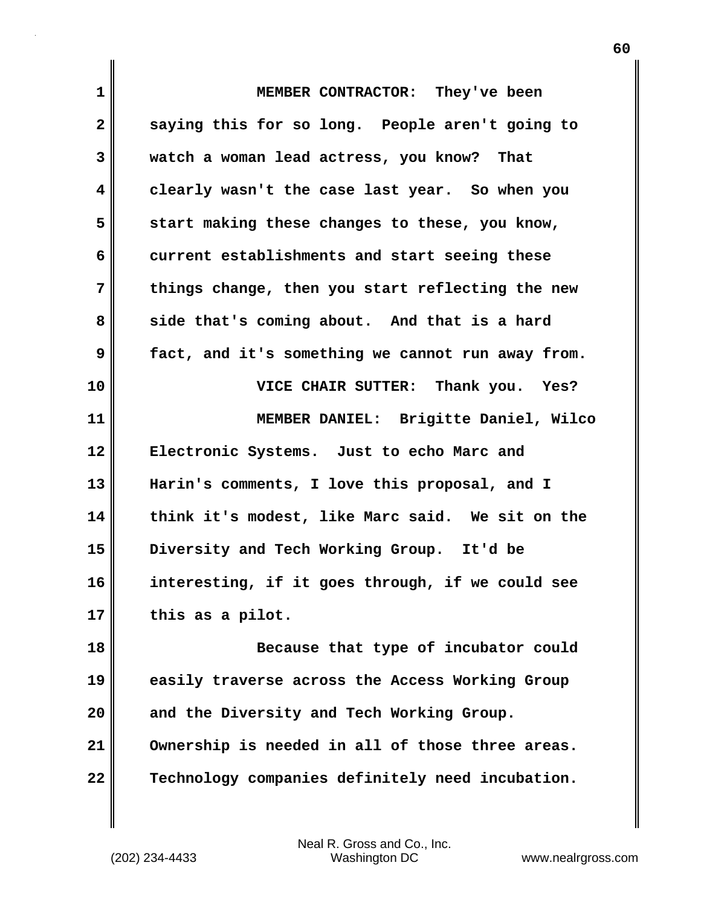MEMBER CONTRACTOR: They've been saying this for so long. People aren't going to watch a woman lead actress, you know? That clearly wasn't the case last year. So when you start making these changes to these, you know, current establishments and start seeing these things change, then you start reflecting the new side that's coming about. And that is a hard fact, and it's something we cannot run away from.

VICE CHAIR SUTTER: Thank you. Yes?

MEMBER DANIEL: Brigitte Daniel, Wilco Electronic Systems. Just to echo Marc and Harin's comments, I love this proposal, and I think it's modest, like Marc said. We sit on the Diversity and Tech Working Group. It'd be interesting, if it goes through, if we could see this as a pilot.

Because that type of incubator could easily traverse across the Access Working Group and the Diversity and Tech Working Group. Ownership is needed in all of those three areas. Technology companies definitely need incubation.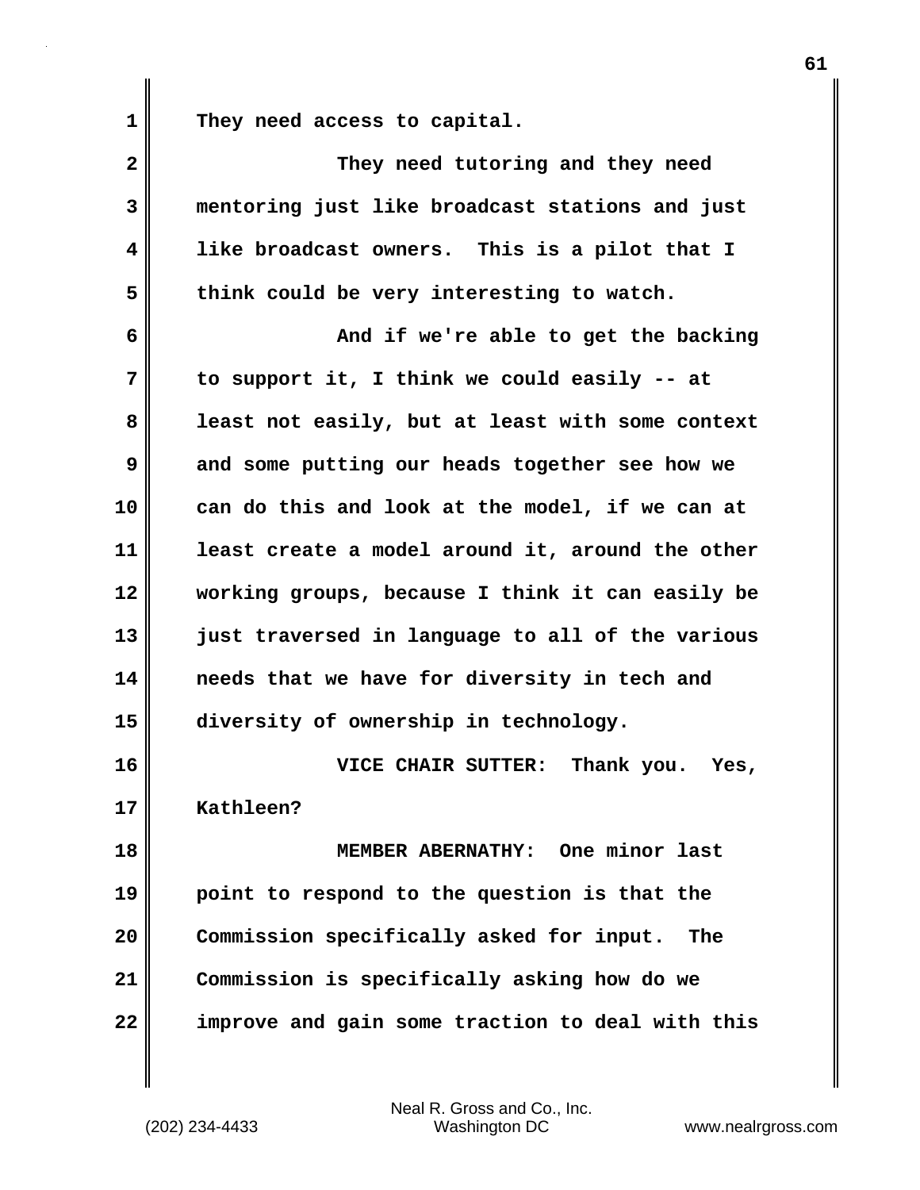They need access to capital.

They need tutoring and they need mentoring just like broadcast stations and just like broadcast owners. This is a pilot that I think could be very interesting to watch.

And if we're able to get the backing to support it, I think we could easily -- at least not easily, but at least with some context and some putting our heads together see how we can do this and look at the model, if we can at least create a model around it, around the other working groups, because I think it can easily be just traversed in language to all of the various needs that we have for diversity in tech and diversity of ownership in technology.

**VICE CHAIR SUTTER:** Thank you. Yes, Kathleen?

**MEMBER ABERNATHY:** One minor last point to respond to the question is that the Commission specifically asked for input. The Commission is specifically asking how do we improve and gain some traction to deal with this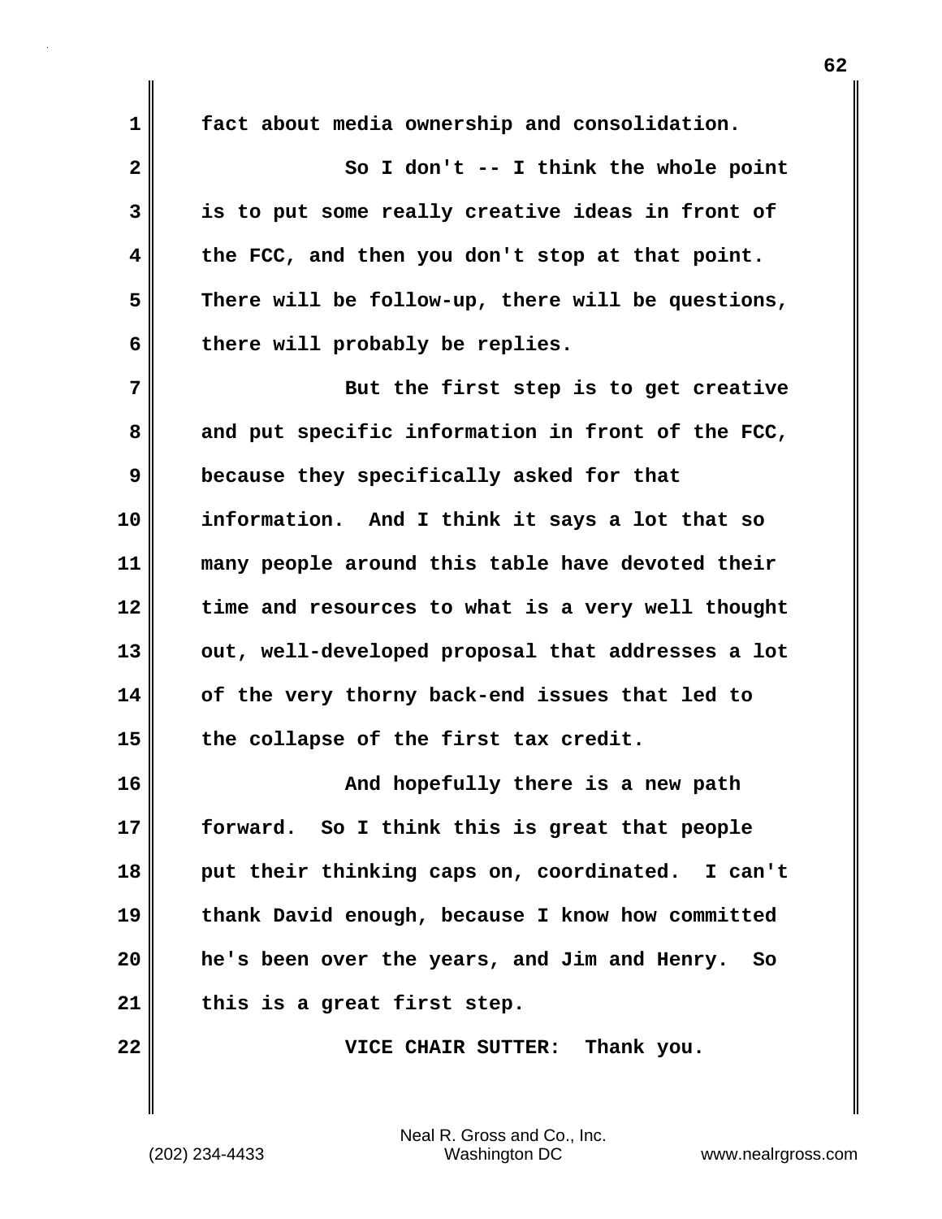fact about media ownership and consolidation.

So I don't -- I think the whole point is to put some really creative ideas in front of the FCC, and then you don't stop at that point. There will be follow-up, there will be questions, there will probably be replies.

But the first step is to get creative and put specific information in front of the FCC, because they specifically asked for that information. And I think it says a lot that so many people around this table have devoted their time and resources to what is a very well thought out, well-developed proposal that addresses a lot of the very thorny back-end issues that led to the collapse of the first tax credit.

And hopefully there is a new path forward. So I think this is great that people put their thinking caps on, coordinated. I can't thank David enough, because I know how committed he's been over the years, and Jim and Henry. So this is a great first step.

VICE CHAIR SUTTER: Thank you.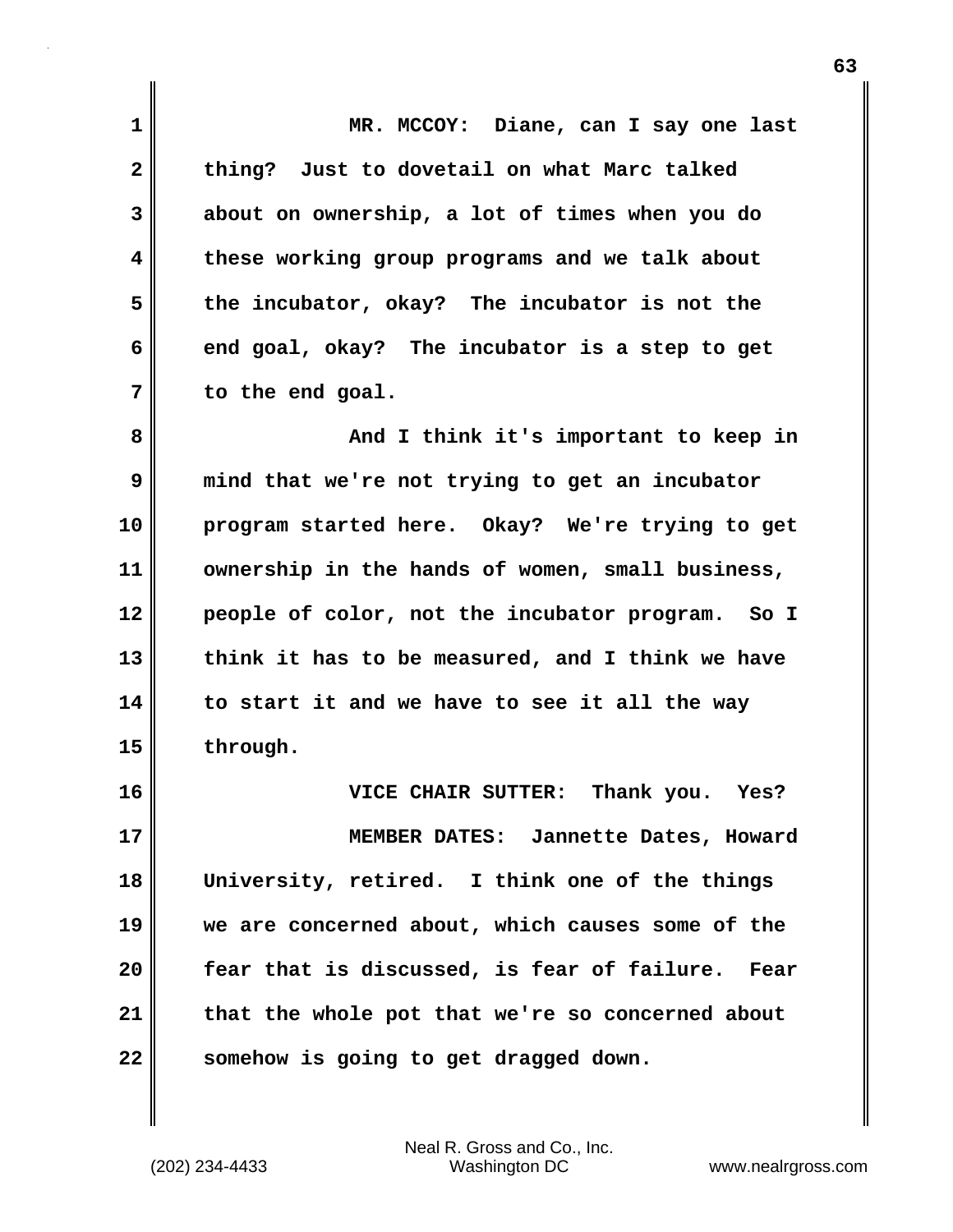MR. MCCOY: Diane, can I say one last thing? Just to dovetail on what Marc talked about on ownership, a lot of times when you do these working group programs and we talk about the incubator, okay? The incubator is not the end goal, okay? The incubator is a step to get to the end goal.

And I think it's important to keep in mind that we're not trying to get an incubator program started here. Okay? We're trying to get ownership in the hands of women, small business, people of color, not the incubator program. So I think it has to be measured, and I think we have to start it and we have to see it all the way through.

VICE CHAIR SUTTER: Thank you. Yes?

MEMBER DATES: Jannette Dates, Howard University, retired. I think one of the things we are concerned about, which causes some of the fear that is discussed, is fear of failure. Fear that the whole pot that we're so concerned about somehow is going to get dragged down.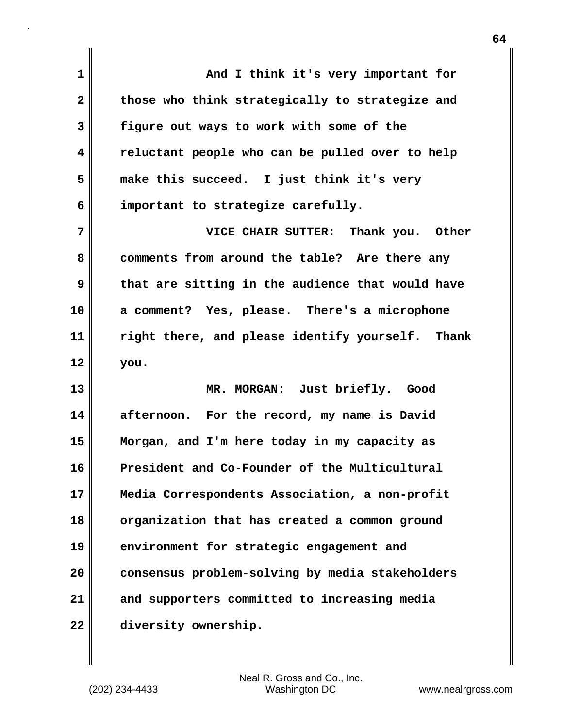And I think it's very important for those who think strategically to strategize and figure out ways to work with some of the reluctant people who can be pulled over to help make this succeed. I just think it's very important to strategize carefully.

**VICE CHAIR SUTTER:** Thank you. Other comments from around the table? Are there any that are sitting in the audience that would have a comment? Yes, please. There's a microphone right there, and please identify yourself. Thank you.

**MR. MORGAN:** Just briefly. Good afternoon. For the record, my name is David Morgan, and I'm here today in my capacity as President and Co-Founder of the Multicultural Media Correspondents Association, a non-profit organization that has created a common ground environment for strategic engagement and consensus problem-solving by media stakeholders and supporters committed to increasing media diversity ownership.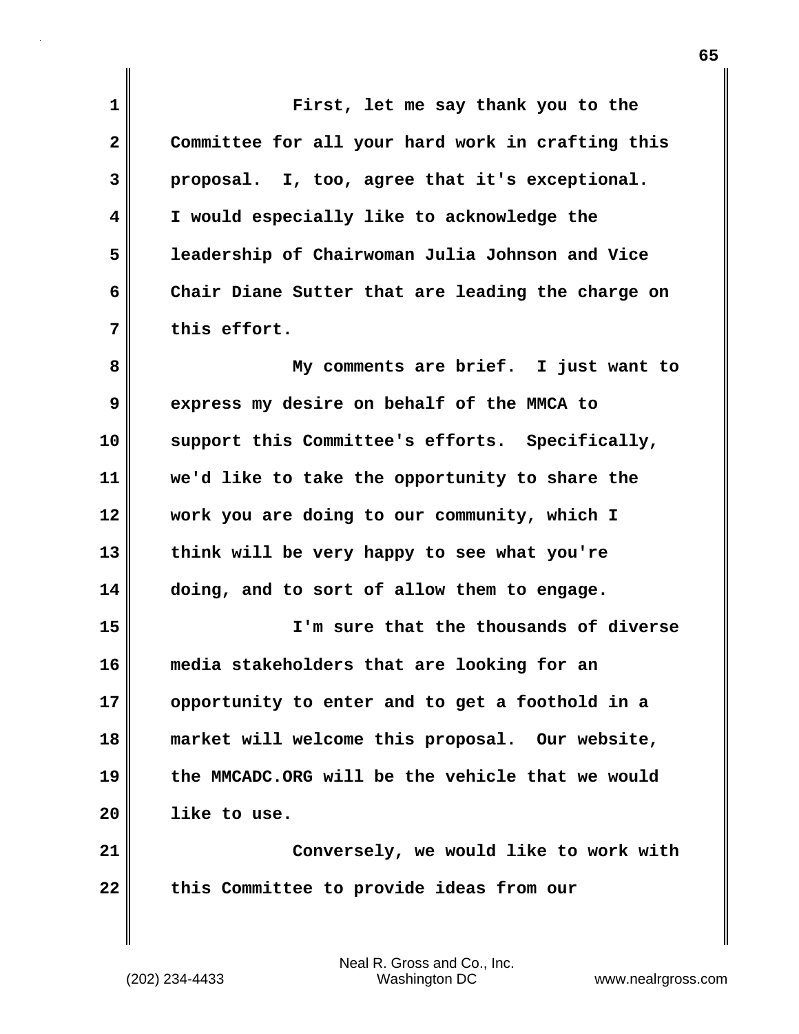First, let me say thank you to the Committee for all your hard work in crafting this proposal. I, too, agree that it's exceptional. I would especially like to acknowledge the leadership of Chairwoman Julia Johnson and Vice Chair Diane Sutter that are leading the charge on this effort.

My comments are brief. I just want to express my desire on behalf of the MMCA to support this Committee's efforts. Specifically, we'd like to take the opportunity to share the work you are doing to our community, which I think will be very happy to see what you're doing, and to sort of allow them to engage.

I'm sure that the thousands of diverse media stakeholders that are looking for an opportunity to enter and to get a foothold in a market will welcome this proposal. Our website, the MMCADC.ORG will be the vehicle that we would like to use.

Conversely, we would like to work with this Committee to provide ideas from our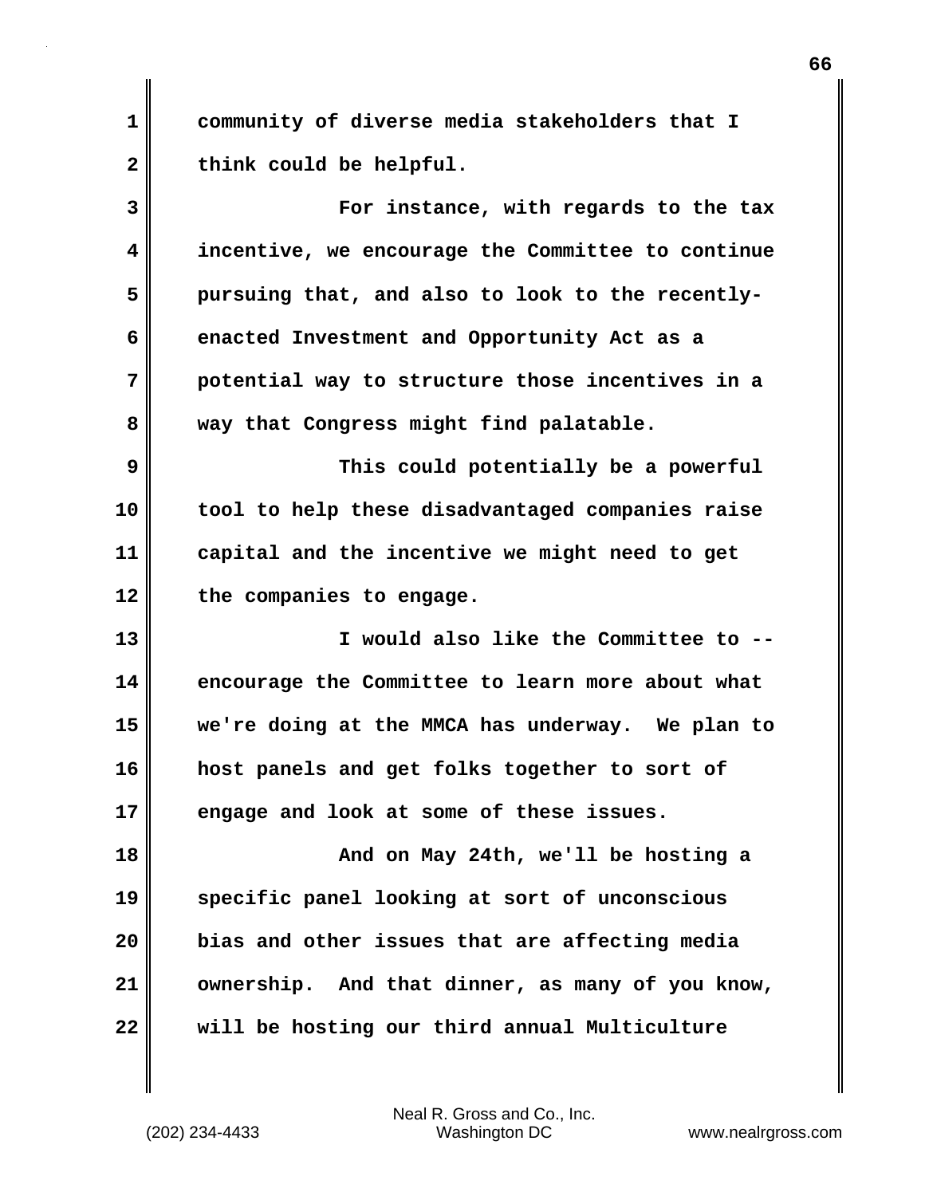community of diverse media stakeholders that I think could be helpful.

For instance, with regards to the tax incentive, we encourage the Committee to continue pursuing that, and also to look to the recently-enacted Investment and Opportunity Act as a potential way to structure those incentives in a way that Congress might find palatable.

This could potentially be a powerful tool to help these disadvantaged companies raise capital and the incentive we might need to get the companies to engage.

I would also like the Committee to -- encourage the Committee to learn more about what we're doing at the MMCA has underway. We plan to host panels and get folks together to sort of engage and look at some of these issues.

And on May 24th, we'll be hosting a specific panel looking at sort of unconscious bias and other issues that are affecting media ownership. And that dinner, as many of you know, will be hosting our third annual Multiculture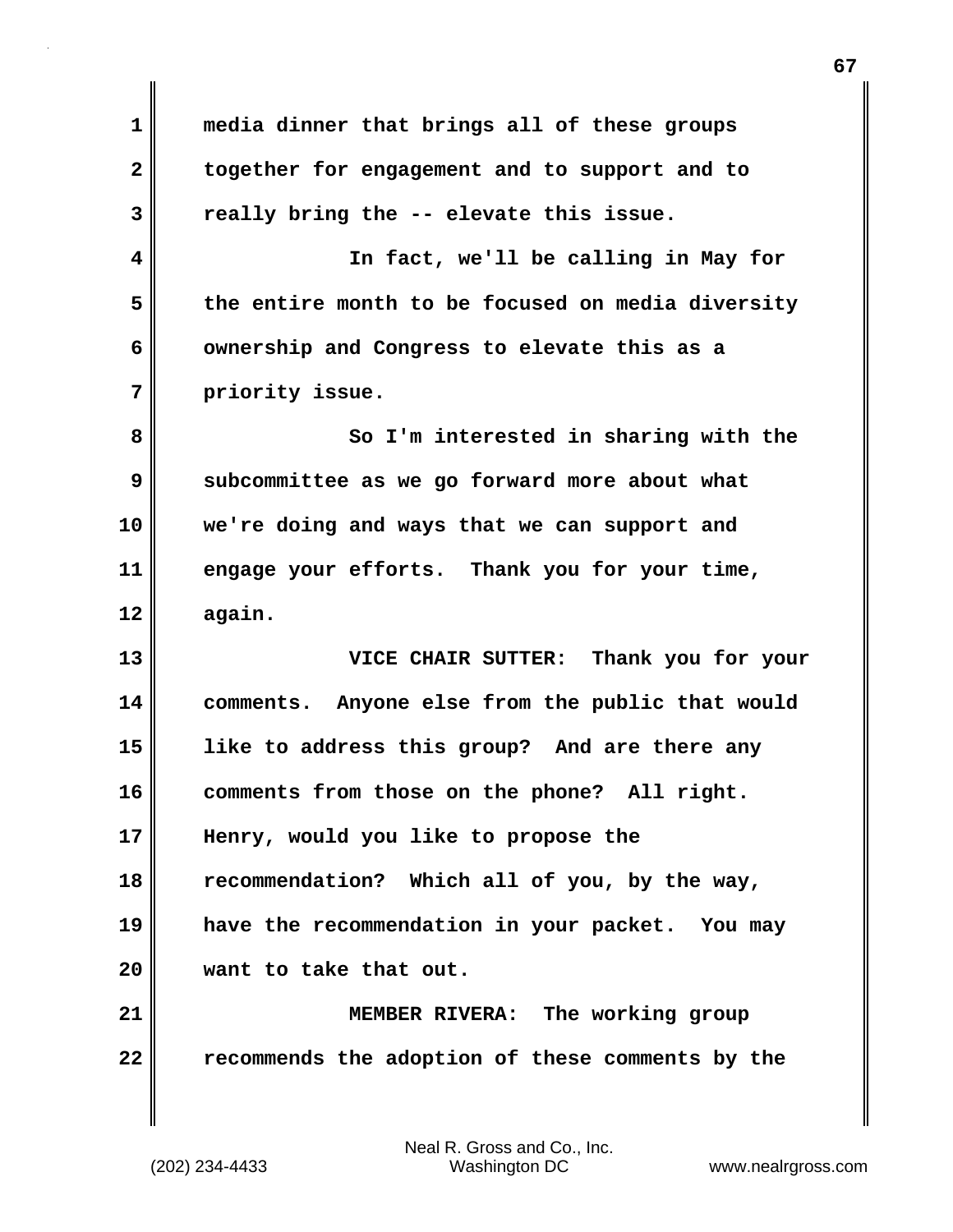media dinner that brings all of these groups together for engagement and to support and to really bring the -- elevate this issue.

In fact, we'll be calling in May for the entire month to be focused on media diversity ownership and Congress to elevate this as a priority issue.

So I'm interested in sharing with the subcommittee as we go forward more about what we're doing and ways that we can support and engage your efforts. Thank you for your time, again.

**VICE CHAIR SUTTER:** Thank you for your comments. Anyone else from the public that would like to address this group? And are there any comments from those on the phone? All right. Henry, would you like to propose the recommendation? Which all of you, by the way, have the recommendation in your packet. You may want to take that out.

**MEMBER RIVERA:** The working group recommends the adoption of these comments by the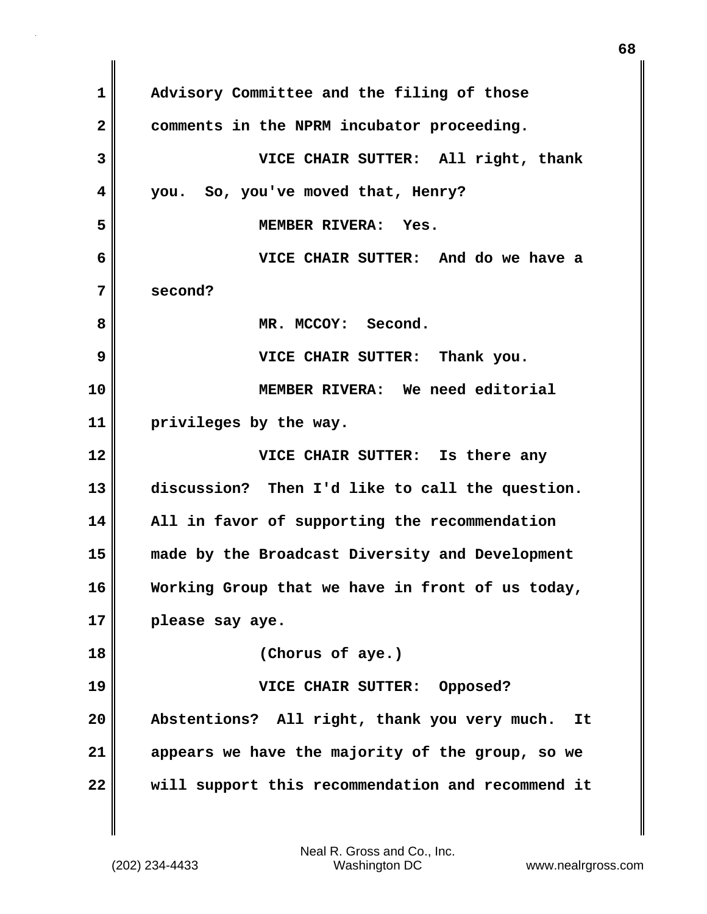Advisory Committee and the filing of those comments in the NPRM incubator proceeding.

VICE CHAIR SUTTER: All right, thank you. So, you've moved that, Henry?

MEMBER RIVERA: Yes.

VICE CHAIR SUTTER: And do we have a second?

MR. MCCOY: Second.

VICE CHAIR SUTTER: Thank you.

MEMBER RIVERA: We need editorial privileges by the way.

VICE CHAIR SUTTER: Is there any discussion? Then I'd like to call the question. All in favor of supporting the recommendation made by the Broadcast Diversity and Development Working Group that we have in front of us today, please say aye.

(Chorus of aye.)

VICE CHAIR SUTTER: Opposed? Abstentions? All right, thank you very much. It appears we have the majority of the group, so we will support this recommendation and recommend it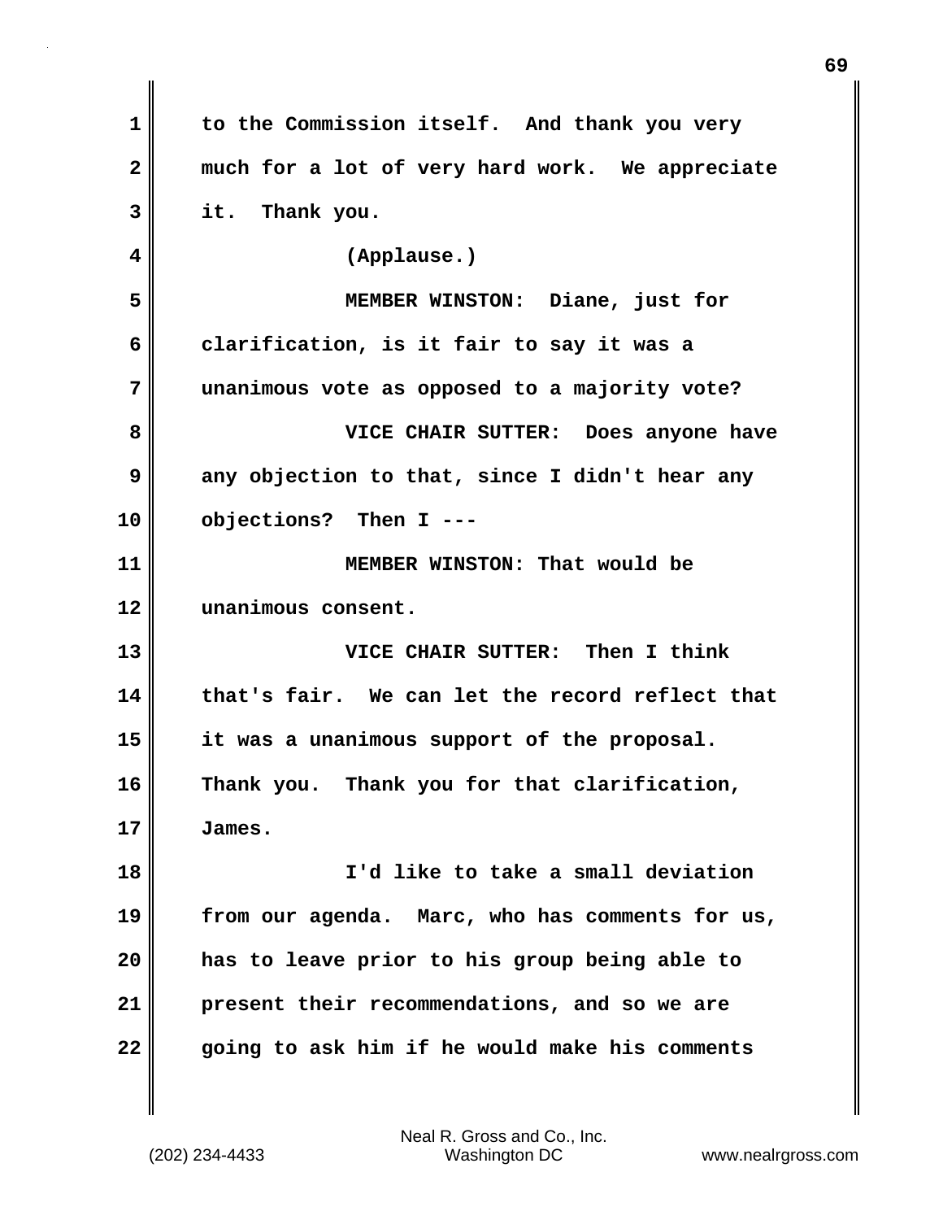to the Commission itself. And thank you very much for a lot of very hard work. We appreciate it. Thank you.

(Applause.)

MEMBER WINSTON: Diane, just for clarification, is it fair to say it was a unanimous vote as opposed to a majority vote?

VICE CHAIR SUTTER: Does anyone have any objection to that, since I didn't hear any objections? Then I ---

MEMBER WINSTON: That would be unanimous consent.

VICE CHAIR SUTTER: Then I think that's fair. We can let the record reflect that it was a unanimous support of the proposal. Thank you. Thank you for that clarification, James.

I'd like to take a small deviation from our agenda. Marc, who has comments for us, has to leave prior to his group being able to present their recommendations, and so we are going to ask him if he would make his comments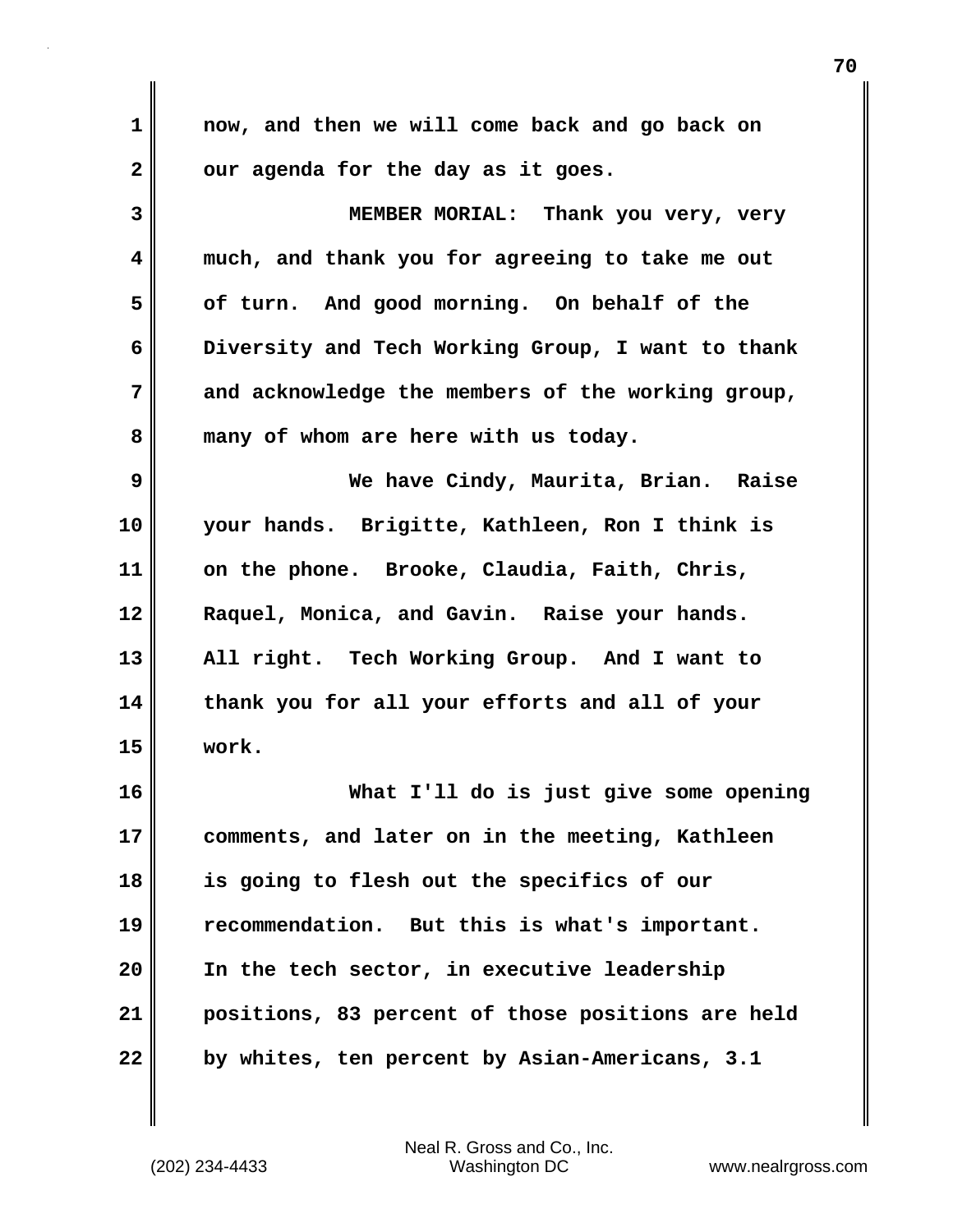now, and then we will come back and go back on our agenda for the day as it goes.

MEMBER MORIAL: Thank you very, very much, and thank you for agreeing to take me out of turn. And good morning. On behalf of the Diversity and Tech Working Group, I want to thank and acknowledge the members of the working group, many of whom are here with us today.

We have Cindy, Maurita, Brian. Raise your hands. Brigitte, Kathleen, Ron I think is on the phone. Brooke, Claudia, Faith, Chris, Raquel, Monica, and Gavin. Raise your hands. All right. Tech Working Group. And I want to thank you for all your efforts and all of your work.

What I'll do is just give some opening comments, and later on in the meeting, Kathleen is going to flesh out the specifics of our recommendation. But this is what's important. In the tech sector, in executive leadership positions, 83 percent of those positions are held by whites, ten percent by Asian-Americans, 3.1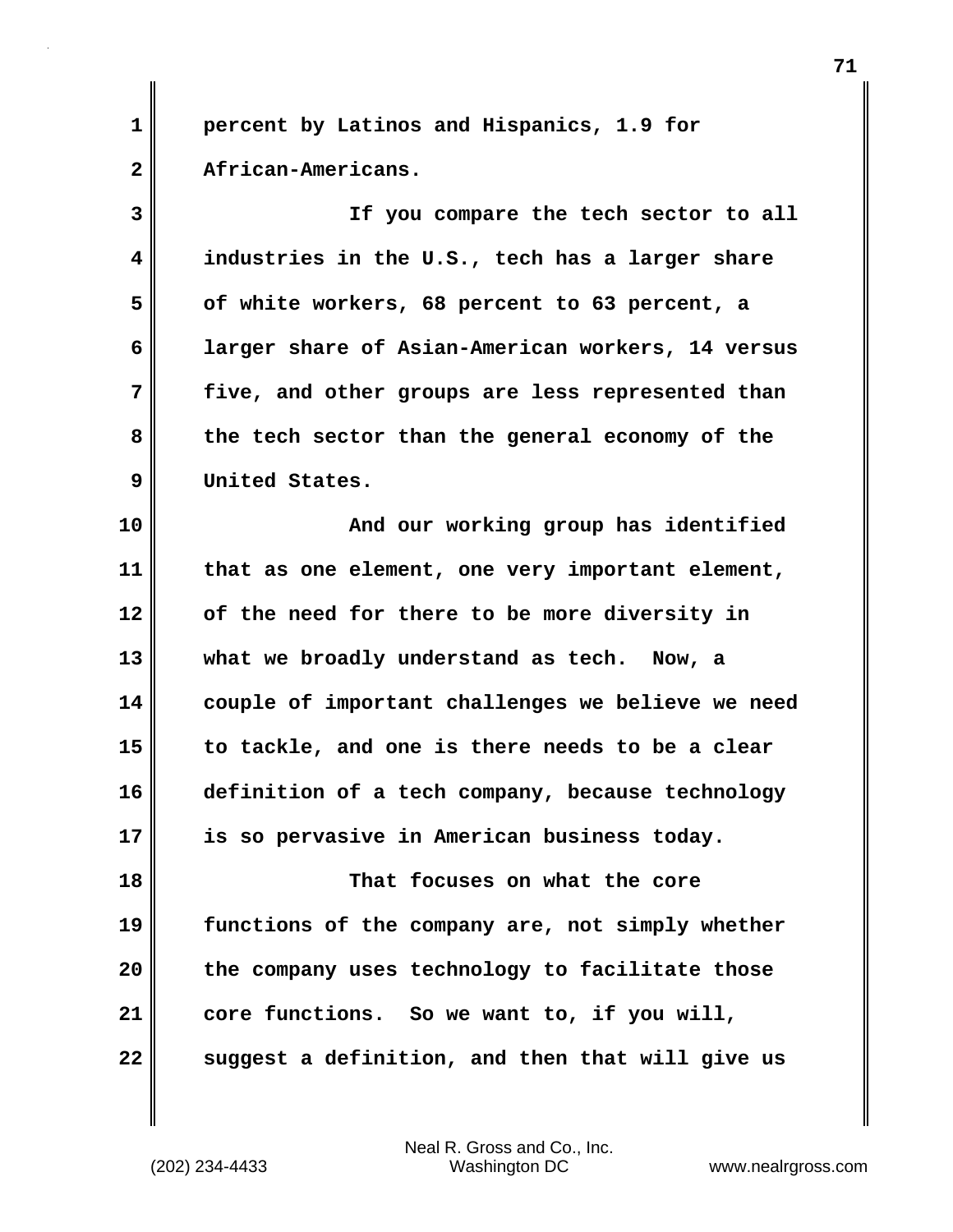percent by Latinos and Hispanics, 1.9 for African-Americans.

If you compare the tech sector to all industries in the U.S., tech has a larger share of white workers, 68 percent to 63 percent, a larger share of Asian-American workers, 14 versus five, and other groups are less represented than the tech sector than the general economy of the United States.

And our working group has identified that as one element, one very important element, of the need for there to be more diversity in what we broadly understand as tech. Now, a couple of important challenges we believe we need to tackle, and one is there needs to be a clear definition of a tech company, because technology is so pervasive in American business today.

That focuses on what the core functions of the company are, not simply whether the company uses technology to facilitate those core functions. So we want to, if you will, suggest a definition, and then that will give us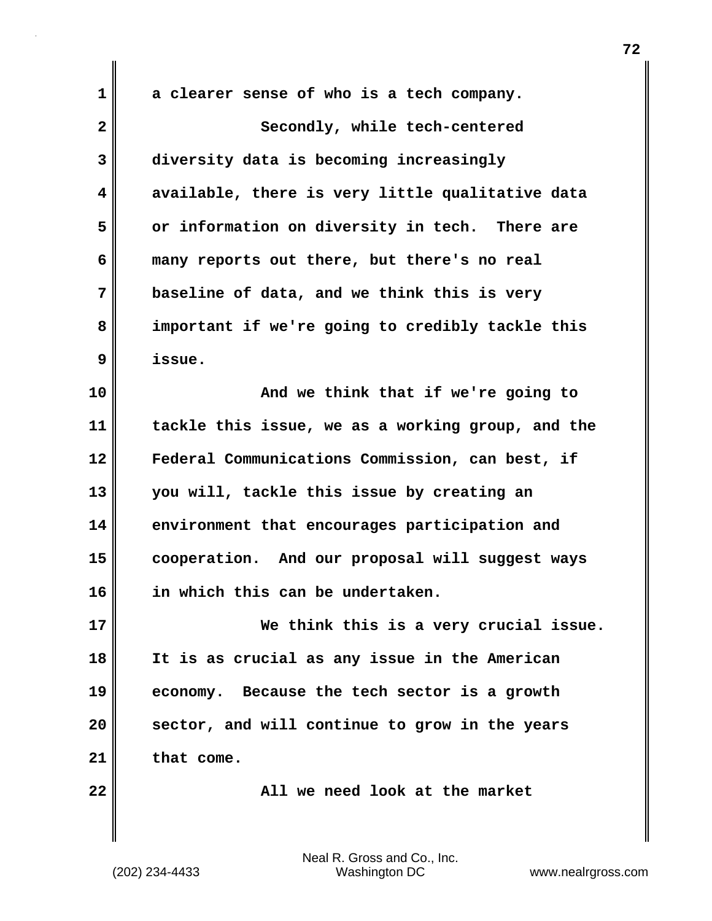a clearer sense of who is a tech company.

Secondly, while tech-centered diversity data is becoming increasingly available, there is very little qualitative data or information on diversity in tech. There are many reports out there, but there's no real baseline of data, and we think this is very important if we're going to credibly tackle this issue.

And we think that if we're going to tackle this issue, we as a working group, and the Federal Communications Commission, can best, if you will, tackle this issue by creating an environment that encourages participation and cooperation. And our proposal will suggest ways in which this can be undertaken.

We think this is a very crucial issue. It is as crucial as any issue in the American economy. Because the tech sector is a growth sector, and will continue to grow in the years that come.

All we need look at the market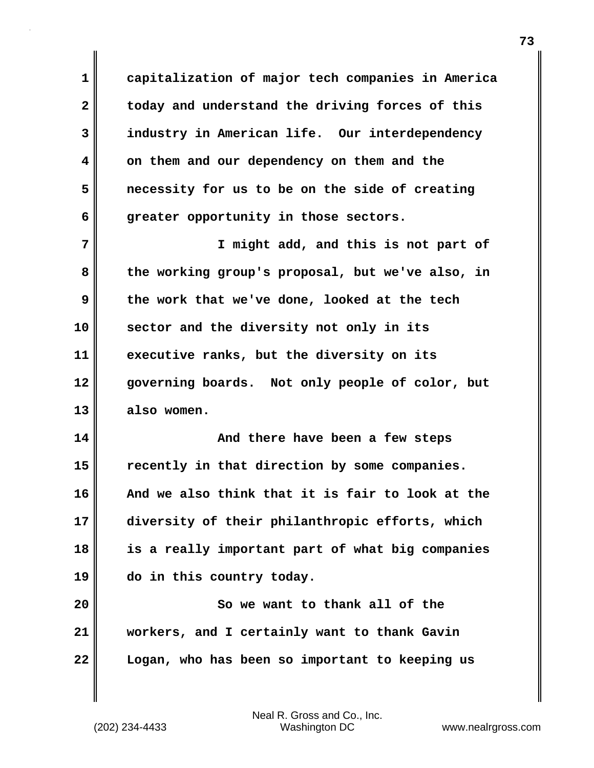capitalization of major tech companies in America today and understand the driving forces of this industry in American life. Our interdependency on them and our dependency on them and the necessity for us to be on the side of creating greater opportunity in those sectors.

I might add, and this is not part of the working group's proposal, but we've also, in the work that we've done, looked at the tech sector and the diversity not only in its executive ranks, but the diversity on its governing boards. Not only people of color, but also women.

And there have been a few steps recently in that direction by some companies. And we also think that it is fair to look at the diversity of their philanthropic efforts, which is a really important part of what big companies do in this country today.

So we want to thank all of the workers, and I certainly want to thank Gavin Logan, who has been so important to keeping us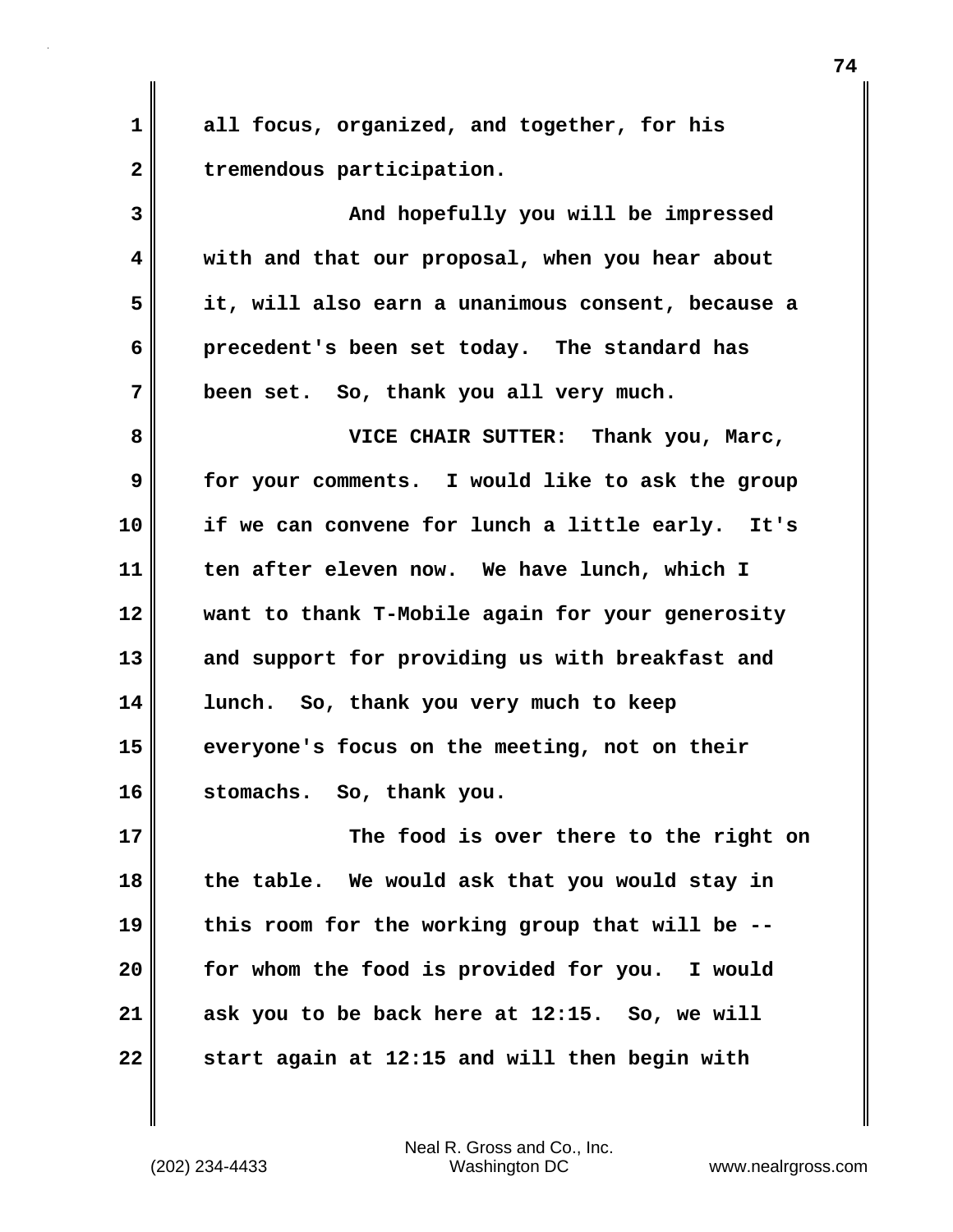all focus, organized, and together, for his tremendous participation.

And hopefully you will be impressed with and that our proposal, when you hear about it, will also earn a unanimous consent, because a precedent's been set today. The standard has been set. So, thank you all very much.

VICE CHAIR SUTTER: Thank you, Marc, for your comments. I would like to ask the group if we can convene for lunch a little early. It's ten after eleven now. We have lunch, which I want to thank T-Mobile again for your generosity and support for providing us with breakfast and lunch. So, thank you very much to keep everyone's focus on the meeting, not on their stomachs. So, thank you.

The food is over there to the right on the table. We would ask that you would stay in this room for the working group that will be -- for whom the food is provided for you. I would ask you to be back here at 12:15. So, we will start again at 12:15 and will then begin with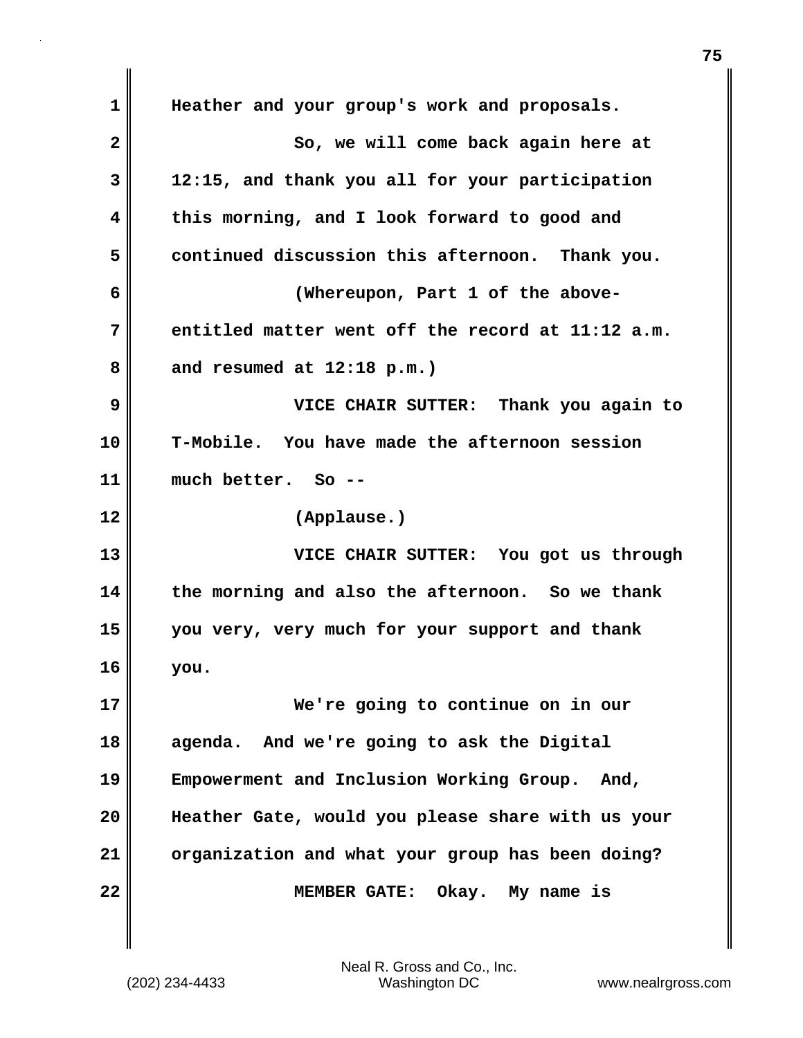Heather and your group's work and proposals.

So, we will come back again here at 12:15, and thank you all for your participation this morning, and I look forward to good and continued discussion this afternoon. Thank you.

(Whereupon, Part 1 of the above-entitled matter went off the record at 11:12 a.m. and resumed at 12:18 p.m.)

VICE CHAIR SUTTER: Thank you again to T-Mobile. You have made the afternoon session much better. So --

(Applause.)

VICE CHAIR SUTTER: You got us through the morning and also the afternoon. So we thank you very, very much for your support and thank you.

We're going to continue on in our agenda. And we're going to ask the Digital Empowerment and Inclusion Working Group. And, Heather Gate, would you please share with us your organization and what your group has been doing?

MEMBER GATE: Okay. My name is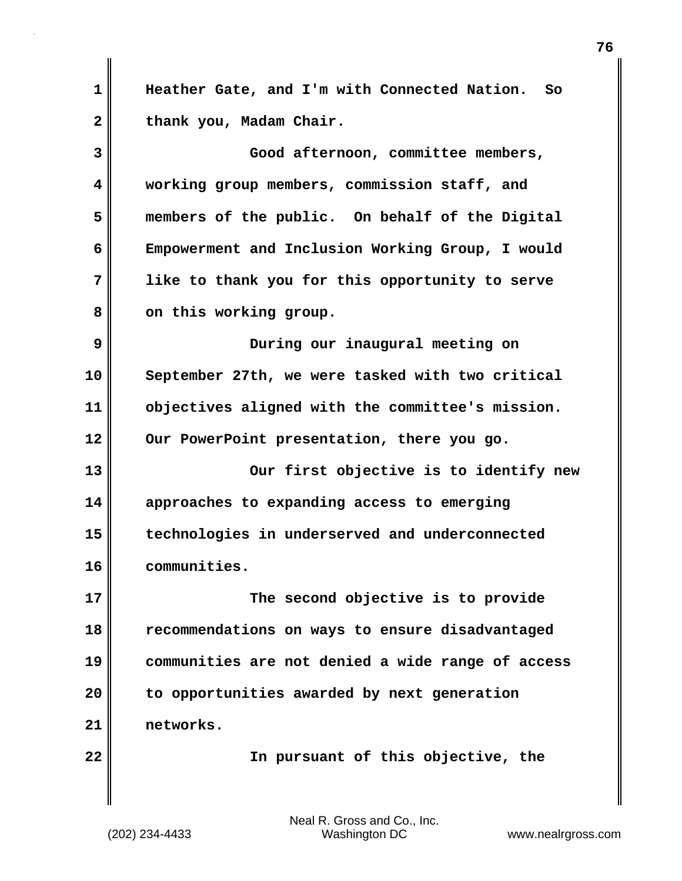Heather Gate, and I'm with Connected Nation. So thank you, Madam Chair.

Good afternoon, committee members, working group members, commission staff, and members of the public. On behalf of the Digital Empowerment and Inclusion Working Group, I would like to thank you for this opportunity to serve on this working group.

During our inaugural meeting on September 27th, we were tasked with two critical objectives aligned with the committee's mission. Our PowerPoint presentation, there you go.

Our first objective is to identify new approaches to expanding access to emerging technologies in underserved and underconnected communities.

The second objective is to provide recommendations on ways to ensure disadvantaged communities are not denied a wide range of access to opportunities awarded by next generation networks.

In pursuant of this objective, the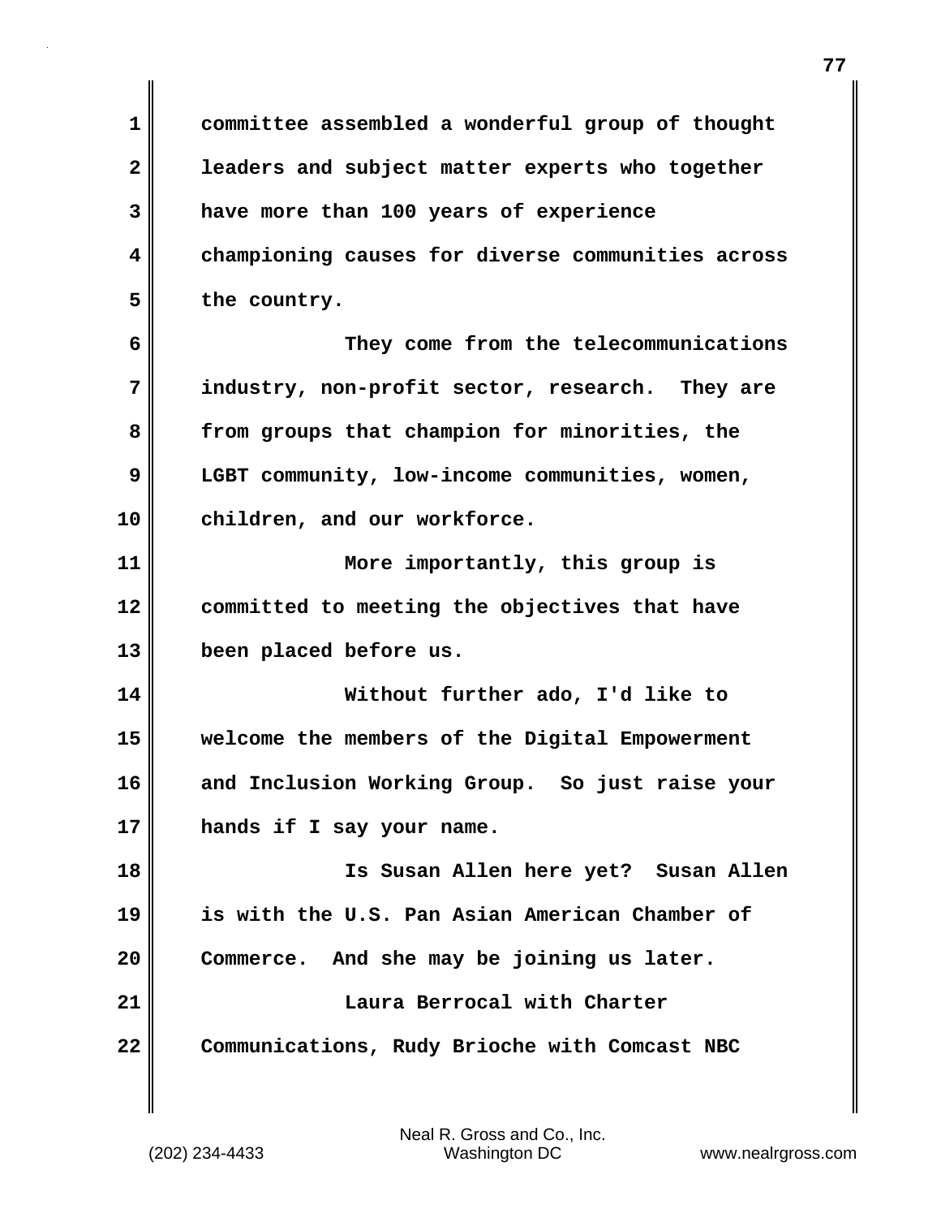committee assembled a wonderful group of thought leaders and subject matter experts who together have more than 100 years of experience championing causes for diverse communities across the country.

They come from the telecommunications industry, non-profit sector, research. They are from groups that champion for minorities, the LGBT community, low-income communities, women, children, and our workforce.

More importantly, this group is committed to meeting the objectives that have been placed before us.

Without further ado, I'd like to welcome the members of the Digital Empowerment and Inclusion Working Group. So just raise your hands if I say your name.

Is Susan Allen here yet? Susan Allen is with the U.S. Pan Asian American Chamber of Commerce. And she may be joining us later.

Laura Berrocal with Charter Communications, Rudy Brioche with Comcast NBC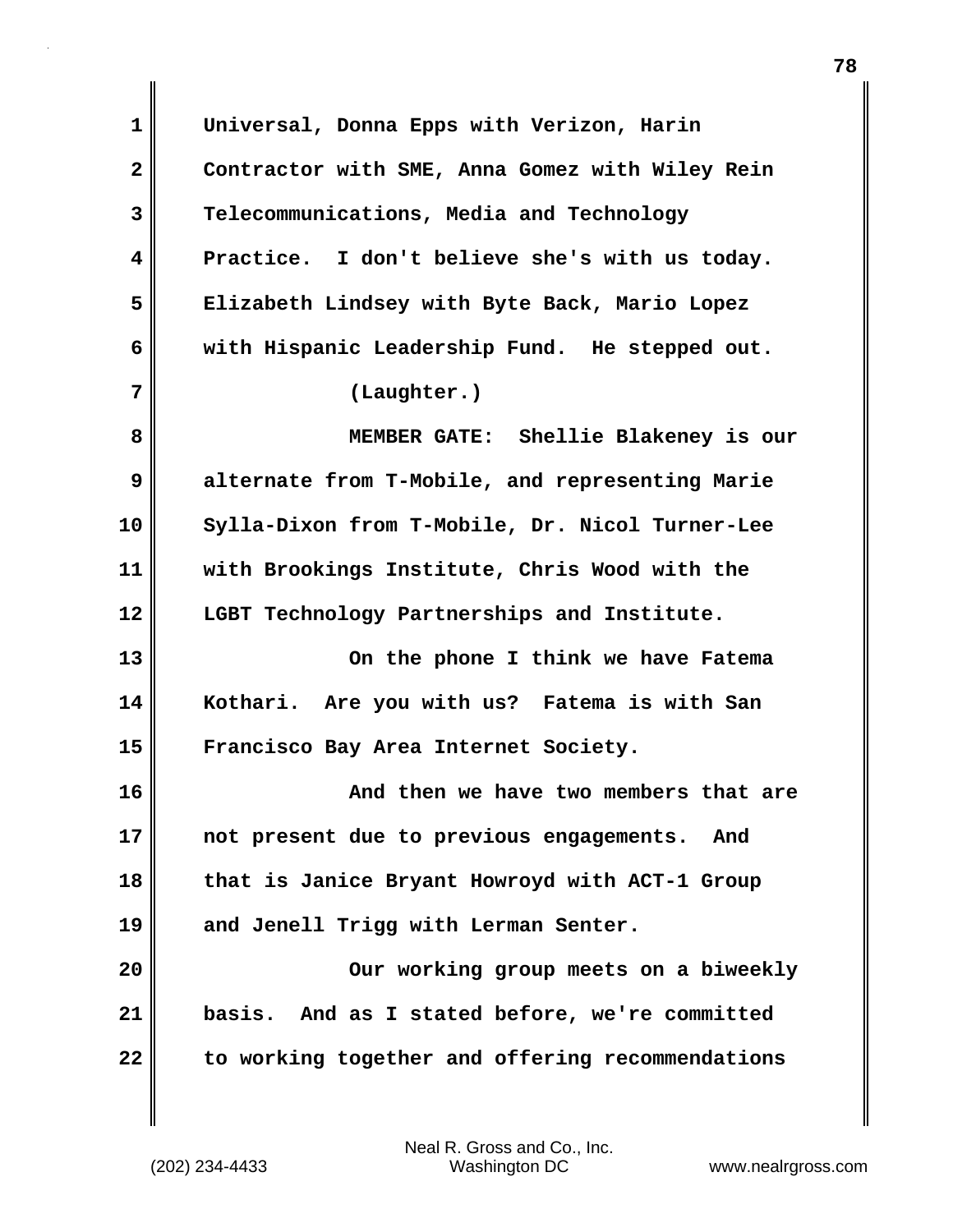Universal, Donna Epps with Verizon, Harin Contractor with SME, Anna Gomez with Wiley Rein Telecommunications, Media and Technology Practice. I don't believe she's with us today. Elizabeth Lindsey with Byte Back, Mario Lopez with Hispanic Leadership Fund. He stepped out.

(Laughter.)

MEMBER GATE: Shellie Blakeney is our alternate from T-Mobile, and representing Marie Sylla-Dixon from T-Mobile, Dr. Nicol Turner-Lee with Brookings Institute, Chris Wood with the LGBT Technology Partnerships and Institute.

On the phone I think we have Fatema Kothari. Are you with us? Fatema is with San Francisco Bay Area Internet Society.

And then we have two members that are not present due to previous engagements. And that is Janice Bryant Howroyd with ACT-1 Group and Jenell Trigg with Lerman Senter.

Our working group meets on a biweekly basis. And as I stated before, we're committed to working together and offering recommendations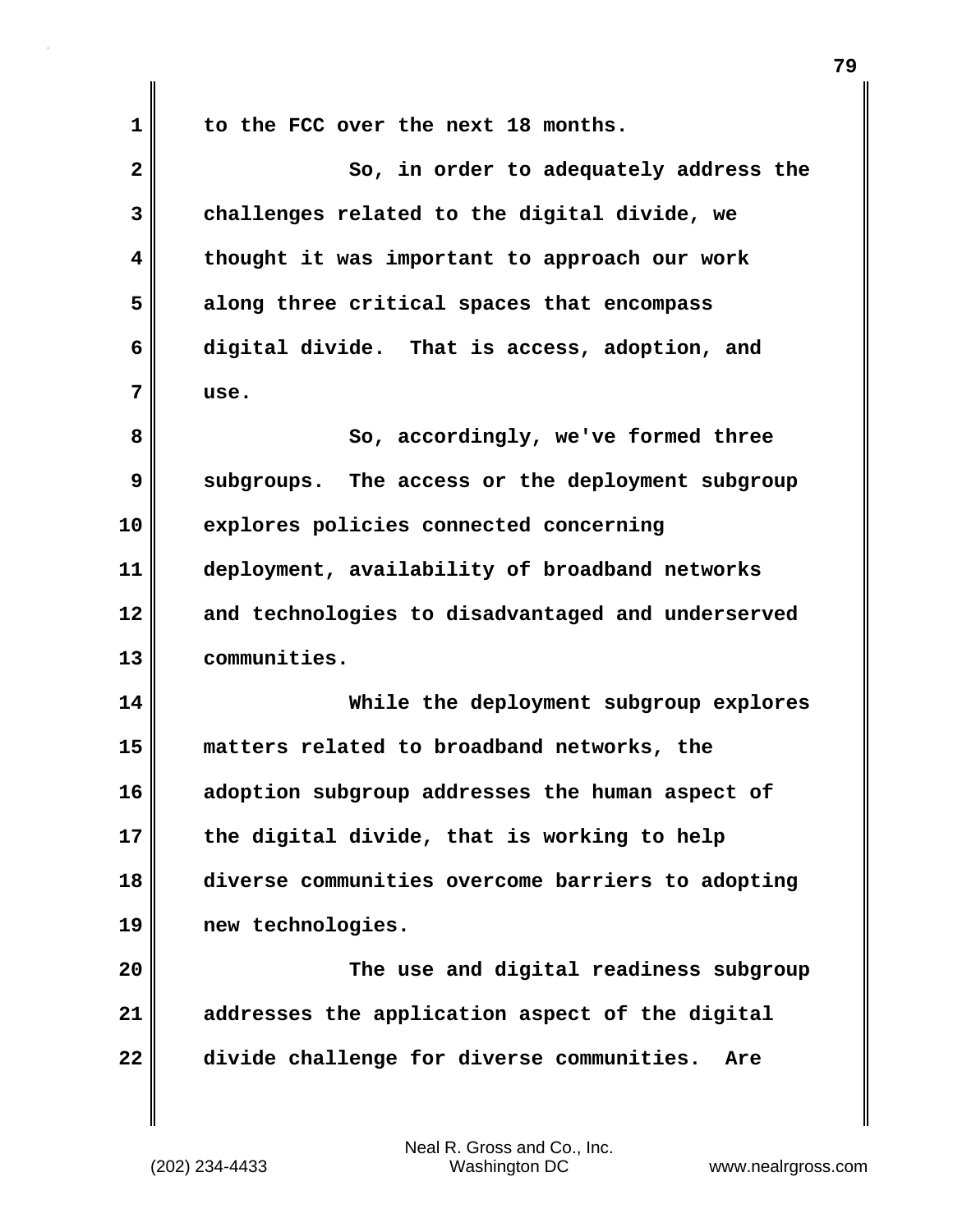to the FCC over the next 18 months.

So, in order to adequately address the challenges related to the digital divide, we thought it was important to approach our work along three critical spaces that encompass digital divide. That is access, adoption, and use.

So, accordingly, we've formed three subgroups. The access or the deployment subgroup explores policies connected concerning deployment, availability of broadband networks and technologies to disadvantaged and underserved communities.

While the deployment subgroup explores matters related to broadband networks, the adoption subgroup addresses the human aspect of the digital divide, that is working to help diverse communities overcome barriers to adopting new technologies.

The use and digital readiness subgroup addresses the application aspect of the digital divide challenge for diverse communities. Are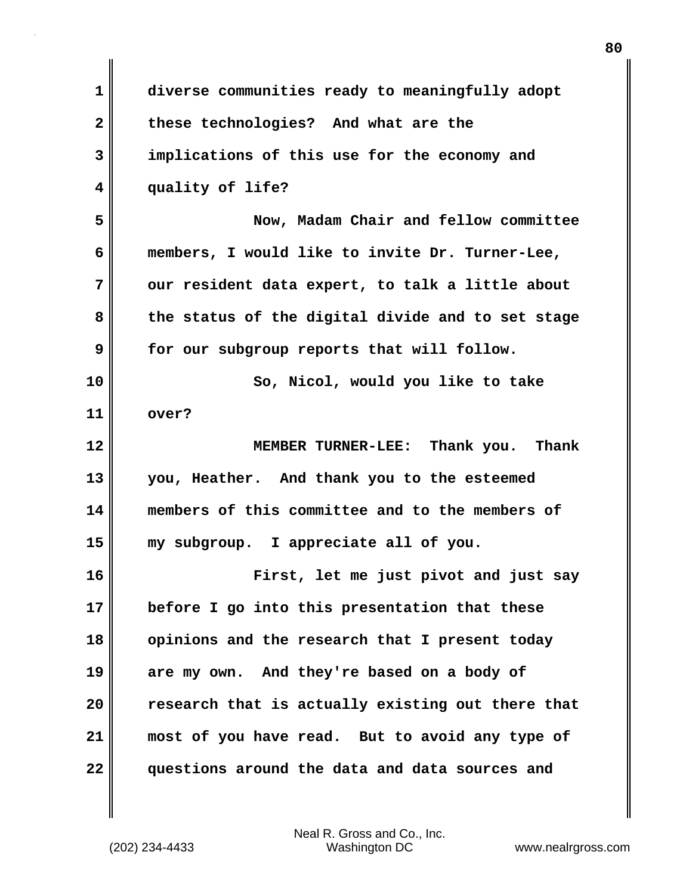diverse communities ready to meaningfully adopt these technologies? And what are the implications of this use for the economy and quality of life?

Now, Madam Chair and fellow committee members, I would like to invite Dr. Turner-Lee, our resident data expert, to talk a little about the status of the digital divide and to set stage for our subgroup reports that will follow.

So, Nicol, would you like to take over?

MEMBER TURNER-LEE: Thank you. Thank you, Heather. And thank you to the esteemed members of this committee and to the members of my subgroup. I appreciate all of you.

First, let me just pivot and just say before I go into this presentation that these opinions and the research that I present today are my own. And they're based on a body of research that is actually existing out there that most of you have read. But to avoid any type of questions around the data and data sources and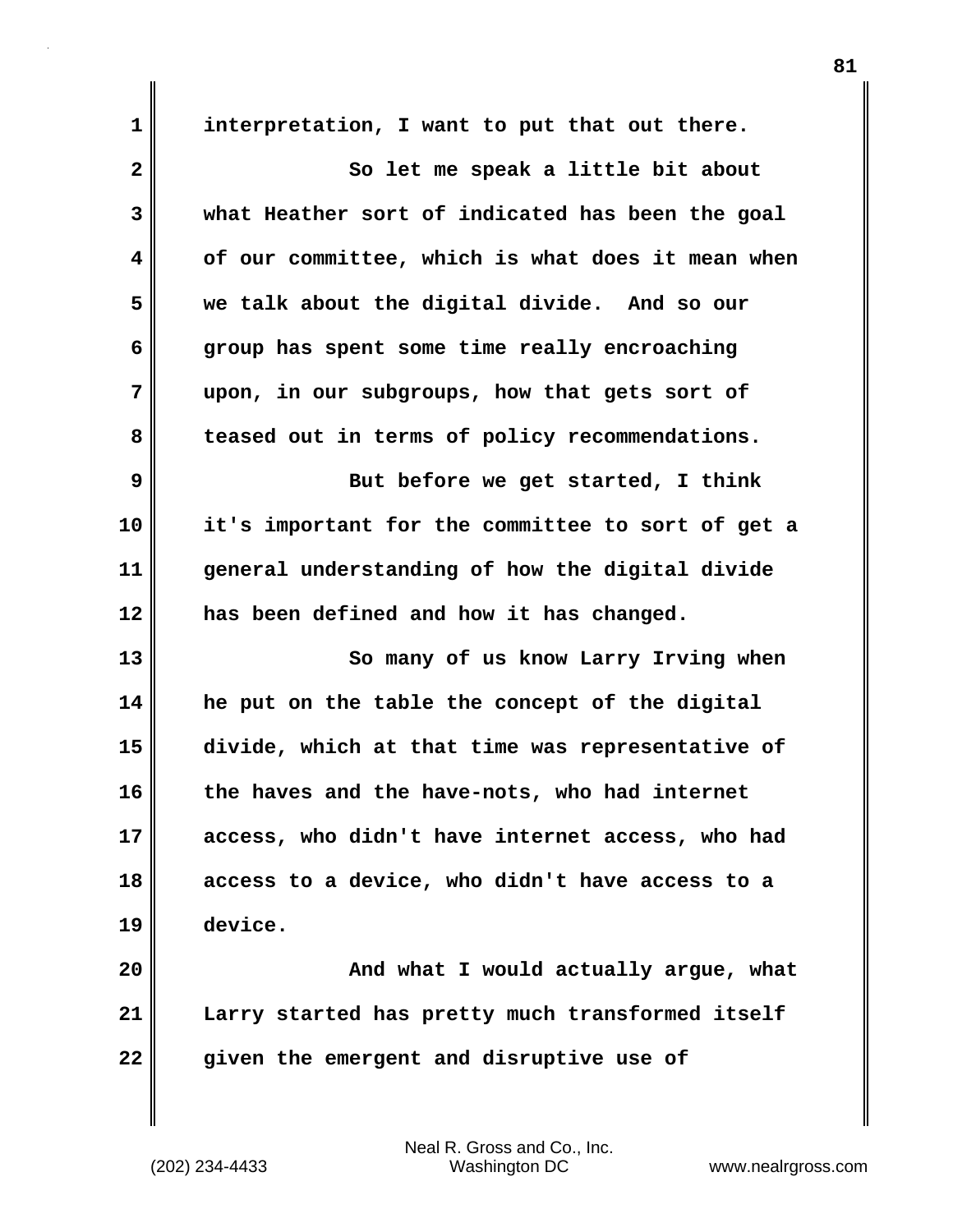interpretation, I want to put that out there.

So let me speak a little bit about what Heather sort of indicated has been the goal of our committee, which is what does it mean when we talk about the digital divide. And so our group has spent some time really encroaching upon, in our subgroups, how that gets sort of teased out in terms of policy recommendations.

But before we get started, I think it's important for the committee to sort of get a general understanding of how the digital divide has been defined and how it has changed.

So many of us know Larry Irving when he put on the table the concept of the digital divide, which at that time was representative of the haves and the have-nots, who had internet access, who didn't have internet access, who had access to a device, who didn't have access to a device.

And what I would actually argue, what Larry started has pretty much transformed itself given the emergent and disruptive use of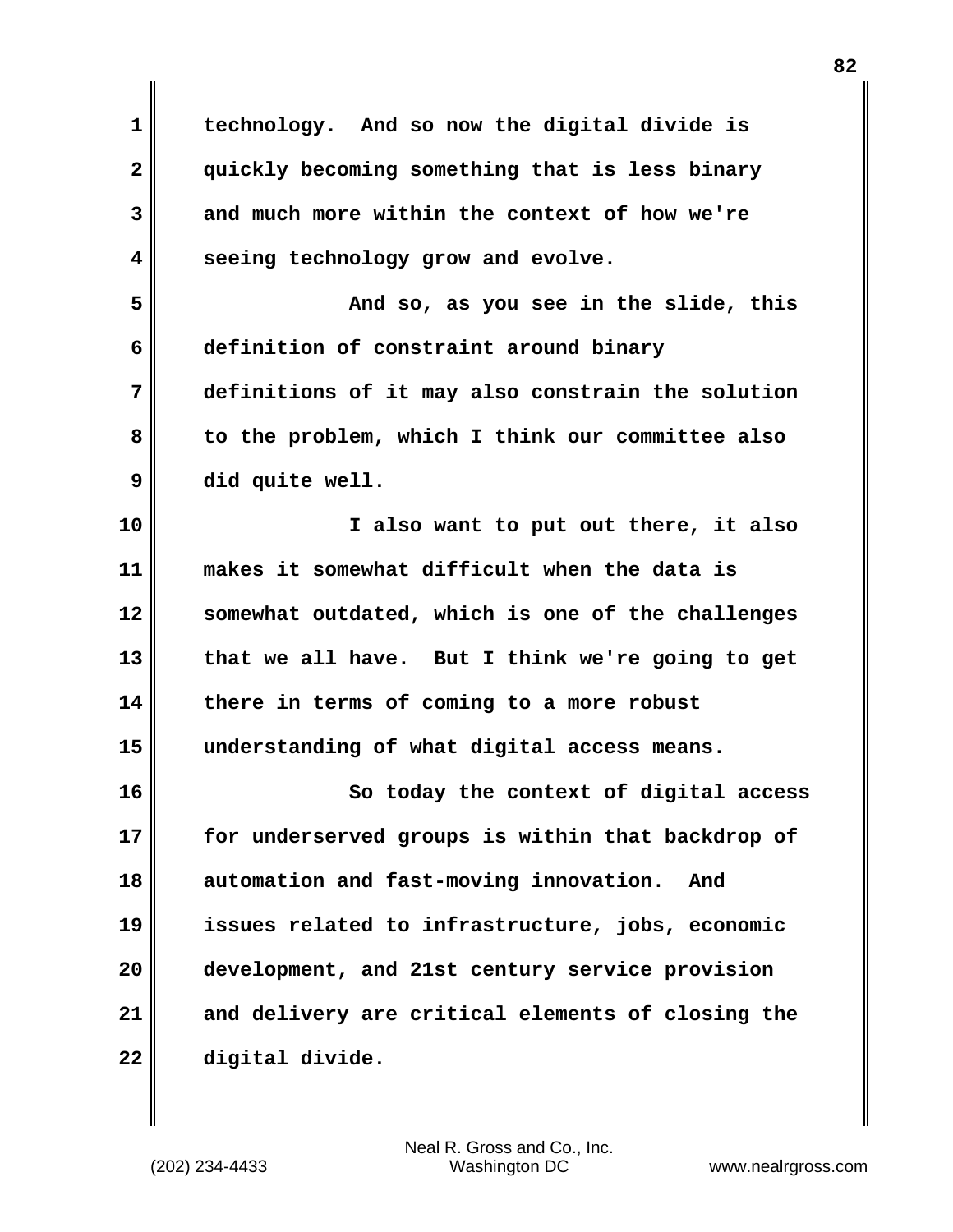technology. And so now the digital divide is quickly becoming something that is less binary and much more within the context of how we're seeing technology grow and evolve.

And so, as you see in the slide, this definition of constraint around binary definitions of it may also constrain the solution to the problem, which I think our committee also did quite well.

I also want to put out there, it also makes it somewhat difficult when the data is somewhat outdated, which is one of the challenges that we all have. But I think we're going to get there in terms of coming to a more robust understanding of what digital access means.

So today the context of digital access for underserved groups is within that backdrop of automation and fast-moving innovation. And issues related to infrastructure, jobs, economic development, and 21st century service provision and delivery are critical elements of closing the digital divide.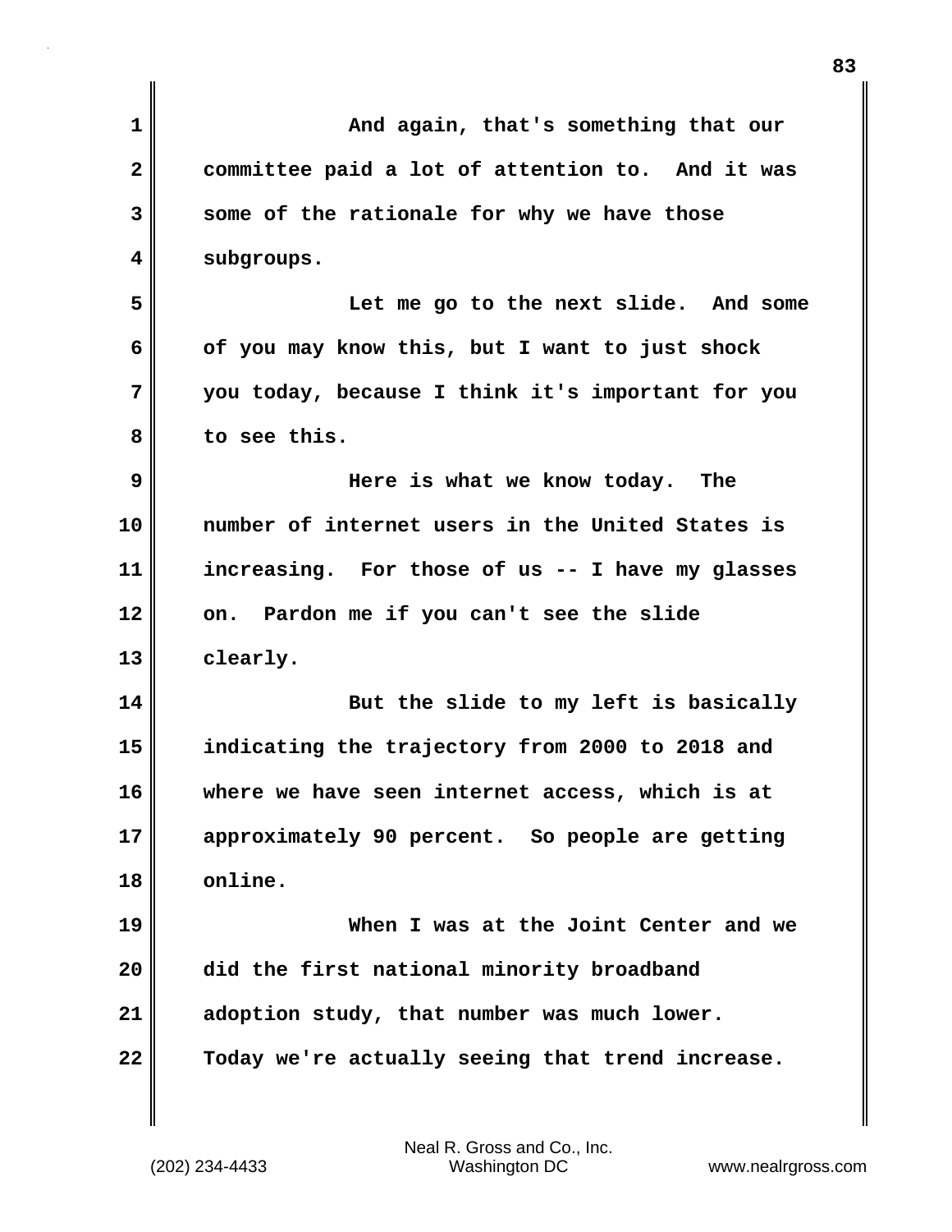And again, that's something that our committee paid a lot of attention to. And it was some of the rationale for why we have those subgroups.

Let me go to the next slide. And some of you may know this, but I want to just shock you today, because I think it's important for you to see this.

Here is what we know today. The number of internet users in the United States is increasing. For those of us -- I have my glasses on. Pardon me if you can't see the slide clearly.

But the slide to my left is basically indicating the trajectory from 2000 to 2018 and where we have seen internet access, which is at approximately 90 percent. So people are getting online.

When I was at the Joint Center and we did the first national minority broadband adoption study, that number was much lower. Today we're actually seeing that trend increase.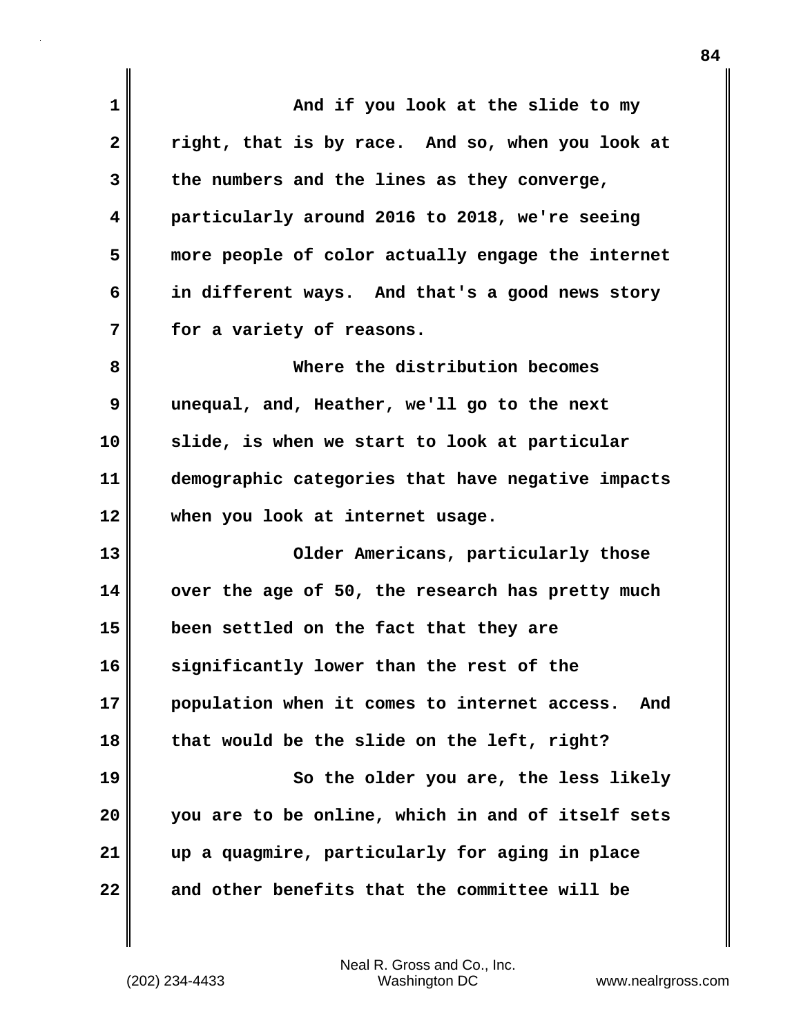And if you look at the slide to my right, that is by race. And so, when you look at the numbers and the lines as they converge, particularly around 2016 to 2018, we're seeing more people of color actually engage the internet in different ways. And that's a good news story for a variety of reasons.

Where the distribution becomes unequal, and, Heather, we'll go to the next slide, is when we start to look at particular demographic categories that have negative impacts when you look at internet usage.

Older Americans, particularly those over the age of 50, the research has pretty much been settled on the fact that they are significantly lower than the rest of the population when it comes to internet access. And that would be the slide on the left, right?

So the older you are, the less likely you are to be online, which in and of itself sets up a quagmire, particularly for aging in place and other benefits that the committee will be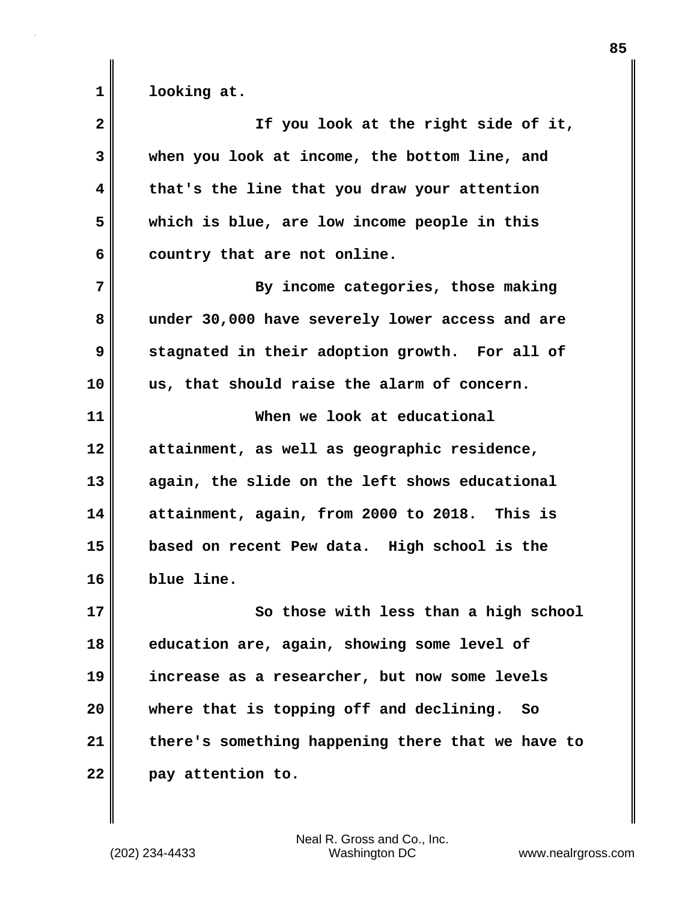looking at.

If you look at the right side of it, when you look at income, the bottom line, and that's the line that you draw your attention which is blue, are low income people in this country that are not online.

By income categories, those making under 30,000 have severely lower access and are stagnated in their adoption growth. For all of us, that should raise the alarm of concern.

When we look at educational attainment, as well as geographic residence, again, the slide on the left shows educational attainment, again, from 2000 to 2018. This is based on recent Pew data. High school is the blue line.

So those with less than a high school education are, again, showing some level of increase as a researcher, but now some levels where that is topping off and declining. So there's something happening there that we have to pay attention to.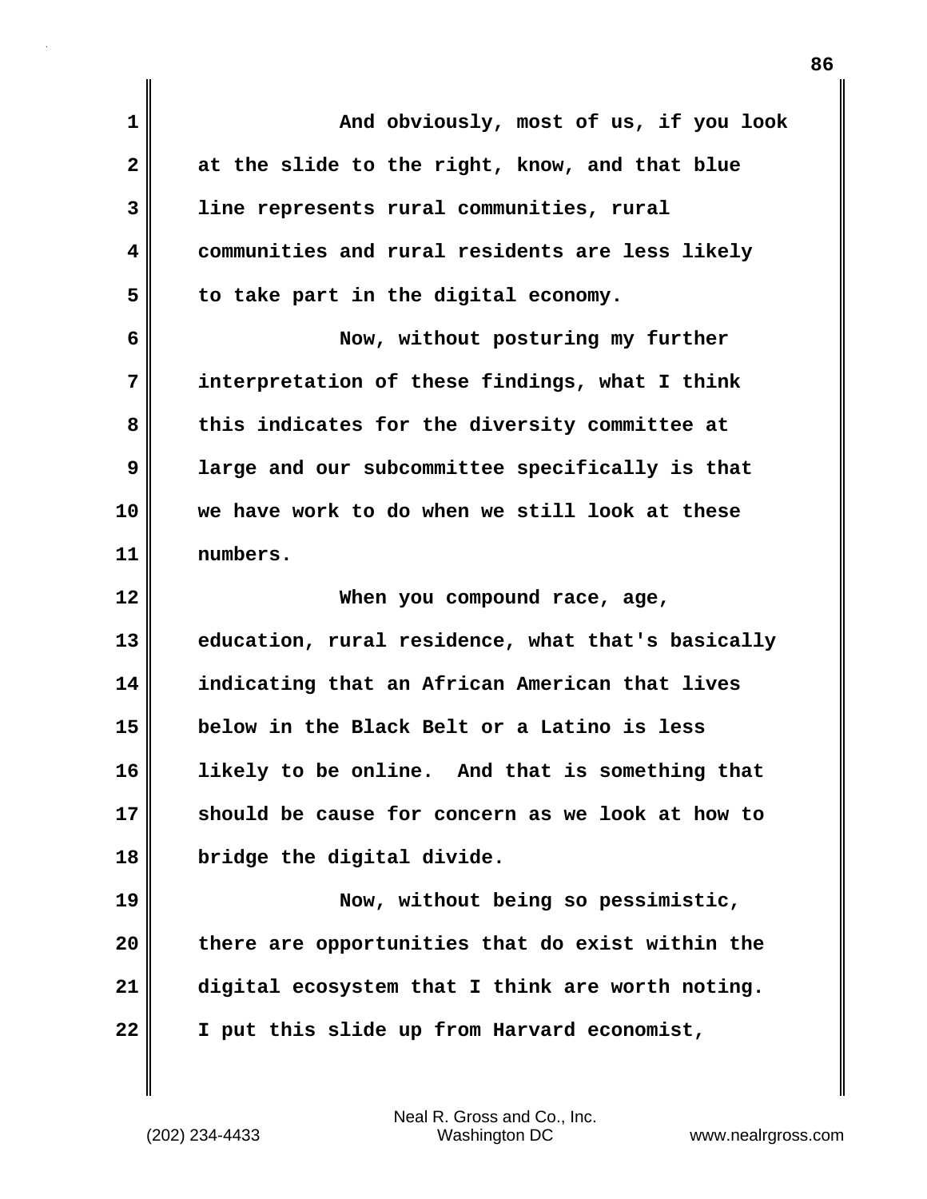And obviously, most of us, if you look at the slide to the right, know, and that blue line represents rural communities, rural communities and rural residents are less likely to take part in the digital economy.

Now, without posturing my further interpretation of these findings, what I think this indicates for the diversity committee at large and our subcommittee specifically is that we have work to do when we still look at these numbers.

When you compound race, age, education, rural residence, what that's basically indicating that an African American that lives below in the Black Belt or a Latino is less likely to be online. And that is something that should be cause for concern as we look at how to bridge the digital divide.

Now, without being so pessimistic, there are opportunities that do exist within the digital ecosystem that I think are worth noting. I put this slide up from Harvard economist,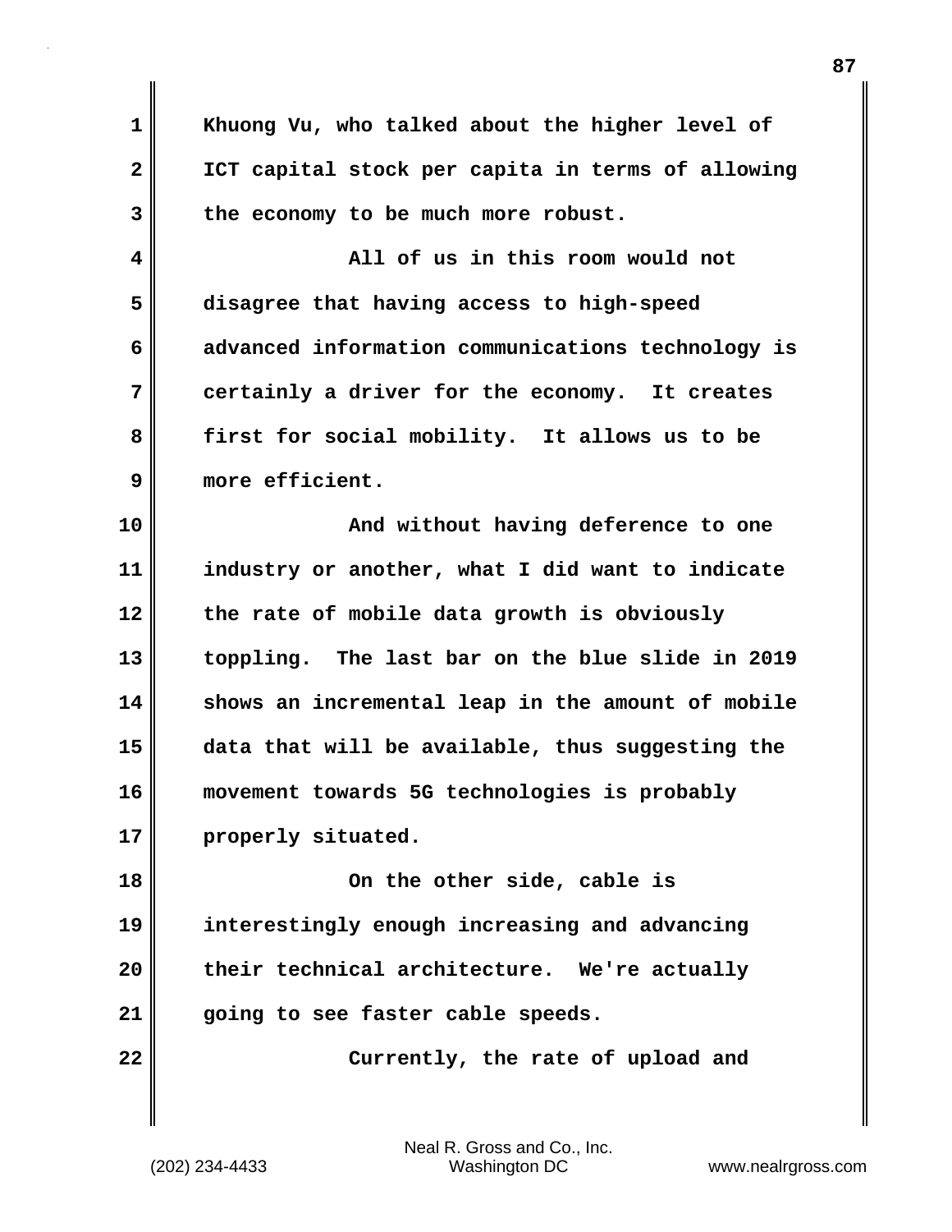Khuong Vu, who talked about the higher level of ICT capital stock per capita in terms of allowing the economy to be much more robust.

All of us in this room would not disagree that having access to high-speed advanced information communications technology is certainly a driver for the economy. It creates first for social mobility. It allows us to be more efficient.

And without having deference to one industry or another, what I did want to indicate the rate of mobile data growth is obviously toppling. The last bar on the blue slide in 2019 shows an incremental leap in the amount of mobile data that will be available, thus suggesting the movement towards 5G technologies is probably properly situated.

On the other side, cable is interestingly enough increasing and advancing their technical architecture. We're actually going to see faster cable speeds.

Currently, the rate of upload and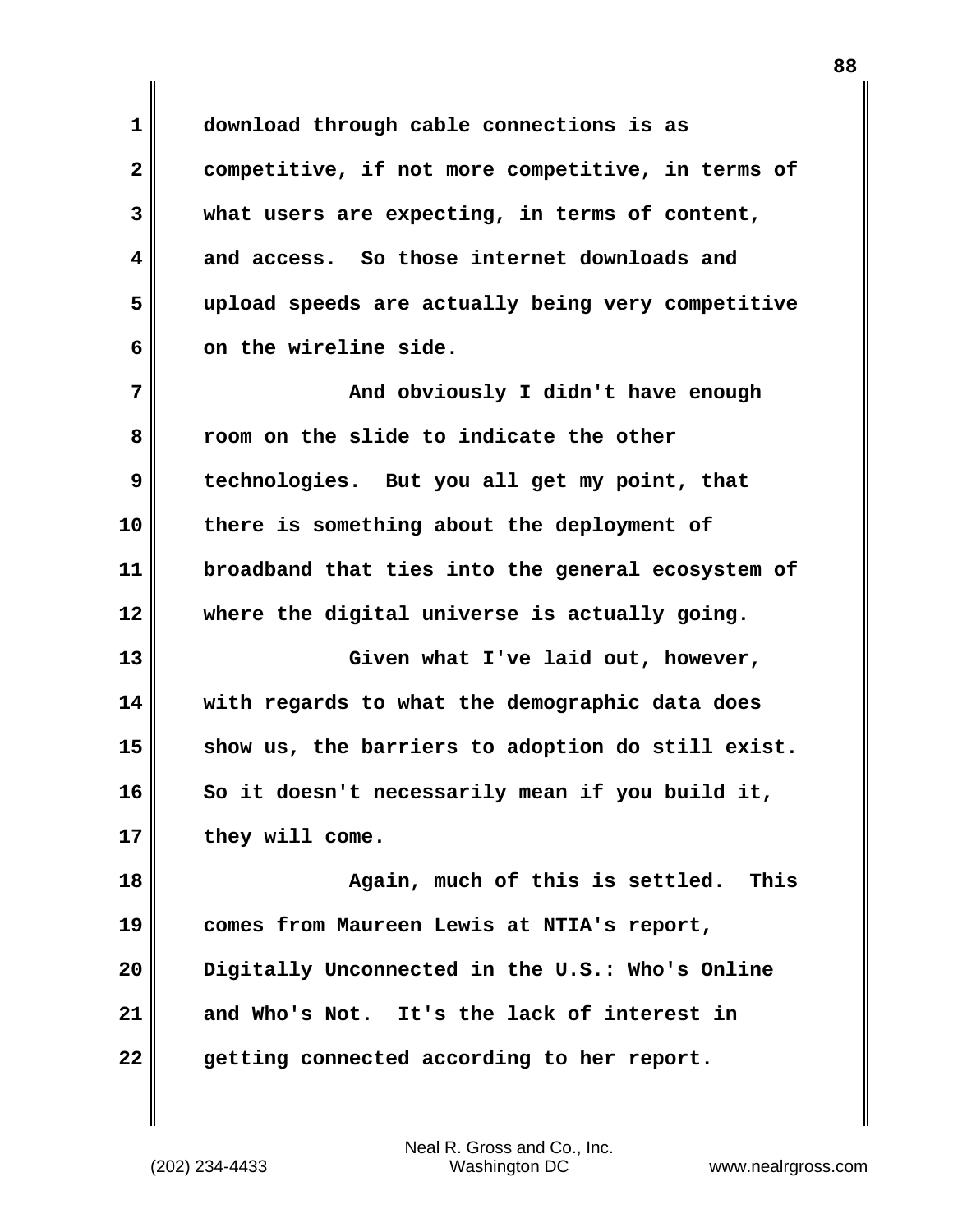download through cable connections is as competitive, if not more competitive, in terms of what users are expecting, in terms of content, and access. So those internet downloads and upload speeds are actually being very competitive on the wireline side.

And obviously I didn't have enough room on the slide to indicate the other technologies. But you all get my point, that there is something about the deployment of broadband that ties into the general ecosystem of where the digital universe is actually going.

Given what I've laid out, however, with regards to what the demographic data does show us, the barriers to adoption do still exist. So it doesn't necessarily mean if you build it, they will come.

Again, much of this is settled. This comes from Maureen Lewis at NTIA's report, Digitally Unconnected in the U.S.: Who's Online and Who's Not. It's the lack of interest in getting connected according to her report.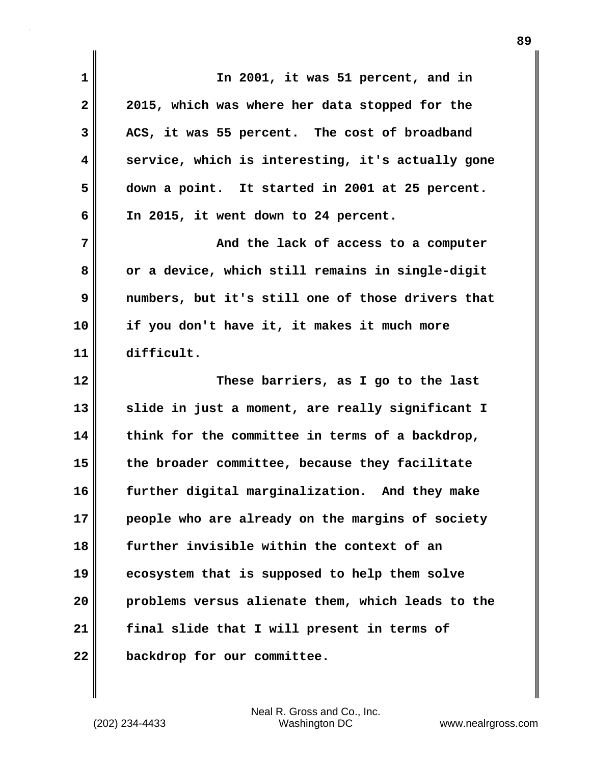In 2001, it was 51 percent, and in 2015, which was where her data stopped for the ACS, it was 55 percent. The cost of broadband service, which is interesting, it's actually gone down a point. It started in 2001 at 25 percent. In 2015, it went down to 24 percent.

And the lack of access to a computer or a device, which still remains in single-digit numbers, but it's still one of those drivers that if you don't have it, it makes it much more difficult.

These barriers, as I go to the last slide in just a moment, are really significant I think for the committee in terms of a backdrop, the broader committee, because they facilitate further digital marginalization. And they make people who are already on the margins of society further invisible within the context of an ecosystem that is supposed to help them solve problems versus alienate them, which leads to the final slide that I will present in terms of backdrop for our committee.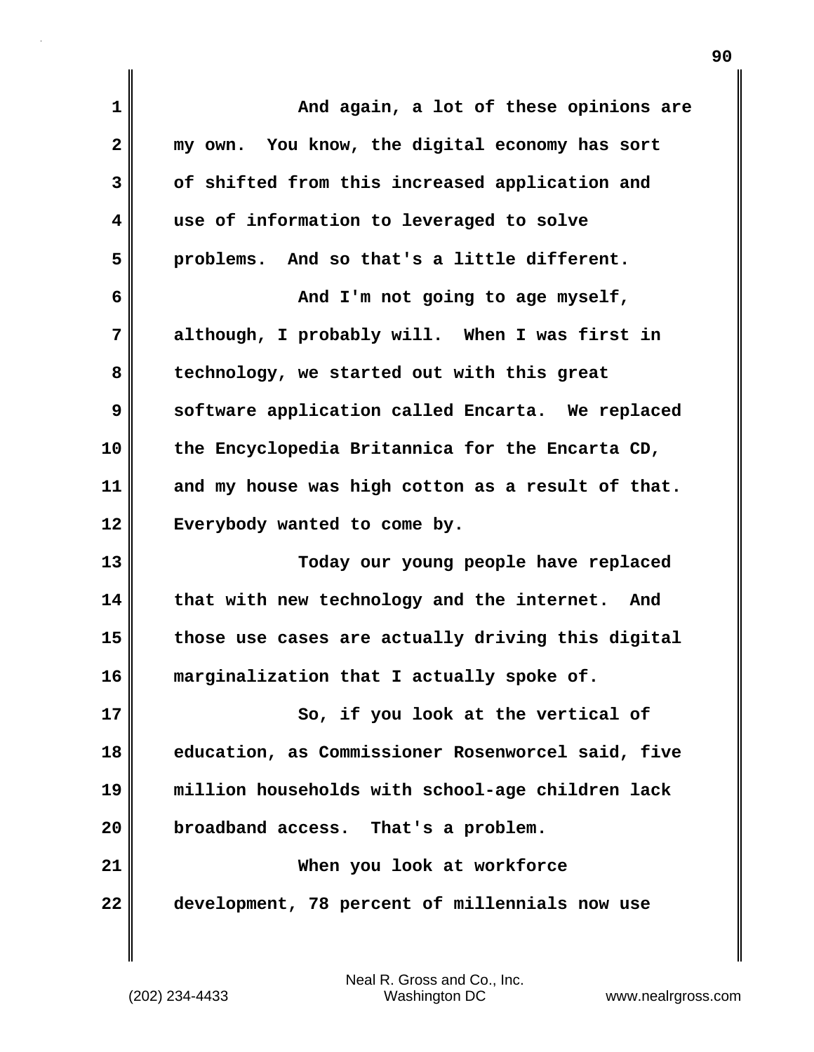And again, a lot of these opinions are my own. You know, the digital economy has sort of shifted from this increased application and use of information to leveraged to solve problems. And so that's a little different.

And I'm not going to age myself, although, I probably will. When I was first in technology, we started out with this great software application called Encarta. We replaced the Encyclopedia Britannica for the Encarta CD, and my house was high cotton as a result of that. Everybody wanted to come by.

Today our young people have replaced that with new technology and the internet. And those use cases are actually driving this digital marginalization that I actually spoke of.

So, if you look at the vertical of education, as Commissioner Rosenworcel said, five million households with school-age children lack broadband access. That's a problem.

When you look at workforce development, 78 percent of millennials now use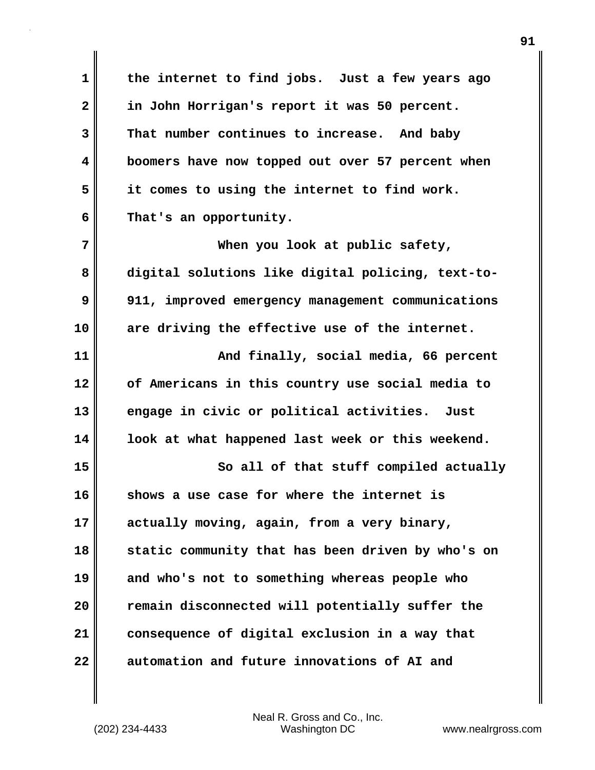the internet to find jobs. Just a few years ago in John Horrigan's report it was 50 percent. That number continues to increase. And baby boomers have now topped out over 57 percent when it comes to using the internet to find work. That's an opportunity.

When you look at public safety, digital solutions like digital policing, text-to-911, improved emergency management communications are driving the effective use of the internet.

And finally, social media, 66 percent of Americans in this country use social media to engage in civic or political activities. Just look at what happened last week or this weekend.

So all of that stuff compiled actually shows a use case for where the internet is actually moving, again, from a very binary, static community that has been driven by who's on and who's not to something whereas people who remain disconnected will potentially suffer the consequence of digital exclusion in a way that automation and future innovations of AI and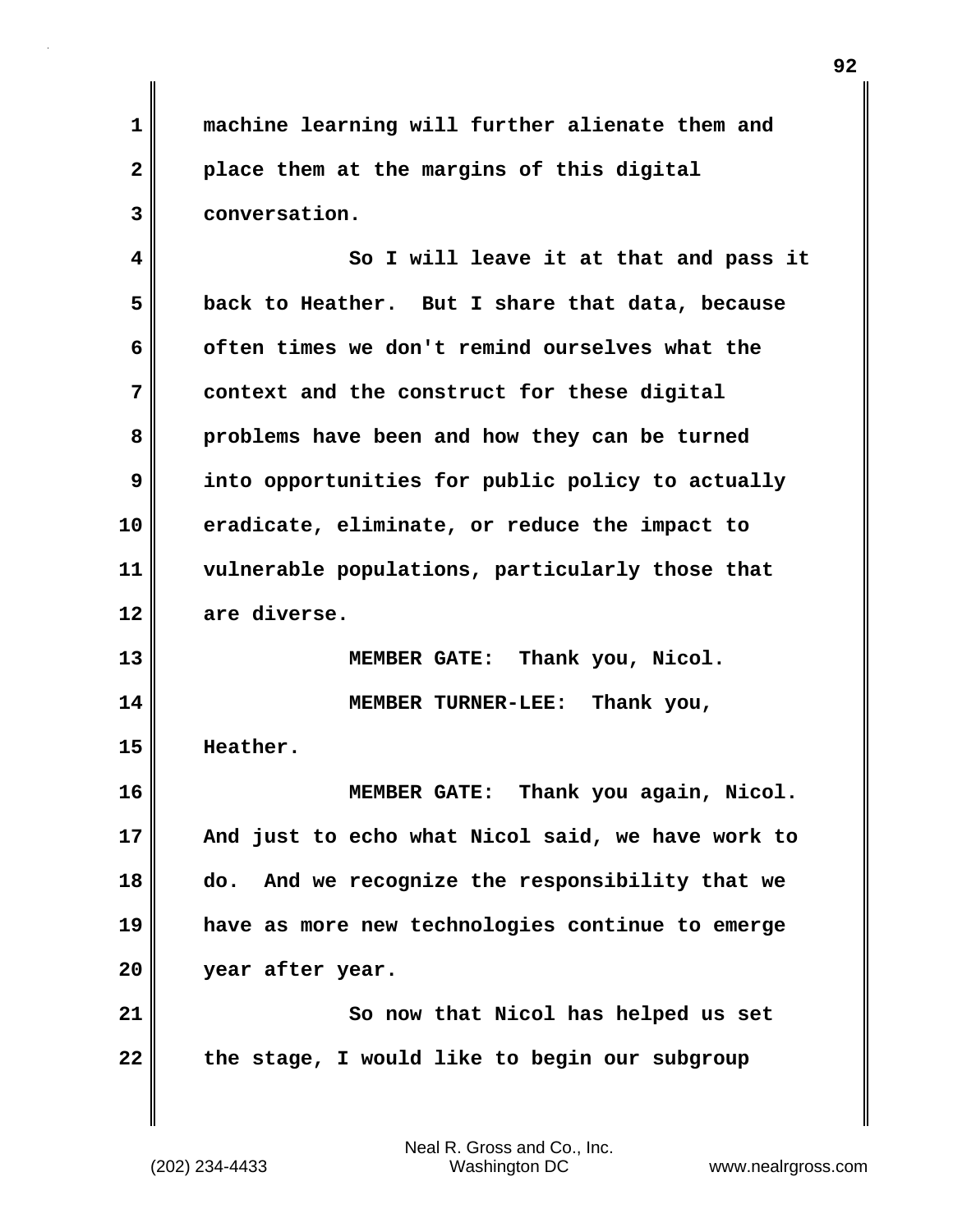machine learning will further alienate them and place them at the margins of this digital conversation.

So I will leave it at that and pass it back to Heather. But I share that data, because often times we don't remind ourselves what the context and the construct for these digital problems have been and how they can be turned into opportunities for public policy to actually eradicate, eliminate, or reduce the impact to vulnerable populations, particularly those that are diverse.

MEMBER GATE: Thank you, Nicol.

MEMBER TURNER-LEE: Thank you, Heather.

MEMBER GATE: Thank you again, Nicol. And just to echo what Nicol said, we have work to do. And we recognize the responsibility that we have as more new technologies continue to emerge year after year.

So now that Nicol has helped us set the stage, I would like to begin our subgroup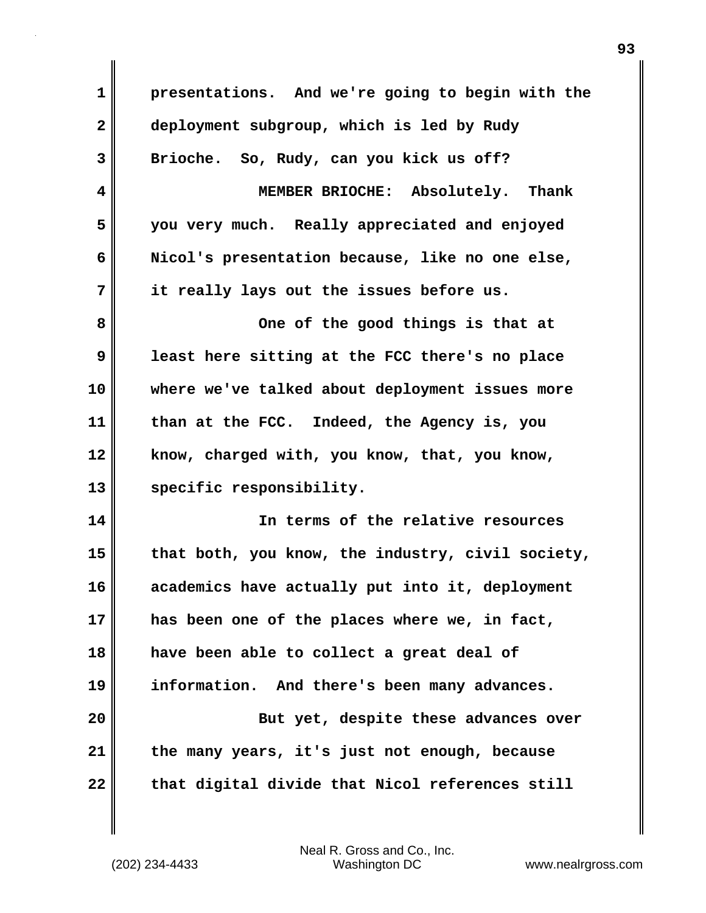presentations. And we're going to begin with the deployment subgroup, which is led by Rudy Brioche. So, Rudy, can you kick us off?

MEMBER BRIOCHE: Absolutely. Thank you very much. Really appreciated and enjoyed Nicol's presentation because, like no one else, it really lays out the issues before us.

One of the good things is that at least here sitting at the FCC there's no place where we've talked about deployment issues more than at the FCC. Indeed, the Agency is, you know, charged with, you know, that, you know, specific responsibility.

In terms of the relative resources that both, you know, the industry, civil society, academics have actually put into it, deployment has been one of the places where we, in fact, have been able to collect a great deal of information. And there's been many advances.

But yet, despite these advances over the many years, it's just not enough, because that digital divide that Nicol references still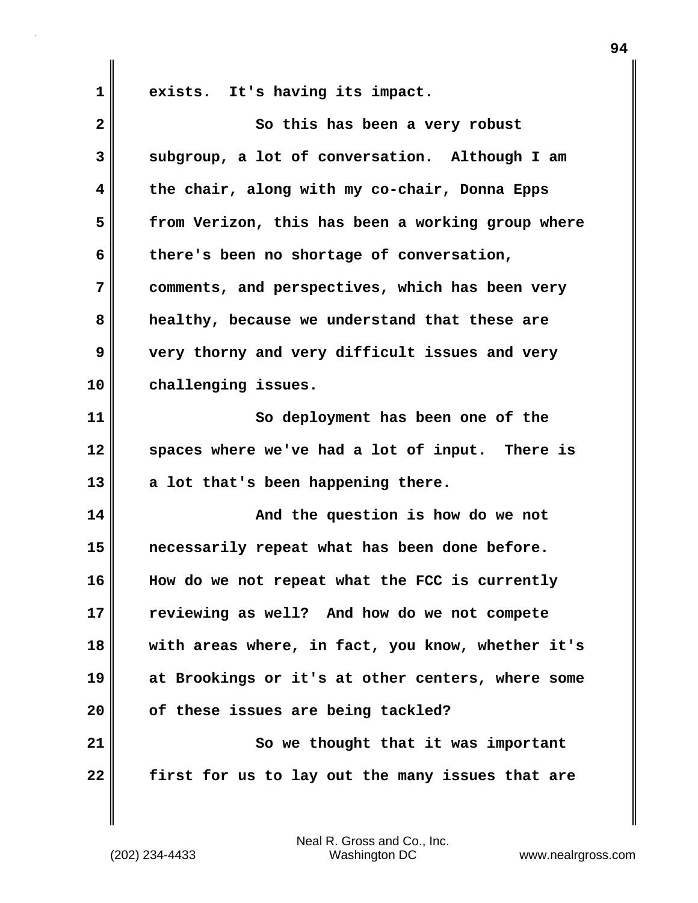exists. It's having its impact.

So this has been a very robust subgroup, a lot of conversation. Although I am the chair, along with my co-chair, Donna Epps from Verizon, this has been a working group where there's been no shortage of conversation, comments, and perspectives, which has been very healthy, because we understand that these are very thorny and very difficult issues and very challenging issues.

So deployment has been one of the spaces where we've had a lot of input. There is a lot that's been happening there.

And the question is how do we not necessarily repeat what has been done before. How do we not repeat what the FCC is currently reviewing as well? And how do we not compete with areas where, in fact, you know, whether it's at Brookings or it's at other centers, where some of these issues are being tackled?

So we thought that it was important first for us to lay out the many issues that are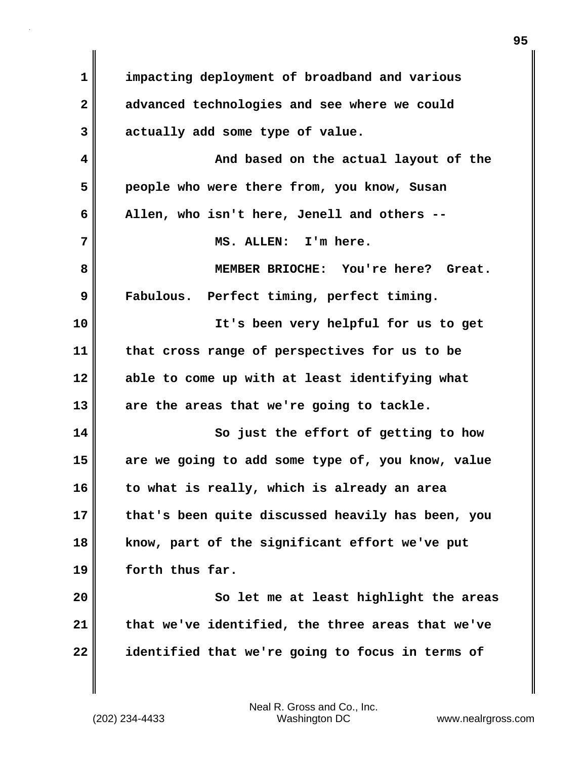impacting deployment of broadband and various advanced technologies and see where we could actually add some type of value.

And based on the actual layout of the people who were there from, you know, Susan Allen, who isn't here, Jenell and others --

MS. ALLEN: I'm here.

MEMBER BRIOCHE: You're here? Great. Fabulous. Perfect timing, perfect timing.

It's been very helpful for us to get that cross range of perspectives for us to be able to come up with at least identifying what are the areas that we're going to tackle.

So just the effort of getting to how are we going to add some type of, you know, value to what is really, which is already an area that's been quite discussed heavily has been, you know, part of the significant effort we've put forth thus far.

So let me at least highlight the areas that we've identified, the three areas that we've identified that we're going to focus in terms of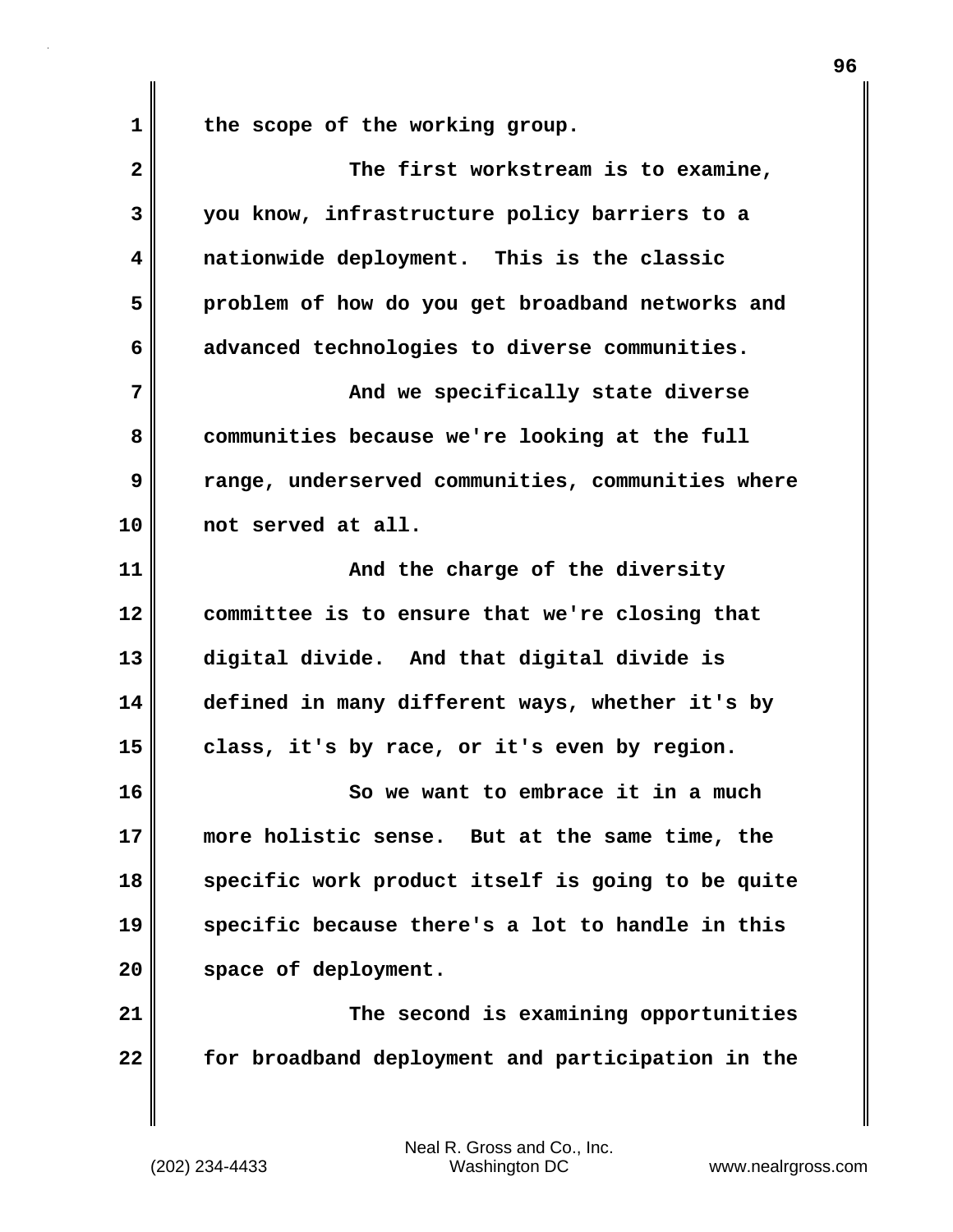the scope of the working group.

The first workstream is to examine, you know, infrastructure policy barriers to a nationwide deployment. This is the classic problem of how do you get broadband networks and advanced technologies to diverse communities.

And we specifically state diverse communities because we're looking at the full range, underserved communities, communities where not served at all.

And the charge of the diversity committee is to ensure that we're closing that digital divide. And that digital divide is defined in many different ways, whether it's by class, it's by race, or it's even by region.

So we want to embrace it in a much more holistic sense. But at the same time, the specific work product itself is going to be quite specific because there's a lot to handle in this space of deployment.

The second is examining opportunities for broadband deployment and participation in the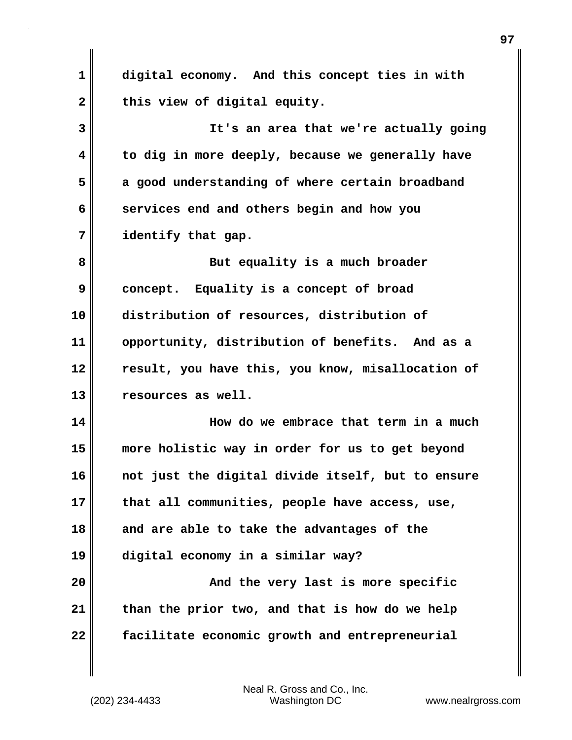digital economy. And this concept ties in with this view of digital equity.

It's an area that we're actually going to dig in more deeply, because we generally have a good understanding of where certain broadband services end and others begin and how you identify that gap.

But equality is a much broader concept. Equality is a concept of broad distribution of resources, distribution of opportunity, distribution of benefits. And as a result, you have this, you know, misallocation of resources as well.

How do we embrace that term in a much more holistic way in order for us to get beyond not just the digital divide itself, but to ensure that all communities, people have access, use, and are able to take the advantages of the digital economy in a similar way?

And the very last is more specific than the prior two, and that is how do we help facilitate economic growth and entrepreneurial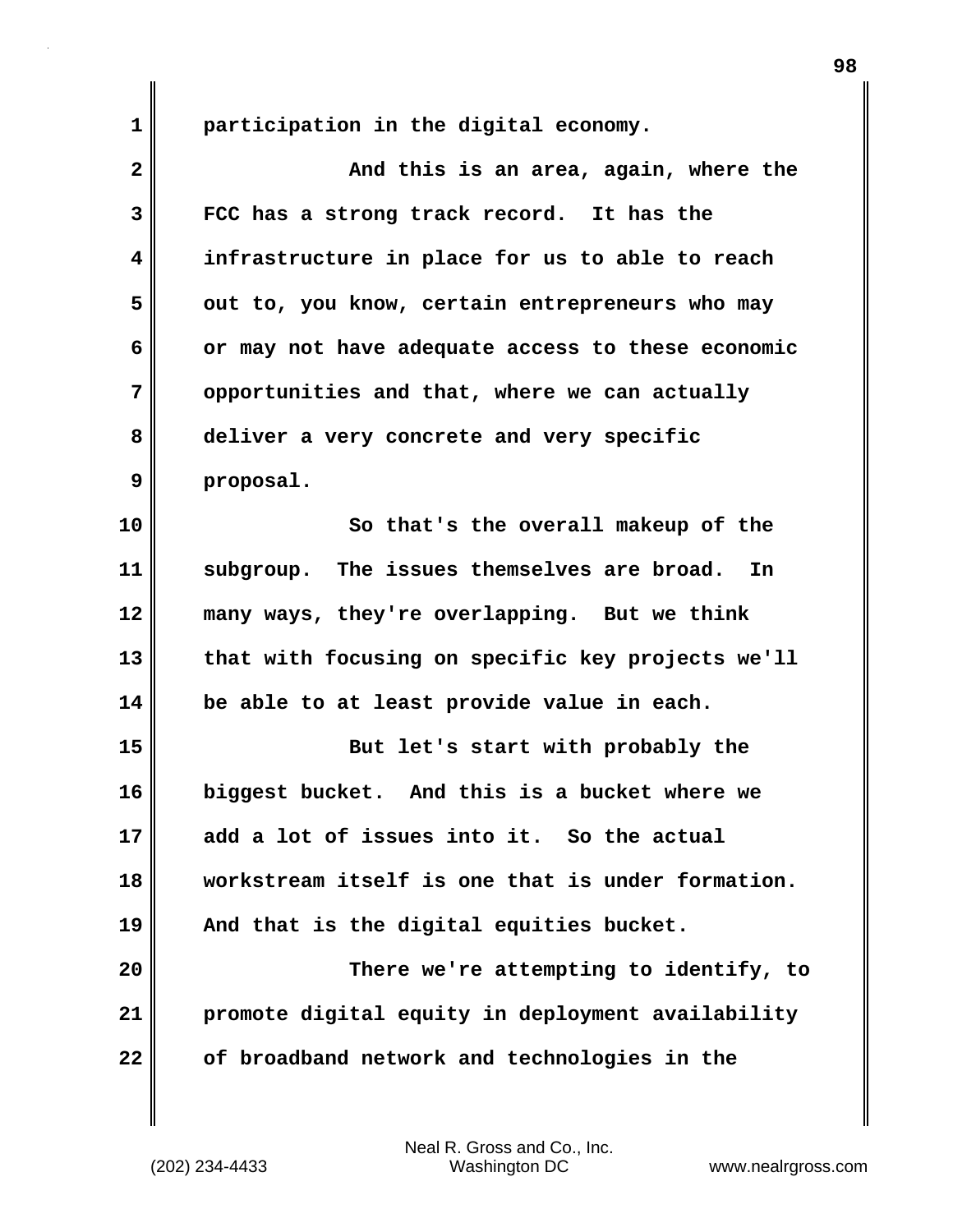participation in the digital economy.

And this is an area, again, where the FCC has a strong track record. It has the infrastructure in place for us to able to reach out to, you know, certain entrepreneurs who may or may not have adequate access to these economic opportunities and that, where we can actually deliver a very concrete and very specific proposal.

So that's the overall makeup of the subgroup. The issues themselves are broad. In many ways, they're overlapping. But we think that with focusing on specific key projects we'll be able to at least provide value in each.

But let's start with probably the biggest bucket. And this is a bucket where we add a lot of issues into it. So the actual workstream itself is one that is under formation. And that is the digital equities bucket.

There we're attempting to identify, to promote digital equity in deployment availability of broadband network and technologies in the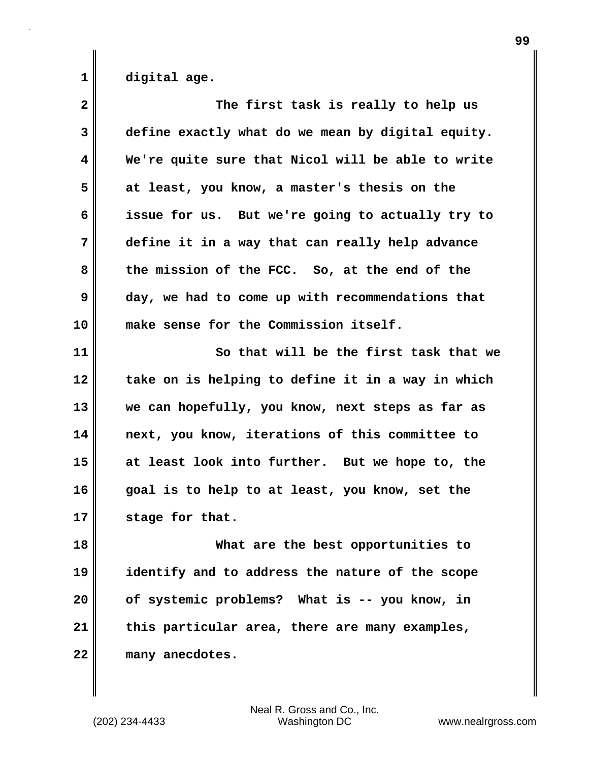digital age.

The first task is really to help us define exactly what do we mean by digital equity. We're quite sure that Nicol will be able to write at least, you know, a master's thesis on the issue for us. But we're going to actually try to define it in a way that can really help advance the mission of the FCC. So, at the end of the day, we had to come up with recommendations that make sense for the Commission itself.

So that will be the first task that we take on is helping to define it in a way in which we can hopefully, you know, next steps as far as next, you know, iterations of this committee to at least look into further. But we hope to, the goal is to help to at least, you know, set the stage for that.

What are the best opportunities to identify and to address the nature of the scope of systemic problems? What is -- you know, in this particular area, there are many examples, many anecdotes.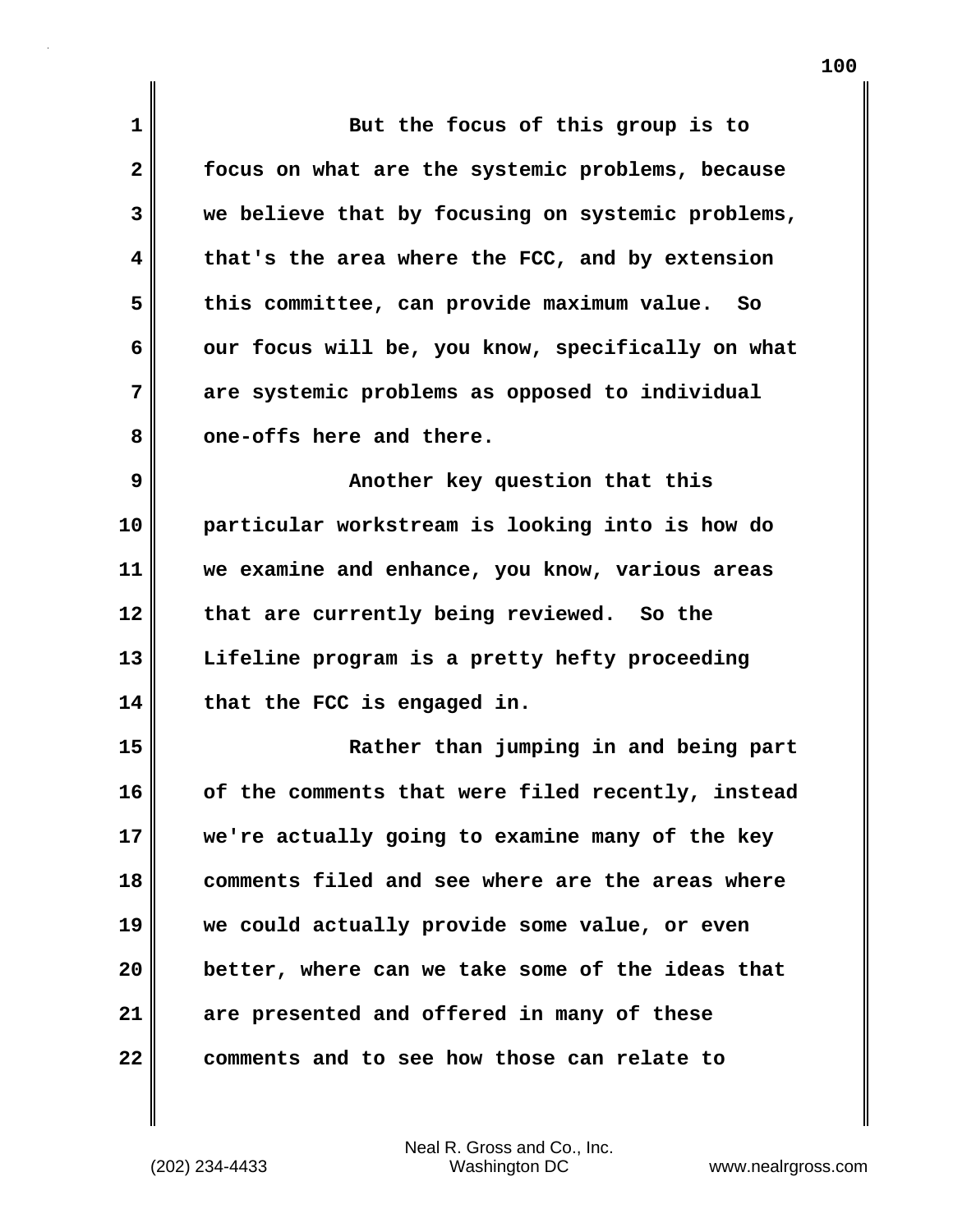But the focus of this group is to focus on what are the systemic problems, because we believe that by focusing on systemic problems, that's the area where the FCC, and by extension this committee, can provide maximum value. So our focus will be, you know, specifically on what are systemic problems as opposed to individual one-offs here and there.

Another key question that this particular workstream is looking into is how do we examine and enhance, you know, various areas that are currently being reviewed. So the Lifeline program is a pretty hefty proceeding that the FCC is engaged in.

Rather than jumping in and being part of the comments that were filed recently, instead we're actually going to examine many of the key comments filed and see where are the areas where we could actually provide some value, or even better, where can we take some of the ideas that are presented and offered in many of these comments and to see how those can relate to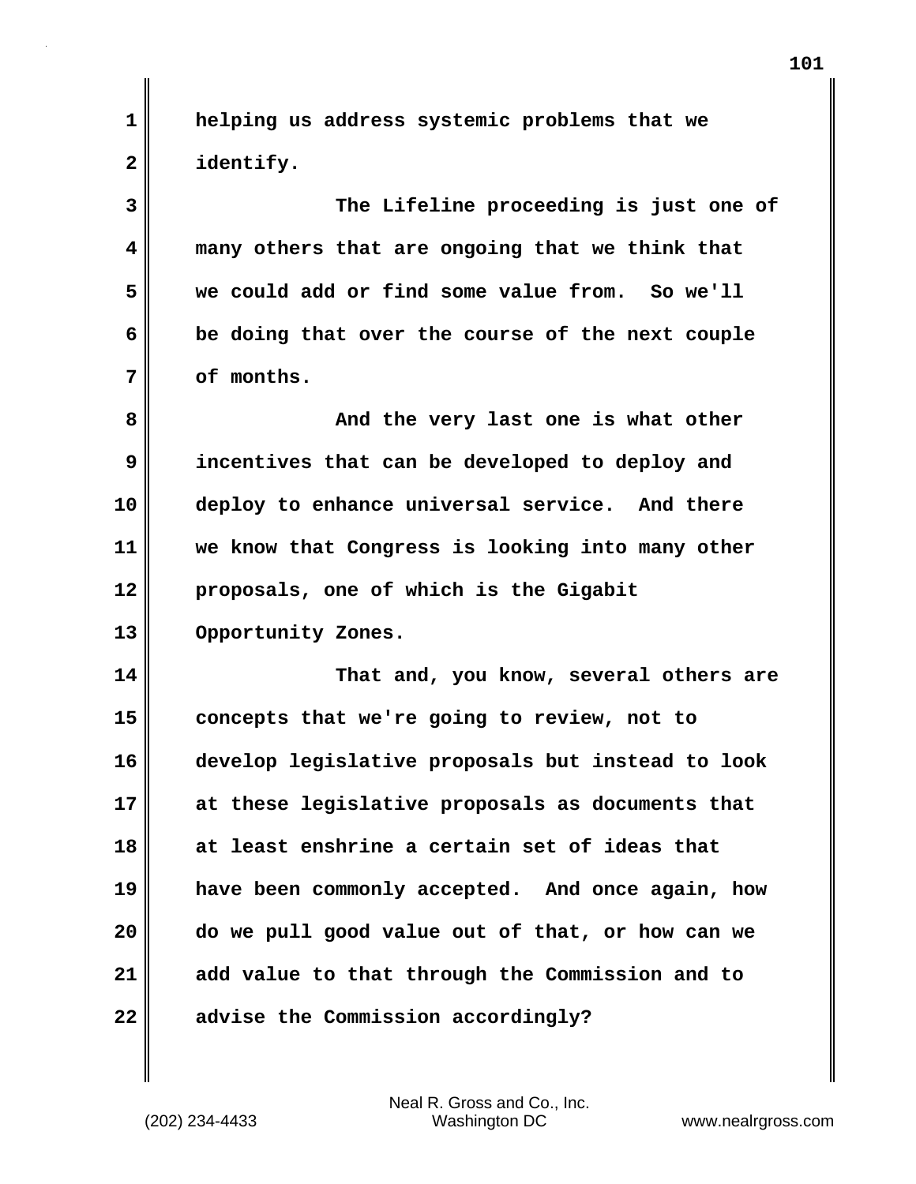helping us address systemic problems that we identify.

The Lifeline proceeding is just one of many others that are ongoing that we think that we could add or find some value from. So we'll be doing that over the course of the next couple of months.

And the very last one is what other incentives that can be developed to deploy and deploy to enhance universal service. And there we know that Congress is looking into many other proposals, one of which is the Gigabit Opportunity Zones.

That and, you know, several others are concepts that we're going to review, not to develop legislative proposals but instead to look at these legislative proposals as documents that at least enshrine a certain set of ideas that have been commonly accepted. And once again, how do we pull good value out of that, or how can we add value to that through the Commission and to advise the Commission accordingly?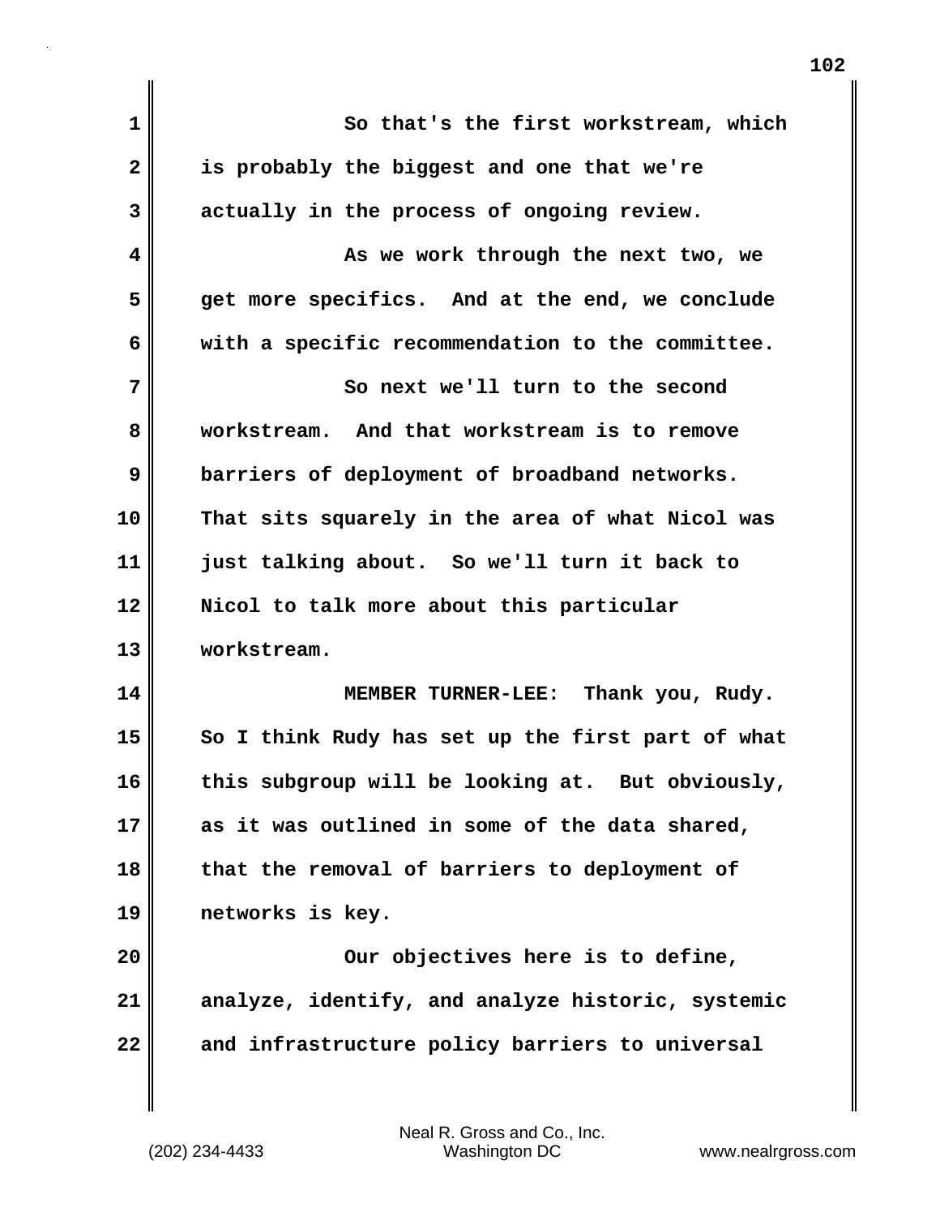So that's the first workstream, which is probably the biggest and one that we're actually in the process of ongoing review.

As we work through the next two, we get more specifics. And at the end, we conclude with a specific recommendation to the committee.

So next we'll turn to the second workstream. And that workstream is to remove barriers of deployment of broadband networks. That sits squarely in the area of what Nicol was just talking about. So we'll turn it back to Nicol to talk more about this particular workstream.

MEMBER TURNER-LEE: Thank you, Rudy. So I think Rudy has set up the first part of what this subgroup will be looking at. But obviously, as it was outlined in some of the data shared, that the removal of barriers to deployment of networks is key.

Our objectives here is to define, analyze, identify, and analyze historic, systemic and infrastructure policy barriers to universal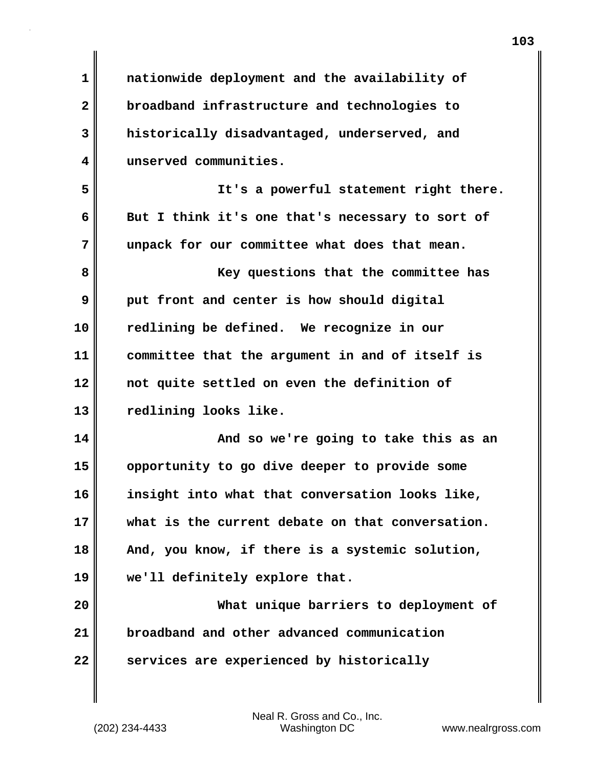nationwide deployment and the availability of broadband infrastructure and technologies to historically disadvantaged, underserved, and unserved communities.

It's a powerful statement right there. But I think it's one that's necessary to sort of unpack for our committee what does that mean.

Key questions that the committee has put front and center is how should digital redlining be defined. We recognize in our committee that the argument in and of itself is not quite settled on even the definition of redlining looks like.

And so we're going to take this as an opportunity to go dive deeper to provide some insight into what that conversation looks like, what is the current debate on that conversation. And, you know, if there is a systemic solution, we'll definitely explore that.

What unique barriers to deployment of broadband and other advanced communication services are experienced by historically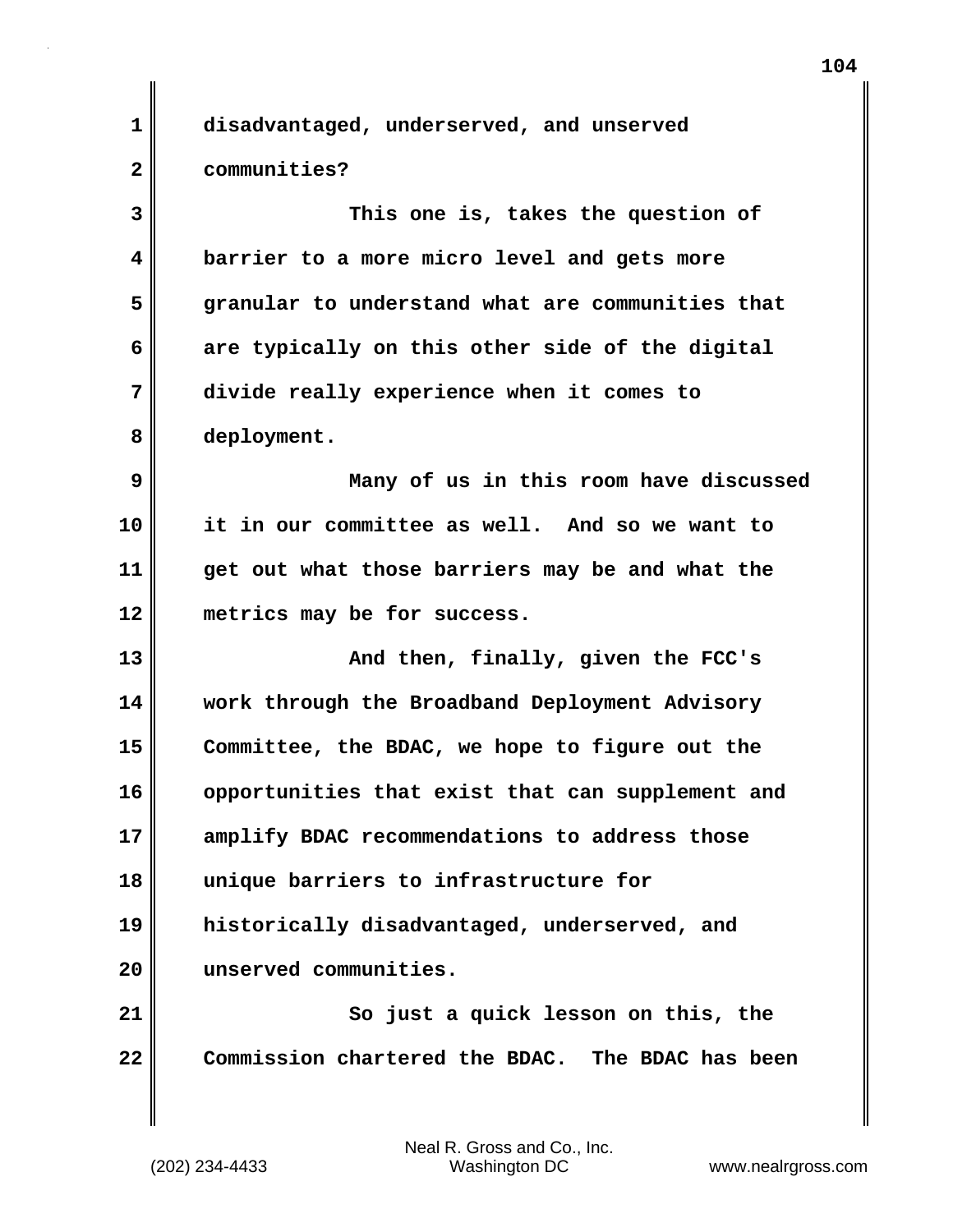disadvantaged, underserved, and unserved communities?

This one is, takes the question of barrier to a more micro level and gets more granular to understand what are communities that are typically on this other side of the digital divide really experience when it comes to deployment.

Many of us in this room have discussed it in our committee as well. And so we want to get out what those barriers may be and what the metrics may be for success.

And then, finally, given the FCC's work through the Broadband Deployment Advisory Committee, the BDAC, we hope to figure out the opportunities that exist that can supplement and amplify BDAC recommendations to address those unique barriers to infrastructure for historically disadvantaged, underserved, and unserved communities.

So just a quick lesson on this, the Commission chartered the BDAC. The BDAC has been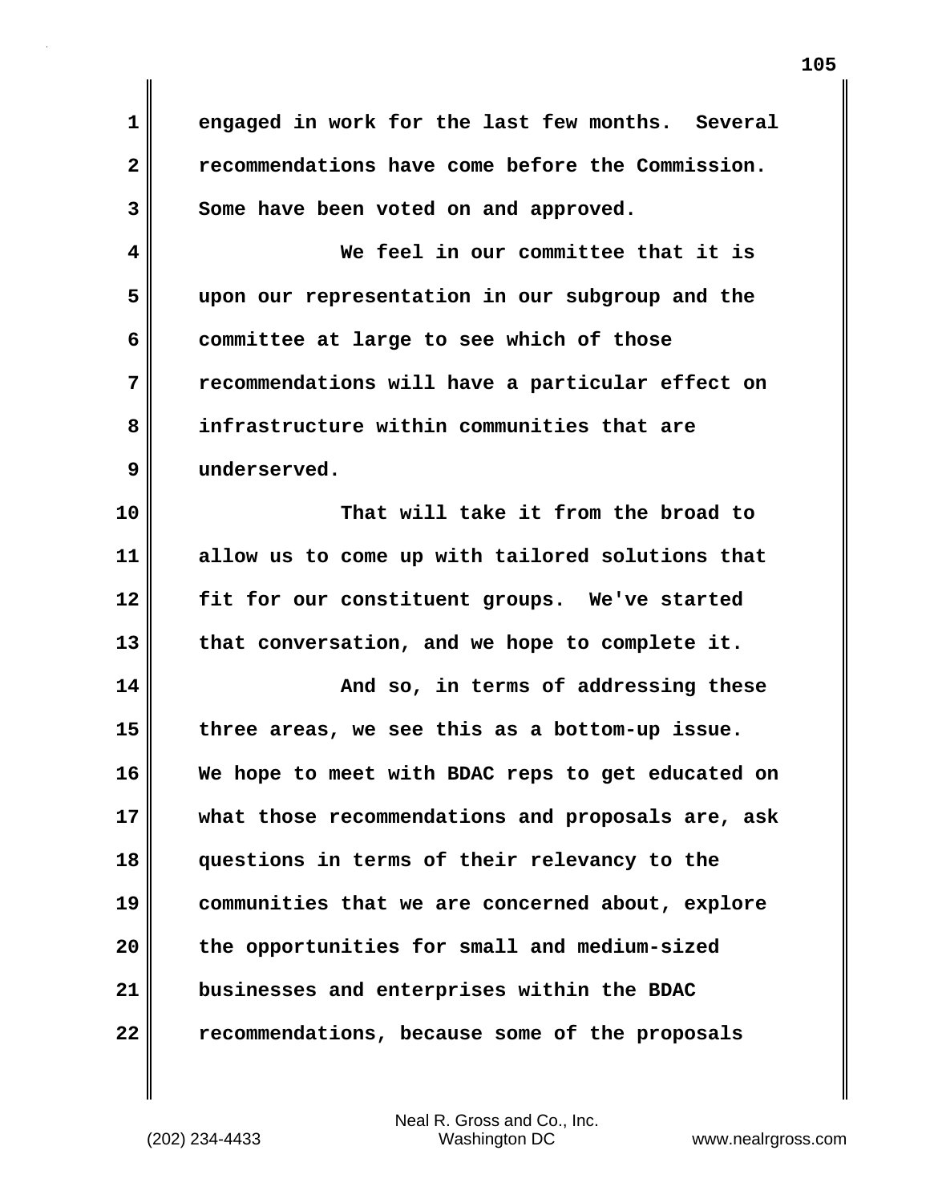engaged in work for the last few months. Several recommendations have come before the Commission. Some have been voted on and approved.

We feel in our committee that it is upon our representation in our subgroup and the committee at large to see which of those recommendations will have a particular effect on infrastructure within communities that are underserved.

That will take it from the broad to allow us to come up with tailored solutions that fit for our constituent groups. We've started that conversation, and we hope to complete it.

And so, in terms of addressing these three areas, we see this as a bottom-up issue. We hope to meet with BDAC reps to get educated on what those recommendations and proposals are, ask questions in terms of their relevancy to the communities that we are concerned about, explore the opportunities for small and medium-sized businesses and enterprises within the BDAC recommendations, because some of the proposals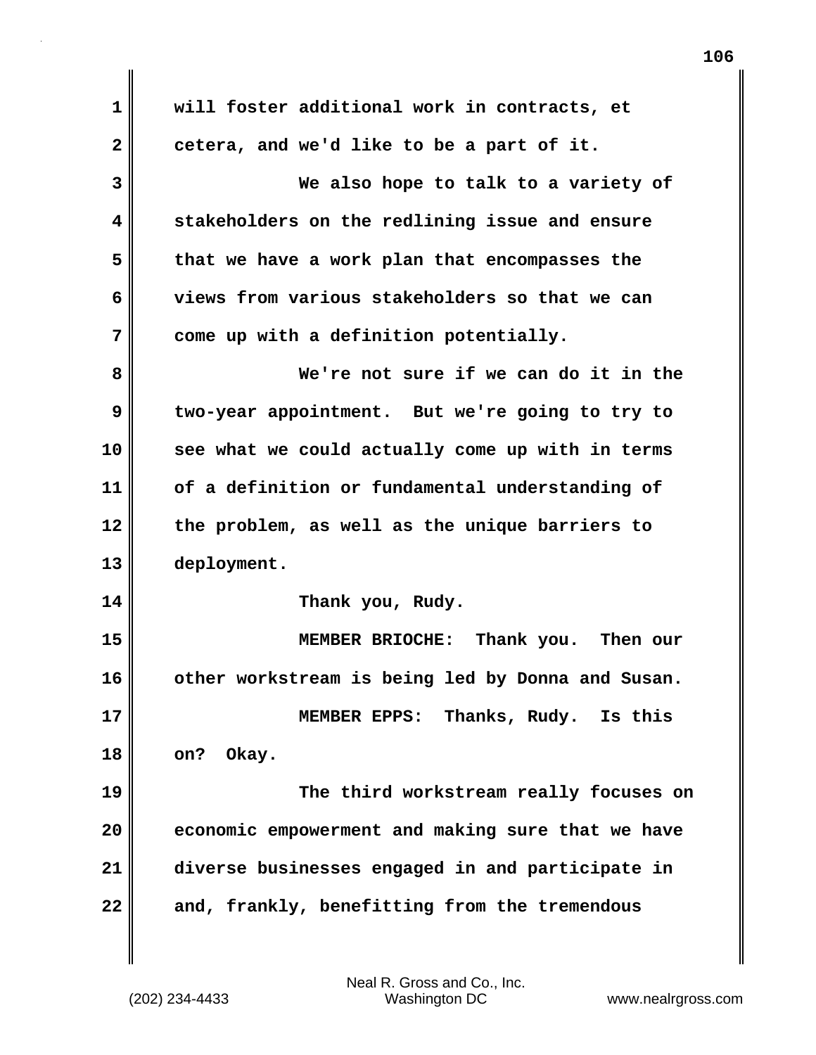will foster additional work in contracts, et cetera, and we'd like to be a part of it.

We also hope to talk to a variety of stakeholders on the redlining issue and ensure that we have a work plan that encompasses the views from various stakeholders so that we can come up with a definition potentially.

We're not sure if we can do it in the two-year appointment. But we're going to try to see what we could actually come up with in terms of a definition or fundamental understanding of the problem, as well as the unique barriers to deployment.

Thank you, Rudy.

MEMBER BRIOCHE: Thank you. Then our other workstream is being led by Donna and Susan.

MEMBER EPPS: Thanks, Rudy. Is this on? Okay.

The third workstream really focuses on economic empowerment and making sure that we have diverse businesses engaged in and participate in and, frankly, benefitting from the tremendous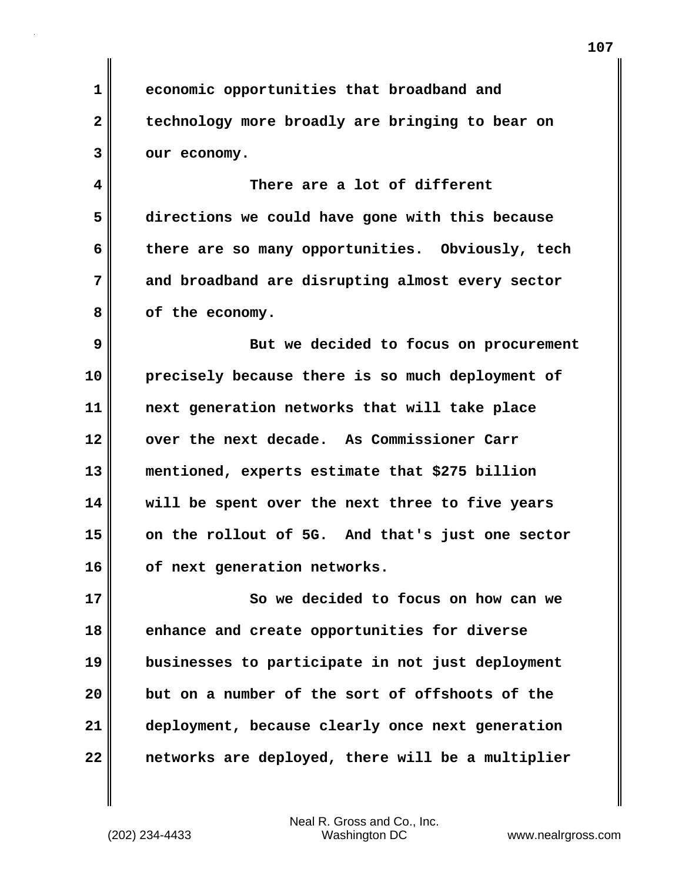economic opportunities that broadband and technology more broadly are bringing to bear on our economy.

There are a lot of different directions we could have gone with this because there are so many opportunities. Obviously, tech and broadband are disrupting almost every sector of the economy.

But we decided to focus on procurement precisely because there is so much deployment of next generation networks that will take place over the next decade. As Commissioner Carr mentioned, experts estimate that $275 billion will be spent over the next three to five years on the rollout of 5G. And that's just one sector of next generation networks.

So we decided to focus on how can we enhance and create opportunities for diverse businesses to participate in not just deployment but on a number of the sort of offshoots of the deployment, because clearly once next generation networks are deployed, there will be a multiplier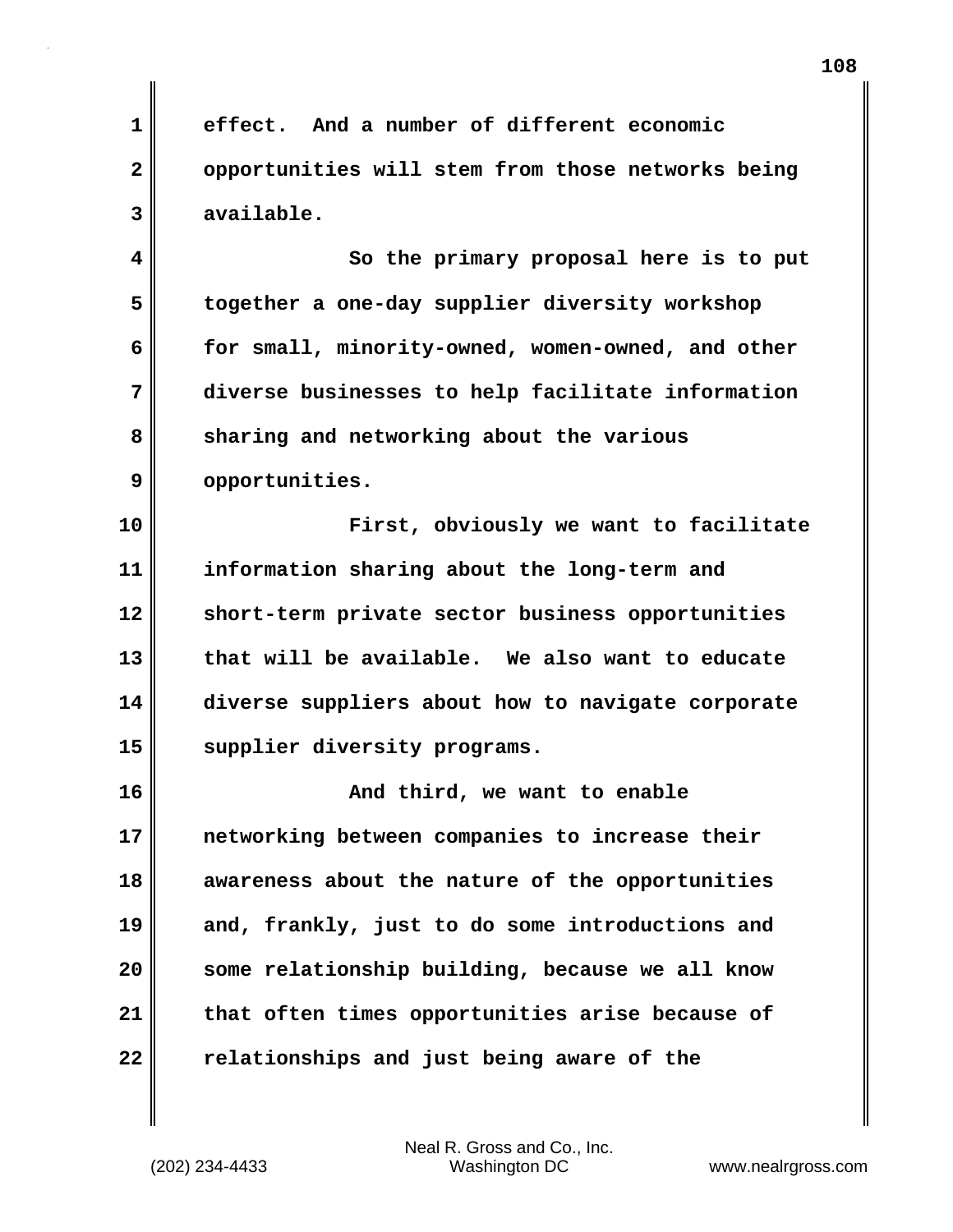effect. And a number of different economic opportunities will stem from those networks being available.

So the primary proposal here is to put together a one-day supplier diversity workshop for small, minority-owned, women-owned, and other diverse businesses to help facilitate information sharing and networking about the various opportunities.

First, obviously we want to facilitate information sharing about the long-term and short-term private sector business opportunities that will be available. We also want to educate diverse suppliers about how to navigate corporate supplier diversity programs.

And third, we want to enable networking between companies to increase their awareness about the nature of the opportunities and, frankly, just to do some introductions and some relationship building, because we all know that often times opportunities arise because of relationships and just being aware of the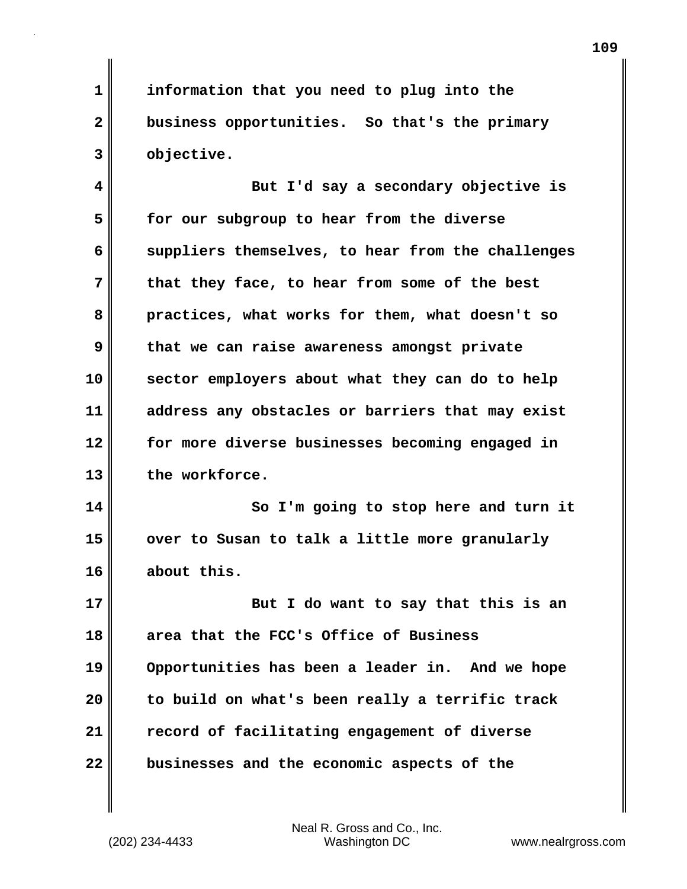information that you need to plug into the business opportunities. So that's the primary objective.

But I'd say a secondary objective is for our subgroup to hear from the diverse suppliers themselves, to hear from the challenges that they face, to hear from some of the best practices, what works for them, what doesn't so that we can raise awareness amongst private sector employers about what they can do to help address any obstacles or barriers that may exist for more diverse businesses becoming engaged in the workforce.

So I'm going to stop here and turn it over to Susan to talk a little more granularly about this.

But I do want to say that this is an area that the FCC's Office of Business Opportunities has been a leader in. And we hope to build on what's been really a terrific track record of facilitating engagement of diverse businesses and the economic aspects of the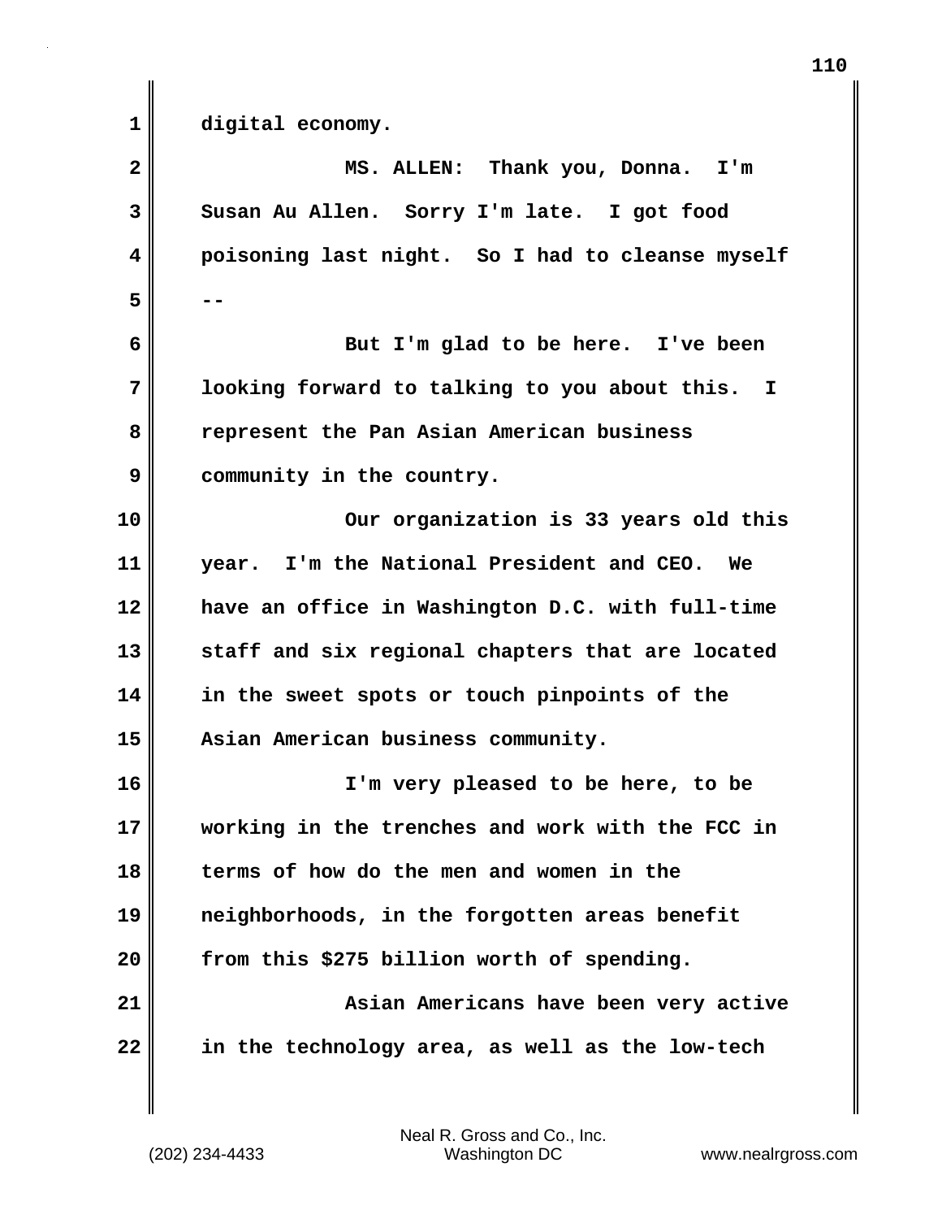digital economy.

MS. ALLEN: Thank you, Donna. I'm Susan Au Allen. Sorry I'm late. I got food poisoning last night. So I had to cleanse myself --

But I'm glad to be here. I've been looking forward to talking to you about this. I represent the Pan Asian American business community in the country.

Our organization is 33 years old this year. I'm the National President and CEO. We have an office in Washington D.C. with full-time staff and six regional chapters that are located in the sweet spots or touch pinpoints of the Asian American business community.

I'm very pleased to be here, to be working in the trenches and work with the FCC in terms of how do the men and women in the neighborhoods, in the forgotten areas benefit from this $275 billion worth of spending.

Asian Americans have been very active in the technology area, as well as the low-tech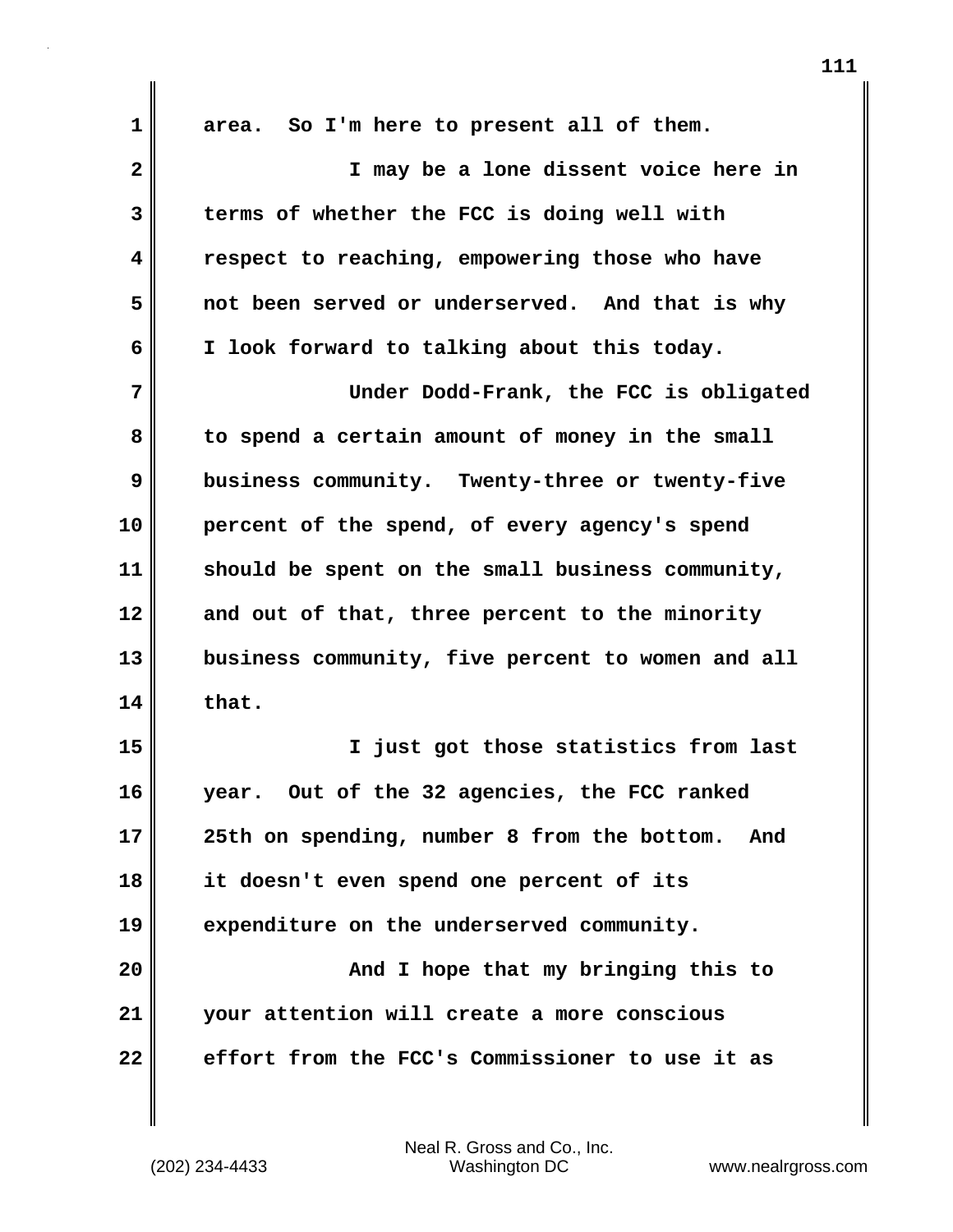area. So I'm here to present all of them.

I may be a lone dissent voice here in terms of whether the FCC is doing well with respect to reaching, empowering those who have not been served or underserved. And that is why I look forward to talking about this today.

Under Dodd-Frank, the FCC is obligated to spend a certain amount of money in the small business community. Twenty-three or twenty-five percent of the spend, of every agency's spend should be spent on the small business community, and out of that, three percent to the minority business community, five percent to women and all that.

I just got those statistics from last year. Out of the 32 agencies, the FCC ranked 25th on spending, number 8 from the bottom. And it doesn't even spend one percent of its expenditure on the underserved community.

And I hope that my bringing this to your attention will create a more conscious effort from the FCC's Commissioner to use it as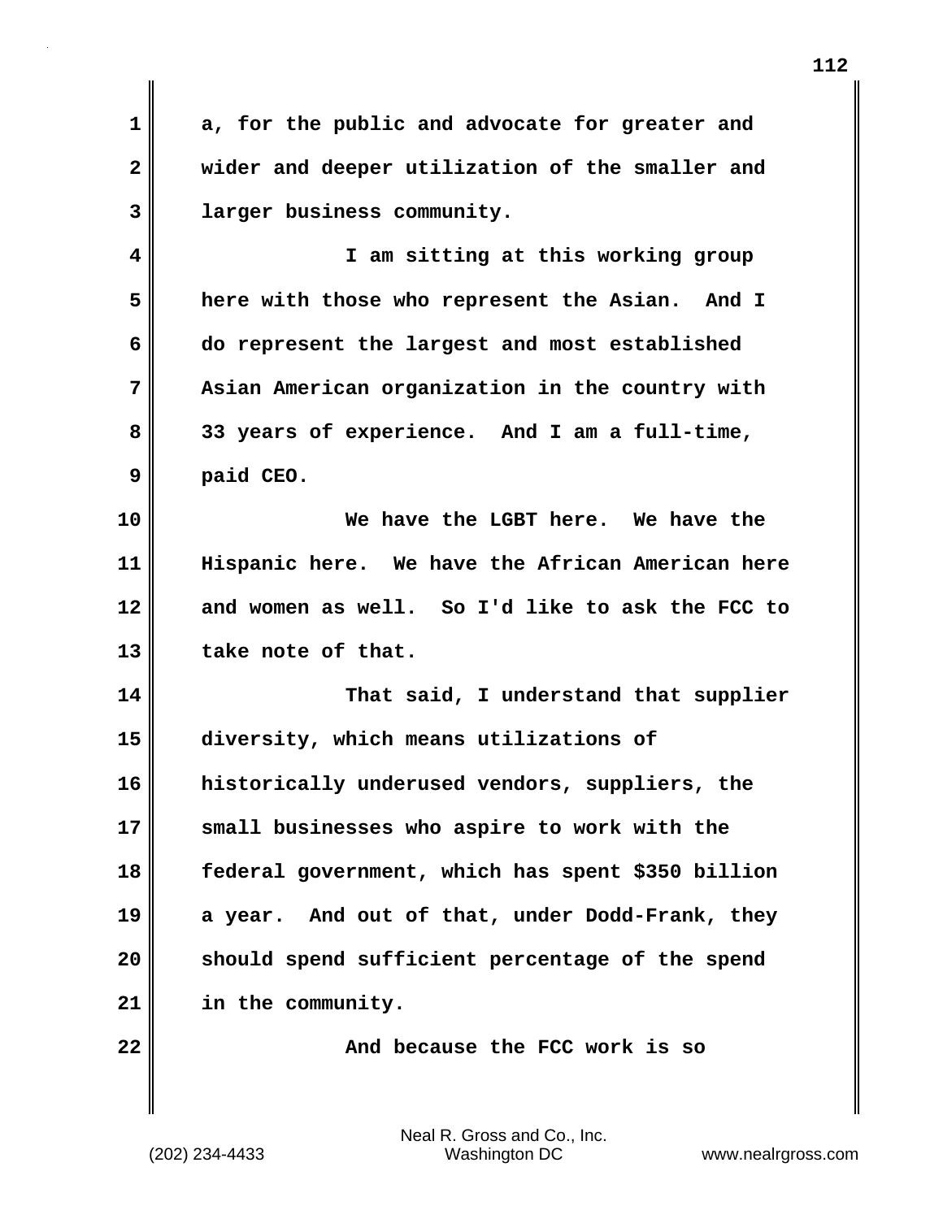a, for the public and advocate for greater and wider and deeper utilization of the smaller and larger business community.

I am sitting at this working group here with those who represent the Asian. And I do represent the largest and most established Asian American organization in the country with 33 years of experience. And I am a full-time, paid CEO.

We have the LGBT here. We have the Hispanic here. We have the African American here and women as well. So I'd like to ask the FCC to take note of that.

That said, I understand that supplier diversity, which means utilizations of historically underused vendors, suppliers, the small businesses who aspire to work with the federal government, which has spent $350 billion a year. And out of that, under Dodd-Frank, they should spend sufficient percentage of the spend in the community.

And because the FCC work is so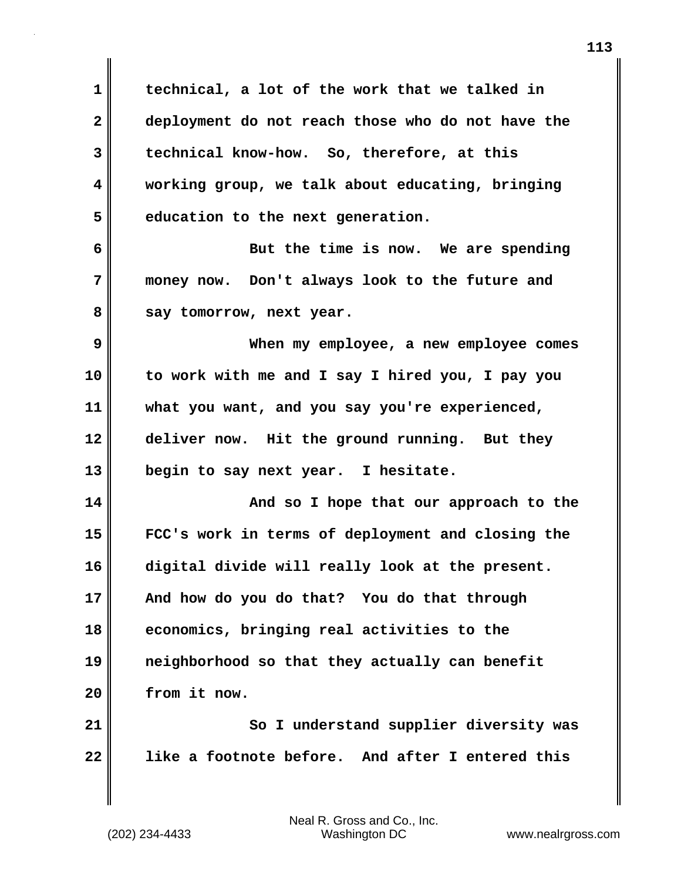technical, a lot of the work that we talked in deployment do not reach those who do not have the technical know-how. So, therefore, at this working group, we talk about educating, bringing education to the next generation.

But the time is now. We are spending money now. Don't always look to the future and say tomorrow, next year.

When my employee, a new employee comes to work with me and I say I hired you, I pay you what you want, and you say you're experienced, deliver now. Hit the ground running. But they begin to say next year. I hesitate.

And so I hope that our approach to the FCC's work in terms of deployment and closing the digital divide will really look at the present. And how do you do that? You do that through economics, bringing real activities to the neighborhood so that they actually can benefit from it now.

So I understand supplier diversity was like a footnote before. And after I entered this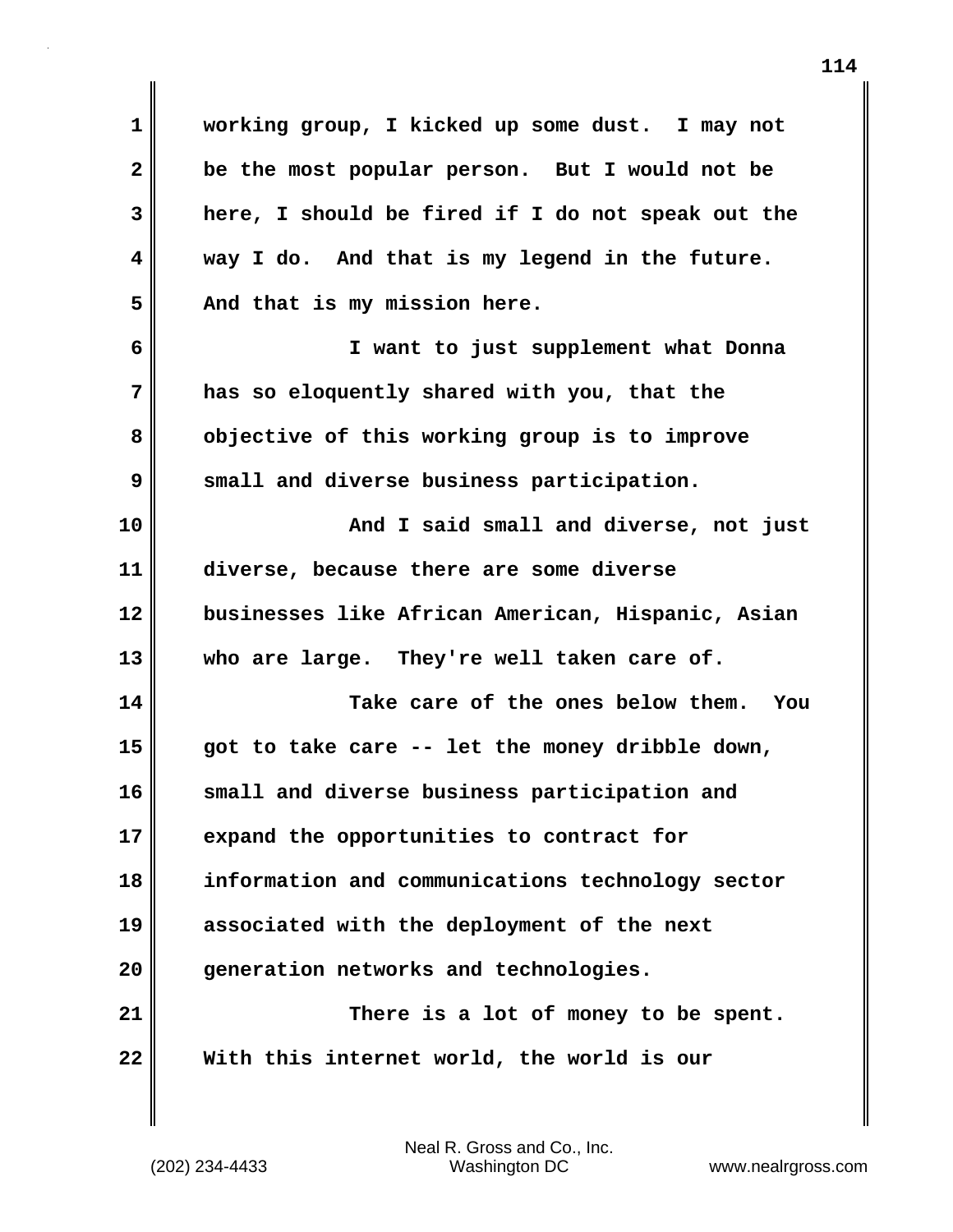working group, I kicked up some dust. I may not be the most popular person. But I would not be here, I should be fired if I do not speak out the way I do. And that is my legend in the future. And that is my mission here.

I want to just supplement what Donna has so eloquently shared with you, that the objective of this working group is to improve small and diverse business participation.

And I said small and diverse, not just diverse, because there are some diverse businesses like African American, Hispanic, Asian who are large. They're well taken care of.

Take care of the ones below them. You got to take care -- let the money dribble down, small and diverse business participation and expand the opportunities to contract for information and communications technology sector associated with the deployment of the next generation networks and technologies.

There is a lot of money to be spent. With this internet world, the world is our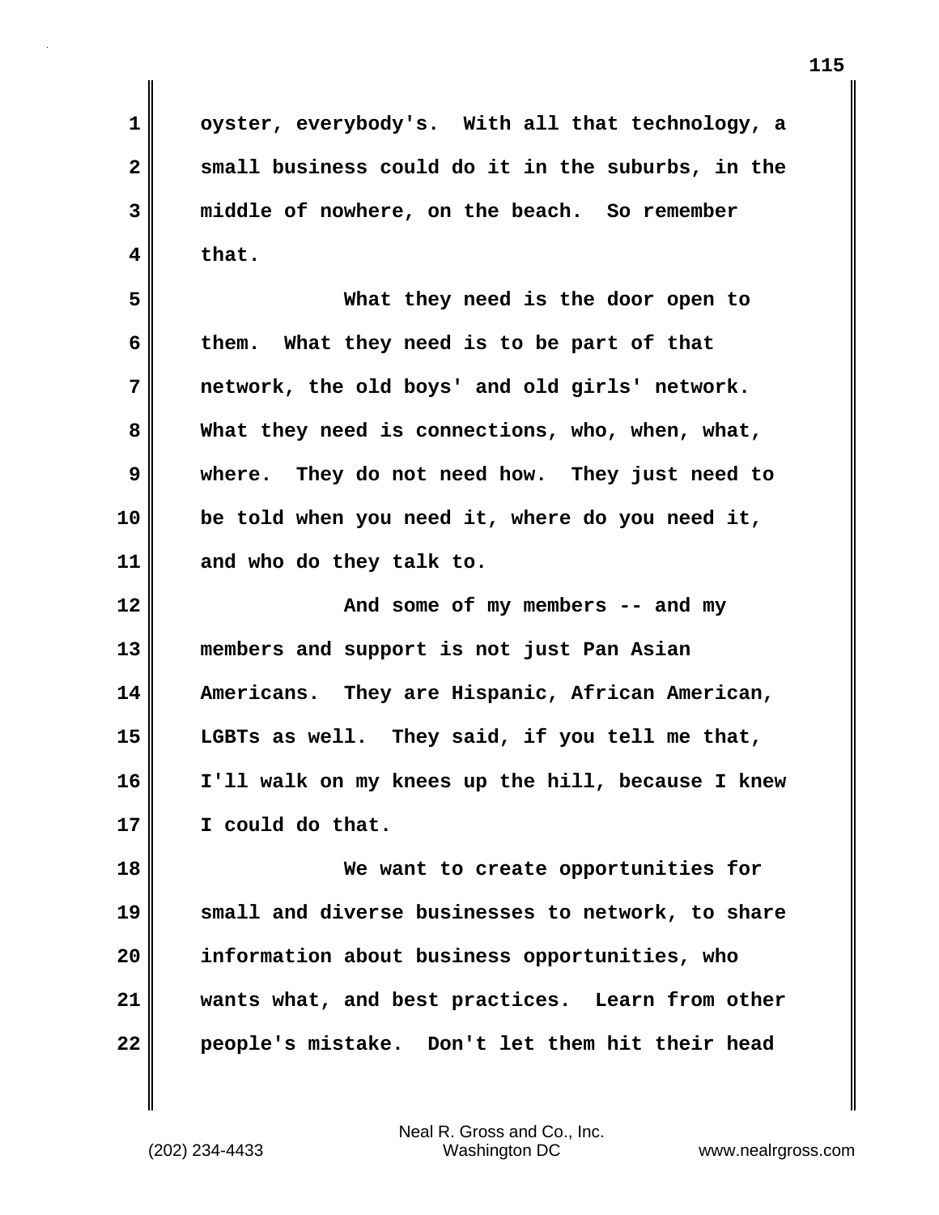oyster, everybody's. With all that technology, a small business could do it in the suburbs, in the middle of nowhere, on the beach. So remember that.

What they need is the door open to them. What they need is to be part of that network, the old boys' and old girls' network. What they need is connections, who, when, what, where. They do not need how. They just need to be told when you need it, where do you need it, and who do they talk to.

And some of my members -- and my members and support is not just Pan Asian Americans. They are Hispanic, African American, LGBTs as well. They said, if you tell me that, I'll walk on my knees up the hill, because I knew I could do that.

We want to create opportunities for small and diverse businesses to network, to share information about business opportunities, who wants what, and best practices. Learn from other people's mistake. Don't let them hit their head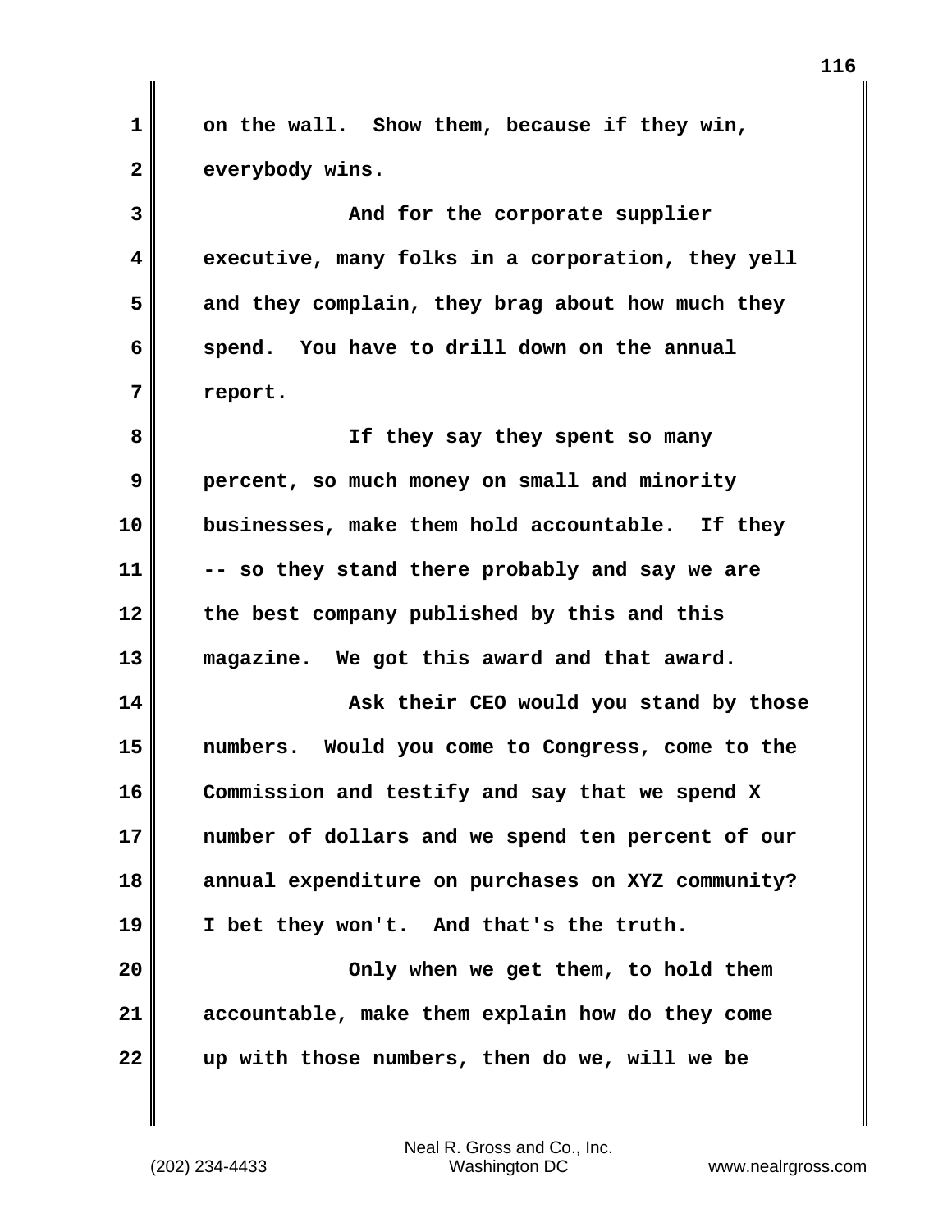on the wall. Show them, because if they win, everybody wins.

And for the corporate supplier executive, many folks in a corporation, they yell and they complain, they brag about how much they spend. You have to drill down on the annual report.

If they say they spent so many percent, so much money on small and minority businesses, make them hold accountable. If they -- so they stand there probably and say we are the best company published by this and this magazine. We got this award and that award.

Ask their CEO would you stand by those numbers. Would you come to Congress, come to the Commission and testify and say that we spend X number of dollars and we spend ten percent of our annual expenditure on purchases on XYZ community? I bet they won't. And that's the truth.

Only when we get them, to hold them accountable, make them explain how do they come up with those numbers, then do we, will we be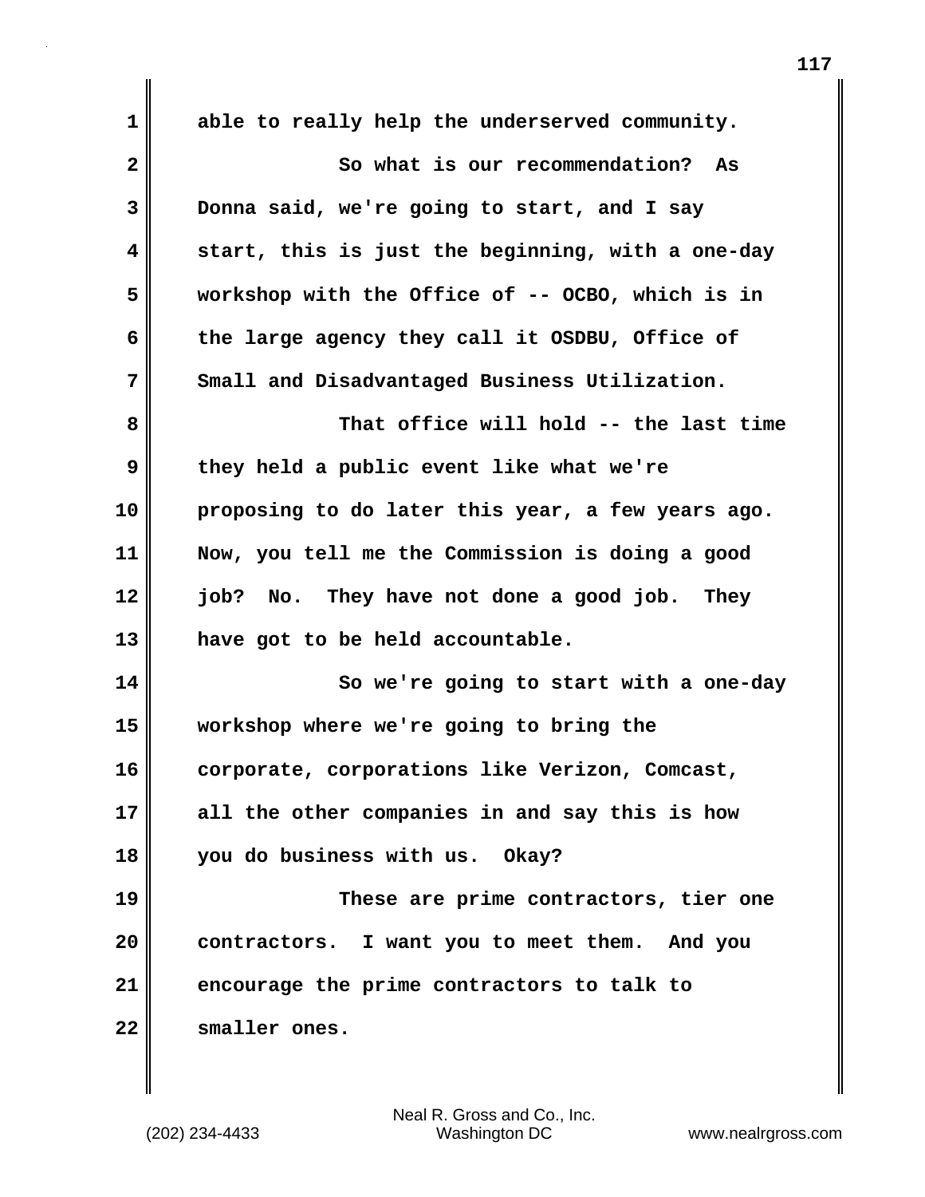able to really help the underserved community.

So what is our recommendation? As Donna said, we're going to start, and I say start, this is just the beginning, with a one-day workshop with the Office of -- OCBO, which is in the large agency they call it OSDBU, Office of Small and Disadvantaged Business Utilization.

That office will hold -- the last time they held a public event like what we're proposing to do later this year, a few years ago. Now, you tell me the Commission is doing a good job? No. They have not done a good job. They have got to be held accountable.

So we're going to start with a one-day workshop where we're going to bring the corporate, corporations like Verizon, Comcast, all the other companies in and say this is how you do business with us. Okay?

These are prime contractors, tier one contractors. I want you to meet them. And you encourage the prime contractors to talk to smaller ones.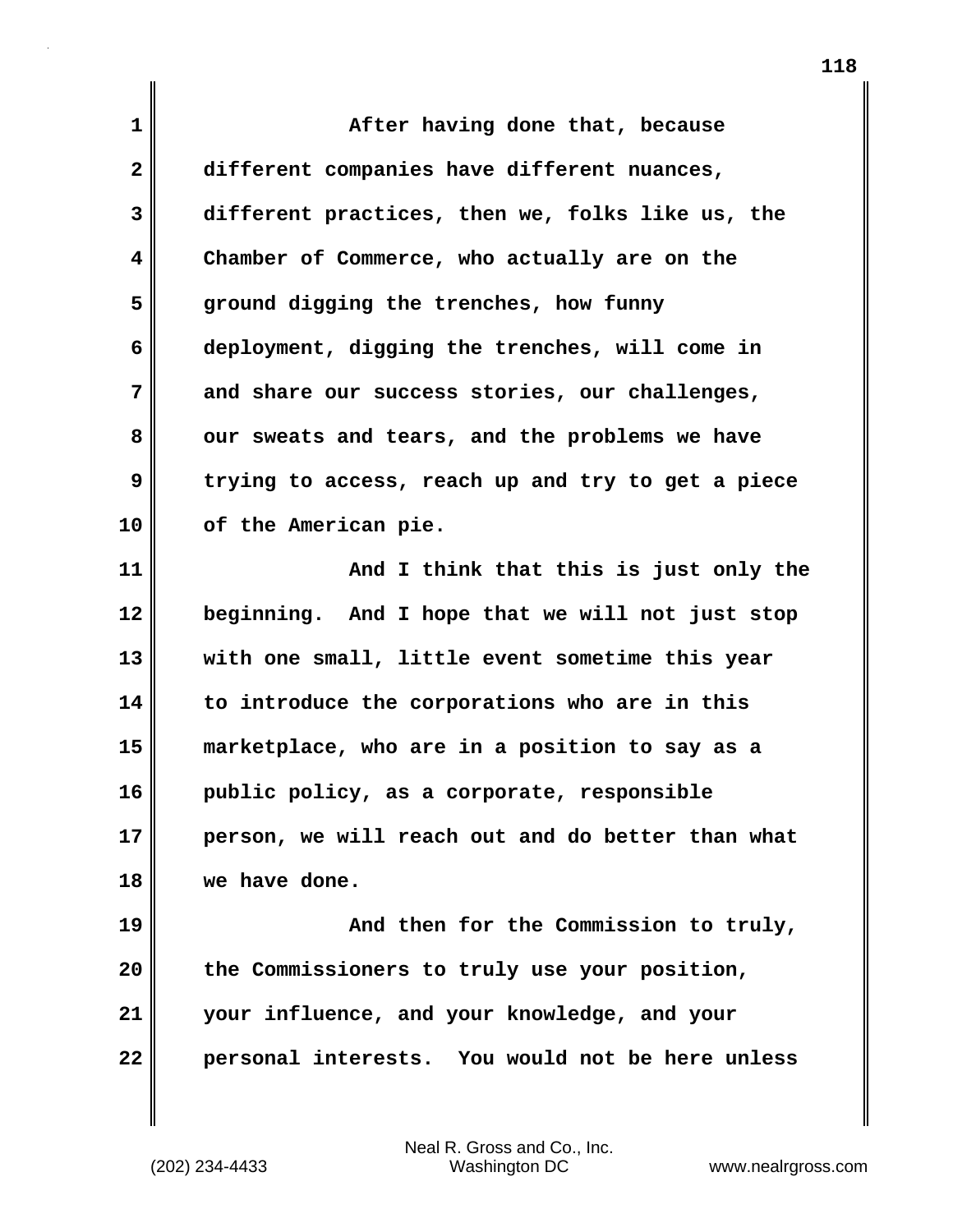After having done that, because different companies have different nuances, different practices, then we, folks like us, the Chamber of Commerce, who actually are on the ground digging the trenches, how funny deployment, digging the trenches, will come in and share our success stories, our challenges, our sweats and tears, and the problems we have trying to access, reach up and try to get a piece of the American pie.

And I think that this is just only the beginning. And I hope that we will not just stop with one small, little event sometime this year to introduce the corporations who are in this marketplace, who are in a position to say as a public policy, as a corporate, responsible person, we will reach out and do better than what we have done.

And then for the Commission to truly, the Commissioners to truly use your position, your influence, and your knowledge, and your personal interests. You would not be here unless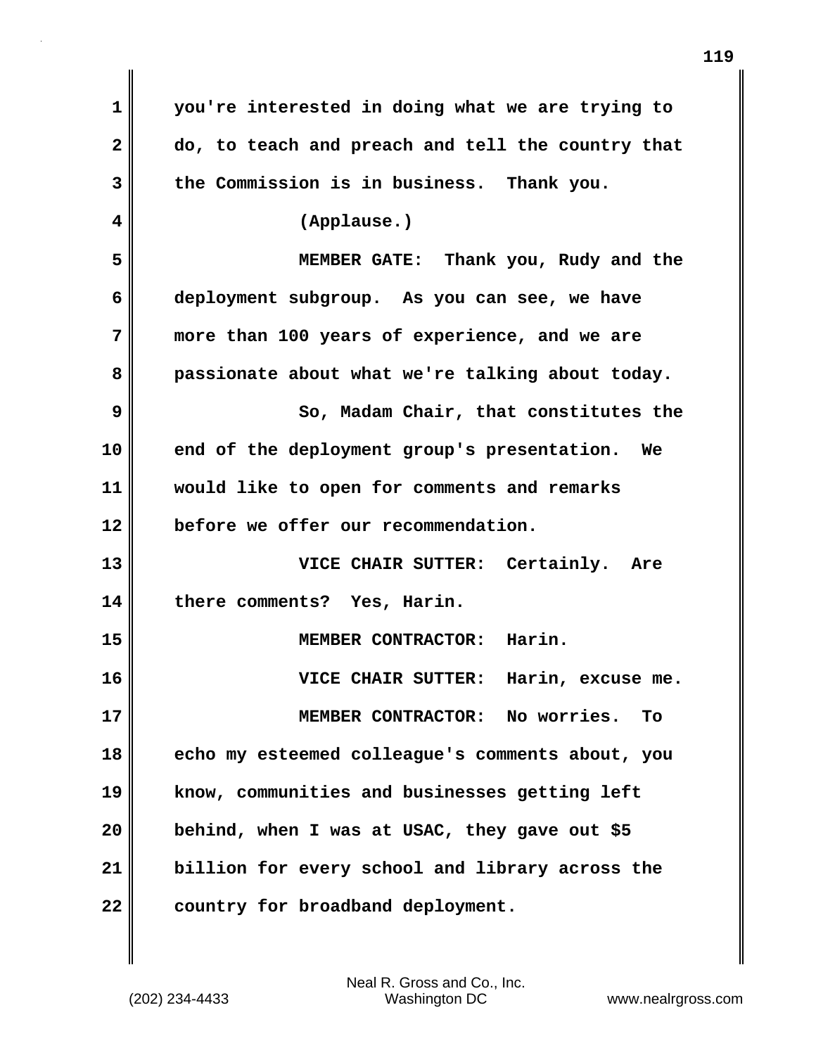you're interested in doing what we are trying to do, to teach and preach and tell the country that the Commission is in business. Thank you.

(Applause.)

MEMBER GATE: Thank you, Rudy and the deployment subgroup. As you can see, we have more than 100 years of experience, and we are passionate about what we're talking about today.

So, Madam Chair, that constitutes the end of the deployment group's presentation. We would like to open for comments and remarks before we offer our recommendation.

VICE CHAIR SUTTER: Certainly. Are there comments? Yes, Harin.

MEMBER CONTRACTOR: Harin.

VICE CHAIR SUTTER: Harin, excuse me.

MEMBER CONTRACTOR: No worries. To echo my esteemed colleague's comments about, you know, communities and businesses getting left behind, when I was at USAC, they gave out $5 billion for every school and library across the country for broadband deployment.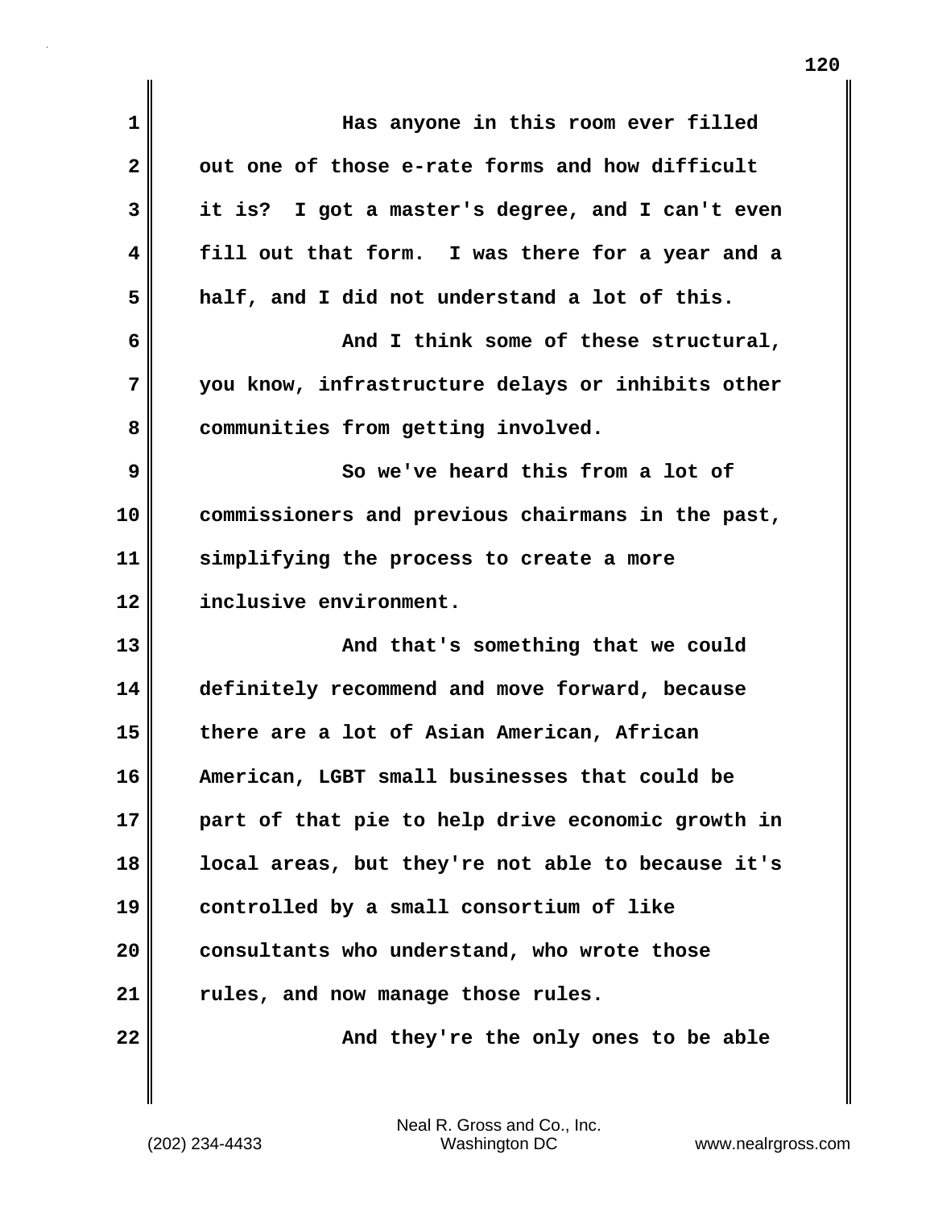Has anyone in this room ever filled out one of those e-rate forms and how difficult it is? I got a master's degree, and I can't even fill out that form. I was there for a year and a half, and I did not understand a lot of this.

And I think some of these structural, you know, infrastructure delays or inhibits other communities from getting involved.

So we've heard this from a lot of commissioners and previous chairmans in the past, simplifying the process to create a more inclusive environment.

And that's something that we could definitely recommend and move forward, because there are a lot of Asian American, African American, LGBT small businesses that could be part of that pie to help drive economic growth in local areas, but they're not able to because it's controlled by a small consortium of like consultants who understand, who wrote those rules, and now manage those rules.

And they're the only ones to be able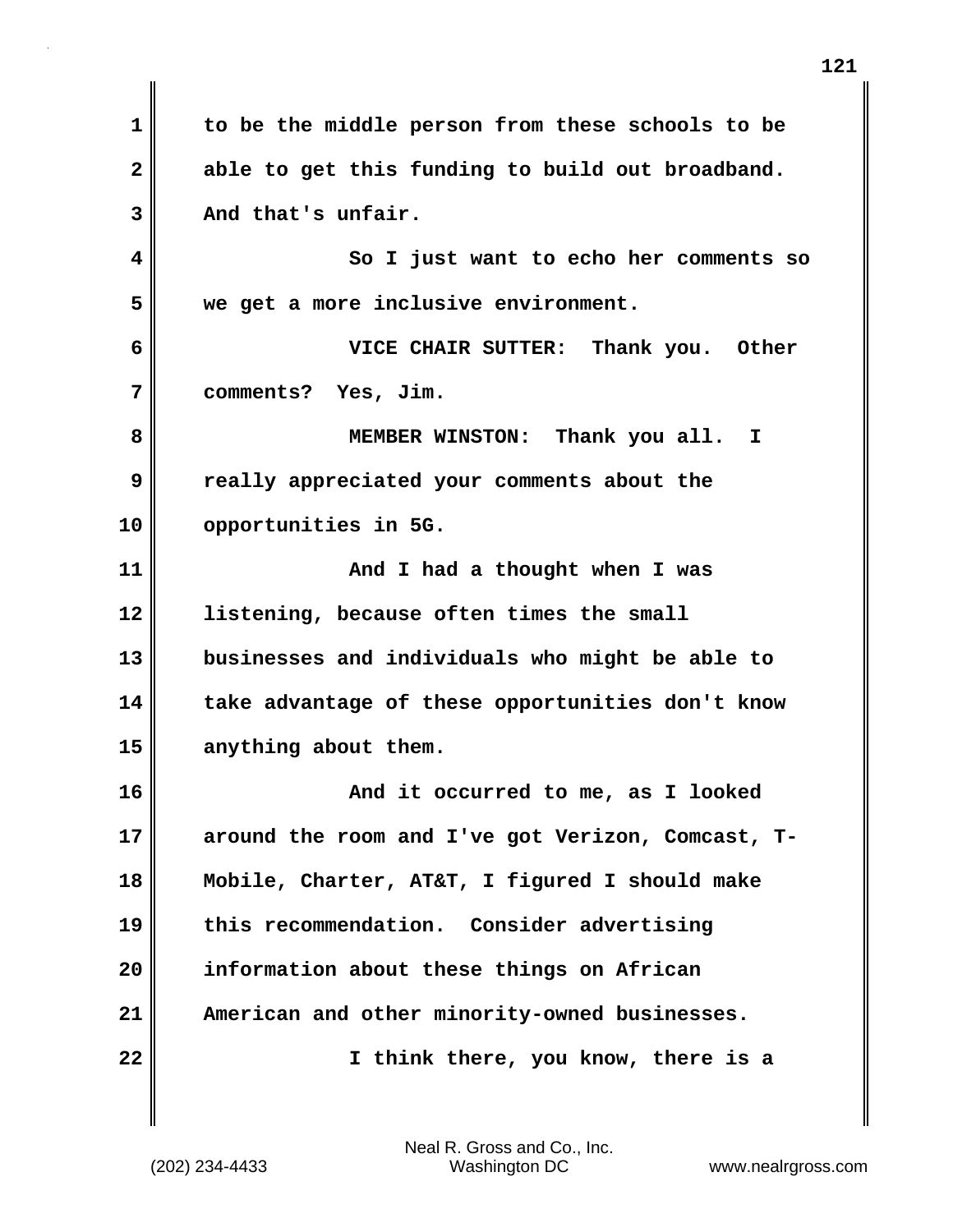to be the middle person from these schools to be able to get this funding to build out broadband. And that's unfair.

So I just want to echo her comments so we get a more inclusive environment.

VICE CHAIR SUTTER: Thank you. Other comments? Yes, Jim.

MEMBER WINSTON: Thank you all. I really appreciated your comments about the opportunities in 5G.

And I had a thought when I was listening, because often times the small businesses and individuals who might be able to take advantage of these opportunities don't know anything about them.

And it occurred to me, as I looked around the room and I've got Verizon, Comcast, T-Mobile, Charter, AT&T, I figured I should make this recommendation. Consider advertising information about these things on African American and other minority-owned businesses.

I think there, you know, there is a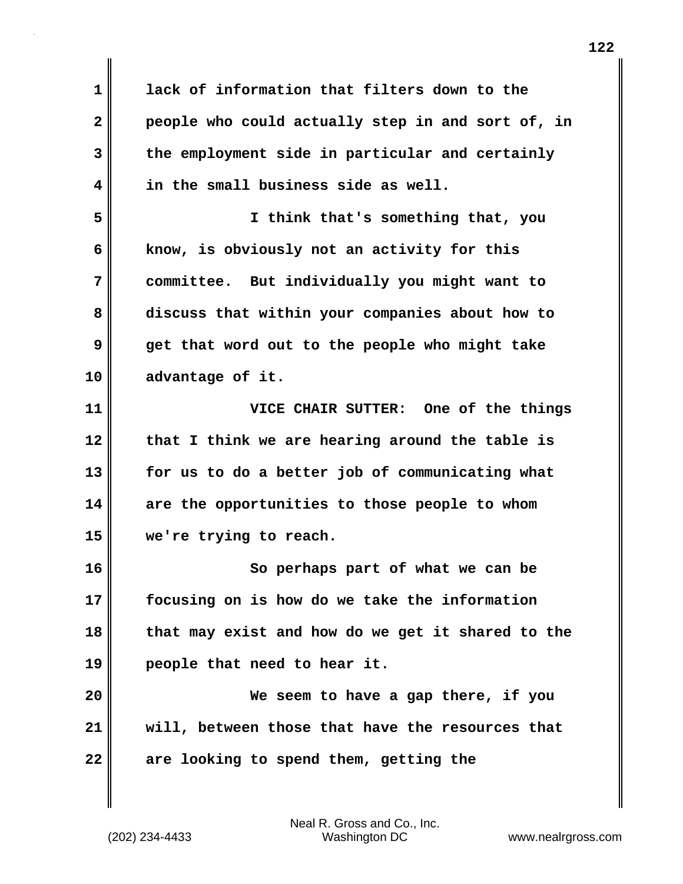lack of information that filters down to the people who could actually step in and sort of, in the employment side in particular and certainly in the small business side as well.

I think that's something that, you know, is obviously not an activity for this committee. But individually you might want to discuss that within your companies about how to get that word out to the people who might take advantage of it.

VICE CHAIR SUTTER: One of the things that I think we are hearing around the table is for us to do a better job of communicating what are the opportunities to those people to whom we're trying to reach.

So perhaps part of what we can be focusing on is how do we take the information that may exist and how do we get it shared to the people that need to hear it.

We seem to have a gap there, if you will, between those that have the resources that are looking to spend them, getting the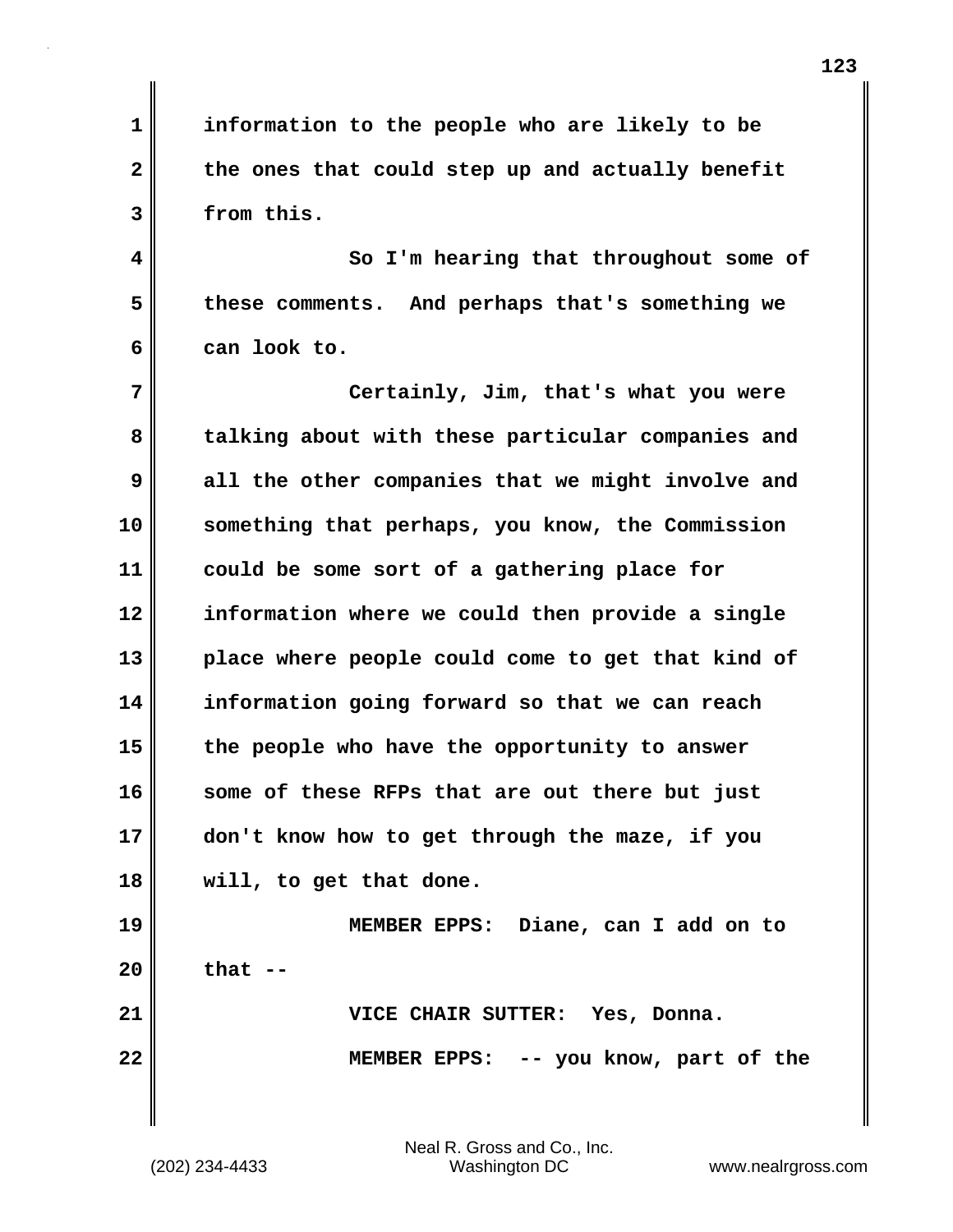information to the people who are likely to be the ones that could step up and actually benefit from this.

So I'm hearing that throughout some of these comments. And perhaps that's something we can look to.

Certainly, Jim, that's what you were talking about with these particular companies and all the other companies that we might involve and something that perhaps, you know, the Commission could be some sort of a gathering place for information where we could then provide a single place where people could come to get that kind of information going forward so that we can reach the people who have the opportunity to answer some of these RFPs that are out there but just don't know how to get through the maze, if you will, to get that done.

MEMBER EPPS: Diane, can I add on to that --

VICE CHAIR SUTTER: Yes, Donna.

MEMBER EPPS: -- you know, part of the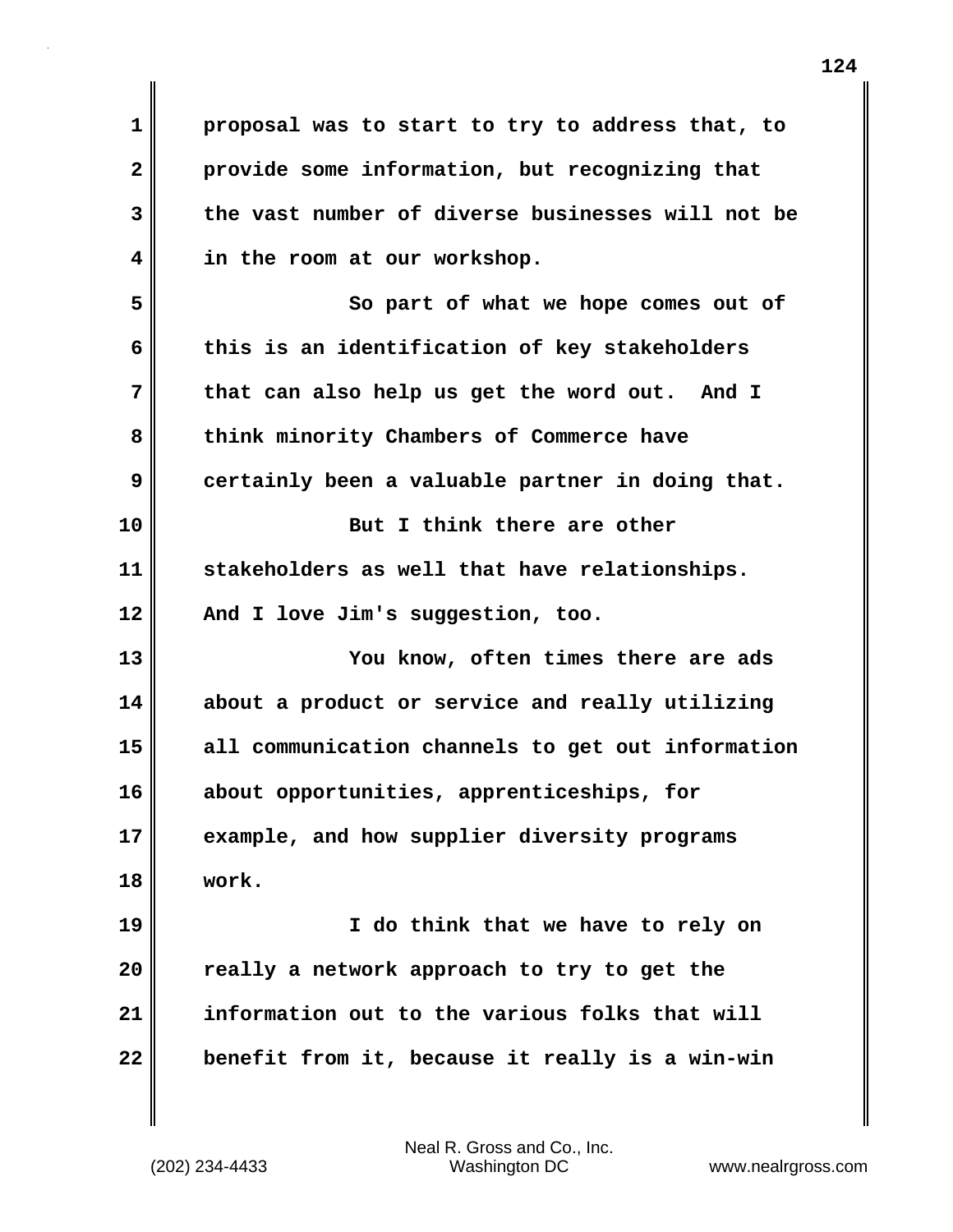proposal was to start to try to address that, to provide some information, but recognizing that the vast number of diverse businesses will not be in the room at our workshop.

So part of what we hope comes out of this is an identification of key stakeholders that can also help us get the word out. And I think minority Chambers of Commerce have certainly been a valuable partner in doing that.

But I think there are other stakeholders as well that have relationships. And I love Jim's suggestion, too.

You know, often times there are ads about a product or service and really utilizing all communication channels to get out information about opportunities, apprenticeships, for example, and how supplier diversity programs work.

I do think that we have to rely on really a network approach to try to get the information out to the various folks that will benefit from it, because it really is a win-win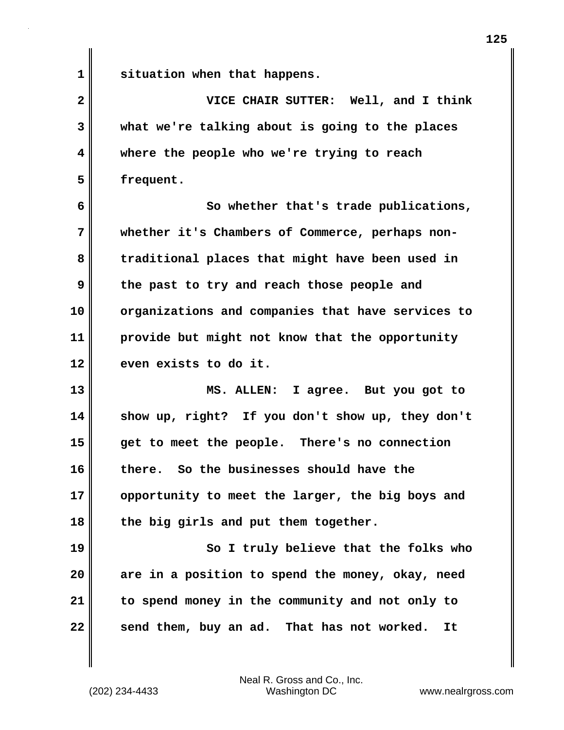situation when that happens.

VICE CHAIR SUTTER: Well, and I think what we're talking about is going to the places where the people who we're trying to reach frequent.

So whether that's trade publications, whether it's Chambers of Commerce, perhaps non-traditional places that might have been used in the past to try and reach those people and organizations and companies that have services to provide but might not know that the opportunity even exists to do it.

MS. ALLEN: I agree. But you got to show up, right? If you don't show up, they don't get to meet the people. There's no connection there. So the businesses should have the opportunity to meet the larger, the big boys and the big girls and put them together.

So I truly believe that the folks who are in a position to spend the money, okay, need to spend money in the community and not only to send them, buy an ad. That has not worked. It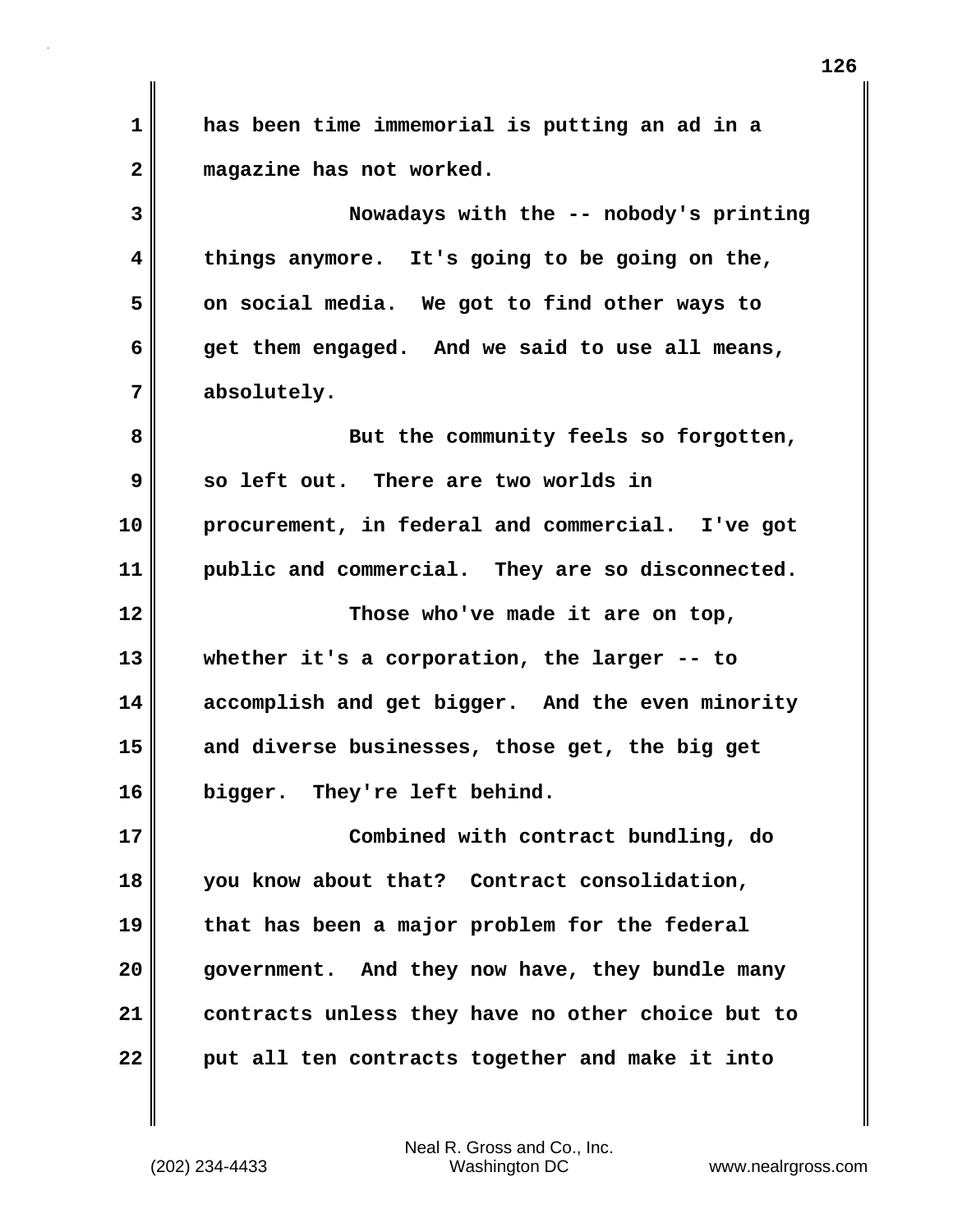has been time immemorial is putting an ad in a magazine has not worked.

Nowadays with the -- nobody's printing things anymore. It's going to be going on the, on social media. We got to find other ways to get them engaged. And we said to use all means, absolutely.

But the community feels so forgotten, so left out. There are two worlds in procurement, in federal and commercial. I've got public and commercial. They are so disconnected.

Those who've made it are on top, whether it's a corporation, the larger -- to accomplish and get bigger. And the even minority and diverse businesses, those get, the big get bigger. They're left behind.

Combined with contract bundling, do you know about that? Contract consolidation, that has been a major problem for the federal government. And they now have, they bundle many contracts unless they have no other choice but to put all ten contracts together and make it into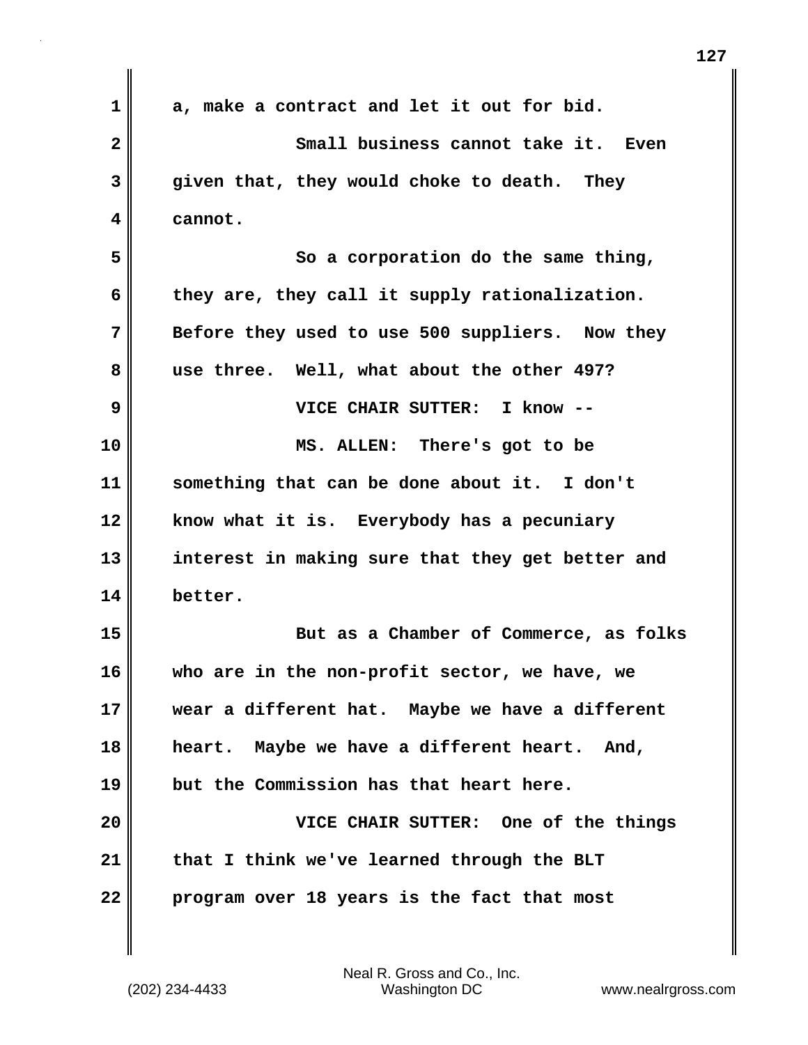a, make a contract and let it out for bid.

Small business cannot take it. Even given that, they would choke to death. They cannot.

So a corporation do the same thing, they are, they call it supply rationalization. Before they used to use 500 suppliers. Now they use three. Well, what about the other 497?

VICE CHAIR SUTTER: I know --

MS. ALLEN: There's got to be something that can be done about it. I don't know what it is. Everybody has a pecuniary interest in making sure that they get better and better.

But as a Chamber of Commerce, as folks who are in the non-profit sector, we have, we wear a different hat. Maybe we have a different heart. Maybe we have a different heart. And, but the Commission has that heart here.

VICE CHAIR SUTTER: One of the things that I think we've learned through the BLT program over 18 years is the fact that most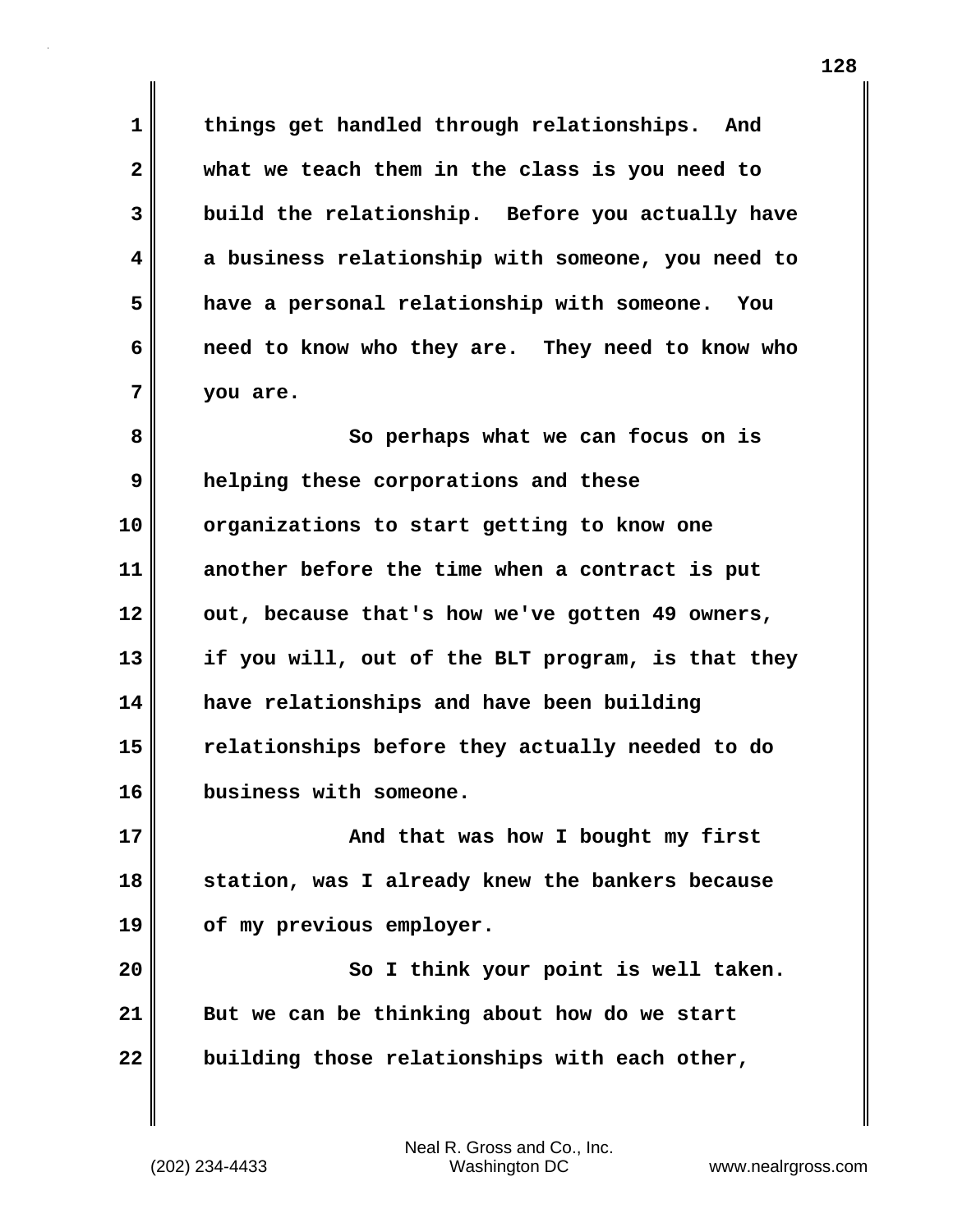things get handled through relationships. And what we teach them in the class is you need to build the relationship. Before you actually have a business relationship with someone, you need to have a personal relationship with someone. You need to know who they are. They need to know who you are.

So perhaps what we can focus on is helping these corporations and these organizations to start getting to know one another before the time when a contract is put out, because that's how we've gotten 49 owners, if you will, out of the BLT program, is that they have relationships and have been building relationships before they actually needed to do business with someone.

And that was how I bought my first station, was I already knew the bankers because of my previous employer.

So I think your point is well taken. But we can be thinking about how do we start building those relationships with each other,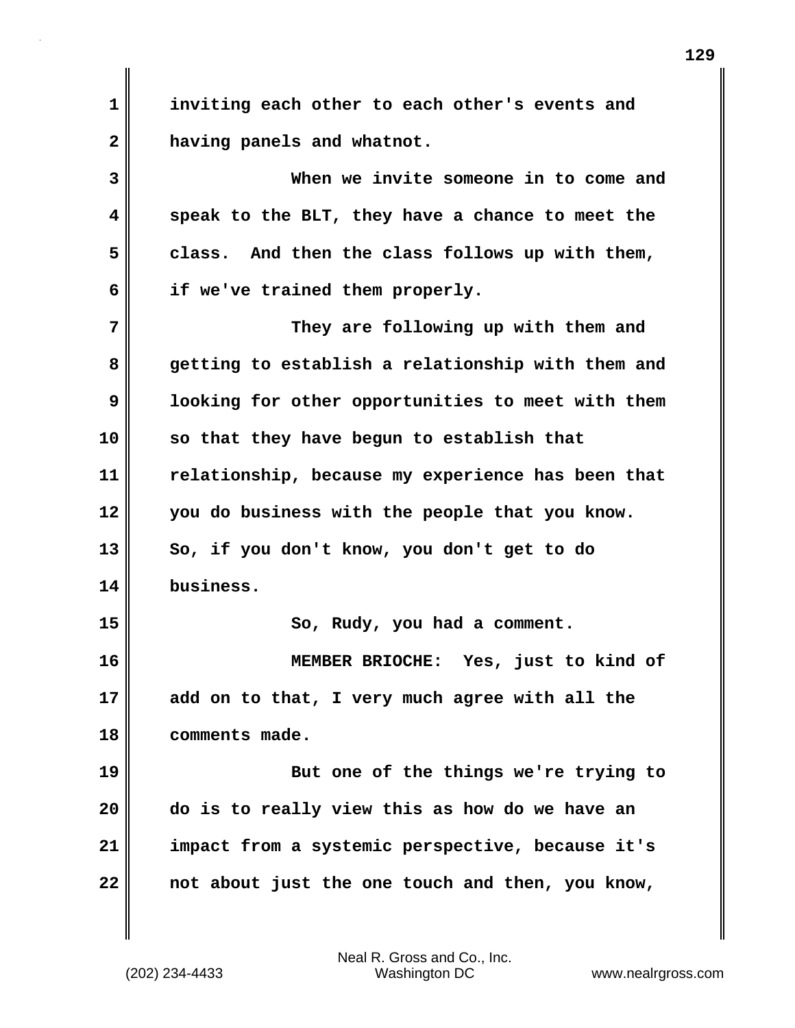inviting each other to each other's events and having panels and whatnot.

When we invite someone in to come and speak to the BLT, they have a chance to meet the class. And then the class follows up with them, if we've trained them properly.

They are following up with them and getting to establish a relationship with them and looking for other opportunities to meet with them so that they have begun to establish that relationship, because my experience has been that you do business with the people that you know. So, if you don't know, you don't get to do business.

So, Rudy, you had a comment.

MEMBER BRIOCHE: Yes, just to kind of add on to that, I very much agree with all the comments made.

But one of the things we're trying to do is to really view this as how do we have an impact from a systemic perspective, because it's not about just the one touch and then, you know,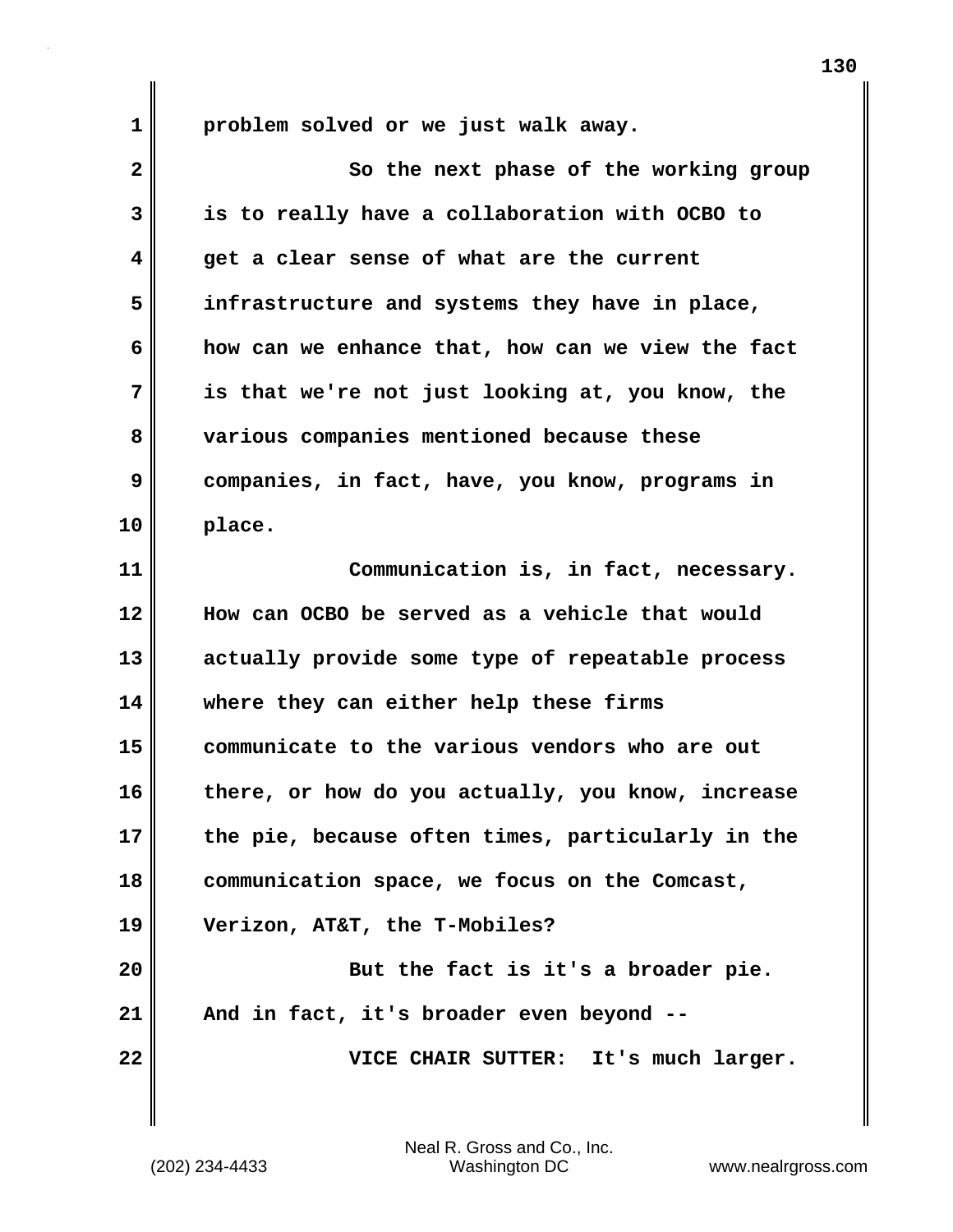problem solved or we just walk away.

So the next phase of the working group is to really have a collaboration with OCBO to get a clear sense of what are the current infrastructure and systems they have in place, how can we enhance that, how can we view the fact is that we're not just looking at, you know, the various companies mentioned because these companies, in fact, have, you know, programs in place.

Communication is, in fact, necessary. How can OCBO be served as a vehicle that would actually provide some type of repeatable process where they can either help these firms communicate to the various vendors who are out there, or how do you actually, you know, increase the pie, because often times, particularly in the communication space, we focus on the Comcast, Verizon, AT&T, the T-Mobiles?

But the fact is it's a broader pie. And in fact, it's broader even beyond --

VICE CHAIR SUTTER: It's much larger.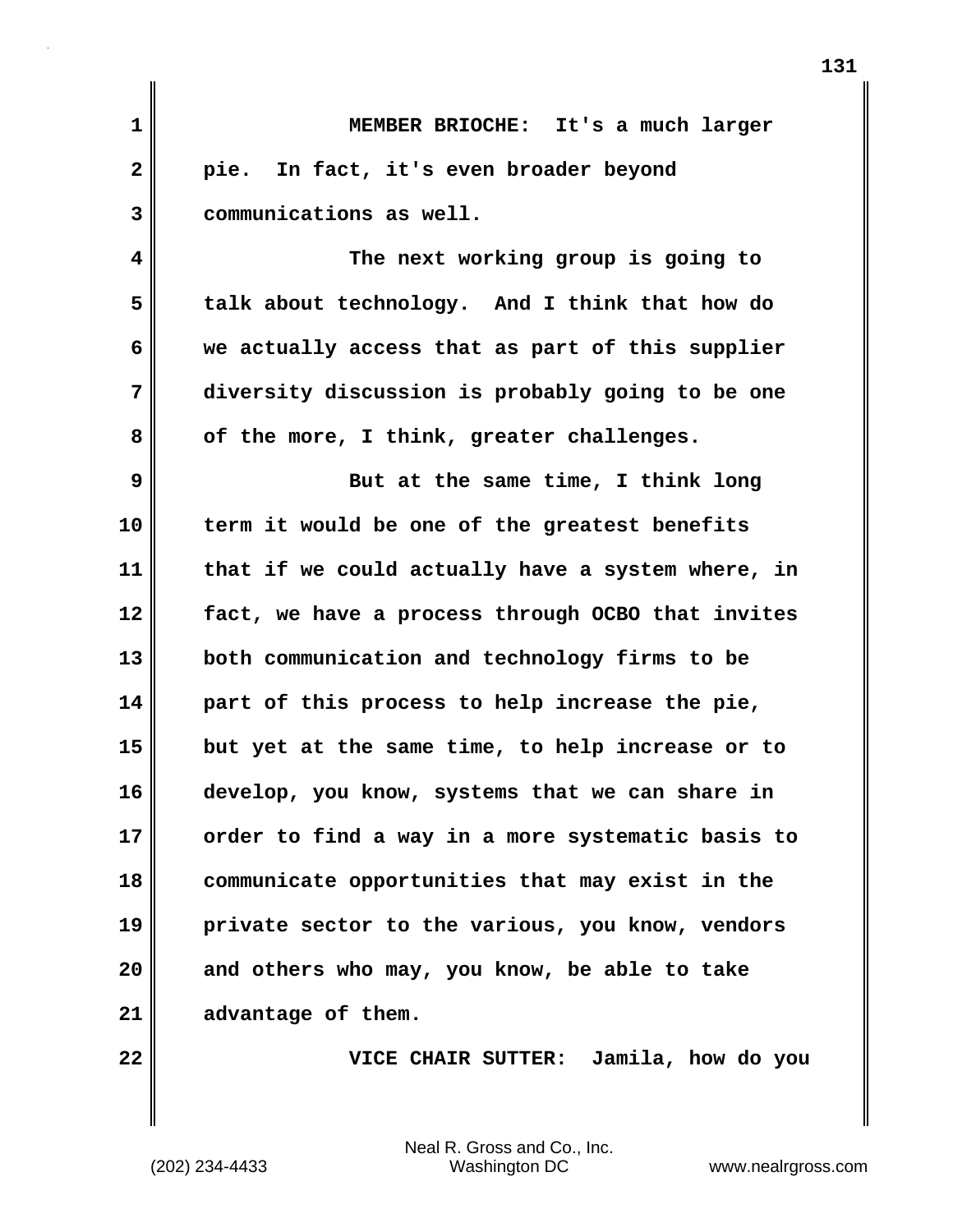MEMBER BRIOCHE: It's a much larger pie. In fact, it's even broader beyond communications as well.

The next working group is going to talk about technology. And I think that how do we actually access that as part of this supplier diversity discussion is probably going to be one of the more, I think, greater challenges.

But at the same time, I think long term it would be one of the greatest benefits that if we could actually have a system where, in fact, we have a process through OCBO that invites both communication and technology firms to be part of this process to help increase the pie, but yet at the same time, to help increase or to develop, you know, systems that we can share in order to find a way in a more systematic basis to communicate opportunities that may exist in the private sector to the various, you know, vendors and others who may, you know, be able to take advantage of them.

VICE CHAIR SUTTER: Jamila, how do you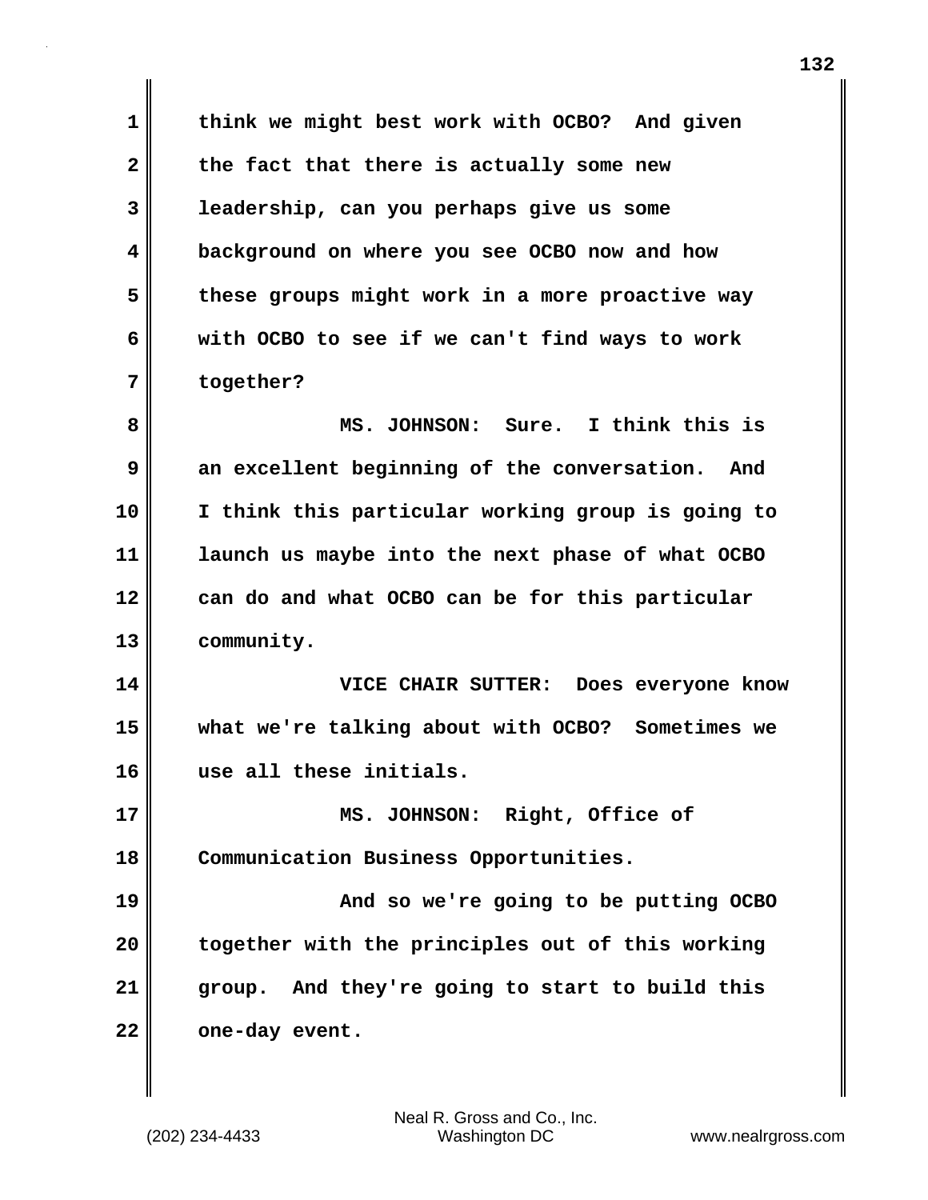think we might best work with OCBO? And given the fact that there is actually some new leadership, can you perhaps give us some background on where you see OCBO now and how these groups might work in a more proactive way with OCBO to see if we can't find ways to work together?

MS. JOHNSON: Sure. I think this is an excellent beginning of the conversation. And I think this particular working group is going to launch us maybe into the next phase of what OCBO can do and what OCBO can be for this particular community.

VICE CHAIR SUTTER: Does everyone know what we're talking about with OCBO? Sometimes we use all these initials.

MS. JOHNSON: Right, Office of Communication Business Opportunities.

And so we're going to be putting OCBO together with the principles out of this working group. And they're going to start to build this one-day event.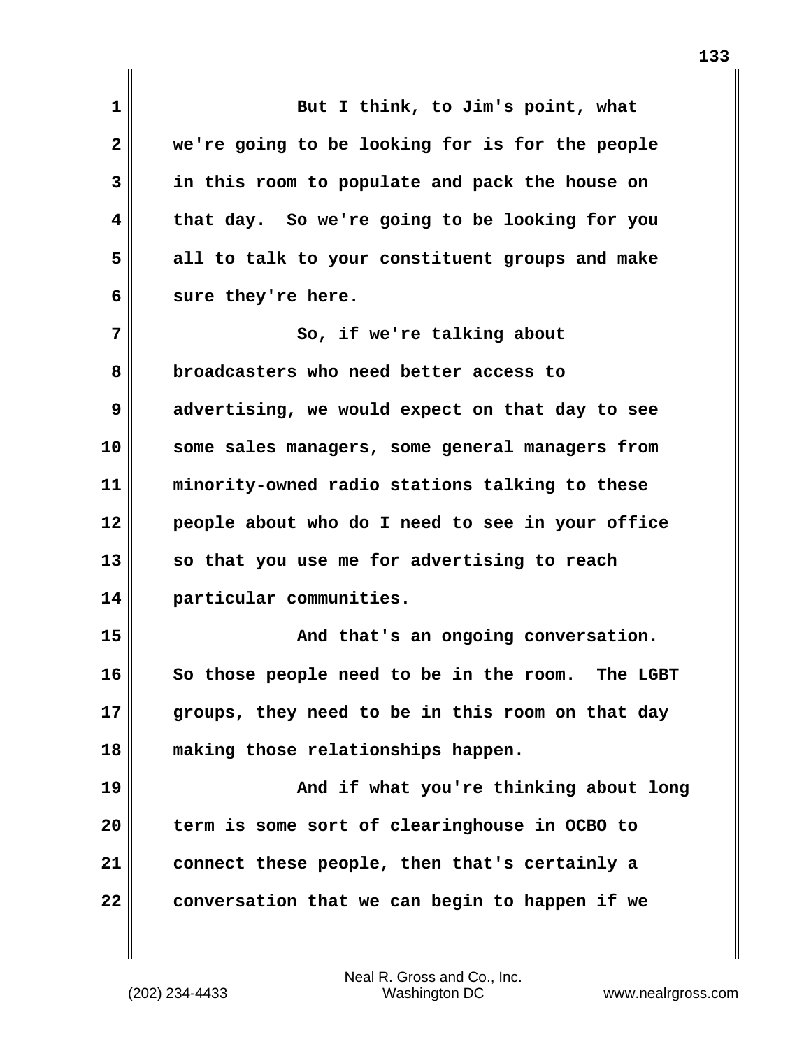But I think, to Jim's point, what we're going to be looking for is for the people in this room to populate and pack the house on that day. So we're going to be looking for you all to talk to your constituent groups and make sure they're here.

So, if we're talking about broadcasters who need better access to advertising, we would expect on that day to see some sales managers, some general managers from minority-owned radio stations talking to these people about who do I need to see in your office so that you use me for advertising to reach particular communities.

And that's an ongoing conversation. So those people need to be in the room. The LGBT groups, they need to be in this room on that day making those relationships happen.

And if what you're thinking about long term is some sort of clearinghouse in OCBO to connect these people, then that's certainly a conversation that we can begin to happen if we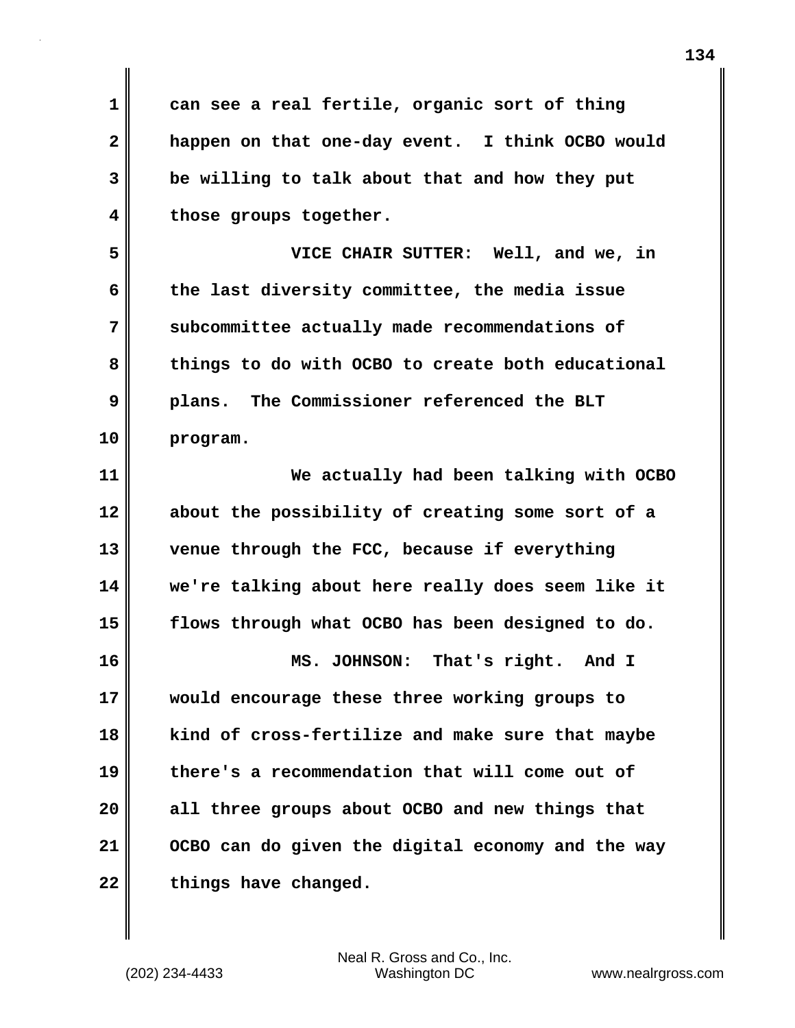can see a real fertile, organic sort of thing happen on that one-day event. I think OCBO would be willing to talk about that and how they put those groups together.

VICE CHAIR SUTTER: Well, and we, in the last diversity committee, the media issue subcommittee actually made recommendations of things to do with OCBO to create both educational plans. The Commissioner referenced the BLT program.

We actually had been talking with OCBO about the possibility of creating some sort of a venue through the FCC, because if everything we're talking about here really does seem like it flows through what OCBO has been designed to do.

MS. JOHNSON: That's right. And I would encourage these three working groups to kind of cross-fertilize and make sure that maybe there's a recommendation that will come out of all three groups about OCBO and new things that OCBO can do given the digital economy and the way things have changed.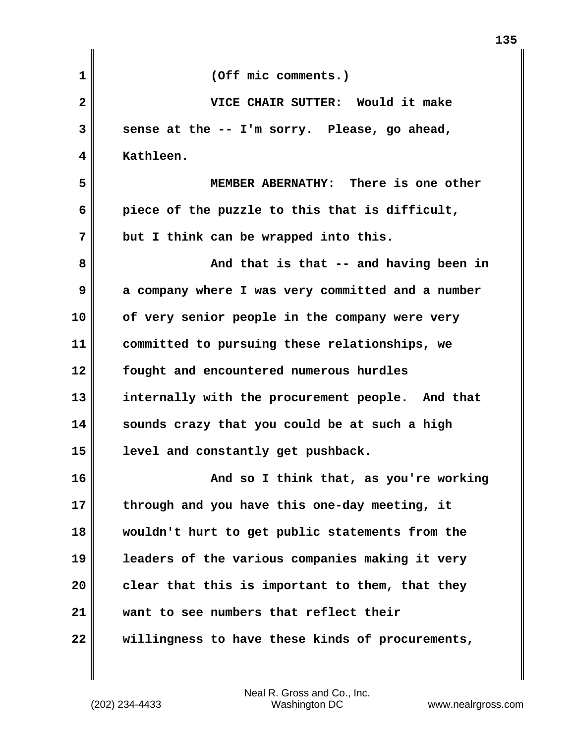(Off mic comments.)

VICE CHAIR SUTTER: Would it make sense at the -- I'm sorry. Please, go ahead, Kathleen.

MEMBER ABERNATHY: There is one other piece of the puzzle to this that is difficult, but I think can be wrapped into this.

And that is that -- and having been in a company where I was very committed and a number of very senior people in the company were very committed to pursuing these relationships, we fought and encountered numerous hurdles internally with the procurement people. And that sounds crazy that you could be at such a high level and constantly get pushback.

And so I think that, as you're working through and you have this one-day meeting, it wouldn't hurt to get public statements from the leaders of the various companies making it very clear that this is important to them, that they want to see numbers that reflect their willingness to have these kinds of procurements,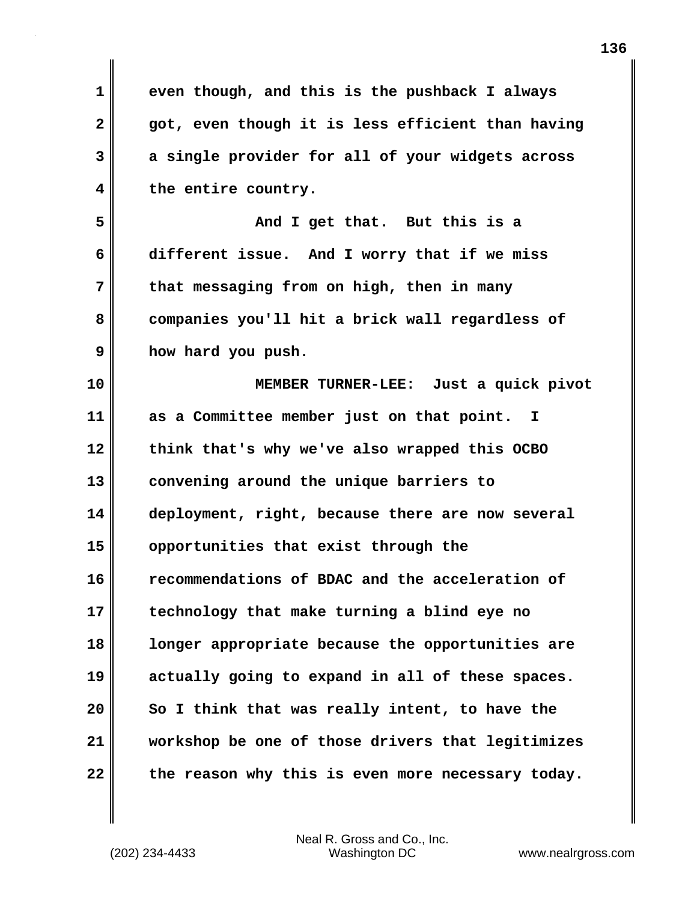even though, and this is the pushback I always got, even though it is less efficient than having a single provider for all of your widgets across the entire country.

And I get that. But this is a different issue. And I worry that if we miss that messaging from on high, then in many companies you'll hit a brick wall regardless of how hard you push.

MEMBER TURNER-LEE: Just a quick pivot as a Committee member just on that point. I think that's why we've also wrapped this OCBO convening around the unique barriers to deployment, right, because there are now several opportunities that exist through the recommendations of BDAC and the acceleration of technology that make turning a blind eye no longer appropriate because the opportunities are actually going to expand in all of these spaces. So I think that was really intent, to have the workshop be one of those drivers that legitimizes the reason why this is even more necessary today.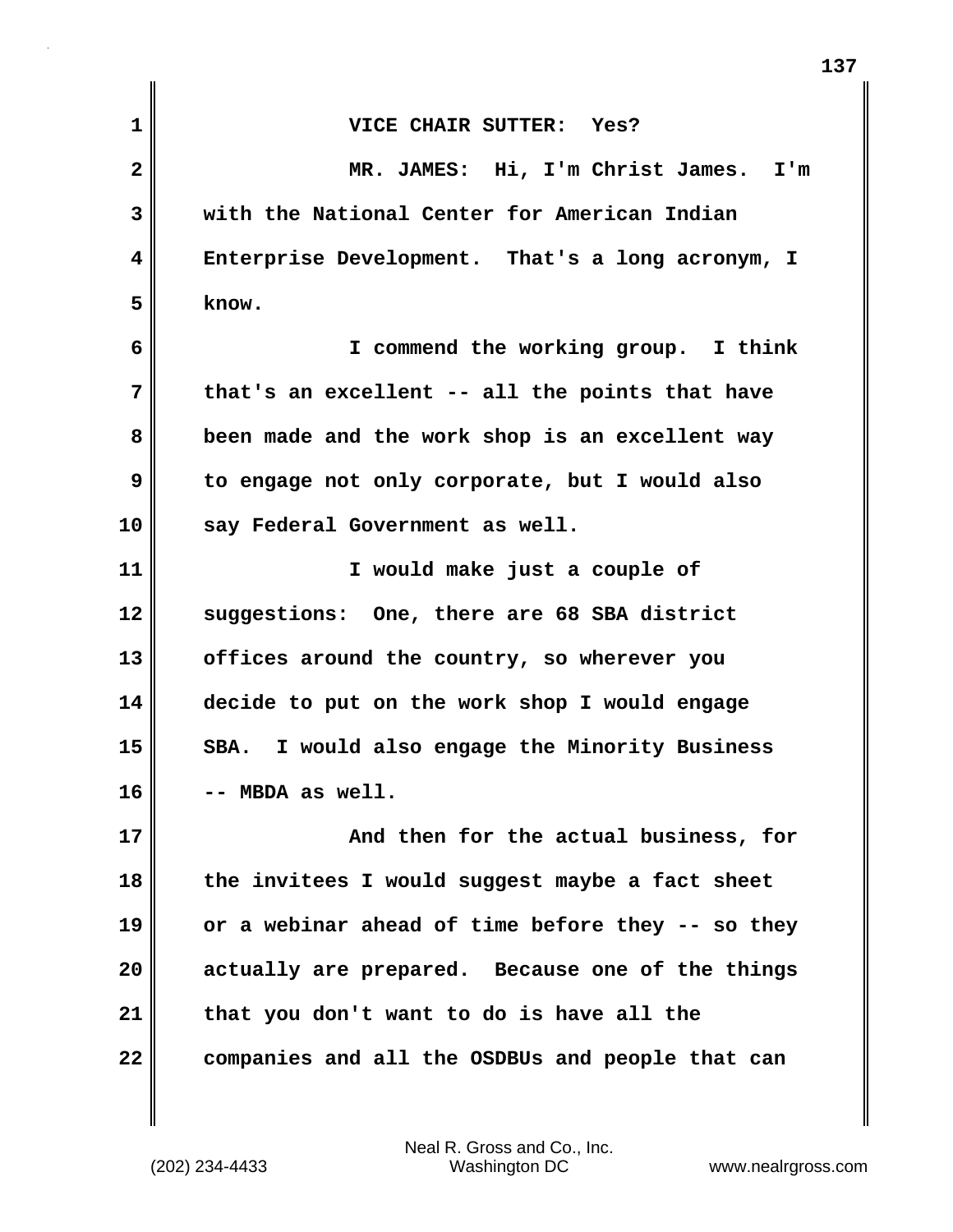VICE CHAIR SUTTER: Yes?

MR. JAMES: Hi, I'm Christ James. I'm with the National Center for American Indian Enterprise Development. That's a long acronym, I know.

I commend the working group. I think that's an excellent -- all the points that have been made and the work shop is an excellent way to engage not only corporate, but I would also say Federal Government as well.

I would make just a couple of suggestions: One, there are 68 SBA district offices around the country, so wherever you decide to put on the work shop I would engage SBA. I would also engage the Minority Business -- MBDA as well.

And then for the actual business, for the invitees I would suggest maybe a fact sheet or a webinar ahead of time before they -- so they actually are prepared. Because one of the things that you don't want to do is have all the companies and all the OSDBUs and people that can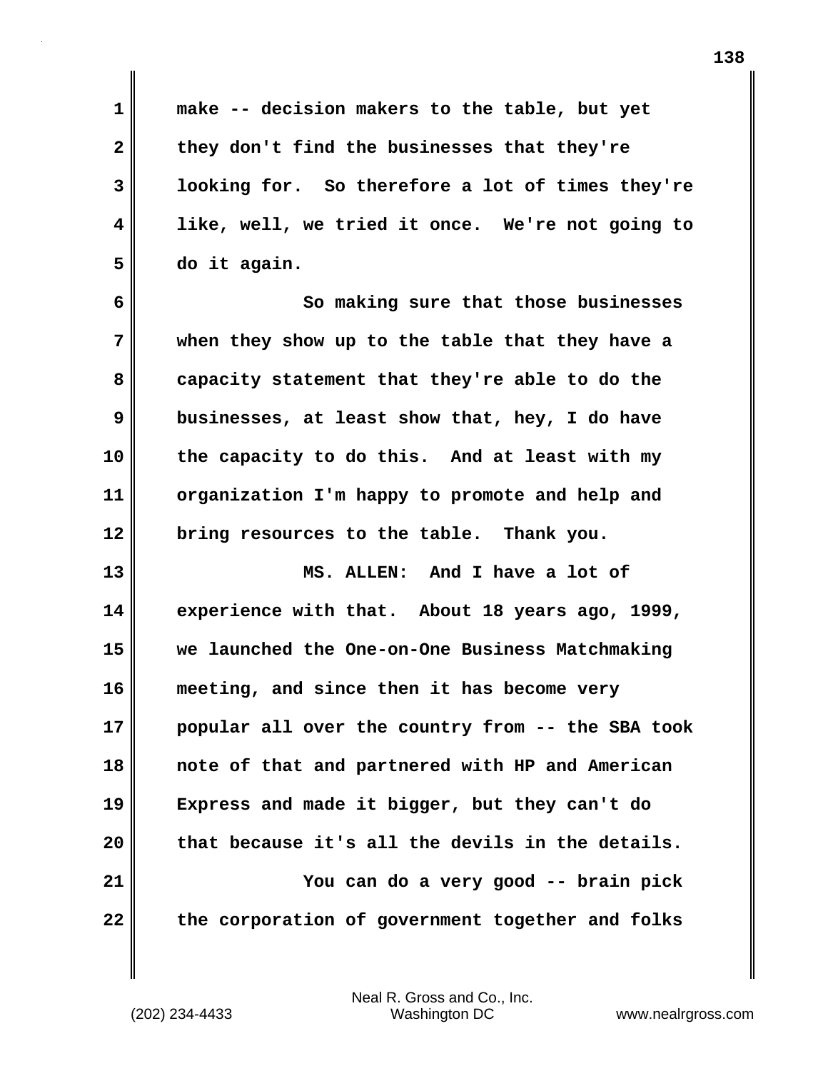make -- decision makers to the table, but yet they don't find the businesses that they're looking for. So therefore a lot of times they're like, well, we tried it once. We're not going to do it again.

So making sure that those businesses when they show up to the table that they have a capacity statement that they're able to do the businesses, at least show that, hey, I do have the capacity to do this. And at least with my organization I'm happy to promote and help and bring resources to the table. Thank you.

MS. ALLEN: And I have a lot of experience with that. About 18 years ago, 1999, we launched the One-on-One Business Matchmaking meeting, and since then it has become very popular all over the country from -- the SBA took note of that and partnered with HP and American Express and made it bigger, but they can't do that because it's all the devils in the details.

You can do a very good -- brain pick the corporation of government together and folks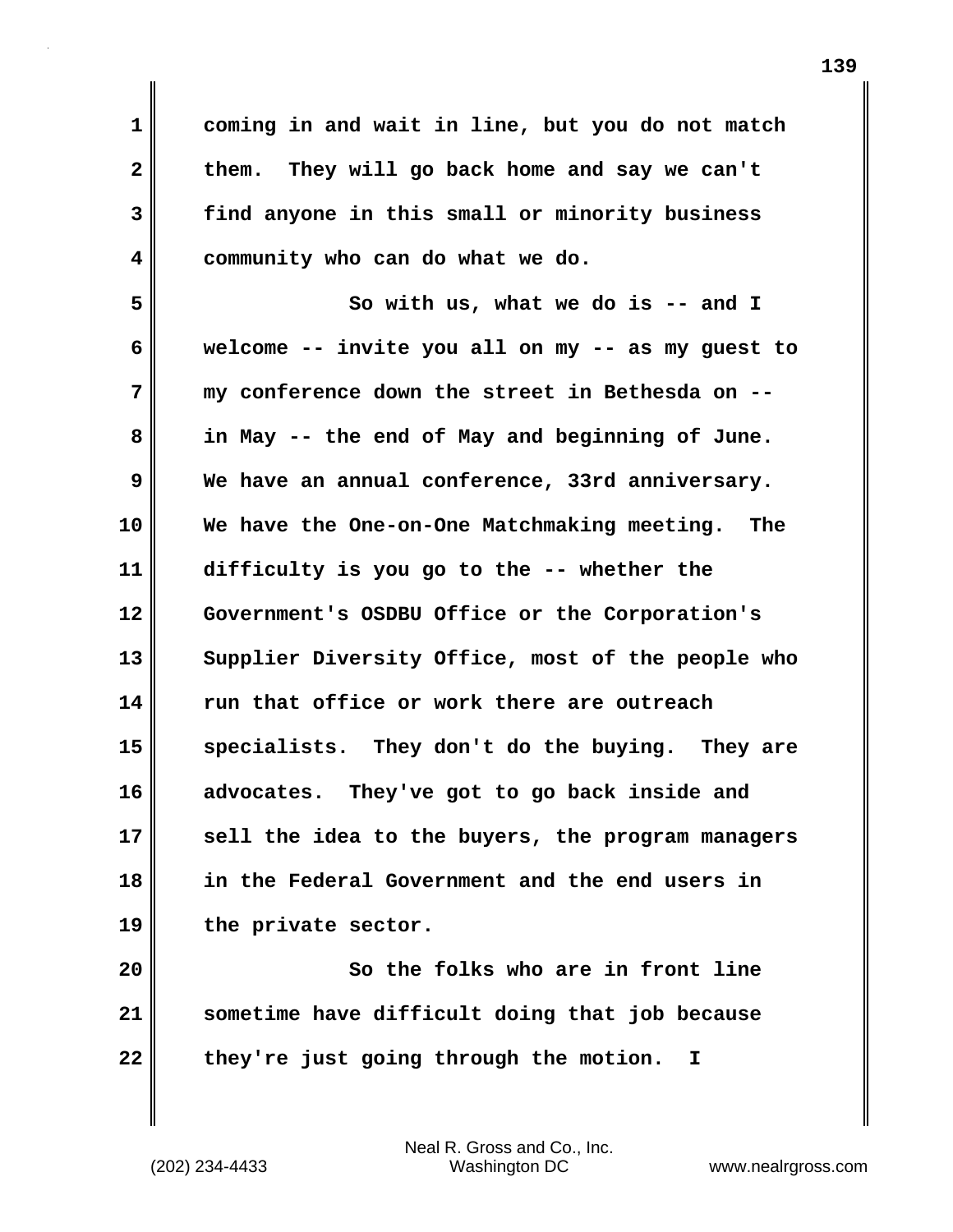coming in and wait in line, but you do not match them. They will go back home and say we can't find anyone in this small or minority business community who can do what we do.

So with us, what we do is -- and I welcome -- invite you all on my -- as my guest to my conference down the street in Bethesda on -- in May -- the end of May and beginning of June. We have an annual conference, 33rd anniversary. We have the One-on-One Matchmaking meeting. The difficulty is you go to the -- whether the Government's OSDBU Office or the Corporation's Supplier Diversity Office, most of the people who run that office or work there are outreach specialists. They don't do the buying. They are advocates. They've got to go back inside and sell the idea to the buyers, the program managers in the Federal Government and the end users in the private sector.

So the folks who are in front line sometime have difficult doing that job because they're just going through the motion. I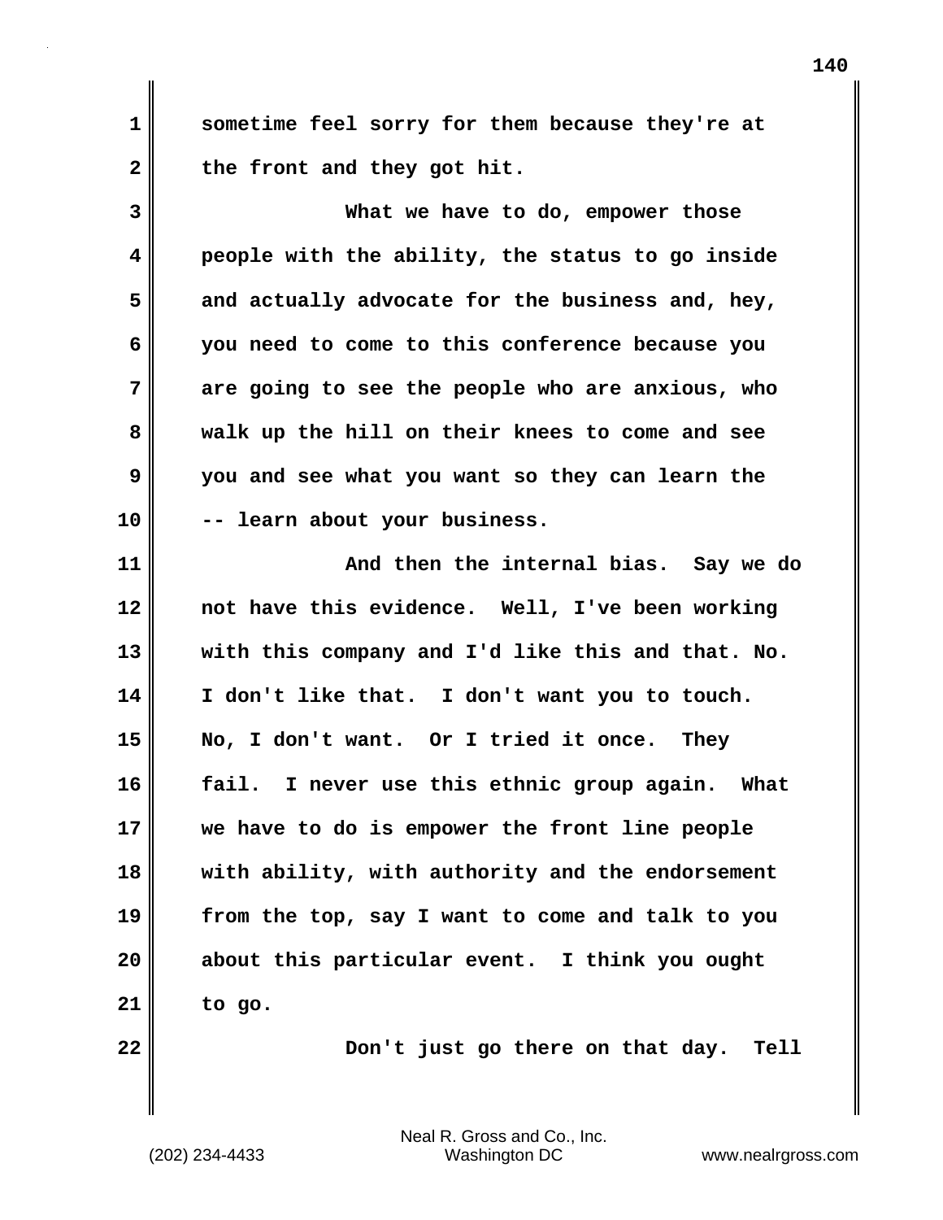sometime feel sorry for them because they're at the front and they got hit.

What we have to do, empower those people with the ability, the status to go inside and actually advocate for the business and, hey, you need to come to this conference because you are going to see the people who are anxious, who walk up the hill on their knees to come and see you and see what you want so they can learn the -- learn about your business.

And then the internal bias. Say we do not have this evidence. Well, I've been working with this company and I'd like this and that. No. I don't like that. I don't want you to touch. No, I don't want. Or I tried it once. They fail. I never use this ethnic group again. What we have to do is empower the front line people with ability, with authority and the endorsement from the top, say I want to come and talk to you about this particular event. I think you ought to go.

Don't just go there on that day. Tell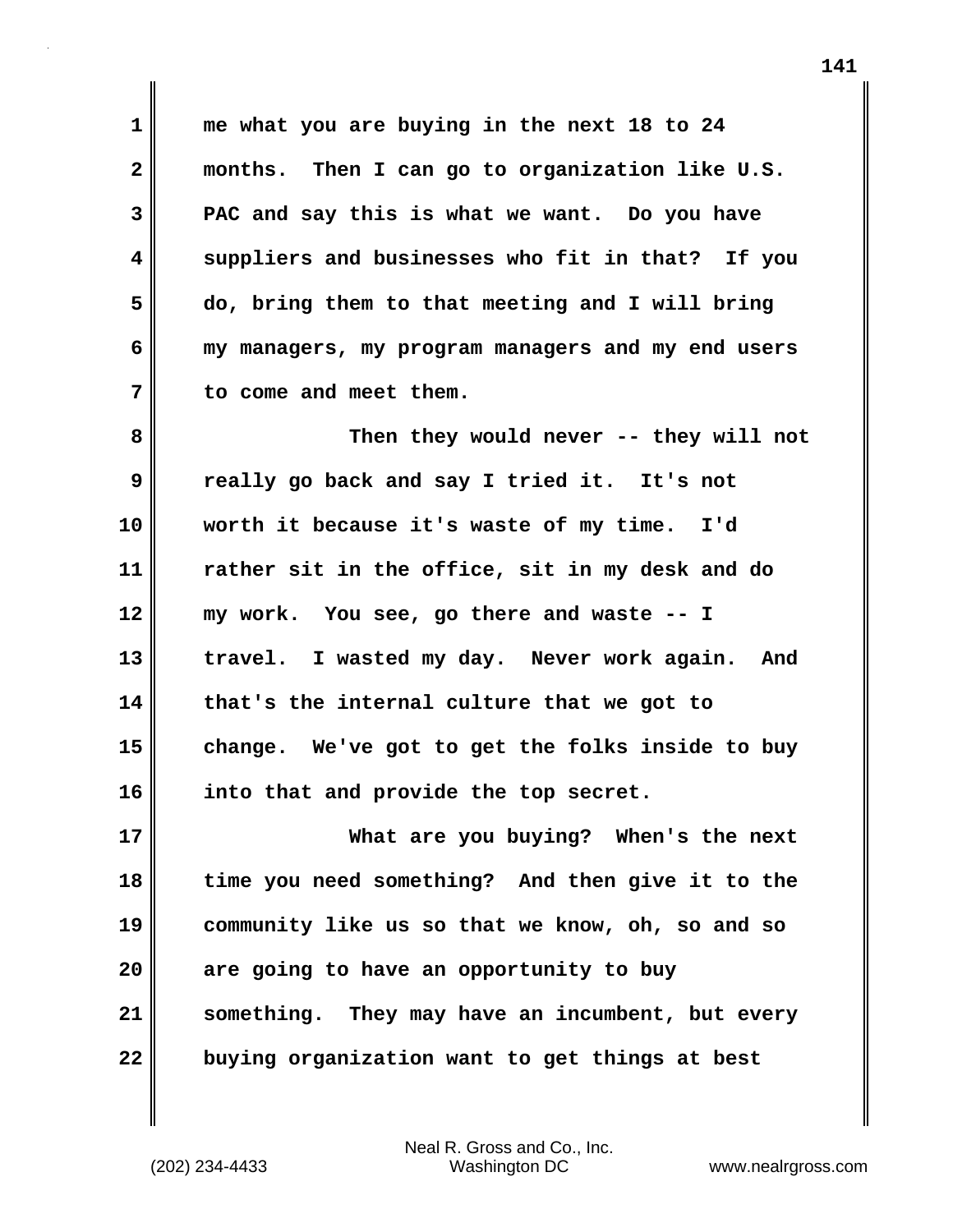me what you are buying in the next 18 to 24 months. Then I can go to organization like U.S. PAC and say this is what we want. Do you have suppliers and businesses who fit in that? If you do, bring them to that meeting and I will bring my managers, my program managers and my end users to come and meet them.

Then they would never -- they will not really go back and say I tried it. It's not worth it because it's waste of my time. I'd rather sit in the office, sit in my desk and do my work. You see, go there and waste -- I travel. I wasted my day. Never work again. And that's the internal culture that we got to change. We've got to get the folks inside to buy into that and provide the top secret.

What are you buying? When's the next time you need something? And then give it to the community like us so that we know, oh, so and so are going to have an opportunity to buy something. They may have an incumbent, but every buying organization want to get things at best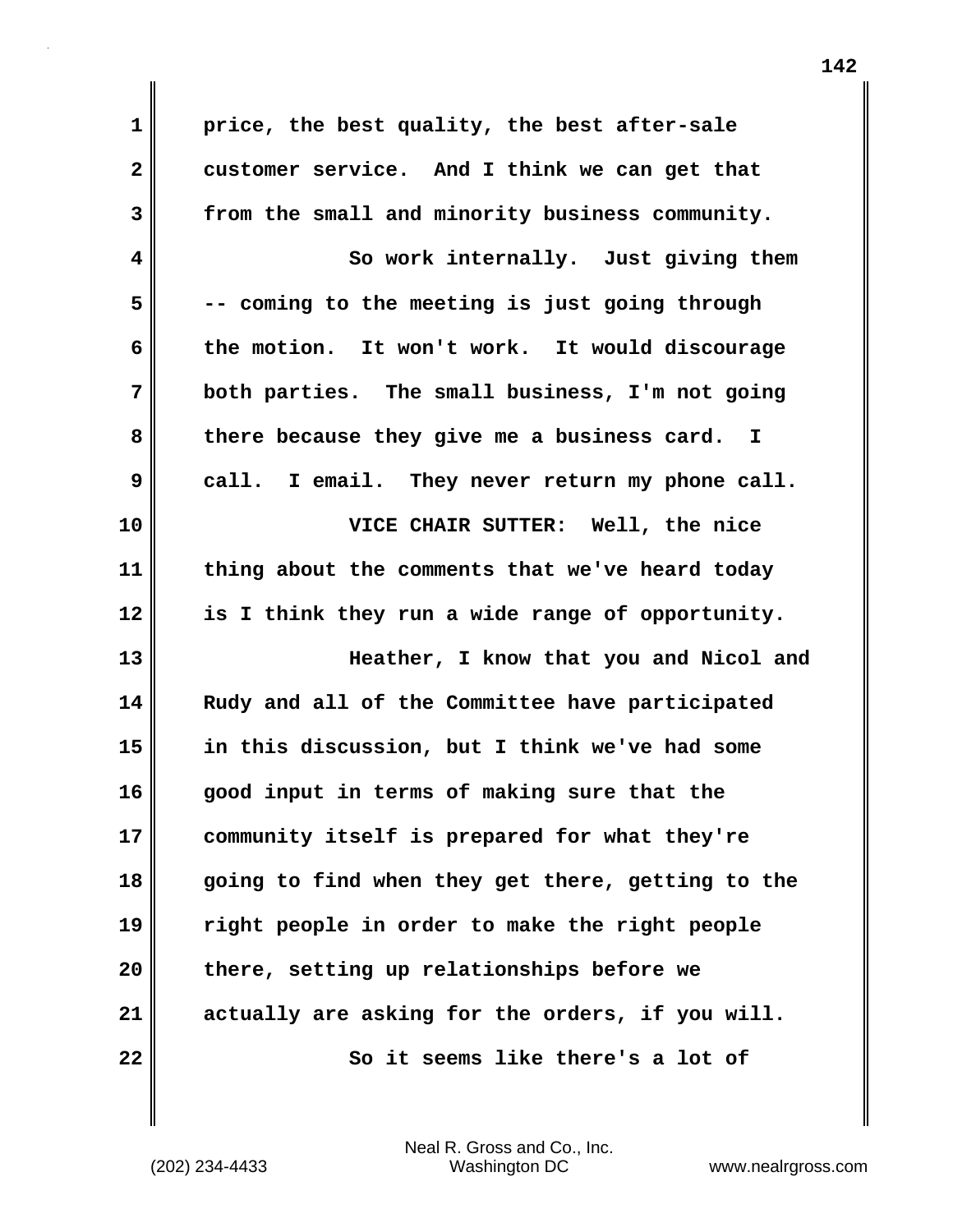price, the best quality, the best after-sale customer service. And I think we can get that from the small and minority business community.

So work internally. Just giving them -- coming to the meeting is just going through the motion. It won't work. It would discourage both parties. The small business, I'm not going there because they give me a business card. I call. I email. They never return my phone call.

VICE CHAIR SUTTER: Well, the nice thing about the comments that we've heard today is I think they run a wide range of opportunity.

Heather, I know that you and Nicol and Rudy and all of the Committee have participated in this discussion, but I think we've had some good input in terms of making sure that the community itself is prepared for what they're going to find when they get there, getting to the right people in order to make the right people there, setting up relationships before we actually are asking for the orders, if you will.

So it seems like there's a lot of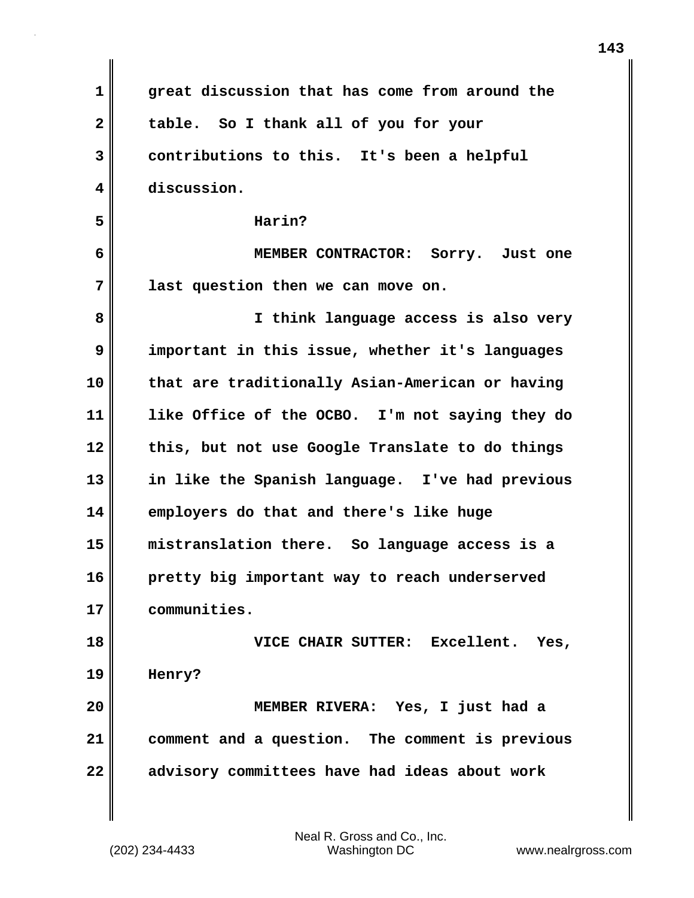great discussion that has come from around the table. So I thank all of you for your contributions to this. It's been a helpful discussion.

Harin?

MEMBER CONTRACTOR: Sorry. Just one last question then we can move on.

I think language access is also very important in this issue, whether it's languages that are traditionally Asian-American or having like Office of the OCBO. I'm not saying they do this, but not use Google Translate to do things in like the Spanish language. I've had previous employers do that and there's like huge mistranslation there. So language access is a pretty big important way to reach underserved communities.

VICE CHAIR SUTTER: Excellent. Yes, Henry?

MEMBER RIVERA: Yes, I just had a comment and a question. The comment is previous advisory committees have had ideas about work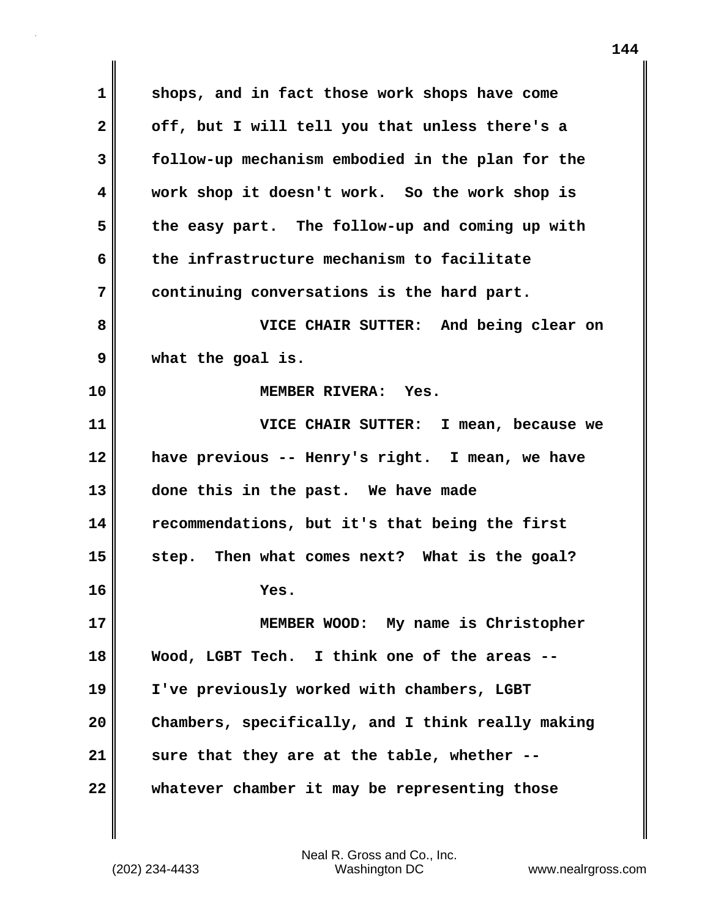shops, and in fact those work shops have come off, but I will tell you that unless there's a follow-up mechanism embodied in the plan for the work shop it doesn't work. So the work shop is the easy part. The follow-up and coming up with the infrastructure mechanism to facilitate continuing conversations is the hard part.

VICE CHAIR SUTTER: And being clear on what the goal is.

MEMBER RIVERA: Yes.

VICE CHAIR SUTTER: I mean, because we have previous -- Henry's right. I mean, we have done this in the past. We have made recommendations, but it's that being the first step. Then what comes next? What is the goal?

Yes.

MEMBER WOOD: My name is Christopher Wood, LGBT Tech. I think one of the areas -- I've previously worked with chambers, LGBT Chambers, specifically, and I think really making sure that they are at the table, whether -- whatever chamber it may be representing those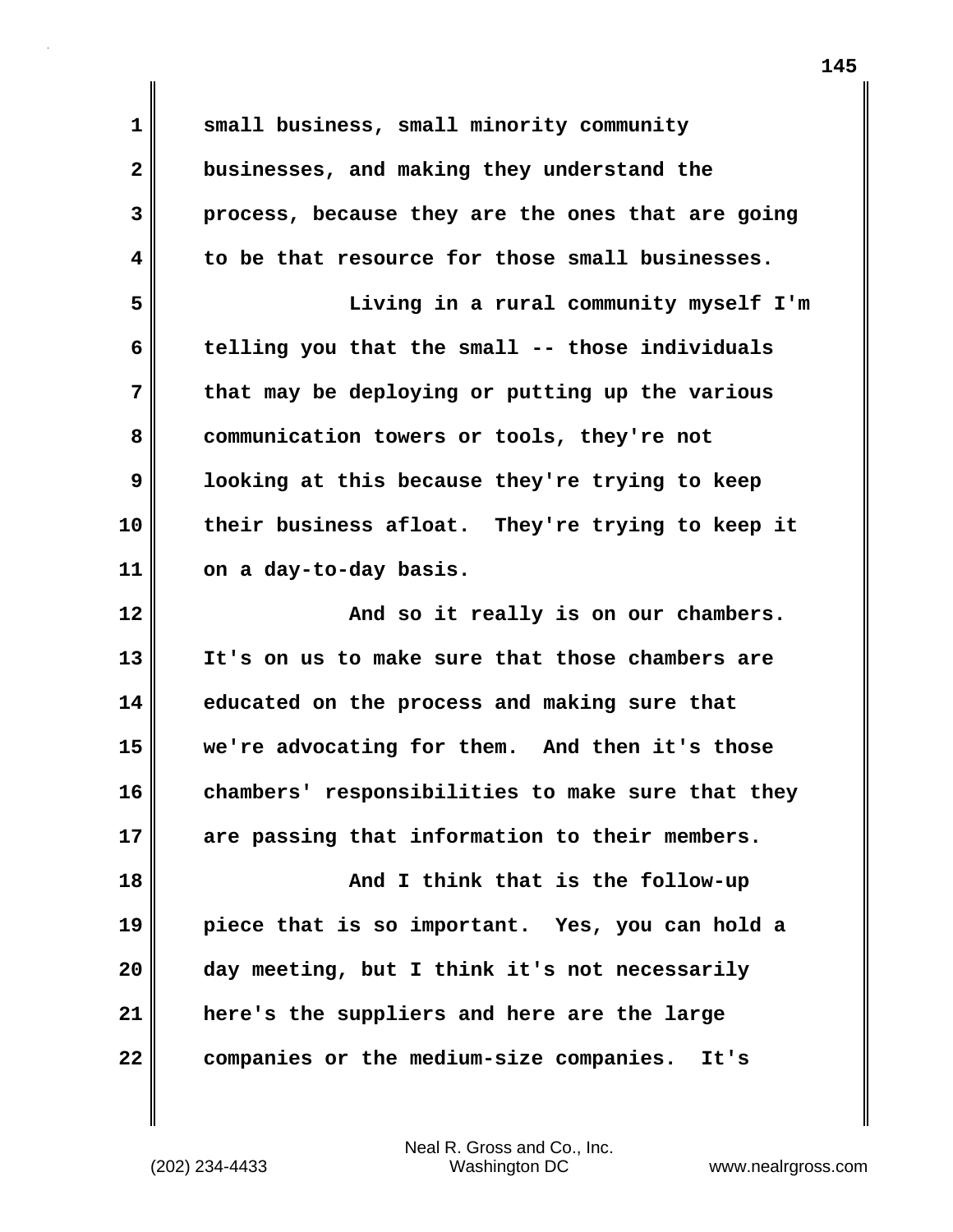small business, small minority community businesses, and making they understand the process, because they are the ones that are going to be that resource for those small businesses.

Living in a rural community myself I'm telling you that the small -- those individuals that may be deploying or putting up the various communication towers or tools, they're not looking at this because they're trying to keep their business afloat. They're trying to keep it on a day-to-day basis.

And so it really is on our chambers. It's on us to make sure that those chambers are educated on the process and making sure that we're advocating for them. And then it's those chambers' responsibilities to make sure that they are passing that information to their members.

And I think that is the follow-up piece that is so important. Yes, you can hold a day meeting, but I think it's not necessarily here's the suppliers and here are the large companies or the medium-size companies. It's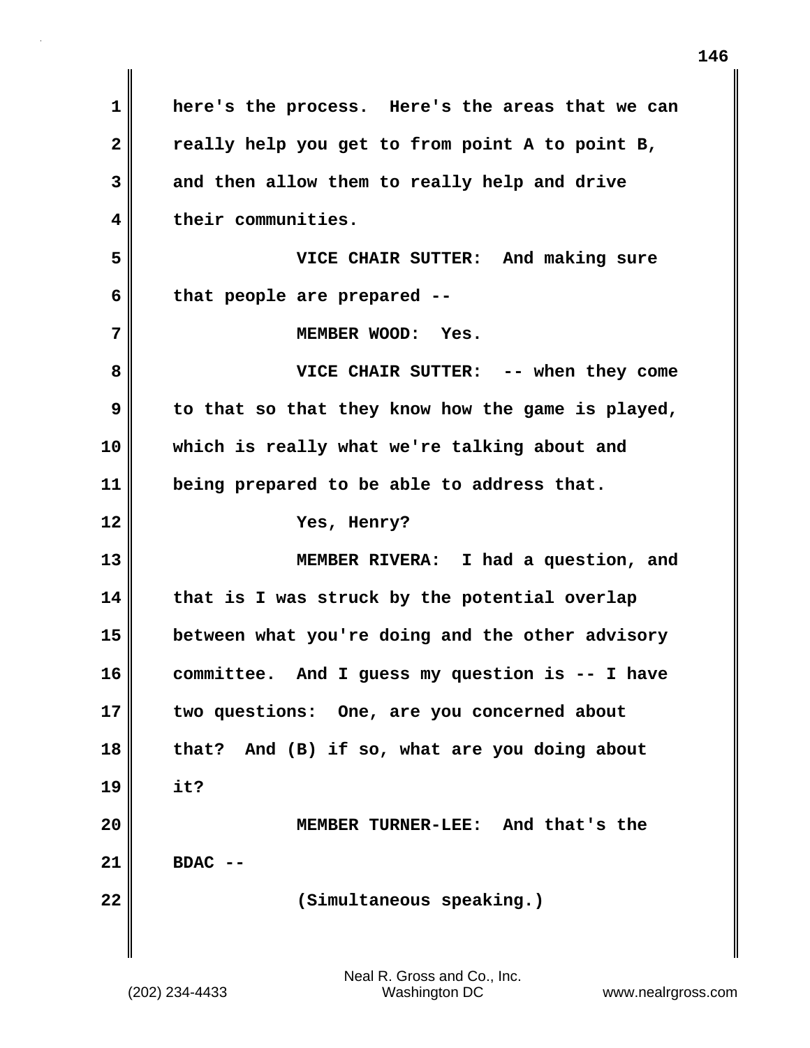here's the process. Here's the areas that we can really help you get to from point A to point B, and then allow them to really help and drive their communities.

VICE CHAIR SUTTER: And making sure that people are prepared --

MEMBER WOOD: Yes.

VICE CHAIR SUTTER: -- when they come to that so that they know how the game is played, which is really what we're talking about and being prepared to be able to address that.

Yes, Henry?

MEMBER RIVERA: I had a question, and that is I was struck by the potential overlap between what you're doing and the other advisory committee. And I guess my question is -- I have two questions: One, are you concerned about that? And (B) if so, what are you doing about it?

MEMBER TURNER-LEE: And that's the BDAC --

(Simultaneous speaking.)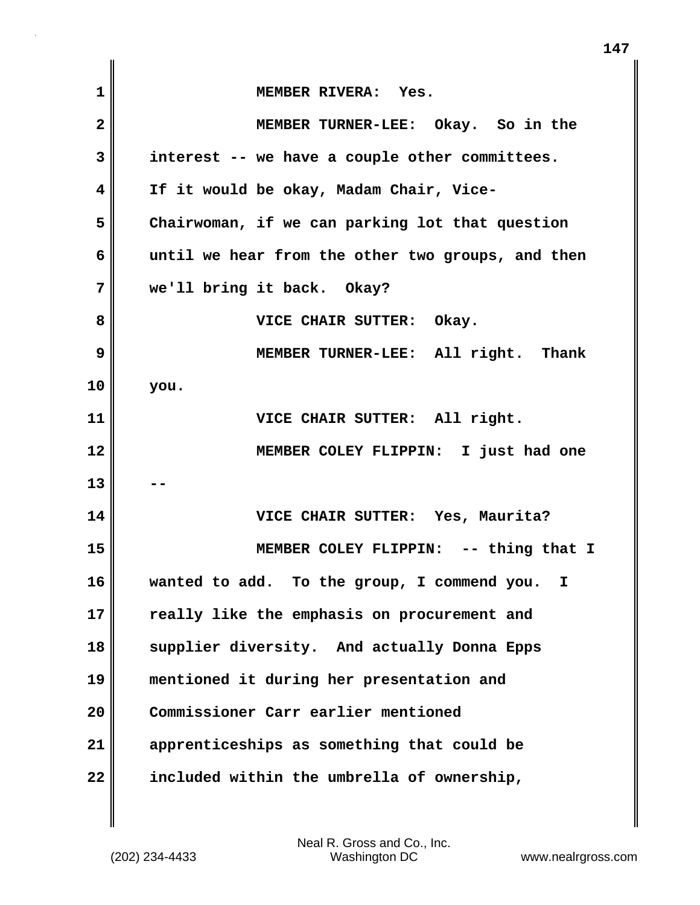MEMBER RIVERA: Yes.

MEMBER TURNER-LEE: Okay. So in the interest -- we have a couple other committees. If it would be okay, Madam Chair, Vice-Chairwoman, if we can parking lot that question until we hear from the other two groups, and then we'll bring it back. Okay?

VICE CHAIR SUTTER: Okay.

MEMBER TURNER-LEE: All right. Thank you.

VICE CHAIR SUTTER: All right.

MEMBER COLEY FLIPPIN: I just had one --

VICE CHAIR SUTTER: Yes, Maurita?

MEMBER COLEY FLIPPIN: -- thing that I wanted to add. To the group, I commend you. I really like the emphasis on procurement and supplier diversity. And actually Donna Epps mentioned it during her presentation and Commissioner Carr earlier mentioned apprenticeships as something that could be included within the umbrella of ownership,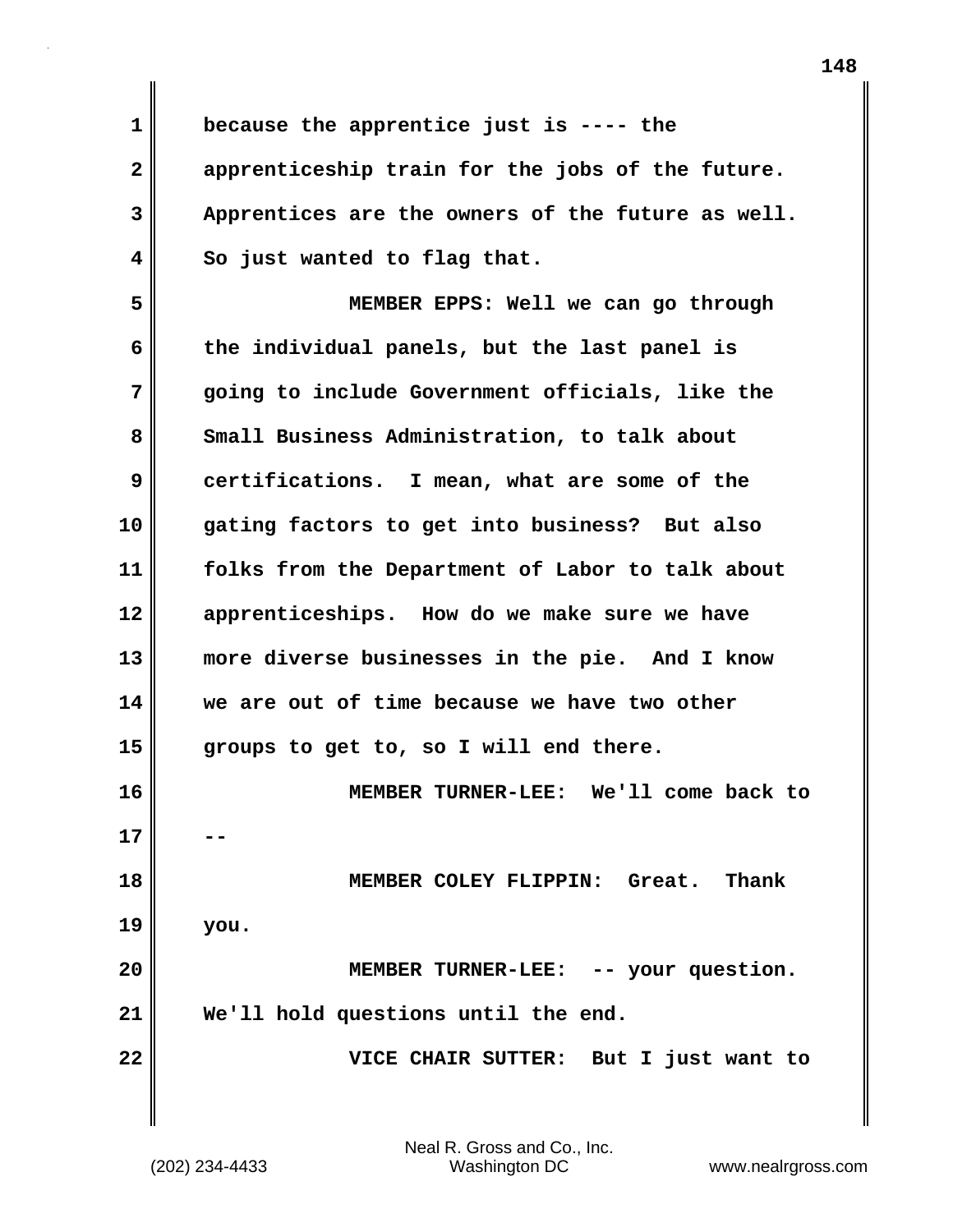because the apprentice just is ---- the apprenticeship train for the jobs of the future. Apprentices are the owners of the future as well. So just wanted to flag that.

MEMBER EPPS: Well we can go through the individual panels, but the last panel is going to include Government officials, like the Small Business Administration, to talk about certifications. I mean, what are some of the gating factors to get into business? But also folks from the Department of Labor to talk about apprenticeships. How do we make sure we have more diverse businesses in the pie. And I know we are out of time because we have two other groups to get to, so I will end there.

MEMBER TURNER-LEE: We'll come back to --

MEMBER COLEY FLIPPIN: Great. Thank you.

MEMBER TURNER-LEE: -- your question. We'll hold questions until the end.

VICE CHAIR SUTTER: But I just want to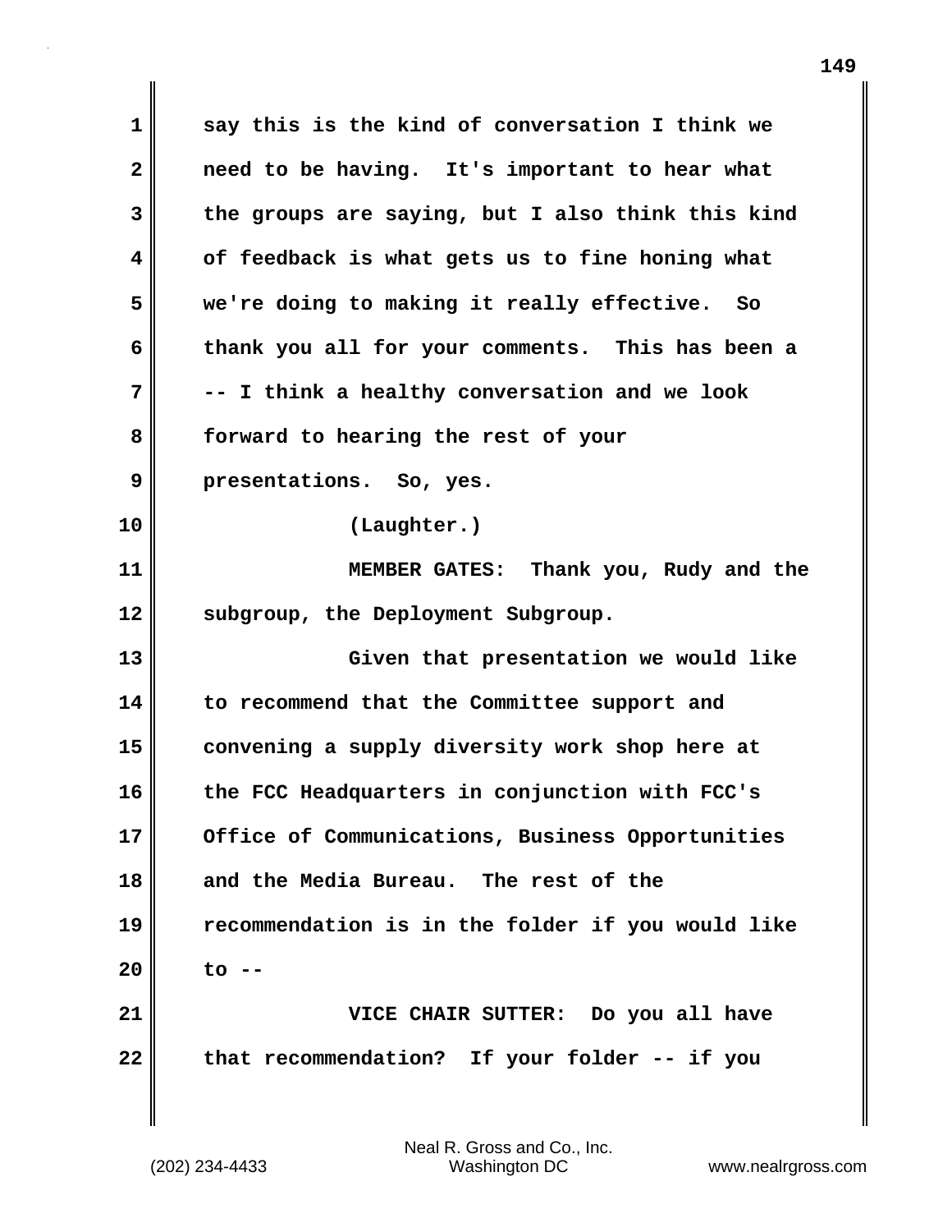say this is the kind of conversation I think we need to be having. It's important to hear what the groups are saying, but I also think this kind of feedback is what gets us to fine honing what we're doing to making it really effective. So thank you all for your comments. This has been a -- I think a healthy conversation and we look forward to hearing the rest of your presentations. So, yes.

(Laughter.)

MEMBER GATES: Thank you, Rudy and the subgroup, the Deployment Subgroup.

Given that presentation we would like to recommend that the Committee support and convening a supply diversity work shop here at the FCC Headquarters in conjunction with FCC's Office of Communications, Business Opportunities and the Media Bureau. The rest of the recommendation is in the folder if you would like to --

VICE CHAIR SUTTER: Do you all have that recommendation? If your folder -- if you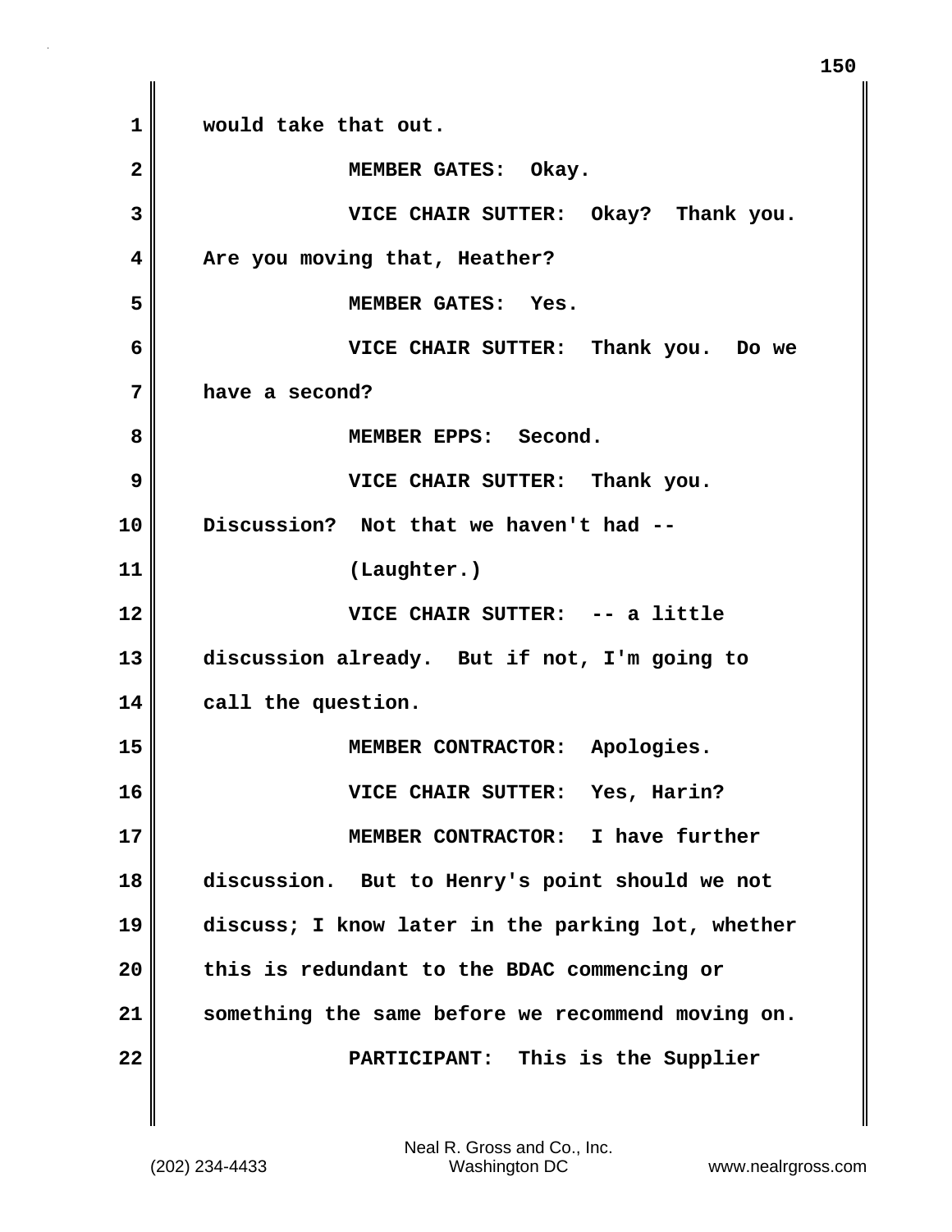would take that out.

MEMBER GATES: Okay.

VICE CHAIR SUTTER: Okay? Thank you. Are you moving that, Heather?

MEMBER GATES: Yes.

VICE CHAIR SUTTER: Thank you. Do we have a second?

MEMBER EPPS: Second.

VICE CHAIR SUTTER: Thank you. Discussion? Not that we haven't had --

(Laughter.)

VICE CHAIR SUTTER: -- a little discussion already. But if not, I'm going to call the question.

MEMBER CONTRACTOR: Apologies.

VICE CHAIR SUTTER: Yes, Harin?

MEMBER CONTRACTOR: I have further discussion. But to Henry's point should we not discuss; I know later in the parking lot, whether this is redundant to the BDAC commencing or something the same before we recommend moving on.

PARTICIPANT: This is the Supplier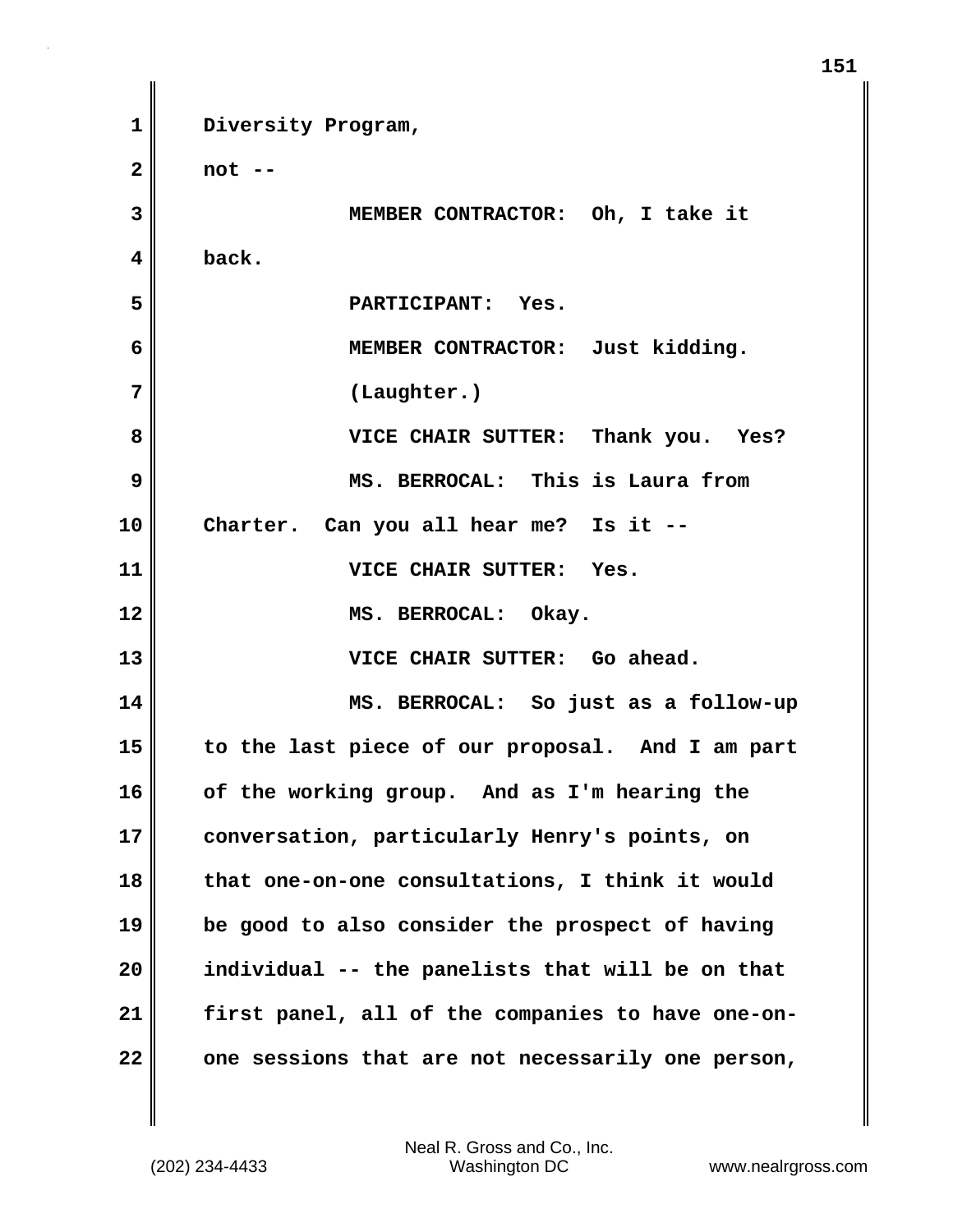Diversity Program,

not --

MEMBER CONTRACTOR: Oh, I take it back.

PARTICIPANT: Yes.

MEMBER CONTRACTOR: Just kidding.

(Laughter.)

VICE CHAIR SUTTER: Thank you. Yes?

MS. BERROCAL: This is Laura from Charter. Can you all hear me? Is it --

VICE CHAIR SUTTER: Yes.

MS. BERROCAL: Okay.

VICE CHAIR SUTTER: Go ahead.

MS. BERROCAL: So just as a follow-up to the last piece of our proposal. And I am part of the working group. And as I'm hearing the conversation, particularly Henry's points, on that one-on-one consultations, I think it would be good to also consider the prospect of having individual -- the panelists that will be on that first panel, all of the companies to have one-on-one sessions that are not necessarily one person,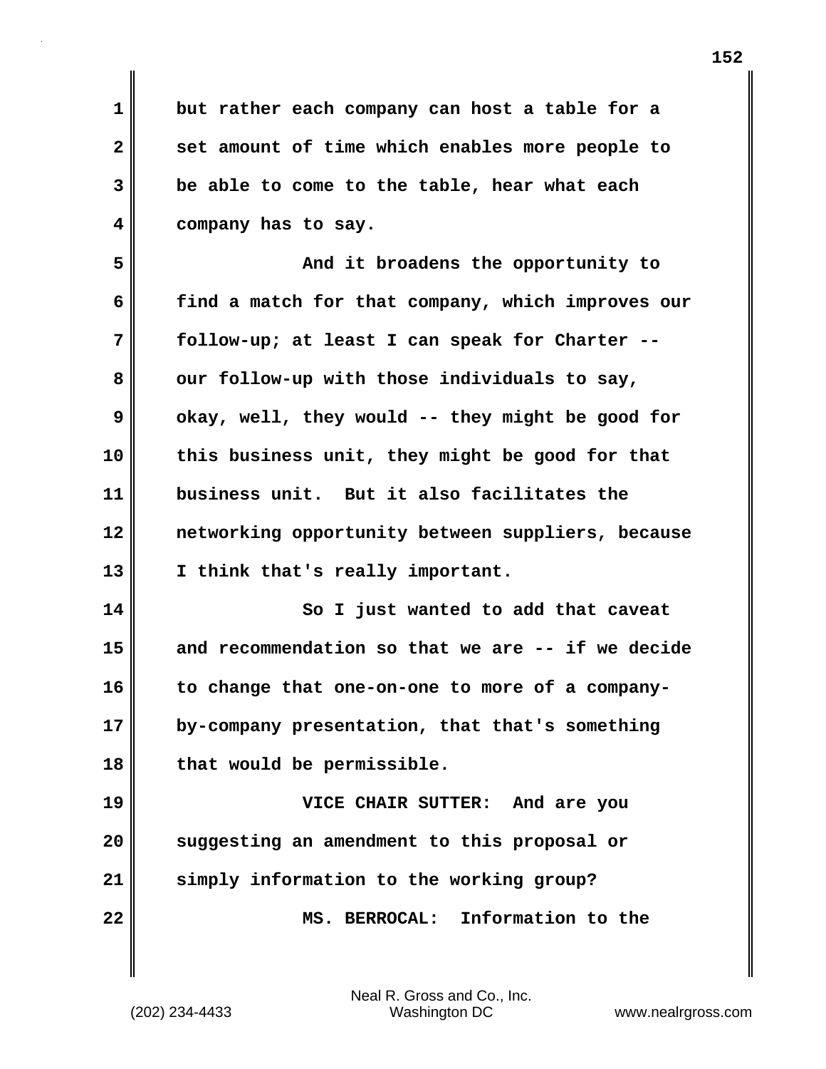but rather each company can host a table for a set amount of time which enables more people to be able to come to the table, hear what each company has to say.

And it broadens the opportunity to find a match for that company, which improves our follow-up; at least I can speak for Charter -- our follow-up with those individuals to say, okay, well, they would -- they might be good for this business unit, they might be good for that business unit. But it also facilitates the networking opportunity between suppliers, because I think that's really important.

So I just wanted to add that caveat and recommendation so that we are -- if we decide to change that one-on-one to more of a company-by-company presentation, that that's something that would be permissible.

VICE CHAIR SUTTER: And are you suggesting an amendment to this proposal or simply information to the working group?

MS. BERROCAL: Information to the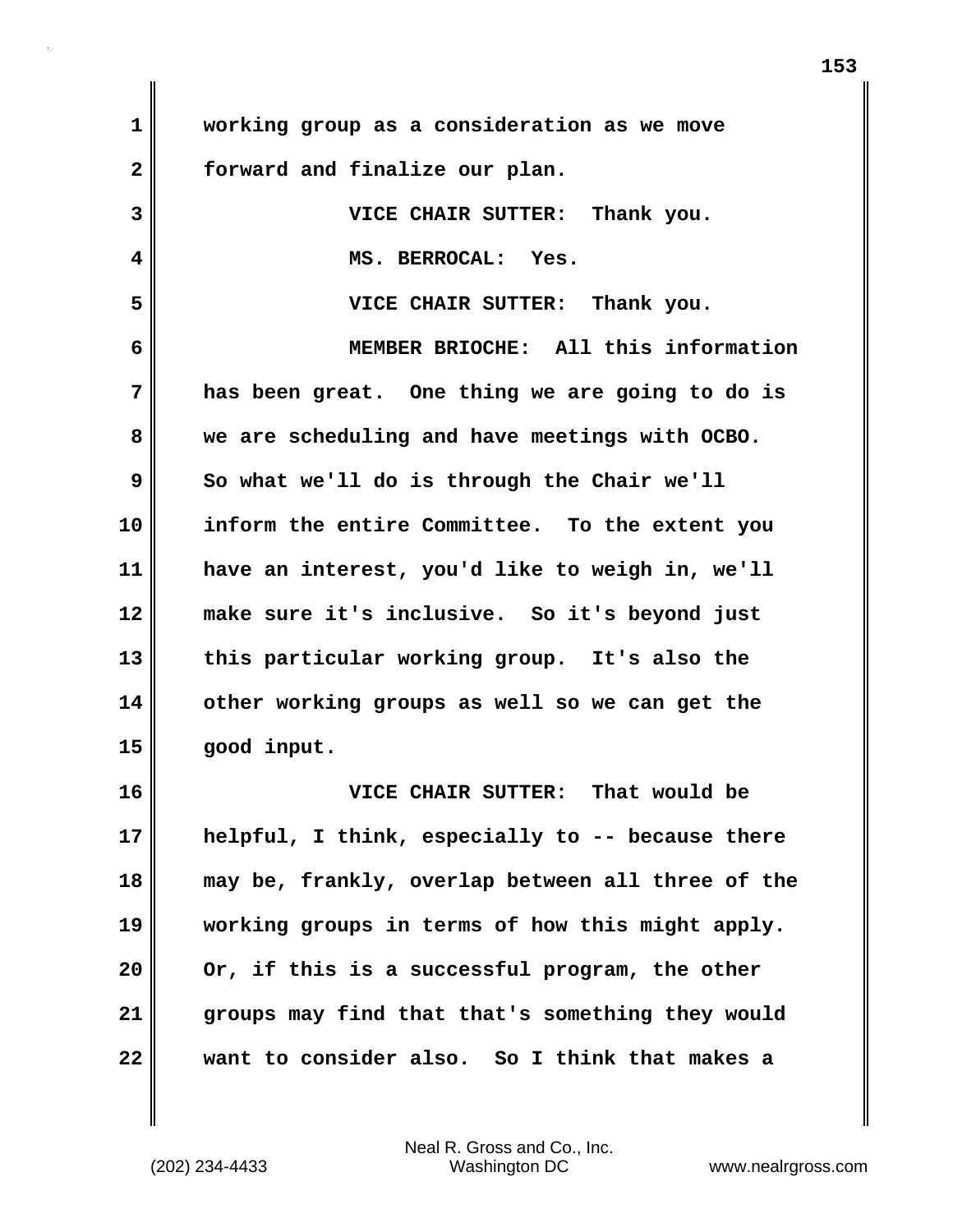working group as a consideration as we move forward and finalize our plan.

VICE CHAIR SUTTER: Thank you.

MS. BERROCAL: Yes.

VICE CHAIR SUTTER: Thank you.

MEMBER BRIOCHE: All this information has been great. One thing we are going to do is we are scheduling and have meetings with OCBO. So what we'll do is through the Chair we'll inform the entire Committee. To the extent you have an interest, you'd like to weigh in, we'll make sure it's inclusive. So it's beyond just this particular working group. It's also the other working groups as well so we can get the good input.

VICE CHAIR SUTTER: That would be helpful, I think, especially to -- because there may be, frankly, overlap between all three of the working groups in terms of how this might apply. Or, if this is a successful program, the other groups may find that that's something they would want to consider also. So I think that makes a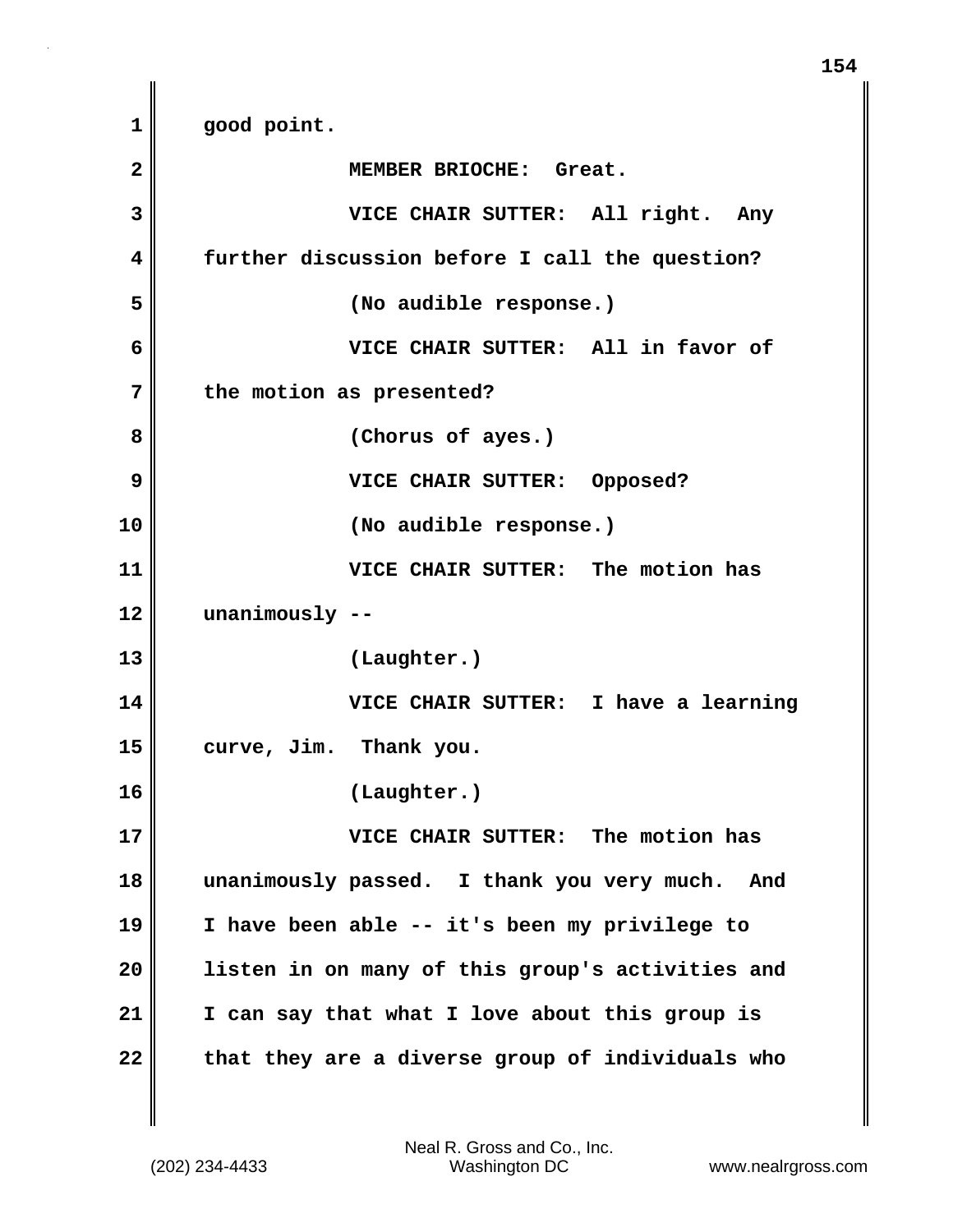good point.

MEMBER BRIOCHE: Great.

VICE CHAIR SUTTER: All right. Any further discussion before I call the question?

(No audible response.)

VICE CHAIR SUTTER: All in favor of the motion as presented?

(Chorus of ayes.)

VICE CHAIR SUTTER: Opposed?

(No audible response.)

VICE CHAIR SUTTER: The motion has unanimously --

(Laughter.)

VICE CHAIR SUTTER: I have a learning curve, Jim. Thank you.

(Laughter.)

VICE CHAIR SUTTER: The motion has unanimously passed. I thank you very much. And I have been able -- it's been my privilege to listen in on many of this group's activities and I can say that what I love about this group is that they are a diverse group of individuals who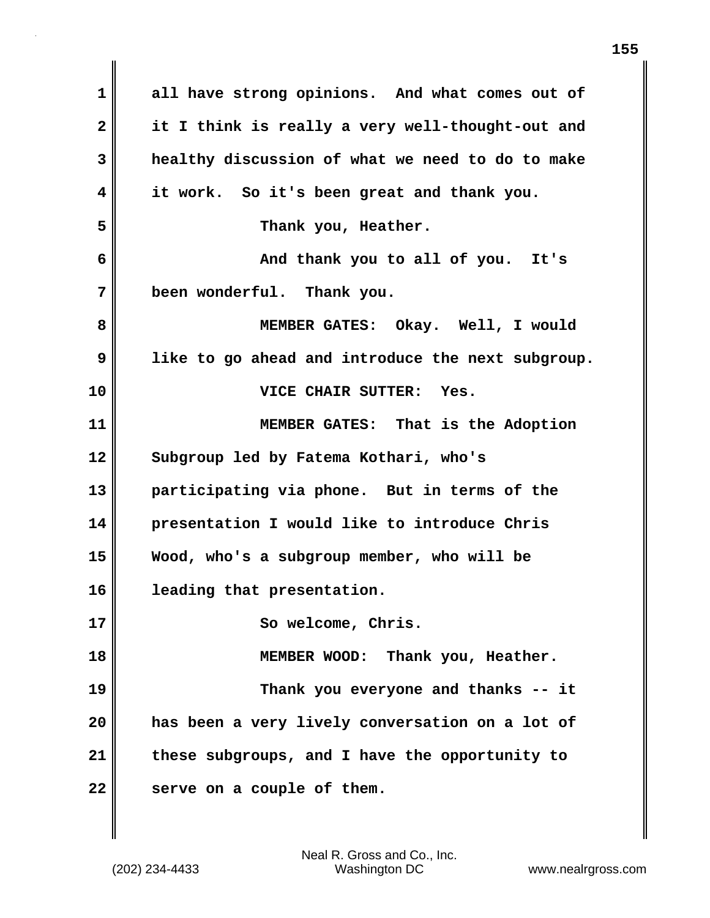all have strong opinions. And what comes out of it I think is really a very well-thought-out and healthy discussion of what we need to do to make it work. So it's been great and thank you.

Thank you, Heather.

And thank you to all of you. It's been wonderful. Thank you.

MEMBER GATES: Okay. Well, I would like to go ahead and introduce the next subgroup.

VICE CHAIR SUTTER: Yes.

MEMBER GATES: That is the Adoption Subgroup led by Fatema Kothari, who's participating via phone. But in terms of the presentation I would like to introduce Chris Wood, who's a subgroup member, who will be leading that presentation.

So welcome, Chris.

MEMBER WOOD: Thank you, Heather.

Thank you everyone and thanks -- it has been a very lively conversation on a lot of these subgroups, and I have the opportunity to serve on a couple of them.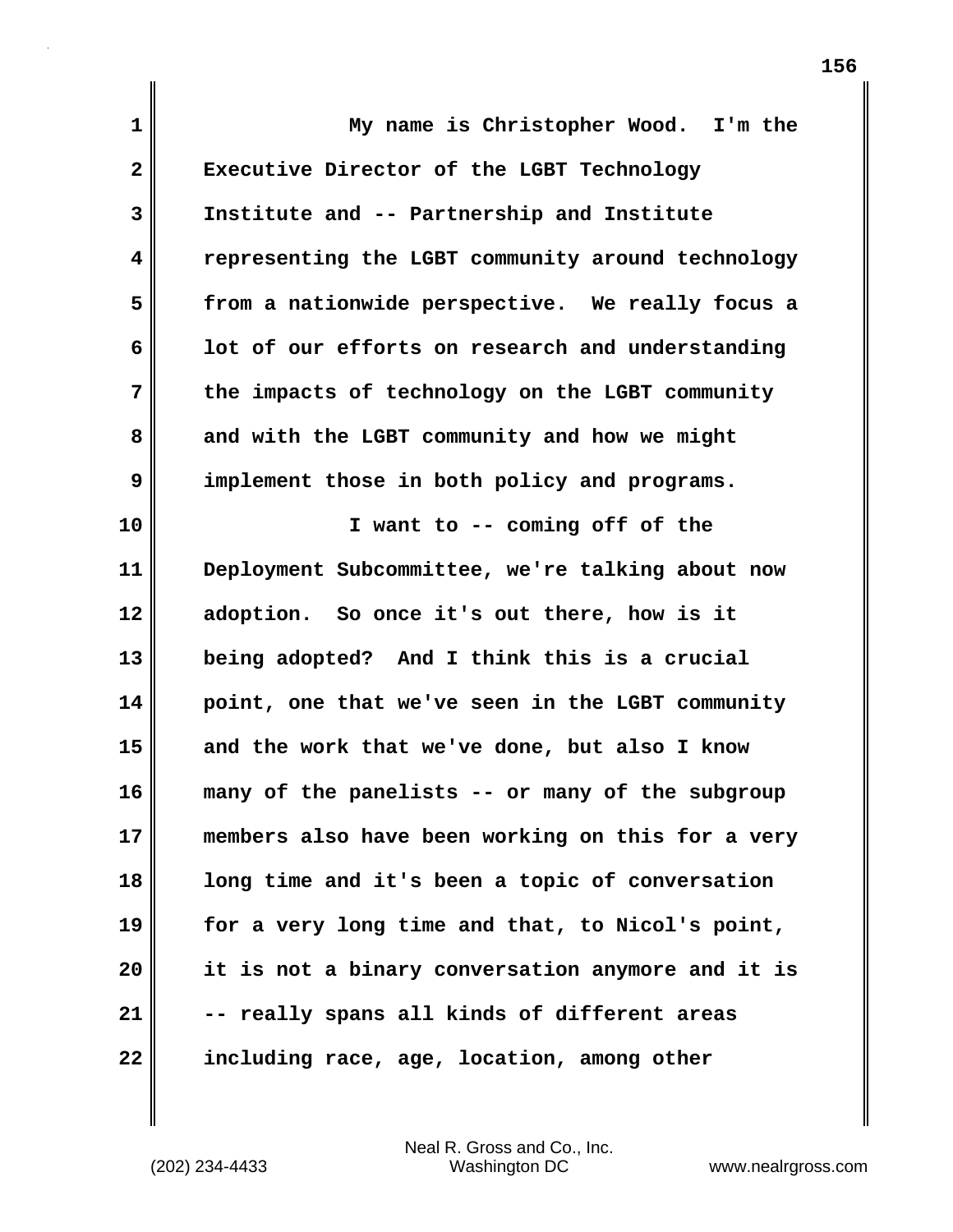My name is Christopher Wood. I'm the Executive Director of the LGBT Technology Institute and -- Partnership and Institute representing the LGBT community around technology from a nationwide perspective. We really focus a lot of our efforts on research and understanding the impacts of technology on the LGBT community and with the LGBT community and how we might implement those in both policy and programs.

I want to -- coming off of the Deployment Subcommittee, we're talking about now adoption. So once it's out there, how is it being adopted? And I think this is a crucial point, one that we've seen in the LGBT community and the work that we've done, but also I know many of the panelists -- or many of the subgroup members also have been working on this for a very long time and it's been a topic of conversation for a very long time and that, to Nicol's point, it is not a binary conversation anymore and it is -- really spans all kinds of different areas including race, age, location, among other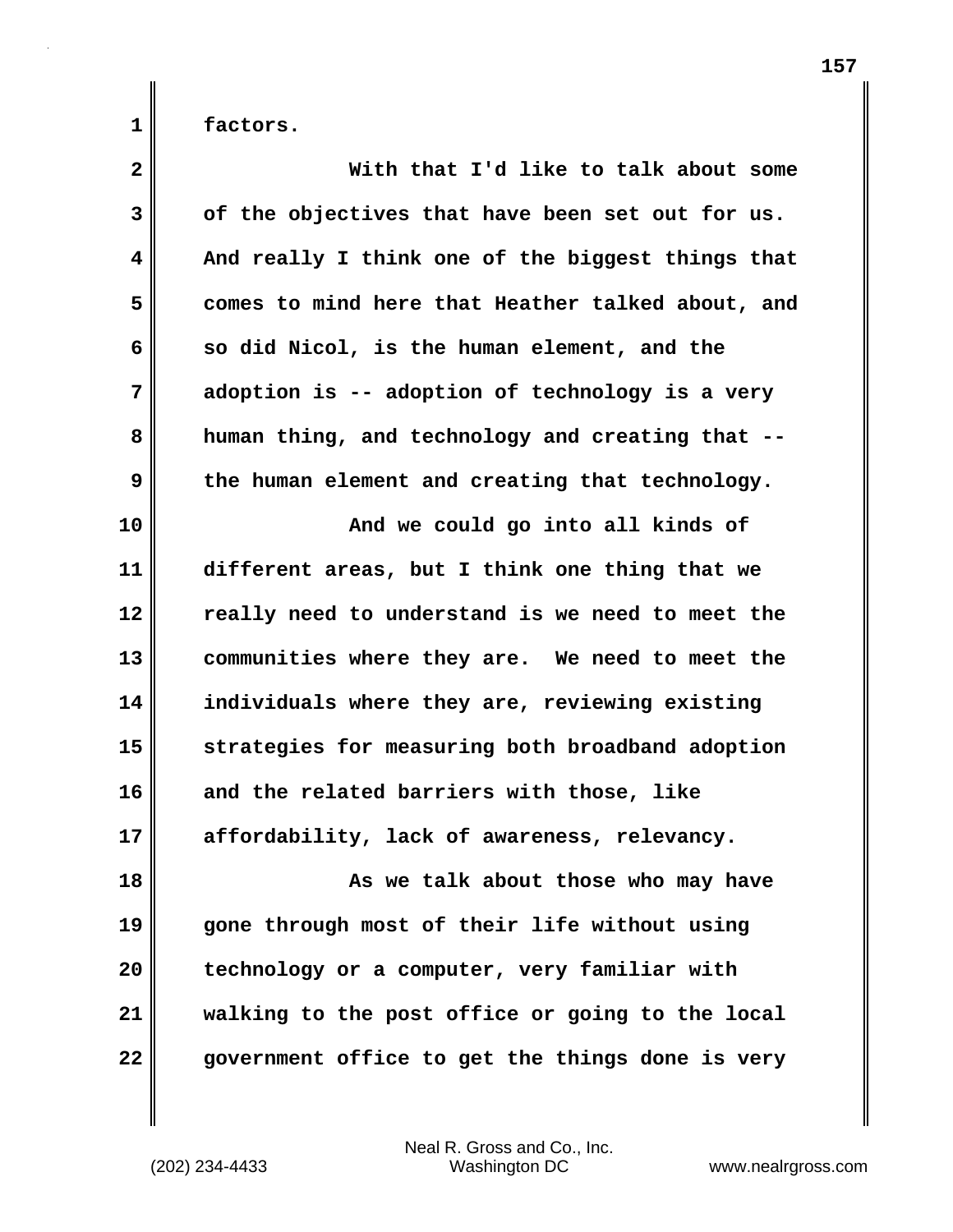factors.

With that I'd like to talk about some of the objectives that have been set out for us. And really I think one of the biggest things that comes to mind here that Heather talked about, and so did Nicol, is the human element, and the adoption is -- adoption of technology is a very human thing, and technology and creating that -- the human element and creating that technology.

And we could go into all kinds of different areas, but I think one thing that we really need to understand is we need to meet the communities where they are. We need to meet the individuals where they are, reviewing existing strategies for measuring both broadband adoption and the related barriers with those, like affordability, lack of awareness, relevancy.

As we talk about those who may have gone through most of their life without using technology or a computer, very familiar with walking to the post office or going to the local government office to get the things done is very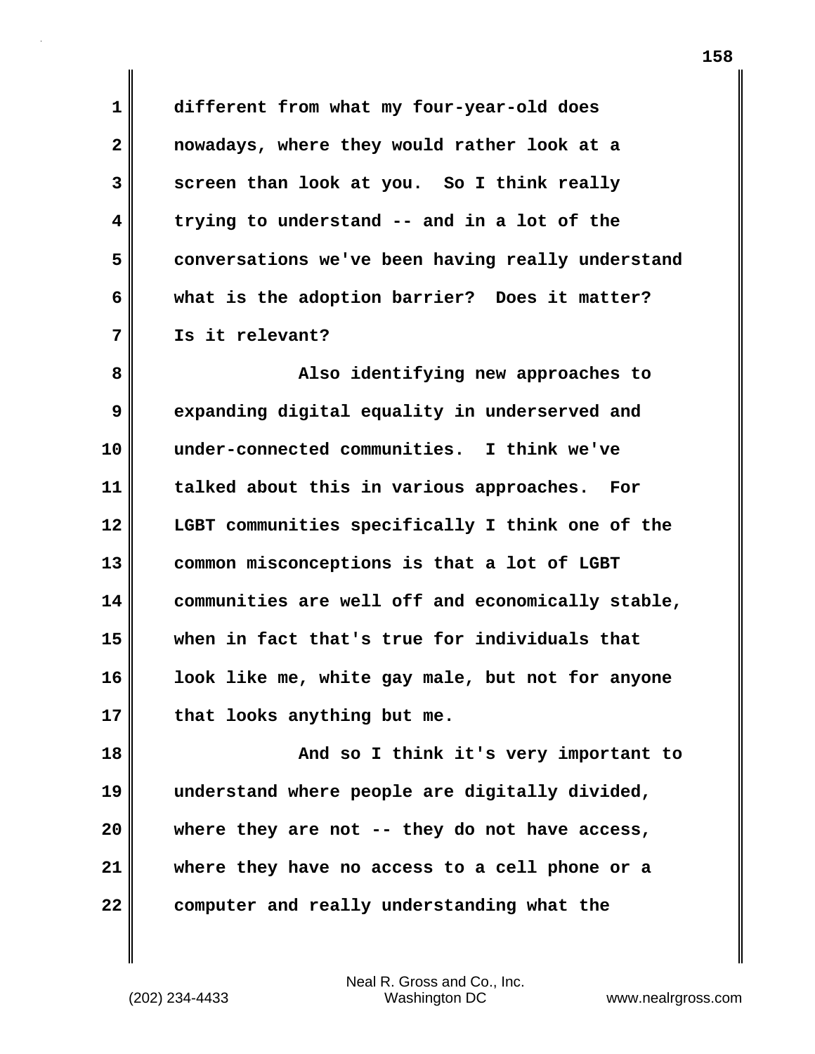different from what my four-year-old does nowadays, where they would rather look at a screen than look at you. So I think really trying to understand -- and in a lot of the conversations we've been having really understand what is the adoption barrier? Does it matter? Is it relevant?

Also identifying new approaches to expanding digital equality in underserved and under-connected communities. I think we've talked about this in various approaches. For LGBT communities specifically I think one of the common misconceptions is that a lot of LGBT communities are well off and economically stable, when in fact that's true for individuals that look like me, white gay male, but not for anyone that looks anything but me.

And so I think it's very important to understand where people are digitally divided, where they are not -- they do not have access, where they have no access to a cell phone or a computer and really understanding what the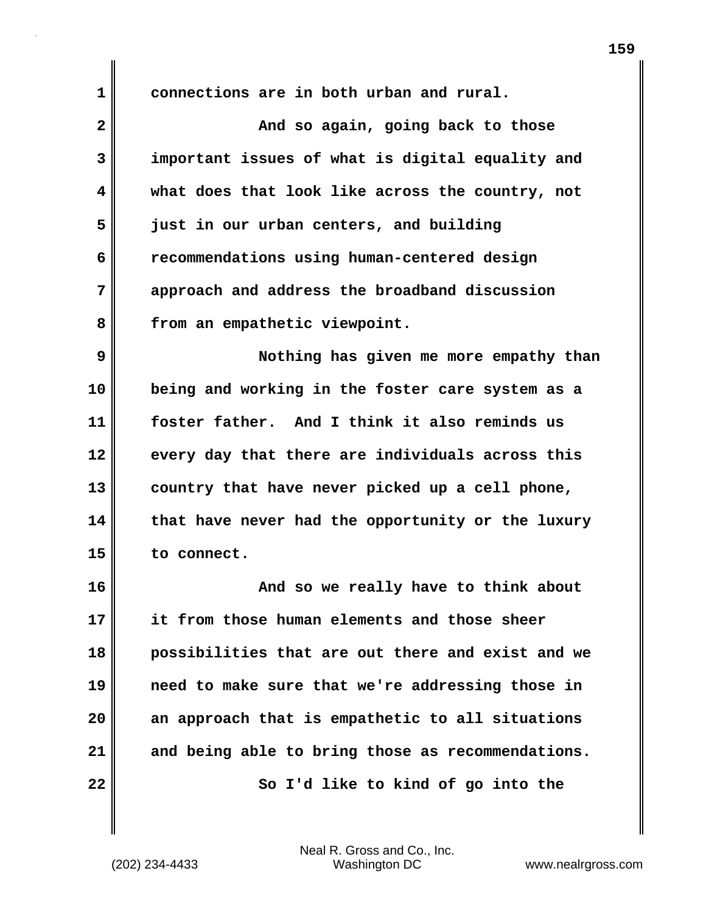connections are in both urban and rural.

And so again, going back to those important issues of what is digital equality and what does that look like across the country, not just in our urban centers, and building recommendations using human-centered design approach and address the broadband discussion from an empathetic viewpoint.

Nothing has given me more empathy than being and working in the foster care system as a foster father. And I think it also reminds us every day that there are individuals across this country that have never picked up a cell phone, that have never had the opportunity or the luxury to connect.

And so we really have to think about it from those human elements and those sheer possibilities that are out there and exist and we need to make sure that we're addressing those in an approach that is empathetic to all situations and being able to bring those as recommendations.

So I'd like to kind of go into the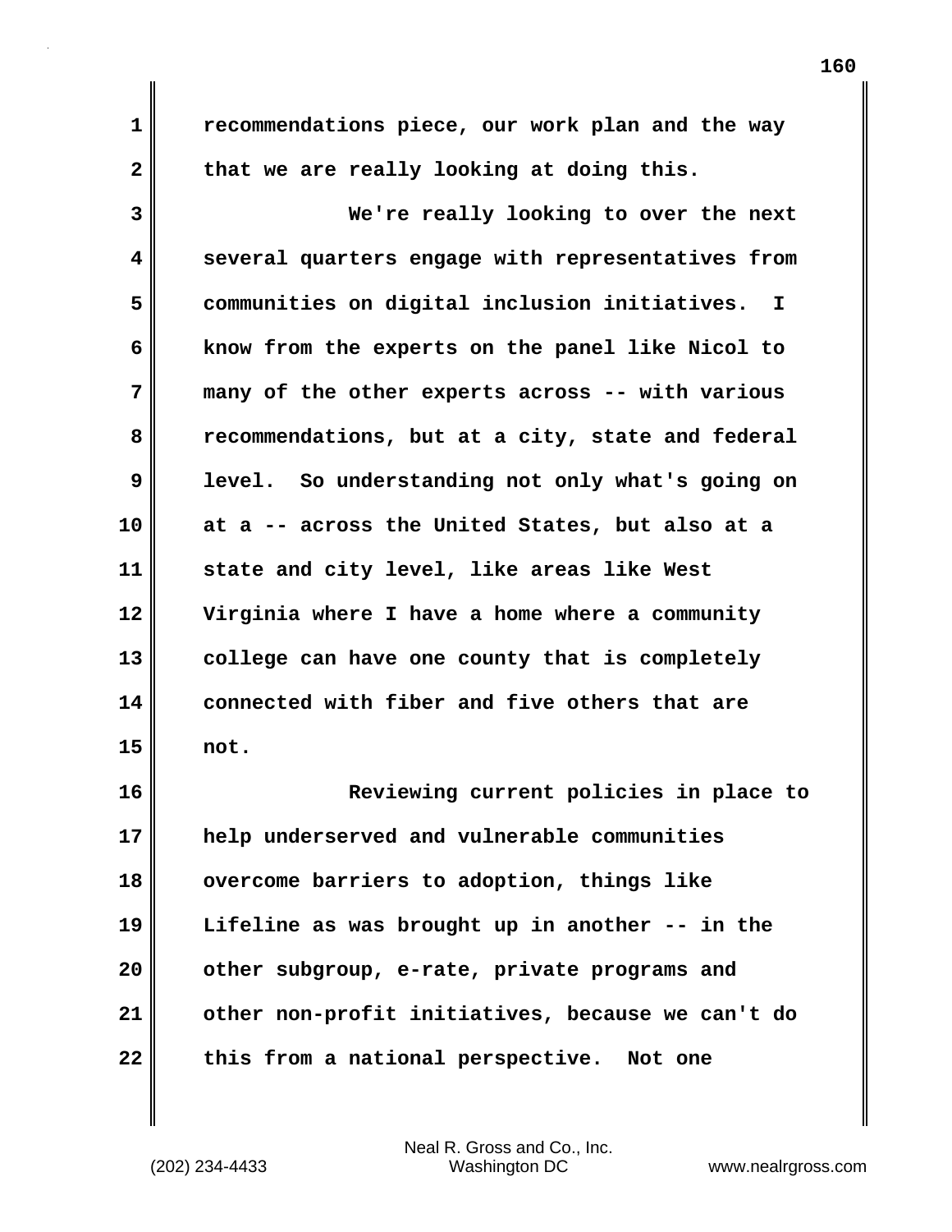recommendations piece, our work plan and the way that we are really looking at doing this.

We're really looking to over the next several quarters engage with representatives from communities on digital inclusion initiatives. I know from the experts on the panel like Nicol to many of the other experts across -- with various recommendations, but at a city, state and federal level. So understanding not only what's going on at a -- across the United States, but also at a state and city level, like areas like West Virginia where I have a home where a community college can have one county that is completely connected with fiber and five others that are not.

Reviewing current policies in place to help underserved and vulnerable communities overcome barriers to adoption, things like Lifeline as was brought up in another -- in the other subgroup, e-rate, private programs and other non-profit initiatives, because we can't do this from a national perspective. Not one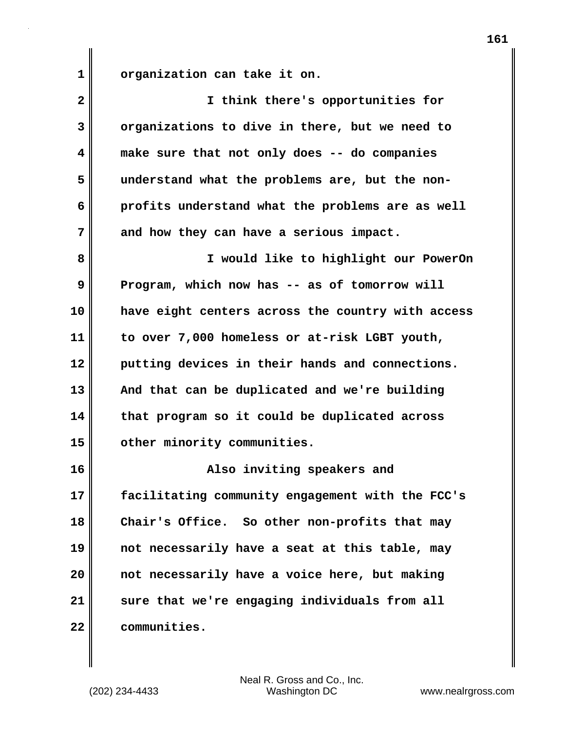organization can take it on.

I think there's opportunities for organizations to dive in there, but we need to make sure that not only does -- do companies understand what the problems are, but the non-profits understand what the problems are as well and how they can have a serious impact.

I would like to highlight our PowerOn Program, which now has -- as of tomorrow will have eight centers across the country with access to over 7,000 homeless or at-risk LGBT youth, putting devices in their hands and connections. And that can be duplicated and we're building that program so it could be duplicated across other minority communities.

Also inviting speakers and facilitating community engagement with the FCC's Chair's Office. So other non-profits that may not necessarily have a seat at this table, may not necessarily have a voice here, but making sure that we're engaging individuals from all communities.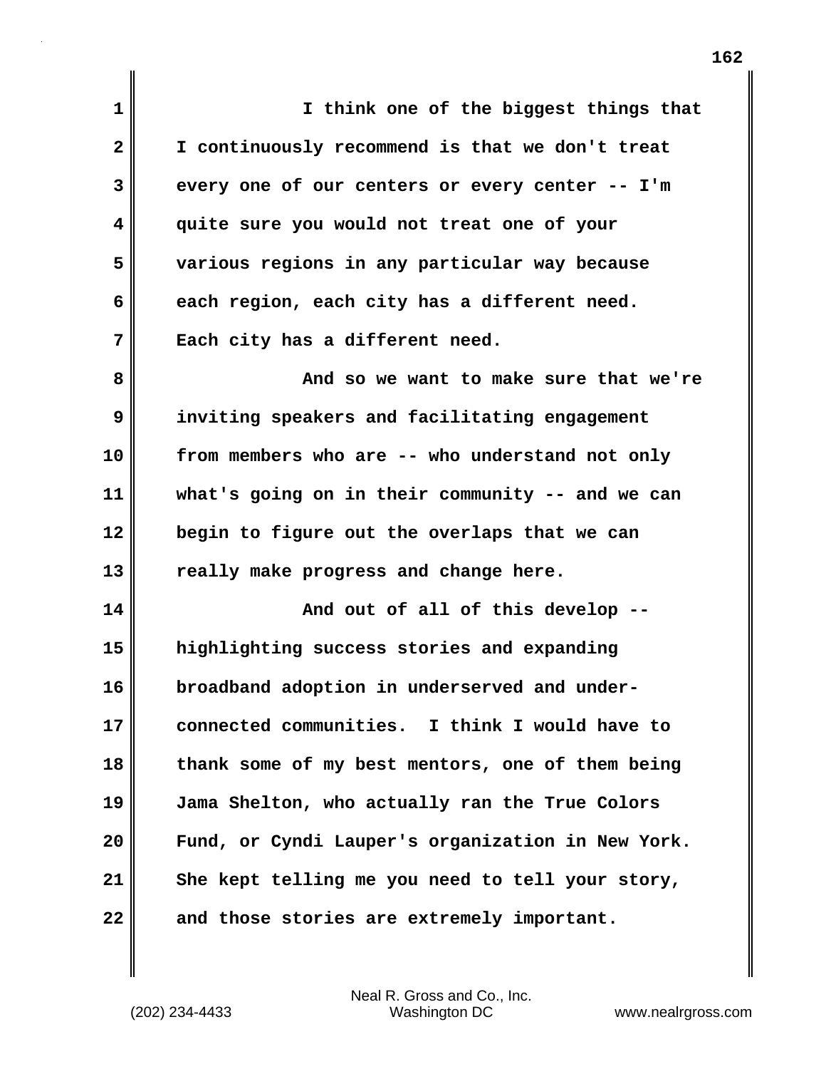I think one of the biggest things that I continuously recommend is that we don't treat every one of our centers or every center -- I'm quite sure you would not treat one of your various regions in any particular way because each region, each city has a different need. Each city has a different need.

And so we want to make sure that we're inviting speakers and facilitating engagement from members who are -- who understand not only what's going on in their community -- and we can begin to figure out the overlaps that we can really make progress and change here.

And out of all of this develop -- highlighting success stories and expanding broadband adoption in underserved and under-connected communities. I think I would have to thank some of my best mentors, one of them being Jama Shelton, who actually ran the True Colors Fund, or Cyndi Lauper's organization in New York. She kept telling me you need to tell your story, and those stories are extremely important.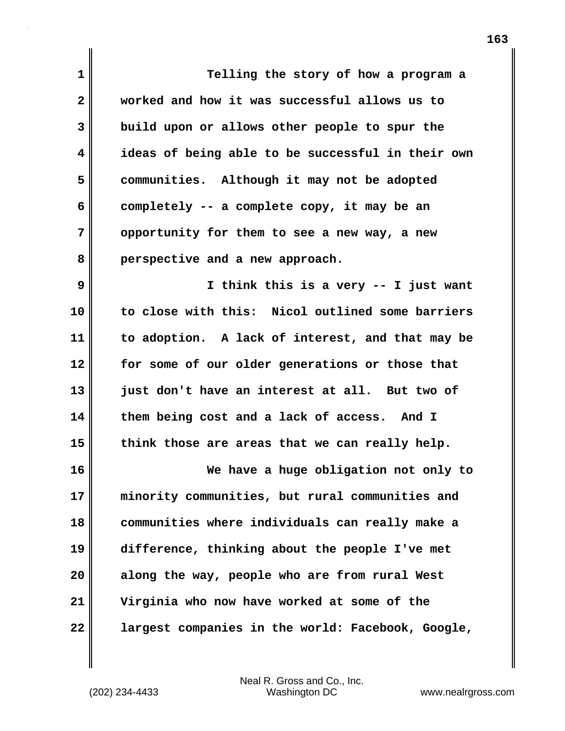Telling the story of how a program a worked and how it was successful allows us to build upon or allows other people to spur the ideas of being able to be successful in their own communities. Although it may not be adopted completely -- a complete copy, it may be an opportunity for them to see a new way, a new perspective and a new approach.

I think this is a very -- I just want to close with this: Nicol outlined some barriers to adoption. A lack of interest, and that may be for some of our older generations or those that just don't have an interest at all. But two of them being cost and a lack of access. And I think those are areas that we can really help.

We have a huge obligation not only to minority communities, but rural communities and communities where individuals can really make a difference, thinking about the people I've met along the way, people who are from rural West Virginia who now have worked at some of the largest companies in the world: Facebook, Google,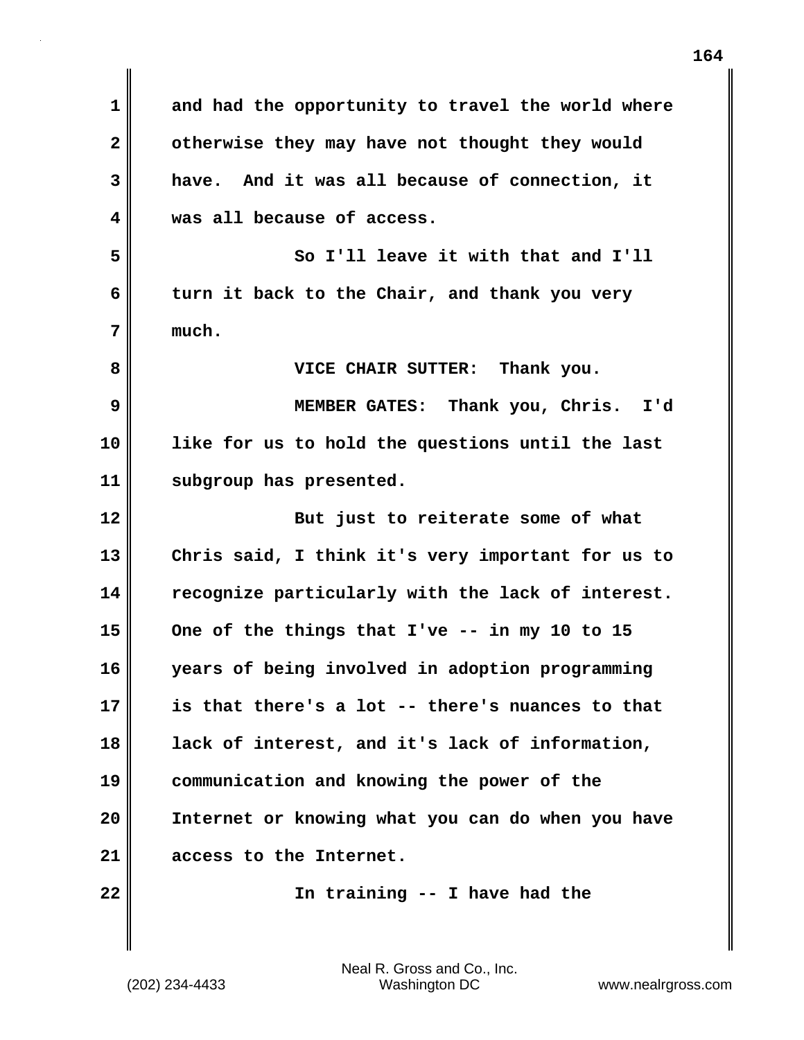and had the opportunity to travel the world where otherwise they may have not thought they would have. And it was all because of connection, it was all because of access.

So I'll leave it with that and I'll turn it back to the Chair, and thank you very much.

VICE CHAIR SUTTER: Thank you.

MEMBER GATES: Thank you, Chris. I'd like for us to hold the questions until the last subgroup has presented.

But just to reiterate some of what Chris said, I think it's very important for us to recognize particularly with the lack of interest. One of the things that I've -- in my 10 to 15 years of being involved in adoption programming is that there's a lot -- there's nuances to that lack of interest, and it's lack of information, communication and knowing the power of the Internet or knowing what you can do when you have access to the Internet.

In training -- I have had the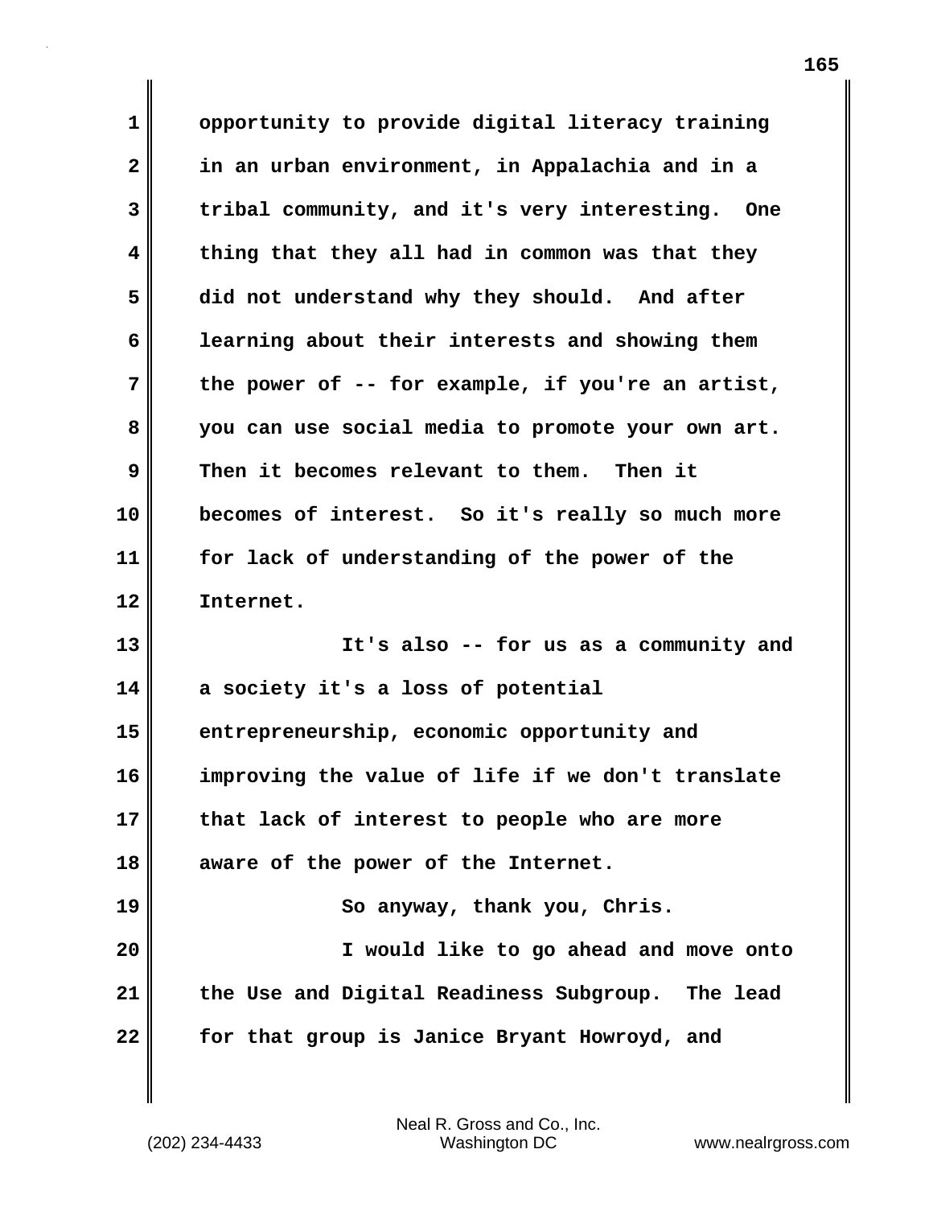opportunity to provide digital literacy training in an urban environment, in Appalachia and in a tribal community, and it's very interesting. One thing that they all had in common was that they did not understand why they should. And after learning about their interests and showing them the power of -- for example, if you're an artist, you can use social media to promote your own art. Then it becomes relevant to them. Then it becomes of interest. So it's really so much more for lack of understanding of the power of the Internet.

It's also -- for us as a community and a society it's a loss of potential entrepreneurship, economic opportunity and improving the value of life if we don't translate that lack of interest to people who are more aware of the power of the Internet.

So anyway, thank you, Chris.

I would like to go ahead and move onto the Use and Digital Readiness Subgroup. The lead for that group is Janice Bryant Howroyd, and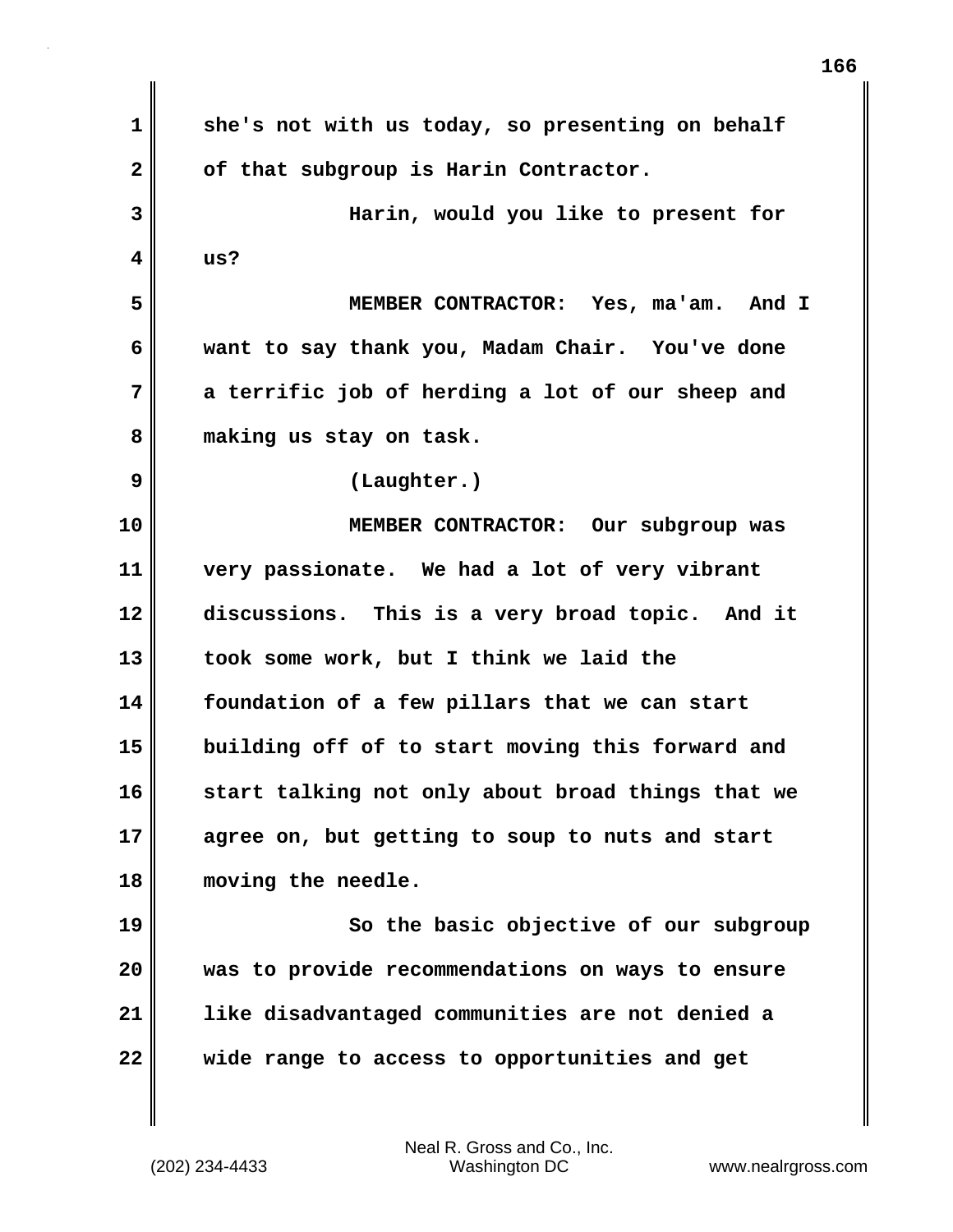she's not with us today, so presenting on behalf of that subgroup is Harin Contractor.

Harin, would you like to present for us?

MEMBER CONTRACTOR: Yes, ma'am. And I want to say thank you, Madam Chair. You've done a terrific job of herding a lot of our sheep and making us stay on task.

(Laughter.)

MEMBER CONTRACTOR: Our subgroup was very passionate. We had a lot of very vibrant discussions. This is a very broad topic. And it took some work, but I think we laid the foundation of a few pillars that we can start building off of to start moving this forward and start talking not only about broad things that we agree on, but getting to soup to nuts and start moving the needle.

So the basic objective of our subgroup was to provide recommendations on ways to ensure like disadvantaged communities are not denied a wide range to access to opportunities and get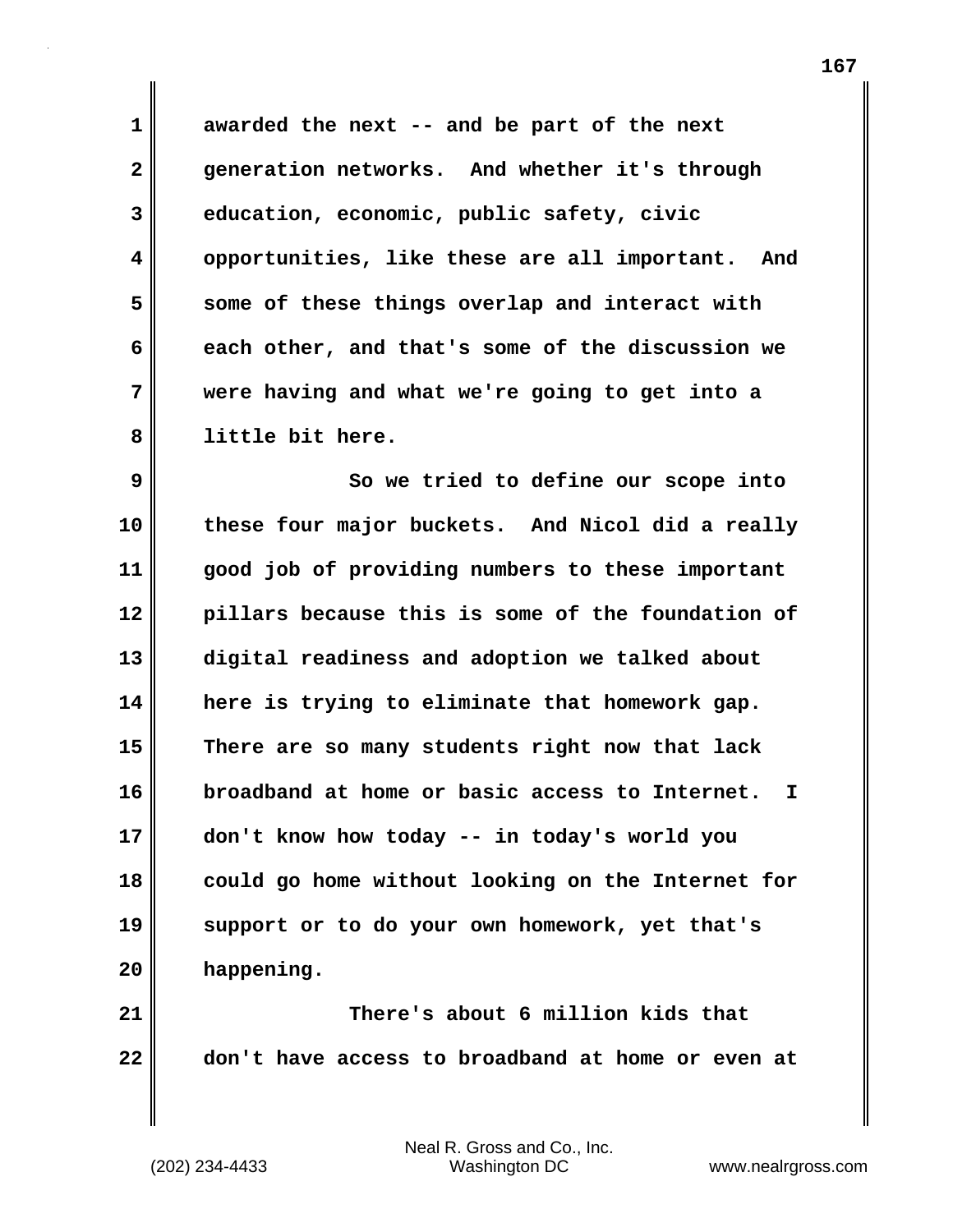awarded the next -- and be part of the next generation networks. And whether it's through education, economic, public safety, civic opportunities, like these are all important. And some of these things overlap and interact with each other, and that's some of the discussion we were having and what we're going to get into a little bit here.

So we tried to define our scope into these four major buckets. And Nicol did a really good job of providing numbers to these important pillars because this is some of the foundation of digital readiness and adoption we talked about here is trying to eliminate that homework gap. There are so many students right now that lack broadband at home or basic access to Internet. I don't know how today -- in today's world you could go home without looking on the Internet for support or to do your own homework, yet that's happening.

There's about 6 million kids that don't have access to broadband at home or even at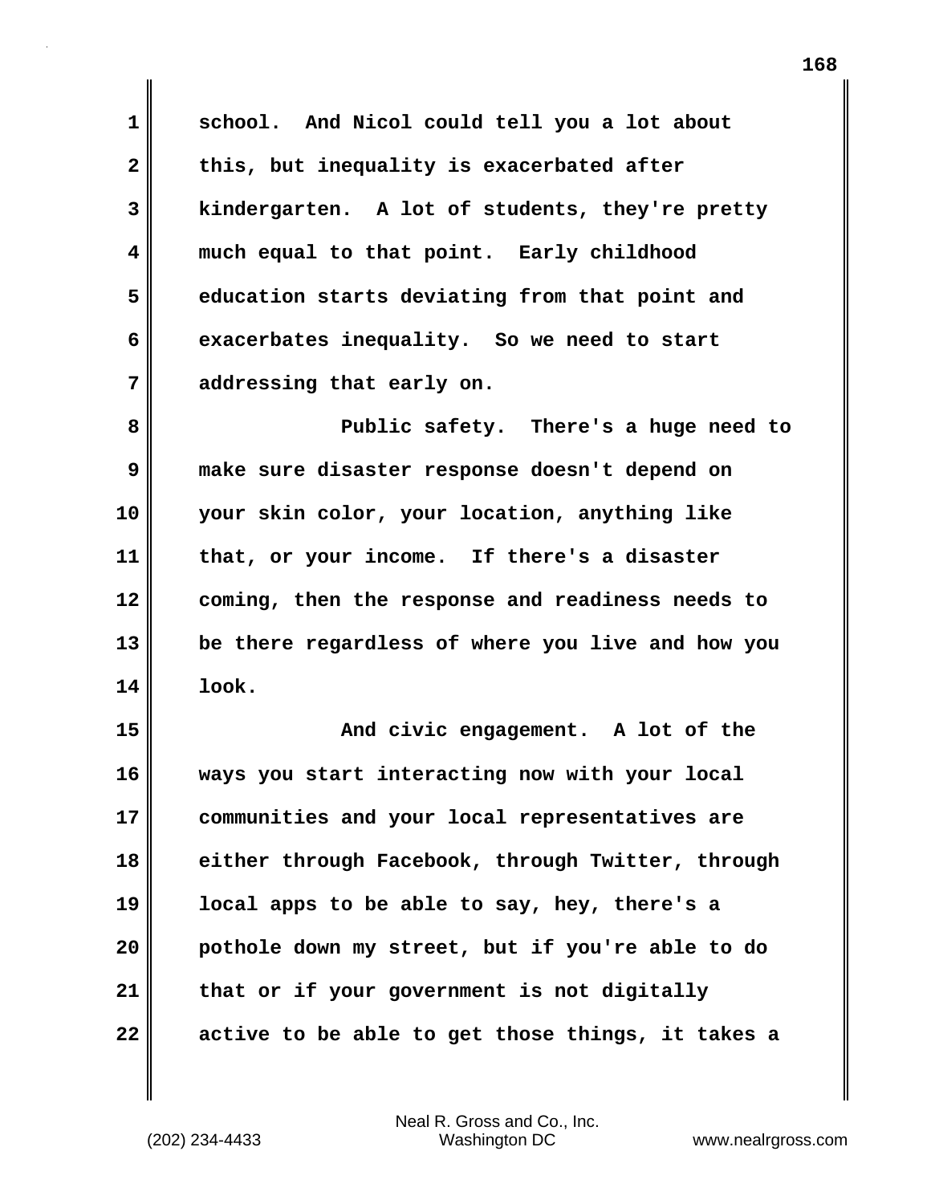school. And Nicol could tell you a lot about this, but inequality is exacerbated after kindergarten. A lot of students, they're pretty much equal to that point. Early childhood education starts deviating from that point and exacerbates inequality. So we need to start addressing that early on.

Public safety. There's a huge need to make sure disaster response doesn't depend on your skin color, your location, anything like that, or your income. If there's a disaster coming, then the response and readiness needs to be there regardless of where you live and how you look.

And civic engagement. A lot of the ways you start interacting now with your local communities and your local representatives are either through Facebook, through Twitter, through local apps to be able to say, hey, there's a pothole down my street, but if you're able to do that or if your government is not digitally active to be able to get those things, it takes a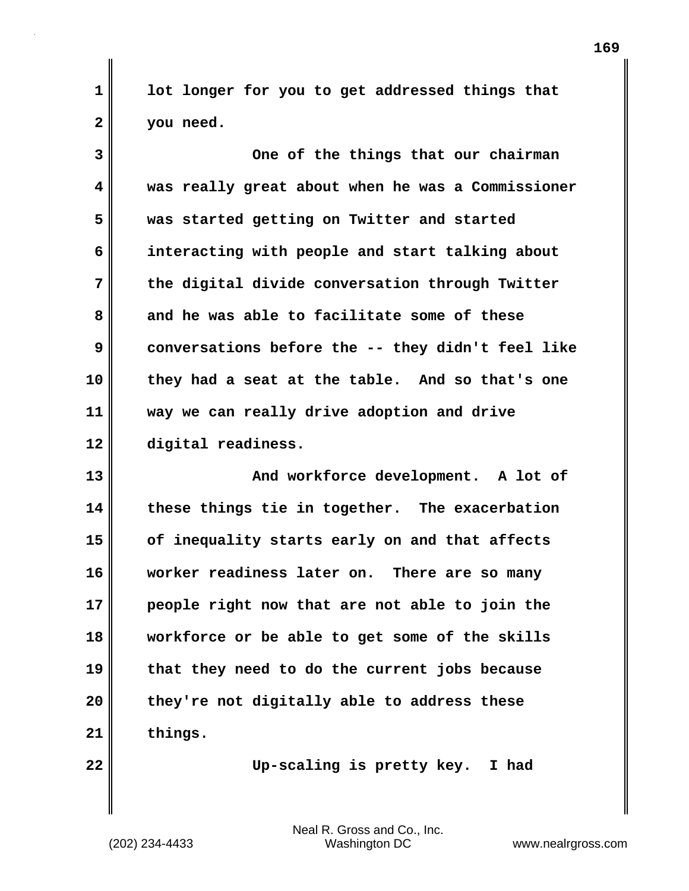lot longer for you to get addressed things that you need.

One of the things that our chairman was really great about when he was a Commissioner was started getting on Twitter and started interacting with people and start talking about the digital divide conversation through Twitter and he was able to facilitate some of these conversations before the -- they didn't feel like they had a seat at the table. And so that's one way we can really drive adoption and drive digital readiness.

And workforce development. A lot of these things tie in together. The exacerbation of inequality starts early on and that affects worker readiness later on. There are so many people right now that are not able to join the workforce or be able to get some of the skills that they need to do the current jobs because they're not digitally able to address these things.

Up-scaling is pretty key. I had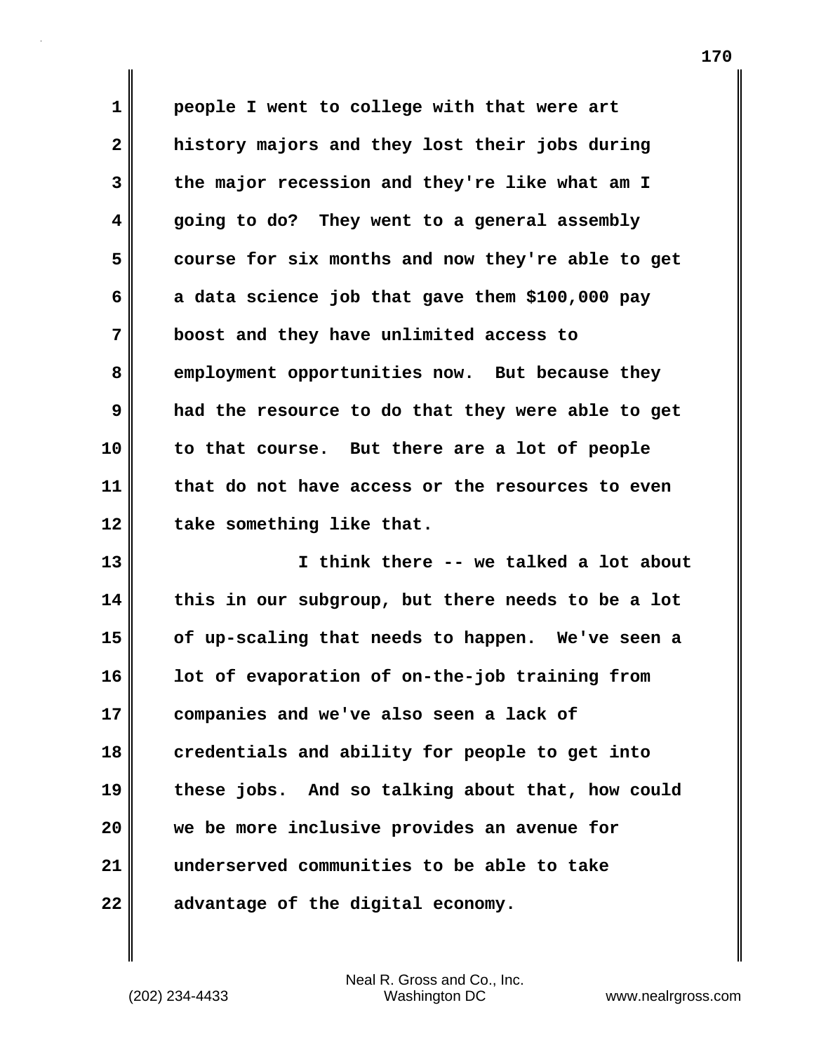people I went to college with that were art history majors and they lost their jobs during the major recession and they're like what am I going to do? They went to a general assembly course for six months and now they're able to get a data science job that gave them $100,000 pay boost and they have unlimited access to employment opportunities now. But because they had the resource to do that they were able to get to that course. But there are a lot of people that do not have access or the resources to even take something like that.

I think there -- we talked a lot about this in our subgroup, but there needs to be a lot of up-scaling that needs to happen. We've seen a lot of evaporation of on-the-job training from companies and we've also seen a lack of credentials and ability for people to get into these jobs. And so talking about that, how could we be more inclusive provides an avenue for underserved communities to be able to take advantage of the digital economy.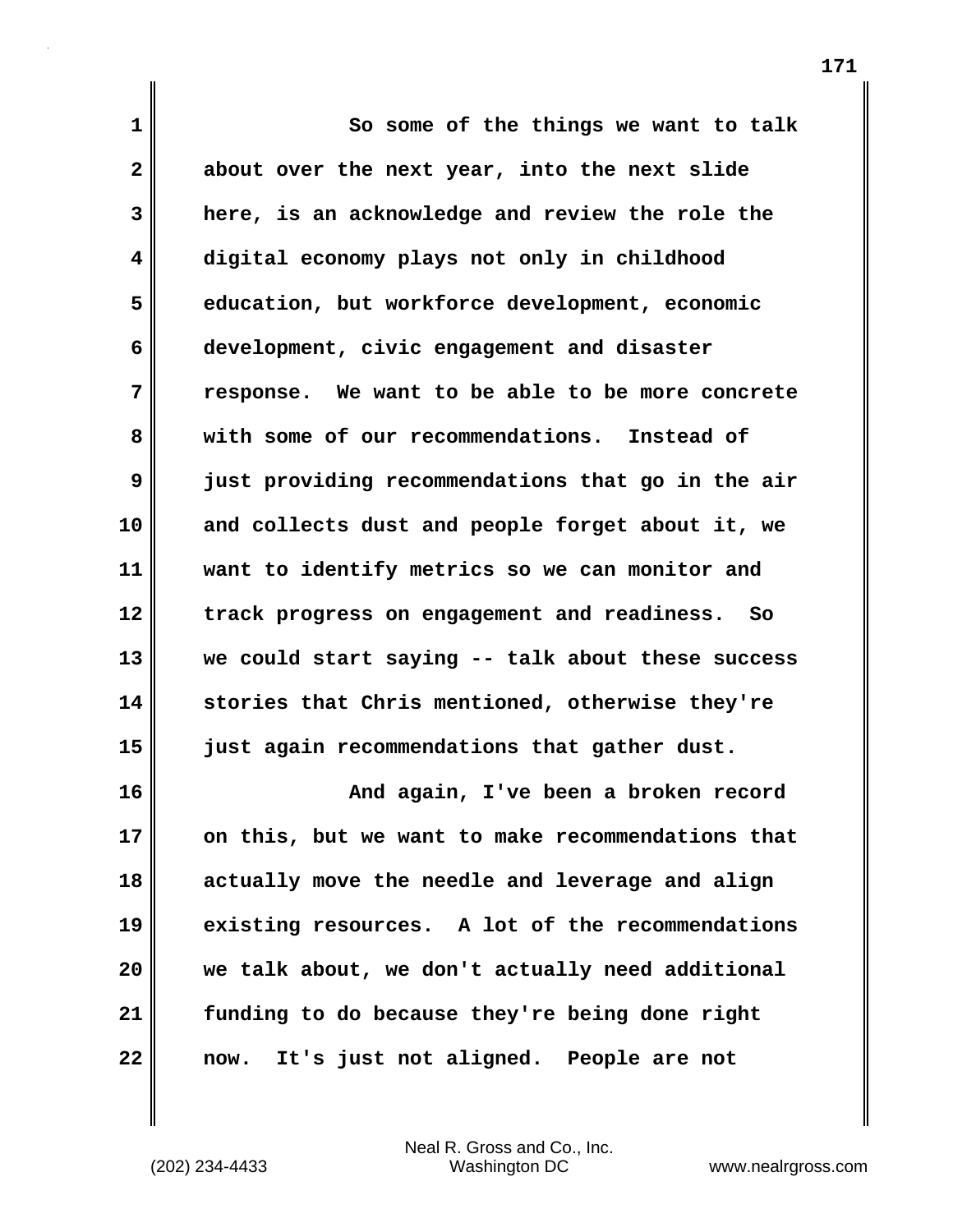So some of the things we want to talk about over the next year, into the next slide here, is an acknowledge and review the role the digital economy plays not only in childhood education, but workforce development, economic development, civic engagement and disaster response. We want to be able to be more concrete with some of our recommendations. Instead of just providing recommendations that go in the air and collects dust and people forget about it, we want to identify metrics so we can monitor and track progress on engagement and readiness. So we could start saying -- talk about these success stories that Chris mentioned, otherwise they're just again recommendations that gather dust.

And again, I've been a broken record on this, but we want to make recommendations that actually move the needle and leverage and align existing resources. A lot of the recommendations we talk about, we don't actually need additional funding to do because they're being done right now. It's just not aligned. People are not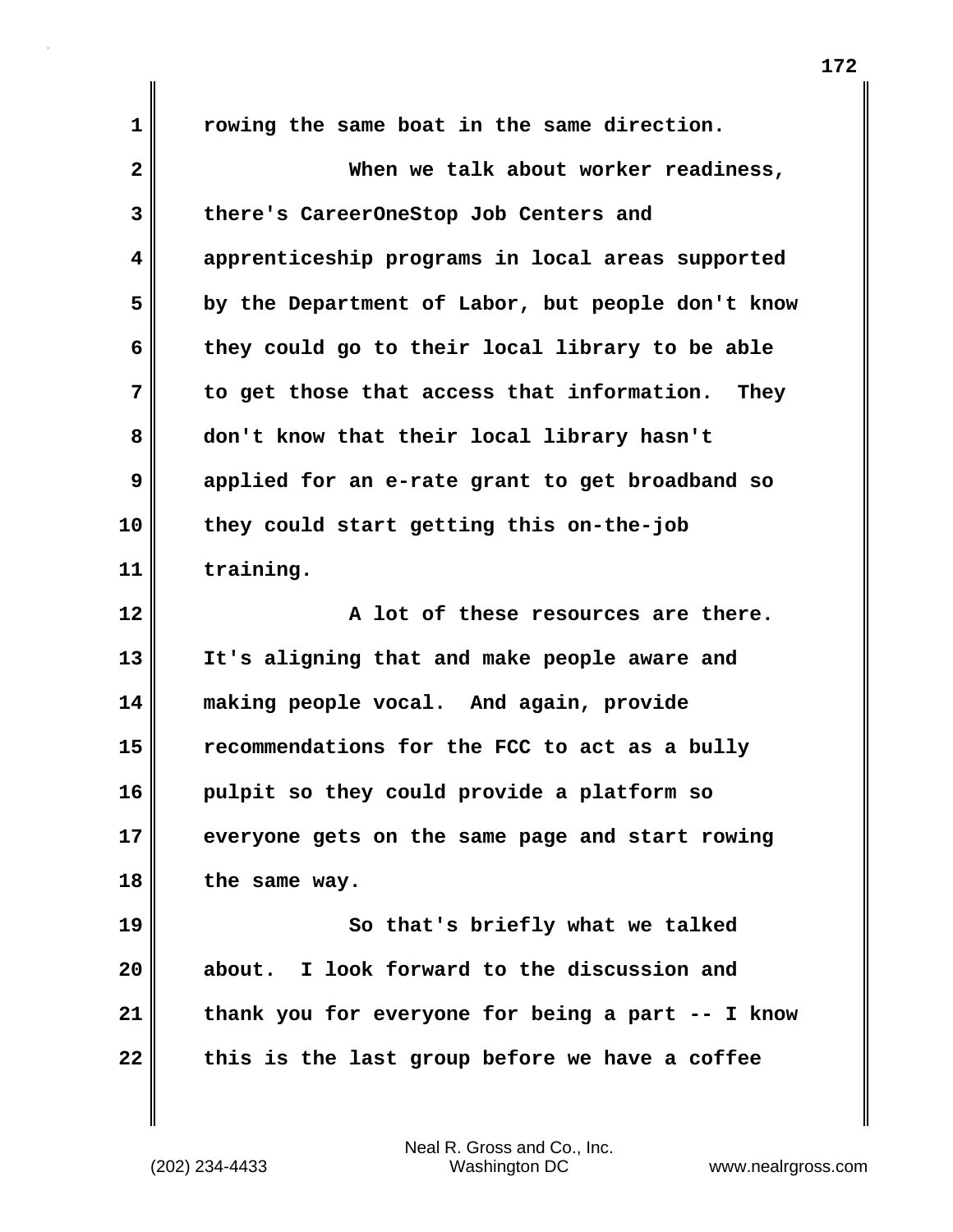rowing the same boat in the same direction.

When we talk about worker readiness, there's CareerOneStop Job Centers and apprenticeship programs in local areas supported by the Department of Labor, but people don't know they could go to their local library to be able to get those that access that information. They don't know that their local library hasn't applied for an e-rate grant to get broadband so they could start getting this on-the-job training.

A lot of these resources are there. It's aligning that and make people aware and making people vocal. And again, provide recommendations for the FCC to act as a bully pulpit so they could provide a platform so everyone gets on the same page and start rowing the same way.

So that's briefly what we talked about. I look forward to the discussion and thank you for everyone for being a part -- I know this is the last group before we have a coffee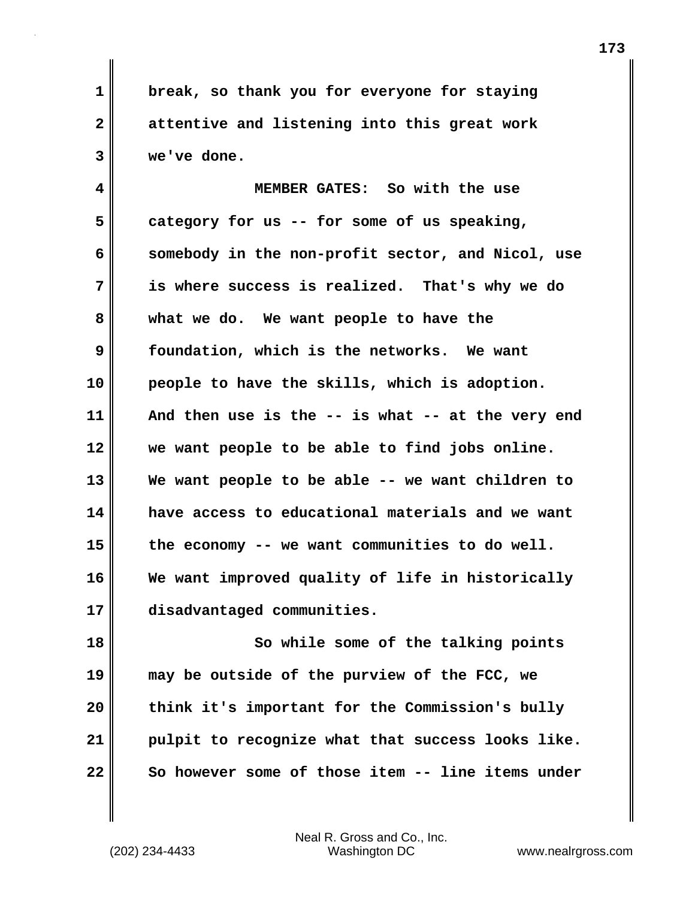break, so thank you for everyone for staying attentive and listening into this great work we've done.

MEMBER GATES: So with the use category for us -- for some of us speaking, somebody in the non-profit sector, and Nicol, use is where success is realized. That's why we do what we do. We want people to have the foundation, which is the networks. We want people to have the skills, which is adoption. And then use is the -- is what -- at the very end we want people to be able to find jobs online. We want people to be able -- we want children to have access to educational materials and we want the economy -- we want communities to do well. We want improved quality of life in historically disadvantaged communities.

So while some of the talking points may be outside of the purview of the FCC, we think it's important for the Commission's bully pulpit to recognize what that success looks like. So however some of those item -- line items under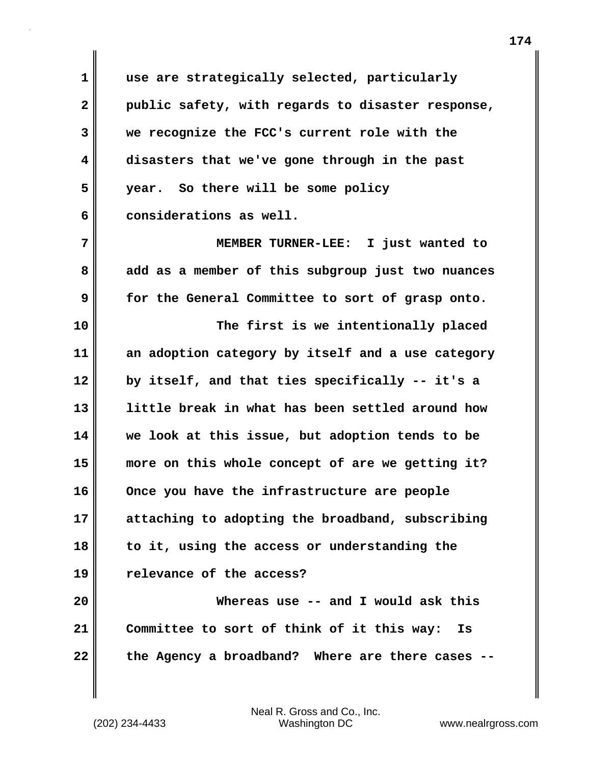use are strategically selected, particularly public safety, with regards to disaster response, we recognize the FCC's current role with the disasters that we've gone through in the past year. So there will be some policy considerations as well.

MEMBER TURNER-LEE: I just wanted to add as a member of this subgroup just two nuances for the General Committee to sort of grasp onto.

The first is we intentionally placed an adoption category by itself and a use category by itself, and that ties specifically -- it's a little break in what has been settled around how we look at this issue, but adoption tends to be more on this whole concept of are we getting it? Once you have the infrastructure are people attaching to adopting the broadband, subscribing to it, using the access or understanding the relevance of the access?

Whereas use -- and I would ask this Committee to sort of think of it this way: Is the Agency a broadband? Where are there cases --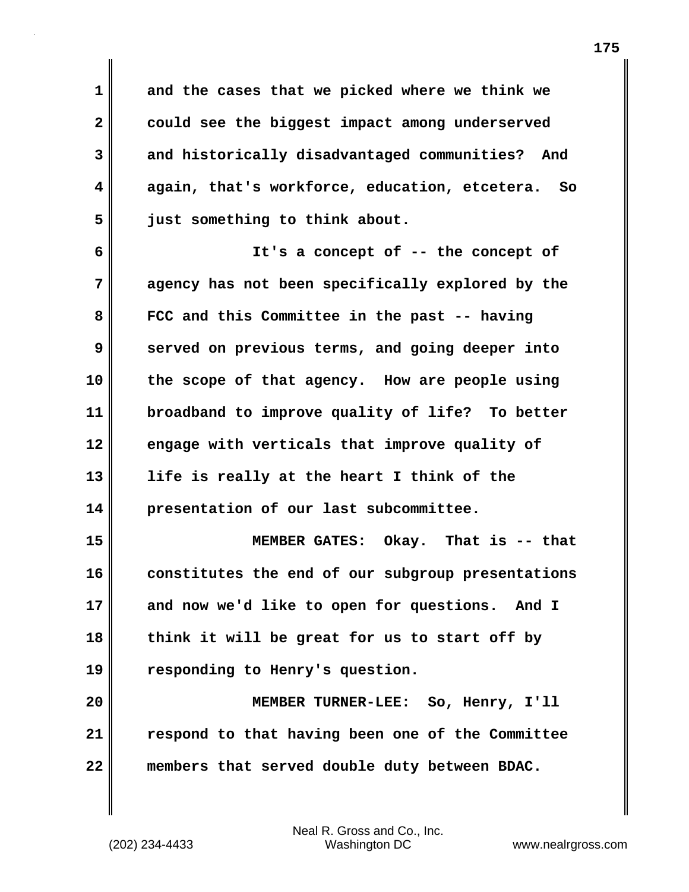and the cases that we picked where we think we could see the biggest impact among underserved and historically disadvantaged communities? And again, that's workforce, education, etcetera. So just something to think about.

It's a concept of -- the concept of agency has not been specifically explored by the FCC and this Committee in the past -- having served on previous terms, and going deeper into the scope of that agency. How are people using broadband to improve quality of life? To better engage with verticals that improve quality of life is really at the heart I think of the presentation of our last subcommittee.

MEMBER GATES: Okay. That is -- that constitutes the end of our subgroup presentations and now we'd like to open for questions. And I think it will be great for us to start off by responding to Henry's question.

MEMBER TURNER-LEE: So, Henry, I'll respond to that having been one of the Committee members that served double duty between BDAC.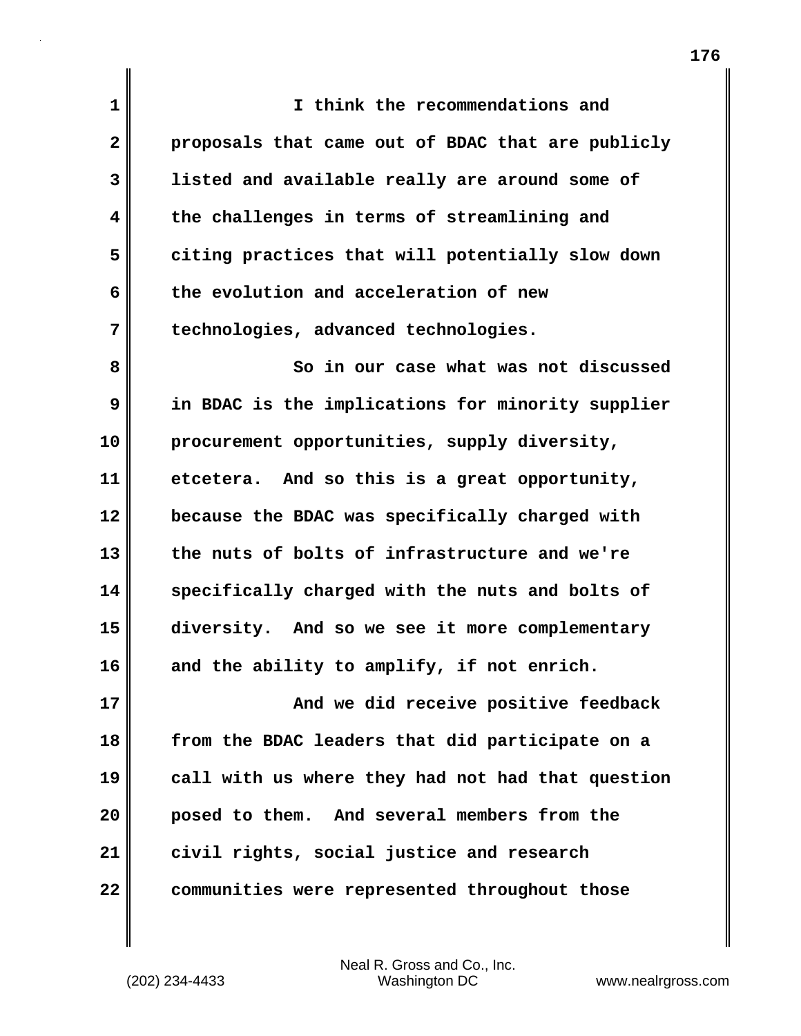I think the recommendations and proposals that came out of BDAC that are publicly listed and available really are around some of the challenges in terms of streamlining and citing practices that will potentially slow down the evolution and acceleration of new technologies, advanced technologies.

So in our case what was not discussed in BDAC is the implications for minority supplier procurement opportunities, supply diversity, etcetera. And so this is a great opportunity, because the BDAC was specifically charged with the nuts of bolts of infrastructure and we're specifically charged with the nuts and bolts of diversity. And so we see it more complementary and the ability to amplify, if not enrich.

And we did receive positive feedback from the BDAC leaders that did participate on a call with us where they had not had that question posed to them. And several members from the civil rights, social justice and research communities were represented throughout those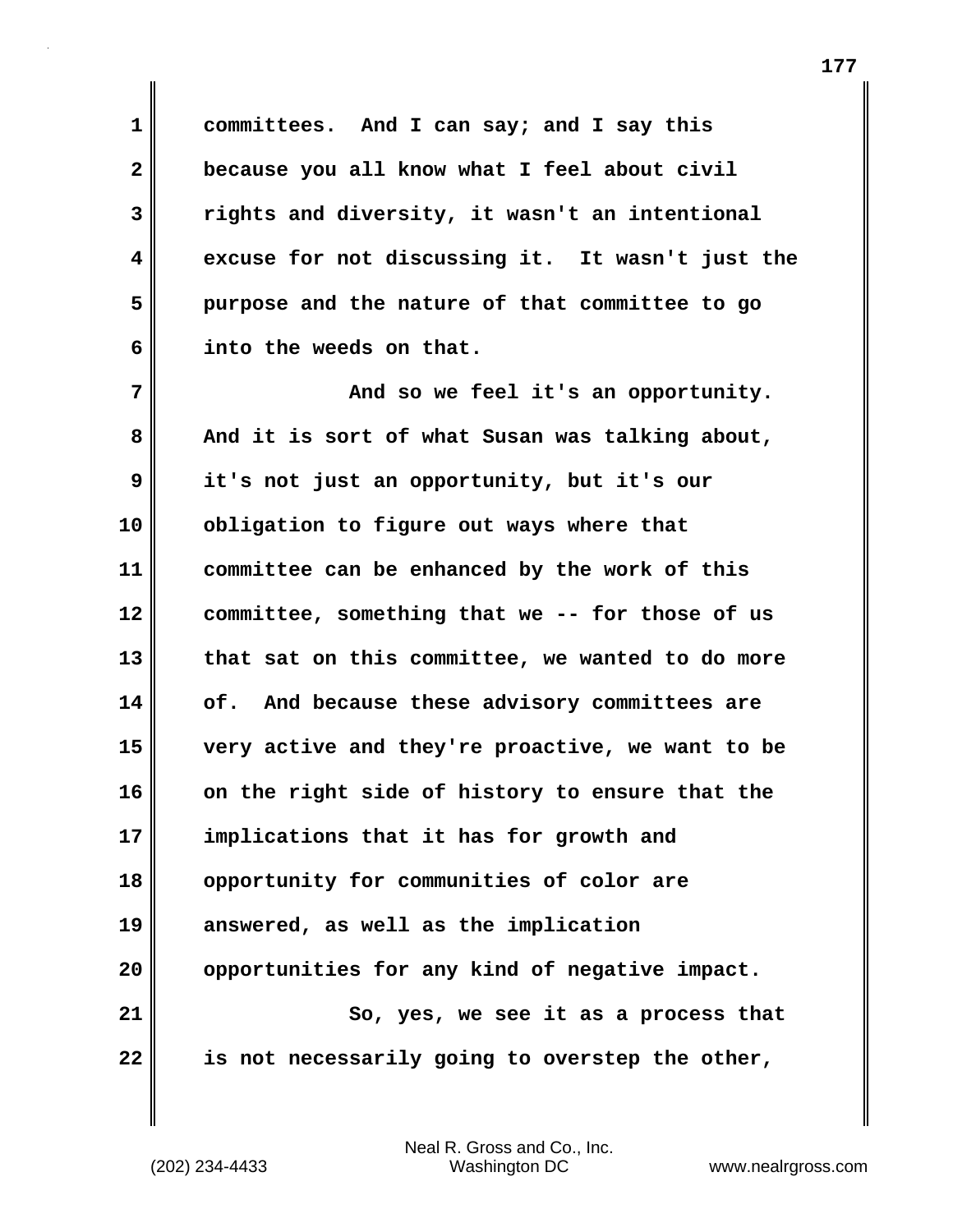committees. And I can say; and I say this because you all know what I feel about civil rights and diversity, it wasn't an intentional excuse for not discussing it. It wasn't just the purpose and the nature of that committee to go into the weeds on that.

And so we feel it's an opportunity. And it is sort of what Susan was talking about, it's not just an opportunity, but it's our obligation to figure out ways where that committee can be enhanced by the work of this committee, something that we -- for those of us that sat on this committee, we wanted to do more of. And because these advisory committees are very active and they're proactive, we want to be on the right side of history to ensure that the implications that it has for growth and opportunity for communities of color are answered, as well as the implication opportunities for any kind of negative impact.

So, yes, we see it as a process that is not necessarily going to overstep the other,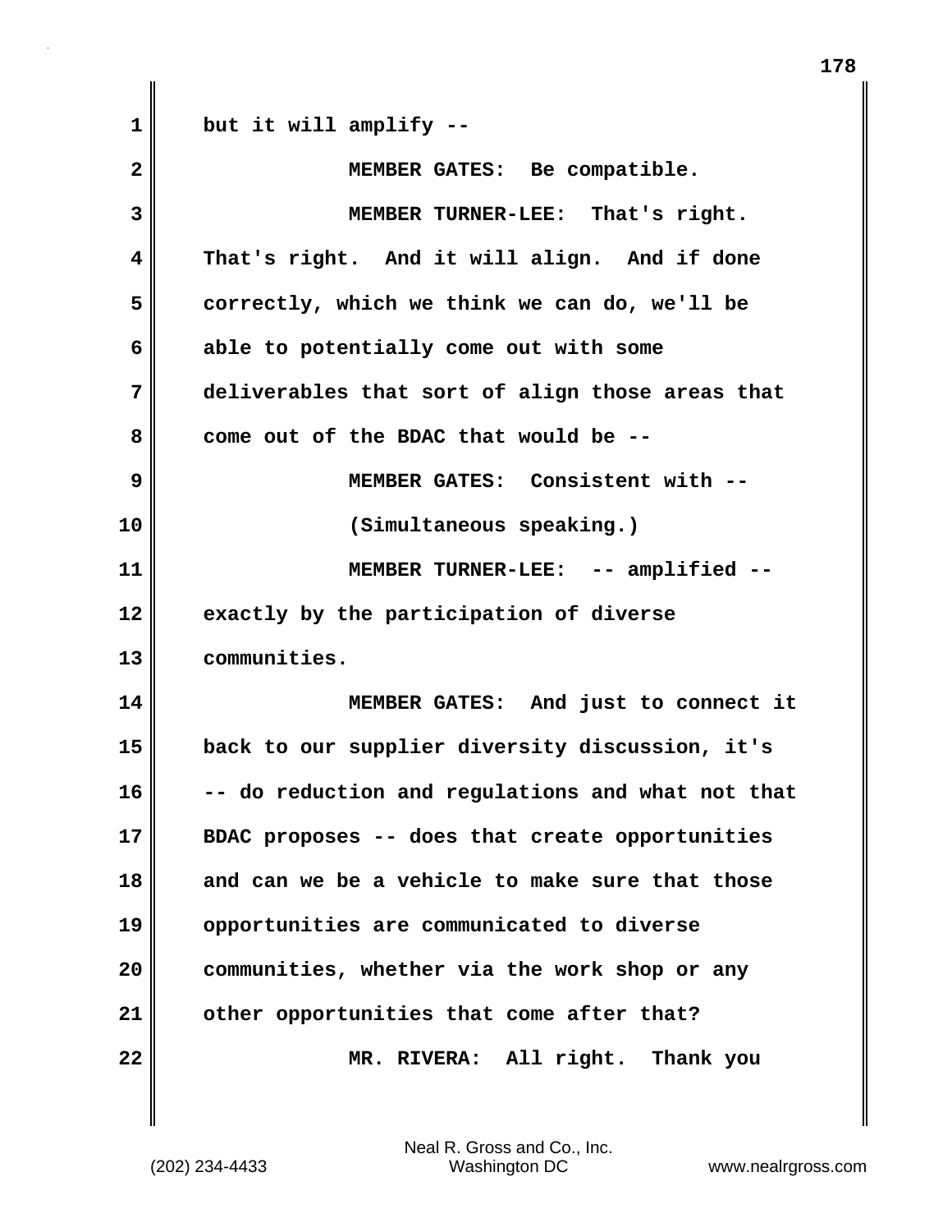but it will amplify --

MEMBER GATES: Be compatible.

MEMBER TURNER-LEE: That's right. That's right. And it will align. And if done correctly, which we think we can do, we'll be able to potentially come out with some deliverables that sort of align those areas that come out of the BDAC that would be --

MEMBER GATES: Consistent with --

(Simultaneous speaking.)

MEMBER TURNER-LEE: -- amplified -- exactly by the participation of diverse communities.

MEMBER GATES: And just to connect it back to our supplier diversity discussion, it's -- do reduction and regulations and what not that BDAC proposes -- does that create opportunities and can we be a vehicle to make sure that those opportunities are communicated to diverse communities, whether via the work shop or any other opportunities that come after that?

MR. RIVERA: All right. Thank you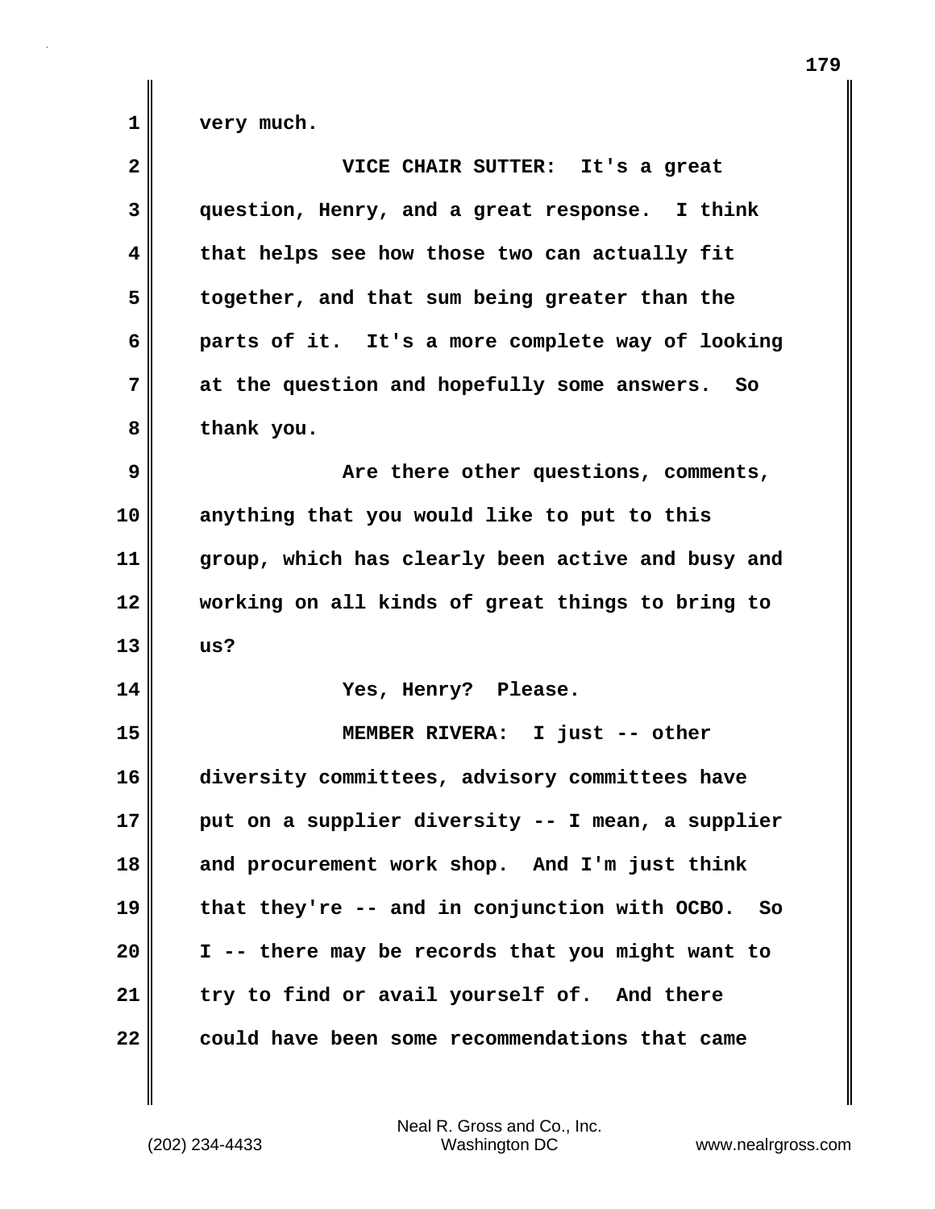very much.

VICE CHAIR SUTTER: It's a great question, Henry, and a great response. I think that helps see how those two can actually fit together, and that sum being greater than the parts of it. It's a more complete way of looking at the question and hopefully some answers. So thank you.

Are there other questions, comments, anything that you would like to put to this group, which has clearly been active and busy and working on all kinds of great things to bring to us?

Yes, Henry? Please.

MEMBER RIVERA: I just -- other diversity committees, advisory committees have put on a supplier diversity -- I mean, a supplier and procurement work shop. And I'm just think that they're -- and in conjunction with OCBO. So I -- there may be records that you might want to try to find or avail yourself of. And there could have been some recommendations that came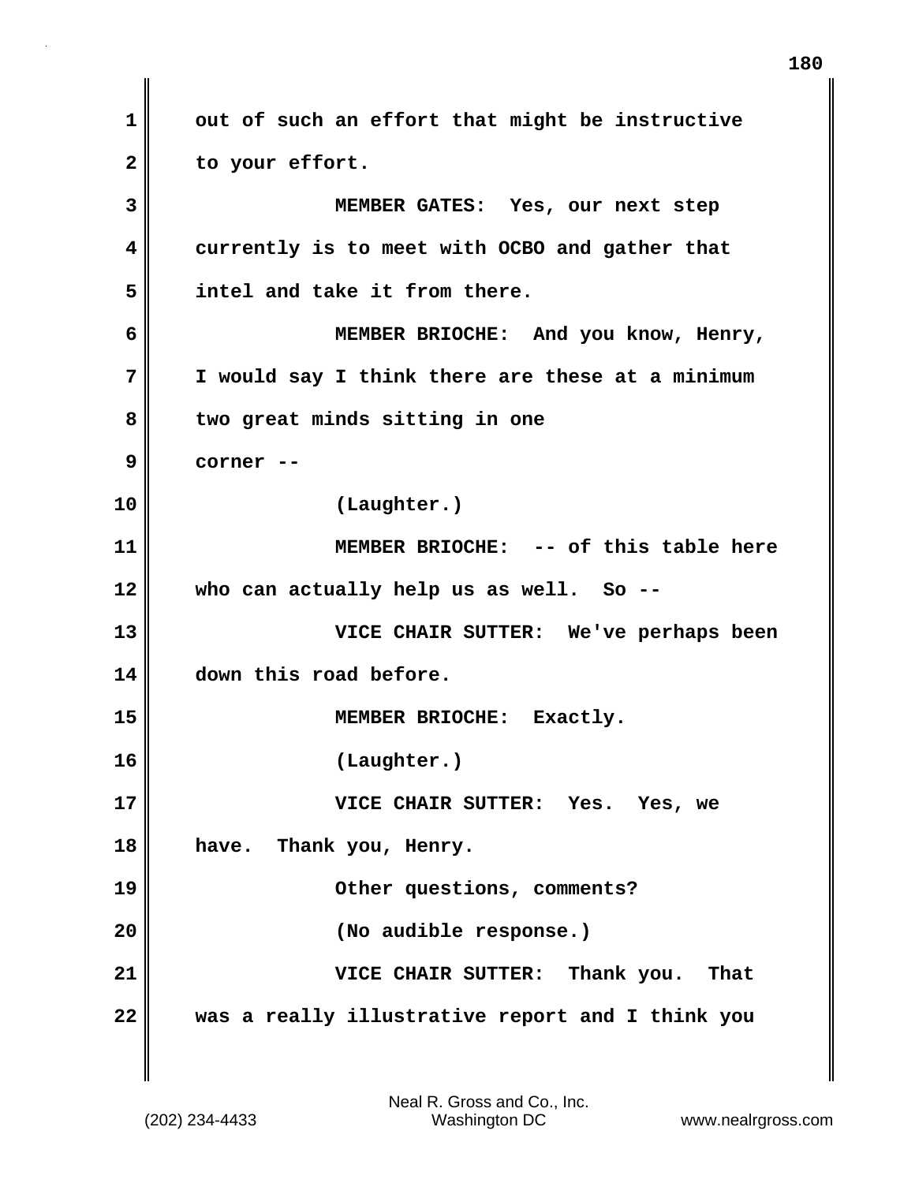out of such an effort that might be instructive to your effort.

MEMBER GATES: Yes, our next step currently is to meet with OCBO and gather that intel and take it from there.

MEMBER BRIOCHE: And you know, Henry, I would say I think there are these at a minimum two great minds sitting in one corner --

(Laughter.)

MEMBER BRIOCHE: -- of this table here who can actually help us as well. So --

VICE CHAIR SUTTER: We've perhaps been down this road before.

MEMBER BRIOCHE: Exactly.

(Laughter.)

VICE CHAIR SUTTER: Yes. Yes, we have. Thank you, Henry.

Other questions, comments?

(No audible response.)

VICE CHAIR SUTTER: Thank you. That was a really illustrative report and I think you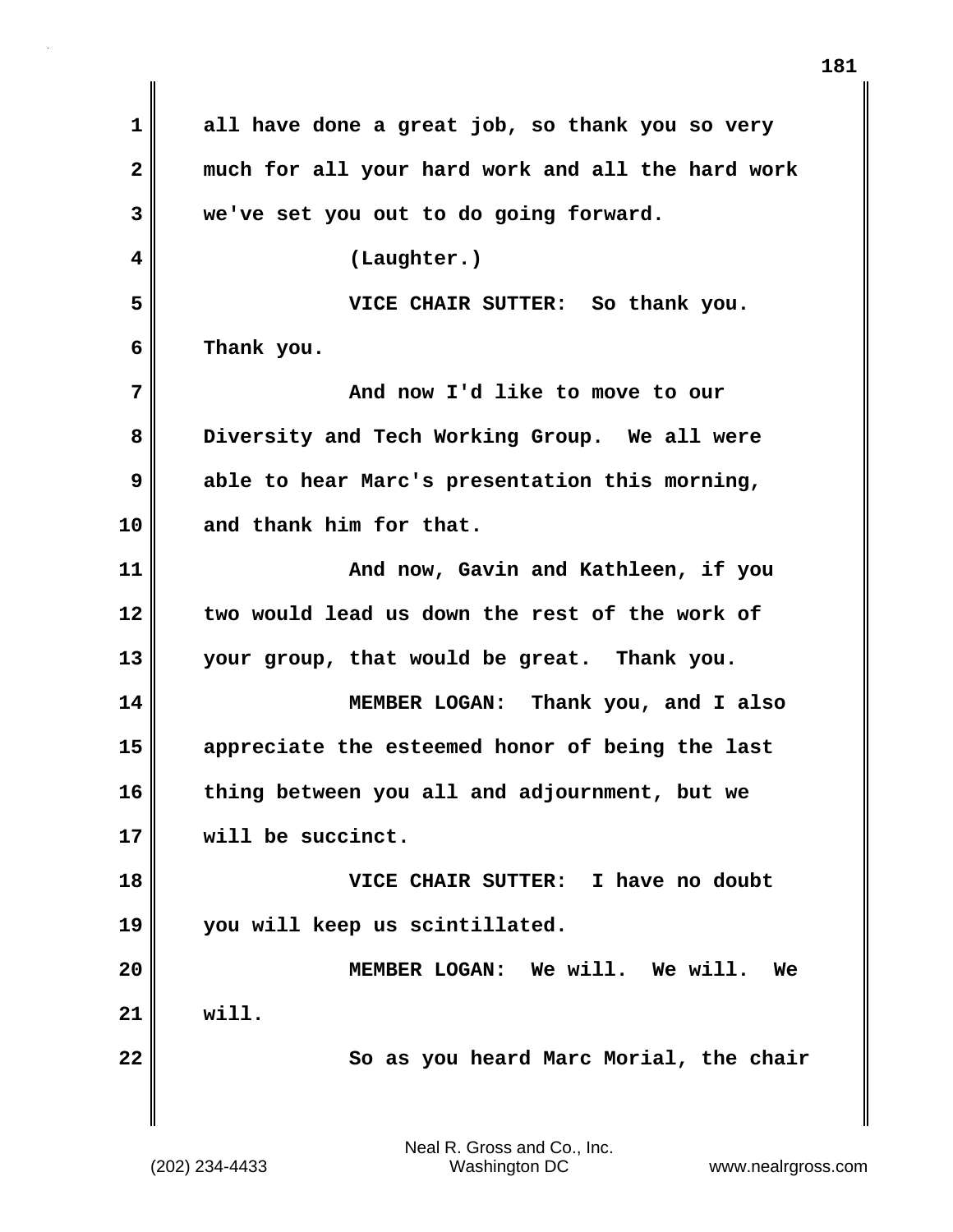all have done a great job, so thank you so very much for all your hard work and all the hard work we've set you out to do going forward.

(Laughter.)

VICE CHAIR SUTTER: So thank you. Thank you.

And now I'd like to move to our Diversity and Tech Working Group. We all were able to hear Marc's presentation this morning, and thank him for that.

And now, Gavin and Kathleen, if you two would lead us down the rest of the work of your group, that would be great. Thank you.

MEMBER LOGAN: Thank you, and I also appreciate the esteemed honor of being the last thing between you all and adjournment, but we will be succinct.

VICE CHAIR SUTTER: I have no doubt you will keep us scintillated.

MEMBER LOGAN: We will. We will. We will.

So as you heard Marc Morial, the chair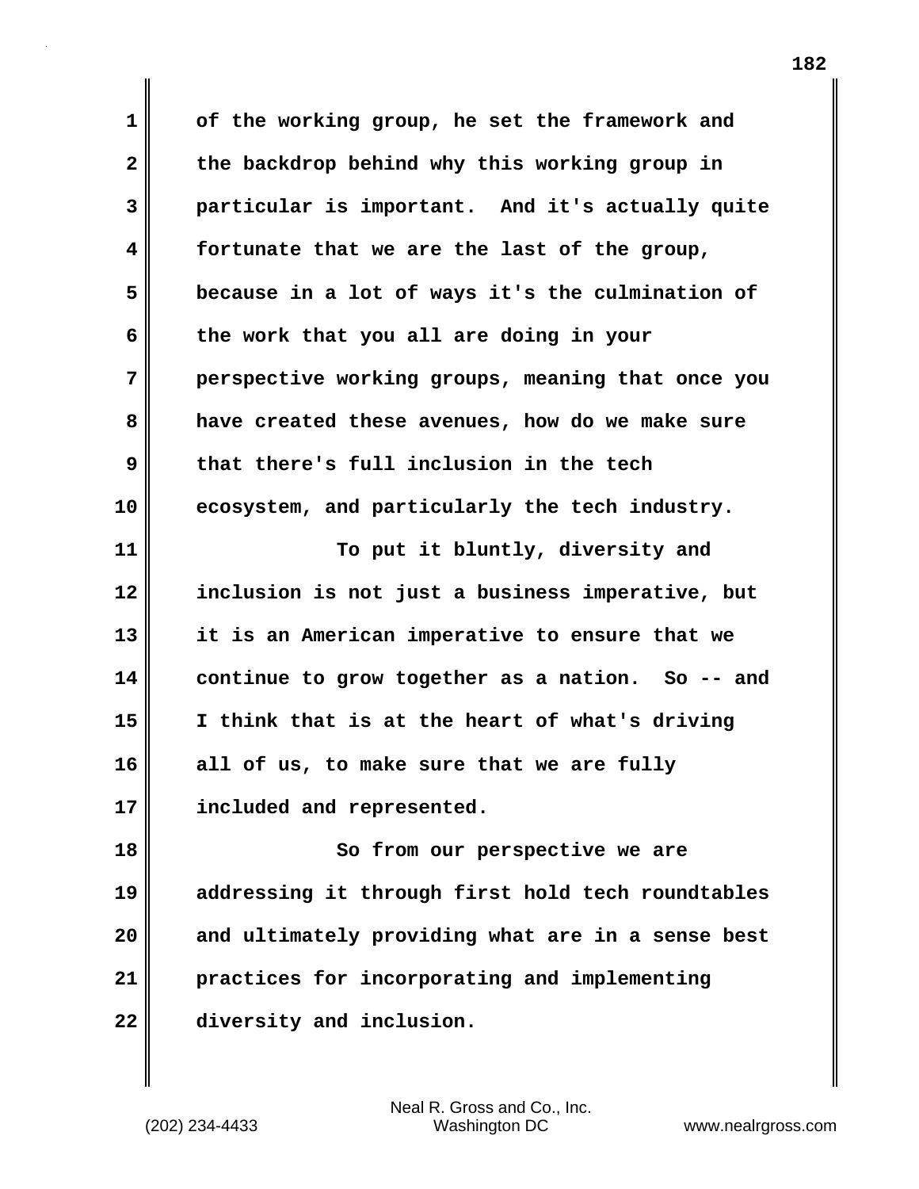of the working group, he set the framework and the backdrop behind why this working group in particular is important. And it's actually quite fortunate that we are the last of the group, because in a lot of ways it's the culmination of the work that you all are doing in your perspective working groups, meaning that once you have created these avenues, how do we make sure that there's full inclusion in the tech ecosystem, and particularly the tech industry.

To put it bluntly, diversity and inclusion is not just a business imperative, but it is an American imperative to ensure that we continue to grow together as a nation. So -- and I think that is at the heart of what's driving all of us, to make sure that we are fully included and represented.

So from our perspective we are addressing it through first hold tech roundtables and ultimately providing what are in a sense best practices for incorporating and implementing diversity and inclusion.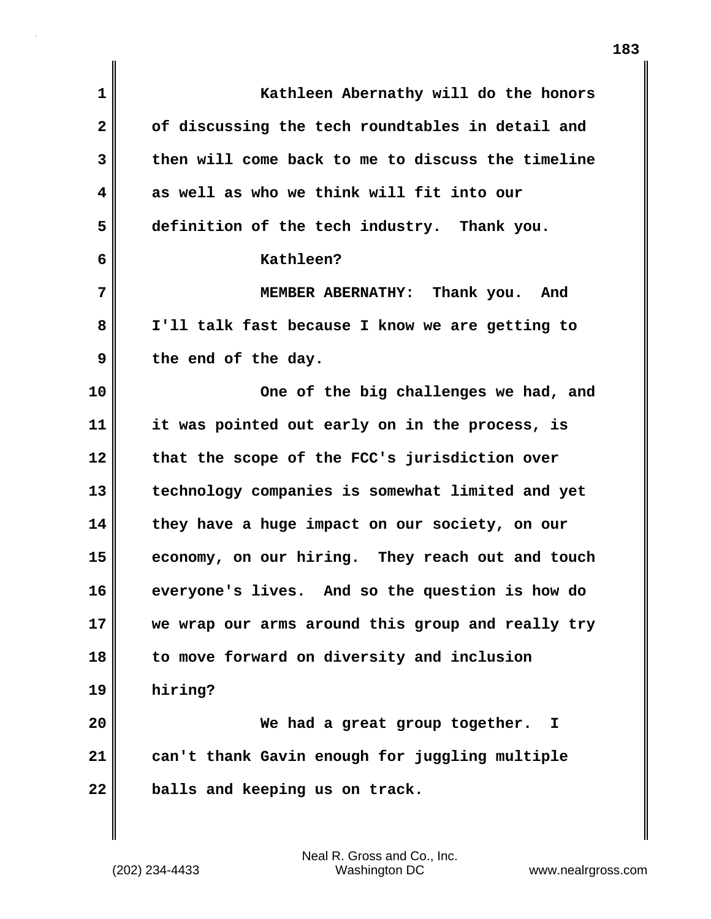Kathleen Abernathy will do the honors of discussing the tech roundtables in detail and then will come back to me to discuss the timeline as well as who we think will fit into our definition of the tech industry. Thank you.

Kathleen?

MEMBER ABERNATHY: Thank you. And I'll talk fast because I know we are getting to the end of the day.

One of the big challenges we had, and it was pointed out early on in the process, is that the scope of the FCC's jurisdiction over technology companies is somewhat limited and yet they have a huge impact on our society, on our economy, on our hiring. They reach out and touch everyone's lives. And so the question is how do we wrap our arms around this group and really try to move forward on diversity and inclusion hiring?

We had a great group together. I can't thank Gavin enough for juggling multiple balls and keeping us on track.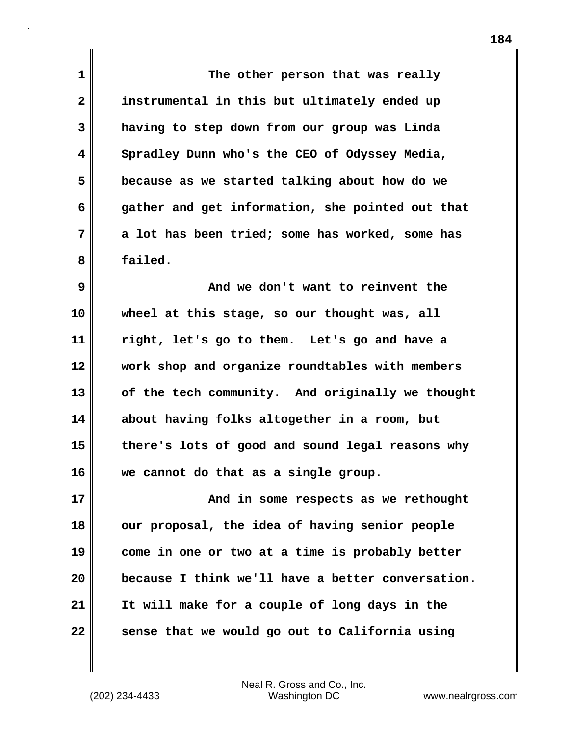The other person that was really instrumental in this but ultimately ended up having to step down from our group was Linda Spradley Dunn who's the CEO of Odyssey Media, because as we started talking about how do we gather and get information, she pointed out that a lot has been tried; some has worked, some has failed.

And we don't want to reinvent the wheel at this stage, so our thought was, all right, let's go to them. Let's go and have a work shop and organize roundtables with members of the tech community. And originally we thought about having folks altogether in a room, but there's lots of good and sound legal reasons why we cannot do that as a single group.

And in some respects as we rethought our proposal, the idea of having senior people come in one or two at a time is probably better because I think we'll have a better conversation. It will make for a couple of long days in the sense that we would go out to California using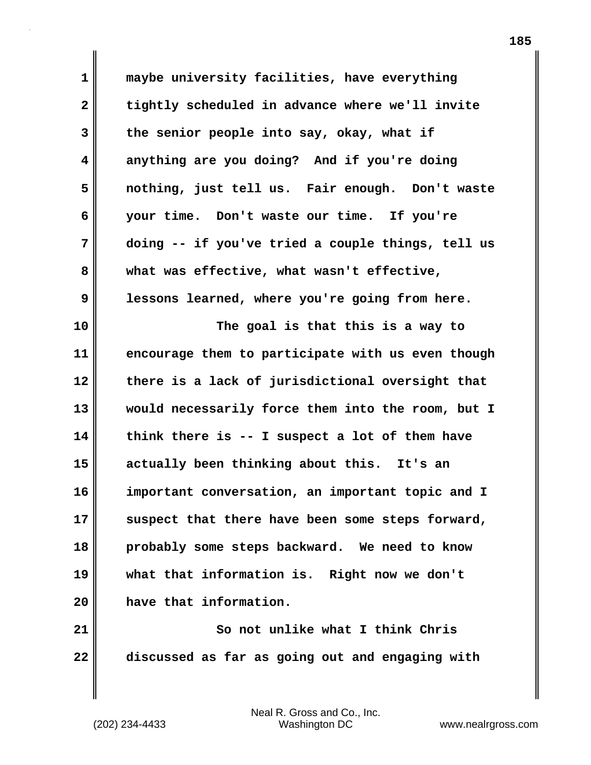maybe university facilities, have everything tightly scheduled in advance where we'll invite the senior people into say, okay, what if anything are you doing? And if you're doing nothing, just tell us. Fair enough. Don't waste your time. Don't waste our time. If you're doing -- if you've tried a couple things, tell us what was effective, what wasn't effective, lessons learned, where you're going from here.

The goal is that this is a way to encourage them to participate with us even though there is a lack of jurisdictional oversight that would necessarily force them into the room, but I think there is -- I suspect a lot of them have actually been thinking about this. It's an important conversation, an important topic and I suspect that there have been some steps forward, probably some steps backward. We need to know what that information is. Right now we don't have that information.

So not unlike what I think Chris discussed as far as going out and engaging with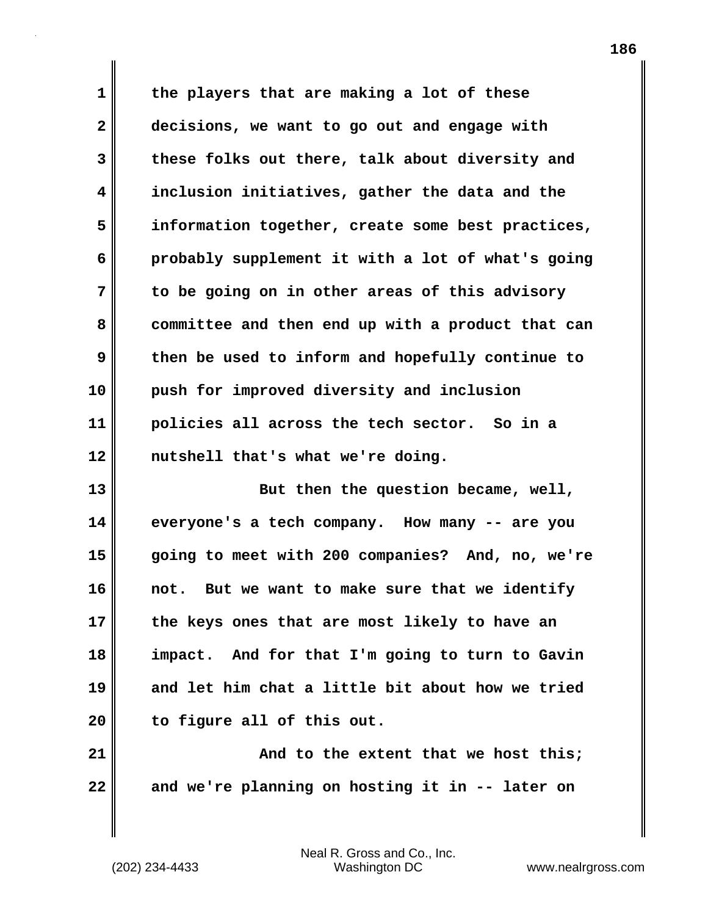the players that are making a lot of these decisions, we want to go out and engage with these folks out there, talk about diversity and inclusion initiatives, gather the data and the information together, create some best practices, probably supplement it with a lot of what's going to be going on in other areas of this advisory committee and then end up with a product that can then be used to inform and hopefully continue to push for improved diversity and inclusion policies all across the tech sector. So in a nutshell that's what we're doing.

But then the question became, well, everyone's a tech company. How many -- are you going to meet with 200 companies? And, no, we're not. But we want to make sure that we identify the keys ones that are most likely to have an impact. And for that I'm going to turn to Gavin and let him chat a little bit about how we tried to figure all of this out.

And to the extent that we host this; and we're planning on hosting it in -- later on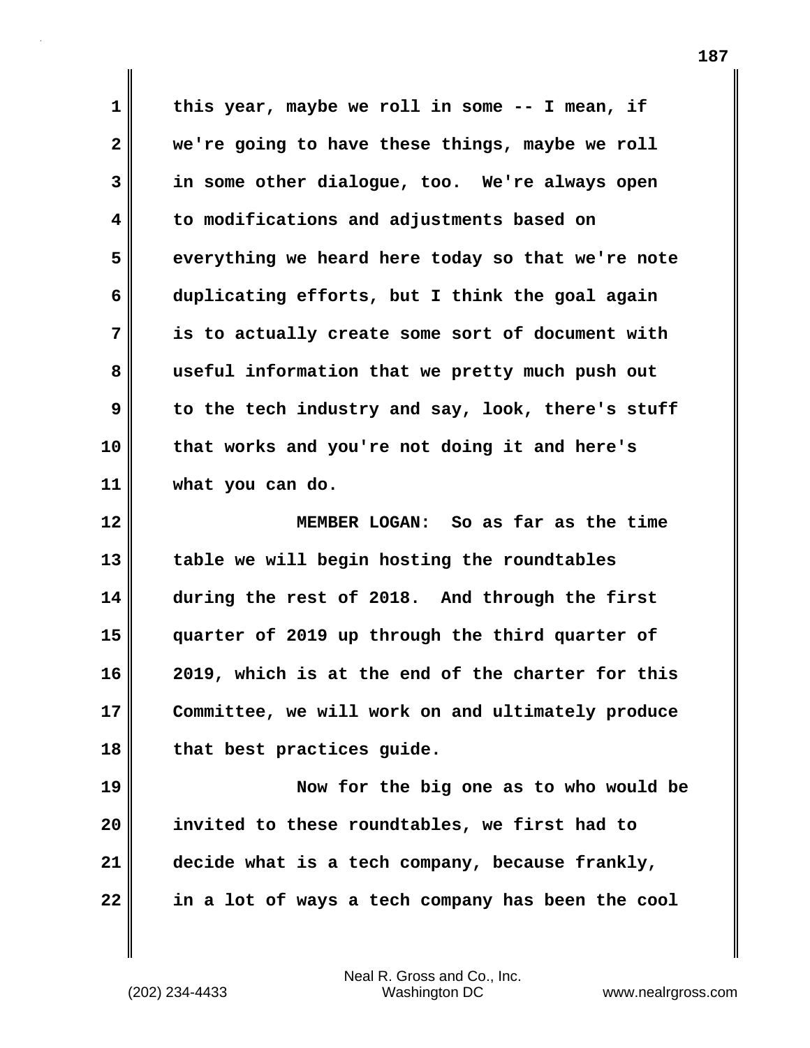this year, maybe we roll in some -- I mean, if we're going to have these things, maybe we roll in some other dialogue, too. We're always open to modifications and adjustments based on everything we heard here today so that we're note duplicating efforts, but I think the goal again is to actually create some sort of document with useful information that we pretty much push out to the tech industry and say, look, there's stuff that works and you're not doing it and here's what you can do.

MEMBER LOGAN: So as far as the time table we will begin hosting the roundtables during the rest of 2018. And through the first quarter of 2019 up through the third quarter of 2019, which is at the end of the charter for this Committee, we will work on and ultimately produce that best practices guide.

Now for the big one as to who would be invited to these roundtables, we first had to decide what is a tech company, because frankly, in a lot of ways a tech company has been the cool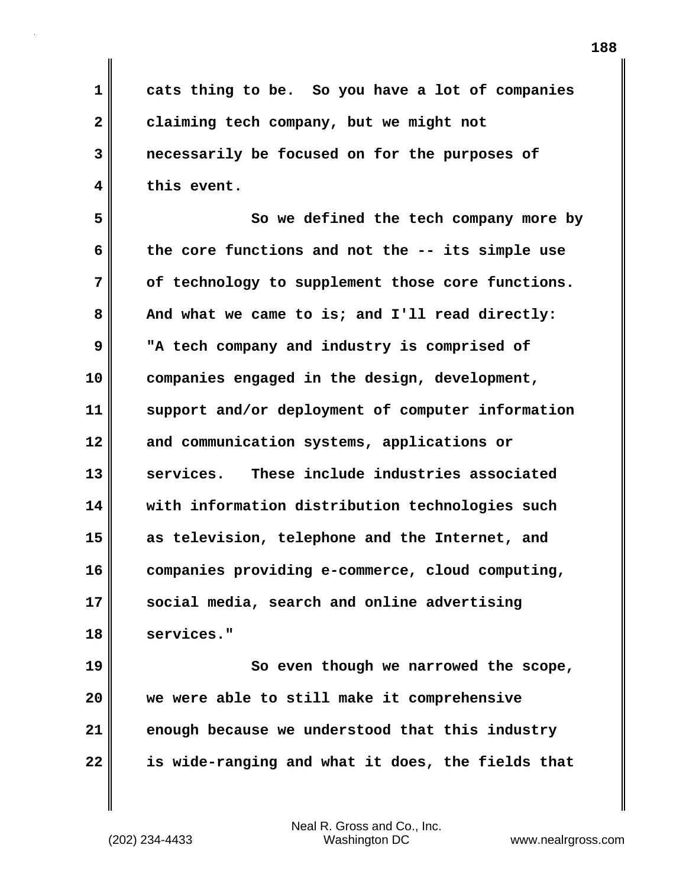cats thing to be. So you have a lot of companies claiming tech company, but we might not necessarily be focused on for the purposes of this event.

So we defined the tech company more by the core functions and not the -- its simple use of technology to supplement those core functions. And what we came to is; and I'll read directly: "A tech company and industry is comprised of companies engaged in the design, development, support and/or deployment of computer information and communication systems, applications or services. These include industries associated with information distribution technologies such as television, telephone and the Internet, and companies providing e-commerce, cloud computing, social media, search and online advertising services."

So even though we narrowed the scope, we were able to still make it comprehensive enough because we understood that this industry is wide-ranging and what it does, the fields that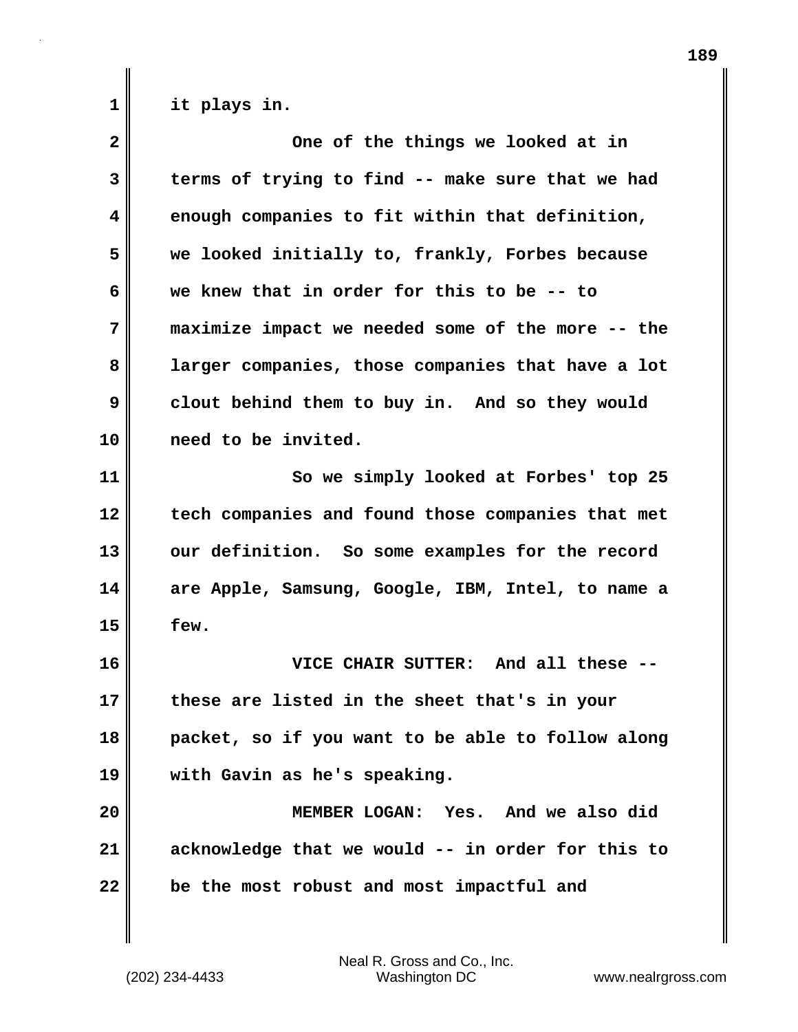it plays in.

One of the things we looked at in terms of trying to find -- make sure that we had enough companies to fit within that definition, we looked initially to, frankly, Forbes because we knew that in order for this to be -- to maximize impact we needed some of the more -- the larger companies, those companies that have a lot clout behind them to buy in. And so they would need to be invited.

So we simply looked at Forbes' top 25 tech companies and found those companies that met our definition. So some examples for the record are Apple, Samsung, Google, IBM, Intel, to name a few.

VICE CHAIR SUTTER: And all these -- these are listed in the sheet that's in your packet, so if you want to be able to follow along with Gavin as he's speaking.

MEMBER LOGAN: Yes. And we also did acknowledge that we would -- in order for this to be the most robust and most impactful and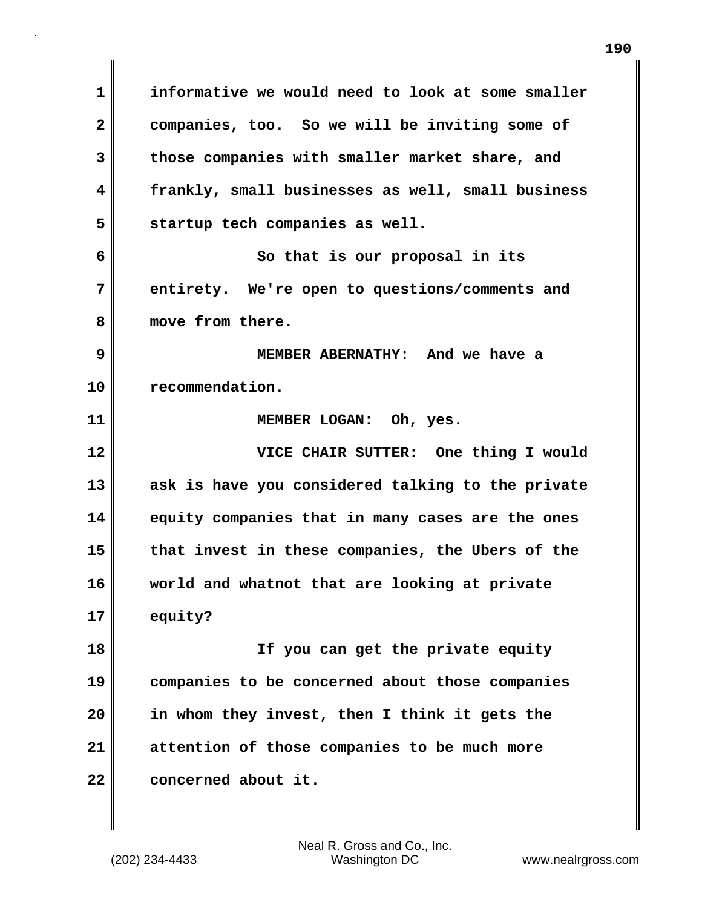informative we would need to look at some smaller companies, too. So we will be inviting some of those companies with smaller market share, and frankly, small businesses as well, small business startup tech companies as well.

So that is our proposal in its entirety. We're open to questions/comments and move from there.

MEMBER ABERNATHY: And we have a recommendation.

MEMBER LOGAN: Oh, yes.

VICE CHAIR SUTTER: One thing I would ask is have you considered talking to the private equity companies that in many cases are the ones that invest in these companies, the Ubers of the world and whatnot that are looking at private equity?

If you can get the private equity companies to be concerned about those companies in whom they invest, then I think it gets the attention of those companies to be much more concerned about it.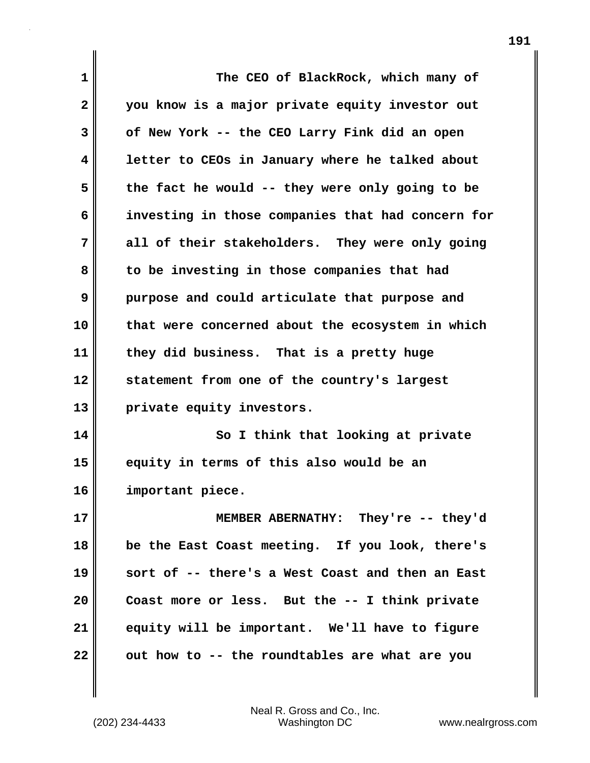The CEO of BlackRock, which many of you know is a major private equity investor out of New York -- the CEO Larry Fink did an open letter to CEOs in January where he talked about the fact he would -- they were only going to be investing in those companies that had concern for all of their stakeholders. They were only going to be investing in those companies that had purpose and could articulate that purpose and that were concerned about the ecosystem in which they did business. That is a pretty huge statement from one of the country's largest private equity investors.

So I think that looking at private equity in terms of this also would be an important piece.

MEMBER ABERNATHY: They're -- they'd be the East Coast meeting. If you look, there's sort of -- there's a West Coast and then an East Coast more or less. But the -- I think private equity will be important. We'll have to figure out how to -- the roundtables are what are you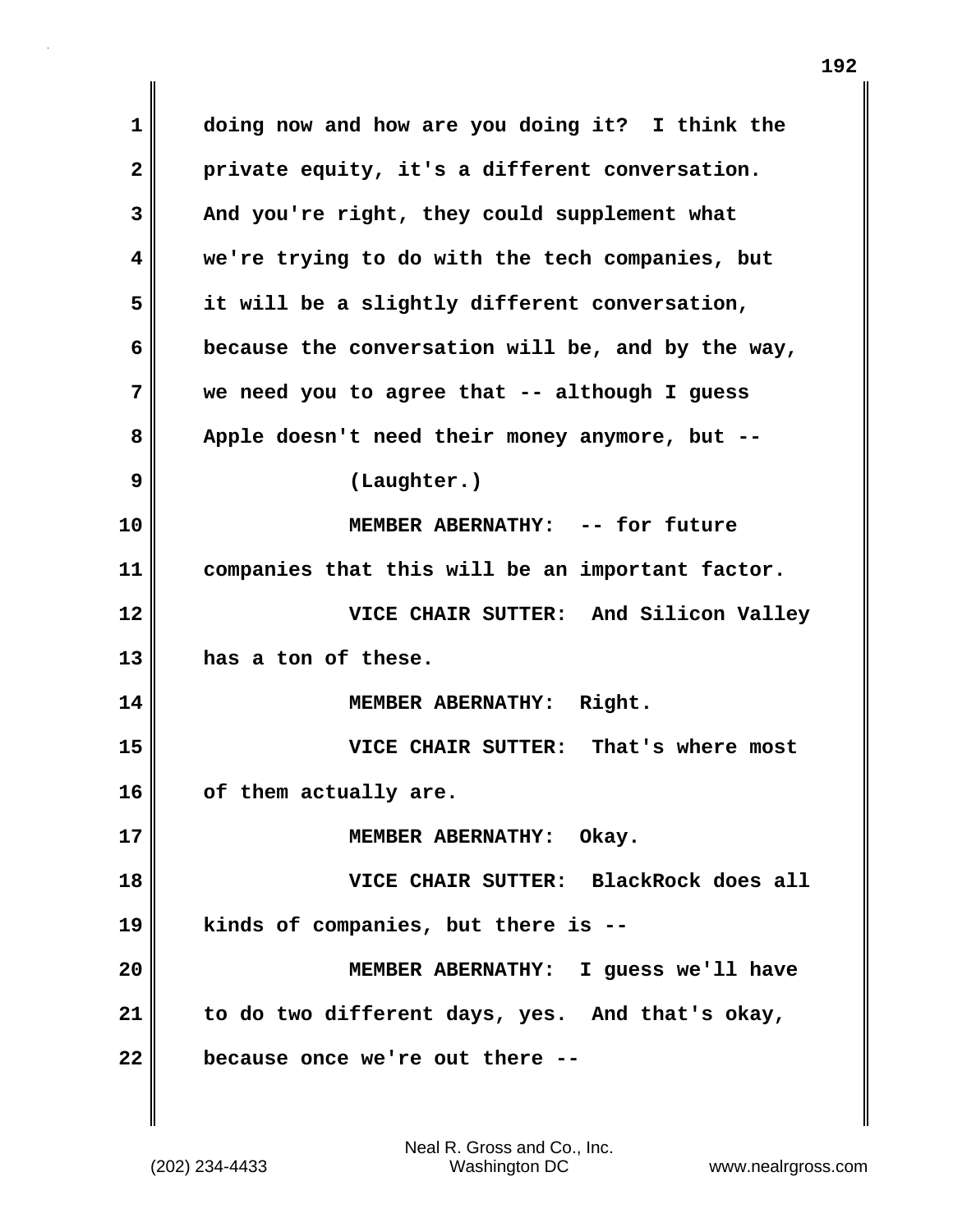doing now and how are you doing it? I think the private equity, it's a different conversation. And you're right, they could supplement what we're trying to do with the tech companies, but it will be a slightly different conversation, because the conversation will be, and by the way, we need you to agree that -- although I guess Apple doesn't need their money anymore, but --

(Laughter.)

MEMBER ABERNATHY: -- for future companies that this will be an important factor.

VICE CHAIR SUTTER: And Silicon Valley has a ton of these.

MEMBER ABERNATHY: Right.

VICE CHAIR SUTTER: That's where most of them actually are.

MEMBER ABERNATHY: Okay.

VICE CHAIR SUTTER: BlackRock does all kinds of companies, but there is --

MEMBER ABERNATHY: I guess we'll have to do two different days, yes. And that's okay, because once we're out there --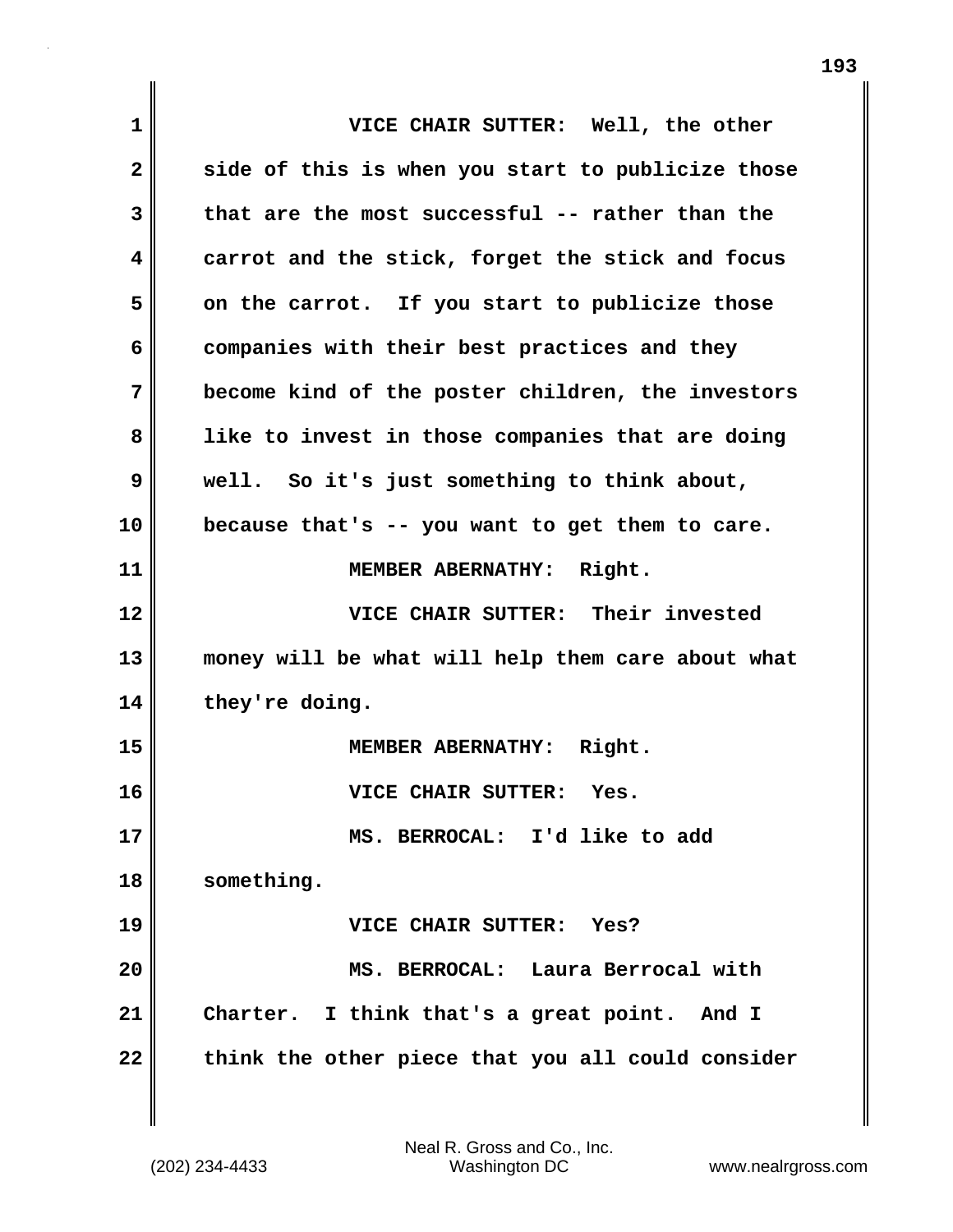VICE CHAIR SUTTER: Well, the other side of this is when you start to publicize those that are the most successful -- rather than the carrot and the stick, forget the stick and focus on the carrot. If you start to publicize those companies with their best practices and they become kind of the poster children, the investors like to invest in those companies that are doing well. So it's just something to think about, because that's -- you want to get them to care.

MEMBER ABERNATHY: Right.

VICE CHAIR SUTTER: Their invested money will be what will help them care about what they're doing.

MEMBER ABERNATHY: Right.

VICE CHAIR SUTTER: Yes.

MS. BERROCAL: I'd like to add something.

VICE CHAIR SUTTER: Yes?

MS. BERROCAL: Laura Berrocal with Charter. I think that's a great point. And I think the other piece that you all could consider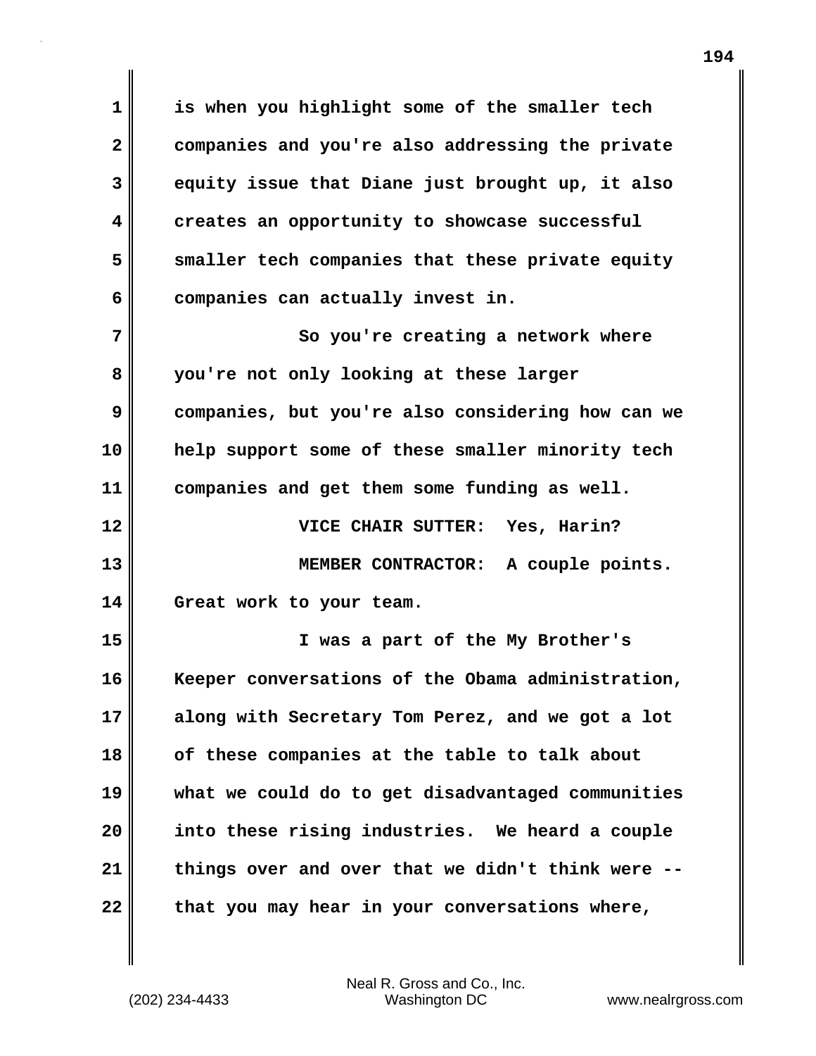is when you highlight some of the smaller tech companies and you're also addressing the private equity issue that Diane just brought up, it also creates an opportunity to showcase successful smaller tech companies that these private equity companies can actually invest in.

So you're creating a network where you're not only looking at these larger companies, but you're also considering how can we help support some of these smaller minority tech companies and get them some funding as well.

VICE CHAIR SUTTER: Yes, Harin?

MEMBER CONTRACTOR: A couple points. Great work to your team.

I was a part of the My Brother's Keeper conversations of the Obama administration, along with Secretary Tom Perez, and we got a lot of these companies at the table to talk about what we could do to get disadvantaged communities into these rising industries. We heard a couple things over and over that we didn't think were -- that you may hear in your conversations where,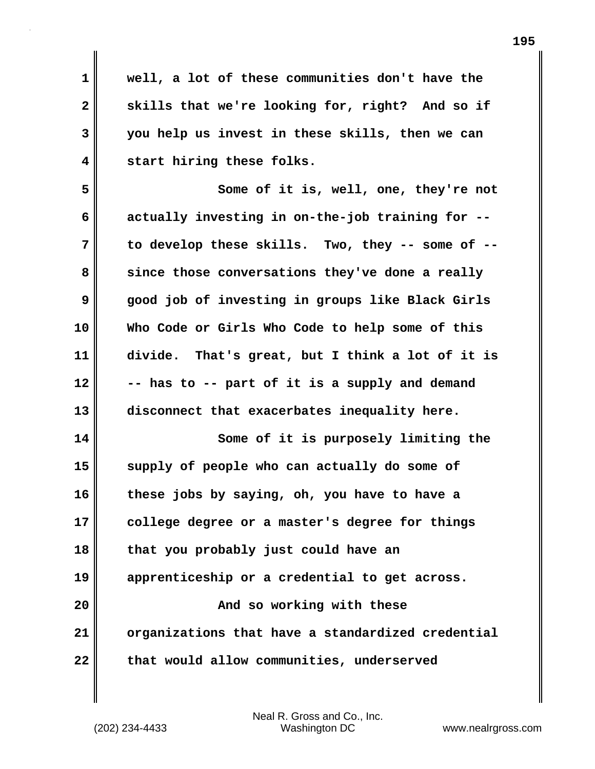well, a lot of these communities don't have the skills that we're looking for, right? And so if you help us invest in these skills, then we can start hiring these folks.

Some of it is, well, one, they're not actually investing in on-the-job training for -- to develop these skills. Two, they -- some of -- since those conversations they've done a really good job of investing in groups like Black Girls Who Code or Girls Who Code to help some of this divide. That's great, but I think a lot of it is -- has to -- part of it is a supply and demand disconnect that exacerbates inequality here.

Some of it is purposely limiting the supply of people who can actually do some of these jobs by saying, oh, you have to have a college degree or a master's degree for things that you probably just could have an apprenticeship or a credential to get across.

And so working with these organizations that have a standardized credential that would allow communities, underserved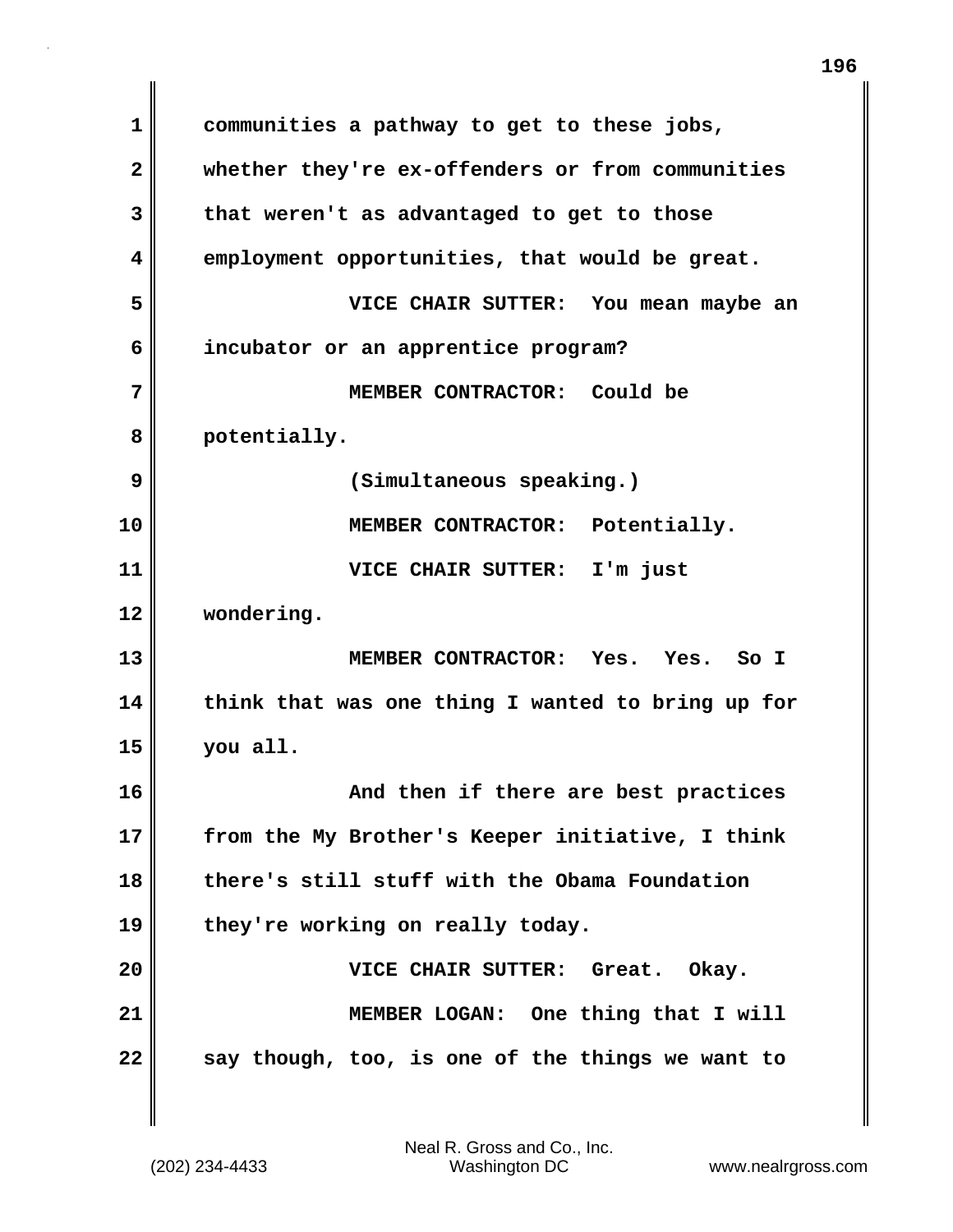communities a pathway to get to these jobs, whether they're ex-offenders or from communities that weren't as advantaged to get to those employment opportunities, that would be great.

VICE CHAIR SUTTER: You mean maybe an incubator or an apprentice program?

MEMBER CONTRACTOR: Could be potentially.

(Simultaneous speaking.)

MEMBER CONTRACTOR: Potentially.

VICE CHAIR SUTTER: I'm just wondering.

MEMBER CONTRACTOR: Yes. Yes. So I think that was one thing I wanted to bring up for you all.

And then if there are best practices from the My Brother's Keeper initiative, I think there's still stuff with the Obama Foundation they're working on really today.

VICE CHAIR SUTTER: Great. Okay.

MEMBER LOGAN: One thing that I will say though, too, is one of the things we want to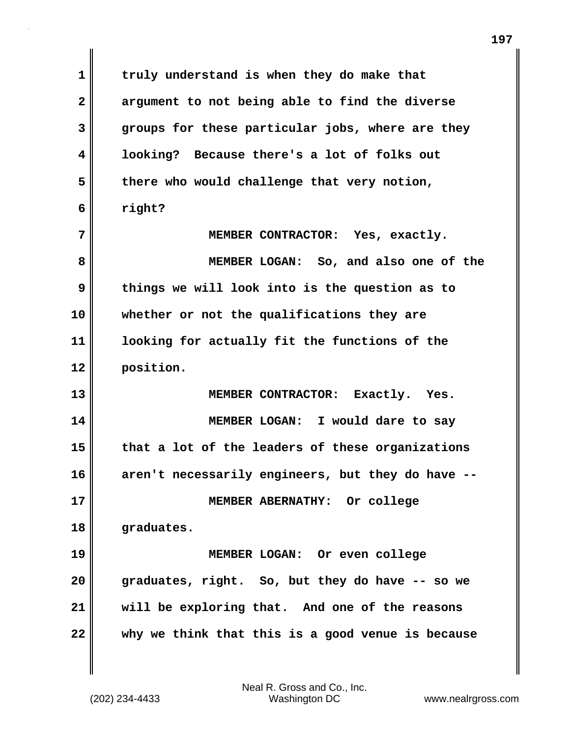truly understand is when they do make that argument to not being able to find the diverse groups for these particular jobs, where are they looking? Because there's a lot of folks out there who would challenge that very notion, right?

MEMBER CONTRACTOR: Yes, exactly.

MEMBER LOGAN: So, and also one of the things we will look into is the question as to whether or not the qualifications they are looking for actually fit the functions of the position.

MEMBER CONTRACTOR: Exactly. Yes.

MEMBER LOGAN: I would dare to say that a lot of the leaders of these organizations aren't necessarily engineers, but they do have --

MEMBER ABERNATHY: Or college graduates.

MEMBER LOGAN: Or even college graduates, right. So, but they do have -- so we will be exploring that. And one of the reasons why we think that this is a good venue is because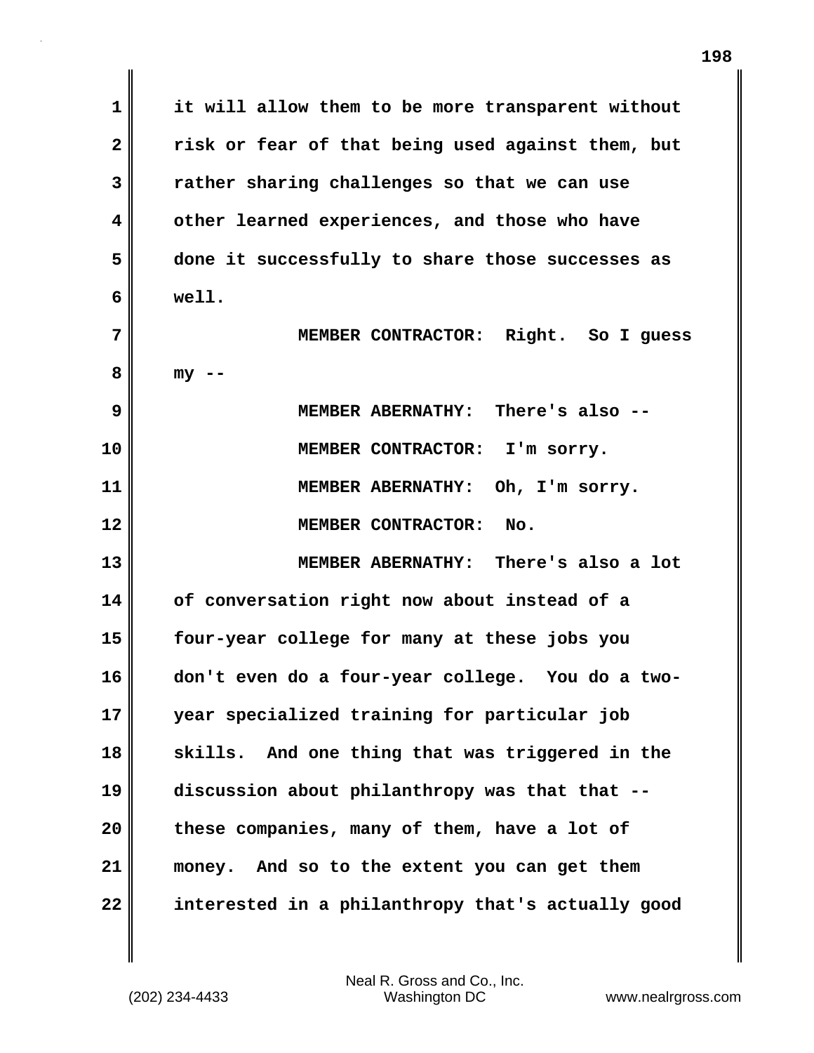it will allow them to be more transparent without risk or fear of that being used against them, but rather sharing challenges so that we can use other learned experiences, and those who have done it successfully to share those successes as well.

MEMBER CONTRACTOR: Right. So I guess my --

MEMBER ABERNATHY: There's also --

MEMBER CONTRACTOR: I'm sorry.

MEMBER ABERNATHY: Oh, I'm sorry.

MEMBER CONTRACTOR: No.

MEMBER ABERNATHY: There's also a lot of conversation right now about instead of a four-year college for many at these jobs you don't even do a four-year college. You do a two-year specialized training for particular job skills. And one thing that was triggered in the discussion about philanthropy was that that -- these companies, many of them, have a lot of money. And so to the extent you can get them interested in a philanthropy that's actually good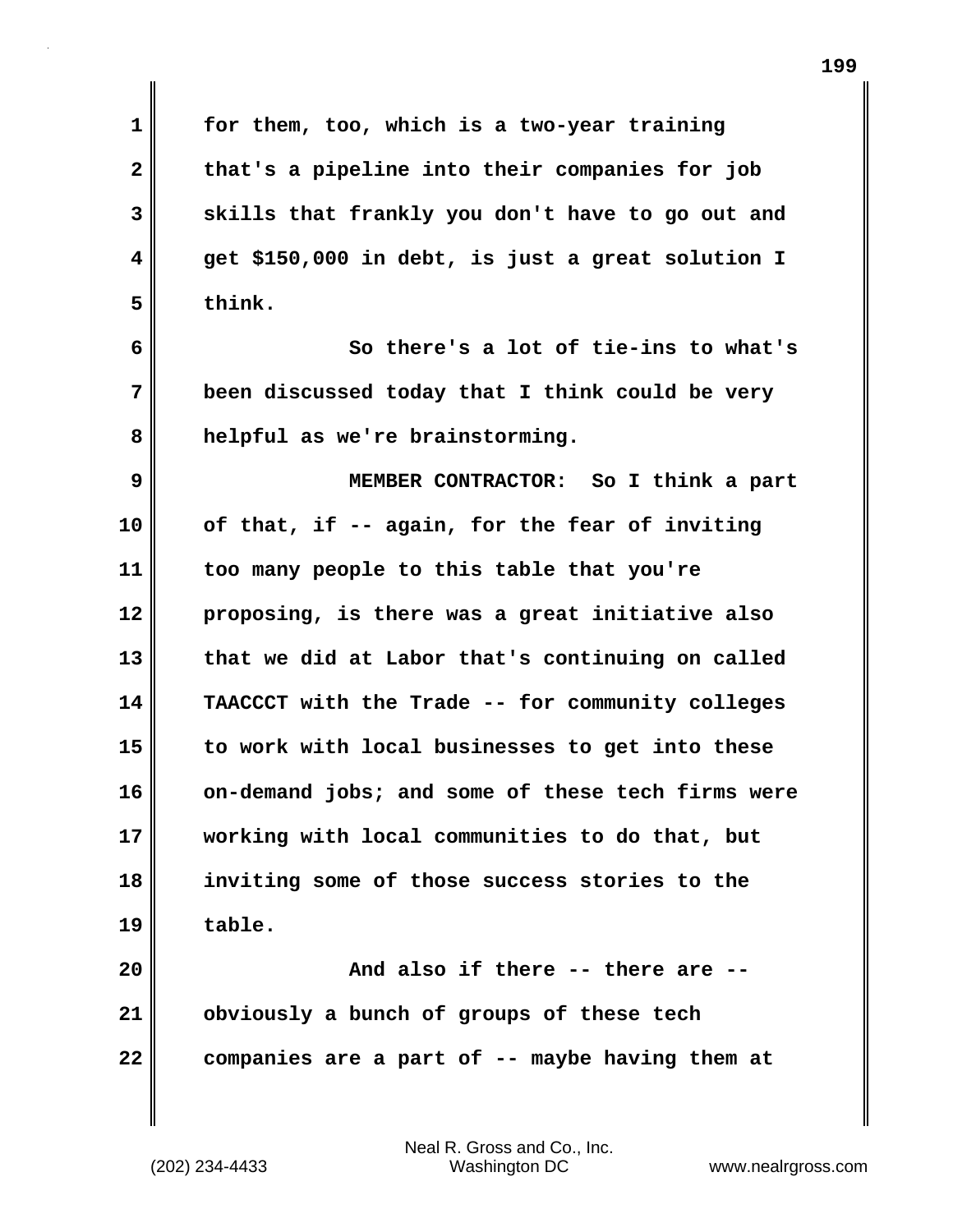for them, too, which is a two-year training that's a pipeline into their companies for job skills that frankly you don't have to go out and get $150,000 in debt, is just a great solution I think.

So there's a lot of tie-ins to what's been discussed today that I think could be very helpful as we're brainstorming.

**MEMBER CONTRACTOR:** So I think a part of that, if -- again, for the fear of inviting too many people to this table that you're proposing, is there was a great initiative also that we did at Labor that's continuing on called TAACCCT with the Trade -- for community colleges to work with local businesses to get into these on-demand jobs; and some of these tech firms were working with local communities to do that, but inviting some of those success stories to the table.

And also if there -- there are -- obviously a bunch of groups of these tech companies are a part of -- maybe having them at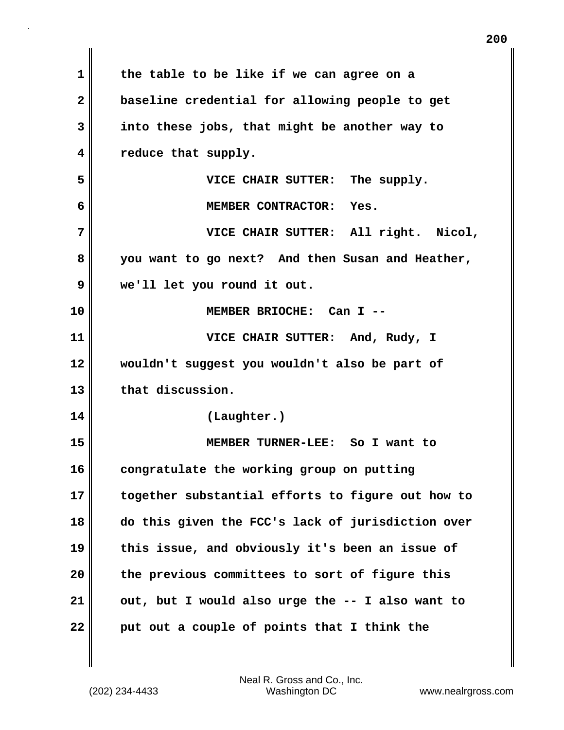the table to be like if we can agree on a baseline credential for allowing people to get into these jobs, that might be another way to reduce that supply.

VICE CHAIR SUTTER: The supply.

MEMBER CONTRACTOR: Yes.

VICE CHAIR SUTTER: All right. Nicol, you want to go next? And then Susan and Heather, we'll let you round it out.

MEMBER BRIOCHE: Can I --

VICE CHAIR SUTTER: And, Rudy, I wouldn't suggest you wouldn't also be part of that discussion.

(Laughter.)

MEMBER TURNER-LEE: So I want to congratulate the working group on putting together substantial efforts to figure out how to do this given the FCC's lack of jurisdiction over this issue, and obviously it's been an issue of the previous committees to sort of figure this out, but I would also urge the -- I also want to put out a couple of points that I think the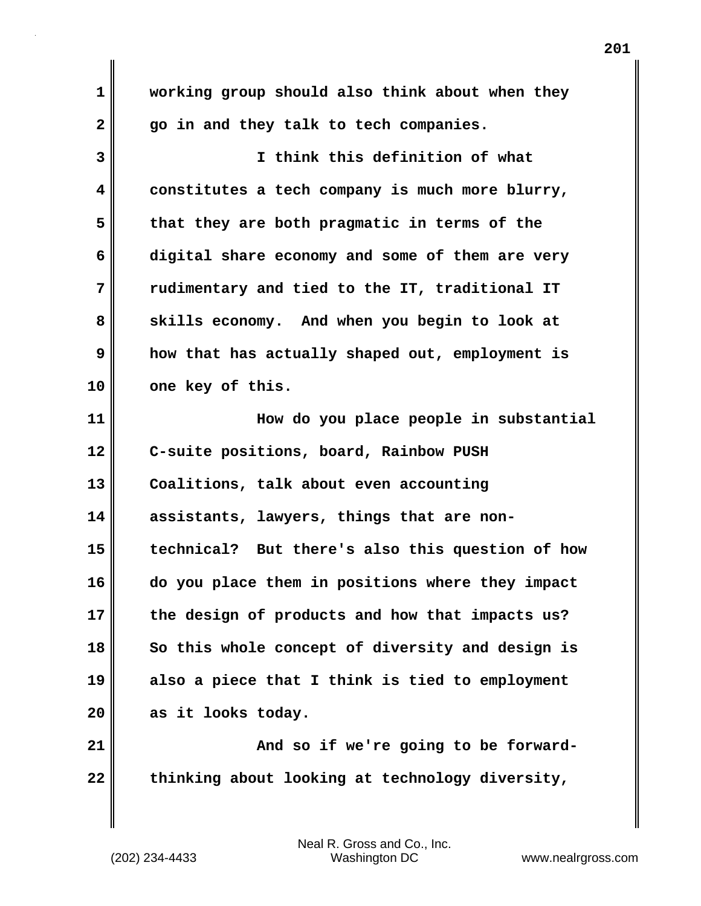working group should also think about when they go in and they talk to tech companies.

I think this definition of what constitutes a tech company is much more blurry, that they are both pragmatic in terms of the digital share economy and some of them are very rudimentary and tied to the IT, traditional IT skills economy. And when you begin to look at how that has actually shaped out, employment is one key of this.

How do you place people in substantial C-suite positions, board, Rainbow PUSH Coalitions, talk about even accounting assistants, lawyers, things that are non-technical? But there's also this question of how do you place them in positions where they impact the design of products and how that impacts us? So this whole concept of diversity and design is also a piece that I think is tied to employment as it looks today.

And so if we're going to be forward-thinking about looking at technology diversity,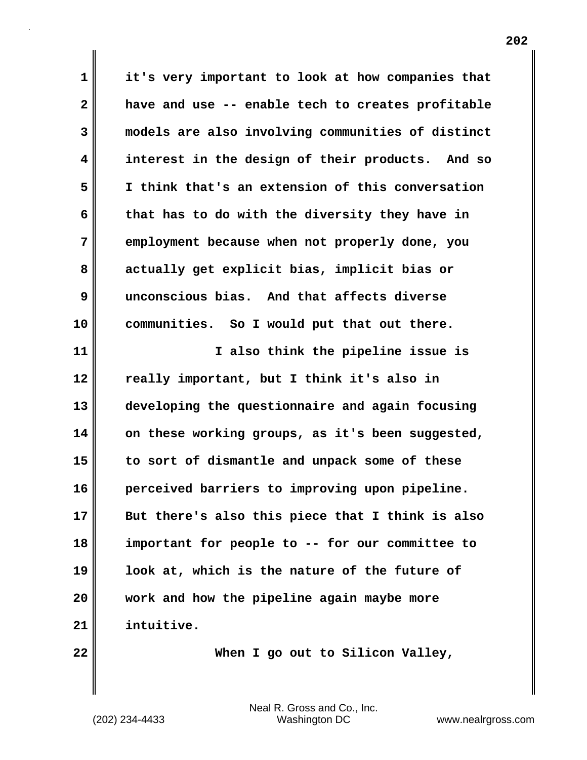it's very important to look at how companies that have and use -- enable tech to creates profitable models are also involving communities of distinct interest in the design of their products. And so I think that's an extension of this conversation that has to do with the diversity they have in employment because when not properly done, you actually get explicit bias, implicit bias or unconscious bias. And that affects diverse communities. So I would put that out there.

I also think the pipeline issue is really important, but I think it's also in developing the questionnaire and again focusing on these working groups, as it's been suggested, to sort of dismantle and unpack some of these perceived barriers to improving upon pipeline. But there's also this piece that I think is also important for people to -- for our committee to look at, which is the nature of the future of work and how the pipeline again maybe more intuitive.

When I go out to Silicon Valley,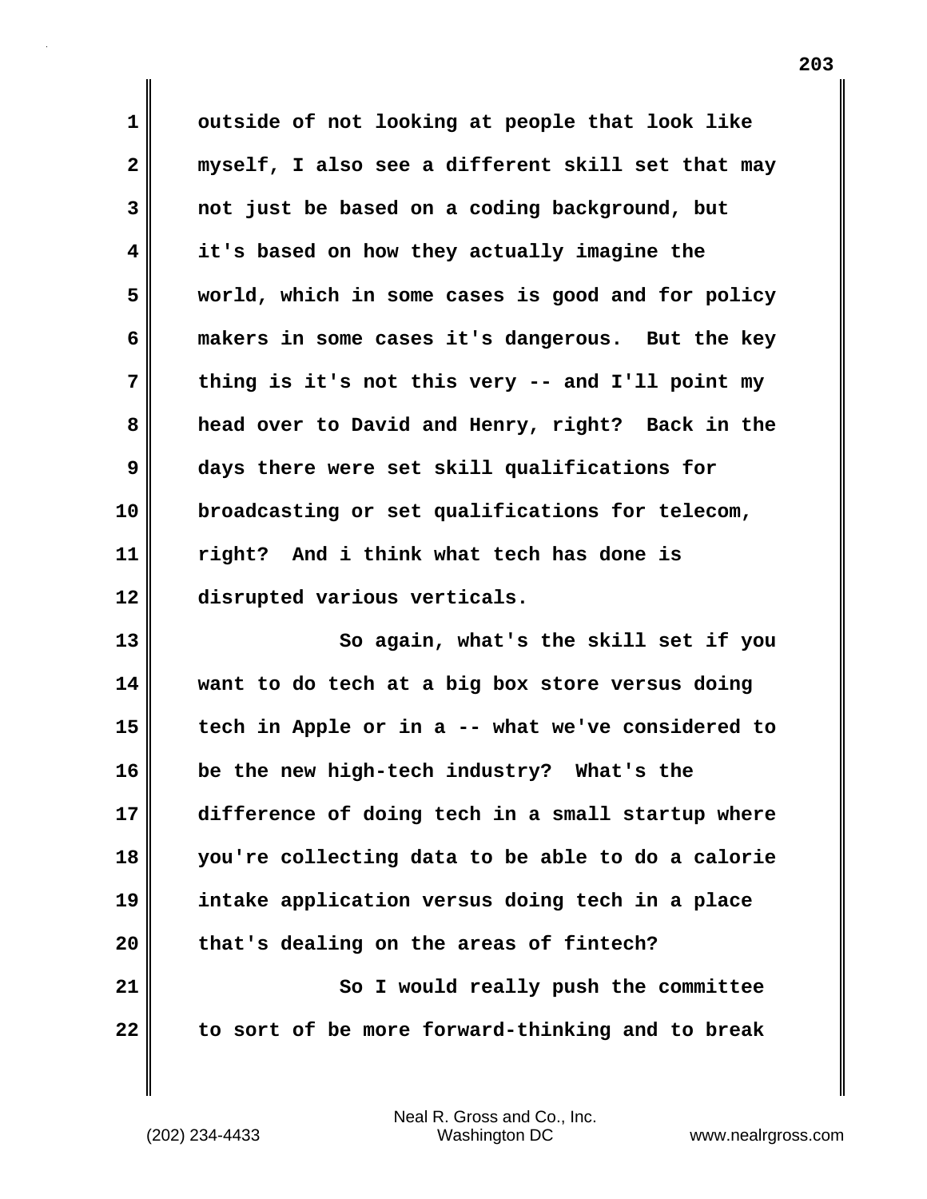outside of not looking at people that look like myself, I also see a different skill set that may not just be based on a coding background, but it's based on how they actually imagine the world, which in some cases is good and for policy makers in some cases it's dangerous. But the key thing is it's not this very -- and I'll point my head over to David and Henry, right? Back in the days there were set skill qualifications for broadcasting or set qualifications for telecom, right? And i think what tech has done is disrupted various verticals.

So again, what's the skill set if you want to do tech at a big box store versus doing tech in Apple or in a -- what we've considered to be the new high-tech industry? What's the difference of doing tech in a small startup where you're collecting data to be able to do a calorie intake application versus doing tech in a place that's dealing on the areas of fintech?

So I would really push the committee to sort of be more forward-thinking and to break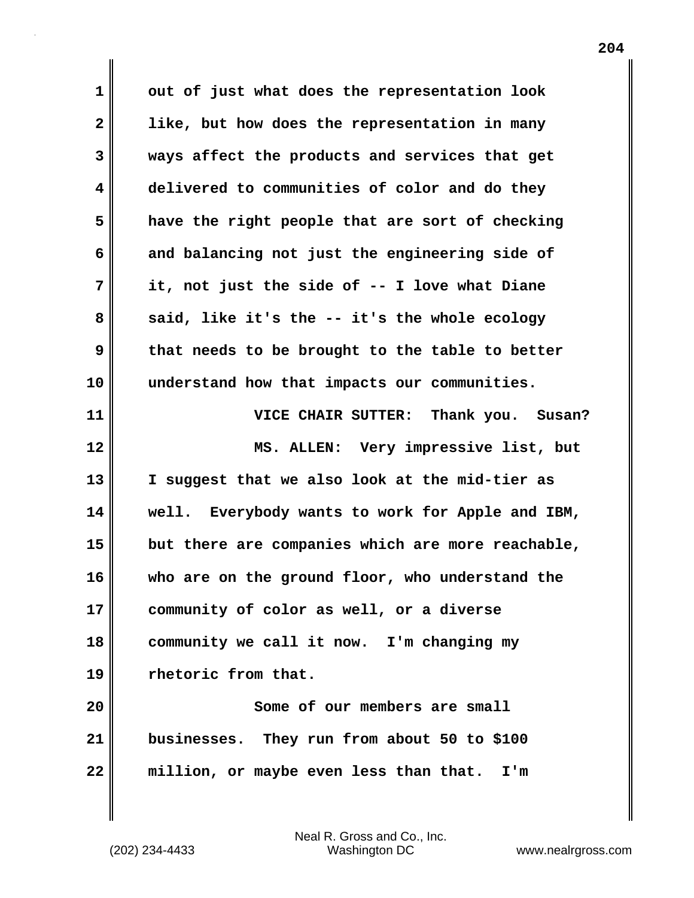out of just what does the representation look like, but how does the representation in many ways affect the products and services that get delivered to communities of color and do they have the right people that are sort of checking and balancing not just the engineering side of it, not just the side of -- I love what Diane said, like it's the -- it's the whole ecology that needs to be brought to the table to better understand how that impacts our communities.

VICE CHAIR SUTTER: Thank you. Susan?

MS. ALLEN: Very impressive list, but I suggest that we also look at the mid-tier as well. Everybody wants to work for Apple and IBM, but there are companies which are more reachable, who are on the ground floor, who understand the community of color as well, or a diverse community we call it now. I'm changing my rhetoric from that.

Some of our members are small businesses. They run from about 50 to $100 million, or maybe even less than that. I'm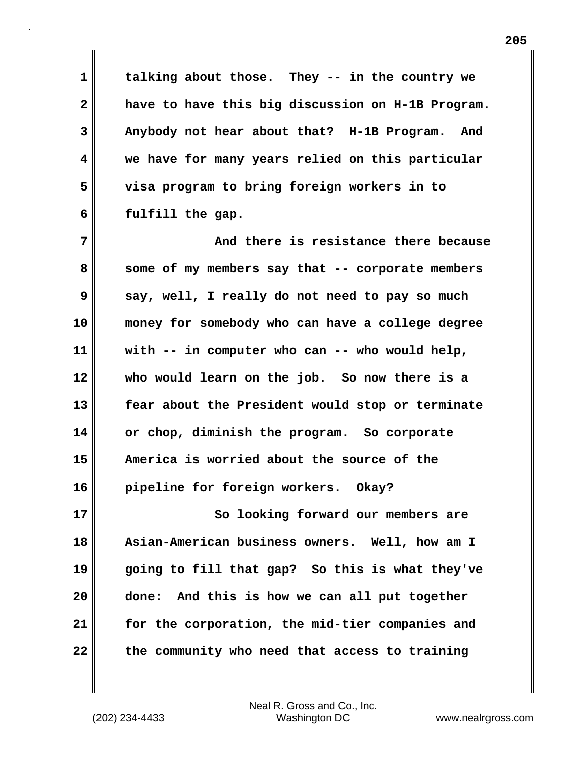talking about those. They -- in the country we have to have this big discussion on H-1B Program. Anybody not hear about that? H-1B Program. And we have for many years relied on this particular visa program to bring foreign workers in to fulfill the gap.

And there is resistance there because some of my members say that -- corporate members say, well, I really do not need to pay so much money for somebody who can have a college degree with -- in computer who can -- who would help, who would learn on the job. So now there is a fear about the President would stop or terminate or chop, diminish the program. So corporate America is worried about the source of the pipeline for foreign workers. Okay?

So looking forward our members are Asian-American business owners. Well, how am I going to fill that gap? So this is what they've done: And this is how we can all put together for the corporation, the mid-tier companies and the community who need that access to training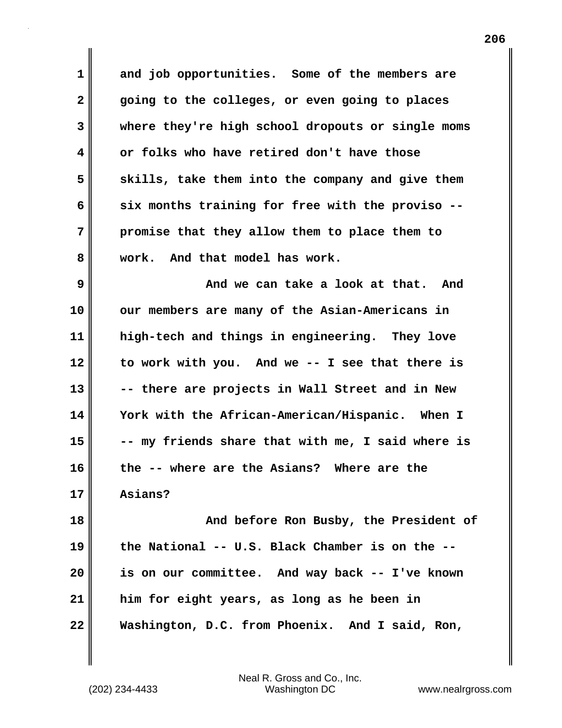and job opportunities. Some of the members are going to the colleges, or even going to places where they're high school dropouts or single moms or folks who have retired don't have those skills, take them into the company and give them six months training for free with the proviso -- promise that they allow them to place them to work. And that model has work.

And we can take a look at that. And our members are many of the Asian-Americans in high-tech and things in engineering. They love to work with you. And we -- I see that there is -- there are projects in Wall Street and in New York with the African-American/Hispanic. When I -- my friends share that with me, I said where is the -- where are the Asians? Where are the Asians?

And before Ron Busby, the President of the National -- U.S. Black Chamber is on the -- is on our committee. And way back -- I've known him for eight years, as long as he been in Washington, D.C. from Phoenix. And I said, Ron,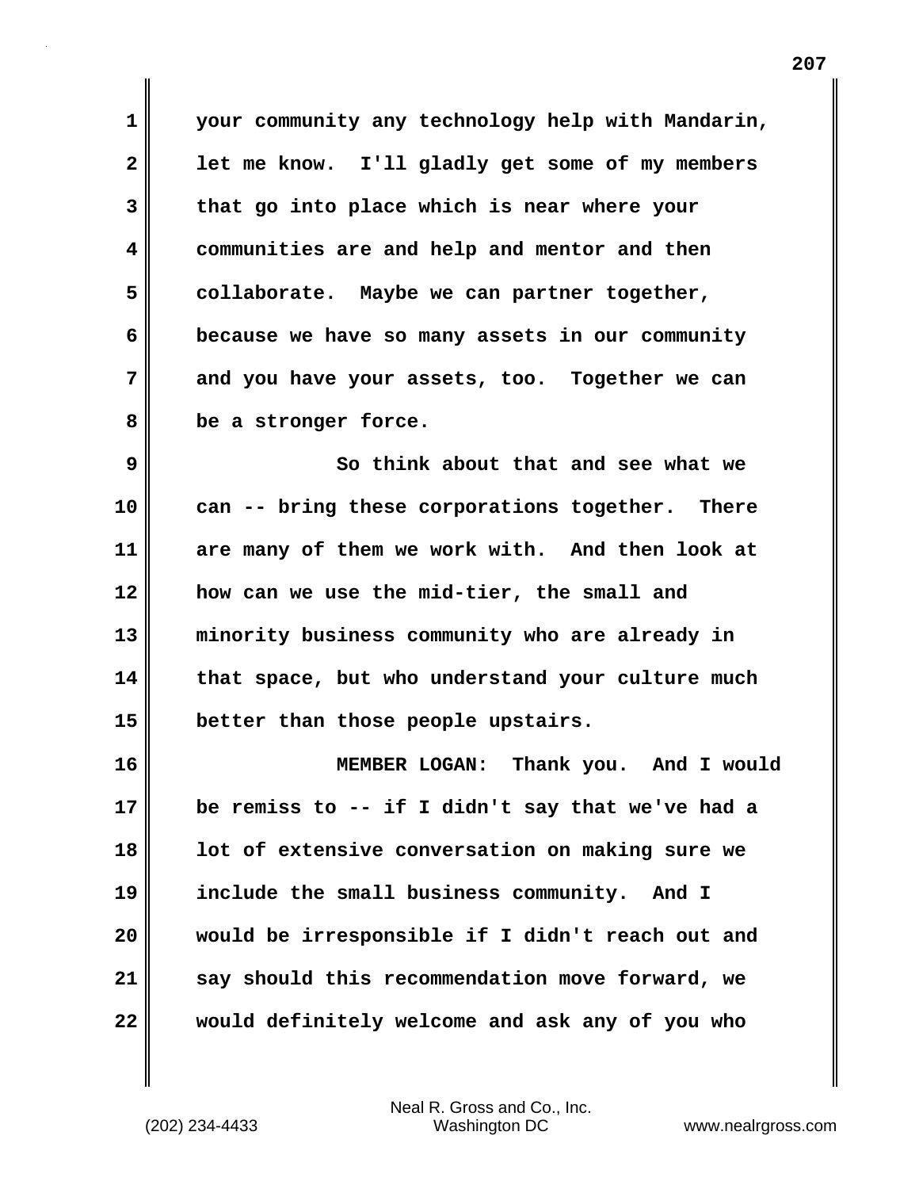your community any technology help with Mandarin, let me know. I'll gladly get some of my members that go into place which is near where your communities are and help and mentor and then collaborate. Maybe we can partner together, because we have so many assets in our community and you have your assets, too. Together we can be a stronger force.

So think about that and see what we can -- bring these corporations together. There are many of them we work with. And then look at how can we use the mid-tier, the small and minority business community who are already in that space, but who understand your culture much better than those people upstairs.

MEMBER LOGAN: Thank you. And I would be remiss to -- if I didn't say that we've had a lot of extensive conversation on making sure we include the small business community. And I would be irresponsible if I didn't reach out and say should this recommendation move forward, we would definitely welcome and ask any of you who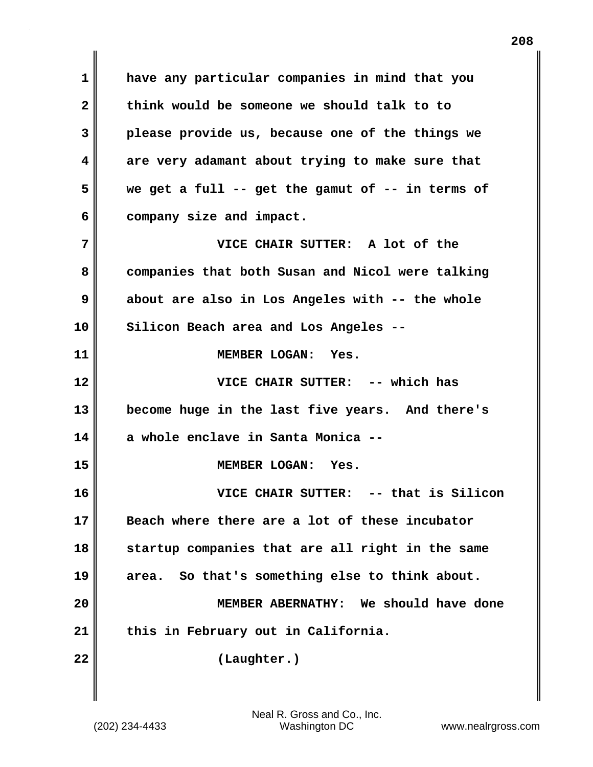have any particular companies in mind that you think would be someone we should talk to to please provide us, because one of the things we are very adamant about trying to make sure that we get a full -- get the gamut of -- in terms of company size and impact.

**VICE CHAIR SUTTER:** A lot of the companies that both Susan and Nicol were talking about are also in Los Angeles with -- the whole Silicon Beach area and Los Angeles --

**MEMBER LOGAN:** Yes.

**VICE CHAIR SUTTER:** -- which has become huge in the last five years. And there's a whole enclave in Santa Monica --

**MEMBER LOGAN:** Yes.

**VICE CHAIR SUTTER:** -- that is Silicon Beach where there are a lot of these incubator startup companies that are all right in the same area. So that's something else to think about.

**MEMBER ABERNATHY:** We should have done this in February out in California.

(Laughter.)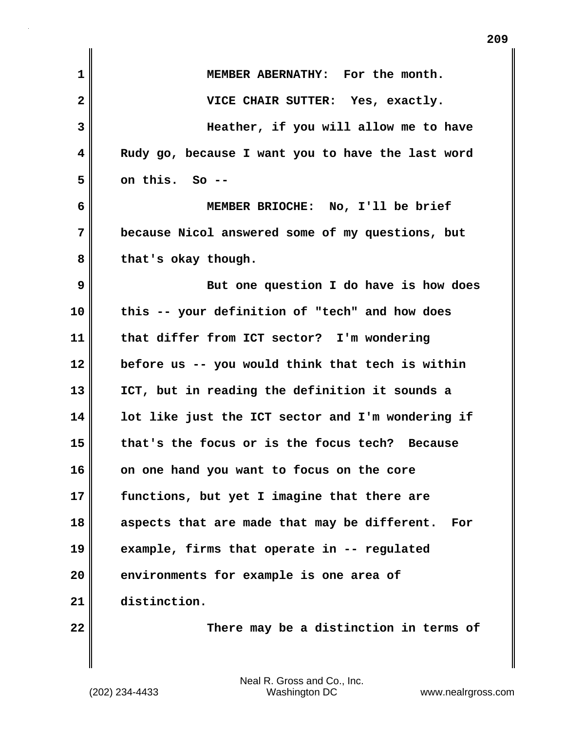MEMBER ABERNATHY: For the month.

VICE CHAIR SUTTER: Yes, exactly.

Heather, if you will allow me to have Rudy go, because I want you to have the last word on this. So --

MEMBER BRIOCHE: No, I'll be brief because Nicol answered some of my questions, but that's okay though.

But one question I do have is how does this -- your definition of "tech" and how does that differ from ICT sector? I'm wondering before us -- you would think that tech is within ICT, but in reading the definition it sounds a lot like just the ICT sector and I'm wondering if that's the focus or is the focus tech? Because on one hand you want to focus on the core functions, but yet I imagine that there are aspects that are made that may be different. For example, firms that operate in -- regulated environments for example is one area of distinction.

There may be a distinction in terms of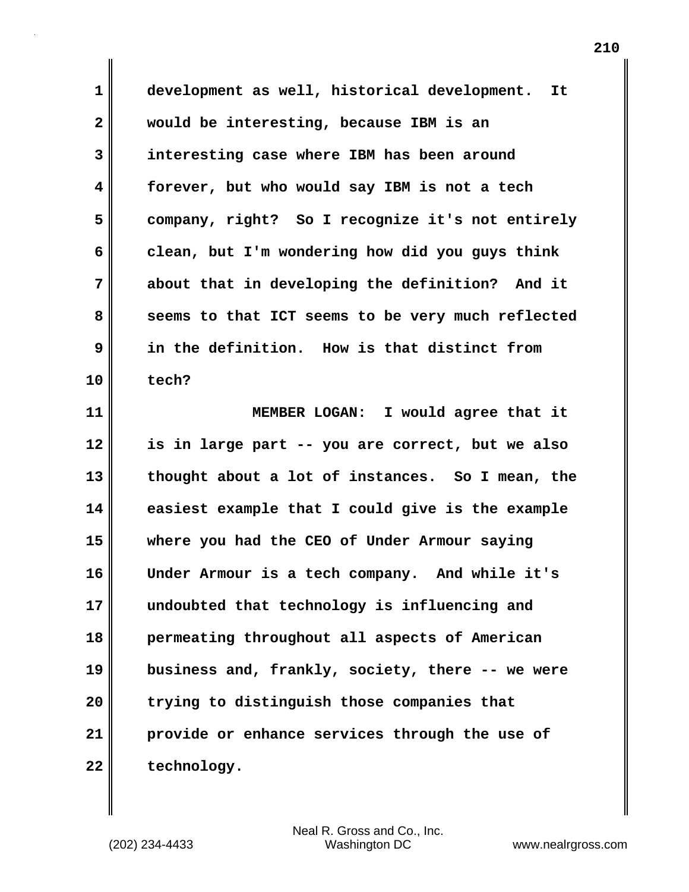development as well, historical development. It would be interesting, because IBM is an interesting case where IBM has been around forever, but who would say IBM is not a tech company, right? So I recognize it's not entirely clean, but I'm wondering how did you guys think about that in developing the definition? And it seems to that ICT seems to be very much reflected in the definition. How is that distinct from tech?

MEMBER LOGAN: I would agree that it is in large part -- you are correct, but we also thought about a lot of instances. So I mean, the easiest example that I could give is the example where you had the CEO of Under Armour saying Under Armour is a tech company. And while it's undoubted that technology is influencing and permeating throughout all aspects of American business and, frankly, society, there -- we were trying to distinguish those companies that provide or enhance services through the use of technology.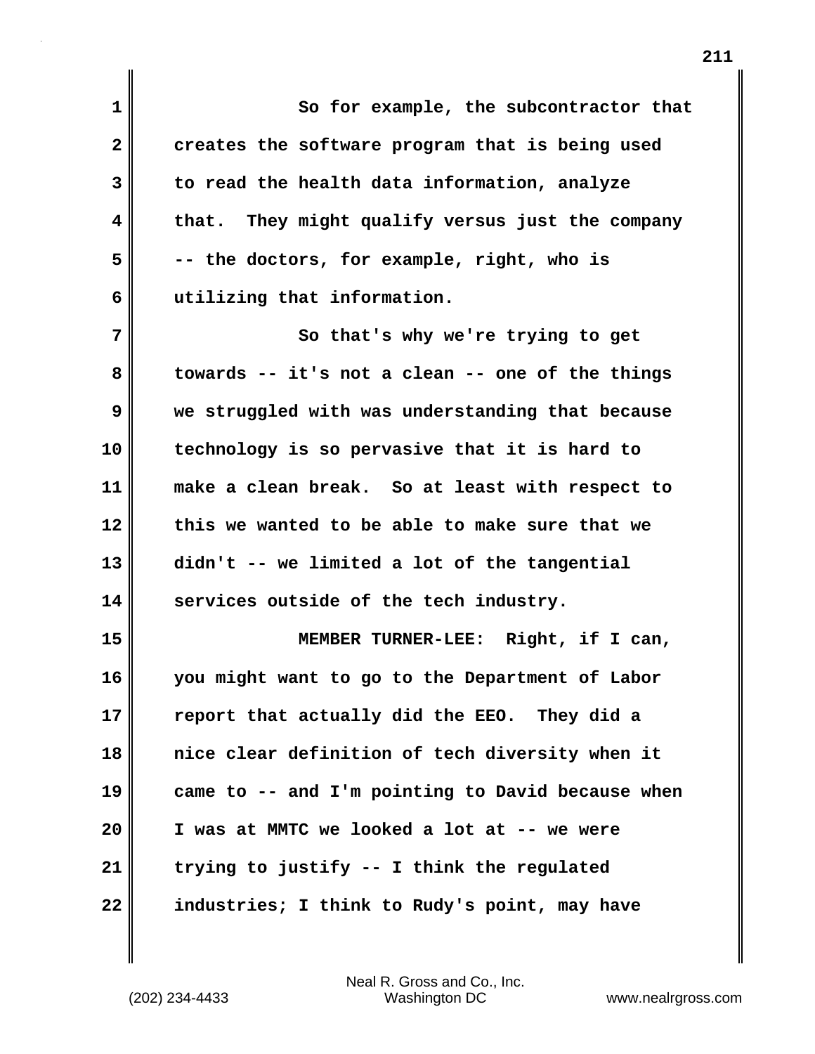So for example, the subcontractor that creates the software program that is being used to read the health data information, analyze that. They might qualify versus just the company -- the doctors, for example, right, who is utilizing that information.

So that's why we're trying to get towards -- it's not a clean -- one of the things we struggled with was understanding that because technology is so pervasive that it is hard to make a clean break. So at least with respect to this we wanted to be able to make sure that we didn't -- we limited a lot of the tangential services outside of the tech industry.

MEMBER TURNER-LEE: Right, if I can, you might want to go to the Department of Labor report that actually did the EEO. They did a nice clear definition of tech diversity when it came to -- and I'm pointing to David because when I was at MMTC we looked a lot at -- we were trying to justify -- I think the regulated industries; I think to Rudy's point, may have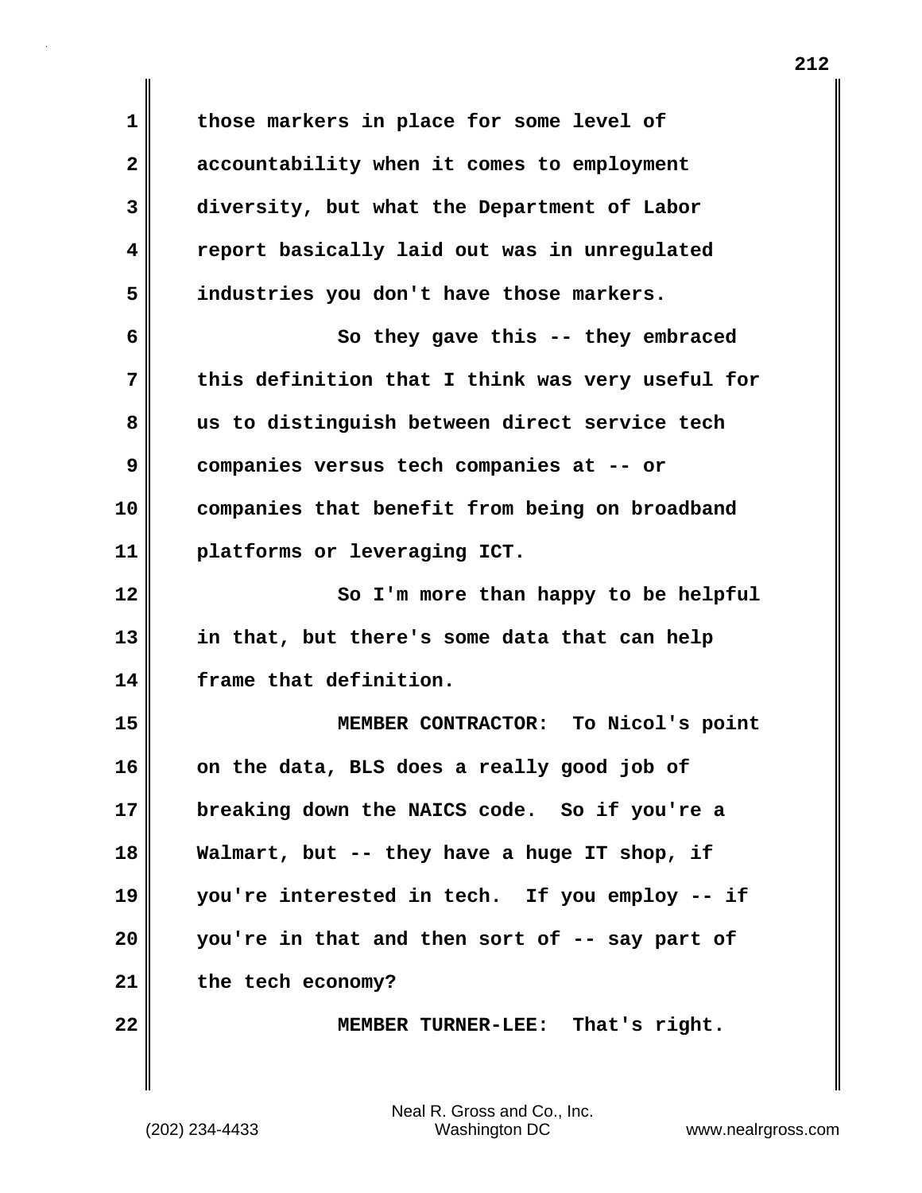those markers in place for some level of accountability when it comes to employment diversity, but what the Department of Labor report basically laid out was in unregulated industries you don't have those markers.

So they gave this -- they embraced this definition that I think was very useful for us to distinguish between direct service tech companies versus tech companies at -- or companies that benefit from being on broadband platforms or leveraging ICT.

So I'm more than happy to be helpful in that, but there's some data that can help frame that definition.

MEMBER CONTRACTOR: To Nicol's point on the data, BLS does a really good job of breaking down the NAICS code. So if you're a Walmart, but -- they have a huge IT shop, if you're interested in tech. If you employ -- if you're in that and then sort of -- say part of the tech economy?

MEMBER TURNER-LEE: That's right.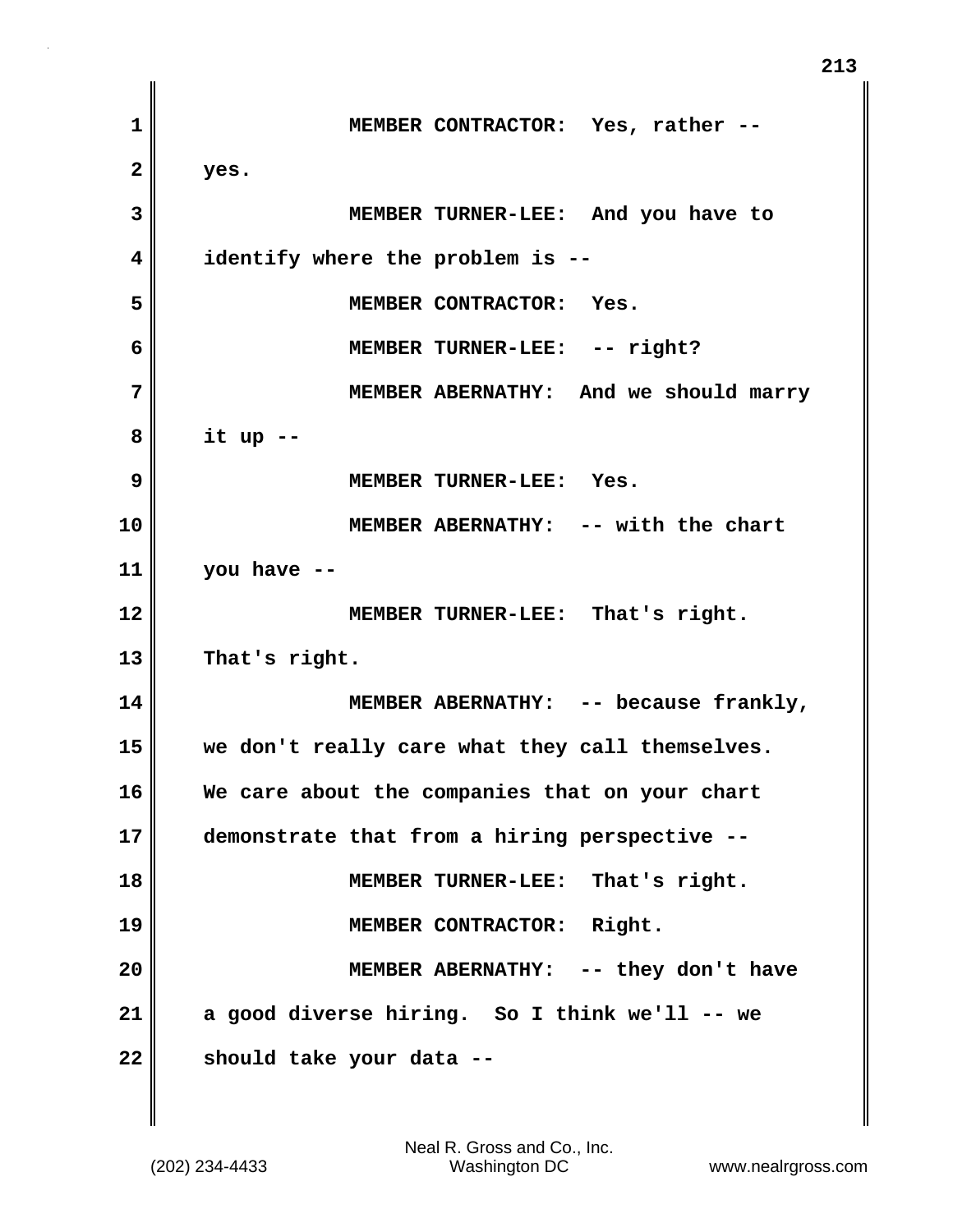MEMBER CONTRACTOR: Yes, rather -- yes.

MEMBER TURNER-LEE: And you have to identify where the problem is --

MEMBER CONTRACTOR: Yes.

MEMBER TURNER-LEE: -- right?

MEMBER ABERNATHY: And we should marry it up --

MEMBER TURNER-LEE: Yes.

MEMBER ABERNATHY: -- with the chart you have --

MEMBER TURNER-LEE: That's right. That's right.

MEMBER ABERNATHY: -- because frankly, we don't really care what they call themselves. We care about the companies that on your chart demonstrate that from a hiring perspective --

MEMBER TURNER-LEE: That's right.

MEMBER CONTRACTOR: Right.

MEMBER ABERNATHY: -- they don't have a good diverse hiring. So I think we'll -- we should take your data --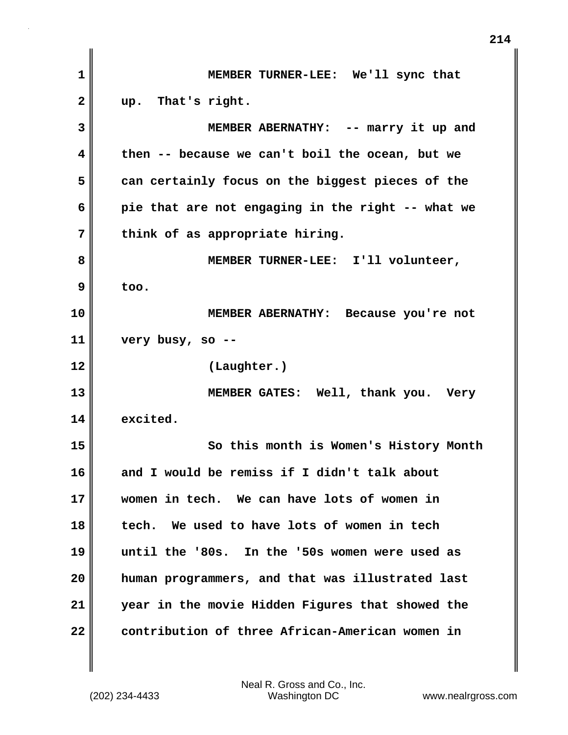MEMBER TURNER-LEE: We'll sync that up. That's right.

MEMBER ABERNATHY: -- marry it up and then -- because we can't boil the ocean, but we can certainly focus on the biggest pieces of the pie that are not engaging in the right -- what we think of as appropriate hiring.

MEMBER TURNER-LEE: I'll volunteer, too.

MEMBER ABERNATHY: Because you're not very busy, so --

(Laughter.)

MEMBER GATES: Well, thank you. Very excited.

So this month is Women's History Month and I would be remiss if I didn't talk about women in tech. We can have lots of women in tech. We used to have lots of women in tech until the '80s. In the '50s women were used as human programmers, and that was illustrated last year in the movie Hidden Figures that showed the contribution of three African-American women in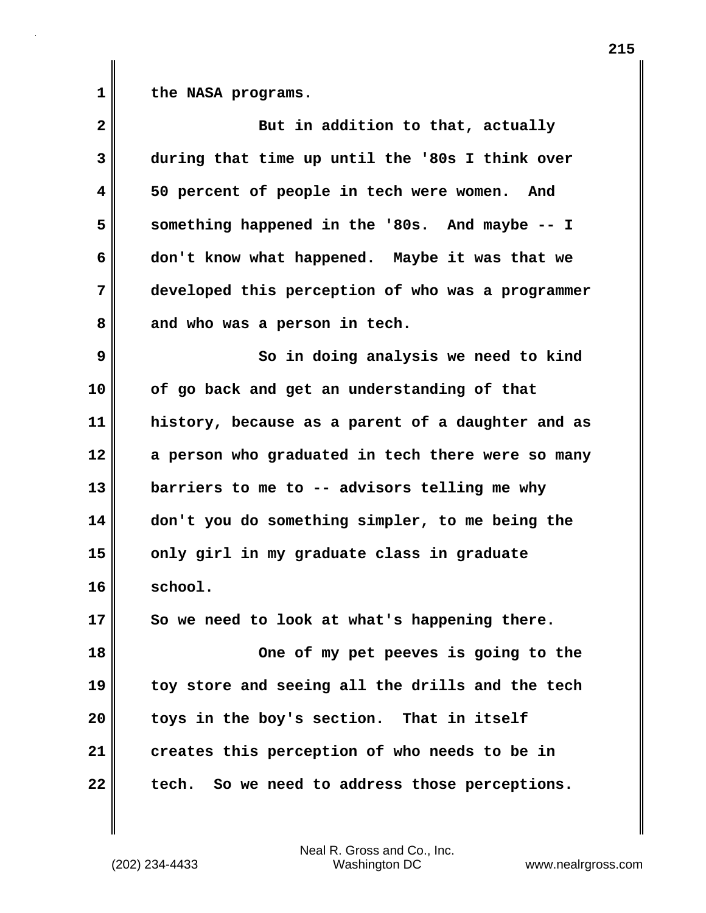the NASA programs.

But in addition to that, actually during that time up until the '80s I think over 50 percent of people in tech were women. And something happened in the '80s. And maybe -- I don't know what happened. Maybe it was that we developed this perception of who was a programmer and who was a person in tech.

So in doing analysis we need to kind of go back and get an understanding of that history, because as a parent of a daughter and as a person who graduated in tech there were so many barriers to me to -- advisors telling me why don't you do something simpler, to me being the only girl in my graduate class in graduate school.

So we need to look at what's happening there.

One of my pet peeves is going to the toy store and seeing all the drills and the tech toys in the boy's section. That in itself creates this perception of who needs to be in tech. So we need to address those perceptions.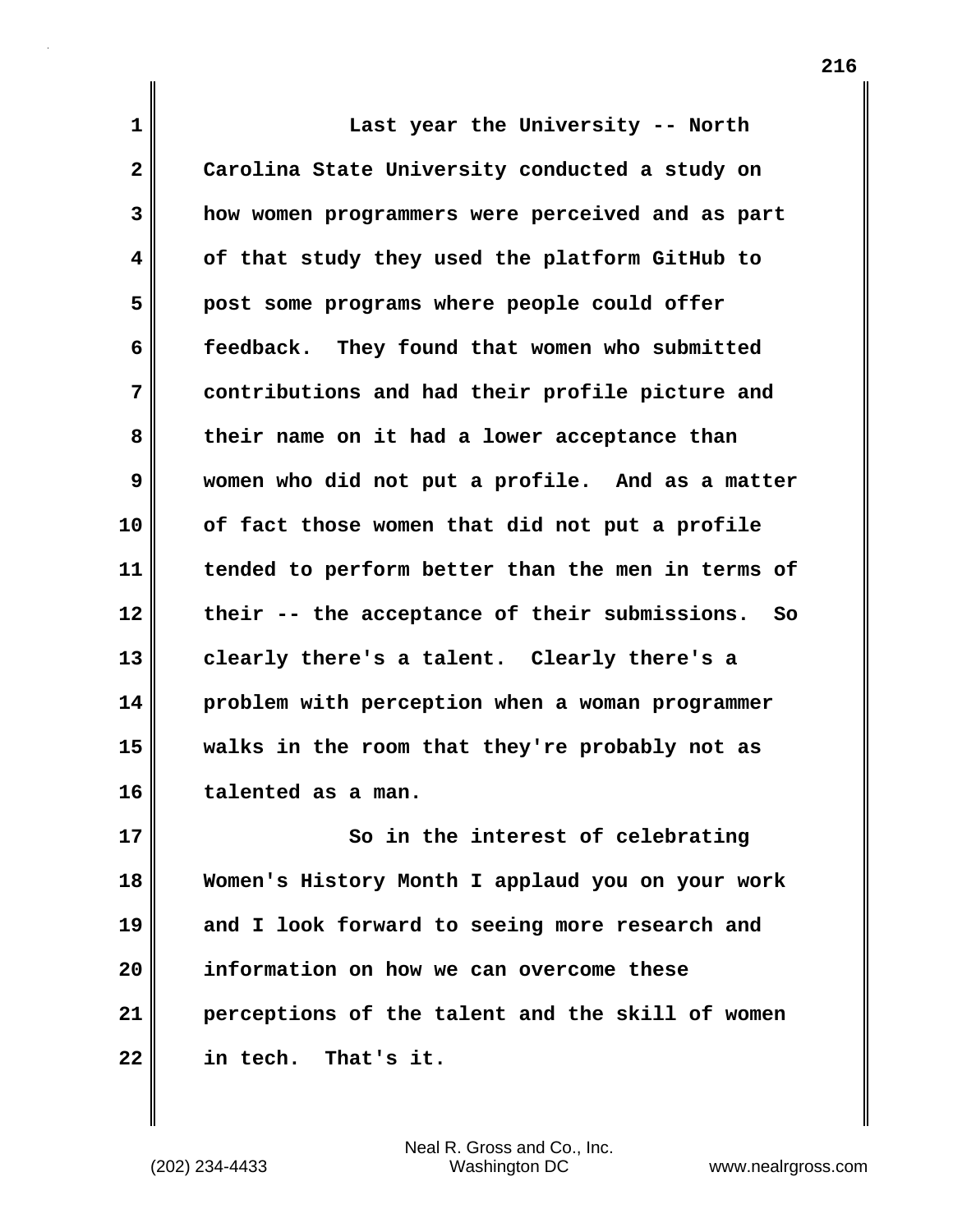Last year the University -- North Carolina State University conducted a study on how women programmers were perceived and as part of that study they used the platform GitHub to post some programs where people could offer feedback. They found that women who submitted contributions and had their profile picture and their name on it had a lower acceptance than women who did not put a profile. And as a matter of fact those women that did not put a profile tended to perform better than the men in terms of their -- the acceptance of their submissions. So clearly there's a talent. Clearly there's a problem with perception when a woman programmer walks in the room that they're probably not as talented as a man.

So in the interest of celebrating Women's History Month I applaud you on your work and I look forward to seeing more research and information on how we can overcome these perceptions of the talent and the skill of women in tech. That's it.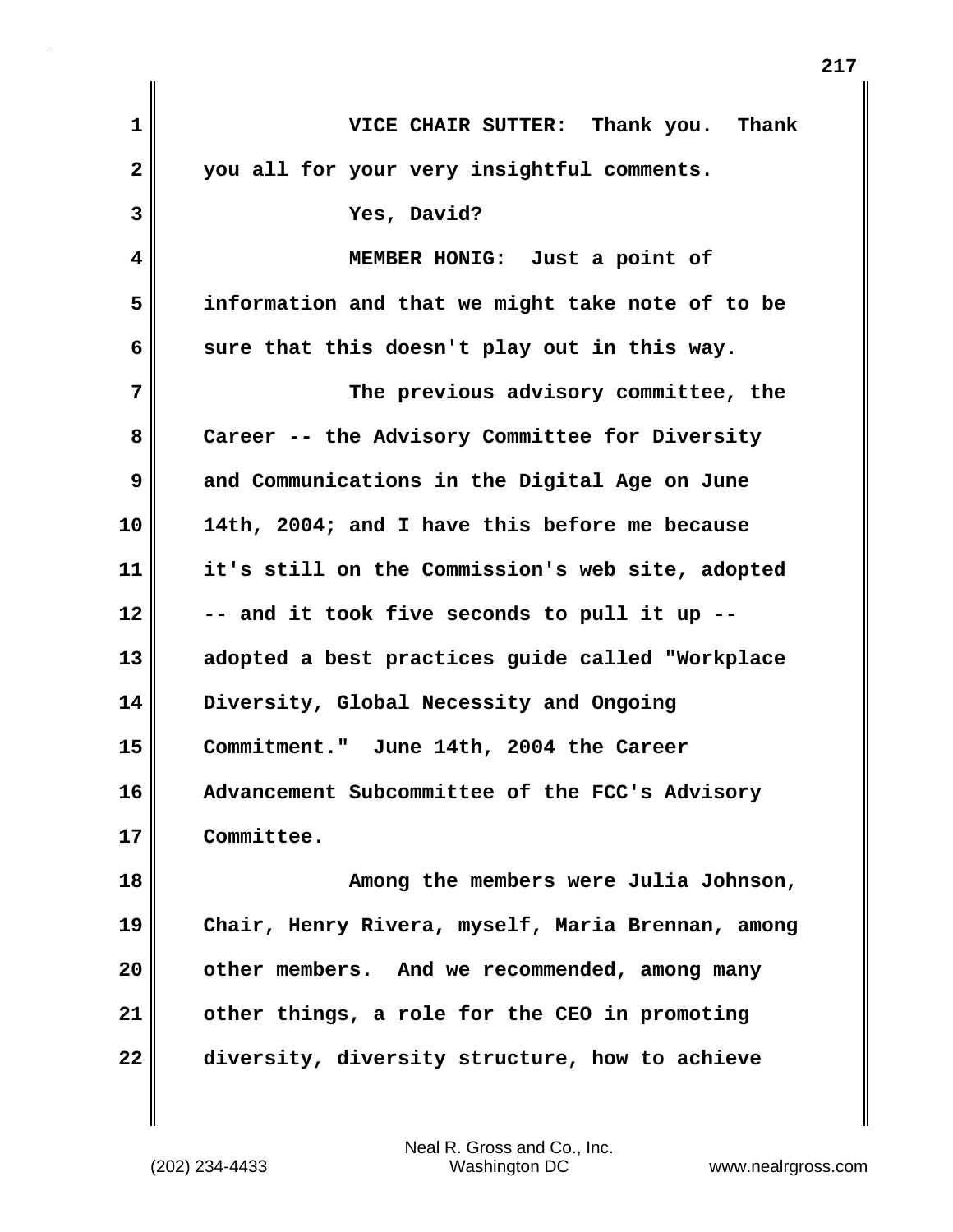VICE CHAIR SUTTER: Thank you. Thank you all for your very insightful comments.

Yes, David?

MEMBER HONIG: Just a point of information and that we might take note of to be sure that this doesn't play out in this way.

The previous advisory committee, the Career -- the Advisory Committee for Diversity and Communications in the Digital Age on June 14th, 2004; and I have this before me because it's still on the Commission's web site, adopted -- and it took five seconds to pull it up -- adopted a best practices guide called "Workplace Diversity, Global Necessity and Ongoing Commitment." June 14th, 2004 the Career Advancement Subcommittee of the FCC's Advisory Committee.

Among the members were Julia Johnson, Chair, Henry Rivera, myself, Maria Brennan, among other members. And we recommended, among many other things, a role for the CEO in promoting diversity, diversity structure, how to achieve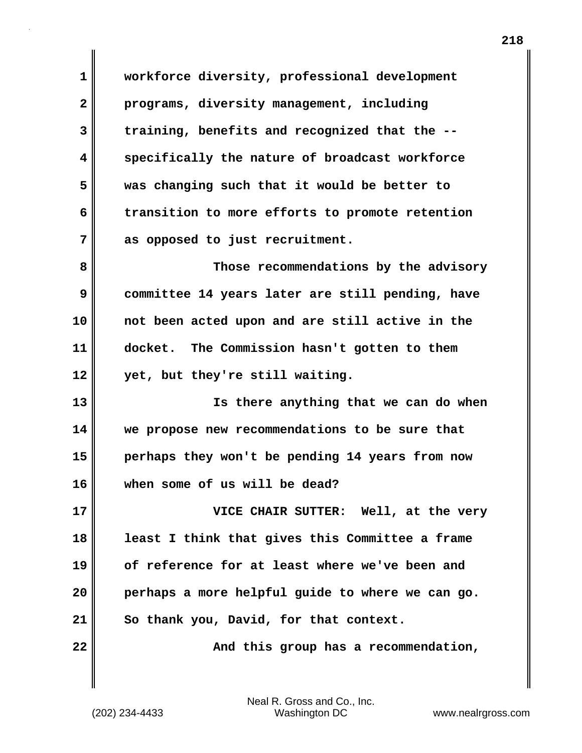workforce diversity, professional development programs, diversity management, including training, benefits and recognized that the -- specifically the nature of broadcast workforce was changing such that it would be better to transition to more efforts to promote retention as opposed to just recruitment.

Those recommendations by the advisory committee 14 years later are still pending, have not been acted upon and are still active in the docket. The Commission hasn't gotten to them yet, but they're still waiting.

Is there anything that we can do when we propose new recommendations to be sure that perhaps they won't be pending 14 years from now when some of us will be dead?

VICE CHAIR SUTTER: Well, at the very least I think that gives this Committee a frame of reference for at least where we've been and perhaps a more helpful guide to where we can go. So thank you, David, for that context.

And this group has a recommendation,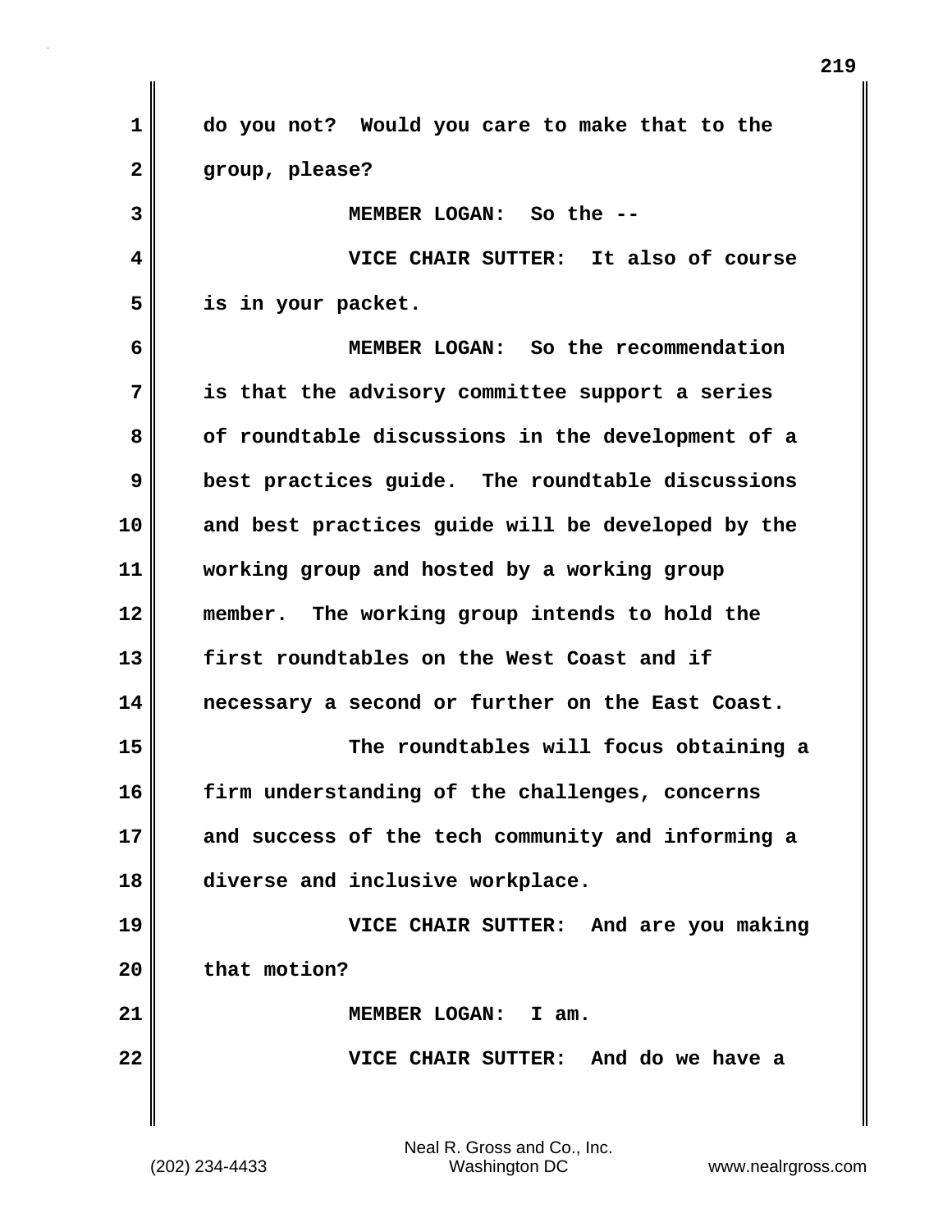do you not? Would you care to make that to the group, please?

MEMBER LOGAN: So the --

VICE CHAIR SUTTER: It also of course is in your packet.

MEMBER LOGAN: So the recommendation is that the advisory committee support a series of roundtable discussions in the development of a best practices guide. The roundtable discussions and best practices guide will be developed by the working group and hosted by a working group member. The working group intends to hold the first roundtables on the West Coast and if necessary a second or further on the East Coast.

The roundtables will focus obtaining a firm understanding of the challenges, concerns and success of the tech community and informing a diverse and inclusive workplace.

VICE CHAIR SUTTER: And are you making that motion?

MEMBER LOGAN: I am.

VICE CHAIR SUTTER: And do we have a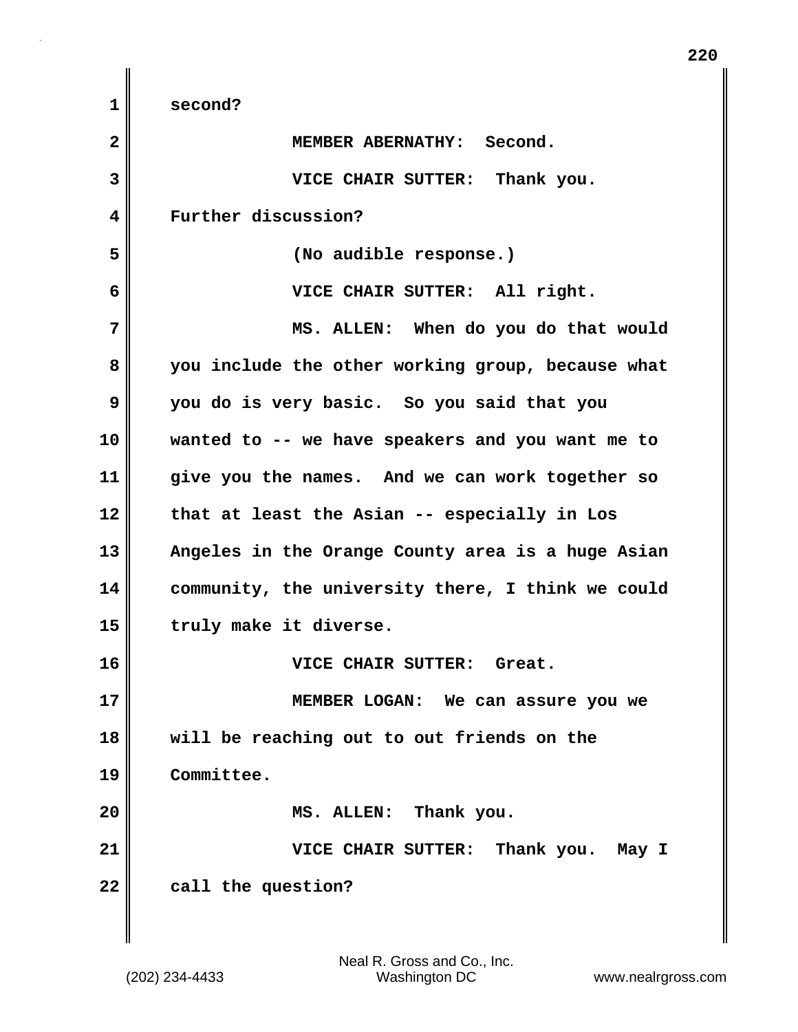second?

MEMBER ABERNATHY: Second.

VICE CHAIR SUTTER: Thank you. Further discussion?

(No audible response.)

VICE CHAIR SUTTER: All right.

MS. ALLEN: When do you do that would you include the other working group, because what you do is very basic. So you said that you wanted to -- we have speakers and you want me to give you the names. And we can work together so that at least the Asian -- especially in Los Angeles in the Orange County area is a huge Asian community, the university there, I think we could truly make it diverse.

VICE CHAIR SUTTER: Great.

MEMBER LOGAN: We can assure you we will be reaching out to out friends on the Committee.

MS. ALLEN: Thank you.

VICE CHAIR SUTTER: Thank you. May I call the question?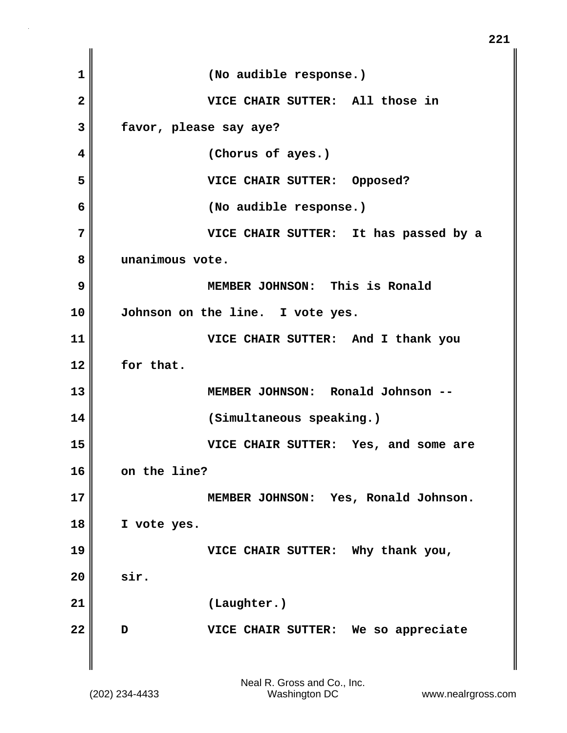(No audible response.)

VICE CHAIR SUTTER: All those in favor, please say aye?

(Chorus of ayes.)

VICE CHAIR SUTTER: Opposed?

(No audible response.)

VICE CHAIR SUTTER: It has passed by a unanimous vote.

MEMBER JOHNSON: This is Ronald Johnson on the line. I vote yes.

VICE CHAIR SUTTER: And I thank you for that.

MEMBER JOHNSON: Ronald Johnson --

(Simultaneous speaking.)

VICE CHAIR SUTTER: Yes, and some are on the line?

MEMBER JOHNSON: Yes, Ronald Johnson. I vote yes.

VICE CHAIR SUTTER: Why thank you, sir.

(Laughter.)

D VICE CHAIR SUTTER: We so appreciate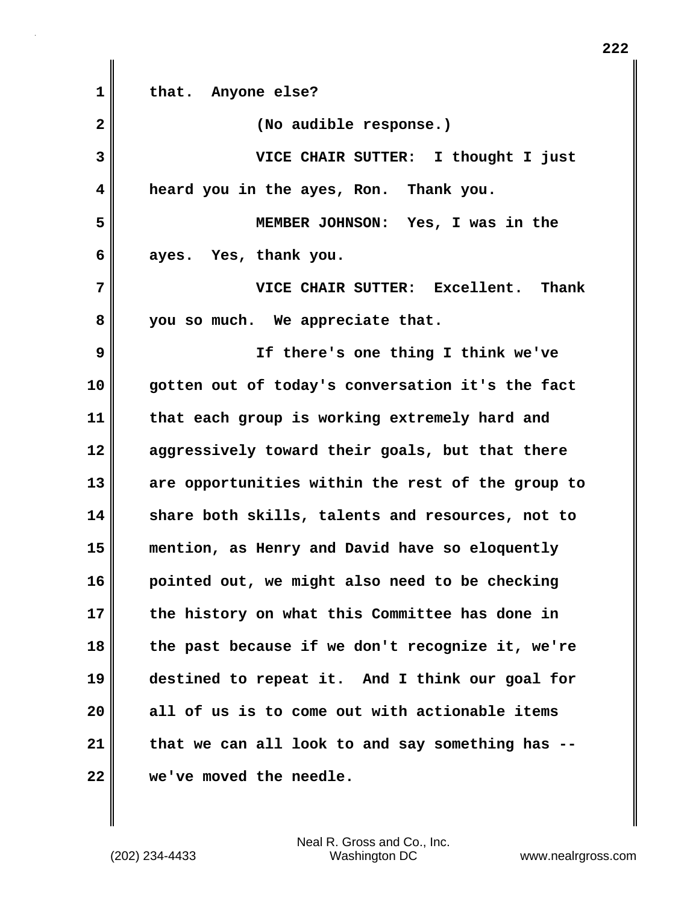that. Anyone else?

(No audible response.)

VICE CHAIR SUTTER: I thought I just heard you in the ayes, Ron. Thank you.

MEMBER JOHNSON: Yes, I was in the ayes. Yes, thank you.

VICE CHAIR SUTTER: Excellent. Thank you so much. We appreciate that.

If there's one thing I think we've gotten out of today's conversation it's the fact that each group is working extremely hard and aggressively toward their goals, but that there are opportunities within the rest of the group to share both skills, talents and resources, not to mention, as Henry and David have so eloquently pointed out, we might also need to be checking the history on what this Committee has done in the past because if we don't recognize it, we're destined to repeat it. And I think our goal for all of us is to come out with actionable items that we can all look to and say something has -- we've moved the needle.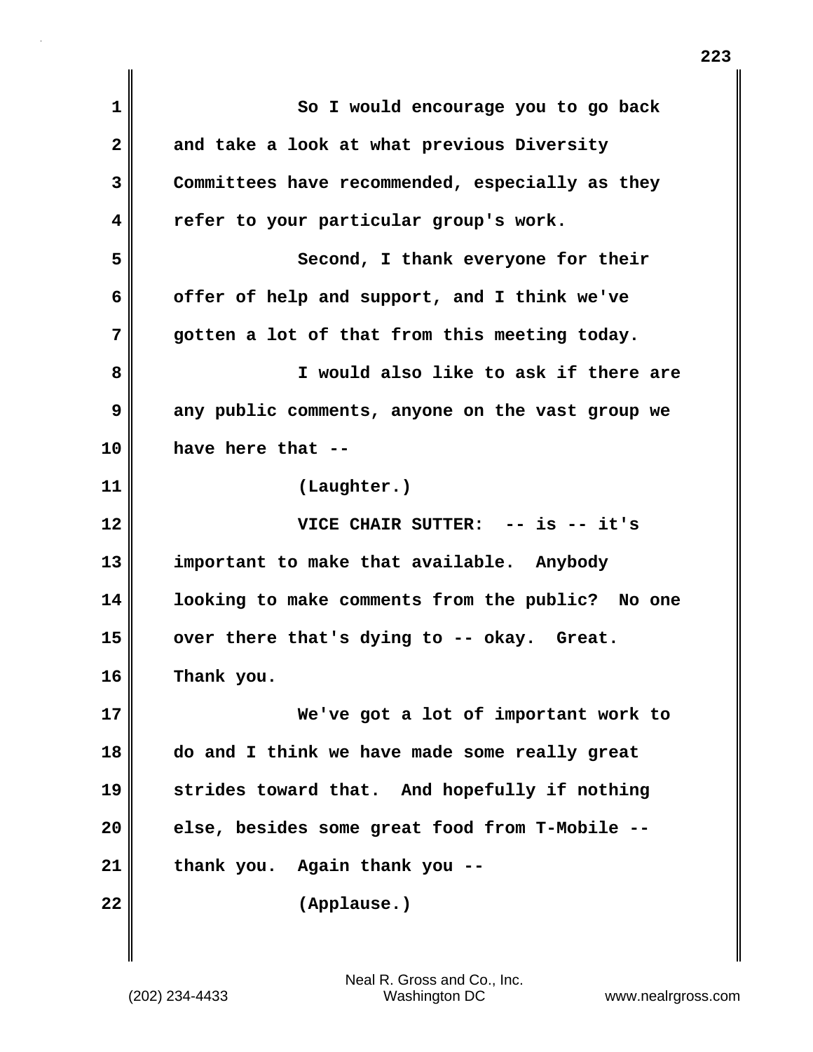So I would encourage you to go back and take a look at what previous Diversity Committees have recommended, especially as they refer to your particular group's work.

Second, I thank everyone for their offer of help and support, and I think we've gotten a lot of that from this meeting today.

I would also like to ask if there are any public comments, anyone on the vast group we have here that --

(Laughter.)

VICE CHAIR SUTTER: -- is -- it's important to make that available. Anybody looking to make comments from the public? No one over there that's dying to -- okay. Great. Thank you.

We've got a lot of important work to do and I think we have made some really great strides toward that. And hopefully if nothing else, besides some great food from T-Mobile -- thank you. Again thank you --

(Applause.)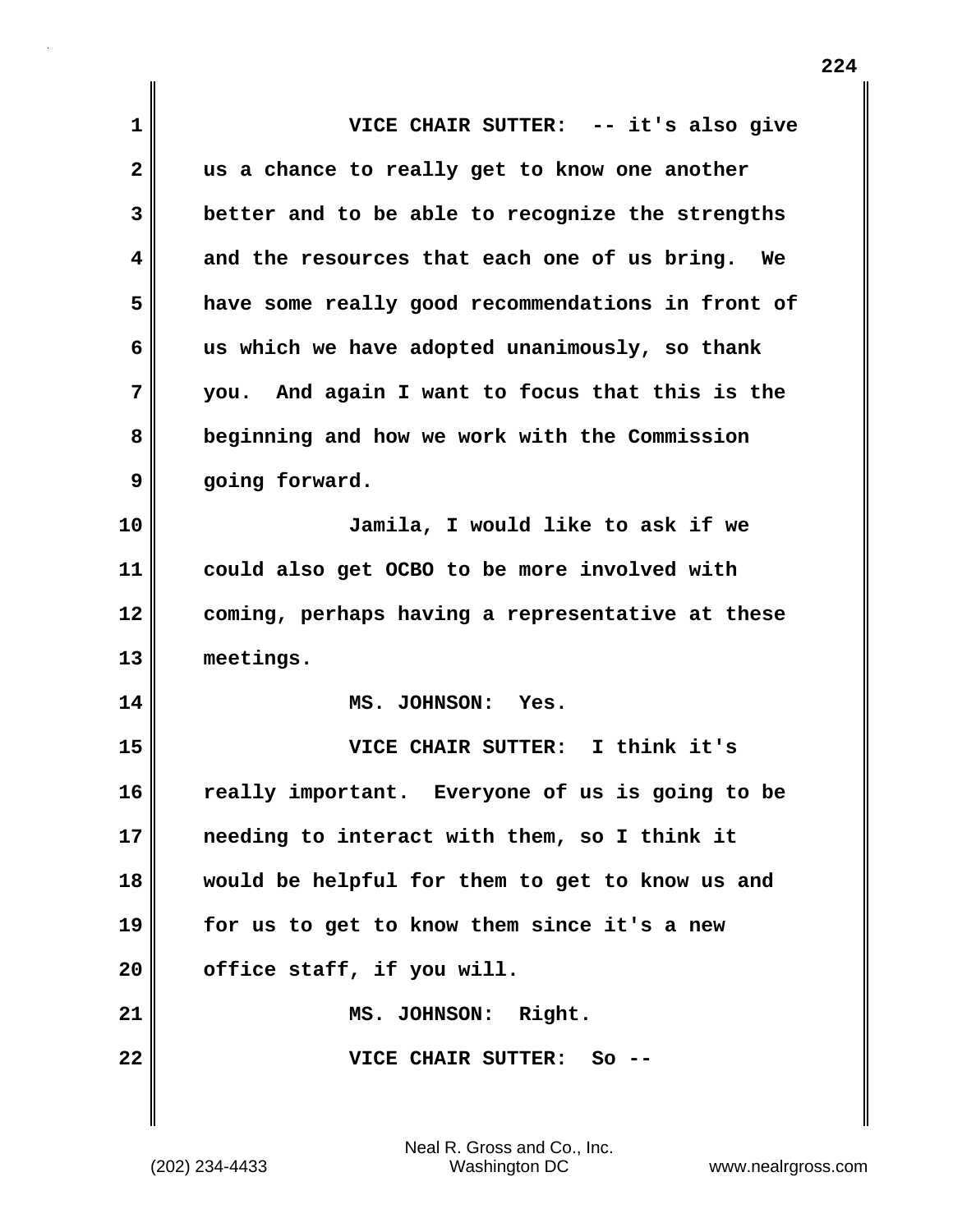VICE CHAIR SUTTER: -- it's also give us a chance to really get to know one another better and to be able to recognize the strengths and the resources that each one of us bring. We have some really good recommendations in front of us which we have adopted unanimously, so thank you. And again I want to focus that this is the beginning and how we work with the Commission going forward.

Jamila, I would like to ask if we could also get OCBO to be more involved with coming, perhaps having a representative at these meetings.

MS. JOHNSON: Yes.

VICE CHAIR SUTTER: I think it's really important. Everyone of us is going to be needing to interact with them, so I think it would be helpful for them to get to know us and for us to get to know them since it's a new office staff, if you will.

MS. JOHNSON: Right.

VICE CHAIR SUTTER: So --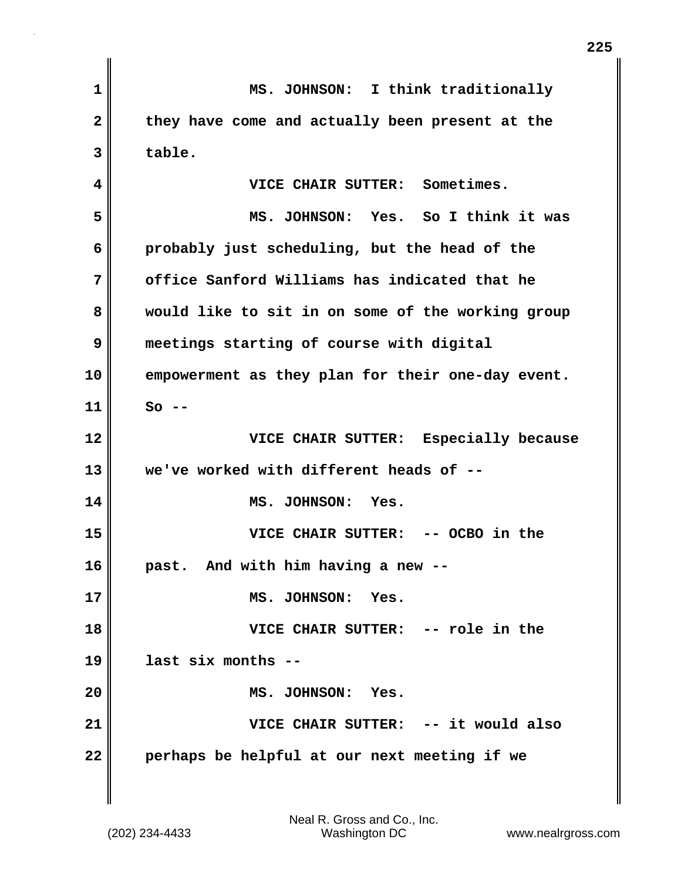MS. JOHNSON: I think traditionally they have come and actually been present at the table.

VICE CHAIR SUTTER: Sometimes.

MS. JOHNSON: Yes. So I think it was probably just scheduling, but the head of the office Sanford Williams has indicated that he would like to sit in on some of the working group meetings starting of course with digital empowerment as they plan for their one-day event. So --

VICE CHAIR SUTTER: Especially because we've worked with different heads of --

MS. JOHNSON: Yes.

VICE CHAIR SUTTER: -- OCBO in the past. And with him having a new --

MS. JOHNSON: Yes.

VICE CHAIR SUTTER: -- role in the last six months --

MS. JOHNSON: Yes.

VICE CHAIR SUTTER: -- it would also perhaps be helpful at our next meeting if we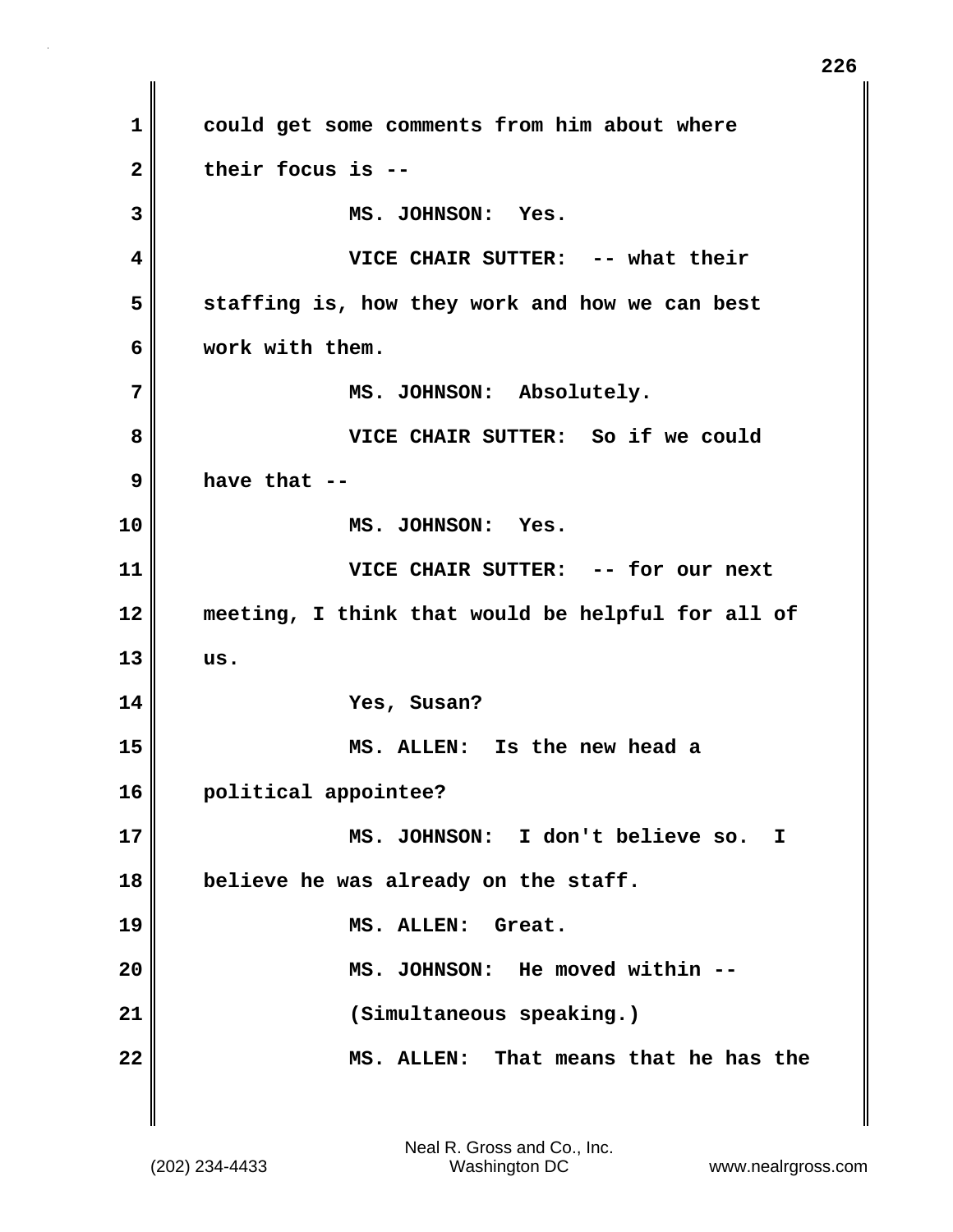could get some comments from him about where their focus is --

MS. JOHNSON: Yes.

VICE CHAIR SUTTER: -- what their staffing is, how they work and how we can best work with them.

MS. JOHNSON: Absolutely.

VICE CHAIR SUTTER: So if we could have that --

MS. JOHNSON: Yes.

VICE CHAIR SUTTER: -- for our next meeting, I think that would be helpful for all of us.

Yes, Susan?

MS. ALLEN: Is the new head a political appointee?

MS. JOHNSON: I don't believe so. I believe he was already on the staff.

MS. ALLEN: Great.

MS. JOHNSON: He moved within --

(Simultaneous speaking.)

MS. ALLEN: That means that he has the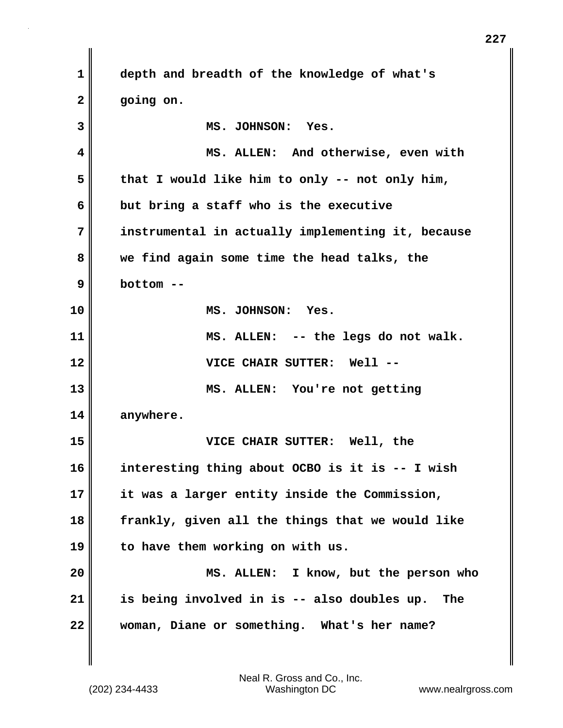depth and breadth of the knowledge of what's going on.

MS. JOHNSON: Yes.

MS. ALLEN: And otherwise, even with that I would like him to only -- not only him, but bring a staff who is the executive instrumental in actually implementing it, because we find again some time the head talks, the bottom --

MS. JOHNSON: Yes.

MS. ALLEN: -- the legs do not walk.

VICE CHAIR SUTTER: Well --

MS. ALLEN: You're not getting anywhere.

VICE CHAIR SUTTER: Well, the interesting thing about OCBO is it is -- I wish it was a larger entity inside the Commission, frankly, given all the things that we would like to have them working on with us.

MS. ALLEN: I know, but the person who is being involved in is -- also doubles up. The woman, Diane or something. What's her name?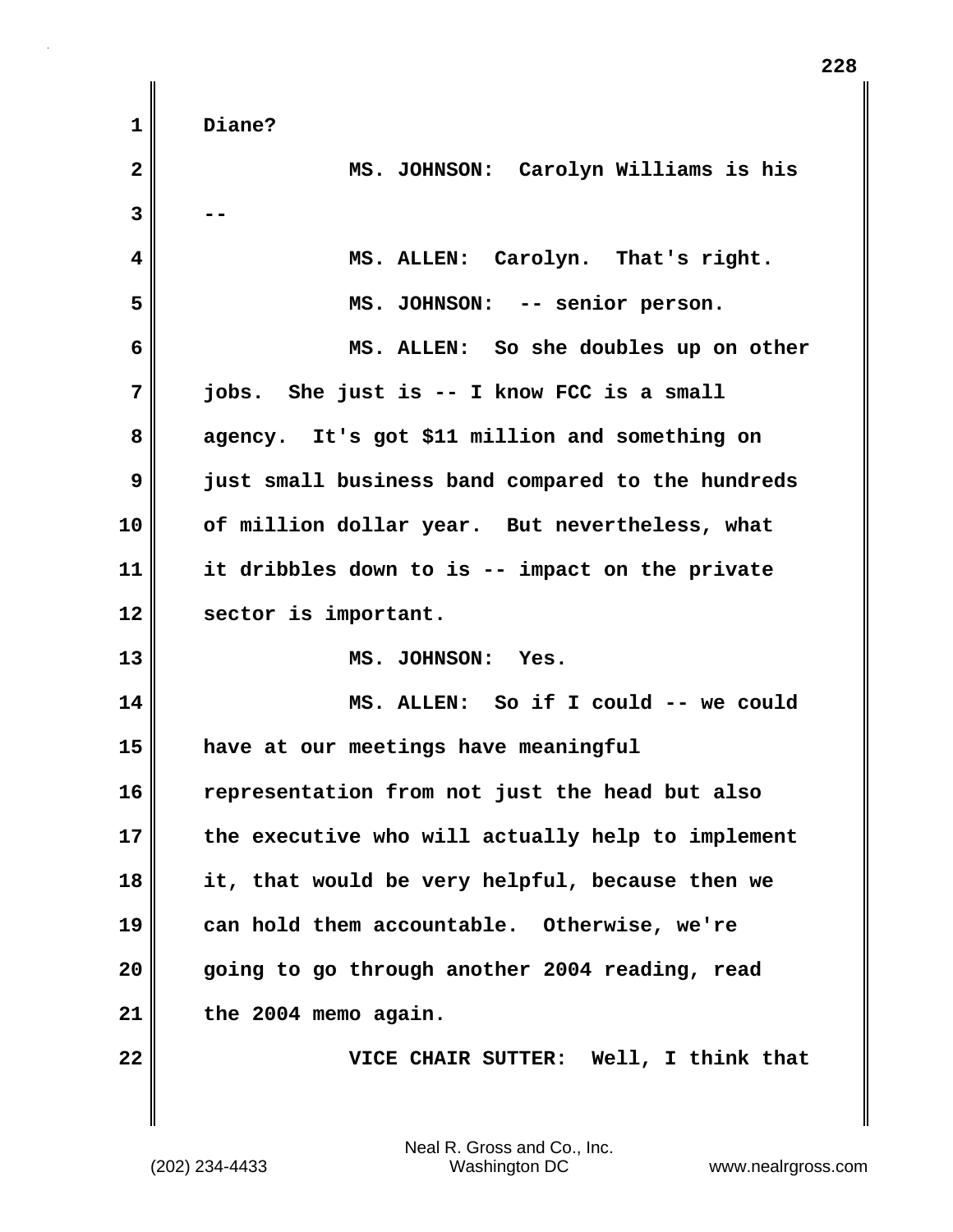Diane?

MS. JOHNSON: Carolyn Williams is his --

MS. ALLEN: Carolyn. That's right.

MS. JOHNSON: -- senior person.

MS. ALLEN: So she doubles up on other jobs. She just is -- I know FCC is a small agency. It's got $11 million and something on just small business band compared to the hundreds of million dollar year. But nevertheless, what it dribbles down to is -- impact on the private sector is important.

MS. JOHNSON: Yes.

MS. ALLEN: So if I could -- we could have at our meetings have meaningful representation from not just the head but also the executive who will actually help to implement it, that would be very helpful, because then we can hold them accountable. Otherwise, we're going to go through another 2004 reading, read the 2004 memo again.

VICE CHAIR SUTTER: Well, I think that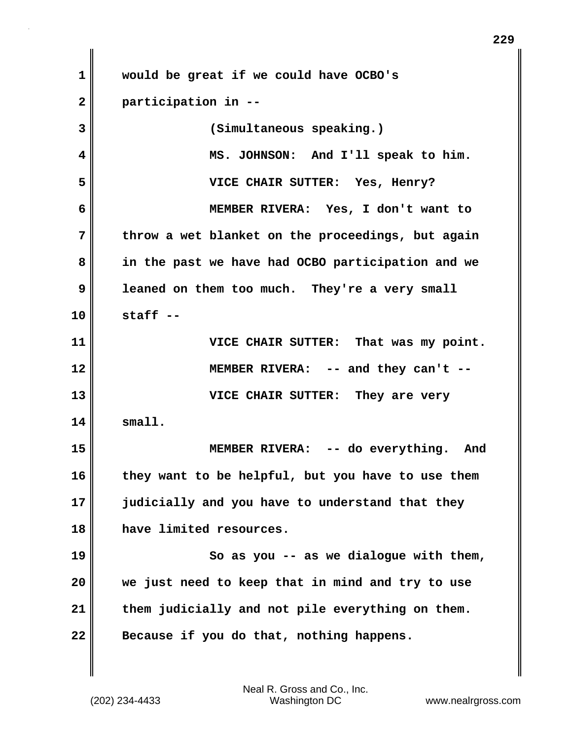would be great if we could have OCBO's participation in --

(Simultaneous speaking.)

MS. JOHNSON: And I'll speak to him.

VICE CHAIR SUTTER: Yes, Henry?

MEMBER RIVERA: Yes, I don't want to throw a wet blanket on the proceedings, but again in the past we have had OCBO participation and we leaned on them too much. They're a very small staff --

VICE CHAIR SUTTER: That was my point.

MEMBER RIVERA: -- and they can't --

VICE CHAIR SUTTER: They are very small.

MEMBER RIVERA: -- do everything. And they want to be helpful, but you have to use them judicially and you have to understand that they have limited resources.

So as you -- as we dialogue with them, we just need to keep that in mind and try to use them judicially and not pile everything on them. Because if you do that, nothing happens.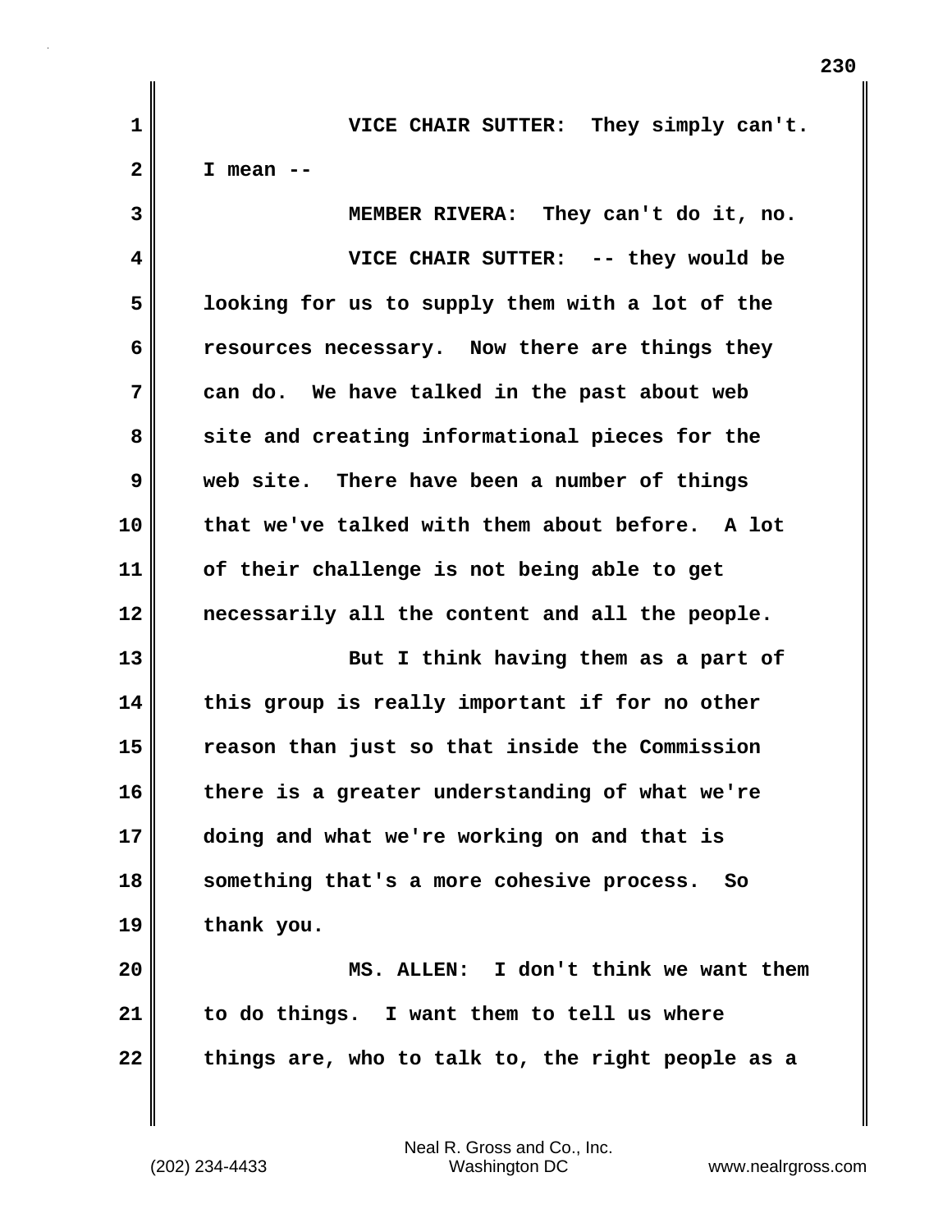VICE CHAIR SUTTER: They simply can't. I mean --

MEMBER RIVERA: They can't do it, no.

VICE CHAIR SUTTER: -- they would be looking for us to supply them with a lot of the resources necessary. Now there are things they can do. We have talked in the past about web site and creating informational pieces for the web site. There have been a number of things that we've talked with them about before. A lot of their challenge is not being able to get necessarily all the content and all the people.

But I think having them as a part of this group is really important if for no other reason than just so that inside the Commission there is a greater understanding of what we're doing and what we're working on and that is something that's a more cohesive process. So thank you.

MS. ALLEN: I don't think we want them to do things. I want them to tell us where things are, who to talk to, the right people as a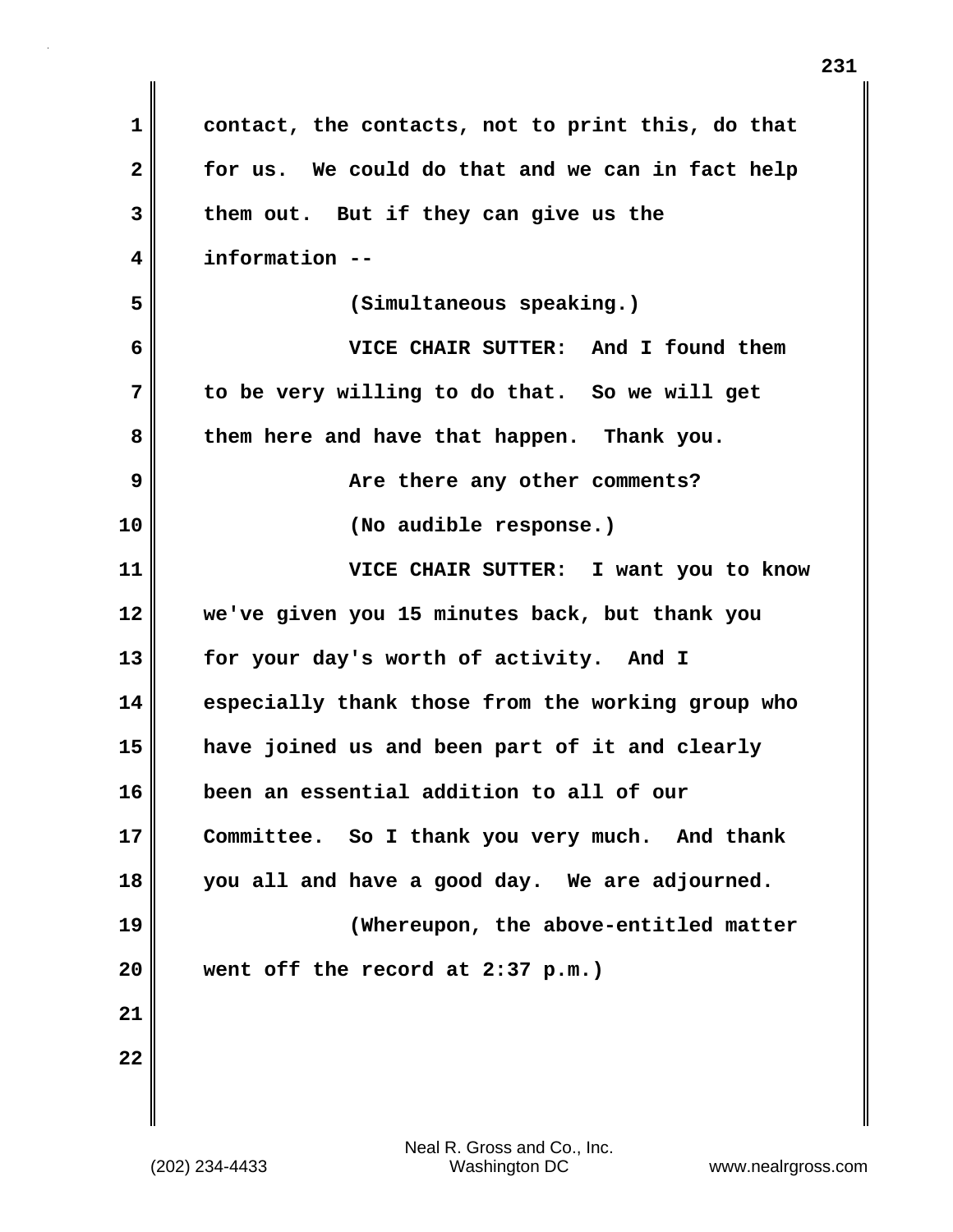contact, the contacts, not to print this, do that for us. We could do that and we can in fact help them out. But if they can give us the information --

(Simultaneous speaking.)

VICE CHAIR SUTTER: And I found them to be very willing to do that. So we will get them here and have that happen. Thank you.

Are there any other comments?

(No audible response.)

VICE CHAIR SUTTER: I want you to know we've given you 15 minutes back, but thank you for your day's worth of activity. And I especially thank those from the working group who have joined us and been part of it and clearly been an essential addition to all of our Committee. So I thank you very much. And thank you all and have a good day. We are adjourned.

(Whereupon, the above-entitled matter went off the record at 2:37 p.m.)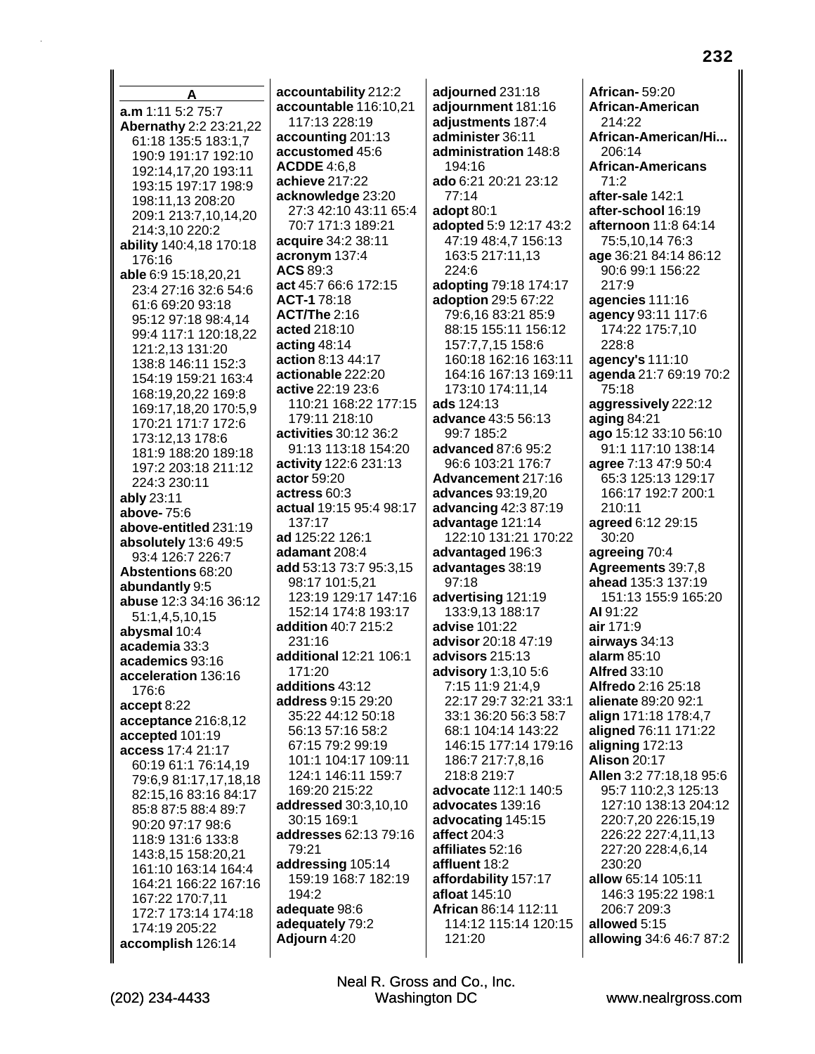## A

**a.m** 1:11 5:2 75:7
**Abernathy** 2:2 23:21,22 61:18 135:5 183:1,7 190:9 191:17 192:10 192:14,17,20 193:11 193:15 197:17 198:9 198:11,13 208:20 209:1 213:7,10,14,20 214:3,10 220:2
**ability** 140:4,18 170:18 176:16
**able** 6:9 15:18,20,21 23:4 27:16 32:6 54:6 61:6 69:20 93:18 95:12 97:18 98:4,14 99:4 117:1 120:18,22 121:2,13 131:20 138:8 146:11 152:3 154:19 159:21 163:4 168:19,20,22 169:8 169:17,18,20 170:5,9 170:21 171:7 172:6 173:12,13 178:6 181:9 188:20 189:18 197:2 203:18 211:12 224:3 230:11
**ably** 23:11
**above-** 75:6
**above-entitled** 231:19
**absolutely** 13:6 49:5 93:4 126:7 226:7
**Abstentions** 68:20
**abundantly** 9:5
**abuse** 12:3 34:16 36:12 51:1,4,5,10,15
**abysmal** 10:4
**academia** 33:3
**academics** 93:16
**acceleration** 136:16 176:6
**accept** 8:22
**acceptance** 216:8,12
**accepted** 101:19
**access** 17:4 21:17 60:19 61:1 76:14,19 79:6,9 81:17,17,18,18 82:15,16 83:16 84:17 85:8 87:5 88:4 89:7 90:20 97:17 98:6 118:9 131:6 133:8 143:8,15 158:20,21 161:10 163:14 164:4 164:21 166:22 167:16 167:22 170:7,11 172:7 173:14 174:18 174:19 205:22
**accomplish** 126:14
**accountability** 212:2
**accountable** 116:10,21 117:13 228:19
**accounting** 201:13
**accustomed** 45:6
**ACDDE** 4:6,8
**achieve** 217:22
**acknowledge** 23:20 27:3 42:10 43:11 65:4 70:7 171:3 189:21
**acquire** 34:2 38:11
**acronym** 137:4
**ACS** 89:3
**act** 45:7 66:6 172:15
**ACT-1** 78:18
**ACT/The** 2:16
**acted** 218:10
**acting** 48:14
**action** 8:13 44:17
**actionable** 222:20
**active** 22:19 23:6 110:21 168:22 177:15 179:11 218:10
**activities** 30:12 36:2 91:13 113:18 154:20
**activity** 122:6 231:13
**actor** 59:20
**actress** 60:3
**actual** 19:15 95:4 98:17 137:17
**ad** 125:22 126:1
**adamant** 208:4
**add** 53:13 73:7 95:3,15 98:17 101:5,21 123:19 129:17 147:16 152:14 174:8 193:17
**addition** 40:7 215:2 231:16
**additional** 12:21 106:1 171:20
**additions** 43:12
**address** 9:15 29:20 35:22 44:12 50:18 56:13 57:16 58:2 67:15 79:2 99:19 101:1 104:17 109:11 124:1 146:11 159:7 169:20 215:22
**addressed** 30:3,10,10 30:15 169:1
**addresses** 62:13 79:16 79:21
**addressing** 105:14 159:19 168:7 182:19 194:2
**adequate** 98:6
**adequately** 79:2
**Adjourn** 4:20
**adjourned** 231:18
**adjournment** 181:16
**adjustments** 187:4
**administer** 36:11
**administration** 148:8 194:16
**ado** 6:21 20:21 23:12 77:14
**adopt** 80:1
**adopted** 5:9 12:17 43:2 47:19 48:4,7 156:13 163:5 217:11,13 224:6
**adopting** 79:18 174:17
**adoption** 29:5 67:22 79:6,16 83:21 85:9 88:15 155:11 156:12 157:7,7,15 158:6 160:18 162:16 163:11 164:16 167:13 169:11 173:10 174:11,14
**ads** 124:13
**advance** 43:5 56:13 99:7 185:2
**advanced** 87:6 95:2 96:6 103:21 176:7
**Advancement** 217:16
**advances** 93:19,20
**advancing** 42:3 87:19
**advantage** 121:14 122:10 131:21 170:22
**advantaged** 196:3
**advantages** 38:19 97:18
**advertising** 121:19 133:9,13 188:17
**advise** 101:22
**advisor** 20:18 47:19
**advisors** 215:13
**advisory** 1:3,10 5:6 7:15 11:9 21:4,9 22:17 29:7 32:21 33:1 33:1 36:20 56:3 58:7 68:1 104:14 143:22 146:15 177:14 179:16 186:7 217:7,8,16 218:8 219:7
**advocate** 112:1 140:5
**advocates** 139:16
**advocating** 145:15
**affect** 204:3
**affiliates** 52:16
**affluent** 18:2
**affordability** 157:17
**afloat** 145:10
**African** 86:14 112:11 114:12 115:14 120:15 121:20
**African-** 59:20
**African-American** 214:22
**African-American/Hi...** 206:14
**African-Americans** 71:2
**after-sale** 142:1
**after-school** 16:19
**afternoon** 11:8 64:14 75:5,10,14 76:3
**age** 36:21 84:14 86:12 90:6 99:1 156:22 217:9
**agencies** 111:16
**agency** 93:11 117:6 174:22 175:7,10 228:8
**agency's** 111:10
**agenda** 21:7 69:19 70:2 75:18
**aggressively** 222:12
**aging** 84:21
**ago** 15:12 33:10 56:10 91:1 117:10 138:14
**agree** 7:13 47:9 50:4 65:3 125:13 129:17 166:17 192:7 200:1 210:11
**agreed** 6:12 29:15 30:20
**agreeing** 70:4
**Agreements** 39:7,8
**ahead** 135:3 137:19 151:13 155:9 165:20
**AI** 91:22
**air** 171:9
**airways** 34:13
**alarm** 85:10
**Alfred** 33:10
**Alfredo** 2:16 25:18
**alienate** 89:20 92:1
**align** 171:18 178:4,7
**aligned** 76:11 171:22
**aligning** 172:13
**Alison** 20:17
**Allen** 3:2 77:18,18 95:6 95:7 110:2,3 125:13 127:10 138:13 204:12 220:7,20 226:15,19 226:22 227:4,11,13 227:20 228:4,6,14 230:20
**allow** 65:14 105:11 146:3 195:22 198:1 206:7 209:3
**allowed** 5:15
**allowing** 34:6 46:7 87:2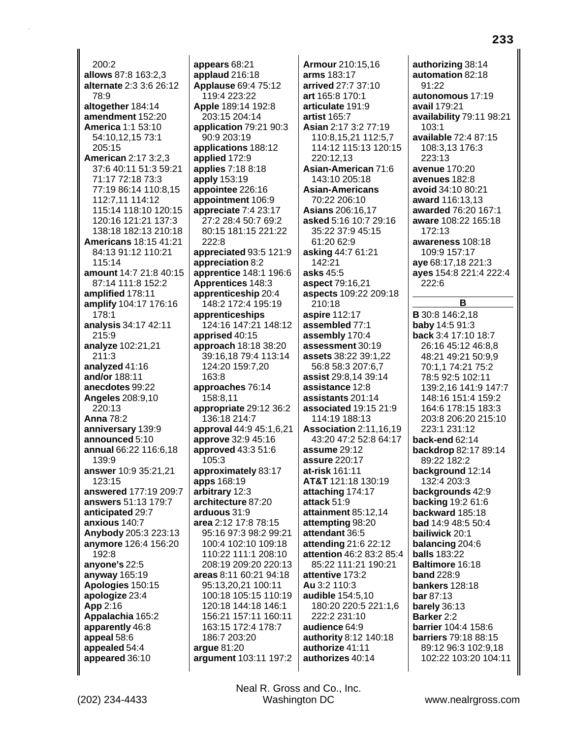200:2
**allows** 87:8 163:2,3
**alternate** 2:3 3:6 26:12 78:9
**altogether** 184:14
**amendment** 152:20
**America** 1:1 53:10 54:10,12,15 73:1 205:15
**American** 2:17 3:2,3 37:6 40:11 51:3 59:21 71:17 72:18 73:3 77:19 86:14 110:8,15 112:7,11 114:12 115:14 118:10 120:15 120:16 121:21 137:3 138:18 182:13 210:18
**Americans** 18:15 41:21 84:13 91:12 110:21 115:14
**amount** 14:7 21:8 40:15 87:14 111:8 152:2
**amplified** 178:11
**amplify** 104:17 176:16 178:1
**analysis** 34:17 42:11 215:9
**analyze** 102:21,21 211:3
**analyzed** 41:16
**and/or** 188:11
**anecdotes** 99:22
**Angeles** 208:9,10 220:13
**Anna** 78:2
**anniversary** 139:9
**announced** 5:10
**annual** 66:22 116:6,18 139:9
**answer** 10:9 35:21,21 123:15
**answered** 177:19 209:7
**answers** 51:13 179:7
**anticipated** 29:7
**anxious** 140:7
**Anybody** 205:3 223:13
**anymore** 126:4 156:20 192:8
**anyone's** 22:5
**anyway** 165:19
**Apologies** 150:15
**apologize** 23:4
**App** 2:16
**Appalachia** 165:2
**apparently** 46:8
**appeal** 58:6
**appealed** 54:4
**appeared** 36:10
**appears** 68:21
**applaud** 216:18
**Applause** 69:4 75:12 119:4 223:22
**Apple** 189:14 192:8 203:15 204:14
**application** 79:21 90:3 90:9 203:19
**applications** 188:12
**applied** 172:9
**applies** 7:18 8:18
**apply** 153:19
**appointee** 226:16
**appointment** 106:9
**appreciate** 7:4 23:17 27:2 28:4 50:7 69:2 80:15 181:15 221:22 222:8
**appreciated** 93:5 121:9
**appreciation** 8:2
**apprentice** 148:1 196:6
**Apprentices** 148:3
**apprenticeship** 20:4 148:2 172:4 195:19
**apprenticeships** 124:16 147:21 148:12
**apprised** 40:15
**approach** 18:18 38:20 39:16,18 79:4 113:14 124:20 159:7,20 163:8
**approaches** 76:14 158:8,11
**appropriate** 29:12 36:2 136:18 214:7
**approval** 44:9 45:1,6,21
**approve** 32:9 45:16
**approved** 43:3 51:6 105:3
**approximately** 83:17
**apps** 168:19
**arbitrary** 12:3
**architecture** 87:20
**arduous** 31:9
**area** 2:12 17:8 78:15 95:16 97:3 98:2 99:21 100:4 102:10 109:18 110:22 111:1 208:10 208:19 209:20 220:13
**areas** 8:11 60:21 94:18 95:13,20,21 100:11 100:18 105:15 110:19 120:18 144:18 146:1 156:21 157:11 160:11 163:15 172:4 178:7 186:7 203:20
**argue** 81:20
**argument** 103:11 197:2
**Armour** 210:15,16
**arms** 183:17
**arrived** 27:7 37:10
**art** 165:8 170:1
**articulate** 191:9
**artist** 165:7
**Asian** 2:17 3:2 77:19 110:8,15,21 112:5,7 114:12 115:13 120:15 220:12,13
**Asian-American** 71:6 143:10 205:18
**Asian-Americans** 70:22 206:10
**Asians** 206:16,17
**asked** 5:16 10:7 29:16 35:22 37:9 45:15 61:20 62:9
**asking** 44:7 61:21 142:21
**asks** 45:5
**aspect** 79:16,21
**aspects** 109:22 209:18 210:18
**aspire** 112:17
**assembled** 77:1
**assembly** 170:4
**assessment** 30:19
**assets** 38:22 39:1,22 56:8 58:3 207:6,7
**assist** 29:8,14 39:14
**assistance** 12:8
**assistants** 201:14
**associated** 19:15 21:9 114:19 188:13
**Association** 2:11,16,19 43:20 47:2 52:8 64:17
**assume** 29:12
**assure** 220:17
**at-risk** 161:11
**AT&T** 121:18 130:19
**attaching** 174:17
**attack** 51:9
**attainment** 85:12,14
**attempting** 98:20
**attendant** 36:5
**attending** 21:6 22:12
**attention** 46:2 83:2 85:4 85:22 111:21 190:21
**attentive** 173:2
**Au** 3:2 110:3
**audible** 154:5,10 180:20 220:5 221:1,6 222:2 231:10
**audience** 64:9
**authority** 8:12 140:18
**authorize** 41:11
**authorizes** 40:14
**authorizing** 38:14
**automation** 82:18 91:22
**autonomous** 17:19
**avail** 179:21
**availability** 79:11 98:21 103:1
**available** 72:4 87:15 108:3,13 176:3 223:13
**avenue** 170:20
**avenues** 182:8
**avoid** 34:10 80:21
**award** 116:13,13
**awarded** 76:20 167:1
**aware** 108:22 165:18 172:13
**awareness** 108:18 109:9 157:17
**aye** 68:17,18 221:3
**ayes** 154:8 221:4 222:4 222:6

## B

**B** 30:8 146:2,18
**baby** 14:5 91:3
**back** 3:4 17:10 18:7 26:16 45:12 46:8,8 48:21 49:21 50:9,9 70:1,1 74:21 75:2 78:5 92:5 102:11 139:2,16 141:9 147:7 148:16 151:4 159:2 164:6 178:15 183:3 203:8 206:20 215:10 223:1 231:12
**back-end** 62:14
**backdrop** 82:17 89:14 89:22 182:2
**background** 12:14 132:4 203:3
**backgrounds** 42:9
**backing** 19:2 61:6
**backward** 185:18
**bad** 14:9 48:5 50:4
**bailiwick** 20:1
**balancing** 204:6
**balls** 183:22
**Baltimore** 16:18
**band** 228:9
**bankers** 128:18
**bar** 87:13
**barely** 36:13
**Barker** 2:2
**barrier** 104:4 158:6
**barriers** 79:18 88:15 89:12 96:3 102:9,18 102:22 103:20 104:11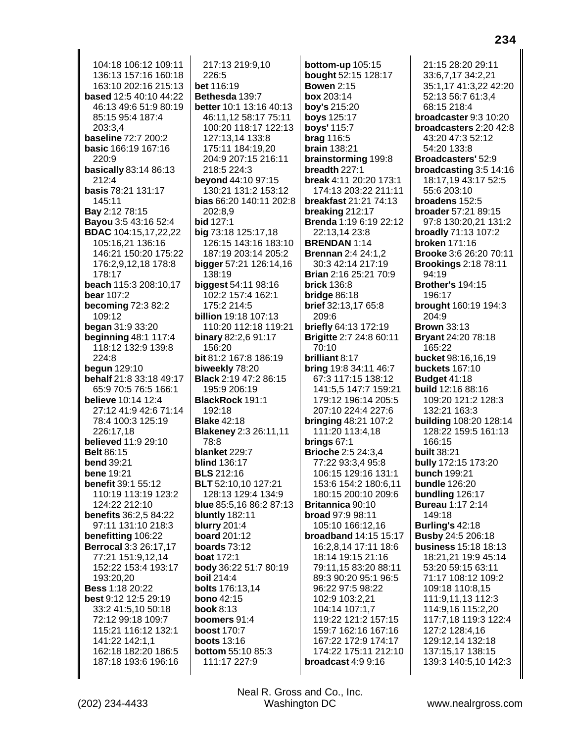104:18 106:12 109:11 136:13 157:16 160:18 163:10 202:16 215:13
**based** 12:5 40:10 44:22 46:13 49:6 51:9 80:19 85:15 95:4 187:4 203:3,4
**baseline** 72:7 200:2
**basic** 166:19 167:16 220:9
**basically** 83:14 86:13 212:4
**basis** 78:21 131:17 145:11
**Bay** 2:12 78:15
**Bayou** 3:5 43:16 52:4
**BDAC** 104:15,17,22,22 105:16,21 136:16 146:21 150:20 175:22 176:2,9,12,18 178:8 178:17
**beach** 115:3 208:10,17
**bear** 107:2
**becoming** 72:3 82:2 109:12
**began** 31:9 33:20
**beginning** 48:1 117:4 118:12 132:9 139:8 224:8
**begun** 129:10
**behalf** 21:8 33:18 49:17 65:9 70:5 76:5 166:1
**believe** 10:14 12:4 27:12 41:9 42:6 71:14 78:4 100:3 125:19 226:17,18
**believed** 11:9 29:10
**Belt** 86:15
**bend** 39:21
**bene** 19:21
**benefit** 39:1 55:12 110:19 113:19 123:2 124:22 212:10
**benefits** 36:2,5 84:22 97:11 131:10 218:3
**benefitting** 106:22
**Berrocal** 3:3 26:17,17 77:21 151:9,12,14 152:22 153:4 193:17 193:20,20
**Bess** 1:18 20:22
**best** 9:12 12:5 29:19 33:2 41:5,10 50:18 72:12 99:18 109:7 115:21 116:12 132:1 141:22 142:1,1 162:18 182:20 186:5 187:18 193:6 196:16 217:13 219:9,10 226:5
**bet** 116:19
**Bethesda** 139:7
**better** 10:1 13:16 40:13 46:11,12 58:17 75:11 100:20 118:17 122:13 127:13,14 133:8 175:11 184:19,20 204:9 207:15 216:11 218:5 224:3
**beyond** 44:10 97:15 130:21 131:2 153:12
**bias** 66:20 140:11 202:8 202:8,9
**bid** 127:1
**big** 73:18 125:17,18 126:15 143:16 183:10 187:19 203:14 205:2
**bigger** 57:21 126:14,16 138:19
**biggest** 54:11 98:16 102:2 157:4 162:1 175:2 214:5
**billion** 19:18 107:13 110:20 112:18 119:21
**binary** 82:2,6 91:17 156:20
**bit** 81:2 167:8 186:19
**biweekly** 78:20
**Black** 2:19 47:2 86:15 195:9 206:19
**BlackRock** 191:1 192:18
**Blake** 42:18
**Blakeney** 2:3 26:11,11 78:8
**blanket** 229:7
**blind** 136:17
**BLS** 212:16
**BLT** 52:10,10 127:21 128:13 129:4 134:9
**blue** 85:5,16 86:2 87:13
**bluntly** 182:11
**blurry** 201:4
**board** 201:12
**boards** 73:12
**boat** 172:1
**body** 36:22 51:7 80:19
**boil** 214:4
**bolts** 176:13,14
**bono** 42:15
**book** 8:13
**boomers** 91:4
**boost** 170:7
**boots** 13:16
**bottom** 55:10 85:3 111:17 227:9
**bottom-up** 105:15
**bought** 52:15 128:17
**Bowen** 2:15
**box** 203:14
**boy's** 215:20
**boys** 125:17
**boys'** 115:7
**brag** 116:5
**brain** 138:21
**brainstorming** 199:8
**breadth** 227:1
**break** 4:11 20:20 173:1 174:13 203:22 211:11
**breakfast** 21:21 74:13
**breaking** 212:17
**Brenda** 1:19 6:19 22:12 22:13,14 23:8
**BRENDAN** 1:14
**Brennan** 2:4 24:1,2 30:3 42:14 217:19
**Brian** 2:16 25:21 70:9
**brick** 136:8
**bridge** 86:18
**brief** 32:13,17 65:8 209:6
**briefly** 64:13 172:19
**Brigitte** 2:7 24:8 60:11 70:10
**brilliant** 8:17
**bring** 19:8 34:11 46:7 67:3 117:15 138:12 141:5,5 147:7 159:21 179:12 196:14 205:5 207:10 224:4 227:6
**bringing** 48:21 107:2 111:20 113:4,18
**brings** 67:1
**Brioche** 2:5 24:3,4 77:22 93:3,4 95:8 106:15 129:16 131:1 153:6 154:2 180:6,11 180:15 200:10 209:6
**Britannica** 90:10
**broad** 97:9 98:11 105:10 166:12,16
**broadband** 14:15 15:17 16:2,8,14 17:11 18:6 18:14 19:15 21:16 79:11,15 83:20 88:11 89:3 90:20 95:1 96:5 96:22 97:5 98:22 102:9 103:2,21 104:14 107:1,7 119:22 121:2 157:15 159:7 162:16 167:16 167:22 172:9 174:17 174:22 175:11 212:10
**broadcast** 4:9 9:16 21:15 28:20 29:11 33:6,7,17 34:2,21 35:1,17 41:3,22 42:20 52:13 56:7 61:3,4 68:15 218:4
**broadcaster** 9:3 10:20
**broadcasters** 2:20 42:8 43:20 47:3 52:12 54:20 133:8
**Broadcasters'** 52:9
**broadcasting** 3:5 14:16 18:17,19 43:17 52:5 55:6 203:10
**broadens** 152:5
**broader** 57:21 89:15 97:8 130:20,21 131:2
**broadly** 71:13 107:2
**broken** 171:16
**Brooke** 3:6 26:20 70:11
**Brookings** 2:18 78:11 94:19
**Brother's** 194:15 196:17
**brought** 160:19 194:3 204:9
**Brown** 33:13
**Bryant** 24:20 78:18 165:22
**bucket** 98:16,16,19
**buckets** 167:10
**Budget** 41:18
**build** 12:16 88:16 109:20 121:2 128:3 132:21 163:3
**building** 108:20 128:14 128:22 159:5 161:13 166:15
**built** 38:21
**bully** 172:15 173:20
**bunch** 199:21
**bundle** 126:20
**bundling** 126:17
**Bureau** 1:17 2:14 149:18
**Burling's** 42:18
**Busby** 24:5 206:18
**business** 15:18 18:13 18:21,21 19:9 45:14 53:20 59:15 63:11 71:17 108:12 109:2 109:18 110:8,15 111:9,11,13 112:3 114:9,16 115:2,20 117:7,18 119:3 122:4 127:2 128:4,16 129:12,14 132:18 137:15,17 138:15 139:3 140:5,10 142:3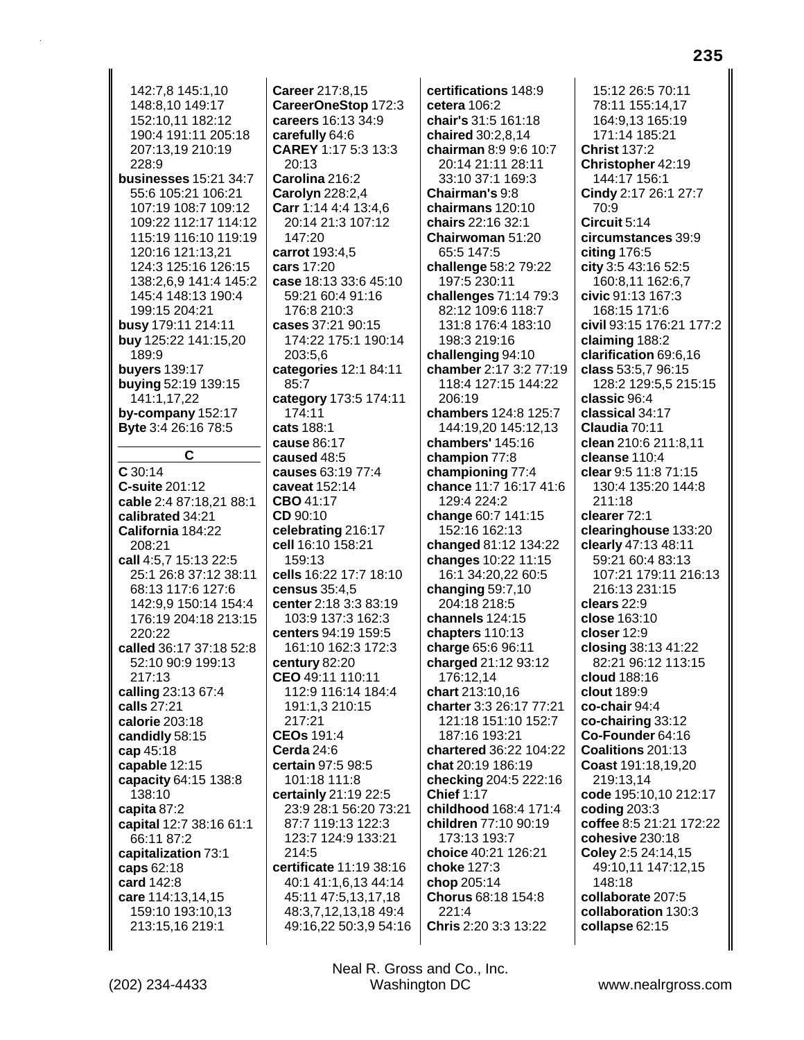142:7,8 145:1,10 148:8,10 149:17 152:10,11 182:12 190:4 191:11 205:18 207:13,19 210:19 228:9
**businesses** 15:21 34:7 55:6 105:21 106:21 107:19 108:7 109:12 109:22 112:17 114:12 115:19 116:10 119:19 120:16 121:13,21 124:3 125:16 126:15 138:2,6,9 141:4 145:2 145:4 148:13 190:4 199:15 204:21
**busy** 179:11 214:11
**buy** 125:22 141:15,20 189:9
**buyers** 139:17
**buying** 52:19 139:15 141:1,17,22
**by-company** 152:17
**Byte** 3:4 26:16 78:5

## C

**C** 30:14
**C-suite** 201:12
**cable** 2:4 87:18,21 88:1
**calibrated** 34:21
**California** 184:22 208:21
**call** 4:5,7 15:13 22:5 25:1 26:8 37:12 38:11 68:13 117:6 127:6 142:9,9 150:14 154:4 176:19 204:18 213:15 220:22
**called** 36:17 37:18 52:8 52:10 90:9 199:13 217:13
**calling** 23:13 67:4
**calls** 27:21
**calorie** 203:18
**candidly** 58:15
**cap** 45:18
**capable** 12:15
**capacity** 64:15 138:8 138:10
**capita** 87:2
**capital** 12:7 38:16 61:1 66:11 87:2
**capitalization** 73:1
**caps** 62:18
**card** 142:8
**care** 114:13,14,15 159:10 193:10,13 213:15,16 219:1
**Career** 217:8,15
**CareerOneStop** 172:3
**careers** 16:13 34:9
**carefully** 64:6
**CAREY** 1:17 5:3 13:3 20:13
**Carolina** 216:2
**Carolyn** 228:2,4
**Carr** 1:14 4:4 13:4,6 20:14 21:3 107:12 147:20
**carrot** 193:4,5
**cars** 17:20
**case** 18:13 33:6 45:10 59:21 60:4 91:16 176:8 210:3
**cases** 37:21 90:15 174:22 175:1 190:14 203:5,6
**categories** 12:1 84:11 85:7
**category** 173:5 174:11 174:11
**cats** 188:1
**cause** 86:17
**caused** 48:5
**causes** 63:19 77:4
**caveat** 152:14
**CBO** 41:17
**CD** 90:10
**celebrating** 216:17
**cell** 16:10 158:21 159:13
**cells** 16:22 17:7 18:10
**census** 35:4,5
**center** 2:18 3:3 83:19 103:9 137:3 162:3
**centers** 94:19 159:5 161:10 162:3 172:3
**century** 82:20
**CEO** 49:11 110:11 112:9 116:14 184:4 191:1,3 210:15 217:21
**CEOs** 191:4
**Cerda** 24:6
**certain** 97:5 98:5 101:18 111:8
**certainly** 21:19 22:5 23:9 28:1 56:20 73:21 87:7 119:13 122:3 123:7 124:9 133:21 214:5
**certificate** 11:19 38:16 40:1 41:1,6,13 44:14 45:11 47:5,13,17,18 48:3,7,12,13,18 49:4 49:16,22 50:3,9 54:16
**certifications** 148:9
**cetera** 106:2
**chair's** 31:5 161:18
**chaired** 30:2,8,14
**chairman** 8:9 9:6 10:7 20:14 21:11 28:11 33:10 37:1 169:3
**Chairman's** 9:8
**chairmans** 120:10
**chairs** 22:16 32:1
**Chairwoman** 51:20 65:5 147:5
**challenge** 58:2 79:22 197:5 230:11
**challenges** 71:14 79:3 82:12 109:6 118:7 131:8 176:4 183:10 198:3 219:16
**challenging** 94:10
**chamber** 2:17 3:2 77:19 118:4 127:15 144:22 206:19
**chambers** 124:8 125:7 144:19,20 145:12,13
**chambers'** 145:16
**champion** 77:8
**championing** 77:4
**chance** 11:7 16:17 41:6 129:4 224:2
**change** 60:7 141:15 152:16 162:13
**changed** 81:12 134:22
**changes** 10:22 11:15 16:1 34:20,22 60:5
**changing** 59:7,10 204:18 218:5
**channels** 124:15
**chapters** 110:13
**charge** 65:6 96:11
**charged** 21:12 93:12 176:12,14
**chart** 213:10,16
**charter** 3:3 26:17 77:21 121:18 151:10 152:7 187:16 193:21
**chartered** 36:22 104:22
**chat** 20:19 186:19
**checking** 204:5 222:16
**Chief** 1:17
**childhood** 168:4 171:4
**children** 77:10 90:19 173:13 193:7
**choice** 40:21 126:21
**choke** 127:3
**chop** 205:14
**Chorus** 68:18 154:8 221:4
**Chris** 2:20 3:3 13:22 15:12 26:5 70:11 78:11 155:14,17 164:9,13 165:19 171:14 185:21
**Christ** 137:2
**Christopher** 42:19 144:17 156:1
**Cindy** 2:17 26:1 27:7 70:9
**Circuit** 5:14
**circumstances** 39:9
**citing** 176:5
**city** 3:5 43:16 52:5 160:8,11 162:6,7
**civic** 91:13 167:3 168:15 171:6
**civil** 93:15 176:21 177:2
**claiming** 188:2
**clarification** 69:6,16
**class** 53:5,7 96:15 128:2 129:5,5 215:15
**classic** 96:4
**classical** 34:17
**Claudia** 70:11
**clean** 210:6 211:8,11
**cleanse** 110:4
**clear** 9:5 11:8 71:15 130:4 135:20 144:8 211:18
**clearer** 72:1
**clearinghouse** 133:20
**clearly** 47:13 48:11 59:21 60:4 83:13 107:21 179:11 216:13 216:13 231:15
**clears** 22:9
**close** 163:10
**closer** 12:9
**closing** 38:13 41:22 82:21 96:12 113:15
**cloud** 188:16
**clout** 189:9
**co-chair** 94:4
**co-chairing** 33:12
**Co-Founder** 64:16
**Coalitions** 201:13
**Coast** 191:18,19,20 219:13,14
**code** 195:10,10 212:17
**coding** 203:3
**coffee** 8:5 21:21 172:22
**cohesive** 230:18
**Coley** 2:5 24:14,15 49:10,11 147:12,15 148:18
**collaborate** 207:5
**collaboration** 130:3
**collapse** 62:15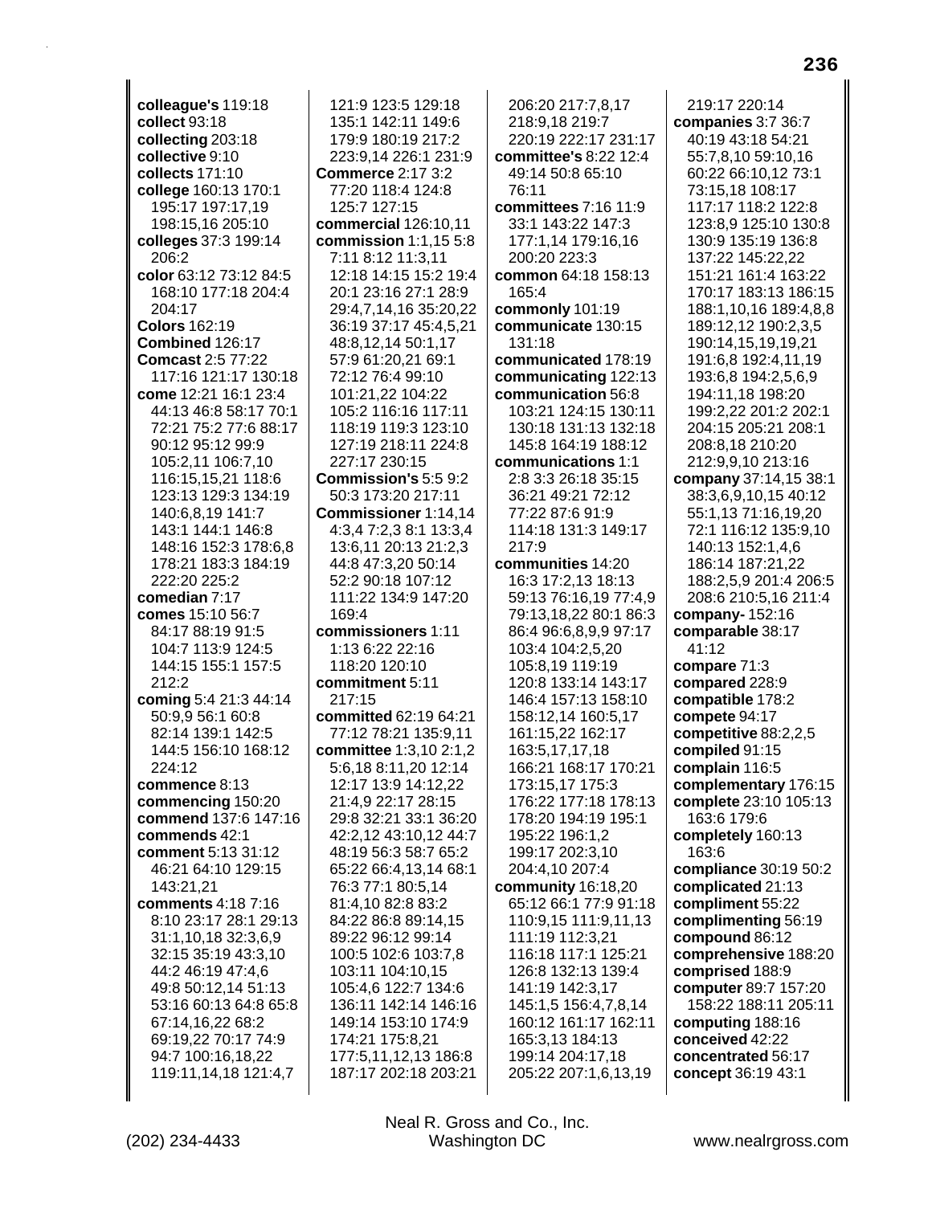**colleague's** 119:18
**collect** 93:18
**collecting** 203:18
**collective** 9:10
**collects** 171:10
**college** 160:13 170:1 195:17 197:17,19 198:15,16 205:10
**colleges** 37:3 199:14 206:2
**color** 63:12 73:12 84:5 168:10 177:18 204:4 204:17
**Colors** 162:19
**Combined** 126:17
**Comcast** 2:5 77:22 117:16 121:17 130:18
**come** 12:21 16:1 23:4 44:13 46:8 58:17 70:1 72:21 75:2 77:6 88:17 90:12 95:12 99:9 105:2,11 106:7,10 116:15,15,21 118:6 123:13 129:3 134:19 140:6,8,19 141:7 143:1 144:1 146:8 148:16 152:3 178:6,8 178:21 183:3 184:19 222:20 225:2
**comedian** 7:17
**comes** 15:10 56:7 84:17 88:19 91:5 104:7 113:9 124:5 144:15 155:1 157:5 212:2
**coming** 5:4 21:3 44:14 50:9,9 56:1 60:8 82:14 139:1 142:5 144:5 156:10 168:12 224:12
**commence** 8:13
**commencing** 150:20
**commend** 137:6 147:16
**commends** 42:1
**comment** 5:13 31:12 46:21 64:10 129:15 143:21,21
**comments** 4:18 7:16 8:10 23:17 28:1 29:13 31:1,10,18 32:3,6,9 32:15 35:19 43:3,10 44:2 46:19 47:4,6 49:8 50:12,14 51:13 53:16 60:13 64:8 65:8 67:14,16,22 68:2 69:19,22 70:17 74:9 94:7 100:16,18,22 119:11,14,18 121:4,7 121:9 123:5 129:18 135:1 142:11 149:6 179:9 180:19 217:2 223:9,14 226:1 231:9
**Commerce** 2:17 3:2 77:20 118:4 124:8 125:7 127:15
**commercial** 126:10,11
**commission** 1:1,15 5:8 7:11 8:12 11:3,11 12:18 14:15 15:2 19:4 20:1 23:16 27:1 28:9 29:4,7,14,16 35:20,22 36:19 37:17 45:4,5,21 48:8,12,14 50:1,17 57:9 61:20,21 69:1 72:12 76:4 99:10 101:21,22 104:22 105:2 116:16 117:11 118:19 119:3 123:10 127:19 218:11 224:8 227:17 230:15
**Commission's** 5:5 9:2 50:3 173:20 217:11
**Commissioner** 1:14,14 4:3,4 7:2,3 8:1 13:3,4 13:6,11 20:13 21:2,3 44:8 47:3,20 50:14 52:2 90:18 107:12 111:22 134:9 147:20 169:4
**commissioners** 1:11 1:13 6:22 22:16 118:20 120:10
**commitment** 5:11 217:15
**committed** 62:19 64:21 77:12 78:21 135:9,11
**committee** 1:3,10 2:1,2 5:6,18 8:11,20 12:14 12:17 13:9 14:12,22 21:4,9 22:17 28:15 29:8 32:21 33:1 36:20 42:2,12 43:10,12 44:7 48:19 56:3 58:7 65:2 65:22 66:4,13,14 68:1 76:3 77:1 80:5,14 81:4,10 82:8 83:2 84:22 86:8 89:14,15 89:22 96:12 99:14 100:5 102:6 103:7,8 103:11 104:10,15 105:4,6 122:7 134:6 136:11 142:14 146:16 149:14 153:10 174:9 174:21 175:8,21 177:5,11,12,13 186:8 187:17 202:18 203:21 206:20 217:7,8,17 218:9,18 219:7 220:19 222:17 231:17
**committee's** 8:22 12:4 49:14 50:8 65:10 76:11
**committees** 7:16 11:9 33:1 143:22 147:3 177:1,14 179:16,16 200:20 223:3
**common** 64:18 158:13 165:4
**commonly** 101:19
**communicate** 130:15 131:18
**communicated** 178:19
**communicating** 122:13
**communication** 56:8 103:21 124:15 130:11 130:18 131:13 132:18 145:8 164:19 188:12
**communications** 1:1 2:8 3:3 26:18 35:15 36:21 49:21 72:12 77:22 87:6 91:9 114:18 131:3 149:17 217:9
**communities** 14:20 16:3 17:2,13 18:13 59:13 76:16,19 77:4,9 79:13,18,22 80:1 86:3 86:4 96:6,8,9,9 97:17 103:4 104:2,5,20 105:8,19 119:19 120:8 133:14 143:17 146:4 157:13 158:10 158:12,14 160:5,17 161:15,22 162:17 163:5,17,17,18 166:21 168:17 170:21 173:15,17 175:3 176:22 177:18 178:13 178:20 194:19 195:1 195:22 196:1,2 199:17 202:3,10 204:4,10 207:4
**community** 16:18,20 65:12 66:1 77:9 91:18 110:9,15 111:9,11,13 111:19 112:3,21 116:18 117:1 125:21 126:8 132:13 139:4 141:19 142:3,17 145:1,5 156:4,7,8,14 160:12 161:17 162:11 165:3,13 184:13 199:14 204:17,18 205:22 207:1,6,13,19 219:17 220:14
**companies** 3:7 36:7 40:19 43:18 54:21 55:7,8,10 59:10,16 60:22 66:10,12 73:1 73:15,18 108:17 117:17 118:2 122:8 123:8,9 125:10 130:8 130:9 135:19 136:8 137:22 145:22,22 151:21 161:4 163:22 170:17 183:13 186:15 188:1,10,16 189:4,8,8 189:12,12 190:2,3,5 190:14,15,19,19,21 191:6,8 192:4,11,19 193:6,8 194:2,5,6,9 194:11,18 198:20 199:2,22 201:2 202:1 204:15 205:21 208:1 208:8,18 210:20 212:9,9,10 213:16
**company** 37:14,15 38:1 38:3,6,9,10,15 40:12 55:1,13 71:16,19,20 72:1 116:12 135:9,10 140:13 152:1,4,6 186:14 187:21,22 188:2,5,9 201:4 206:5 208:6 210:5,16 211:4
**company-** 152:16
**comparable** 38:17 41:12
**compare** 71:3
**compared** 228:9
**compatible** 178:2
**compete** 94:17
**competitive** 88:2,2,5
**compiled** 91:15
**complain** 116:5
**complementary** 176:15
**complete** 23:10 105:13 163:6 179:6
**completely** 160:13 163:6
**compliance** 30:19 50:2
**complicated** 21:13
**compliment** 55:22
**complimenting** 56:19
**compound** 86:12
**comprehensive** 188:20
**comprised** 188:9
**computer** 89:7 157:20 158:22 188:11 205:11
**computing** 188:16
**conceived** 42:22
**concentrated** 56:17
**concept** 36:19 43:1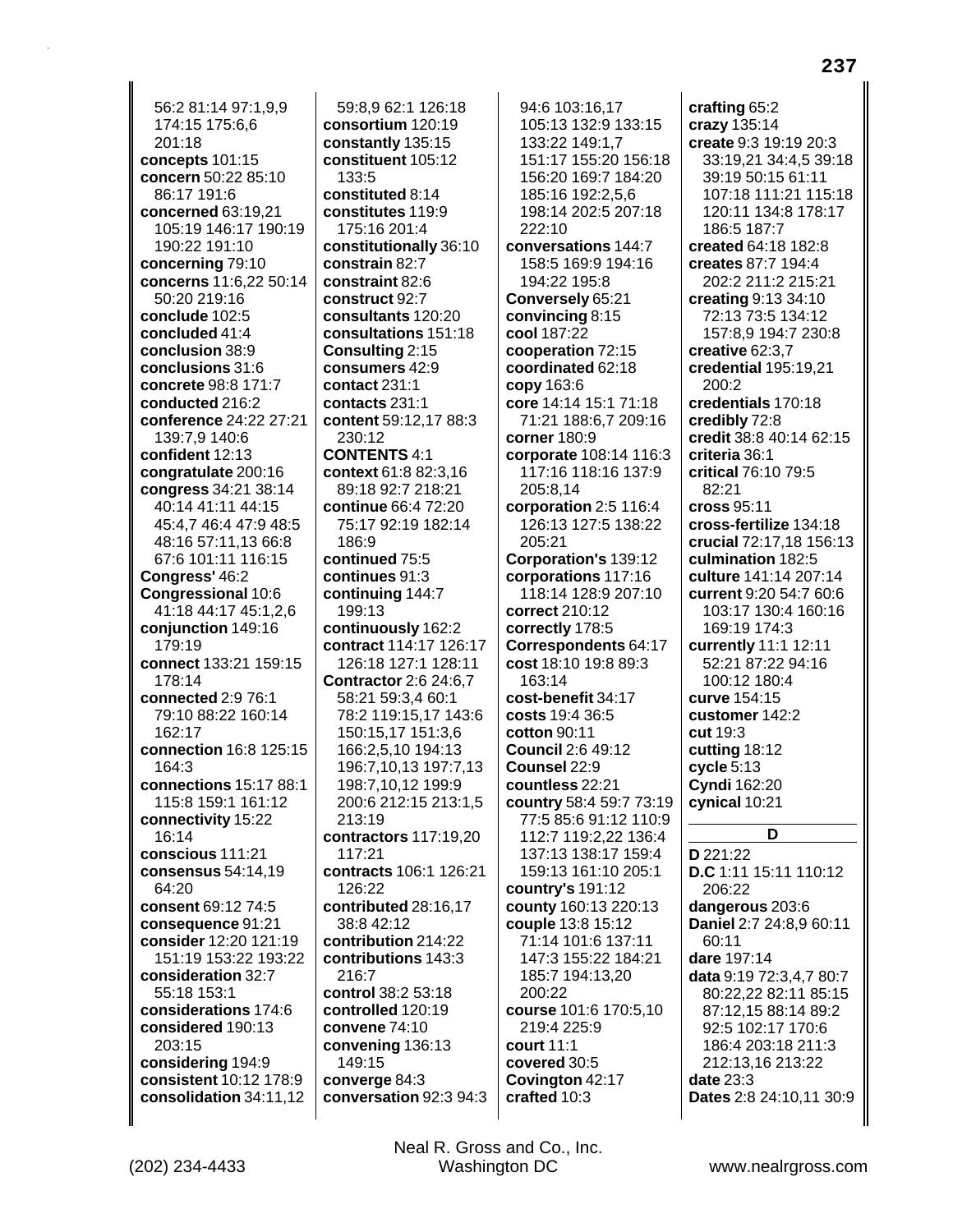56:2 81:14 97:1,9,9 174:15 175:6,6 201:18
**concepts** 101:15
**concern** 50:22 85:10 86:17 191:6
**concerned** 63:19,21 105:19 146:17 190:19 190:22 191:10
**concerning** 79:10
**concerns** 11:6,22 50:14 50:20 219:16
**conclude** 102:5
**concluded** 41:4
**conclusion** 38:9
**conclusions** 31:6
**concrete** 98:8 171:7
**conducted** 216:2
**conference** 24:22 27:21 139:7,9 140:6
**confident** 12:13
**congratulate** 200:16
**congress** 34:21 38:14 40:14 41:11 44:15 45:4,7 46:4 47:9 48:5 48:16 57:11,13 66:8 67:6 101:11 116:15
**Congress'** 46:2
**Congressional** 10:6 41:18 44:17 45:1,2,6
**conjunction** 149:16 179:19
**connect** 133:21 159:15 178:14
**connected** 2:9 76:1 79:10 88:22 160:14 162:17
**connection** 16:8 125:15 164:3
**connections** 15:17 88:1 115:8 159:1 161:12
**connectivity** 15:22 16:14
**conscious** 111:21
**consensus** 54:14,19 64:20
**consent** 69:12 74:5
**consequence** 91:21
**consider** 12:20 121:19 151:19 153:22 193:22
**consideration** 32:7 55:18 153:1
**considerations** 174:6
**considered** 190:13 203:15
**considering** 194:9
**consistent** 10:12 178:9
**consolidation** 34:11,12 59:8,9 62:1 126:18
**consortium** 120:19
**constantly** 135:15
**constituent** 105:12 133:5
**constituted** 8:14
**constitutes** 119:9 175:16 201:4
**constitutionally** 36:10
**constrain** 82:7
**constraint** 82:6
**construct** 92:7
**consultants** 120:20
**consultations** 151:18
**Consulting** 2:15
**consumers** 42:9
**contact** 231:1
**contacts** 231:1
**content** 59:12,17 88:3 230:12
**CONTENTS** 4:1
**context** 61:8 82:3,16 89:18 92:7 218:21
**continue** 66:4 72:20 75:17 92:19 182:14 186:9
**continued** 75:5
**continues** 91:3
**continuing** 144:7 199:13
**continuously** 162:2
**contract** 114:17 126:17 126:18 127:1 128:11
**Contractor** 2:6 24:6,7 58:21 59:3,4 60:1 78:2 119:15,17 143:6 150:15,17 151:3,6 166:2,5,10 194:13 196:7,10,13 197:7,13 198:7,10,12 199:9 200:6 212:15 213:1,5 213:19
**contractors** 117:19,20 117:21
**contracts** 106:1 126:21 126:22
**contributed** 28:16,17 38:8 42:12
**contribution** 214:22
**contributions** 143:3 216:7
**control** 38:2 53:18
**controlled** 120:19
**convene** 74:10
**convening** 136:13 149:15
**converge** 84:3
**conversation** 92:3 94:3 94:6 103:16,17 105:13 132:9 133:15 133:22 149:1,7 151:17 155:20 156:18 156:20 169:7 184:20 185:16 192:2,5,6 198:14 202:5 207:18 222:10
**conversations** 144:7 158:5 169:9 194:16 194:22 195:8
**Conversely** 65:21
**convincing** 8:15
**cool** 187:22
**cooperation** 72:15
**coordinated** 62:18
**copy** 163:6
**core** 14:14 15:1 71:18 71:21 188:6,7 209:16
**corner** 180:9
**corporate** 108:14 116:3 117:16 118:16 137:9 205:8,14
**corporation** 2:5 116:4 126:13 127:5 138:22 205:21
**Corporation's** 139:12
**corporations** 117:16 118:14 128:9 207:10
**correct** 210:12
**correctly** 178:5
**Correspondents** 64:17
**cost** 18:10 19:8 89:3 163:14
**cost-benefit** 34:17
**costs** 19:4 36:5
**cotton** 90:11
**Council** 2:6 49:12
**Counsel** 22:9
**countless** 22:21
**country** 58:4 59:7 73:19 77:5 85:6 91:12 110:9 112:7 119:2,22 136:4 137:13 138:17 159:4 159:13 161:10 205:1
**country's** 191:12
**county** 160:13 220:13
**couple** 13:8 15:12 71:14 101:6 137:11 147:3 155:22 184:21 185:7 194:13,20 200:22
**course** 101:6 170:5,10 219:4 225:9
**court** 11:1
**covered** 30:5
**Covington** 42:17
**crafted** 10:3
**crafting** 65:2
**crazy** 135:14
**create** 9:3 19:19 20:3 33:19,21 34:4,5 39:18 39:19 50:15 61:11 107:18 111:21 115:18 120:11 134:8 178:17 186:5 187:7
**created** 64:18 182:8
**creates** 87:7 194:4 202:2 211:2 215:21
**creating** 9:13 34:10 72:13 73:5 134:12 157:8,9 194:7 230:8
**creative** 62:3,7
**credential** 195:19,21 200:2
**credentials** 170:18
**credibly** 72:8
**credit** 38:8 40:14 62:15
**criteria** 36:1
**critical** 76:10 79:5 82:21
**cross** 95:11
**cross-fertilize** 134:18
**crucial** 72:17,18 156:13
**culmination** 182:5
**culture** 141:14 207:14
**current** 9:20 54:7 60:6 103:17 130:4 160:16 169:19 174:3
**currently** 11:1 12:11 52:21 87:22 94:16 100:12 180:4
**curve** 154:15
**customer** 142:2
**cut** 19:3
**cutting** 18:12
**cycle** 5:13
**Cyndi** 162:20
**cynical** 10:21

## D

**D** 221:22
**D.C** 1:11 15:11 110:12 206:22
**dangerous** 203:6
**Daniel** 2:7 24:8,9 60:11 60:11
**dare** 197:14
**data** 9:19 72:3,4,7 80:7 80:22,22 82:11 85:15 87:12,15 88:14 89:2 92:5 102:17 170:6 186:4 203:18 211:3 212:13,16 213:22
**date** 23:3
**Dates** 2:8 24:10,11 30:9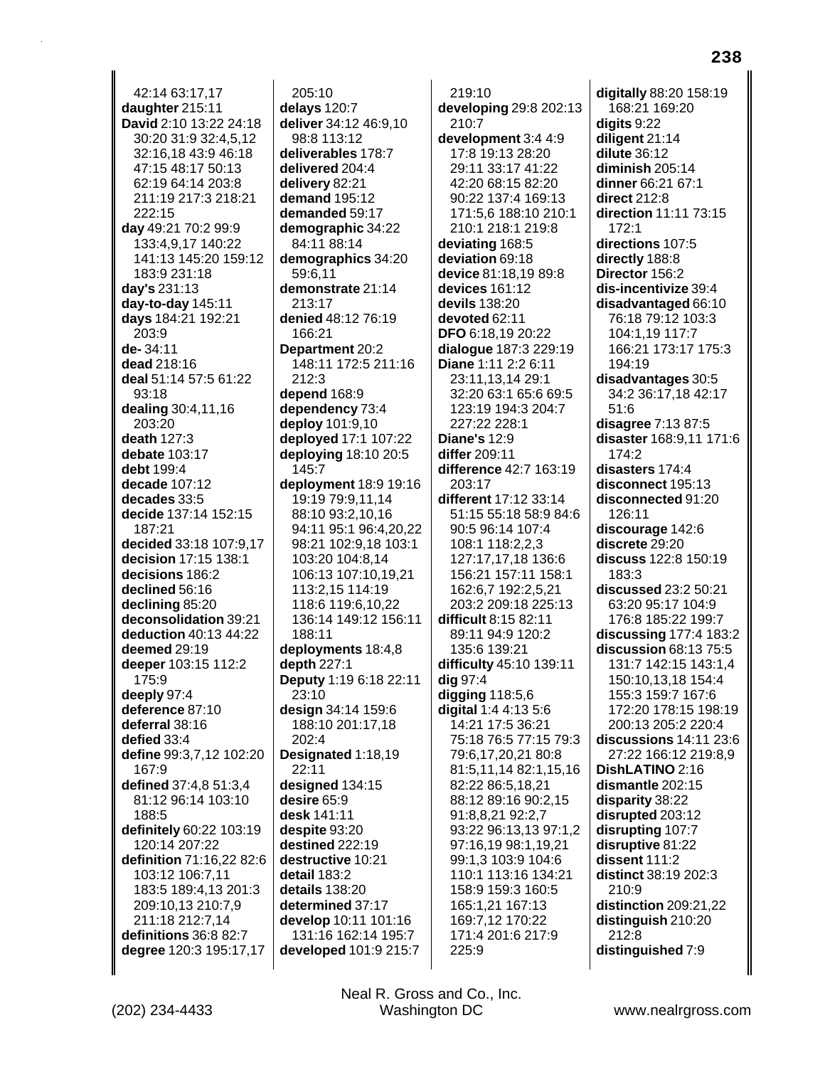42:14 63:17,17
**daughter** 215:11
**David** 2:10 13:22 24:18 30:20 31:9 32:4,5,12 32:16,18 43:9 46:18 47:15 48:17 50:13 62:19 64:14 203:8 211:19 217:3 218:21 222:15
**day** 49:21 70:2 99:9 133:4,9,17 140:22 141:13 145:20 159:12 183:9 231:18
**day's** 231:13
**day-to-day** 145:11
**days** 184:21 192:21 203:9
**de-** 34:11
**dead** 218:16
**deal** 51:14 57:5 61:22 93:18
**dealing** 30:4,11,16 203:20
**death** 127:3
**debate** 103:17
**debt** 199:4
**decade** 107:12
**decades** 33:5
**decide** 137:14 152:15 187:21
**decided** 33:18 107:9,17
**decision** 17:15 138:1
**decisions** 186:2
**declined** 56:16
**declining** 85:20
**deconsolidation** 39:21
**deduction** 40:13 44:22
**deemed** 29:19
**deeper** 103:15 112:2 175:9
**deeply** 97:4
**deference** 87:10
**deferral** 38:16
**defied** 33:4
**define** 99:3,7,12 102:20 167:9
**defined** 37:4,8 51:3,4 81:12 96:14 103:10 188:5
**definitely** 60:22 103:19 120:14 207:22
**definition** 71:16,22 82:6 103:12 106:7,11 183:5 189:4,13 201:3 209:10,13 210:7,9 211:18 212:7,14
**definitions** 36:8 82:7
**degree** 120:3 195:17,17
205:10
**delays** 120:7
**deliver** 34:12 46:9,10 98:8 113:12
**deliverables** 178:7
**delivered** 204:4
**delivery** 82:21
**demand** 195:12
**demanded** 59:17
**demographic** 34:22 84:11 88:14
**demographics** 34:20 59:6,11
**demonstrate** 21:14 213:17
**denied** 48:12 76:19 166:21
**Department** 20:2 148:11 172:5 211:16 212:3
**depend** 168:9
**dependency** 73:4
**deploy** 101:9,10
**deployed** 17:1 107:22
**deploying** 18:10 20:5 145:7
**deployment** 18:9 19:16 19:19 79:9,11,14 88:10 93:2,10,16 94:11 95:1 96:4,20,22 98:21 102:9,18 103:1 103:20 104:8,14 106:13 107:10,19,21 113:2,15 114:19 118:6 119:6,10,22 136:14 149:12 156:11 188:11
**deployments** 18:4,8
**depth** 227:1
**Deputy** 1:19 6:18 22:11 23:10
**design** 34:14 159:6 188:10 201:17,18 202:4
**Designated** 1:18,19 22:11
**designed** 134:15
**desire** 65:9
**desk** 141:11
**despite** 93:20
**destined** 222:19
**destructive** 10:21
**detail** 183:2
**details** 138:20
**determined** 37:17
**develop** 10:11 101:16 131:16 162:14 195:7
**developed** 101:9 215:7
219:10
**developing** 29:8 202:13 210:7
**development** 3:4 4:9 17:8 19:13 28:20 29:11 33:17 41:22 42:20 68:15 82:20 90:22 137:4 169:13 171:5,6 188:10 210:1 210:1 218:1 219:8
**deviating** 168:5
**deviation** 69:18
**device** 81:18,19 89:8
**devices** 161:12
**devils** 138:20
**devoted** 62:11
**DFO** 6:18,19 20:22
**dialogue** 187:3 229:19
**Diane** 1:11 2:2 6:11 23:11,13,14 29:1 32:20 63:1 65:6 69:5 123:19 194:3 204:7 227:22 228:1
**Diane's** 12:9
**differ** 209:11
**difference** 42:7 163:19 203:17
**different** 17:12 33:14 51:15 55:18 58:9 84:6 90:5 96:14 107:4 108:1 118:2,2,3 127:17,17,18 136:6 156:21 157:11 158:1 162:6,7 192:2,5,21 203:2 209:18 225:13
**difficult** 8:15 82:11 89:11 94:9 120:2 135:6 139:21
**difficulty** 45:10 139:11
**dig** 97:4
**digging** 118:5,6
**digital** 1:4 4:13 5:6 14:21 17:5 36:21 75:18 76:5 77:15 79:3 79:6,17,20,21 80:8 81:5,11,14 82:1,15,16 82:22 86:5,18,21 88:12 89:16 90:2,15 91:8,8,21 92:2,7 93:22 96:13,13 97:1,2 97:16,19 98:1,19,21 99:1,3 103:9 104:6 110:1 113:16 134:21 158:9 159:3 160:5 165:1,21 167:13 169:7,12 170:22 171:4 201:6 217:9 225:9
**digitally** 88:20 158:19 168:21 169:20
**digits** 9:22
**diligent** 21:14
**dilute** 36:12
**diminish** 205:14
**dinner** 66:21 67:1
**direct** 212:8
**direction** 11:11 73:15 172:1
**directions** 107:5
**directly** 188:8
**Director** 156:2
**dis-incentivize** 39:4
**disadvantaged** 66:10 76:18 79:12 103:3 104:1,19 117:7 166:21 173:17 175:3 194:19
**disadvantages** 30:5 34:2 36:17,18 42:17 51:6
**disagree** 7:13 87:5
**disaster** 168:9,11 171:6 174:2
**disasters** 174:4
**disconnect** 195:13
**disconnected** 91:20 126:11
**discourage** 142:6
**discrete** 29:20
**discuss** 122:8 150:19 183:3
**discussed** 23:2 50:21 63:20 95:17 104:9 176:8 185:22 199:7
**discussing** 177:4 183:2
**discussion** 68:13 75:5 131:7 142:15 143:1,4 150:10,13,18 154:4 155:3 159:7 167:6 172:20 178:15 198:19 200:13 205:2 220:4
**discussions** 14:11 23:6 27:22 166:12 219:8,9
**DishLATINO** 2:16
**dismantle** 202:15
**disparity** 38:22
**disrupted** 203:12
**disrupting** 107:7
**disruptive** 81:22
**dissent** 111:2
**distinct** 38:19 202:3 210:9
**distinction** 209:21,22
**distinguish** 210:20 212:8
**distinguished** 7:9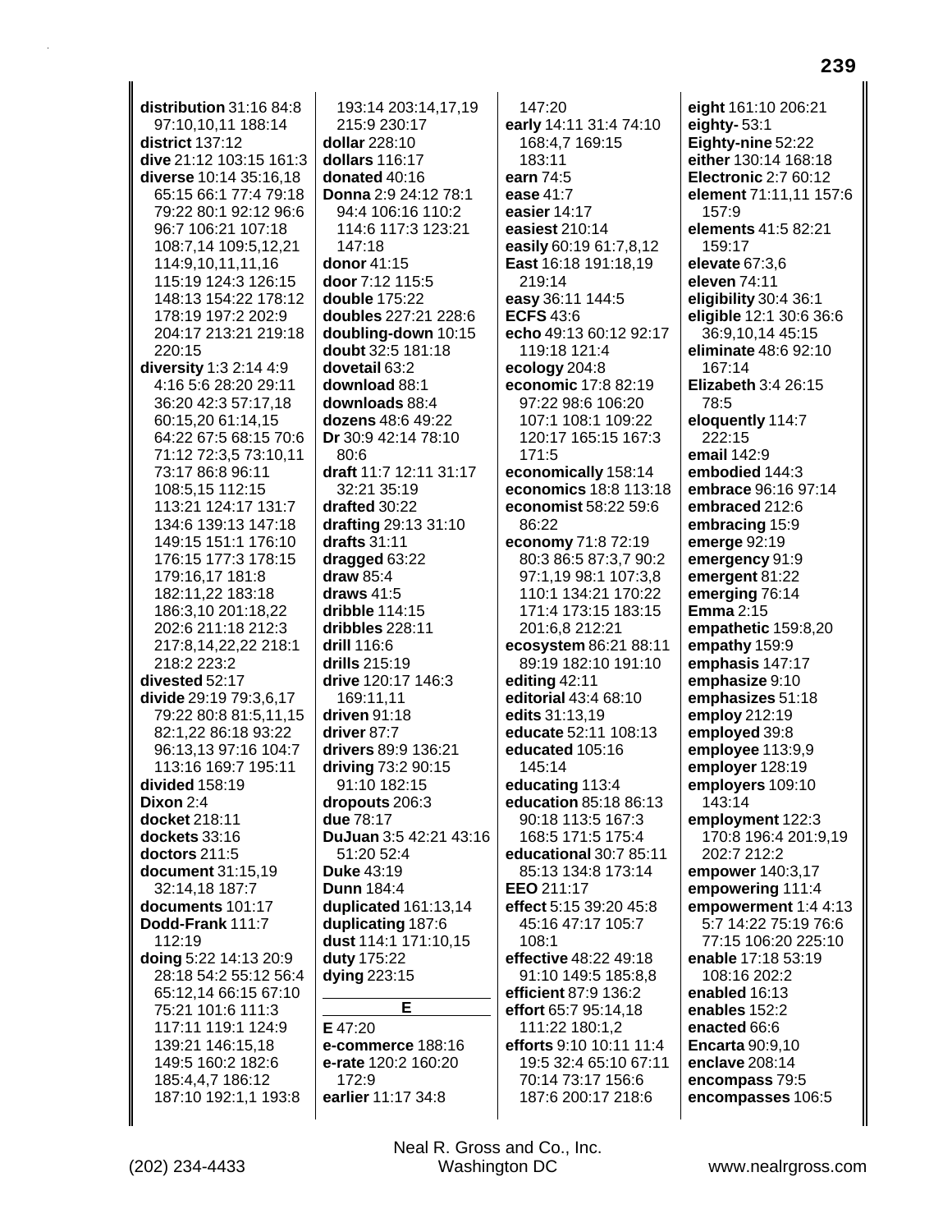**distribution** 31:16 84:8 97:10,10,11 188:14
**district** 137:12
**dive** 21:12 103:15 161:3
**diverse** 10:14 35:16,18 65:15 66:1 77:4 79:18 79:22 80:1 92:12 96:6 96:7 106:21 107:18 108:7,14 109:5,12,21 114:9,10,11,11,16 115:19 124:3 126:15 148:13 154:22 178:12 178:19 197:2 202:9 204:17 213:21 219:18 220:15
**diversity** 1:3 2:14 4:9 4:16 5:6 28:20 29:11 36:20 42:3 57:17,18 60:15,20 61:14,15 64:22 67:5 68:15 70:6 71:12 72:3,5 73:10,11 73:17 86:8 96:11 108:5,15 112:15 113:21 124:17 131:7 134:6 139:13 147:18 149:15 151:1 176:10 176:15 177:3 178:15 179:16,17 181:8 182:11,22 183:18 186:3,10 201:18,22 202:6 211:18 212:3 217:8,14,22,22 218:1 218:2 223:2
**divested** 52:17
**divide** 29:19 79:3,6,17 79:22 80:8 81:5,11,15 82:1,22 86:18 93:22 96:13,13 97:16 104:7 113:16 169:7 195:11
**divided** 158:19
**Dixon** 2:4
**docket** 218:11
**dockets** 33:16
**doctors** 211:5
**document** 31:15,19 32:14,18 187:7
**documents** 101:17
**Dodd-Frank** 111:7 112:19
**doing** 5:22 14:13 20:9 28:18 54:2 55:12 56:4 65:12,14 66:15 67:10 75:21 101:6 111:3 117:11 119:1 124:9 139:21 146:15,18 149:5 160:2 182:6 185:4,4,7 186:12 187:10 192:1,1 193:8 193:14 203:14,17,19 215:9 230:17
**dollar** 228:10
**dollars** 116:17
**donated** 40:16
**Donna** 2:9 24:12 78:1 94:4 106:16 110:2 114:6 117:3 123:21 147:18
**donor** 41:15
**door** 7:12 115:5
**double** 175:22
**doubles** 227:21 228:6
**doubling-down** 10:15
**doubt** 32:5 181:18
**dovetail** 63:2
**download** 88:1
**downloads** 88:4
**dozens** 48:6 49:22
**Dr** 30:9 42:14 78:10 80:6
**draft** 11:7 12:11 31:17 32:21 35:19
**drafted** 30:22
**drafting** 29:13 31:10
**drafts** 31:11
**dragged** 63:22
**draw** 85:4
**draws** 41:5
**dribble** 114:15
**dribbles** 228:11
**drill** 116:6
**drills** 215:19
**drive** 120:17 146:3 169:11,11
**driven** 91:18
**driver** 87:7
**drivers** 89:9 136:21
**driving** 73:2 90:15 91:10 182:15
**dropouts** 206:3
**due** 78:17
**DuJuan** 3:5 42:21 43:16 51:20 52:4
**Duke** 43:19
**Dunn** 184:4
**duplicated** 161:13,14
**duplicating** 187:6
**dust** 114:1 171:10,15
**duty** 175:22
**dying** 223:15

## E

**E** 47:20
**e-commerce** 188:16
**e-rate** 120:2 160:20 172:9
**earlier** 11:17 34:8 147:20
**early** 14:11 31:4 74:10 168:4,7 169:15 183:11
**earn** 74:5
**ease** 41:7
**easier** 14:17
**easiest** 210:14
**easily** 60:19 61:7,8,12
**East** 16:18 191:18,19 219:14
**easy** 36:11 144:5
**ECFS** 43:6
**echo** 49:13 60:12 92:17 119:18 121:4
**ecology** 204:8
**economic** 17:8 82:19 97:22 98:6 106:20 107:1 108:1 109:22 120:17 165:15 167:3 171:5
**economically** 158:14
**economics** 18:8 113:18
**economist** 58:22 59:6 86:22
**economy** 71:8 72:19 80:3 86:5 87:3,7 90:2 97:1,19 98:1 107:3,8 110:1 134:21 170:22 171:4 173:15 183:15 201:6,8 212:21
**ecosystem** 86:21 88:11 89:19 182:10 191:10
**editing** 42:11
**editorial** 43:4 68:10
**edits** 31:13,19
**educate** 52:11 108:13
**educated** 105:16 145:14
**educating** 113:4
**education** 85:18 86:13 90:18 113:5 167:3 168:5 171:5 175:4
**educational** 30:7 85:11 85:13 134:8 173:14
**EEO** 211:17
**effect** 5:15 39:20 45:8 45:16 47:17 105:7 108:1
**effective** 48:22 49:18 91:10 149:5 185:8,8
**efficient** 87:9 136:2
**effort** 65:7 95:14,18 111:22 180:1,2
**efforts** 9:10 10:11 11:4 19:5 32:4 65:10 67:11 70:14 73:17 156:6 187:6 200:17 218:6
**eight** 161:10 206:21
**eighty-** 53:1
**Eighty-nine** 52:22
**either** 130:14 168:18
**Electronic** 2:7 60:12
**element** 71:11,11 157:6 157:9
**elements** 41:5 82:21 159:17
**elevate** 67:3,6
**eleven** 74:11
**eligibility** 30:4 36:1
**eligible** 12:1 30:6 36:6 36:9,10,14 45:15
**eliminate** 48:6 92:10 167:14
**Elizabeth** 3:4 26:15 78:5
**eloquently** 114:7 222:15
**email** 142:9
**embodied** 144:3
**embrace** 96:16 97:14
**embraced** 212:6
**embracing** 15:9
**emerge** 92:19
**emergency** 91:9
**emergent** 81:22
**emerging** 76:14
**Emma** 2:15
**empathetic** 159:8,20
**empathy** 159:9
**emphasis** 147:17
**emphasize** 9:10
**emphasizes** 51:18
**employ** 212:19
**employed** 39:8
**employee** 113:9,9
**employer** 128:19
**employers** 109:10 143:14
**employment** 122:3 170:8 196:4 201:9,19 202:7 212:2
**empower** 140:3,17
**empowering** 111:4
**empowerment** 1:4 4:13 5:7 14:22 75:19 76:6 77:15 106:20 225:10
**enable** 17:18 53:19 108:16 202:2
**enabled** 16:13
**enables** 152:2
**enacted** 66:6
**Encarta** 90:9,10
**enclave** 208:14
**encompass** 79:5
**encompasses** 106:5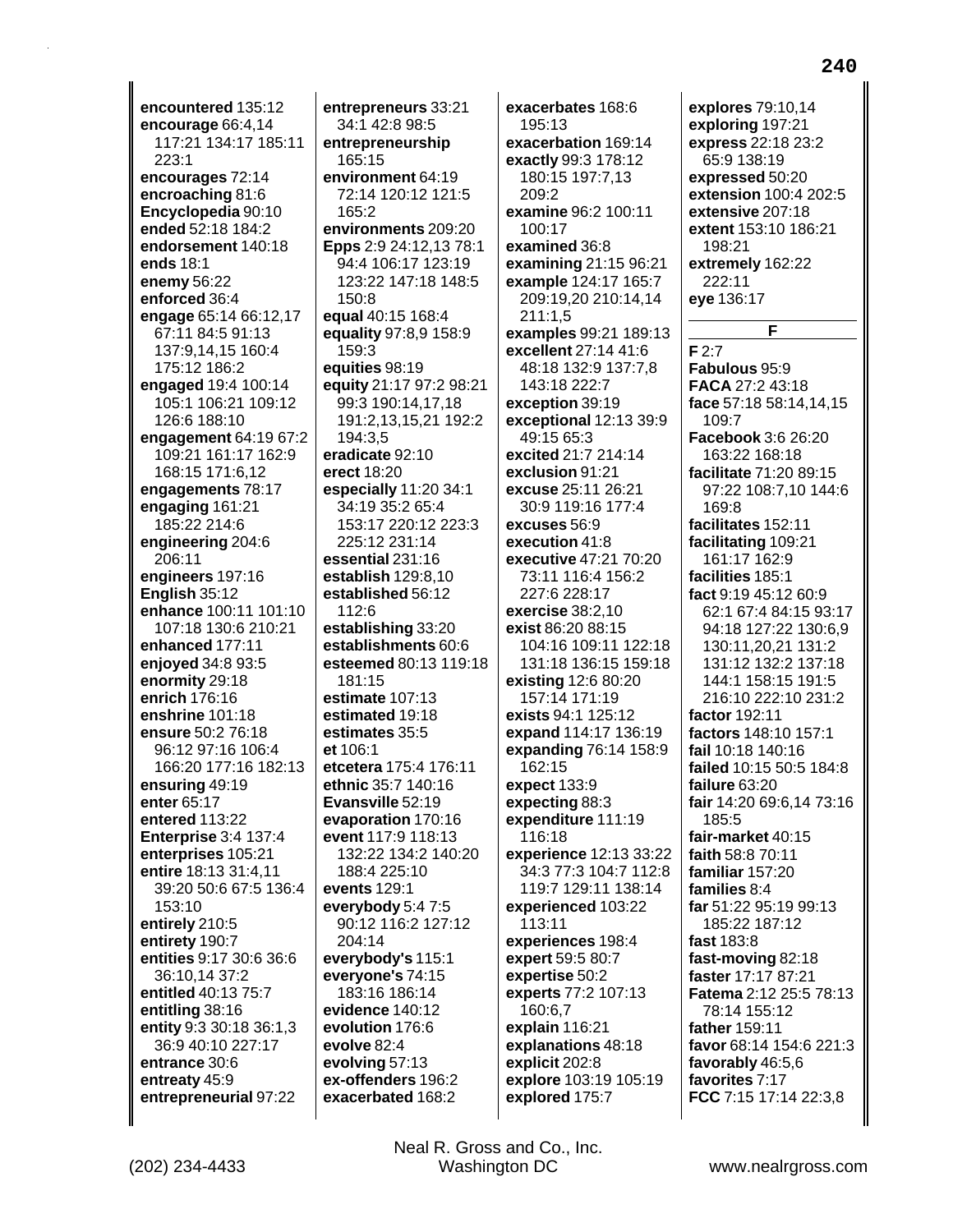**encountered** 135:12
**encourage** 66:4,14 117:21 134:17 185:11 223:1
**encourages** 72:14
**encroaching** 81:6
**Encyclopedia** 90:10
**ended** 52:18 184:2
**endorsement** 140:18
**ends** 18:1
**enemy** 56:22
**enforced** 36:4
**engage** 65:14 66:12,17 67:11 84:5 91:13 137:9,14,15 160:4 175:12 186:2
**engaged** 19:4 100:14 105:1 106:21 109:12 126:6 188:10
**engagement** 64:19 67:2 109:21 161:17 162:9 168:15 171:6,12
**engagements** 78:17
**engaging** 161:21 185:22 214:6
**engineering** 204:6 206:11
**engineers** 197:16
**English** 35:12
**enhance** 100:11 101:10 107:18 130:6 210:21
**enhanced** 177:11
**enjoyed** 34:8 93:5
**enormity** 29:18
**enrich** 176:16
**enshrine** 101:18
**ensure** 50:2 76:18 96:12 97:16 106:4 166:20 177:16 182:13
**ensuring** 49:19
**enter** 65:17
**entered** 113:22
**Enterprise** 3:4 137:4
**enterprises** 105:21
**entire** 18:13 31:4,11 39:20 50:6 67:5 136:4 153:10
**entirely** 210:5
**entirety** 190:7
**entities** 9:17 30:6 36:6 36:10,14 37:2
**entitled** 40:13 75:7
**entitling** 38:16
**entity** 9:3 30:18 36:1,3 36:9 40:10 227:17
**entrance** 30:6
**entreaty** 45:9
**entrepreneurial** 97:22
**entrepreneurs** 33:21 34:1 42:8 98:5
**entrepreneurship** 165:15
**environment** 64:19 72:14 120:12 121:5 165:2
**environments** 209:20
**Epps** 2:9 24:12,13 78:1 94:4 106:17 123:19 123:22 147:18 148:5 150:8
**equal** 40:15 168:4
**equality** 97:8,9 158:9 159:3
**equities** 98:19
**equity** 21:17 97:2 98:21 99:3 190:14,17,18 191:2,13,15,21 192:2 194:3,5
**eradicate** 92:10
**erect** 18:20
**especially** 11:20 34:1 34:19 35:2 65:4 153:17 220:12 223:3 225:12 231:14
**essential** 231:16
**establish** 129:8,10
**established** 56:12 112:6
**establishing** 33:20
**establishments** 60:6
**esteemed** 80:13 119:18 181:15
**estimate** 107:13
**estimated** 19:18
**estimates** 35:5
**et** 106:1
**etcetera** 175:4 176:11
**ethnic** 35:7 140:16
**Evansville** 52:19
**evaporation** 170:16
**event** 117:9 118:13 132:22 134:2 140:20 188:4 225:10
**events** 129:1
**everybody** 5:4 7:5 90:12 116:2 127:12 204:14
**everybody's** 115:1
**everyone's** 74:15 183:16 186:14
**evidence** 140:12
**evolution** 176:6
**evolve** 82:4
**evolving** 57:13
**ex-offenders** 196:2
**exacerbated** 168:2
**exacerbates** 168:6 195:13
**exacerbation** 169:14
**exactly** 99:3 178:12 180:15 197:7,13 209:2
**examine** 96:2 100:11 100:17
**examined** 36:8
**examining** 21:15 96:21
**example** 124:17 165:7 209:19,20 210:14,14 211:1,5
**examples** 99:21 189:13
**excellent** 27:14 41:6 48:18 132:9 137:7,8 143:18 222:7
**exception** 39:19
**exceptional** 12:13 39:9 49:15 65:3
**excited** 21:7 214:14
**exclusion** 91:21
**excuse** 25:11 26:21 30:9 119:16 177:4
**excuses** 56:9
**execution** 41:8
**executive** 47:21 70:20 73:11 116:4 156:2 227:6 228:17
**exercise** 38:2,10
**exist** 86:20 88:15 104:16 109:11 122:18 131:18 136:15 159:18
**existing** 12:6 80:20 157:14 171:19
**exists** 94:1 125:12
**expand** 114:17 136:19
**expanding** 76:14 158:9 162:15
**expect** 133:9
**expecting** 88:3
**expenditure** 111:19 116:18
**experience** 12:13 33:22 34:3 77:3 104:7 112:8 119:7 129:11 138:14
**experienced** 103:22 113:11
**experiences** 198:4
**expert** 59:5 80:7
**expertise** 50:2
**experts** 77:2 107:13 160:6,7
**explain** 116:21
**explanations** 48:18
**explicit** 202:8
**explore** 103:19 105:19
**explored** 175:7
**explores** 79:10,14
**exploring** 197:21
**express** 22:18 23:2 65:9 138:19
**expressed** 50:20
**extension** 100:4 202:5
**extensive** 207:18
**extent** 153:10 186:21 198:21
**extremely** 162:22 222:11
**eye** 136:17

**F**

**F** 2:7
**Fabulous** 95:9
**FACA** 27:2 43:18
**face** 57:18 58:14,14,15 109:7
**Facebook** 3:6 26:20 163:22 168:18
**facilitate** 71:20 89:15 97:22 108:7,10 144:6 169:8
**facilitates** 152:11
**facilitating** 109:21 161:17 162:9
**facilities** 185:1
**fact** 9:19 45:12 60:9 62:1 67:4 84:15 93:17 94:18 127:22 130:6,9 130:11,20,21 131:2 131:12 132:2 137:18 144:1 158:15 191:5 216:10 222:10 231:2
**factor** 192:11
**factors** 148:10 157:1
**fail** 10:18 140:16
**failed** 10:15 50:5 184:8
**failure** 63:20
**fair** 14:20 69:6,14 73:16 185:5
**fair-market** 40:15
**faith** 58:8 70:11
**familiar** 157:20
**families** 8:4
**far** 51:22 95:19 99:13 185:22 187:12
**fast** 183:8
**fast-moving** 82:18
**faster** 17:17 87:21
**Fatema** 2:12 25:5 78:13 78:14 155:12
**father** 159:11
**favor** 68:14 154:6 221:3
**favorably** 46:5,6
**favorites** 7:17
**FCC** 7:15 17:14 22:3,8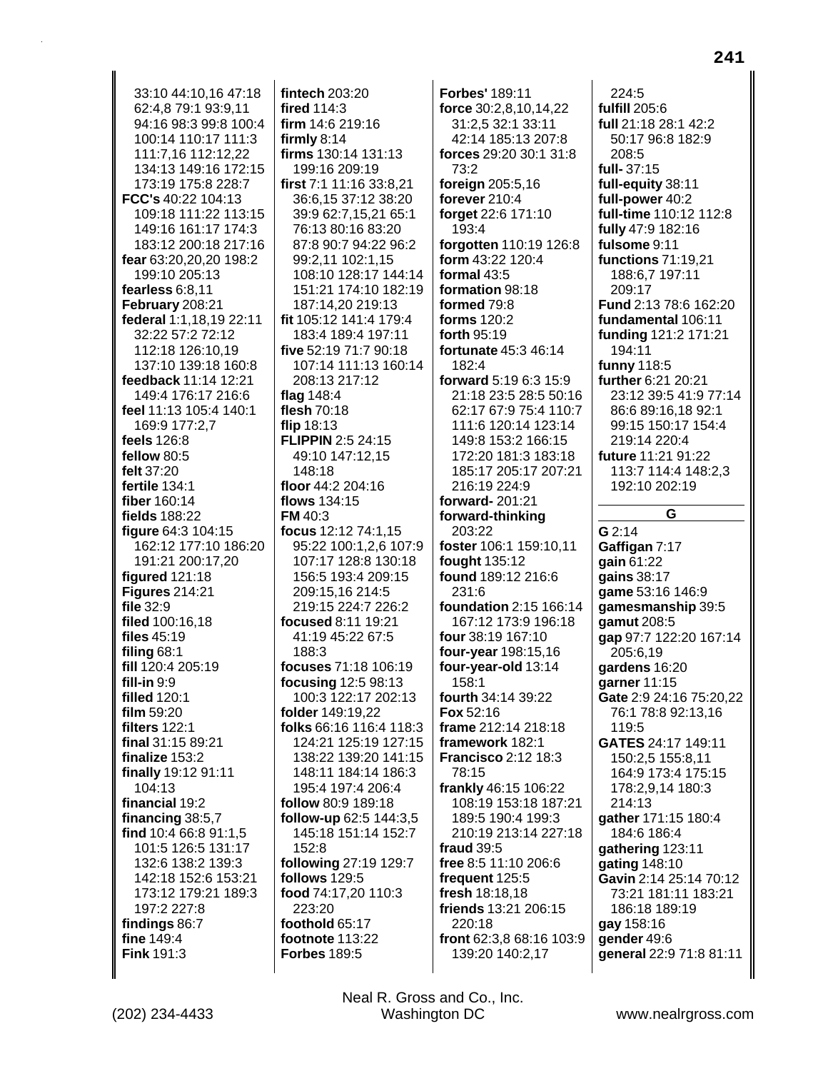33:10 44:10,16 47:18 62:4,8 79:1 93:9,11 94:16 98:3 99:8 100:4 100:14 110:17 111:3 111:7,16 112:12,22 134:13 149:16 172:15 173:19 175:8 228:7
**FCC's** 40:22 104:13 109:18 111:22 113:15 149:16 161:17 174:3 183:12 200:18 217:16
**fear** 63:20,20,20 198:2 199:10 205:13
**fearless** 6:8,11
**February** 208:21
**federal** 1:1,18,19 22:11 32:22 57:2 72:12 112:18 126:10,19 137:10 139:18 160:8
**feedback** 11:14 12:21 149:4 176:17 216:6
**feel** 11:13 105:4 140:1 169:9 177:2,7
**feels** 126:8
**fellow** 80:5
**felt** 37:20
**fertile** 134:1
**fiber** 160:14
**fields** 188:22
**figure** 64:3 104:15 162:12 177:10 186:20 191:21 200:17,20
**figured** 121:18
**Figures** 214:21
**file** 32:9
**filed** 100:16,18
**files** 45:19
**filing** 68:1
**fill** 120:4 205:19
**fill-in** 9:9
**filled** 120:1
**film** 59:20
**filters** 122:1
**final** 31:15 89:21
**finalize** 153:2
**finally** 19:12 91:11 104:13
**financial** 19:2
**financing** 38:5,7
**find** 10:4 66:8 91:1,5 101:5 126:5 131:17 132:6 138:2 139:3 142:18 152:6 153:21 173:12 179:21 189:3 197:2 227:8
**findings** 86:7
**fine** 149:4
**Fink** 191:3
**fintech** 203:20
**fired** 114:3
**firm** 14:6 219:16
**firmly** 8:14
**firms** 130:14 131:13 199:16 209:19
**first** 7:1 11:16 33:8,21 36:6,15 37:12 38:20 39:9 62:7,15,21 65:1 76:13 80:16 83:20 87:8 90:7 94:22 96:2 99:2,11 102:1,15 108:10 128:17 144:14 151:21 174:10 182:19 187:14,20 219:13
**fit** 105:12 141:4 179:4 183:4 189:4 197:11
**five** 52:19 71:7 90:18 107:14 111:13 160:14 208:13 217:12
**flag** 148:4
**flesh** 70:18
**flip** 18:13
**FLIPPIN** 2:5 24:15 49:10 147:12,15 148:18
**floor** 44:2 204:16
**flows** 134:15
**FM** 40:3
**focus** 12:12 74:1,15 95:22 100:1,2,6 107:9 107:17 128:8 130:18 156:5 193:4 209:15 209:15,16 214:5 219:15 224:7 226:2
**focused** 8:11 19:21 41:19 45:22 67:5 188:3
**focuses** 71:18 106:19
**focusing** 12:5 98:13 100:3 122:17 202:13
**folder** 149:19,22
**folks** 66:16 116:4 118:3 124:21 125:19 127:15 138:22 139:20 141:15 148:11 184:14 186:3 195:4 197:4 206:4
**follow** 80:9 189:18
**follow-up** 62:5 144:3,5 145:18 151:14 152:7 152:8
**following** 27:19 129:7
**follows** 129:5
**food** 74:17,20 110:3 223:20
**foothold** 65:17
**footnote** 113:22
**Forbes** 189:5
**Forbes'** 189:11
**force** 30:2,8,10,14,22 31:2,5 32:1 33:11 42:14 185:13 207:8
**forces** 29:20 30:1 31:8 73:2
**foreign** 205:5,16
**forever** 210:4
**forget** 22:6 171:10 193:4
**forgotten** 110:19 126:8
**form** 43:22 120:4
**formal** 43:5
**formation** 98:18
**formed** 79:8
**forms** 120:2
**forth** 95:19
**fortunate** 45:3 46:14 182:4
**forward** 5:19 6:3 15:9 21:18 23:5 28:5 50:16 62:17 67:9 75:4 110:7 111:6 120:14 123:14 149:8 153:2 166:15 172:20 181:3 183:18 185:17 205:17 207:21 216:19 224:9
**forward-** 201:21
**forward-thinking** 203:22
**foster** 106:1 159:10,11
**fought** 135:12
**found** 189:12 216:6 231:6
**foundation** 2:15 166:14 167:12 173:9 196:18
**four** 38:19 167:10
**four-year** 198:15,16
**four-year-old** 13:14 158:1
**fourth** 34:14 39:22
**Fox** 52:16
**frame** 212:14 218:18
**framework** 182:1
**Francisco** 2:12 18:3 78:15
**frankly** 46:15 106:22 108:19 153:18 187:21 189:5 190:4 199:3 210:19 213:14 227:18
**fraud** 39:5
**free** 8:5 11:10 206:6
**frequent** 125:5
**fresh** 18:18,18
**friends** 13:21 206:15 220:18
**front** 62:3,8 68:16 103:9 139:20 140:2,17 224:5
**fulfill** 205:6
**full** 21:18 28:1 42:2 50:17 96:8 182:9 208:5
**full-** 37:15
**full-equity** 38:11
**full-power** 40:2
**full-time** 110:12 112:8
**fully** 47:9 182:16
**fulsome** 9:11
**functions** 71:19,21 188:6,7 197:11 209:17
**Fund** 2:13 78:6 162:20
**fundamental** 106:11
**funding** 121:2 171:21 194:11
**funny** 118:5
**further** 6:21 20:21 23:12 39:5 41:9 77:14 86:6 89:16,18 92:1 99:15 150:17 154:4 219:14 220:4
**future** 11:21 91:22 113:7 114:4 148:2,3 192:10 202:19

## G

**G** 2:14
**Gaffigan** 7:17
**gain** 61:22
**gains** 38:17
**game** 53:16 146:9
**gamesmanship** 39:5
**gamut** 208:5
**gap** 97:7 122:20 167:14 205:6,19
**gardens** 16:20
**garner** 11:15
**Gate** 2:9 24:16 75:20,22 76:1 78:8 92:13,16 119:5
**GATES** 24:17 149:11 150:2,5 155:8,11 164:9 173:4 175:15 178:2,9,14 180:3 214:13
**gather** 171:15 180:4 184:6 186:4
**gathering** 123:11
**gating** 148:10
**Gavin** 2:14 25:14 70:12 73:21 181:11 183:21 186:18 189:19
**gay** 158:16
**gender** 49:6
**general** 22:9 71:8 81:11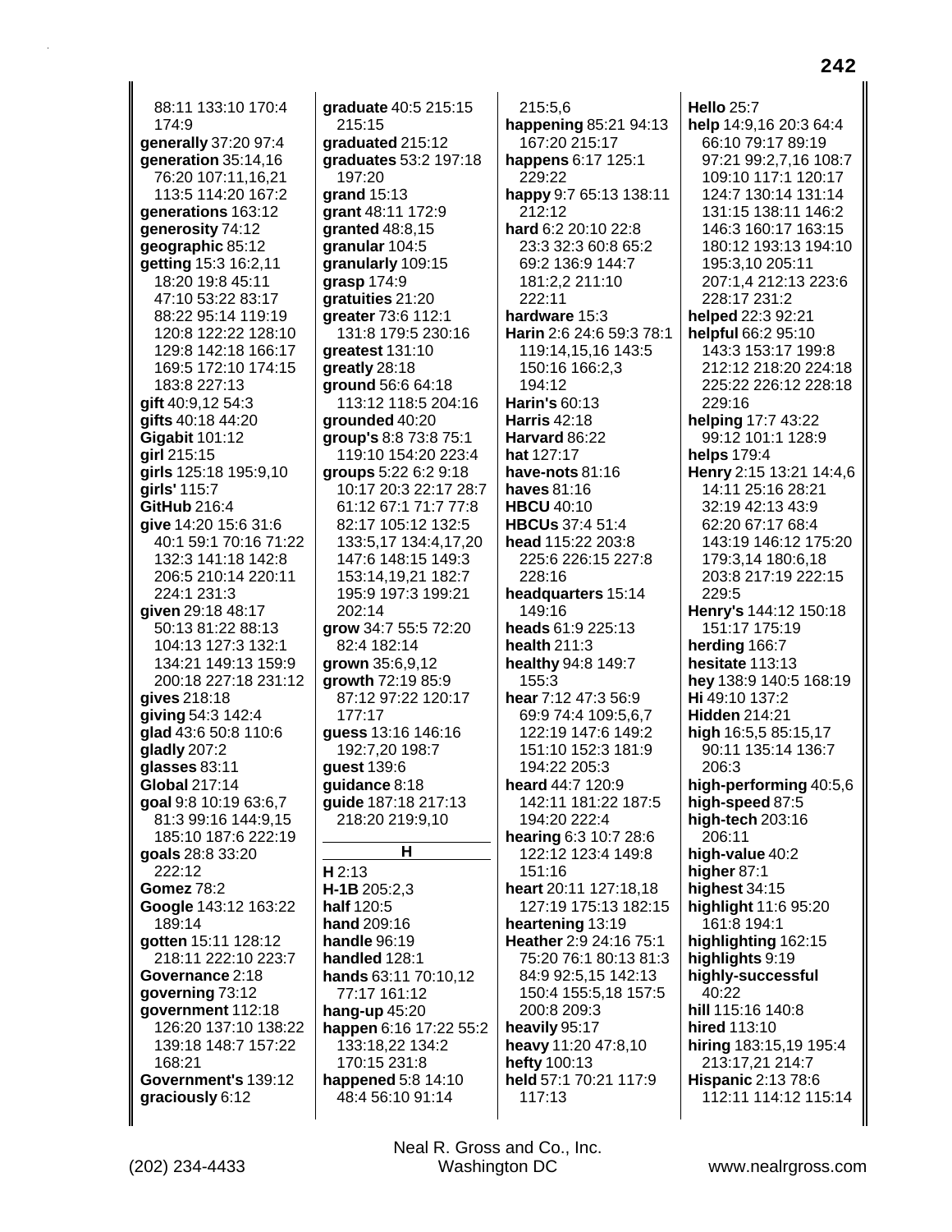88:11 133:10 170:4 174:9
**generally** 37:20 97:4
**generation** 35:14,16 76:20 107:11,16,21 113:5 114:20 167:2
**generations** 163:12
**generosity** 74:12
**geographic** 85:12
**getting** 15:3 16:2,11 18:20 19:8 45:11 47:10 53:22 83:17 88:22 95:14 119:19 120:8 122:22 128:10 129:8 142:18 166:17 169:5 172:10 174:15 183:8 227:13
**gift** 40:9,12 54:3
**gifts** 40:18 44:20
**Gigabit** 101:12
**girl** 215:15
**girls** 125:18 195:9,10
**girls'** 115:7
**GitHub** 216:4
**give** 14:20 15:6 31:6 40:1 59:1 70:16 71:22 132:3 141:18 142:8 206:5 210:14 220:11 224:1 231:3
**given** 29:18 48:17 50:13 81:22 88:13 104:13 127:3 132:1 134:21 149:13 159:9 200:18 227:18 231:12
**gives** 218:18
**giving** 54:3 142:4
**glad** 43:6 50:8 110:6
**gladly** 207:2
**glasses** 83:11
**Global** 217:14
**goal** 9:8 10:19 63:6,7 81:3 99:16 144:9,15 185:10 187:6 222:19
**goals** 28:8 33:20 222:12
**Gomez** 78:2
**Google** 143:12 163:22 189:14
**gotten** 15:11 128:12 218:11 222:10 223:7
**Governance** 2:18
**governing** 73:12
**government** 112:18 126:20 137:10 138:22 139:18 148:7 157:22 168:21
**Government's** 139:12
**graciously** 6:12
**graduate** 40:5 215:15 215:15
**graduated** 215:12
**graduates** 53:2 197:18 197:20
**grand** 15:13
**grant** 48:11 172:9
**granted** 48:8,15
**granular** 104:5
**granularly** 109:15
**grasp** 174:9
**gratuities** 21:20
**greater** 73:6 112:1 131:8 179:5 230:16
**greatest** 131:10
**greatly** 28:18
**ground** 56:6 64:18 113:12 118:5 204:16
**grounded** 40:20
**group's** 8:8 73:8 75:1 119:10 154:20 223:4
**groups** 5:22 6:2 9:18 10:17 20:3 22:17 28:7 61:12 67:1 71:7 77:8 82:17 105:12 132:5 133:5,17 134:4,17,20 147:6 148:15 149:3 153:14,19,21 182:7 195:9 197:3 199:21 202:14
**grow** 34:7 55:5 72:20 82:4 182:14
**grown** 35:6,9,12
**growth** 72:19 85:9 87:12 97:22 120:17 177:17
**guess** 13:16 146:16 192:7,20 198:7
**guest** 139:6
**guidance** 8:18
**guide** 187:18 217:13 218:20 219:9,10

## H

**H** 2:13
**H-1B** 205:2,3
**half** 120:5
**hand** 209:16
**handle** 96:19
**handled** 128:1
**hands** 63:11 70:10,12 77:17 161:12
**hang-up** 45:20
**happen** 6:16 17:22 55:2 133:18,22 134:2 170:15 231:8
**happened** 5:8 14:10 48:4 56:10 91:14 215:5,6
**happening** 85:21 94:13 167:20 215:17
**happens** 6:17 125:1 229:22
**happy** 9:7 65:13 138:11 212:12
**hard** 6:2 20:10 22:8 23:3 32:3 60:8 65:2 69:2 136:9 144:7 181:2,2 211:10 222:11
**hardware** 15:3
**Harin** 2:6 24:6 59:3 78:1 119:14,15,16 143:5 150:16 166:2,3 194:12
**Harin's** 60:13
**Harris** 42:18
**Harvard** 86:22
**hat** 127:17
**have-nots** 81:16
**haves** 81:16
**HBCU** 40:10
**HBCUs** 37:4 51:4
**head** 115:22 203:8 225:6 226:15 227:8 228:16
**headquarters** 15:14 149:16
**heads** 61:9 225:13
**health** 211:3
**healthy** 94:8 149:7 155:3
**hear** 7:12 47:3 56:9 69:9 74:4 109:5,6,7 122:19 147:6 149:2 151:10 152:3 181:9 194:22 205:3
**heard** 44:7 120:9 142:11 181:22 187:5 194:20 222:4
**hearing** 6:3 10:7 28:6 122:12 123:4 149:8 151:16
**heart** 20:11 127:18,18 127:19 175:13 182:15
**heartening** 13:19
**Heather** 2:9 24:16 75:1 75:20 76:1 80:13 81:3 84:9 92:5,15 142:13 150:4 155:5,18 157:5 200:8 209:3
**heavily** 95:17
**heavy** 11:20 47:8,10
**hefty** 100:13
**held** 57:1 70:21 117:9 117:13
**Hello** 25:7
**help** 14:9,16 20:3 64:4 66:10 79:17 89:19 97:21 99:2,7,16 108:7 109:10 117:1 120:17 124:7 130:14 131:14 131:15 138:11 146:2 146:3 160:17 163:15 180:12 193:13 194:10 195:3,10 205:11 207:1,4 212:13 223:6 228:17 231:2
**helped** 22:3 92:21
**helpful** 66:2 95:10 143:3 153:17 199:8 212:12 218:20 224:18 225:22 226:12 228:18 229:16
**helping** 17:7 43:22 99:12 101:1 128:9
**helps** 179:4
**Henry** 2:15 13:21 14:4,6 14:11 25:16 28:21 32:19 42:13 43:9 62:20 67:17 68:4 143:19 146:12 175:20 179:3,14 180:6,18 203:8 217:19 222:15 229:5
**Henry's** 144:12 150:18 151:17 175:19
**herding** 166:7
**hesitate** 113:13
**hey** 138:9 140:5 168:19
**Hi** 49:10 137:2
**Hidden** 214:21
**high** 16:5,5 85:15,17 90:11 135:14 136:7 206:3
**high-performing** 40:5,6
**high-speed** 87:5
**high-tech** 203:16 206:11
**high-value** 40:2
**higher** 87:1
**highest** 34:15
**highlight** 11:6 95:20 161:8 194:1
**highlighting** 162:15
**highlights** 9:19
**highly-successful** 40:22
**hill** 115:16 140:8
**hired** 113:10
**hiring** 183:15,19 195:4 213:17,21 214:7
**Hispanic** 2:13 78:6 112:11 114:12 115:14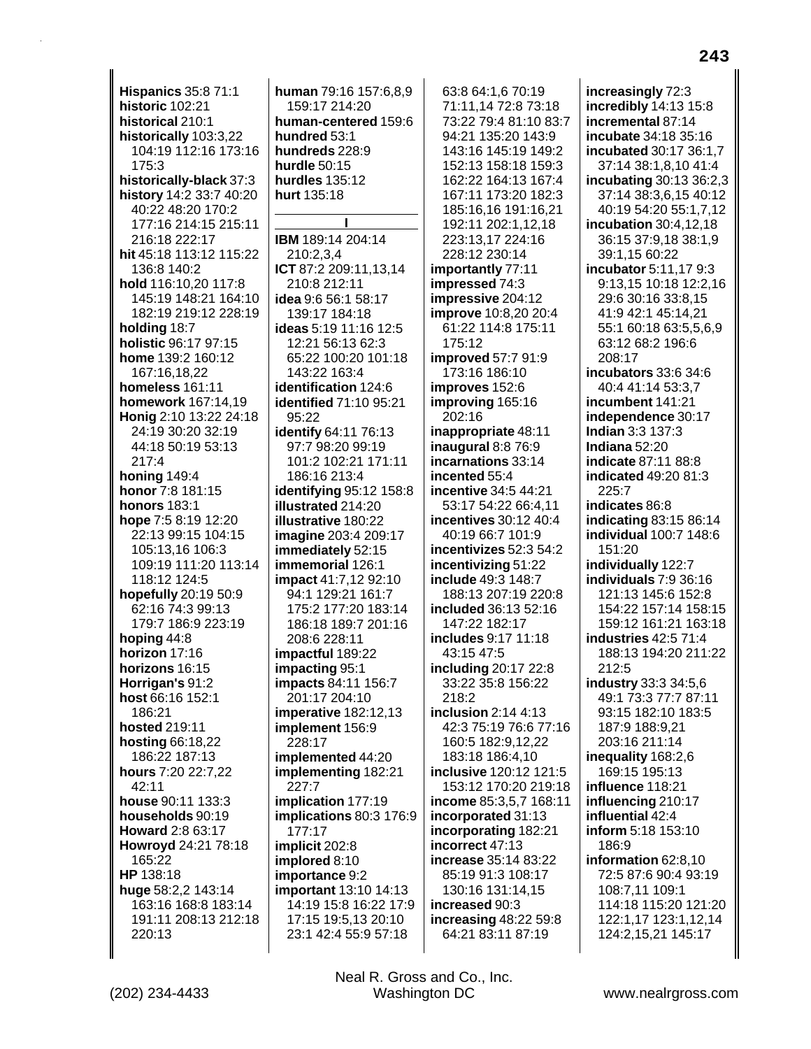**Hispanics** 35:8 71:1
**historic** 102:21
**historical** 210:1
**historically** 103:3,22 104:19 112:16 173:16 175:3
**historically-black** 37:3
**history** 14:2 33:7 40:20 40:22 48:20 170:2 177:16 214:15 215:11 216:18 222:17
**hit** 45:18 113:12 115:22 136:8 140:2
**hold** 116:10,20 117:8 145:19 148:21 164:10 182:19 219:12 228:19
**holding** 18:7
**holistic** 96:17 97:15
**home** 139:2 160:12 167:16,18,22
**homeless** 161:11
**homework** 167:14,19
**Honig** 2:10 13:22 24:18 24:19 30:20 32:19 44:18 50:19 53:13 217:4
**honing** 149:4
**honor** 7:8 181:15
**honors** 183:1
**hope** 7:5 8:19 12:20 22:13 99:15 104:15 105:13,16 106:3 109:19 111:20 113:14 118:12 124:5
**hopefully** 20:19 50:9 62:16 74:3 99:13 179:7 186:9 223:19
**hoping** 44:8
**horizon** 17:16
**horizons** 16:15
**Horrigan's** 91:2
**host** 66:16 152:1 186:21
**hosted** 219:11
**hosting** 66:18,22 186:22 187:13
**hours** 7:20 22:7,22 42:11
**house** 90:11 133:3
**households** 90:19
**Howard** 2:8 63:17
**Howroyd** 24:21 78:18 165:22
**HP** 138:18
**huge** 58:2,2 143:14 163:16 168:8 183:14 191:11 208:13 212:18 220:13
**human** 79:16 157:6,8,9 159:17 214:20
**human-centered** 159:6
**hundred** 53:1
**hundreds** 228:9
**hurdle** 50:15
**hurdles** 135:12
**hurt** 135:18

## I

**IBM** 189:14 204:14 210:2,3,4
**ICT** 87:2 209:11,13,14 210:8 212:11
**idea** 9:6 56:1 58:17 139:17 184:18
**ideas** 5:19 11:16 12:5 12:21 56:13 62:3 65:22 100:20 101:18 143:22 163:4
**identification** 124:6
**identified** 71:10 95:21 95:22
**identify** 64:11 76:13 97:7 98:20 99:19 101:2 102:21 171:11 186:16 213:4
**identifying** 95:12 158:8
**illustrated** 214:20
**illustrative** 180:22
**imagine** 203:4 209:17
**immediately** 52:15
**immemorial** 126:1
**impact** 41:7,12 92:10 94:1 129:21 161:7 175:2 177:20 183:14 186:18 189:7 201:16 208:6 228:11
**impactful** 189:22
**impacting** 95:1
**impacts** 84:11 156:7 201:17 204:10
**imperative** 182:12,13
**implement** 156:9 228:17
**implemented** 44:20
**implementing** 182:21 227:7
**implication** 177:19
**implications** 80:3 176:9 177:17
**implicit** 202:8
**implored** 8:10
**importance** 9:2
**important** 13:10 14:13 14:19 15:8 16:22 17:9 17:15 19:5,13 20:10 23:1 42:4 55:9 57:18 63:8 64:1,6 70:19 71:11,14 72:8 73:18 73:22 79:4 81:10 83:7 94:21 135:20 143:9 143:16 145:19 149:2 152:13 158:18 159:3 162:22 164:13 167:4 167:11 173:20 182:3 185:16,16 191:16,21 192:11 202:1,12,18 223:13,17 224:16 228:12 230:14
**importantly** 77:11
**impressed** 74:3
**impressive** 204:12
**improve** 10:8,20 20:4 61:22 114:8 175:11 175:12
**improved** 57:7 91:9 173:16 186:10
**improves** 152:6
**improving** 165:16 202:16
**inappropriate** 48:11
**inaugural** 8:8 76:9
**incarnations** 33:14
**incented** 55:4
**incentive** 34:5 44:21 53:17 54:22 66:4,11
**incentives** 30:12 40:4 40:19 66:7 101:9
**incentivizes** 52:3 54:2
**incentivizing** 51:22
**include** 49:3 148:7 188:13 207:19 220:8
**included** 36:13 52:16 147:22 182:17
**includes** 9:17 11:18 43:15 47:5
**including** 20:17 22:8 33:22 35:8 156:22 218:2
**inclusion** 2:14 4:13 42:3 75:19 76:6 77:16 160:5 182:9,12,22 183:18 186:4,10
**inclusive** 120:12 121:5 153:12 170:20 219:18
**income** 85:3,5,7 168:11
**incorporated** 31:13
**incorporating** 182:21
**incorrect** 47:13
**increase** 35:14 83:22 85:19 91:3 108:17 130:16 131:14,15
**increased** 90:3
**increasing** 48:22 59:8 64:21 83:11 87:19
**increasingly** 72:3
**incredibly** 14:13 15:8
**incremental** 87:14
**incubate** 34:18 35:16
**incubated** 30:17 36:1,7 37:14 38:1,8,10 41:4
**incubating** 30:13 36:2,3 37:14 38:3,6,15 40:12 40:19 54:20 55:1,7,12
**incubation** 30:4,12,18 36:15 37:9,18 38:1,9 39:1,15 60:22
**incubator** 5:11,17 9:3 9:13,15 10:18 12:2,16 29:6 30:16 33:8,15 41:9 42:1 45:14,21 55:1 60:18 63:5,5,6,9 63:12 68:2 196:6 208:17
**incubators** 33:6 34:6 40:4 41:14 53:3,7
**incumbent** 141:21
**independence** 30:17
**Indian** 3:3 137:3
**Indiana** 52:20
**indicate** 87:11 88:8
**indicated** 49:20 81:3 225:7
**indicates** 86:8
**indicating** 83:15 86:14
**individual** 100:7 148:6 151:20
**individually** 122:7
**individuals** 7:9 36:16 121:13 145:6 152:8 154:22 157:14 158:15 159:12 161:21 163:18
**industries** 42:5 71:4 188:13 194:20 211:22 212:5
**industry** 33:3 34:5,6 49:1 73:3 77:7 87:11 93:15 182:10 183:5 187:9 188:9,21 203:16 211:14
**inequality** 168:2,6 169:15 195:13
**influence** 118:21
**influencing** 210:17
**influential** 42:4
**inform** 5:18 153:10 186:9
**information** 62:8,10 72:5 87:6 90:4 93:19 108:7,11 109:1 114:18 115:20 121:20 122:1,17 123:1,12,14 124:2,15,21 145:17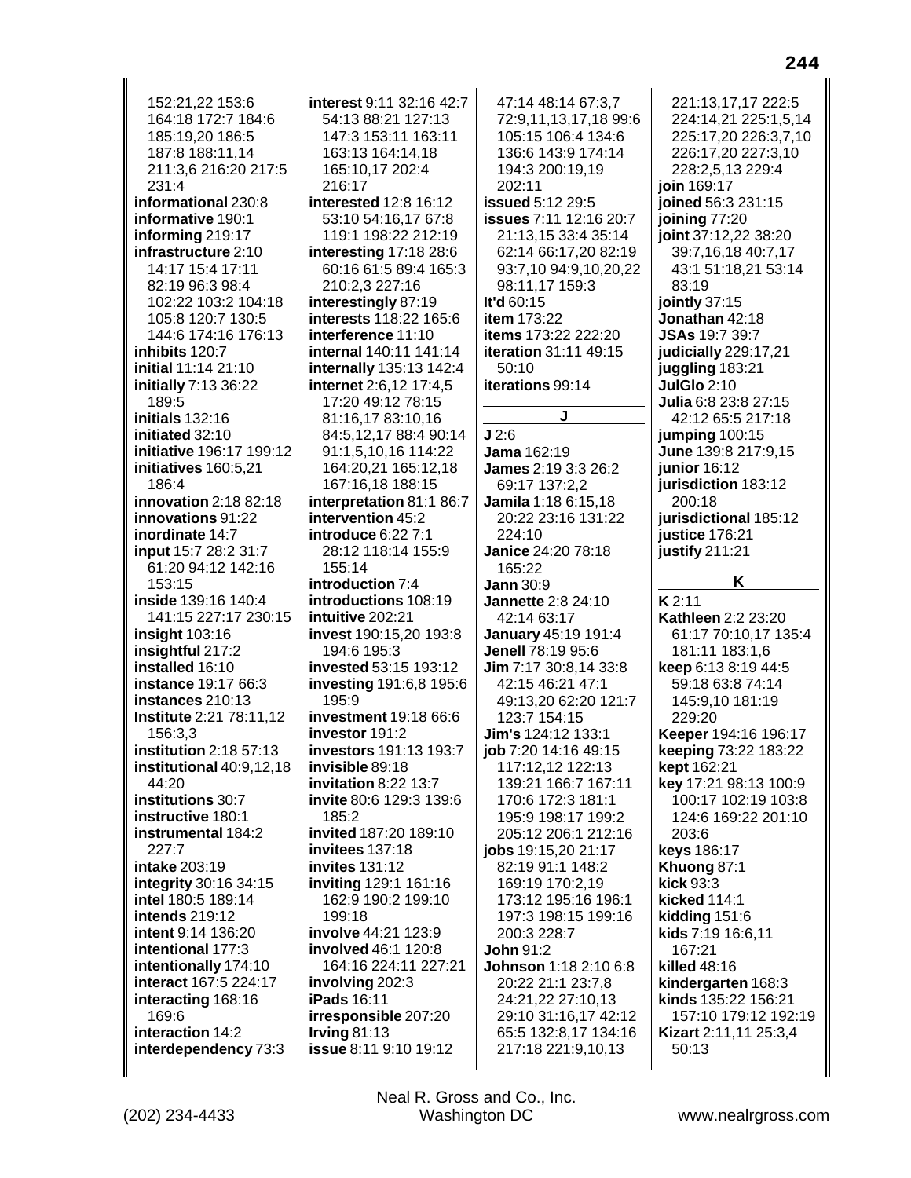152:21,22 153:6 164:18 172:7 184:6 185:19,20 186:5 187:8 188:11,14 211:3,6 216:20 217:5 231:4
**informational** 230:8
**informative** 190:1
**informing** 219:17
**infrastructure** 2:10 14:17 15:4 17:11 82:19 96:3 98:4 102:22 103:2 104:18 105:8 120:7 130:5 144:6 174:16 176:13
**inhibits** 120:7
**initial** 11:14 21:10
**initially** 7:13 36:22 189:5
**initials** 132:16
**initiated** 32:10
**initiative** 196:17 199:12
**initiatives** 160:5,21 186:4
**innovation** 2:18 82:18
**innovations** 91:22
**inordinate** 14:7
**input** 15:7 28:2 31:7 61:20 94:12 142:16 153:15
**inside** 139:16 140:4 141:15 227:17 230:15
**insight** 103:16
**insightful** 217:2
**installed** 16:10
**instance** 19:17 66:3
**instances** 210:13
**Institute** 2:21 78:11,12 156:3,3
**institution** 2:18 57:13
**institutional** 40:9,12,18 44:20
**institutions** 30:7
**instructive** 180:1
**instrumental** 184:2 227:7
**intake** 203:19
**integrity** 30:16 34:15
**intel** 180:5 189:14
**intends** 219:12
**intent** 9:14 136:20
**intentional** 177:3
**intentionally** 174:10
**interact** 167:5 224:17
**interacting** 168:16 169:6
**interaction** 14:2
**interdependency** 73:3
**interest** 9:11 32:16 42:7 54:13 88:21 127:13 147:3 153:11 163:11 163:13 164:14,18 165:10,17 202:4 216:17
**interested** 12:8 16:12 53:10 54:16,17 67:8 119:1 198:22 212:19
**interesting** 17:18 28:6 60:16 61:5 89:4 165:3 210:2,3 227:16
**interestingly** 87:19
**interests** 118:22 165:6
**interference** 11:10
**internal** 140:11 141:14
**internally** 135:13 142:4
**internet** 2:6,12 17:4,5 17:20 49:12 78:15 81:16,17 83:10,16 84:5,12,17 88:4 90:14 91:1,5,10,16 114:22 164:20,21 165:12,18 167:16,18 188:15
**interpretation** 81:1 86:7
**intervention** 45:2
**introduce** 6:22 7:1 28:12 118:14 155:9 155:14
**introduction** 7:4
**introductions** 108:19
**intuitive** 202:21
**invest** 190:15,20 193:8 194:6 195:3
**invested** 53:15 193:12
**investing** 191:6,8 195:6 195:9
**investment** 19:18 66:6
**investor** 191:2
**investors** 191:13 193:7
**invisible** 89:18
**invitation** 8:22 13:7
**invite** 80:6 129:3 139:6 185:2
**invited** 187:20 189:10
**invitees** 137:18
**invites** 131:12
**inviting** 129:1 161:16 162:9 190:2 199:10 199:18
**involve** 44:21 123:9
**involved** 46:1 120:8 164:16 224:11 227:21
**involving** 202:3
**iPads** 16:11
**irresponsible** 207:20
**Irving** 81:13
**issue** 8:11 9:10 19:12 47:14 48:14 67:3,7 72:9,11,13,17,18 99:6 105:15 106:4 134:6 136:6 143:9 174:14 194:3 200:19,19 202:11
**issued** 5:12 29:5
**issues** 7:11 12:16 20:7 21:13,15 33:4 35:14 62:14 66:17,20 82:19 93:7,10 94:9,10,20,22 98:11,17 159:3
**It'd** 60:15
**item** 173:22
**items** 173:22 222:20
**iteration** 31:11 49:15 50:10
**iterations** 99:14

## J

**J** 2:6
**Jama** 162:19
**James** 2:19 3:3 26:2 69:17 137:2,2
**Jamila** 1:18 6:15,18 20:22 23:16 131:22 224:10
**Janice** 24:20 78:18 165:22
**Jann** 30:9
**Jannette** 2:8 24:10 42:14 63:17
**January** 45:19 191:4
**Jenell** 78:19 95:6
**Jim** 7:17 30:8,14 33:8 42:15 46:21 47:1 49:13,20 62:20 121:7 123:7 154:15
**Jim's** 124:12 133:1
**job** 7:20 14:16 49:15 117:12,12 122:13 139:21 166:7 167:11 170:6 172:3 181:1 195:9 198:17 199:2 205:12 206:1 212:16
**jobs** 19:15,20 21:17 82:19 91:1 148:2 169:19 170:2,19 173:12 195:16 196:1 197:3 198:15 199:16 200:3 228:7
**John** 91:2
**Johnson** 1:18 2:10 6:8 20:22 21:1 23:7,8 24:21,22 27:10,13 29:10 31:16,17 42:12 65:5 132:8,17 134:16 217:18 221:9,10,13 221:13,17,17 222:5 224:14,21 225:1,5,14 225:17,20 226:3,7,10 226:17,20 227:3,10 228:2,5,13 229:4
**join** 169:17
**joined** 56:3 231:15
**joining** 77:20
**joint** 37:12,22 38:20 39:7,16,18 40:7,17 43:1 51:18,21 53:14 83:19
**jointly** 37:15
**Jonathan** 42:18
**JSAs** 19:7 39:7
**judicially** 229:17,21
**juggling** 183:21
**JulGlo** 2:10
**Julia** 6:8 23:8 27:15 42:12 65:5 217:18
**jumping** 100:15
**June** 139:8 217:9,15
**junior** 16:12
**jurisdiction** 183:12 200:18
**jurisdictional** 185:12
**justice** 176:21
**justify** 211:21

## K

**K** 2:11
**Kathleen** 2:2 23:20 61:17 70:10,17 135:4 181:11 183:1,6
**keep** 6:13 8:19 44:5 59:18 63:8 74:14 145:9,10 181:19 229:20
**Keeper** 194:16 196:17
**keeping** 73:22 183:22
**kept** 162:21
**key** 17:21 98:13 100:9 100:17 102:19 103:8 124:6 169:22 201:10 203:6
**keys** 186:17
**Khuong** 87:1
**kick** 93:3
**kicked** 114:1
**kidding** 151:6
**kids** 7:19 16:6,11 167:21
**killed** 48:16
**kindergarten** 168:3
**kinds** 135:22 156:21 157:10 179:12 192:19
**Kizart** 2:11,11 25:3,4 50:13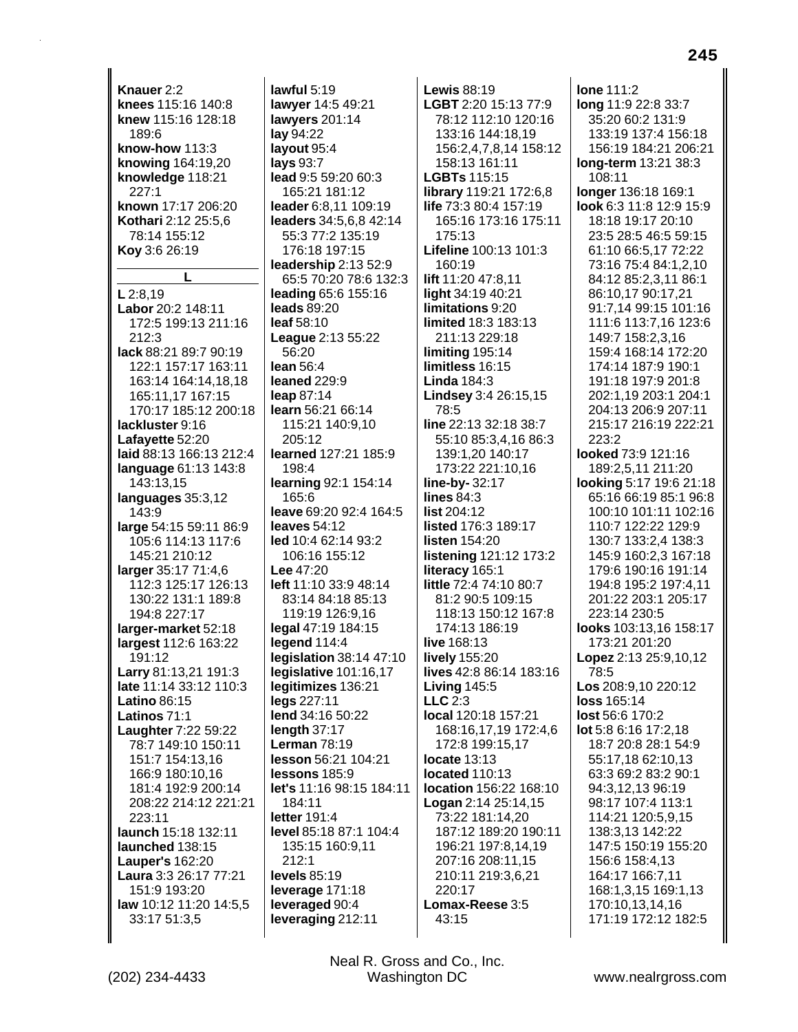**Knauer** 2:2
**knees** 115:16 140:8
**knew** 115:16 128:18 189:6
**know-how** 113:3
**knowing** 164:19,20
**knowledge** 118:21 227:1
**known** 17:17 206:20
**Kothari** 2:12 25:5,6 78:14 155:12
**Koy** 3:6 26:19

**L**

**L** 2:8,19
**Labor** 20:2 148:11 172:5 199:13 211:16 212:3
**lack** 88:21 89:7 90:19 122:1 157:17 163:11 163:14 164:14,18,18 165:11,17 167:15 170:17 185:12 200:18
**lackluster** 9:16
**Lafayette** 52:20
**laid** 88:13 166:13 212:4
**language** 61:13 143:8 143:13,15
**languages** 35:3,12 143:9
**large** 54:15 59:11 86:9 105:6 114:13 117:6 145:21 210:12
**larger** 35:17 71:4,6 112:3 125:17 126:13 130:22 131:1 189:8 194:8 227:17
**larger-market** 52:18
**largest** 112:6 163:22 191:12
**Larry** 81:13,21 191:3
**late** 11:14 33:12 110:3
**Latino** 86:15
**Latinos** 71:1
**Laughter** 7:22 59:22 78:7 149:10 150:11 151:7 154:13,16 166:9 180:10,16 181:4 192:9 200:14 208:22 214:12 221:21 223:11
**launch** 15:18 132:11
**launched** 138:15
**Lauper's** 162:20
**Laura** 3:3 26:17 77:21 151:9 193:20
**law** 10:12 11:20 14:5,5 33:17 51:3,5
**lawful** 5:19
**lawyer** 14:5 49:21
**lawyers** 201:14
**lay** 94:22
**layout** 95:4
**lays** 93:7
**lead** 9:5 59:20 60:3 165:21 181:12
**leader** 6:8,11 109:19
**leaders** 34:5,6,8 42:14 55:3 77:2 135:19 176:18 197:15
**leadership** 2:13 52:9 65:5 70:20 78:6 132:3
**leading** 65:6 155:16
**leads** 89:20
**leaf** 58:10
**League** 2:13 55:22 56:20
**lean** 56:4
**leaned** 229:9
**leap** 87:14
**learn** 56:21 66:14 115:21 140:9,10 205:12
**learned** 127:21 185:9 198:4
**learning** 92:1 154:14 165:6
**leave** 69:20 92:4 164:5
**leaves** 54:12
**led** 10:4 62:14 93:2 106:16 155:12
**Lee** 47:20
**left** 11:10 33:9 48:14 83:14 84:18 85:13 119:19 126:9,16
**legal** 47:19 184:15
**legend** 114:4
**legislation** 38:14 47:10
**legislative** 101:16,17
**legitimizes** 136:21
**legs** 227:11
**lend** 34:16 50:22
**length** 37:17
**Lerman** 78:19
**lesson** 56:21 104:21
**lessons** 185:9
**let's** 11:16 98:15 184:11 184:11
**letter** 191:4
**level** 85:18 87:1 104:4 135:15 160:9,11 212:1
**levels** 85:19
**leverage** 171:18
**leveraged** 90:4
**leveraging** 212:11
**Lewis** 88:19
**LGBT** 2:20 15:13 77:9 78:12 112:10 120:16 133:16 144:18,19 156:2,4,7,8,14 158:12 158:13 161:11
**LGBTs** 115:15
**library** 119:21 172:6,8
**life** 73:3 80:4 157:19 165:16 173:16 175:11 175:13
**Lifeline** 100:13 101:3 160:19
**lift** 11:20 47:8,11
**light** 34:19 40:21
**limitations** 9:20
**limited** 18:3 183:13 211:13 229:18
**limiting** 195:14
**limitless** 16:15
**Linda** 184:3
**Lindsey** 3:4 26:15,15 78:5
**line** 22:13 32:18 38:7 55:10 85:3,4,16 86:3 139:1,20 140:17 173:22 221:10,16
**line-by-** 32:17
**lines** 84:3
**list** 204:12
**listed** 176:3 189:17
**listen** 154:20
**listening** 121:12 173:2
**literacy** 165:1
**little** 72:4 74:10 80:7 81:2 90:5 109:15 118:13 150:12 167:8 174:13 186:19
**live** 168:13
**lively** 155:20
**lives** 42:8 86:14 183:16
**Living** 145:5
**LLC** 2:3
**local** 120:18 157:21 168:16,17,19 172:4,6 172:8 199:15,17
**locate** 13:13
**located** 110:13
**location** 156:22 168:10
**Logan** 2:14 25:14,15 73:22 181:14,20 187:12 189:20 190:11 196:21 197:8,14,19 207:16 208:11,15 210:11 219:3,6,21 220:17
**Lomax-Reese** 3:5 43:15
**lone** 111:2
**long** 11:9 22:8 33:7 35:20 60:2 131:9 133:19 137:4 156:18 156:19 184:21 206:21
**long-term** 13:21 38:3 108:11
**longer** 136:18 169:1
**look** 6:3 11:8 12:9 15:9 18:18 19:17 20:10 23:5 28:5 46:5 59:15 61:10 66:5,17 72:22 73:16 75:4 84:1,2,10 84:12 85:2,3,11 86:1 86:10,17 90:17,21 91:7,14 99:15 101:16 111:6 113:7,16 123:6 149:7 158:2,3,16 159:4 168:14 172:20 174:14 187:9 190:1 191:18 197:9 201:8 202:1,19 203:1 204:1 204:13 206:9 207:11 215:17 216:19 222:21 223:2
**looked** 73:9 121:16 189:2,5,11 211:20
**looking** 5:17 19:6 21:18 65:16 66:19 85:1 96:8 100:10 101:11 102:16 110:7 122:22 129:9 130:7 133:2,4 138:3 145:9 160:2,3 167:18 179:6 190:16 191:14 194:8 195:2 197:4,11 201:22 203:1 205:17 223:14 230:5
**looks** 103:13,16 158:17 173:21 201:20
**Lopez** 2:13 25:9,10,12 78:5
**Los** 208:9,10 220:12
**loss** 165:14
**lost** 56:6 170:2
**lot** 5:8 6:16 17:2,18 18:7 20:8 28:1 54:9 55:17,18 62:10,13 63:3 69:2 83:2 90:1 94:3,12,13 96:19 98:17 107:4 113:1 114:21 120:5,9,15 138:3,13 142:22 147:5 150:19 155:20 156:6 158:4,13 164:17 166:7,11 168:1,3,15 169:1,13 170:10,13,14,16 171:19 172:12 182:5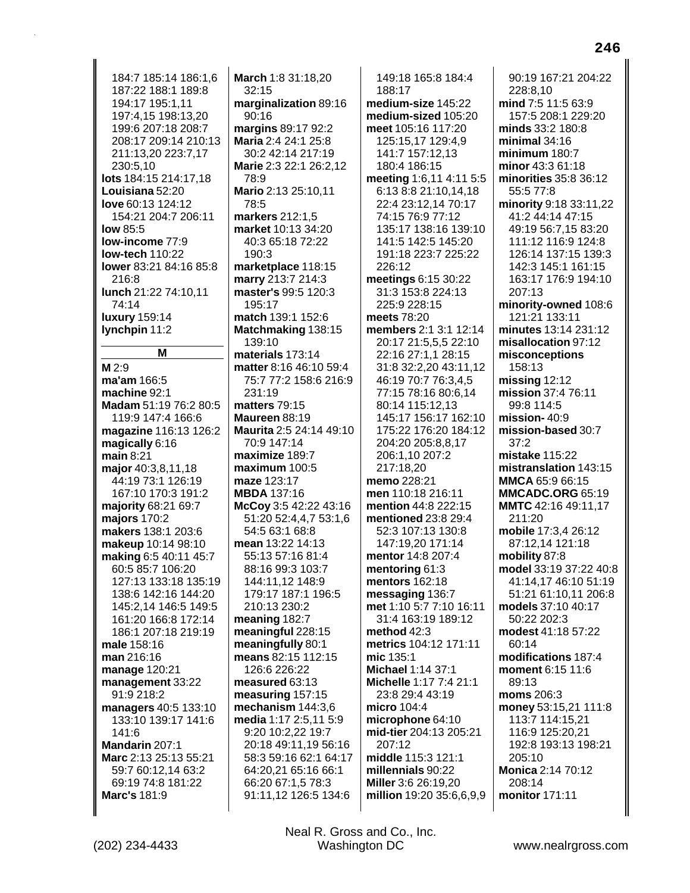184:7 185:14 186:1,6 187:22 188:1 189:8 194:17 195:1,11 197:4,15 198:13,20 199:6 207:18 208:7 208:17 209:14 210:13 211:13,20 223:7,17 230:5,10
**lots** 184:15 214:17,18
**Louisiana** 52:20
**love** 60:13 124:12 154:21 204:7 206:11
**low** 85:5
**low-income** 77:9
**low-tech** 110:22
**lower** 83:21 84:16 85:8 216:8
**lunch** 21:22 74:10,11 74:14
**luxury** 159:14
**lynchpin** 11:2

## M

**M** 2:9
**ma'am** 166:5
**machine** 92:1
**Madam** 51:19 76:2 80:5 119:9 147:4 166:6
**magazine** 116:13 126:2
**magically** 6:16
**main** 8:21
**major** 40:3,8,11,18 44:19 73:1 126:19 167:10 170:3 191:2
**majority** 68:21 69:7
**majors** 170:2
**makers** 138:1 203:6
**makeup** 10:14 98:10
**making** 6:5 40:11 45:7 60:5 85:7 106:20 127:13 133:18 135:19 138:6 142:16 144:20 145:2,14 146:5 149:5 161:20 166:8 172:14 186:1 207:18 219:19
**male** 158:16
**man** 216:16
**manage** 120:21
**management** 33:22 91:9 218:2
**managers** 40:5 133:10 133:10 139:17 141:6 141:6
**Mandarin** 207:1
**Marc** 2:13 25:13 55:21 59:7 60:12,14 63:2 69:19 74:8 181:22
**Marc's** 181:9
**March** 1:8 31:18,20 32:15
**marginalization** 89:16 90:16
**margins** 89:17 92:2
**Maria** 2:4 24:1 25:8 30:2 42:14 217:19
**Marie** 2:3 22:1 26:2,12 78:9
**Mario** 2:13 25:10,11 78:5
**markers** 212:1,5
**market** 10:13 34:20 40:3 65:18 72:22 190:3
**marketplace** 118:15
**marry** 213:7 214:3
**master's** 99:5 120:3 195:17
**match** 139:1 152:6
**Matchmaking** 138:15 139:10
**materials** 173:14
**matter** 8:16 46:10 59:4 75:7 77:2 158:6 216:9 231:19
**matters** 79:15
**Maureen** 88:19
**Maurita** 2:5 24:14 49:10 70:9 147:14
**maximize** 189:7
**maximum** 100:5
**maze** 123:17
**MBDA** 137:16
**McCoy** 3:5 42:22 43:16 51:20 52:4,4,7 53:1,6 54:5 63:1 68:8
**mean** 13:22 14:13 55:13 57:16 81:4 88:16 99:3 103:7 144:11,12 148:9 179:17 187:1 196:5 210:13 230:2
**meaning** 182:7
**meaningful** 228:15
**meaningfully** 80:1
**means** 82:15 112:15 126:6 226:22
**measured** 63:13
**measuring** 157:15
**mechanism** 144:3,6
**media** 1:17 2:5,11 5:9 9:20 10:2,22 19:7 20:18 49:11,19 56:16 58:3 59:16 62:1 64:17 64:20,21 65:16 66:1 66:20 67:1,5 78:3 91:11,12 126:5 134:6 149:18 165:8 184:4 188:17
**medium-size** 145:22
**medium-sized** 105:20
**meet** 105:16 117:20 125:15,17 129:4,9 141:7 157:12,13 180:4 186:15
**meeting** 1:6,11 4:11 5:5 6:13 8:8 21:10,14,18 22:4 23:12,14 70:17 74:15 76:9 77:12 135:17 138:16 139:10 141:5 142:5 145:20 191:18 223:7 225:22 226:12
**meetings** 6:15 30:22 31:3 153:8 224:13 225:9 228:15
**meets** 78:20
**members** 2:1 3:1 12:14 20:17 21:5,5,5 22:10 22:16 27:1,1 28:15 31:8 32:2,20 43:11,12 46:19 70:7 76:3,4,5 77:15 78:16 80:6,14 80:14 115:12,13 145:17 156:17 162:10 175:22 176:20 184:12 204:20 205:8,8,17 206:1,10 207:2 217:18,20
**memo** 228:21
**men** 110:18 216:11
**mention** 44:8 222:15
**mentioned** 23:8 29:4 52:3 107:13 130:8 147:19,20 171:14
**mentor** 14:8 207:4
**mentoring** 61:3
**mentors** 162:18
**messaging** 136:7
**met** 1:10 5:7 7:10 16:11 31:4 163:19 189:12
**method** 42:3
**metrics** 104:12 171:11
**mic** 135:1
**Michael** 1:14 37:1
**Michelle** 1:17 7:4 21:1 23:8 29:4 43:19
**micro** 104:4
**microphone** 64:10
**mid-tier** 204:13 205:21 207:12
**middle** 115:3 121:1
**millennials** 90:22
**Miller** 3:6 26:19,20
**million** 19:20 35:6,6,9,9 90:19 167:21 204:22 228:8,10
**mind** 7:5 11:5 63:9 157:5 208:1 229:20
**minds** 33:2 180:8
**minimal** 34:16
**minimum** 180:7
**minor** 43:3 61:18
**minorities** 35:8 36:12 55:5 77:8
**minority** 9:18 33:11,22 41:2 44:14 47:15 49:19 56:7,15 83:20 111:12 116:9 124:8 126:14 137:15 139:3 142:3 145:1 161:15 163:17 176:9 194:10 207:13
**minority-owned** 108:6 121:21 133:11
**minutes** 13:14 231:12
**misallocation** 97:12
**misconceptions** 158:13
**missing** 12:12
**mission** 37:4 76:11 99:8 114:5
**mission-** 40:9
**mission-based** 30:7 37:2
**mistake** 115:22
**mistranslation** 143:15
**MMCA** 65:9 66:15
**MMCADC.ORG** 65:19
**MMTC** 42:16 49:11,17 211:20
**mobile** 17:3,4 26:12 87:12,14 121:18
**mobility** 87:8
**model** 33:19 37:22 40:8 41:14,17 46:10 51:19 51:21 61:10,11 206:8
**models** 37:10 40:17 50:22 202:3
**modest** 41:18 57:22 60:14
**modifications** 187:4
**moment** 6:15 11:6 89:13
**moms** 206:3
**money** 53:15,21 111:8 113:7 114:15,21 116:9 125:20,21 192:8 193:13 198:21 205:10
**Monica** 2:14 70:12 208:14
**monitor** 171:11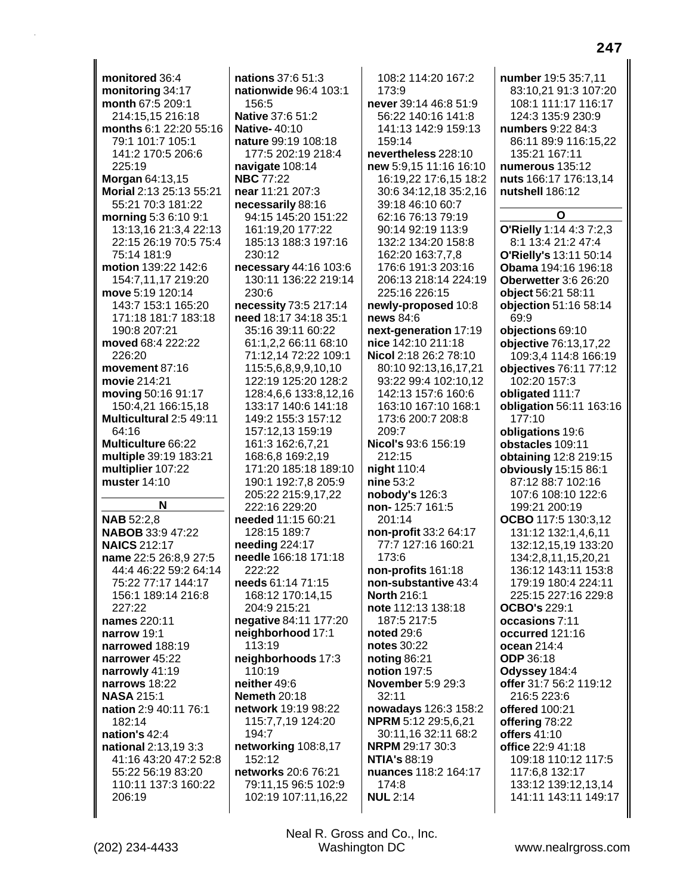**monitored** 36:4
**monitoring** 34:17
**month** 67:5 209:1 214:15,15 216:18
**months** 6:1 22:20 55:16 79:1 101:7 105:1 141:2 170:5 206:6 225:19
**Morgan** 64:13,15
**Morial** 2:13 25:13 55:21 55:21 70:3 181:22
**morning** 5:3 6:10 9:1 13:13,16 21:3,4 22:13 22:15 26:19 70:5 75:4 75:14 181:9
**motion** 139:22 142:6 154:7,11,17 219:20
**move** 5:19 120:14 143:7 153:1 165:20 171:18 181:7 183:18 190:8 207:21
**moved** 68:4 222:22 226:20
**movement** 87:16
**movie** 214:21
**moving** 50:16 91:17 150:4,21 166:15,18
**Multicultural** 2:5 49:11 64:16
**Multiculture** 66:22
**multiple** 39:19 183:21
**multiplier** 107:22
**muster** 14:10

**N**

**NAB** 52:2,8
**NABOB** 33:9 47:22
**NAICS** 212:17
**name** 22:5 26:8,9 27:5 44:4 46:22 59:2 64:14 75:22 77:17 144:17 156:1 189:14 216:8 227:22
**names** 220:11
**narrow** 19:1
**narrowed** 188:19
**narrower** 45:22
**narrowly** 41:19
**narrows** 18:22
**NASA** 215:1
**nation** 2:9 40:11 76:1 182:14
**nation's** 42:4
**national** 2:13,19 3:3 41:16 43:20 47:2 52:8 55:22 56:19 83:20 110:11 137:3 160:22 206:19
**nations** 37:6 51:3
**nationwide** 96:4 103:1 156:5
**Native** 37:6 51:2
**Native-** 40:10
**nature** 99:19 108:18 177:5 202:19 218:4
**navigate** 108:14
**NBC** 77:22
**near** 11:21 207:3
**necessarily** 88:16 94:15 145:20 151:22 161:19,20 177:22 185:13 188:3 197:16 230:12
**necessary** 44:16 103:6 130:11 136:22 219:14 230:6
**necessity** 73:5 217:14
**need** 18:17 34:18 35:1 35:16 39:11 60:22 61:1,2,2 66:11 68:10 71:12,14 72:22 109:1 115:5,6,8,9,9,10,10 122:19 125:20 128:2 128:4,6,6 133:8,12,16 133:17 140:6 141:18 149:2 155:3 157:12 157:12,13 159:19 161:3 162:6,7,21 168:6,8 169:2,19 171:20 185:18 189:10 190:1 192:7,8 205:9 205:22 215:9,17,22 222:16 229:20
**needed** 11:15 60:21 128:15 189:7
**needing** 224:17
**needle** 166:18 171:18 222:22
**needs** 61:14 71:15 168:12 170:14,15 204:9 215:21
**negative** 84:11 177:20
**neighborhood** 17:1 113:19
**neighborhoods** 17:3 110:19
**neither** 49:6
**Nemeth** 20:18
**network** 19:19 98:22 115:7,7,19 124:20 194:7
**networking** 108:8,17 152:12
**networks** 20:6 76:21 79:11,15 96:5 102:9 102:19 107:11,16,22 108:2 114:20 167:2 173:9
**never** 39:14 46:8 51:9 56:22 140:16 141:8 141:13 142:9 159:13 159:14
**nevertheless** 228:10
**new** 5:9,15 11:16 16:10 16:19,22 17:6,15 18:2 30:6 34:12,18 35:2,16 39:18 46:10 60:7 62:16 76:13 79:19 90:14 92:19 113:9 132:2 134:20 158:8 162:20 163:7,7,8 176:6 191:3 203:16 206:13 218:14 224:19 225:16 226:15
**newly-proposed** 10:8
**news** 84:6
**next-generation** 17:19
**nice** 142:10 211:18
**Nicol** 2:18 26:2 78:10 80:10 92:13,16,17,21 93:22 99:4 102:10,12 142:13 157:6 160:6 163:10 167:10 168:1 173:6 200:7 208:8 209:7
**Nicol's** 93:6 156:19 212:15
**night** 110:4
**nine** 53:2
**nobody's** 126:3
**non-** 125:7 161:5 201:14
**non-profit** 33:2 64:17 77:7 127:16 160:21 173:6
**non-profits** 161:18
**non-substantive** 43:4
**North** 216:1
**note** 112:13 138:18 187:5 217:5
**noted** 29:6
**notes** 30:22
**noting** 86:21
**notion** 197:5
**November** 5:9 29:3 32:11
**nowadays** 126:3 158:2
**NPRM** 5:12 29:5,6,21 30:11,16 32:11 68:2
**NRPM** 29:17 30:3
**NTIA's** 88:19
**nuances** 118:2 164:17 174:8
**NUL** 2:14
**number** 19:5 35:7,11 83:10,21 91:3 107:20 108:1 111:17 116:17 124:3 135:9 230:9
**numbers** 9:22 84:3 86:11 89:9 116:15,22 135:21 167:11
**numerous** 135:12
**nuts** 166:17 176:13,14
**nutshell** 186:12

**O**

**O'Rielly** 1:14 4:3 7:2,3 8:1 13:4 21:2 47:4
**O'Rielly's** 13:11 50:14
**Obama** 194:16 196:18
**Oberwetter** 3:6 26:20
**object** 56:21 58:11
**objection** 51:16 58:14 69:9
**objections** 69:10
**objective** 76:13,17,22 109:3,4 114:8 166:19
**objectives** 76:11 77:12 102:20 157:3
**obligated** 111:7
**obligation** 56:11 163:16 177:10
**obligations** 19:6
**obstacles** 109:11
**obtaining** 12:8 219:15
**obviously** 15:15 86:1 87:12 88:7 102:16 107:6 108:10 122:6 199:21 200:19
**OCBO** 117:5 130:3,12 131:12 132:1,4,6,11 132:12,15,19 133:20 134:2,8,11,15,20,21 136:12 143:11 153:8 179:19 180:4 224:11 225:15 227:16 229:8
**OCBO's** 229:1
**occasions** 7:11
**occurred** 121:16
**ocean** 214:4
**ODP** 36:18
**Odyssey** 184:4
**offer** 31:7 56:2 119:12 216:5 223:6
**offered** 100:21
**offering** 78:22
**offers** 41:10
**office** 22:9 41:18 109:18 110:12 117:5 117:6,8 132:17 133:12 139:12,13,14 141:11 143:11 149:17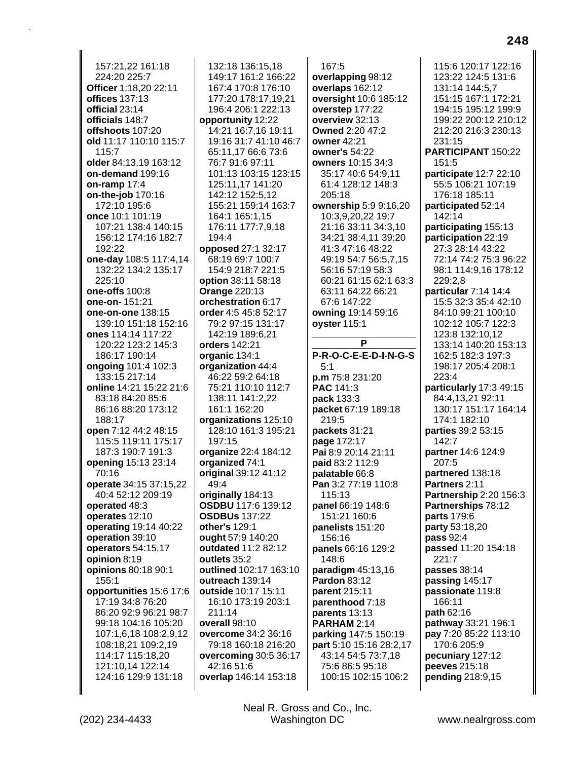157:21,22 161:18 224:20 225:7
**Officer** 1:18,20 22:11
**offices** 137:13
**official** 23:14
**officials** 148:7
**offshoots** 107:20
**old** 11:17 110:10 115:7 115:7
**older** 84:13,19 163:12
**on-demand** 199:16
**on-ramp** 17:4
**on-the-job** 170:16 172:10 195:6
**once** 10:1 101:19 107:21 138:4 140:15 156:12 174:16 182:7 192:22
**one-day** 108:5 117:4,14 132:22 134:2 135:17 225:10
**one-offs** 100:8
**one-on-** 151:21
**one-on-one** 138:15 139:10 151:18 152:16
**ones** 114:14 117:22 120:22 123:2 145:3 186:17 190:14
**ongoing** 101:4 102:3 133:15 217:14
**online** 14:21 15:22 21:6 83:18 84:20 85:6 86:16 88:20 173:12 188:17
**open** 7:12 44:2 48:15 115:5 119:11 175:17 187:3 190:7 191:3
**opening** 15:13 23:14 70:16
**operate** 34:15 37:15,22 40:4 52:12 209:19
**operated** 48:3
**operates** 12:10
**operating** 19:14 40:22
**operation** 39:10
**operators** 54:15,17
**opinion** 8:19
**opinions** 80:18 90:1 155:1
**opportunities** 15:6 17:6 17:19 34:8 76:20 86:20 92:9 96:21 98:7 99:18 104:16 105:20 107:1,6,18 108:2,9,12 108:18,21 109:2,19 114:17 115:18,20 121:10,14 122:14 124:16 129:9 131:18 132:18 136:15,18 149:17 161:2 166:22 167:4 170:8 176:10 177:20 178:17,19,21 196:4 206:1 222:13
**opportunity** 12:22 14:21 16:7,16 19:11 19:16 31:7 41:10 46:7 65:11,17 66:6 73:6 76:7 91:6 97:11 101:13 103:15 123:15 125:11,17 141:20 142:12 152:5,12 155:21 159:14 163:7 164:1 165:1,15 176:11 177:7,9,18 194:4
**opposed** 27:1 32:17 68:19 69:7 100:7 154:9 218:7 221:5
**option** 38:11 58:18
**Orange** 220:13
**orchestration** 6:17
**order** 4:5 45:8 52:17 79:2 97:15 131:17 142:19 189:6,21
**orders** 142:21
**organic** 134:1
**organization** 44:4 46:22 59:2 64:18 75:21 110:10 112:7 138:11 141:2,22 161:1 162:20
**organizations** 125:10 128:10 161:3 195:21 197:15
**organize** 22:4 184:12
**organized** 74:1
**original** 39:12 41:12 49:4
**originally** 184:13
**OSDBU** 117:6 139:12
**OSDBUs** 137:22
**other's** 129:1
**ought** 57:9 140:20
**outdated** 11:2 82:12
**outlets** 35:2
**outlined** 102:17 163:10
**outreach** 139:14
**outside** 10:17 15:11 16:10 173:19 203:1 211:14
**overall** 98:10
**overcome** 34:2 36:16 79:18 160:18 216:20
**overcoming** 30:5 36:17 42:16 51:6
**overlap** 146:14 153:18 167:5
**overlapping** 98:12
**overlaps** 162:12
**oversight** 10:6 185:12
**overstep** 177:22
**overview** 32:13
**Owned** 2:20 47:2
**owner** 42:21
**owner's** 54:22
**owners** 10:15 34:3 35:17 40:6 54:9,11 61:4 128:12 148:3 205:18
**ownership** 5:9 9:16,20 10:3,9,20,22 19:7 21:16 33:11 34:3,10 34:21 38:4,11 39:20 41:3 47:16 48:22 49:19 54:7 56:5,7,15 56:16 57:19 58:3 60:21 61:15 62:1 63:3 63:11 64:22 66:21 67:6 147:22
**owning** 19:14 59:16
**oyster** 115:1

**P**

**P-R-O-C-E-E-D-I-N-G-S** 5:1
**p.m** 75:8 231:20
**PAC** 141:3
**pack** 133:3
**packet** 67:19 189:18 219:5
**packets** 31:21
**page** 172:17
**Pai** 8:9 20:14 21:11
**paid** 83:2 112:9
**palatable** 66:8
**Pan** 3:2 77:19 110:8 115:13
**panel** 66:19 148:6 151:21 160:6
**panelists** 151:20 156:16
**panels** 66:16 129:2 148:6
**paradigm** 45:13,16
**Pardon** 83:12
**parent** 215:11
**parenthood** 7:18
**parents** 13:13
**PARHAM** 2:14
**parking** 147:5 150:19
**part** 5:10 15:16 28:2,17 43:14 54:5 73:7,18 75:6 86:5 95:18 100:15 102:15 106:2 115:6 120:17 122:16 123:22 124:5 131:6 131:14 144:5,7 151:15 167:1 172:21 194:15 195:12 199:9 199:22 200:12 210:12 212:20 216:3 230:13 231:15
**PARTICIPANT** 150:22 151:5
**participate** 12:7 22:10 55:5 106:21 107:19 176:18 185:11
**participated** 52:14 142:14
**participating** 155:13
**participation** 22:19 27:3 28:14 43:22 72:14 74:2 75:3 96:22 98:1 114:9,16 178:12 229:2,8
**particular** 7:14 14:4 15:5 32:3 35:4 42:10 84:10 99:21 100:10 102:12 105:7 122:3 123:8 132:10,12 133:14 140:20 153:13 162:5 182:3 197:3 198:17 205:4 208:1 223:4
**particularly** 17:3 49:15 84:4,13,21 92:11 130:17 151:17 164:14 174:1 182:10
**parties** 39:2 53:15 142:7
**partner** 14:6 124:9 207:5
**partnered** 138:18
**Partners** 2:11
**Partnership** 2:20 156:3
**Partnerships** 78:12
**parts** 179:6
**party** 53:18,20
**pass** 92:4
**passed** 11:20 154:18 221:7
**passes** 38:14
**passing** 145:17
**passionate** 119:8 166:11
**path** 62:16
**pathway** 33:21 196:1
**pay** 7:20 85:22 113:10 170:6 205:9
**pecuniary** 127:12
**peeves** 215:18
**pending** 218:9,15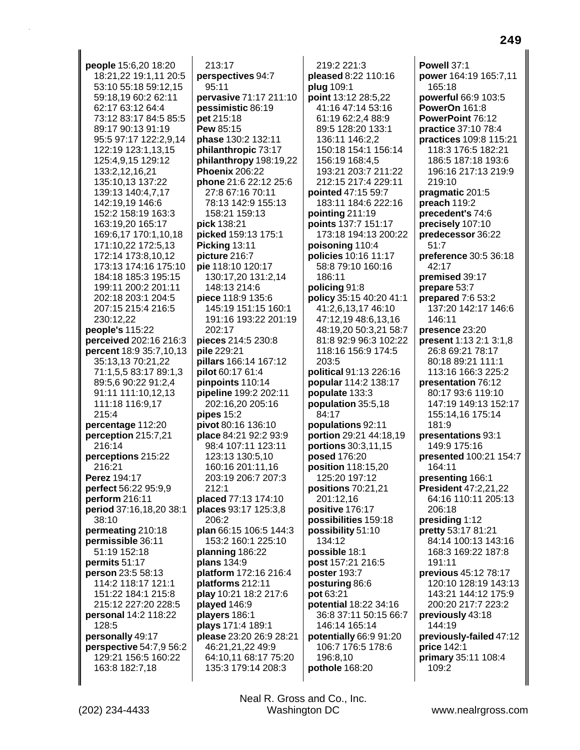**people** 15:6,20 18:20 18:21,22 19:1,11 20:5 53:10 55:18 59:12,15 59:18,19 60:2 62:11 62:17 63:12 64:4 73:12 83:17 84:5 85:5 89:17 90:13 91:19 95:5 97:17 122:2,9,14 122:19 123:1,13,15 125:4,9,15 129:12 133:2,12,16,21 135:10,13 137:22 139:13 140:4,7,17 142:19,19 146:6 152:2 158:19 163:3 163:19,20 165:17 169:6,17 170:1,10,18 171:10,22 172:5,13 172:14 173:8,10,12 173:13 174:16 175:10 184:18 185:3 195:15 199:11 200:2 201:11 202:18 203:1 204:5 207:15 215:4 216:5 230:12,22
**people's** 115:22
**perceived** 202:16 216:3
**percent** 18:9 35:7,10,13 35:13,13 70:21,22 71:1,5,5 83:17 89:1,3 89:5,6 90:22 91:2,4 91:11 111:10,12,13 111:18 116:9,17 215:4
**percentage** 112:20
**perception** 215:7,21 216:14
**perceptions** 215:22 216:21
**Perez** 194:17
**perfect** 56:22 95:9,9
**perform** 216:11
**period** 37:16,18,20 38:1 38:10
**permeating** 210:18
**permissible** 36:11 51:19 152:18
**permits** 51:17
**person** 23:5 58:13 114:2 118:17 121:1 151:22 184:1 215:8 215:12 227:20 228:5
**personal** 14:2 118:22 128:5
**personally** 49:17
**perspective** 54:7,9 56:2 129:21 156:5 160:22 163:8 182:7,18
213:17
**perspectives** 94:7 95:11
**pervasive** 71:17 211:10
**pessimistic** 86:19
**pet** 215:18
**Pew** 85:15
**phase** 130:2 132:11
**philanthropic** 73:17
**philanthropy** 198:19,22
**Phoenix** 206:22
**phone** 21:6 22:12 25:6 27:8 67:16 70:11 78:13 142:9 155:13 158:21 159:13
**pick** 138:21
**picked** 159:13 175:1
**Picking** 13:11
**picture** 216:7
**pie** 118:10 120:17 130:17,20 131:2,14 148:13 214:6
**piece** 118:9 135:6 145:19 151:15 160:1 191:16 193:22 201:19 202:17
**pieces** 214:5 230:8
**pile** 229:21
**pillars** 166:14 167:12
**pilot** 60:17 61:4
**pinpoints** 110:14
**pipeline** 199:2 202:11 202:16,20 205:16
**pipes** 15:2
**pivot** 80:16 136:10
**place** 84:21 92:2 93:9 98:4 107:11 123:11 123:13 130:5,10 160:16 201:11,16 203:19 206:7 207:3 212:1
**placed** 77:13 174:10
**places** 93:17 125:3,8 206:2
**plan** 66:15 106:5 144:3 153:2 160:1 225:10
**planning** 186:22
**plans** 134:9
**platform** 172:16 216:4
**platforms** 212:11
**play** 10:21 18:2 217:6
**played** 146:9
**players** 186:1
**plays** 171:4 189:1
**please** 23:20 26:9 28:21 46:21,21,22 49:9 64:10,11 68:17 75:20 135:3 179:14 208:3
219:2 221:3
**pleased** 8:22 110:16
**plug** 109:1
**point** 13:12 28:5,22 41:16 47:14 53:16 61:19 62:2,4 88:9 89:5 128:20 133:1 136:11 146:2,2 150:18 154:1 156:14 156:19 168:4,5 193:21 203:7 211:22 212:15 217:4 229:11
**pointed** 47:15 59:7 183:11 184:6 222:16
**pointing** 211:19
**points** 137:7 151:17 173:18 194:13 200:22
**poisoning** 110:4
**policies** 10:16 11:17 58:8 79:10 160:16 186:11
**policing** 91:8
**policy** 35:15 40:20 41:1 41:2,6,13,17 46:10 47:12,19 48:6,13,16 48:19,20 50:3,21 58:7 81:8 92:9 96:3 102:22 118:16 156:9 174:5 203:5
**political** 91:13 226:16
**popular** 114:2 138:17
**populate** 133:3
**population** 35:5,18 84:17
**populations** 92:11
**portion** 29:21 44:18,19
**portions** 30:3,11,15
**posed** 176:20
**position** 118:15,20 125:20 197:12
**positions** 70:21,21 201:12,16
**positive** 176:17
**possibilities** 159:18
**possibility** 51:10 134:12
**possible** 18:1
**post** 157:21 216:5
**poster** 193:7
**posturing** 86:6
**pot** 63:21
**potential** 18:22 34:16 36:8 37:11 50:15 66:7 146:14 165:14
**potentially** 66:9 91:20 106:7 176:5 178:6 196:8,10
**pothole** 168:20
**Powell** 37:1
**power** 164:19 165:7,11 165:18
**powerful** 66:9 103:5
**PowerOn** 161:8
**PowerPoint** 76:12
**practice** 37:10 78:4
**practices** 109:8 115:21 118:3 176:5 182:21 186:5 187:18 193:6 196:16 217:13 219:9 219:10
**pragmatic** 201:5
**preach** 119:2
**precedent's** 74:6
**precisely** 107:10
**predecessor** 36:22 51:7
**preference** 30:5 36:18 42:17
**premised** 39:17
**prepare** 53:7
**prepared** 7:6 53:2 137:20 142:17 146:6 146:11
**presence** 23:20
**present** 1:13 2:1 3:1,8 26:8 69:21 78:17 80:18 89:21 111:1 113:16 166:3 225:2
**presentation** 76:12 80:17 93:6 119:10 147:19 149:13 152:17 155:14,16 175:14 181:9
**presentations** 93:1 149:9 175:16
**presented** 100:21 154:7 164:11
**presenting** 166:1
**President** 47:2,21,22 64:16 110:11 205:13 206:18
**presiding** 1:12
**pretty** 53:17 81:21 84:14 100:13 143:16 168:3 169:22 187:8 191:11
**previous** 45:12 78:17 120:10 128:19 143:13 143:21 144:12 175:9 200:20 217:7 223:2
**previously** 43:18 144:19
**previously-failed** 47:12
**price** 142:1
**primary** 35:11 108:4 109:2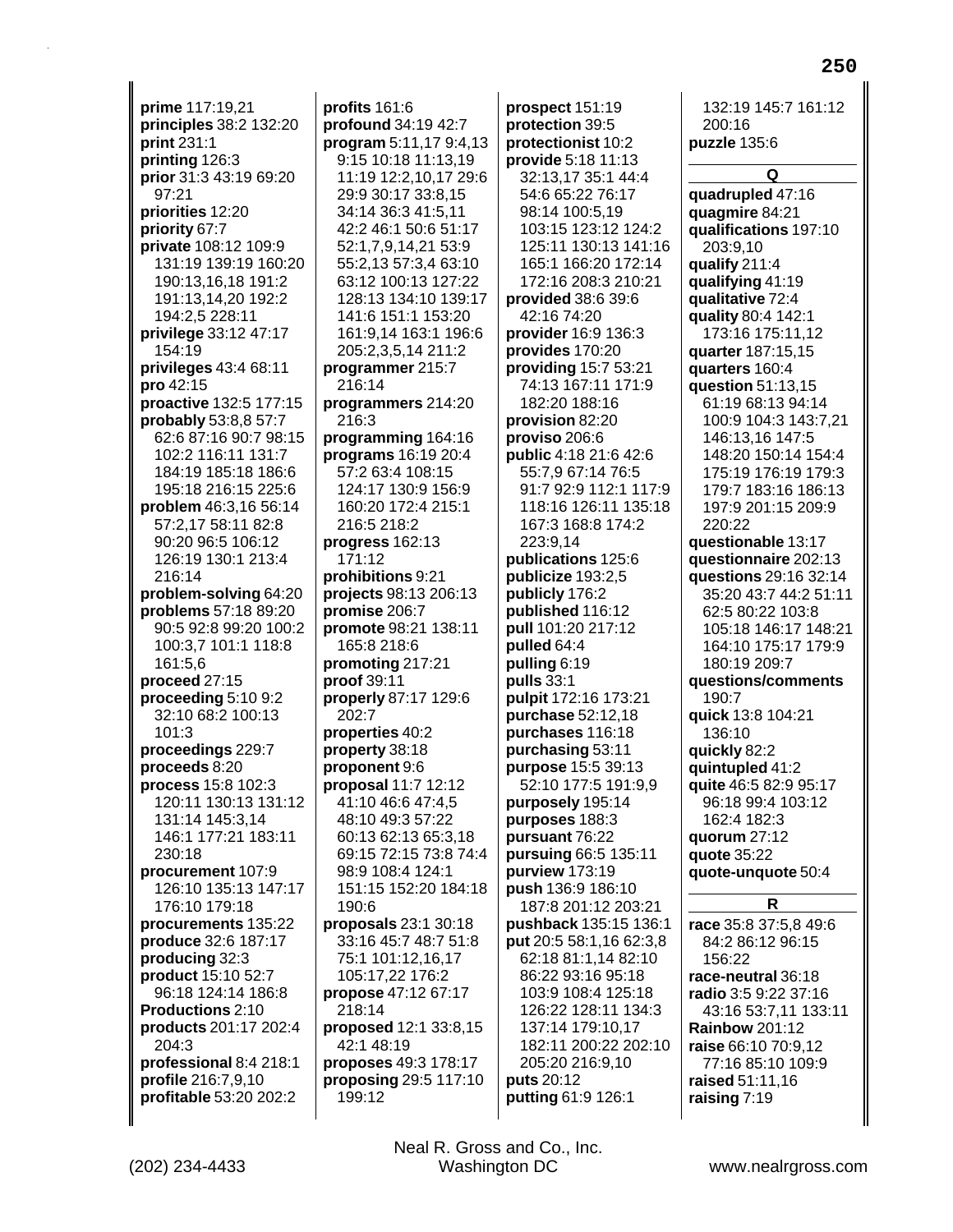**prime** 117:19,21
**principles** 38:2 132:20
**print** 231:1
**printing** 126:3
**prior** 31:3 43:19 69:20 97:21
**priorities** 12:20
**priority** 67:7
**private** 108:12 109:9 131:19 139:19 160:20 190:13,16,18 191:2 191:13,14,20 192:2 194:2,5 228:11
**privilege** 33:12 47:17 154:19
**privileges** 43:4 68:11
**pro** 42:15
**proactive** 132:5 177:15
**probably** 53:8,8 57:7 62:6 87:16 90:7 98:15 102:2 116:11 131:7 184:19 185:18 186:6 195:18 216:15 225:6
**problem** 46:3,16 56:14 57:2,17 58:11 82:8 90:20 96:5 106:12 126:19 130:1 213:4 216:14
**problem-solving** 64:20
**problems** 57:18 89:20 90:5 92:8 99:20 100:2 100:3,7 101:1 118:8 161:5,6
**proceed** 27:15
**proceeding** 5:10 9:2 32:10 68:2 100:13 101:3
**proceedings** 229:7
**proceeds** 8:20
**process** 15:8 102:3 120:11 130:13 131:12 131:14 145:3,14 146:1 177:21 183:11 230:18
**procurement** 107:9 126:10 135:13 147:17 176:10 179:18
**procurements** 135:22
**produce** 32:6 187:17
**producing** 32:3
**product** 15:10 52:7 96:18 124:14 186:8
**Productions** 2:10
**products** 201:17 202:4 204:3
**professional** 8:4 218:1
**profile** 216:7,9,10
**profitable** 53:20 202:2
**profits** 161:6
**profound** 34:19 42:7
**program** 5:11,17 9:4,13 9:15 10:18 11:13,19 11:19 12:2,10,17 29:6 29:9 30:17 33:8,15 34:14 36:3 41:5,11 42:2 46:1 50:6 51:17 52:1,7,9,14,21 53:9 55:2,13 57:3,4 63:10 63:12 100:13 127:22 128:13 134:10 139:17 141:6 151:1 153:20 161:9,14 163:1 196:6 205:2,3,5,14 211:2
**programmer** 215:7 216:14
**programmers** 214:20 216:3
**programming** 164:16
**programs** 16:19 20:4 57:2 63:4 108:15 124:17 130:9 156:9 160:20 172:4 215:1 216:5 218:2
**progress** 162:13 171:12
**prohibitions** 9:21
**projects** 98:13 206:13
**promise** 206:7
**promote** 98:21 138:11 165:8 218:6
**promoting** 217:21
**proof** 39:11
**properly** 87:17 129:6 202:7
**properties** 40:2
**property** 38:18
**proponent** 9:6
**proposal** 11:7 12:12 41:10 46:6 47:4,5 48:10 49:3 57:22 60:13 62:13 65:3,18 69:15 72:15 73:8 74:4 98:9 108:4 124:1 151:15 152:20 184:18 190:6
**proposals** 23:1 30:18 33:16 45:7 48:7 51:8 75:1 101:12,16,17 105:17,22 176:2
**propose** 47:12 67:17 218:14
**proposed** 12:1 33:8,15 42:1 48:19
**proposes** 49:3 178:17
**proposing** 29:5 117:10 199:12
**prospect** 151:19
**protection** 39:5
**protectionist** 10:2
**provide** 5:18 11:13 32:13,17 35:1 44:4 54:6 65:22 76:17 98:14 100:5,19 103:15 123:12 124:2 125:11 130:13 141:16 165:1 166:20 172:14 172:16 208:3 210:21
**provided** 38:6 39:6 42:16 74:20
**provider** 16:9 136:3
**provides** 170:20
**providing** 15:7 53:21 74:13 167:11 171:9 182:20 188:16
**provision** 82:20
**proviso** 206:6
**public** 4:18 21:6 42:6 55:7,9 67:14 76:5 91:7 92:9 112:1 117:9 118:16 126:11 135:18 167:3 168:8 174:2 223:9,14
**publications** 125:6
**publicize** 193:2,5
**publicly** 176:2
**published** 116:12
**pull** 101:20 217:12
**pulled** 64:4
**pulling** 6:19
**pulls** 33:1
**pulpit** 172:16 173:21
**purchase** 52:12,18
**purchases** 116:18
**purchasing** 53:11
**purpose** 15:5 39:13 52:10 177:5 191:9,9
**purposely** 195:14
**purposes** 188:3
**pursuant** 76:22
**pursuing** 66:5 135:11
**purview** 173:19
**push** 136:9 186:10 187:8 201:12 203:21
**pushback** 135:15 136:1
**put** 20:5 58:1,16 62:3,8 62:18 81:1,14 82:10 86:22 93:16 95:18 103:9 108:4 125:18 126:22 128:11 134:3 137:14 179:10,17 182:11 200:22 202:10 205:20 216:9,10
**puts** 20:12
**putting** 61:9 126:1
132:19 145:7 161:12 200:16
**puzzle** 135:6

## Q

**quadrupled** 47:16
**quagmire** 84:21
**qualifications** 197:10 203:9,10
**qualify** 211:4
**qualifying** 41:19
**qualitative** 72:4
**quality** 80:4 142:1 173:16 175:11,12
**quarter** 187:15,15
**quarters** 160:4
**question** 51:13,15 61:19 68:13 94:14 100:9 104:3 143:7,21 146:13,16 147:5 148:20 150:14 154:4 175:19 176:19 179:3 179:7 183:16 186:13 197:9 201:15 209:9 220:22
**questionable** 13:17
**questionnaire** 202:13
**questions** 29:16 32:14 35:20 43:7 44:2 51:11 62:5 80:22 103:8 105:18 146:17 148:21 164:10 175:17 179:9 180:19 209:7
**questions/comments** 190:7
**quick** 13:8 104:21 136:10
**quickly** 82:2
**quintupled** 41:2
**quite** 46:5 82:9 95:17 96:18 99:4 103:12 162:4 182:3
**quorum** 27:12
**quote** 35:22
**quote-unquote** 50:4

## R

**race** 35:8 37:5,8 49:6 84:2 86:12 96:15 156:22
**race-neutral** 36:18
**radio** 3:5 9:22 37:16 43:16 53:7,11 133:11
**Rainbow** 201:12
**raise** 66:10 70:9,12 77:16 85:10 109:9
**raised** 51:11,16
**raising** 7:19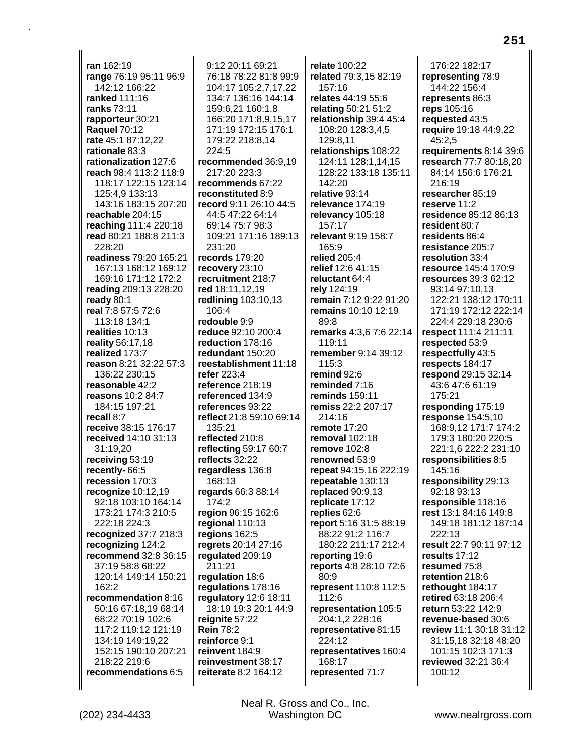**ran** 162:19
**range** 76:19 95:11 96:9 142:12 166:22
**ranked** 111:16
**ranks** 73:11
**rapporteur** 30:21
**Raquel** 70:12
**rate** 45:1 87:12,22
**rationale** 83:3
**rationalization** 127:6
**reach** 98:4 113:2 118:9 118:17 122:15 123:14 125:4,9 133:13 143:16 183:15 207:20
**reachable** 204:15
**reaching** 111:4 220:18
**read** 80:21 188:8 211:3 228:20
**readiness** 79:20 165:21 167:13 168:12 169:12 169:16 171:12 172:2
**reading** 209:13 228:20
**ready** 80:1
**real** 7:8 57:5 72:6 113:18 134:1
**realities** 10:13
**reality** 56:17,18
**realized** 173:7
**reason** 8:21 32:22 57:3 136:22 230:15
**reasonable** 42:2
**reasons** 10:2 84:7 184:15 197:21
**recall** 8:7
**receive** 38:15 176:17
**received** 14:10 31:13 31:19,20
**receiving** 53:19
**recently-** 66:5
**recession** 170:3
**recognize** 10:12,19 92:18 103:10 164:14 173:21 174:3 210:5 222:18 224:3
**recognized** 37:7 218:3
**recognizing** 124:2
**recommend** 32:8 36:15 37:19 58:8 68:22 120:14 149:14 150:21 162:2
**recommendation** 8:16 50:16 67:18,19 68:14 68:22 70:19 102:6 117:2 119:12 121:19 134:19 149:19,22 152:15 190:10 207:21 218:22 219:6
**recommendations** 6:5 9:12 20:11 69:21 76:18 78:22 81:8 99:9 104:17 105:2,7,17,22 134:7 136:16 144:14 159:6,21 160:1,8 166:20 171:8,9,15,17 171:19 172:15 176:1 179:22 218:8,14 224:5
**recommended** 36:9,19 217:20 223:3
**recommends** 67:22
**reconstituted** 8:9
**record** 9:11 26:10 44:5 44:5 47:22 64:14 69:14 75:7 98:3 109:21 171:16 189:13 231:20
**records** 179:20
**recovery** 23:10
**recruitment** 218:7
**red** 18:11,12,19
**redlining** 103:10,13 106:4
**redouble** 9:9
**reduce** 92:10 200:4
**reduction** 178:16
**redundant** 150:20
**reestablishment** 11:18
**refer** 223:4
**reference** 218:19
**referenced** 134:9
**references** 93:22
**reflect** 21:8 59:10 69:14 135:21
**reflected** 210:8
**reflecting** 59:17 60:7
**reflects** 32:22
**regardless** 136:8 168:13
**regards** 66:3 88:14 174:2
**region** 96:15 162:6
**regional** 110:13
**regions** 162:5
**regrets** 20:14 27:16
**regulated** 209:19 211:21
**regulation** 18:6
**regulations** 178:16
**regulatory** 12:6 18:11 18:19 19:3 20:1 44:9
**reignite** 57:22
**Rein** 78:2
**reinforce** 9:1
**reinvent** 184:9
**reinvestment** 38:17
**reiterate** 8:2 164:12
**relate** 100:22
**related** 79:3,15 82:19 157:16
**relates** 44:19 55:6
**relating** 50:21 51:2
**relationship** 39:4 45:4 108:20 128:3,4,5 129:8,11
**relationships** 108:22 124:11 128:1,14,15 128:22 133:18 135:11 142:20
**relative** 93:14
**relevance** 174:19
**relevancy** 105:18 157:17
**relevant** 9:19 158:7 165:9
**relied** 205:4
**relief** 12:6 41:15
**reluctant** 64:4
**rely** 124:19
**remain** 7:12 9:22 91:20
**remains** 10:10 12:19 89:8
**remarks** 4:3,6 7:6 22:14 119:11
**remember** 9:14 39:12 115:3
**remind** 92:6
**reminded** 7:16
**reminds** 159:11
**remiss** 22:2 207:17 214:16
**remote** 17:20
**removal** 102:18
**remove** 102:8
**renowned** 53:9
**repeat** 94:15,16 222:19
**repeatable** 130:13
**replaced** 90:9,13
**replicate** 17:12
**replies** 62:6
**report** 5:16 31:5 88:19 88:22 91:2 116:7 180:22 211:17 212:4
**reporting** 19:6
**reports** 4:8 28:10 72:6 80:9
**represent** 110:8 112:5 112:6
**representation** 105:5 204:1,2 228:16
**representative** 81:15 224:12
**representatives** 160:4 168:17
**represented** 71:7 176:22 182:17
**representing** 78:9 144:22 156:4
**represents** 86:3
**reps** 105:16
**requested** 43:5
**require** 19:18 44:9,22 45:2,5
**requirements** 8:14 39:6
**research** 77:7 80:18,20 84:14 156:6 176:21 216:19
**researcher** 85:19
**reserve** 11:2
**residence** 85:12 86:13
**resident** 80:7
**residents** 86:4
**resistance** 205:7
**resolution** 33:4
**resource** 145:4 170:9
**resources** 39:3 62:12 93:14 97:10,13 122:21 138:12 170:11 171:19 172:12 222:14 224:4 229:18 230:6
**respect** 111:4 211:11
**respected** 53:9
**respectfully** 43:5
**respects** 184:17
**respond** 29:15 32:14 43:6 47:6 61:19 175:21
**responding** 175:19
**response** 154:5,10 168:9,12 171:7 174:2 179:3 180:20 220:5 221:1,6 222:2 231:10
**responsibilities** 8:5 145:16
**responsibility** 29:13 92:18 93:13
**responsible** 118:16
**rest** 13:1 84:16 149:8 149:18 181:12 187:14 222:13
**result** 22:7 90:11 97:12
**results** 17:12
**resumed** 75:8
**retention** 218:6
**rethought** 184:17
**retired** 63:18 206:4
**return** 53:22 142:9
**revenue-based** 30:6
**review** 11:1 30:18 31:12 31:15,18 32:18 48:20 101:15 102:3 171:3
**reviewed** 32:21 36:4 100:12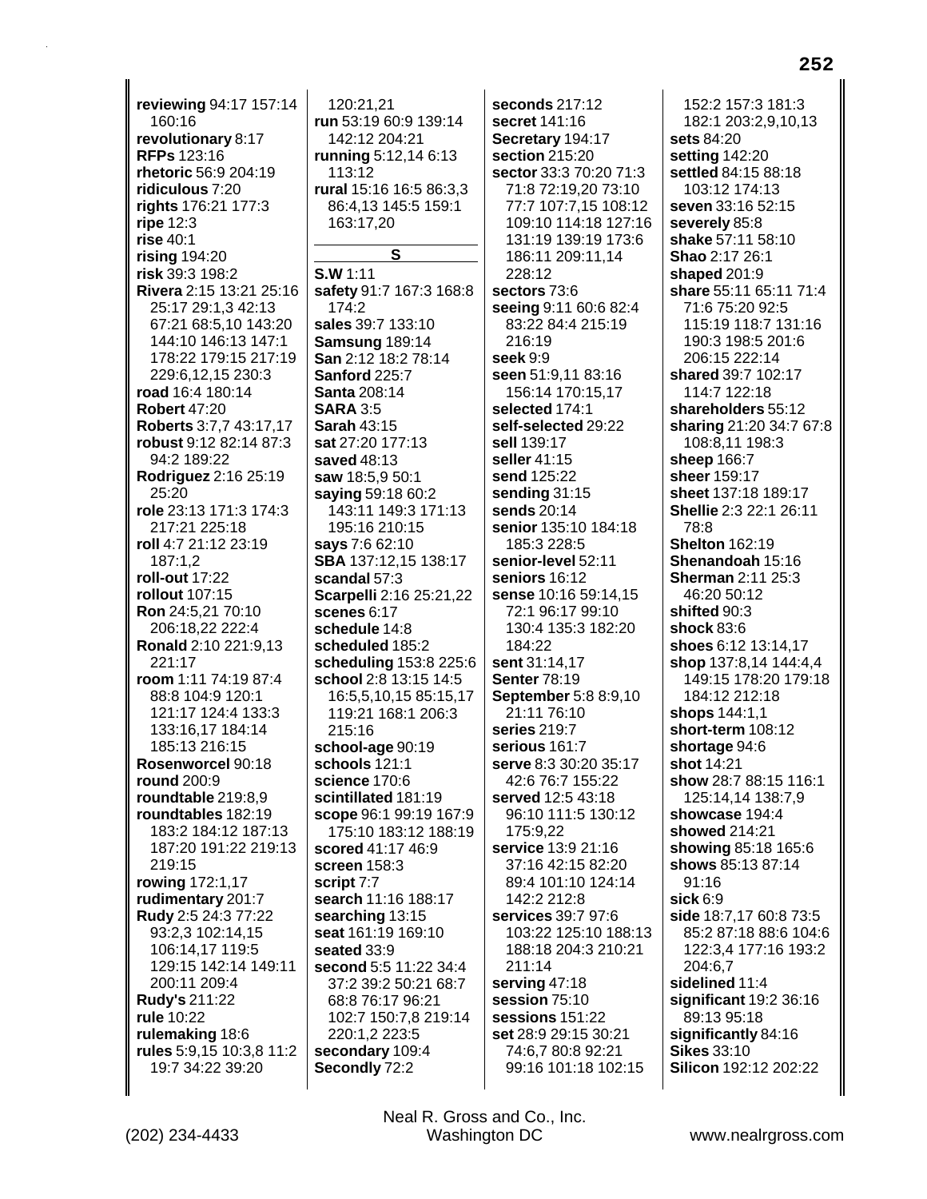**reviewing** 94:17 157:14 160:16
**revolutionary** 8:17
**RFPs** 123:16
**rhetoric** 56:9 204:19
**ridiculous** 7:20
**rights** 176:21 177:3
**ripe** 12:3
**rise** 40:1
**rising** 194:20
**risk** 39:3 198:2
**Rivera** 2:15 13:21 25:16 25:17 29:1,3 42:13 67:21 68:5,10 143:20 144:10 146:13 147:1 178:22 179:15 217:19 229:6,12,15 230:3
**road** 16:4 180:14
**Robert** 47:20
**Roberts** 3:7,7 43:17,17
**robust** 9:12 82:14 87:3 94:2 189:22
**Rodriguez** 2:16 25:19 25:20
**role** 23:13 171:3 174:3 217:21 225:18
**roll** 4:7 21:12 23:19 187:1,2
**roll-out** 17:22
**rollout** 107:15
**Ron** 24:5,21 70:10 206:18,22 222:4
**Ronald** 2:10 221:9,13 221:17
**room** 1:11 74:19 87:4 88:8 104:9 120:1 121:17 124:4 133:3 133:16,17 184:14 185:13 216:15
**Rosenworcel** 90:18
**round** 200:9
**roundtable** 219:8,9
**roundtables** 182:19 183:2 184:12 187:13 187:20 191:22 219:13 219:15
**rowing** 172:1,17
**rudimentary** 201:7
**Rudy** 2:5 24:3 77:22 93:2,3 102:14,15 106:14,17 119:5 129:15 142:14 149:11 200:11 209:4
**Rudy's** 211:22
**rule** 10:22
**rulemaking** 18:6
**rules** 5:9,15 10:3,8 11:2 19:7 34:22 39:20 120:21,21
**run** 53:19 60:9 139:14 142:12 204:21
**running** 5:12,14 6:13 113:12
**rural** 15:16 16:5 86:3,3 86:4,13 145:5 159:1 163:17,20

## S

**S.W** 1:11
**safety** 91:7 167:3 168:8 174:2
**sales** 39:7 133:10
**Samsung** 189:14
**San** 2:12 18:2 78:14
**Sanford** 225:7
**Santa** 208:14
**SARA** 3:5
**Sarah** 43:15
**sat** 27:20 177:13
**saved** 48:13
**saw** 18:5,9 50:1
**saying** 59:18 60:2 143:11 149:3 171:13 195:16 210:15
**says** 7:6 62:10
**SBA** 137:12,15 138:17
**scandal** 57:3
**Scarpelli** 2:16 25:21,22
**scenes** 6:17
**schedule** 14:8
**scheduled** 185:2
**scheduling** 153:8 225:6
**school** 2:8 13:15 14:5 16:5,5,10,15 85:15,17 119:21 168:1 206:3 215:16
**school-age** 90:19
**schools** 121:1
**science** 170:6
**scintillated** 181:19
**scope** 96:1 99:19 167:9 175:10 183:12 188:19
**scored** 41:17 46:9
**screen** 158:3
**script** 7:7
**search** 11:16 188:17
**searching** 13:15
**seat** 161:19 169:10
**seated** 33:9
**second** 5:5 11:22 34:4 37:2 39:2 50:21 68:7 68:8 76:17 96:21 102:7 150:7,8 219:14 220:1,2 223:5
**secondary** 109:4
**Secondly** 72:2
**seconds** 217:12
**secret** 141:16
**Secretary** 194:17
**section** 215:20
**sector** 33:3 70:20 71:3 71:8 72:19,20 73:10 77:7 107:7,15 108:12 109:10 114:18 127:16 131:19 139:19 173:6 186:11 209:11,14 228:12
**sectors** 73:6
**seeing** 9:11 60:6 82:4 83:22 84:4 215:19 216:19
**seek** 9:9
**seen** 51:9,11 83:16 156:14 170:15,17
**selected** 174:1
**self-selected** 29:22
**sell** 139:17
**seller** 41:15
**send** 125:22
**sending** 31:15
**sends** 20:14
**senior** 135:10 184:18 185:3 228:5
**senior-level** 52:11
**seniors** 16:12
**sense** 10:16 59:14,15 72:1 96:17 99:10 130:4 135:3 182:20 184:22
**sent** 31:14,17
**Senter** 78:19
**September** 5:8 8:9,10 21:11 76:10
**series** 219:7
**serious** 161:7
**serve** 8:3 30:20 35:17 42:6 76:7 155:22
**served** 12:5 43:18 96:10 111:5 130:12 175:9,22
**service** 13:9 21:16 37:16 42:15 82:20 89:4 101:10 124:14 142:2 212:8
**services** 39:7 97:6 103:22 125:10 188:13 188:18 204:3 210:21 211:14
**serving** 47:18
**session** 75:10
**sessions** 151:22
**set** 28:9 29:15 30:21 74:6,7 80:8 92:21 99:16 101:18 102:15 152:2 157:3 181:3 182:1 203:2,9,10,13
**sets** 84:20
**setting** 142:20
**settled** 84:15 88:18 103:12 174:13
**seven** 33:16 52:15
**severely** 85:8
**shake** 57:11 58:10
**Shao** 2:17 26:1
**shaped** 201:9
**share** 55:11 65:11 71:4 71:6 75:20 92:5 115:19 118:7 131:16 190:3 198:5 201:6 206:15 222:14
**shared** 39:7 102:17 114:7 122:18
**shareholders** 55:12
**sharing** 21:20 34:7 67:8 108:8,11 198:3
**sheep** 166:7
**sheer** 159:17
**sheet** 137:18 189:17
**Shellie** 2:3 22:1 26:11 78:8
**Shelton** 162:19
**Shenandoah** 15:16
**Sherman** 2:11 25:3 46:20 50:12
**shifted** 90:3
**shock** 83:6
**shoes** 6:12 13:14,17
**shop** 137:8,14 144:4,4 149:15 178:20 179:18 184:12 212:18
**shops** 144:1,1
**short-term** 108:12
**shortage** 94:6
**shot** 14:21
**show** 28:7 88:15 116:1 125:14,14 138:7,9
**showcase** 194:4
**showed** 214:21
**showing** 85:18 165:6
**shows** 85:13 87:14 91:16
**sick** 6:9
**side** 18:7,17 60:8 73:5 85:2 87:18 88:6 104:6 122:3,4 177:16 193:2 204:6,7
**sidelined** 11:4
**significant** 19:2 36:16 89:13 95:18
**significantly** 84:16
**Sikes** 33:10
**Silicon** 192:12 202:22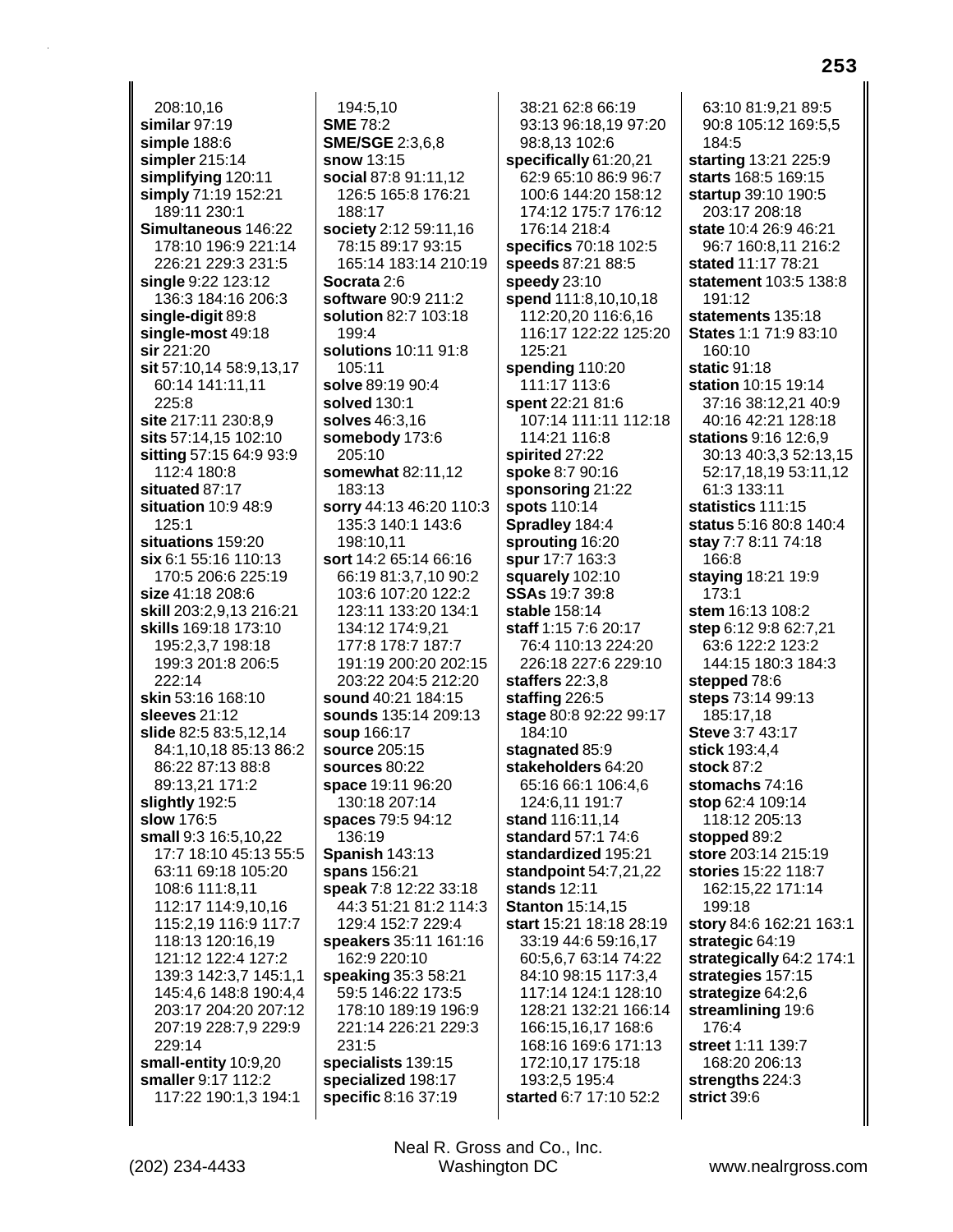208:10,16
**similar** 97:19
**simple** 188:6
**simpler** 215:14
**simplifying** 120:11
**simply** 71:19 152:21 189:11 230:1
**Simultaneous** 146:22 178:10 196:9 221:14 226:21 229:3 231:5
**single** 9:22 123:12 136:3 184:16 206:3
**single-digit** 89:8
**single-most** 49:18
**sir** 221:20
**sit** 57:10,14 58:9,13,17 60:14 141:11,11 225:8
**site** 217:11 230:8,9
**sits** 57:14,15 102:10
**sitting** 57:15 64:9 93:9 112:4 180:8
**situated** 87:17
**situation** 10:9 48:9 125:1
**situations** 159:20
**six** 6:1 55:16 110:13 170:5 206:6 225:19
**size** 41:18 208:6
**skill** 203:2,9,13 216:21
**skills** 169:18 173:10 195:2,3,7 198:18 199:3 201:8 206:5 222:14
**skin** 53:16 168:10
**sleeves** 21:12
**slide** 82:5 83:5,12,14 84:1,10,18 85:13 86:2 86:22 87:13 88:8 89:13,21 171:2
**slightly** 192:5
**slow** 176:5
**small** 9:3 16:5,10,22 17:7 18:10 45:13 55:5 63:11 69:18 105:20 108:6 111:8,11 112:17 114:9,10,16 115:2,19 116:9 117:7 118:13 120:16,19 121:12 122:4 127:2 139:3 142:3,7 145:1,1 145:4,6 148:8 190:4,4 203:17 204:20 207:12 207:19 228:7,9 229:9 229:14
**small-entity** 10:9,20
**smaller** 9:17 112:2 117:22 190:1,3 194:1 194:5,10
**SME** 78:2
**SME/SGE** 2:3,6,8
**snow** 13:15
**social** 87:8 91:11,12 126:5 165:8 176:21 188:17
**society** 2:12 59:11,16 78:15 89:17 93:15 165:14 183:14 210:19
**Socrata** 2:6
**software** 90:9 211:2
**solution** 82:7 103:18 199:4
**solutions** 10:11 91:8 105:11
**solve** 89:19 90:4
**solved** 130:1
**solves** 46:3,16
**somebody** 173:6 205:10
**somewhat** 82:11,12 183:13
**sorry** 44:13 46:20 110:3 135:3 140:1 143:6 198:10,11
**sort** 14:2 65:14 66:16 66:19 81:3,7,10 90:2 103:6 107:20 122:2 123:11 133:20 134:1 134:12 174:9,21 177:8 178:7 187:7 191:19 200:20 202:15 203:22 204:5 212:20
**sound** 40:21 184:15
**sounds** 135:14 209:13
**soup** 166:17
**source** 205:15
**sources** 80:22
**space** 19:11 96:20 130:18 207:14
**spaces** 79:5 94:12 136:19
**Spanish** 143:13
**spans** 156:21
**speak** 7:8 12:22 33:18 44:3 51:21 81:2 114:3 129:4 152:7 229:4
**speakers** 35:11 161:16 162:9 220:10
**speaking** 35:3 58:21 59:5 146:22 173:5 178:10 189:19 196:9 221:14 226:21 229:3 231:5
**specialists** 139:15
**specialized** 198:17
**specific** 8:16 37:19 38:21 62:8 66:19 93:13 96:18,19 97:20 98:8,13 102:6
**specifically** 61:20,21 62:9 65:10 86:9 96:7 100:6 144:20 158:12 174:12 175:7 176:12 176:14 218:4
**specifics** 70:18 102:5
**speeds** 87:21 88:5
**speedy** 23:10
**spend** 111:8,10,10,18 112:20,20 116:6,16 116:17 122:22 125:20 125:21
**spending** 110:20 111:17 113:6
**spent** 22:21 81:6 107:14 111:11 112:18 114:21 116:8
**spirited** 27:22
**spoke** 8:7 90:16
**sponsoring** 21:22
**spots** 110:14
**Spradley** 184:4
**sprouting** 16:20
**spur** 17:7 163:3
**squarely** 102:10
**SSAs** 19:7 39:8
**stable** 158:14
**staff** 1:15 7:6 20:17 76:4 110:13 224:20 226:18 227:6 229:10
**staffers** 22:3,8
**staffing** 226:5
**stage** 80:8 92:22 99:17 184:10
**stagnated** 85:9
**stakeholders** 64:20 65:16 66:1 106:4,6 124:6,11 191:7
**stand** 116:11,14
**standard** 57:1 74:6
**standardized** 195:21
**standpoint** 54:7,21,22
**stands** 12:11
**Stanton** 15:14,15
**start** 15:21 18:18 28:19 33:19 44:6 59:16,17 60:5,6,7 63:14 74:22 84:10 98:15 117:3,4 117:14 124:1 128:10 128:21 132:21 166:14 166:15,16,17 168:6 168:16 169:6 171:13 172:10,17 175:18 193:2,5 195:4
**started** 6:7 17:10 52:2 63:10 81:9,21 89:5 90:8 105:12 169:5,5 184:5
**starting** 13:21 225:9
**starts** 168:5 169:15
**startup** 39:10 190:5 203:17 208:18
**state** 10:4 26:9 46:21 96:7 160:8,11 216:2
**stated** 11:17 78:21
**statement** 103:5 138:8 191:12
**statements** 135:18
**States** 1:1 71:9 83:10 160:10
**static** 91:18
**station** 10:15 19:14 37:16 38:12,21 40:9 40:16 42:21 128:18
**stations** 9:16 12:6,9 30:13 40:3,3 52:13,15 52:17,18,19 53:11,12 61:3 133:11
**statistics** 111:15
**status** 5:16 80:8 140:4
**stay** 7:7 8:11 74:18 166:8
**staying** 18:21 19:9 173:1
**stem** 16:13 108:2
**step** 6:12 9:8 62:7,21 63:6 122:2 123:2 144:15 180:3 184:3
**stepped** 78:6
**steps** 73:14 99:13 185:17,18
**Steve** 3:7 43:17
**stick** 193:4,4
**stock** 87:2
**stomachs** 74:16
**stop** 62:4 109:14 118:12 205:13
**stopped** 89:2
**store** 203:14 215:19
**stories** 15:22 118:7 162:15,22 171:14 199:18
**story** 84:6 162:21 163:1
**strategic** 64:19
**strategically** 64:2 174:1
**strategies** 157:15
**strategize** 64:2,6
**streamlining** 19:6 176:4
**street** 1:11 139:7 168:20 206:13
**strengths** 224:3
**strict** 39:6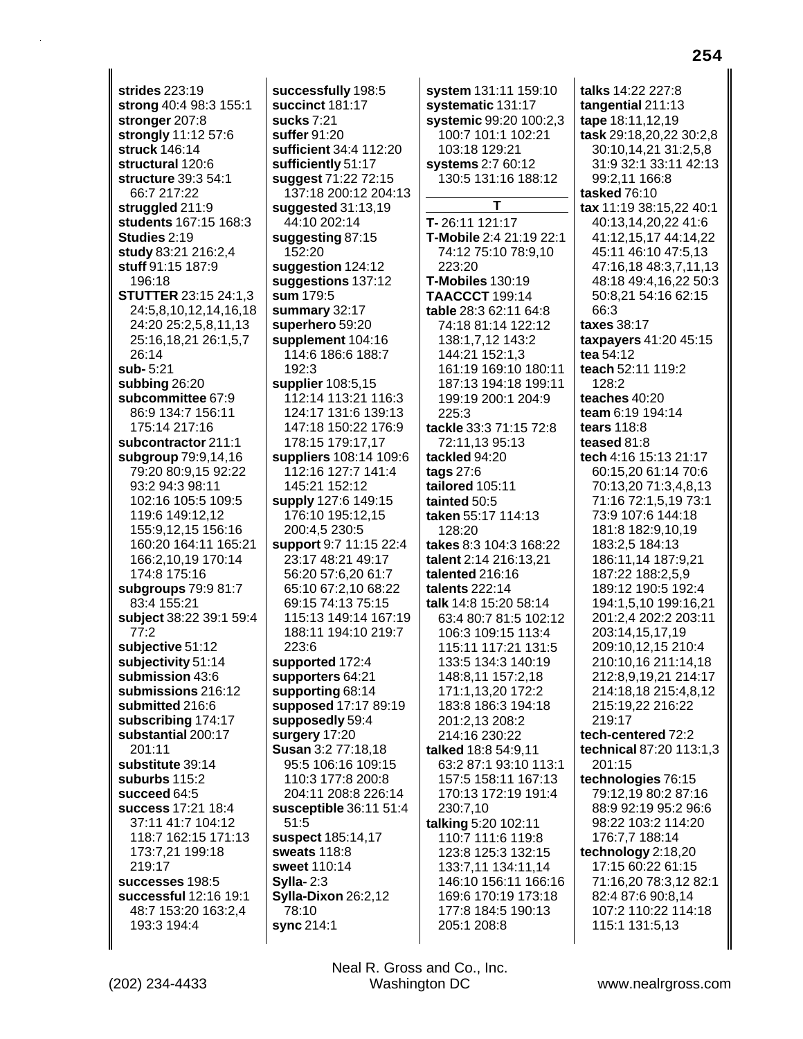**strides** 223:19
**strong** 40:4 98:3 155:1
**stronger** 207:8
**strongly** 11:12 57:6
**struck** 146:14
**structural** 120:6
**structure** 39:3 54:1 66:7 217:22
**struggled** 211:9
**students** 167:15 168:3
**Studies** 2:19
**study** 83:21 216:2,4
**stuff** 91:15 187:9 196:18
**STUTTER** 23:15 24:1,3 24:5,8,10,12,14,16,18 24:20 25:2,5,8,11,13 25:16,18,21 26:1,5,7 26:14
**sub-** 5:21
**subbing** 26:20
**subcommittee** 67:9 86:9 134:7 156:11 175:14 217:16
**subcontractor** 211:1
**subgroup** 79:9,14,16 79:20 80:9,15 92:22 93:2 94:3 98:11 102:16 105:5 109:5 119:6 149:12,12 155:9,12,15 156:16 160:20 164:11 165:21 166:2,10,19 170:14 174:8 175:16
**subgroups** 79:9 81:7 83:4 155:21
**subject** 38:22 39:1 59:4 77:2
**subjective** 51:12
**subjectivity** 51:14
**submission** 43:6
**submissions** 216:12
**submitted** 216:6
**subscribing** 174:17
**substantial** 200:17 201:11
**substitute** 39:14
**suburbs** 115:2
**succeed** 64:5
**success** 17:21 18:4 37:11 41:7 104:12 118:7 162:15 171:13 173:7,21 199:18 219:17
**successes** 198:5
**successful** 12:16 19:1 48:7 153:20 163:2,4 193:3 194:4
**successfully** 198:5
**succinct** 181:17
**sucks** 7:21
**suffer** 91:20
**sufficient** 34:4 112:20
**sufficiently** 51:17
**suggest** 71:22 72:15 137:18 200:12 204:13
**suggested** 31:13,19 44:10 202:14
**suggesting** 87:15 152:20
**suggestion** 124:12
**suggestions** 137:12
**sum** 179:5
**summary** 32:17
**superhero** 59:20
**supplement** 104:16 114:6 186:6 188:7 192:3
**supplier** 108:5,15 112:14 113:21 116:3 124:17 131:6 139:13 147:18 150:22 176:9 178:15 179:17,17
**suppliers** 108:14 109:6 112:16 127:7 141:4 145:21 152:12
**supply** 127:6 149:15 176:10 195:12,15 200:4,5 230:5
**support** 9:7 11:15 22:4 23:17 48:21 49:17 56:20 57:6,20 61:7 65:10 67:2,10 68:22 69:15 74:13 75:15 115:13 149:14 167:19 188:11 194:10 219:7 223:6
**supported** 172:4
**supporters** 64:21
**supporting** 68:14
**supposed** 17:17 89:19
**supposedly** 59:4
**surgery** 17:20
**Susan** 3:2 77:18,18 95:5 106:16 109:15 110:3 177:8 200:8 204:11 208:8 226:14
**susceptible** 36:11 51:4 51:5
**suspect** 185:14,17
**sweats** 118:8
**sweet** 110:14
**Sylla-** 2:3
**Sylla-Dixon** 26:2,12 78:10
**sync** 214:1
**system** 131:11 159:10
**systematic** 131:17
**systemic** 99:20 100:2,3 100:7 101:1 102:21 103:18 129:21
**systems** 2:7 60:12 130:5 131:16 188:12

## T

**T-** 26:11 121:17
**T-Mobile** 2:4 21:19 22:1 74:12 75:10 78:9,10 223:20
**T-Mobiles** 130:19
**TAACCCT** 199:14
**table** 28:3 62:11 64:8 74:18 81:14 122:12 138:1,7,12 143:2 144:21 152:1,3 161:19 169:10 180:11 187:13 194:18 199:11 199:19 200:1 204:9 225:3
**tackle** 33:3 71:15 72:8 72:11,13 95:13
**tackled** 94:20
**tags** 27:6
**tailored** 105:11
**tainted** 50:5
**taken** 55:17 114:13 128:20
**takes** 8:3 104:3 168:22
**talent** 2:14 216:13,21
**talented** 216:16
**talents** 222:14
**talk** 14:8 15:20 58:14 63:4 80:7 81:5 102:12 106:3 109:15 113:4 115:11 117:21 131:5 133:5 134:3 140:19 148:8,11 157:2,18 171:1,13,20 172:2 183:8 186:3 194:18 201:2,13 208:2 214:16 230:22
**talked** 18:8 54:9,11 63:2 87:1 93:10 113:1 157:5 158:11 167:13 170:13 172:19 191:4 230:7,10
**talking** 5:20 102:11 110:7 111:6 119:8 123:8 125:3 132:15 133:7,11 134:11,14 146:10 156:11 166:16 169:6 170:19 173:18 177:8 184:5 190:13 205:1 208:8
**talks** 14:22 227:8
**tangential** 211:13
**tape** 18:11,12,19
**task** 29:18,20,22 30:2,8 30:10,14,21 31:2,5,8 31:9 32:1 33:11 42:13 99:2,11 166:8
**tasked** 76:10
**tax** 11:19 38:15,22 40:1 40:13,14,20,22 41:6 41:12,15,17 44:14,22 45:11 46:10 47:5,13 47:16,18 48:3,7,11,13 48:18 49:4,16,22 50:3 50:8,21 54:16 62:15 66:3
**taxes** 38:17
**taxpayers** 41:20 45:15
**tea** 54:12
**teach** 52:11 119:2 128:2
**teaches** 40:20
**team** 6:19 194:14
**tears** 118:8
**teased** 81:8
**tech** 4:16 15:13 21:17 60:15,20 61:14 70:6 70:13,20 71:3,4,8,13 71:16 72:1,5,19 73:1 73:9 107:6 144:18 181:8 182:9,10,19 183:2,5 184:13 186:11,14 187:9,21 187:22 188:2,5,9 189:12 190:5 192:4 194:1,5,10 199:16,21 201:2,4 202:2 203:11 203:14,15,17,19 209:10,12,15 210:4 210:10,16 211:14,18 212:8,9,19,21 214:17 214:18,18 215:4,8,12 215:19,22 216:22 219:17
**tech-centered** 72:2
**technical** 87:20 113:1,3 201:15
**technologies** 76:15 79:12,19 80:2 87:16 88:9 92:19 95:2 96:6 98:22 103:2 114:20 176:7,7 188:14
**technology** 2:18,20 17:15 60:22 61:15 71:16,20 78:3,12 82:1 82:4 87:6 90:8,14 107:2 110:22 114:18 115:1 131:5,13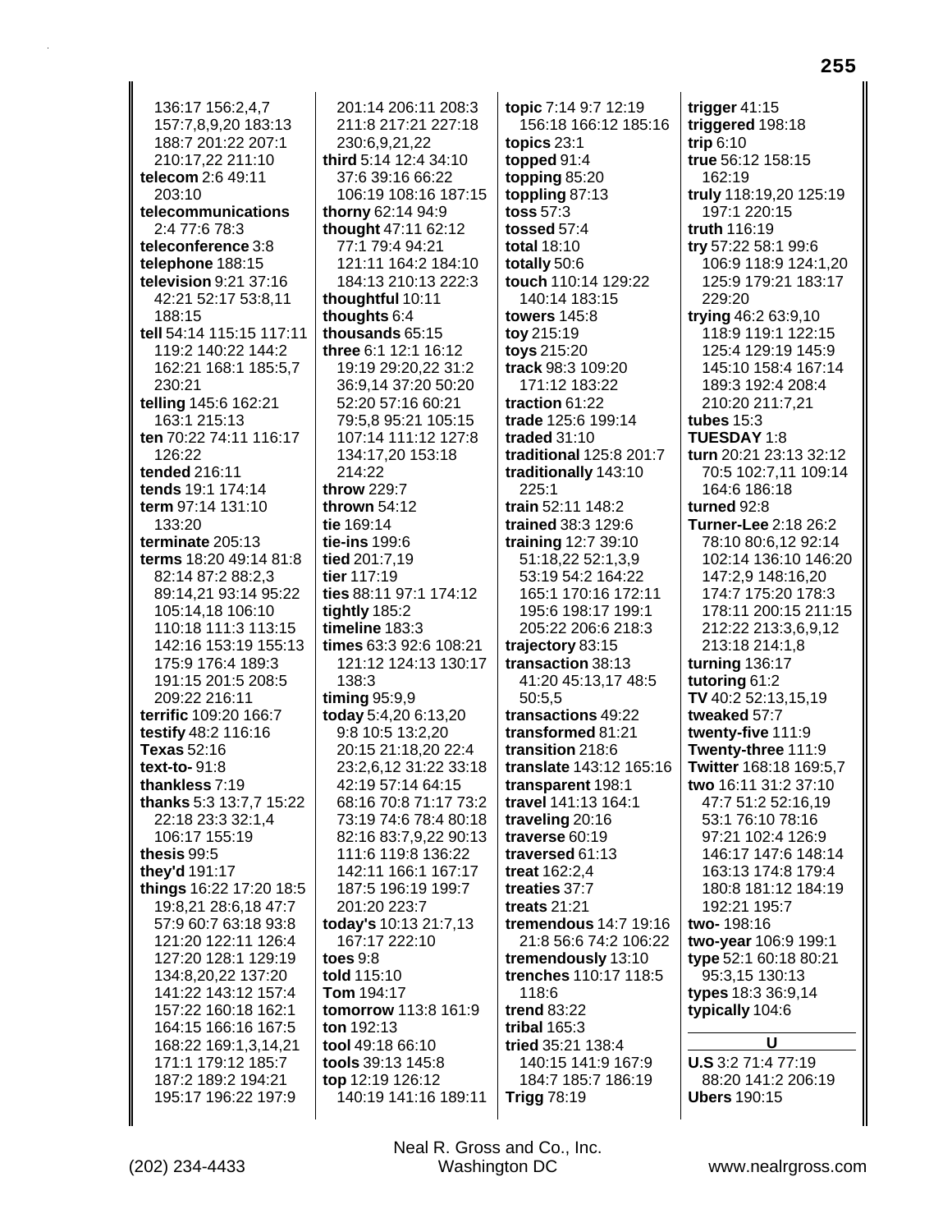136:17 156:2,4,7 157:7,8,9,20 183:13 188:7 201:22 207:1 210:17,22 211:10
**telecom** 2:6 49:11 203:10
**telecommunications** 2:4 77:6 78:3
**teleconference** 3:8
**telephone** 188:15
**television** 9:21 37:16 42:21 52:17 53:8,11 188:15
**tell** 54:14 115:15 117:11 119:2 140:22 144:2 162:21 168:1 185:5,7 230:21
**telling** 145:6 162:21 163:1 215:13
**ten** 70:22 74:11 116:17 126:22
**tended** 216:11
**tends** 19:1 174:14
**term** 97:14 131:10 133:20
**terminate** 205:13
**terms** 18:20 49:14 81:8 82:14 87:2 88:2,3 89:14,21 93:14 95:22 105:14,18 106:10 110:18 111:3 113:15 142:16 153:19 155:13 175:9 176:4 189:3 191:15 201:5 208:5 209:22 216:11
**terrific** 109:20 166:7
**testify** 48:2 116:16
**Texas** 52:16
**text-to-** 91:8
**thankless** 7:19
**thanks** 5:3 13:7,7 15:22 22:18 23:3 32:1,4 106:17 155:19
**thesis** 99:5
**they'd** 191:17
**things** 16:22 17:20 18:5 19:8,21 28:6,18 47:7 57:9 60:7 63:18 93:8 121:20 122:11 126:4 127:20 128:1 129:19 134:8,20,22 137:20 141:22 143:12 157:4 157:22 160:18 162:1 164:15 166:16 167:5 168:22 169:1,3,14,21 171:1 179:12 185:7 187:2 189:2 194:21 195:17 196:22 197:9 201:14 206:11 208:3 211:8 217:21 227:18 230:6,9,21,22
**third** 5:14 12:4 34:10 37:6 39:16 66:22 106:19 108:16 187:15
**thorny** 62:14 94:9
**thought** 47:11 62:12 77:1 79:4 94:21 121:11 164:2 184:10 184:13 210:13 222:3
**thoughtful** 10:11
**thoughts** 6:4
**thousands** 65:15
**three** 6:1 12:1 16:12 19:19 29:20,22 31:2 36:9,14 37:20 50:20 52:20 57:16 60:21 79:5,8 95:21 105:15 107:14 111:12 127:8 134:17,20 153:18 214:22
**throw** 229:7
**thrown** 54:12
**tie** 169:14
**tie-ins** 199:6
**tied** 201:7,19
**tier** 117:19
**ties** 88:11 97:1 174:12
**tightly** 185:2
**timeline** 183:3
**times** 63:3 92:6 108:21 121:12 124:13 130:17 138:3
**timing** 95:9,9
**today** 5:4,20 6:13,20 9:8 10:5 13:2,20 20:15 21:18,20 22:4 23:2,6,12 31:22 33:18 42:19 57:14 64:15 68:16 70:8 71:17 73:2 73:19 74:6 78:4 80:18 82:16 83:7,9,22 90:13 111:6 119:8 136:22 142:11 166:1 167:17 187:5 196:19 199:7 201:20 223:7
**today's** 10:13 21:7,13 167:17 222:10
**toes** 9:8
**told** 115:10
**Tom** 194:17
**tomorrow** 113:8 161:9
**ton** 192:13
**tool** 49:18 66:10
**tools** 39:13 145:8
**top** 12:19 126:12 140:19 141:16 189:11
**topic** 7:14 9:7 12:19 156:18 166:12 185:16
**topics** 23:1
**topped** 91:4
**topping** 85:20
**toppling** 87:13
**toss** 57:3
**tossed** 57:4
**total** 18:10
**totally** 50:6
**touch** 110:14 129:22 140:14 183:15
**towers** 145:8
**toy** 215:19
**toys** 215:20
**track** 98:3 109:20 171:12 183:22
**traction** 61:22
**trade** 125:6 199:14
**traded** 31:10
**traditional** 125:8 201:7
**traditionally** 143:10 225:1
**train** 52:11 148:2
**trained** 38:3 129:6
**training** 12:7 39:10 51:18,22 52:1,3,9 53:19 54:2 164:22 165:1 170:16 172:11 195:6 198:17 199:1 205:22 206:6 218:3
**trajectory** 83:15
**transaction** 38:13 41:20 45:13,17 48:5 50:5,5
**transactions** 49:22
**transformed** 81:21
**transition** 218:6
**translate** 143:12 165:16
**transparent** 198:1
**travel** 141:13 164:1
**traveling** 20:16
**traverse** 60:19
**traversed** 61:13
**treat** 162:2,4
**treaties** 37:7
**treats** 21:21
**tremendous** 14:7 19:16 21:8 56:6 74:2 106:22
**tremendously** 13:10
**trenches** 110:17 118:5 118:6
**trend** 83:22
**tribal** 165:3
**tried** 35:21 138:4 140:15 141:9 167:9 184:7 185:7 186:19
**Trigg** 78:19
**trigger** 41:15
**triggered** 198:18
**trip** 6:10
**true** 56:12 158:15 162:19
**truly** 118:19,20 125:19 197:1 220:15
**truth** 116:19
**try** 57:22 58:1 99:6 106:9 118:9 124:1,20 125:9 179:21 183:17 229:20
**trying** 46:2 63:9,10 118:9 119:1 122:15 125:4 129:19 145:9 145:10 158:4 167:14 189:3 192:4 208:4 210:20 211:7,21
**tubes** 15:3
**TUESDAY** 1:8
**turn** 20:21 23:13 32:12 70:5 102:7,11 109:14 164:6 186:18
**turned** 92:8
**Turner-Lee** 2:18 26:2 78:10 80:6,12 92:14 102:14 136:10 146:20 147:2,9 148:16,20 174:7 175:20 178:3 178:11 200:15 211:15 212:22 213:3,6,9,12 213:18 214:1,8
**turning** 136:17
**tutoring** 61:2
**TV** 40:2 52:13,15,19
**tweaked** 57:7
**twenty-five** 111:9
**Twenty-three** 111:9
**Twitter** 168:18 169:5,7
**two** 16:11 31:2 37:10 47:7 51:2 52:16,19 53:1 76:10 78:16 97:21 102:4 126:9 146:17 147:6 148:14 163:13 174:8 179:4 180:8 181:12 184:19 192:21 195:7
**two-** 198:16
**two-year** 106:9 199:1
**type** 52:1 60:18 80:21 95:3,15 130:13
**types** 18:3 36:9,14
**typically** 104:6

## U

**U.S** 3:2 71:4 77:19 88:20 141:2 206:19
**Ubers** 190:15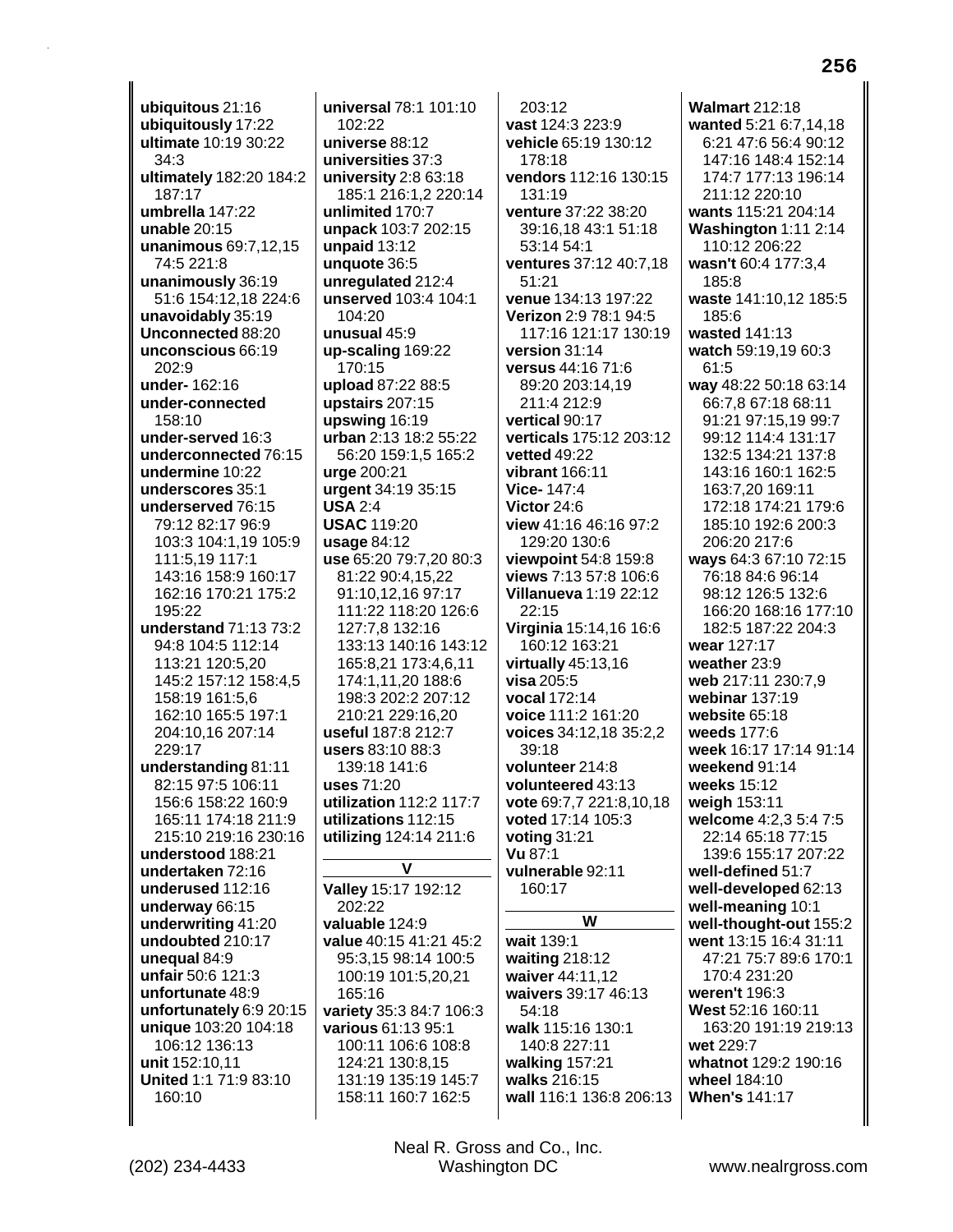**ubiquitous** 21:16
**ubiquitously** 17:22
**ultimate** 10:19 30:22 34:3
**ultimately** 182:20 184:2 187:17
**umbrella** 147:22
**unable** 20:15
**unanimous** 69:7,12,15 74:5 221:8
**unanimously** 36:19 51:6 154:12,18 224:6
**unavoidably** 35:19
**Unconnected** 88:20
**unconscious** 66:19 202:9
**under-** 162:16
**under-connected** 158:10
**under-served** 16:3
**underconnected** 76:15
**undermine** 10:22
**underscores** 35:1
**underserved** 76:15 79:12 82:17 96:9 103:3 104:1,19 105:9 111:5,19 117:1 143:16 158:9 160:17 162:16 170:21 175:2 195:22
**understand** 71:13 73:2 94:8 104:5 112:14 113:21 120:5,20 145:2 157:12 158:4,5 158:19 161:5,6 162:10 165:5 197:1 204:10,16 207:14 229:17
**understanding** 81:11 82:15 97:5 106:11 156:6 158:22 160:9 165:11 174:18 211:9 215:10 219:16 230:16
**understood** 188:21
**undertaken** 72:16
**underused** 112:16
**underway** 66:15
**underwriting** 41:20
**undoubted** 210:17
**unequal** 84:9
**unfair** 50:6 121:3
**unfortunate** 48:9
**unfortunately** 6:9 20:15
**unique** 103:20 104:18 106:12 136:13
**unit** 152:10,11
**United** 1:1 71:9 83:10 160:10
**universal** 78:1 101:10 102:22
**universe** 88:12
**universities** 37:3
**university** 2:8 63:18 185:1 216:1,2 220:14
**unlimited** 170:7
**unpack** 103:7 202:15
**unpaid** 13:12
**unquote** 36:5
**unregulated** 212:4
**unserved** 103:4 104:1 104:20
**unusual** 45:9
**up-scaling** 169:22 170:15
**upload** 87:22 88:5
**upstairs** 207:15
**upswing** 16:19
**urban** 2:13 18:2 55:22 56:20 159:1,5 165:2
**urge** 200:21
**urgent** 34:19 35:15
**USA** 2:4
**USAC** 119:20
**usage** 84:12
**use** 65:20 79:7,20 80:3 81:22 90:4,15,22 91:10,12,16 97:17 111:22 118:20 126:6 127:7,8 132:16 133:13 140:16 143:12 165:8,21 173:4,6,11 174:1,11,20 188:6 198:3 202:2 207:12 210:21 229:16,20
**useful** 187:8 212:7
**users** 83:10 88:3 139:18 141:6
**uses** 71:20
**utilization** 112:2 117:7
**utilizations** 112:15
**utilizing** 124:14 211:6

**V**

**Valley** 15:17 192:12 202:22
**valuable** 124:9
**value** 40:15 41:21 45:2 95:3,15 98:14 100:5 100:19 101:5,20,21 165:16
**variety** 35:3 84:7 106:3
**various** 61:13 95:1 100:11 106:6 108:8 124:21 130:8,15 131:19 135:19 145:7 158:11 160:7 162:5 203:12
**vast** 124:3 223:9
**vehicle** 65:19 130:12 178:18
**vendors** 112:16 130:15 131:19
**venture** 37:22 38:20 39:16,18 43:1 51:18 53:14 54:1
**ventures** 37:12 40:7,18 51:21
**venue** 134:13 197:22
**Verizon** 2:9 78:1 94:5 117:16 121:17 130:19
**version** 31:14
**versus** 44:16 71:6 89:20 203:14,19 211:4 212:9
**vertical** 90:17
**verticals** 175:12 203:12
**vetted** 49:22
**vibrant** 166:11
**Vice-** 147:4
**Victor** 24:6
**view** 41:16 46:16 97:2 129:20 130:6
**viewpoint** 54:8 159:8
**views** 7:13 57:8 106:6
**Villanueva** 1:19 22:12 22:15
**Virginia** 15:14,16 16:6 160:12 163:21
**virtually** 45:13,16
**visa** 205:5
**vocal** 172:14
**voice** 111:2 161:20
**voices** 34:12,18 35:2,2 39:18
**volunteer** 214:8
**volunteered** 43:13
**vote** 69:7,7 221:8,10,18
**voted** 17:14 105:3
**voting** 31:21
**Vu** 87:1
**vulnerable** 92:11 160:17

**W**

**wait** 139:1
**waiting** 218:12
**waiver** 44:11,12
**waivers** 39:17 46:13 54:18
**walk** 115:16 130:1 140:8 227:11
**walking** 157:21
**walks** 216:15
**wall** 116:1 136:8 206:13
**Walmart** 212:18
**wanted** 5:21 6:7,14,18 6:21 47:6 56:4 90:12 147:16 148:4 152:14 174:7 177:13 196:14 211:12 220:10
**wants** 115:21 204:14
**Washington** 1:11 2:14 110:12 206:22
**wasn't** 60:4 177:3,4 185:8
**waste** 141:10,12 185:5 185:6
**wasted** 141:13
**watch** 59:19,19 60:3 61:5
**way** 48:22 50:18 63:14 66:7,8 67:18 68:11 91:21 97:15,19 99:7 99:12 114:4 131:17 132:5 134:21 137:8 143:16 160:1 162:5 163:7,20 169:11 172:18 174:21 179:6 185:10 192:6 200:3 206:20 217:6
**ways** 64:3 67:10 72:15 76:18 84:6 96:14 98:12 126:5 132:6 166:20 168:16 177:10 182:5 187:22 204:3
**wear** 127:17
**weather** 23:9
**web** 217:11 230:7,9
**webinar** 137:19
**website** 65:18
**weeds** 177:6
**week** 16:17 17:14 91:14
**weekend** 91:14
**weeks** 15:12
**weigh** 153:11
**welcome** 4:2,3 5:4 7:5 22:14 65:18 77:15 139:6 155:17 207:22
**well-defined** 51:7
**well-developed** 62:13
**well-meaning** 10:1
**well-thought-out** 155:2
**went** 13:15 16:4 31:11 47:21 75:7 89:6 170:1 170:4 231:20
**weren't** 196:3
**West** 52:16 160:11 163:20 191:19 219:13
**wet** 229:7
**whatnot** 129:2 190:16
**wheel** 184:10
**When's** 141:17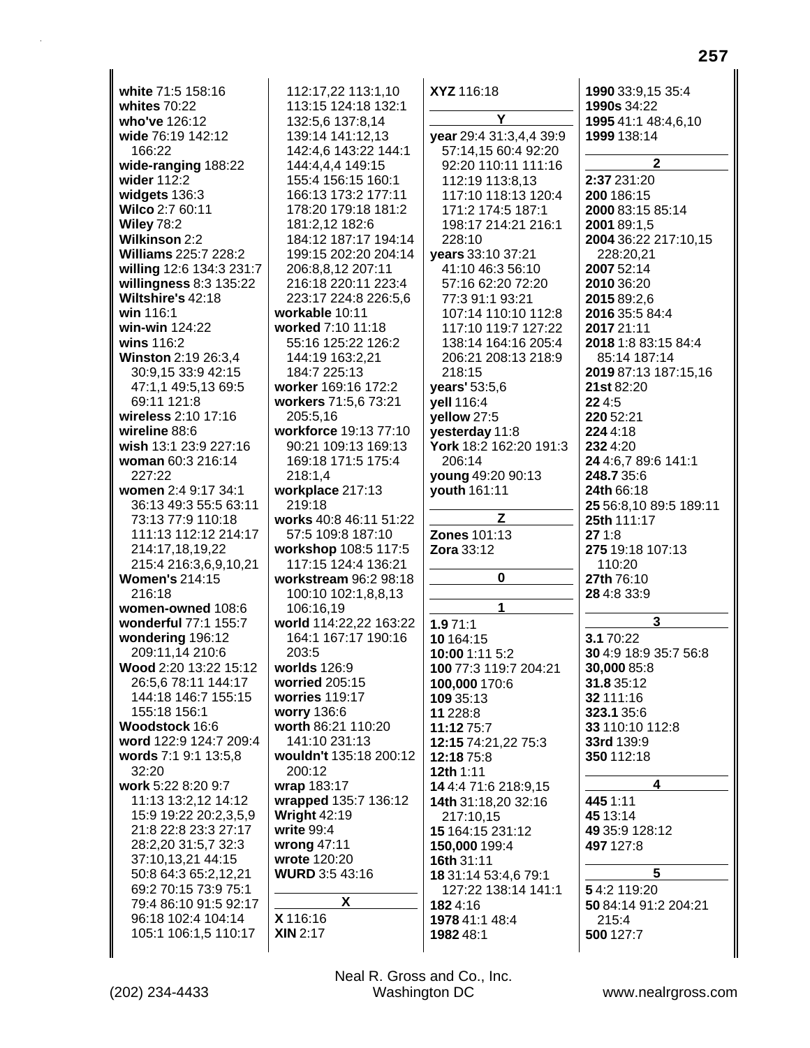**white** 71:5 158:16
**whites** 70:22
**who've** 126:12
**wide** 76:19 142:12 166:22
**wide-ranging** 188:22
**wider** 112:2
**widgets** 136:3
**Wilco** 2:7 60:11
**Wiley** 78:2
**Wilkinson** 2:2
**Williams** 225:7 228:2
**willing** 12:6 134:3 231:7
**willingness** 8:3 135:22
**Wiltshire's** 42:18
**win** 116:1
**win-win** 124:22
**wins** 116:2
**Winston** 2:19 26:3,4 30:9,15 33:9 42:15 47:1,1 49:5,13 69:5 69:11 121:8
**wireless** 2:10 17:16
**wireline** 88:6
**wish** 13:1 23:9 227:16
**woman** 60:3 216:14 227:22
**women** 2:4 9:17 34:1 36:13 49:3 55:5 63:11 73:13 77:9 110:18 111:13 112:12 214:17 214:17,18,19,22 215:4 216:3,6,9,10,21
**Women's** 214:15 216:18
**women-owned** 108:6
**wonderful** 77:1 155:7
**wondering** 196:12 209:11,14 210:6
**Wood** 2:20 13:22 15:12 26:5,6 78:11 144:17 144:18 146:7 155:15 155:18 156:1
**Woodstock** 16:6
**word** 122:9 124:7 209:4
**words** 7:1 9:1 13:5,8 32:20
**work** 5:22 8:20 9:7 11:13 13:2,12 14:12 15:9 19:22 20:2,3,5,9 21:8 22:8 23:3 27:17 28:2,20 31:5,7 32:3 37:10,13,21 44:15 50:8 64:3 65:2,12,21 69:2 70:15 73:9 75:1 79:4 86:10 91:5 92:17 96:18 102:4 104:14 105:1 106:1,5 110:17 112:17,22 113:1,10 113:15 124:18 132:1 132:5,6 137:8,14 139:14 141:12,13 142:4,6 143:22 144:1 144:4,4,4 149:15 155:4 156:15 160:1 166:13 173:2 177:11 178:20 179:18 181:2 181:2,12 182:6 184:12 187:17 194:14 199:15 202:20 204:14 206:8,8,12 207:11 216:18 220:11 223:4 223:17 224:8 226:5,6
**workable** 10:11
**worked** 7:10 11:18 55:16 125:22 126:2 144:19 163:2,21 184:7 225:13
**worker** 169:16 172:2
**workers** 71:5,6 73:21 205:5,16
**workforce** 19:13 77:10 90:21 109:13 169:13 169:18 171:5 175:4 218:1,4
**workplace** 217:13 219:18
**works** 40:8 46:11 51:22 57:5 109:8 187:10
**workshop** 108:5 117:5 117:15 124:4 136:21
**workstream** 96:2 98:18 100:10 102:1,8,8,13 106:16,19
**world** 114:22,22 163:22 164:1 167:17 190:16 203:5
**worlds** 126:9
**worried** 205:15
**worries** 119:17
**worry** 136:6
**worth** 86:21 110:20 141:10 231:13
**wouldn't** 135:18 200:12 200:12
**wrap** 183:17
**wrapped** 135:7 136:12
**Wright** 42:19
**write** 99:4
**wrong** 47:11
**wrote** 120:20
**WURD** 3:5 43:16

**X**

**X** 116:16
**XIN** 2:17
**XYZ** 116:18

**Y**

**year** 29:4 31:3,4,4 39:9 57:14,15 60:4 92:20 92:20 110:11 111:16 112:19 113:8,13 117:10 118:13 120:4 171:2 174:5 187:1 198:17 214:21 216:1 228:10
**years** 33:10 37:21 41:10 46:3 56:10 57:16 62:20 72:20 77:3 91:1 93:21 107:14 110:10 112:8 117:10 119:7 127:22 138:14 164:16 205:4 206:21 208:13 218:9 218:15
**years'** 53:5,6
**yell** 116:4
**yellow** 27:5
**yesterday** 11:8
**York** 18:2 162:20 191:3 206:14
**young** 49:20 90:13
**youth** 161:11

**Z**

**Zones** 101:13
**Zora** 33:12

**0**

**1**

**1.9** 71:1
**10** 164:15
**10:00** 1:11 5:2
**100** 77:3 119:7 204:21
**100,000** 170:6
**109** 35:13
**11** 228:8
**11:12** 75:7
**12:15** 74:21,22 75:3
**12:18** 75:8
**12th** 1:11
**14** 4:4 71:6 218:9,15
**14th** 31:18,20 32:16 217:10,15
**15** 164:15 231:12
**150,000** 199:4
**16th** 31:11
**18** 31:14 53:4,6 79:1 127:22 138:14 141:1
**182** 4:16
**1978** 41:1 48:4
**1982** 48:1
**1990** 33:9,15 35:4
**1990s** 34:22
**1995** 41:1 48:4,6,10
**1999** 138:14

**2**

**2:37** 231:20
**200** 186:15
**2000** 83:15 85:14
**2001** 89:1,5
**2004** 36:22 217:10,15 228:20,21
**2007** 52:14
**2010** 36:20
**2015** 89:2,6
**2016** 35:5 84:4
**2017** 21:11
**2018** 1:8 83:15 84:4 85:14 187:14
**2019** 87:13 187:15,16
**21st** 82:20
**22** 4:5
**220** 52:21
**224** 4:18
**232** 4:20
**24** 4:6,7 89:6 141:1
**248.7** 35:6
**24th** 66:18
**25** 56:8,10 89:5 189:11
**25th** 111:17
**27** 1:8
**275** 19:18 107:13 110:20
**27th** 76:10
**28** 4:8 33:9

**3**

**3.1** 70:22
**30** 4:9 18:9 35:7 56:8
**30,000** 85:8
**31.8** 35:12
**32** 111:16
**323.1** 35:6
**33** 110:10 112:8
**33rd** 139:9
**350** 112:18

**4**

**445** 1:11
**45** 13:14
**49** 35:9 128:12
**497** 127:8

**5**

**5** 4:2 119:20
**50** 84:14 91:2 204:21 215:4
**500** 127:7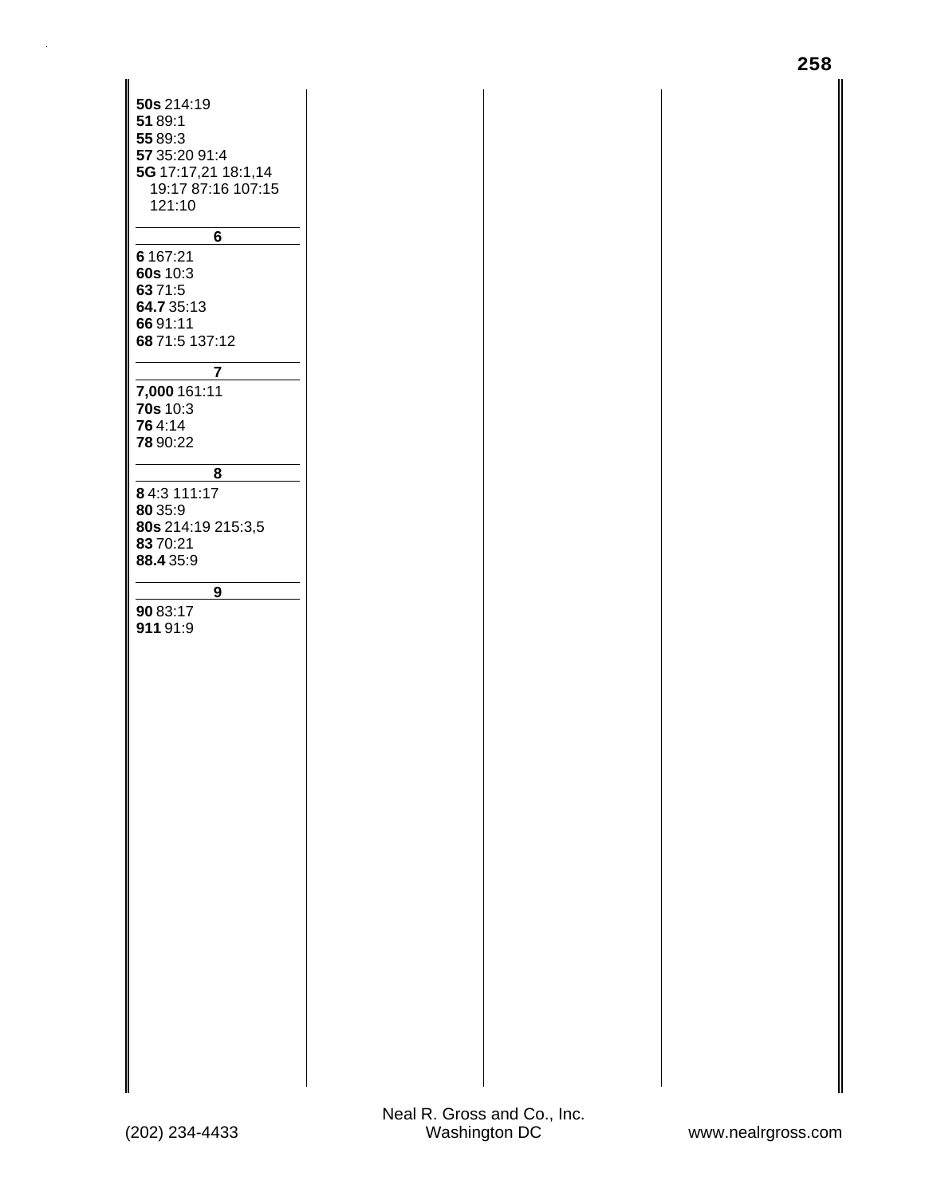**50s** 214:19
**51** 89:1
**55** 89:3
**57** 35:20 91:4
**5G** 17:17,21 18:1,14 19:17 87:16 107:15 121:10

### 6

**6** 167:21
**60s** 10:3
**63** 71:5
**64.7** 35:13
**66** 91:11
**68** 71:5 137:12

### 7

**7,000** 161:11
**70s** 10:3
**76** 4:14
**78** 90:22

### 8

**8** 4:3 111:17
**80** 35:9
**80s** 214:19 215:3,5
**83** 70:21
**88.4** 35:9

### 9

**90** 83:17
**911** 91:9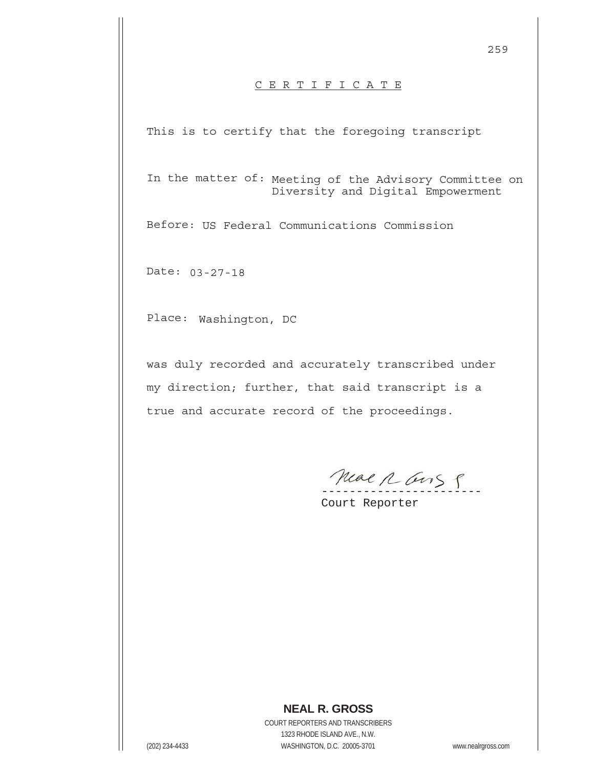# C E R T I F I C A T E

This is to certify that the foregoing transcript

In the matter of: Meeting of the Advisory Committee on Diversity and Digital Empowerment

Before: US Federal Communications Commission

Date: 03-27-18

Place: Washington, DC

was duly recorded and accurately transcribed under my direction; further, that said transcript is a true and accurate record of the proceedings.

Neal R Gross

-----------------------

Court Reporter

**NEAL R. GROSS**

COURT REPORTERS AND TRANSCRIBERS

1323 RHODE ISLAND AVE., N.W.

(202) 234-4433 WASHINGTON, D.C. 20005-3701 www.nealrgross.com